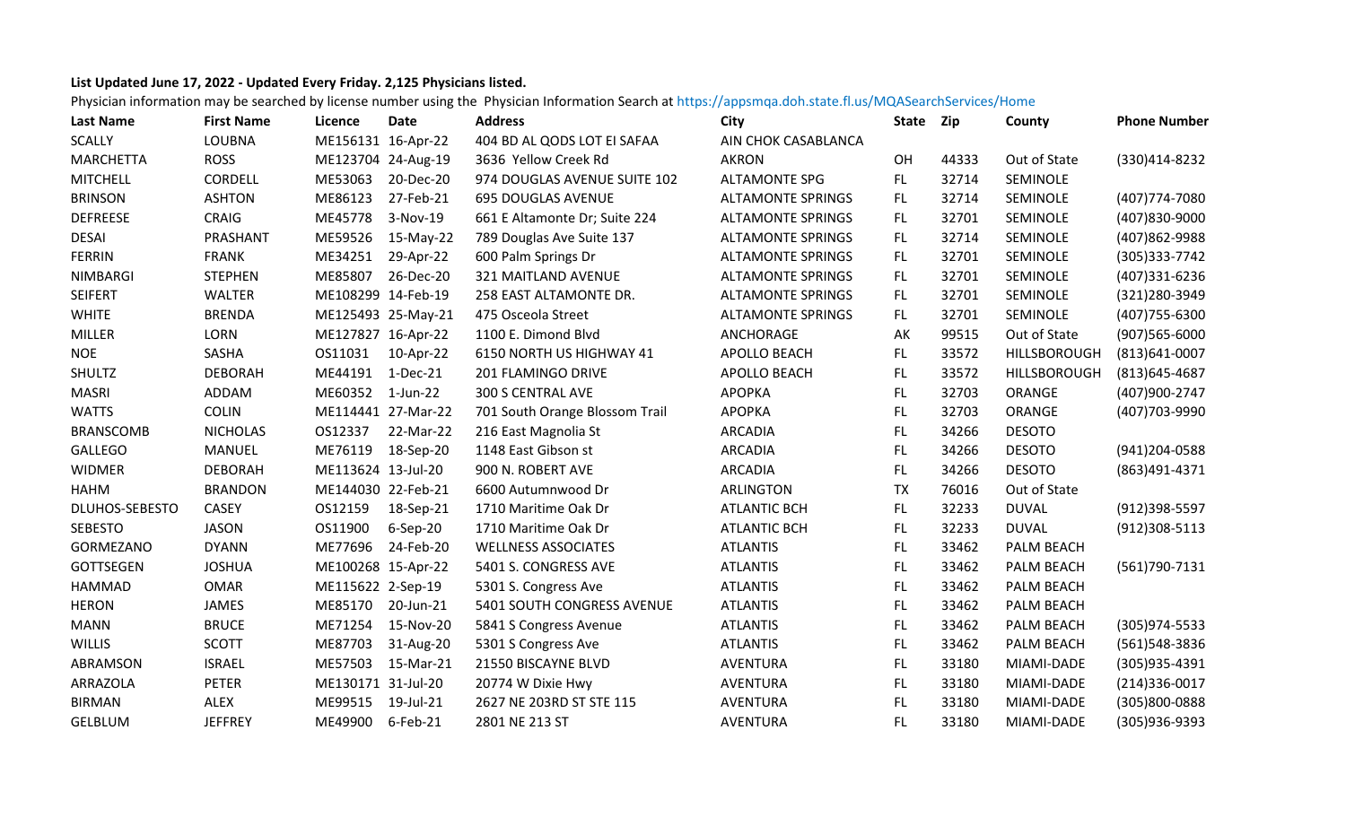**List Updated June 17, 2022 - Updated Every Friday. 2,125 Physicians listed.**

Physician information may be searched by license number using the Physician Information Search at https://appsmqa.doh.state.fl.us/MQASearchServices/Home

| Last Name | First Name | Licence | Date | Address | City | State | Zip | County | Phone Number |
|---|---|---|---|---|---|---|---|---|---|
| SCALLY | LOUBNA | ME156131 | 16-Apr-22 | 404 BD AL QODS LOT EI SAFAA | AIN CHOK CASABLANCA | | | | |
| MARCHETTA | ROSS | ME123704 | 24-Aug-19 | 3636 Yellow Creek Rd | AKRON | OH | 44333 | Out of State | (330)414-8232 |
| MITCHELL | CORDELL | ME53063 | 20-Dec-20 | 974 DOUGLAS AVENUE SUITE 102 | ALTAMONTE SPG | FL | 32714 | SEMINOLE | |
| BRINSON | ASHTON | ME86123 | 27-Feb-21 | 695 DOUGLAS AVENUE | ALTAMONTE SPRINGS | FL | 32714 | SEMINOLE | (407)774-7080 |
| DEFREESE | CRAIG | ME45778 | 3-Nov-19 | 661 E Altamonte Dr; Suite 224 | ALTAMONTE SPRINGS | FL | 32701 | SEMINOLE | (407)830-9000 |
| DESAI | PRASHANT | ME59526 | 15-May-22 | 789 Douglas Ave Suite 137 | ALTAMONTE SPRINGS | FL | 32714 | SEMINOLE | (407)862-9988 |
| FERRIN | FRANK | ME34251 | 29-Apr-22 | 600 Palm Springs Dr | ALTAMONTE SPRINGS | FL | 32701 | SEMINOLE | (305)333-7742 |
| NIMBARGI | STEPHEN | ME85807 | 26-Dec-20 | 321 MAITLAND AVENUE | ALTAMONTE SPRINGS | FL | 32701 | SEMINOLE | (407)331-6236 |
| SEIFERT | WALTER | ME108299 | 14-Feb-19 | 258 EAST ALTAMONTE DR. | ALTAMONTE SPRINGS | FL | 32701 | SEMINOLE | (321)280-3949 |
| WHITE | BRENDA | ME125493 | 25-May-21 | 475 Osceola Street | ALTAMONTE SPRINGS | FL | 32701 | SEMINOLE | (407)755-6300 |
| MILLER | LORN | ME127827 | 16-Apr-22 | 1100 E. Dimond Blvd | ANCHORAGE | AK | 99515 | Out of State | (907)565-6000 |
| NOE | SASHA | OS11031 | 10-Apr-22 | 6150 NORTH US HIGHWAY 41 | APOLLO BEACH | FL | 33572 | HILLSBOROUGH | (813)641-0007 |
| SHULTZ | DEBORAH | ME44191 | 1-Dec-21 | 201 FLAMINGO DRIVE | APOLLO BEACH | FL | 33572 | HILLSBOROUGH | (813)645-4687 |
| MASRI | ADDAM | ME60352 | 1-Jun-22 | 300 S CENTRAL AVE | APOPKA | FL | 32703 | ORANGE | (407)900-2747 |
| WATTS | COLIN | ME114441 | 27-Mar-22 | 701 South Orange Blossom Trail | APOPKA | FL | 32703 | ORANGE | (407)703-9990 |
| BRANSCOMB | NICHOLAS | OS12337 | 22-Mar-22 | 216 East Magnolia St | ARCADIA | FL | 34266 | DESOTO | |
| GALLEGO | MANUEL | ME76119 | 18-Sep-20 | 1148 East Gibson st | ARCADIA | FL | 34266 | DESOTO | (941)204-0588 |
| WIDMER | DEBORAH | ME113624 | 13-Jul-20 | 900 N. ROBERT AVE | ARCADIA | FL | 34266 | DESOTO | (863)491-4371 |
| HAHM | BRANDON | ME144030 | 22-Feb-21 | 6600 Autumnwood Dr | ARLINGTON | TX | 76016 | Out of State | |
| DLUHOS-SEBESTO | CASEY | OS12159 | 18-Sep-21 | 1710 Maritime Oak Dr | ATLANTIC BCH | FL | 32233 | DUVAL | (912)398-5597 |
| SEBESTO | JASON | OS11900 | 6-Sep-20 | 1710 Maritime Oak Dr | ATLANTIC BCH | FL | 32233 | DUVAL | (912)308-5113 |
| GORMEZANO | DYANN | ME77696 | 24-Feb-20 | WELLNESS ASSOCIATES | ATLANTIS | FL | 33462 | PALM BEACH | |
| GOTTSEGEN | JOSHUA | ME100268 | 15-Apr-22 | 5401 S. CONGRESS AVE | ATLANTIS | FL | 33462 | PALM BEACH | (561)790-7131 |
| HAMMAD | OMAR | ME115622 | 2-Sep-19 | 5301 S. Congress Ave | ATLANTIS | FL | 33462 | PALM BEACH | |
| HERON | JAMES | ME85170 | 20-Jun-21 | 5401 SOUTH CONGRESS AVENUE | ATLANTIS | FL | 33462 | PALM BEACH | |
| MANN | BRUCE | ME71254 | 15-Nov-20 | 5841 S Congress Avenue | ATLANTIS | FL | 33462 | PALM BEACH | (305)974-5533 |
| WILLIS | SCOTT | ME87703 | 31-Aug-20 | 5301 S Congress Ave | ATLANTIS | FL | 33462 | PALM BEACH | (561)548-3836 |
| ABRAMSON | ISRAEL | ME57503 | 15-Mar-21 | 21550 BISCAYNE BLVD | AVENTURA | FL | 33180 | MIAMI-DADE | (305)935-4391 |
| ARRAZOLA | PETER | ME130171 | 31-Jul-20 | 20774 W Dixie Hwy | AVENTURA | FL | 33180 | MIAMI-DADE | (214)336-0017 |
| BIRMAN | ALEX | ME99515 | 19-Jul-21 | 2627 NE 203RD ST STE 115 | AVENTURA | FL | 33180 | MIAMI-DADE | (305)800-0888 |
| GELBLUM | JEFFREY | ME49900 | 6-Feb-21 | 2801 NE 213 ST | AVENTURA | FL | 33180 | MIAMI-DADE | (305)936-9393 |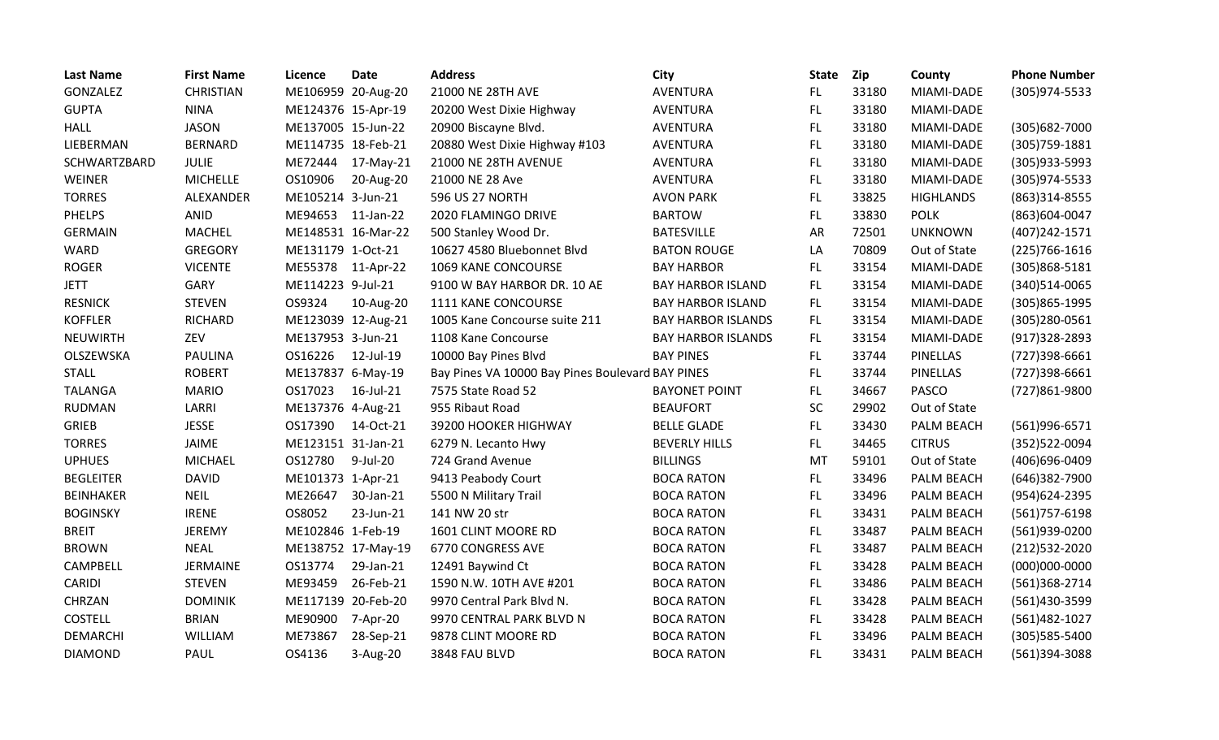| Last Name | First Name | Licence | Date | Address | City | State | Zip | County | Phone Number |
|---|---|---|---|---|---|---|---|---|---|
| GONZALEZ | CHRISTIAN | ME106959 | 20-Aug-20 | 21000 NE 28TH AVE | AVENTURA | FL | 33180 | MIAMI-DADE | (305)974-5533 |
| GUPTA | NINA | ME124376 | 15-Apr-19 | 20200 West Dixie Highway | AVENTURA | FL | 33180 | MIAMI-DADE | |
| HALL | JASON | ME137005 | 15-Jun-22 | 20900 Biscayne Blvd. | AVENTURA | FL | 33180 | MIAMI-DADE | (305)682-7000 |
| LIEBERMAN | BERNARD | ME114735 | 18-Feb-21 | 20880 West Dixie Highway #103 | AVENTURA | FL | 33180 | MIAMI-DADE | (305)759-1881 |
| SCHWARTZBARD | JULIE | ME72444 | 17-May-21 | 21000 NE 28TH AVENUE | AVENTURA | FL | 33180 | MIAMI-DADE | (305)933-5993 |
| WEINER | MICHELLE | OS10906 | 20-Aug-20 | 21000 NE 28 Ave | AVENTURA | FL | 33180 | MIAMI-DADE | (305)974-5533 |
| TORRES | ALEXANDER | ME105214 | 3-Jun-21 | 596 US 27 NORTH | AVON PARK | FL | 33825 | HIGHLANDS | (863)314-8555 |
| PHELPS | ANID | ME94653 | 11-Jan-22 | 2020 FLAMINGO DRIVE | BARTOW | FL | 33830 | POLK | (863)604-0047 |
| GERMAIN | MACHEL | ME148531 | 16-Mar-22 | 500 Stanley Wood Dr. | BATESVILLE | AR | 72501 | UNKNOWN | (407)242-1571 |
| WARD | GREGORY | ME131179 | 1-Oct-21 | 10627 4580 Bluebonnet Blvd | BATON ROUGE | LA | 70809 | Out of State | (225)766-1616 |
| ROGER | VICENTE | ME55378 | 11-Apr-22 | 1069 KANE CONCOURSE | BAY HARBOR | FL | 33154 | MIAMI-DADE | (305)868-5181 |
| JETT | GARY | ME114223 | 9-Jul-21 | 9100 W BAY HARBOR DR. 10 AE | BAY HARBOR ISLAND | FL | 33154 | MIAMI-DADE | (340)514-0065 |
| RESNICK | STEVEN | OS9324 | 10-Aug-20 | 1111 KANE CONCOURSE | BAY HARBOR ISLAND | FL | 33154 | MIAMI-DADE | (305)865-1995 |
| KOFFLER | RICHARD | ME123039 | 12-Aug-21 | 1005 Kane Concourse suite 211 | BAY HARBOR ISLANDS | FL | 33154 | MIAMI-DADE | (305)280-0561 |
| NEUWIRTH | ZEV | ME137953 | 3-Jun-21 | 1108 Kane Concourse | BAY HARBOR ISLANDS | FL | 33154 | MIAMI-DADE | (917)328-2893 |
| OLSZEWSKA | PAULINA | OS16226 | 12-Jul-19 | 10000 Bay Pines Blvd | BAY PINES | FL | 33744 | PINELLAS | (727)398-6661 |
| STALL | ROBERT | ME137837 | 6-May-19 | Bay Pines VA 10000 Bay Pines Boulevard | BAY PINES | FL | 33744 | PINELLAS | (727)398-6661 |
| TALANGA | MARIO | OS17023 | 16-Jul-21 | 7575 State Road 52 | BAYONET POINT | FL | 34667 | PASCO | (727)861-9800 |
| RUDMAN | LARRI | ME137376 | 4-Aug-21 | 955 Ribaut Road | BEAUFORT | SC | 29902 | Out of State | |
| GRIEB | JESSE | OS17390 | 14-Oct-21 | 39200 HOOKER HIGHWAY | BELLE GLADE | FL | 33430 | PALM BEACH | (561)996-6571 |
| TORRES | JAIME | ME123151 | 31-Jan-21 | 6279 N. Lecanto Hwy | BEVERLY HILLS | FL | 34465 | CITRUS | (352)522-0094 |
| UPHUES | MICHAEL | OS12780 | 9-Jul-20 | 724 Grand Avenue | BILLINGS | MT | 59101 | Out of State | (406)696-0409 |
| BEGLEITER | DAVID | ME101373 | 1-Apr-21 | 9413 Peabody Court | BOCA RATON | FL | 33496 | PALM BEACH | (646)382-7900 |
| BEINHAKER | NEIL | ME26647 | 30-Jan-21 | 5500 N Military Trail | BOCA RATON | FL | 33496 | PALM BEACH | (954)624-2395 |
| BOGINSKY | IRENE | OS8052 | 23-Jun-21 | 141 NW 20 str | BOCA RATON | FL | 33431 | PALM BEACH | (561)757-6198 |
| BREIT | JEREMY | ME102846 | 1-Feb-19 | 1601 CLINT MOORE RD | BOCA RATON | FL | 33487 | PALM BEACH | (561)939-0200 |
| BROWN | NEAL | ME138752 | 17-May-19 | 6770 CONGRESS AVE | BOCA RATON | FL | 33487 | PALM BEACH | (212)532-2020 |
| CAMPBELL | JERMAINE | OS13774 | 29-Jan-21 | 12491 Baywind Ct | BOCA RATON | FL | 33428 | PALM BEACH | (000)000-0000 |
| CARIDI | STEVEN | ME93459 | 26-Feb-21 | 1590 N.W. 10TH AVE #201 | BOCA RATON | FL | 33486 | PALM BEACH | (561)368-2714 |
| CHRZAN | DOMINIK | ME117139 | 20-Feb-20 | 9970 Central Park Blvd N. | BOCA RATON | FL | 33428 | PALM BEACH | (561)430-3599 |
| COSTELL | BRIAN | ME90900 | 7-Apr-20 | 9970 CENTRAL PARK BLVD N | BOCA RATON | FL | 33428 | PALM BEACH | (561)482-1027 |
| DEMARCHI | WILLIAM | ME73867 | 28-Sep-21 | 9878 CLINT MOORE RD | BOCA RATON | FL | 33496 | PALM BEACH | (305)585-5400 |
| DIAMOND | PAUL | OS4136 | 3-Aug-20 | 3848 FAU BLVD | BOCA RATON | FL | 33431 | PALM BEACH | (561)394-3088 |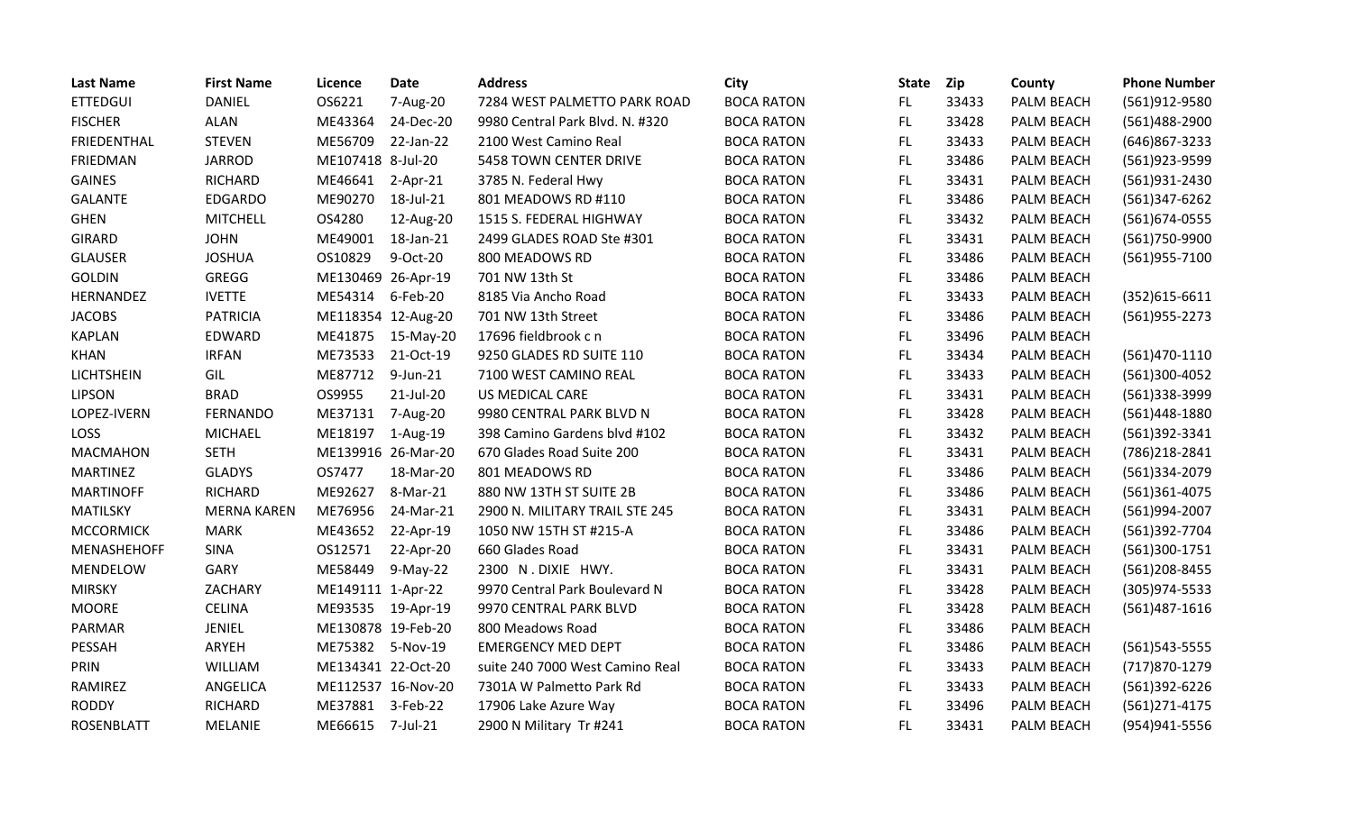| Last Name | First Name | Licence | Date | Address | City | State | Zip | County | Phone Number |
|---|---|---|---|---|---|---|---|---|---|
| ETTEDGUI | DANIEL | OS6221 | 7-Aug-20 | 7284 WEST PALMETTO PARK ROAD | BOCA RATON | FL | 33433 | PALM BEACH | (561)912-9580 |
| FISCHER | ALAN | ME43364 | 24-Dec-20 | 9980 Central Park Blvd. N. #320 | BOCA RATON | FL | 33428 | PALM BEACH | (561)488-2900 |
| FRIEDENTHAL | STEVEN | ME56709 | 22-Jan-22 | 2100 West Camino Real | BOCA RATON | FL | 33433 | PALM BEACH | (646)867-3233 |
| FRIEDMAN | JARROD | ME107418 | 8-Jul-20 | 5458 TOWN CENTER DRIVE | BOCA RATON | FL | 33486 | PALM BEACH | (561)923-9599 |
| GAINES | RICHARD | ME46641 | 2-Apr-21 | 3785 N. Federal Hwy | BOCA RATON | FL | 33431 | PALM BEACH | (561)931-2430 |
| GALANTE | EDGARDO | ME90270 | 18-Jul-21 | 801 MEADOWS RD #110 | BOCA RATON | FL | 33486 | PALM BEACH | (561)347-6262 |
| GHEN | MITCHELL | OS4280 | 12-Aug-20 | 1515 S. FEDERAL HIGHWAY | BOCA RATON | FL | 33432 | PALM BEACH | (561)674-0555 |
| GIRARD | JOHN | ME49001 | 18-Jan-21 | 2499 GLADES ROAD Ste #301 | BOCA RATON | FL | 33431 | PALM BEACH | (561)750-9900 |
| GLAUSER | JOSHUA | OS10829 | 9-Oct-20 | 800 MEADOWS RD | BOCA RATON | FL | 33486 | PALM BEACH | (561)955-7100 |
| GOLDIN | GREGG | ME130469 | 26-Apr-19 | 701 NW 13th St | BOCA RATON | FL | 33486 | PALM BEACH | |
| HERNANDEZ | IVETTE | ME54314 | 6-Feb-20 | 8185 Via Ancho Road | BOCA RATON | FL | 33433 | PALM BEACH | (352)615-6611 |
| JACOBS | PATRICIA | ME118354 | 12-Aug-20 | 701 NW 13th Street | BOCA RATON | FL | 33486 | PALM BEACH | (561)955-2273 |
| KAPLAN | EDWARD | ME41875 | 15-May-20 | 17696 fieldbrook c n | BOCA RATON | FL | 33496 | PALM BEACH | |
| KHAN | IRFAN | ME73533 | 21-Oct-19 | 9250 GLADES RD SUITE 110 | BOCA RATON | FL | 33434 | PALM BEACH | (561)470-1110 |
| LICHTSHEIN | GIL | ME87712 | 9-Jun-21 | 7100 WEST CAMINO REAL | BOCA RATON | FL | 33433 | PALM BEACH | (561)300-4052 |
| LIPSON | BRAD | OS9955 | 21-Jul-20 | US MEDICAL CARE | BOCA RATON | FL | 33431 | PALM BEACH | (561)338-3999 |
| LOPEZ-IVERN | FERNANDO | ME37131 | 7-Aug-20 | 9980 CENTRAL PARK BLVD N | BOCA RATON | FL | 33428 | PALM BEACH | (561)448-1880 |
| LOSS | MICHAEL | ME18197 | 1-Aug-19 | 398 Camino Gardens blvd #102 | BOCA RATON | FL | 33432 | PALM BEACH | (561)392-3341 |
| MACMAHON | SETH | ME139916 | 26-Mar-20 | 670 Glades Road Suite 200 | BOCA RATON | FL | 33431 | PALM BEACH | (786)218-2841 |
| MARTINEZ | GLADYS | OS7477 | 18-Mar-20 | 801 MEADOWS RD | BOCA RATON | FL | 33486 | PALM BEACH | (561)334-2079 |
| MARTINOFF | RICHARD | ME92627 | 8-Mar-21 | 880 NW 13TH ST SUITE 2B | BOCA RATON | FL | 33486 | PALM BEACH | (561)361-4075 |
| MATILSKY | MERNA KAREN | ME76956 | 24-Mar-21 | 2900 N. MILITARY TRAIL STE 245 | BOCA RATON | FL | 33431 | PALM BEACH | (561)994-2007 |
| MCCORMICK | MARK | ME43652 | 22-Apr-19 | 1050 NW 15TH ST #215-A | BOCA RATON | FL | 33486 | PALM BEACH | (561)392-7704 |
| MENASHEHOFF | SINA | OS12571 | 22-Apr-20 | 660 Glades Road | BOCA RATON | FL | 33431 | PALM BEACH | (561)300-1751 |
| MENDELOW | GARY | ME58449 | 9-May-22 | 2300 N . DIXIE HWY. | BOCA RATON | FL | 33431 | PALM BEACH | (561)208-8455 |
| MIRSKY | ZACHARY | ME149111 | 1-Apr-22 | 9970 Central Park Boulevard N | BOCA RATON | FL | 33428 | PALM BEACH | (305)974-5533 |
| MOORE | CELINA | ME93535 | 19-Apr-19 | 9970 CENTRAL PARK BLVD | BOCA RATON | FL | 33428 | PALM BEACH | (561)487-1616 |
| PARMAR | JENIEL | ME130878 | 19-Feb-20 | 800 Meadows Road | BOCA RATON | FL | 33486 | PALM BEACH | |
| PESSAH | ARYEH | ME75382 | 5-Nov-19 | EMERGENCY MED DEPT | BOCA RATON | FL | 33486 | PALM BEACH | (561)543-5555 |
| PRIN | WILLIAM | ME134341 | 22-Oct-20 | suite 240 7000 West Camino Real | BOCA RATON | FL | 33433 | PALM BEACH | (717)870-1279 |
| RAMIREZ | ANGELICA | ME112537 | 16-Nov-20 | 7301A W Palmetto Park Rd | BOCA RATON | FL | 33433 | PALM BEACH | (561)392-6226 |
| RODDY | RICHARD | ME37881 | 3-Feb-22 | 17906 Lake Azure Way | BOCA RATON | FL | 33496 | PALM BEACH | (561)271-4175 |
| ROSENBLATT | MELANIE | ME66615 | 7-Jul-21 | 2900 N Military Tr #241 | BOCA RATON | FL | 33431 | PALM BEACH | (954)941-5556 |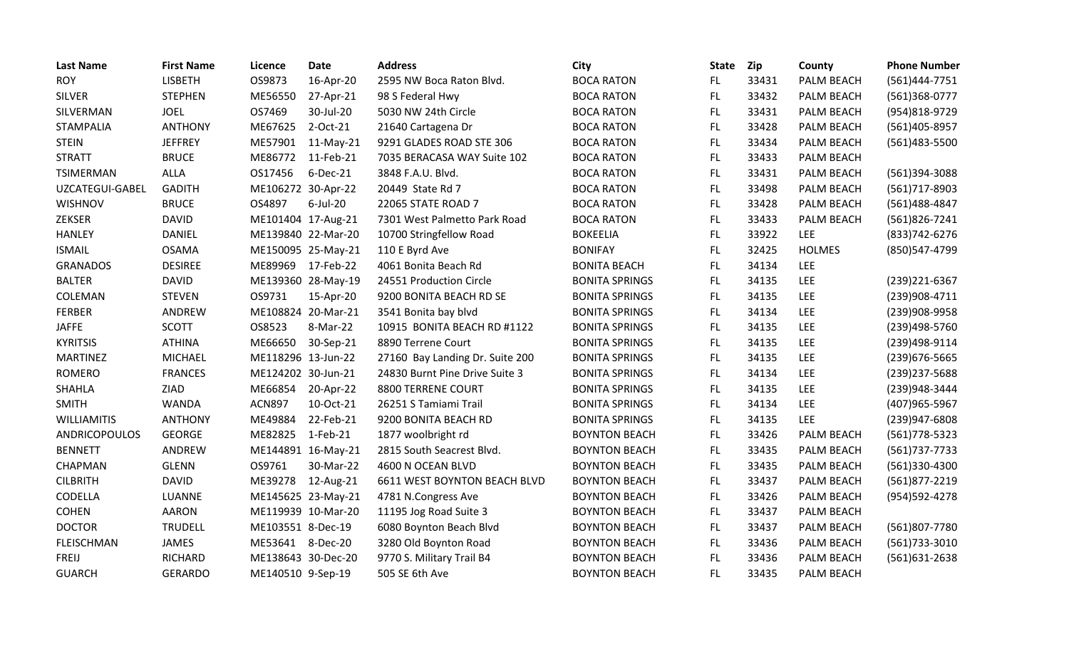| Last Name | First Name | Licence | Date | Address | City | State | Zip | County | Phone Number |
|---|---|---|---|---|---|---|---|---|---|
| ROY | LISBETH | OS9873 | 16-Apr-20 | 2595 NW Boca Raton Blvd. | BOCA RATON | FL | 33431 | PALM BEACH | (561)444-7751 |
| SILVER | STEPHEN | ME56550 | 27-Apr-21 | 98 S Federal Hwy | BOCA RATON | FL | 33432 | PALM BEACH | (561)368-0777 |
| SILVERMAN | JOEL | OS7469 | 30-Jul-20 | 5030 NW 24th Circle | BOCA RATON | FL | 33431 | PALM BEACH | (954)818-9729 |
| STAMPALIA | ANTHONY | ME67625 | 2-Oct-21 | 21640 Cartagena Dr | BOCA RATON | FL | 33428 | PALM BEACH | (561)405-8957 |
| STEIN | JEFFREY | ME57901 | 11-May-21 | 9291 GLADES ROAD STE 306 | BOCA RATON | FL | 33434 | PALM BEACH | (561)483-5500 |
| STRATT | BRUCE | ME86772 | 11-Feb-21 | 7035 BERACASA WAY Suite 102 | BOCA RATON | FL | 33433 | PALM BEACH | |
| TSIMERMAN | ALLA | OS17456 | 6-Dec-21 | 3848 F.A.U. Blvd. | BOCA RATON | FL | 33431 | PALM BEACH | (561)394-3088 |
| UZCATEGUI-GABEL | GADITH | ME106272 | 30-Apr-22 | 20449 State Rd 7 | BOCA RATON | FL | 33498 | PALM BEACH | (561)717-8903 |
| WISHNOV | BRUCE | OS4897 | 6-Jul-20 | 22065 STATE ROAD 7 | BOCA RATON | FL | 33428 | PALM BEACH | (561)488-4847 |
| ZEKSER | DAVID | ME101404 | 17-Aug-21 | 7301 West Palmetto Park Road | BOCA RATON | FL | 33433 | PALM BEACH | (561)826-7241 |
| HANLEY | DANIEL | ME139840 | 22-Mar-20 | 10700 Stringfellow Road | BOKEELIA | FL | 33922 | LEE | (833)742-6276 |
| ISMAIL | OSAMA | ME150095 | 25-May-21 | 110 E Byrd Ave | BONIFAY | FL | 32425 | HOLMES | (850)547-4799 |
| GRANADOS | DESIREE | ME89969 | 17-Feb-22 | 4061 Bonita Beach Rd | BONITA BEACH | FL | 34134 | LEE | |
| BALTER | DAVID | ME139360 | 28-May-19 | 24551 Production Circle | BONITA SPRINGS | FL | 34135 | LEE | (239)221-6367 |
| COLEMAN | STEVEN | OS9731 | 15-Apr-20 | 9200 BONITA BEACH RD SE | BONITA SPRINGS | FL | 34135 | LEE | (239)908-4711 |
| FERBER | ANDREW | ME108824 | 20-Mar-21 | 3541 Bonita bay blvd | BONITA SPRINGS | FL | 34134 | LEE | (239)908-9958 |
| JAFFE | SCOTT | OS8523 | 8-Mar-22 | 10915 BONITA BEACH RD #1122 | BONITA SPRINGS | FL | 34135 | LEE | (239)498-5760 |
| KYRITSIS | ATHINA | ME66650 | 30-Sep-21 | 8890 Terrene Court | BONITA SPRINGS | FL | 34135 | LEE | (239)498-9114 |
| MARTINEZ | MICHAEL | ME118296 | 13-Jun-22 | 27160 Bay Landing Dr. Suite 200 | BONITA SPRINGS | FL | 34135 | LEE | (239)676-5665 |
| ROMERO | FRANCES | ME124202 | 30-Jun-21 | 24830 Burnt Pine Drive Suite 3 | BONITA SPRINGS | FL | 34134 | LEE | (239)237-5688 |
| SHAHLA | ZIAD | ME66854 | 20-Apr-22 | 8800 TERRENE COURT | BONITA SPRINGS | FL | 34135 | LEE | (239)948-3444 |
| SMITH | WANDA | ACN897 | 10-Oct-21 | 26251 S Tamiami Trail | BONITA SPRINGS | FL | 34134 | LEE | (407)965-5967 |
| WILLIAMITIS | ANTHONY | ME49884 | 22-Feb-21 | 9200 BONITA BEACH RD | BONITA SPRINGS | FL | 34135 | LEE | (239)947-6808 |
| ANDRICOPOULOS | GEORGE | ME82825 | 1-Feb-21 | 1877 woolbright rd | BOYNTON BEACH | FL | 33426 | PALM BEACH | (561)778-5323 |
| BENNETT | ANDREW | ME144891 | 16-May-21 | 2815 South Seacrest Blvd. | BOYNTON BEACH | FL | 33435 | PALM BEACH | (561)737-7733 |
| CHAPMAN | GLENN | OS9761 | 30-Mar-22 | 4600 N OCEAN BLVD | BOYNTON BEACH | FL | 33435 | PALM BEACH | (561)330-4300 |
| CILBRITH | DAVID | ME39278 | 12-Aug-21 | 6611 WEST BOYNTON BEACH BLVD | BOYNTON BEACH | FL | 33437 | PALM BEACH | (561)877-2219 |
| CODELLA | LUANNE | ME145625 | 23-May-21 | 4781 N.Congress Ave | BOYNTON BEACH | FL | 33426 | PALM BEACH | (954)592-4278 |
| COHEN | AARON | ME119939 | 10-Mar-20 | 11195 Jog Road Suite 3 | BOYNTON BEACH | FL | 33437 | PALM BEACH | |
| DOCTOR | TRUDELL | ME103551 | 8-Dec-19 | 6080 Boynton Beach Blvd | BOYNTON BEACH | FL | 33437 | PALM BEACH | (561)807-7780 |
| FLEISCHMAN | JAMES | ME53641 | 8-Dec-20 | 3280 Old Boynton Road | BOYNTON BEACH | FL | 33436 | PALM BEACH | (561)733-3010 |
| FREIJ | RICHARD | ME138643 | 30-Dec-20 | 9770 S. Military Trail B4 | BOYNTON BEACH | FL | 33436 | PALM BEACH | (561)631-2638 |
| GUARCH | GERARDO | ME140510 | 9-Sep-19 | 505 SE 6th Ave | BOYNTON BEACH | FL | 33435 | PALM BEACH | |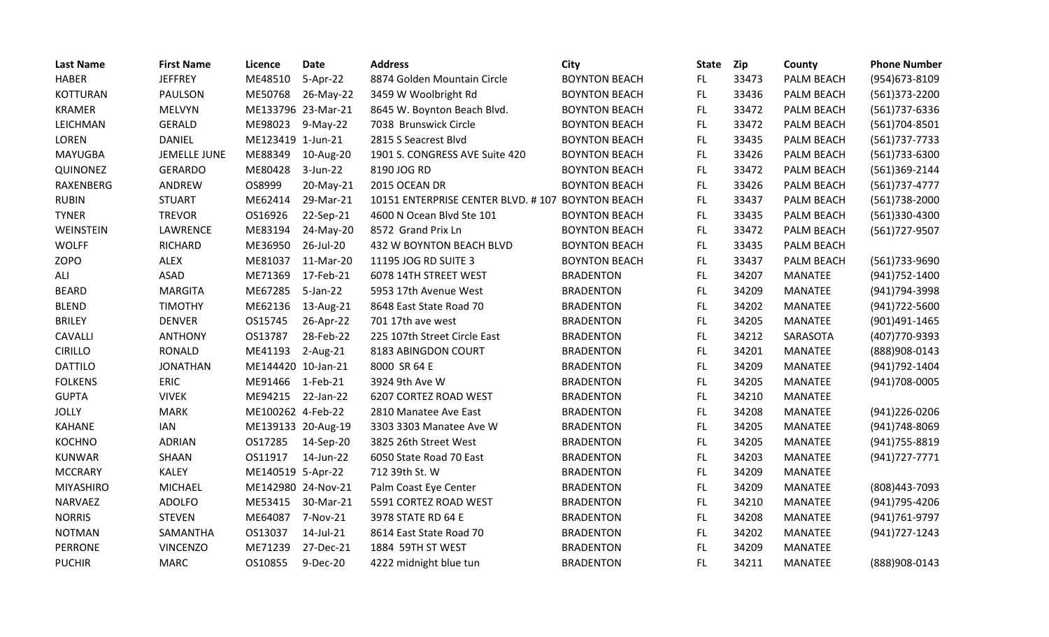| Last Name | First Name | Licence | Date | Address | City | State | Zip | County | Phone Number |
|---|---|---|---|---|---|---|---|---|---|
| HABER | JEFFREY | ME48510 | 5-Apr-22 | 8874 Golden Mountain Circle | BOYNTON BEACH | FL | 33473 | PALM BEACH | (954)673-8109 |
| KOTTURAN | PAULSON | ME50768 | 26-May-22 | 3459 W Woolbright Rd | BOYNTON BEACH | FL | 33436 | PALM BEACH | (561)373-2200 |
| KRAMER | MELVYN | ME133796 | 23-Mar-21 | 8645 W. Boynton Beach Blvd. | BOYNTON BEACH | FL | 33472 | PALM BEACH | (561)737-6336 |
| LEICHMAN | GERALD | ME98023 | 9-May-22 | 7038 Brunswick Circle | BOYNTON BEACH | FL | 33472 | PALM BEACH | (561)704-8501 |
| LOREN | DANIEL | ME123419 | 1-Jun-21 | 2815 S Seacrest Blvd | BOYNTON BEACH | FL | 33435 | PALM BEACH | (561)737-7733 |
| MAYUGBA | JEMELLE JUNE | ME88349 | 10-Aug-20 | 1901 S. CONGRESS AVE Suite 420 | BOYNTON BEACH | FL | 33426 | PALM BEACH | (561)733-6300 |
| QUINONEZ | GERARDO | ME80428 | 3-Jun-22 | 8190 JOG RD | BOYNTON BEACH | FL | 33472 | PALM BEACH | (561)369-2144 |
| RAXENBERG | ANDREW | OS8999 | 20-May-21 | 2015 OCEAN DR | BOYNTON BEACH | FL | 33426 | PALM BEACH | (561)737-4777 |
| RUBIN | STUART | ME62414 | 29-Mar-21 | 10151 ENTERPRISE CENTER BLVD. # 107 | BOYNTON BEACH | FL | 33437 | PALM BEACH | (561)738-2000 |
| TYNER | TREVOR | OS16926 | 22-Sep-21 | 4600 N Ocean Blvd Ste 101 | BOYNTON BEACH | FL | 33435 | PALM BEACH | (561)330-4300 |
| WEINSTEIN | LAWRENCE | ME83194 | 24-May-20 | 8572 Grand Prix Ln | BOYNTON BEACH | FL | 33472 | PALM BEACH | (561)727-9507 |
| WOLFF | RICHARD | ME36950 | 26-Jul-20 | 432 W BOYNTON BEACH BLVD | BOYNTON BEACH | FL | 33435 | PALM BEACH | |
| ZOPO | ALEX | ME81037 | 11-Mar-20 | 11195 JOG RD SUITE 3 | BOYNTON BEACH | FL | 33437 | PALM BEACH | (561)733-9690 |
| ALI | ASAD | ME71369 | 17-Feb-21 | 6078 14TH STREET WEST | BRADENTON | FL | 34207 | MANATEE | (941)752-1400 |
| BEARD | MARGITA | ME67285 | 5-Jan-22 | 5953 17th Avenue West | BRADENTON | FL | 34209 | MANATEE | (941)794-3998 |
| BLEND | TIMOTHY | ME62136 | 13-Aug-21 | 8648 East State Road 70 | BRADENTON | FL | 34202 | MANATEE | (941)722-5600 |
| BRILEY | DENVER | OS15745 | 26-Apr-22 | 701 17th ave west | BRADENTON | FL | 34205 | MANATEE | (901)491-1465 |
| CAVALLI | ANTHONY | OS13787 | 28-Feb-22 | 225 107th Street Circle East | BRADENTON | FL | 34212 | SARASOTA | (407)770-9393 |
| CIRILLO | RONALD | ME41193 | 2-Aug-21 | 8183 ABINGDON COURT | BRADENTON | FL | 34201 | MANATEE | (888)908-0143 |
| DATTILO | JONATHAN | ME144420 | 10-Jan-21 | 8000 SR 64 E | BRADENTON | FL | 34209 | MANATEE | (941)792-1404 |
| FOLKENS | ERIC | ME91466 | 1-Feb-21 | 3924 9th Ave W | BRADENTON | FL | 34205 | MANATEE | (941)708-0005 |
| GUPTA | VIVEK | ME94215 | 22-Jan-22 | 6207 CORTEZ ROAD WEST | BRADENTON | FL | 34210 | MANATEE | |
| JOLLY | MARK | ME100262 | 4-Feb-22 | 2810 Manatee Ave East | BRADENTON | FL | 34208 | MANATEE | (941)226-0206 |
| KAHANE | IAN | ME139133 | 20-Aug-19 | 3303 3303 Manatee Ave W | BRADENTON | FL | 34205 | MANATEE | (941)748-8069 |
| KOCHNO | ADRIAN | OS17285 | 14-Sep-20 | 3825 26th Street West | BRADENTON | FL | 34205 | MANATEE | (941)755-8819 |
| KUNWAR | SHAAN | OS11917 | 14-Jun-22 | 6050 State Road 70 East | BRADENTON | FL | 34203 | MANATEE | (941)727-7771 |
| MCCRARY | KALEY | ME140519 | 5-Apr-22 | 712 39th St. W | BRADENTON | FL | 34209 | MANATEE | |
| MIYASHIRO | MICHAEL | ME142980 | 24-Nov-21 | Palm Coast Eye Center | BRADENTON | FL | 34209 | MANATEE | (808)443-7093 |
| NARVAEZ | ADOLFO | ME53415 | 30-Mar-21 | 5591 CORTEZ ROAD WEST | BRADENTON | FL | 34210 | MANATEE | (941)795-4206 |
| NORRIS | STEVEN | ME64087 | 7-Nov-21 | 3978 STATE RD 64 E | BRADENTON | FL | 34208 | MANATEE | (941)761-9797 |
| NOTMAN | SAMANTHA | OS13037 | 14-Jul-21 | 8614 East State Road 70 | BRADENTON | FL | 34202 | MANATEE | (941)727-1243 |
| PERRONE | VINCENZO | ME71239 | 27-Dec-21 | 1884 59TH ST WEST | BRADENTON | FL | 34209 | MANATEE | |
| PUCHIR | MARC | OS10855 | 9-Dec-20 | 4222 midnight blue tun | BRADENTON | FL | 34211 | MANATEE | (888)908-0143 |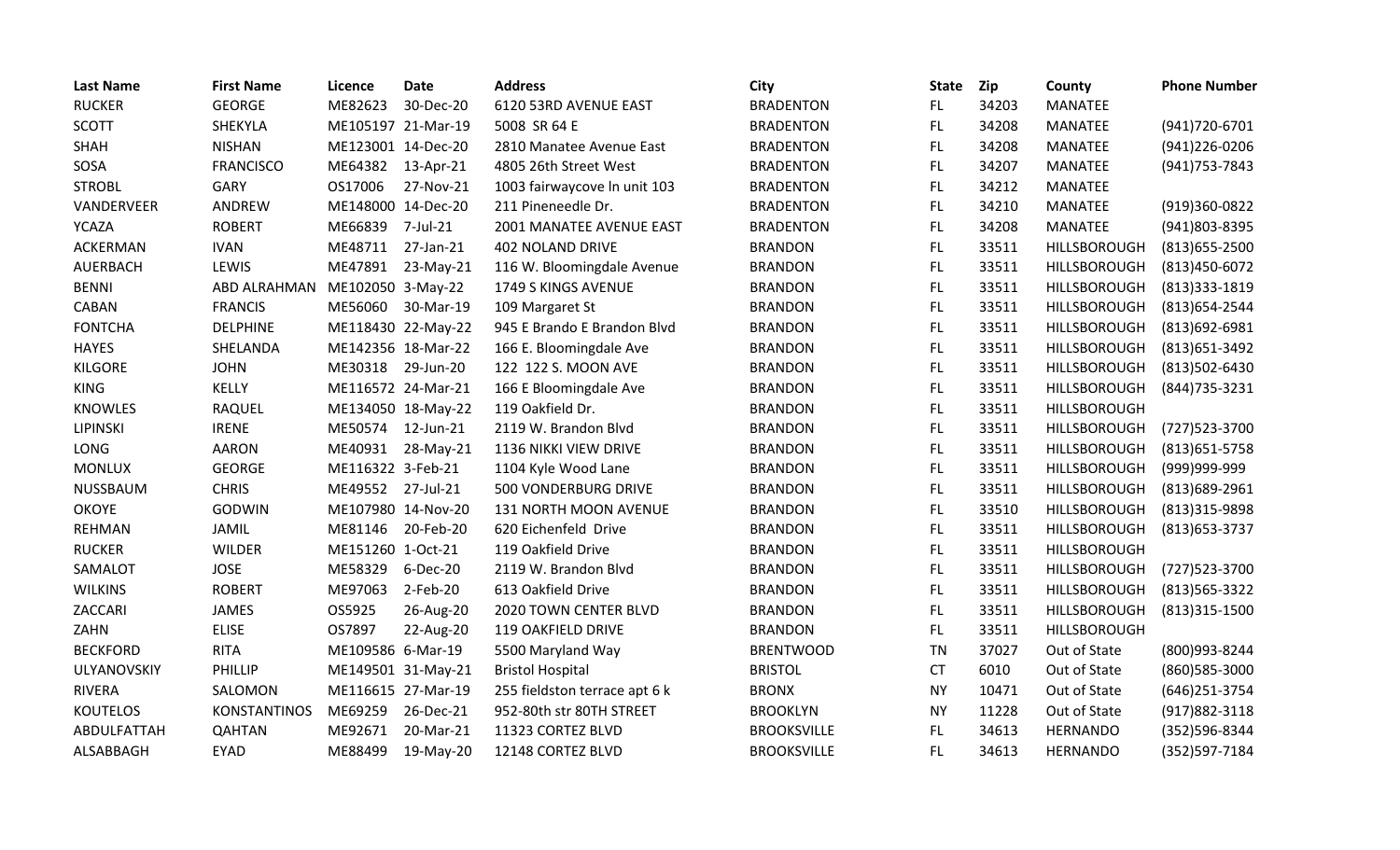| Last Name | First Name | Licence | Date | Address | City | State | Zip | County | Phone Number |
|---|---|---|---|---|---|---|---|---|---|
| RUCKER | GEORGE | ME82623 | 30-Dec-20 | 6120 53RD AVENUE EAST | BRADENTON | FL | 34203 | MANATEE | |
| SCOTT | SHEKYLA | ME105197 | 21-Mar-19 | 5008 SR 64 E | BRADENTON | FL | 34208 | MANATEE | (941)720-6701 |
| SHAH | NISHAN | ME123001 | 14-Dec-20 | 2810 Manatee Avenue East | BRADENTON | FL | 34208 | MANATEE | (941)226-0206 |
| SOSA | FRANCISCO | ME64382 | 13-Apr-21 | 4805 26th Street West | BRADENTON | FL | 34207 | MANATEE | (941)753-7843 |
| STROBL | GARY | OS17006 | 27-Nov-21 | 1003 fairwaycove ln unit 103 | BRADENTON | FL | 34212 | MANATEE | |
| VANDERVEER | ANDREW | ME148000 | 14-Dec-20 | 211 Pineneedle Dr. | BRADENTON | FL | 34210 | MANATEE | (919)360-0822 |
| YCAZA | ROBERT | ME66839 | 7-Jul-21 | 2001 MANATEE AVENUE EAST | BRADENTON | FL | 34208 | MANATEE | (941)803-8395 |
| ACKERMAN | IVAN | ME48711 | 27-Jan-21 | 402 NOLAND DRIVE | BRANDON | FL | 33511 | HILLSBOROUGH | (813)655-2500 |
| AUERBACH | LEWIS | ME47891 | 23-May-21 | 116 W. Bloomingdale Avenue | BRANDON | FL | 33511 | HILLSBOROUGH | (813)450-6072 |
| BENNI | ABD ALRAHMAN | ME102050 | 3-May-22 | 1749 S KINGS AVENUE | BRANDON | FL | 33511 | HILLSBOROUGH | (813)333-1819 |
| CABAN | FRANCIS | ME56060 | 30-Mar-19 | 109 Margaret St | BRANDON | FL | 33511 | HILLSBOROUGH | (813)654-2544 |
| FONTCHA | DELPHINE | ME118430 | 22-May-22 | 945 E Brando E Brandon Blvd | BRANDON | FL | 33511 | HILLSBOROUGH | (813)692-6981 |
| HAYES | SHELANDA | ME142356 | 18-Mar-22 | 166 E. Bloomingdale Ave | BRANDON | FL | 33511 | HILLSBOROUGH | (813)651-3492 |
| KILGORE | JOHN | ME30318 | 29-Jun-20 | 122 122 S. MOON AVE | BRANDON | FL | 33511 | HILLSBOROUGH | (813)502-6430 |
| KING | KELLY | ME116572 | 24-Mar-21 | 166 E Bloomingdale Ave | BRANDON | FL | 33511 | HILLSBOROUGH | (844)735-3231 |
| KNOWLES | RAQUEL | ME134050 | 18-May-22 | 119 Oakfield Dr. | BRANDON | FL | 33511 | HILLSBOROUGH | |
| LIPINSKI | IRENE | ME50574 | 12-Jun-21 | 2119 W. Brandon Blvd | BRANDON | FL | 33511 | HILLSBOROUGH | (727)523-3700 |
| LONG | AARON | ME40931 | 28-May-21 | 1136 NIKKI VIEW DRIVE | BRANDON | FL | 33511 | HILLSBOROUGH | (813)651-5758 |
| MONLUX | GEORGE | ME116322 | 3-Feb-21 | 1104 Kyle Wood Lane | BRANDON | FL | 33511 | HILLSBOROUGH | (999)999-999 |
| NUSSBAUM | CHRIS | ME49552 | 27-Jul-21 | 500 VONDERBURG DRIVE | BRANDON | FL | 33511 | HILLSBOROUGH | (813)689-2961 |
| OKOYE | GODWIN | ME107980 | 14-Nov-20 | 131 NORTH MOON AVENUE | BRANDON | FL | 33510 | HILLSBOROUGH | (813)315-9898 |
| REHMAN | JAMIL | ME81146 | 20-Feb-20 | 620 Eichenfeld Drive | BRANDON | FL | 33511 | HILLSBOROUGH | (813)653-3737 |
| RUCKER | WILDER | ME151260 | 1-Oct-21 | 119 Oakfield Drive | BRANDON | FL | 33511 | HILLSBOROUGH | |
| SAMALOT | JOSE | ME58329 | 6-Dec-20 | 2119 W. Brandon Blvd | BRANDON | FL | 33511 | HILLSBOROUGH | (727)523-3700 |
| WILKINS | ROBERT | ME97063 | 2-Feb-20 | 613 Oakfield Drive | BRANDON | FL | 33511 | HILLSBOROUGH | (813)565-3322 |
| ZACCARI | JAMES | OS5925 | 26-Aug-20 | 2020 TOWN CENTER BLVD | BRANDON | FL | 33511 | HILLSBOROUGH | (813)315-1500 |
| ZAHN | ELISE | OS7897 | 22-Aug-20 | 119 OAKFIELD DRIVE | BRANDON | FL | 33511 | HILLSBOROUGH | |
| BECKFORD | RITA | ME109586 | 6-Mar-19 | 5500 Maryland Way | BRENTWOOD | TN | 37027 | Out of State | (800)993-8244 |
| ULYANOVSKIY | PHILLIP | ME149501 | 31-May-21 | Bristol Hospital | BRISTOL | CT | 6010 | Out of State | (860)585-3000 |
| RIVERA | SALOMON | ME116615 | 27-Mar-19 | 255 fieldston terrace apt 6 k | BRONX | NY | 10471 | Out of State | (646)251-3754 |
| KOUTELOS | KONSTANTINOS | ME69259 | 26-Dec-21 | 952-80th str 80TH STREET | BROOKLYN | NY | 11228 | Out of State | (917)882-3118 |
| ABDULFATTAH | QAHTAN | ME92671 | 20-Mar-21 | 11323 CORTEZ BLVD | BROOKSVILLE | FL | 34613 | HERNANDO | (352)596-8344 |
| ALSABBAGH | EYAD | ME88499 | 19-May-20 | 12148 CORTEZ BLVD | BROOKSVILLE | FL | 34613 | HERNANDO | (352)597-7184 |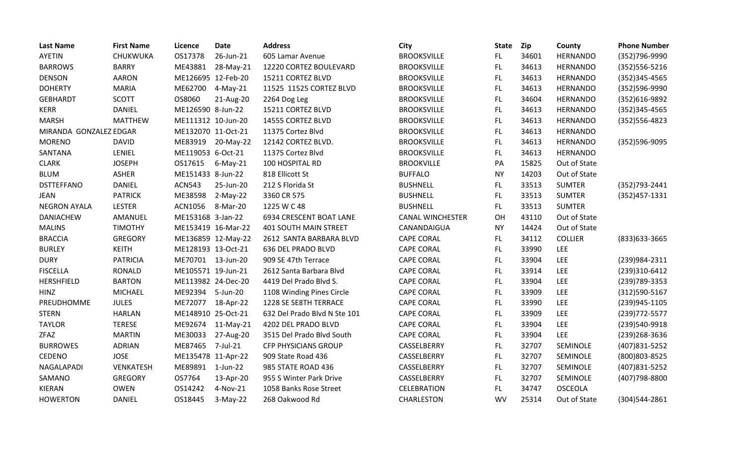| Last Name | First Name | Licence | Date | Address | City | State | Zip | County | Phone Number |
|---|---|---|---|---|---|---|---|---|---|
| AYETIN | CHUKWUKA | OS17378 | 26-Jun-21 | 605 Lamar Avenue | BROOKSVILLE | FL | 34601 | HERNANDO | (352)796-9990 |
| BARROWS | BARRY | ME43881 | 28-May-21 | 12220 CORTEZ BOULEVARD | BROOKSVILLE | FL | 34613 | HERNANDO | (352)556-5216 |
| DENSON | AARON | ME126695 | 12-Feb-20 | 15211 CORTEZ BLVD | BROOKSVILLE | FL | 34613 | HERNANDO | (352)345-4565 |
| DOHERTY | MARIA | ME62700 | 4-May-21 | 11525 11525 CORTEZ BLVD | BROOKSVILLE | FL | 34613 | HERNANDO | (352)596-9990 |
| GEBHARDT | SCOTT | OS8060 | 21-Aug-20 | 2264 Dog Leg | BROOKSVILLE | FL | 34604 | HERNANDO | (352)616-9892 |
| KERR | DANIEL | ME126590 | 8-Jun-22 | 15211 CORTEZ BLVD | BROOKSVILLE | FL | 34613 | HERNANDO | (352)345-4565 |
| MARSH | MATTHEW | ME111312 | 10-Jun-20 | 14555 CORTEZ BLVD | BROOKSVILLE | FL | 34613 | HERNANDO | (352)556-4823 |
| MIRANDA GONZALEZ | EDGAR | ME132070 | 11-Oct-21 | 11375 Cortez Blvd | BROOKSVILLE | FL | 34613 | HERNANDO | |
| MORENO | DAVID | ME83919 | 20-May-22 | 12142 CORTEZ BLVD. | BROOKSVILLE | FL | 34613 | HERNANDO | (352)596-9095 |
| SANTANA | LENIEL | ME119053 | 6-Oct-21 | 11375 Cortez Blvd | BROOKSVILLE | FL | 34613 | HERNANDO | |
| CLARK | JOSEPH | OS17615 | 6-May-21 | 100 HOSPITAL RD | BROOKVILLE | PA | 15825 | Out of State | |
| BLUM | ASHER | ME151433 | 8-Jun-22 | 818 Ellicott St | BUFFALO | NY | 14203 | Out of State | |
| DSTTEFFANO | DANIEL | ACN543 | 25-Jun-20 | 212 S Florida St | BUSHNELL | FL | 33513 | SUMTER | (352)793-2441 |
| JEAN | PATRICK | ME38598 | 2-May-22 | 3360 CR 575 | BUSHNELL | FL | 33513 | SUMTER | (352)457-1331 |
| NEGRON AYALA | LESTER | ACN1056 | 8-Mar-20 | 1225 W C 48 | BUSHNELL | FL | 33513 | SUMTER | |
| DANIACHEW | AMANUEL | ME153168 | 3-Jan-22 | 6934 CRESCENT BOAT LANE | CANAL WINCHESTER | OH | 43110 | Out of State | |
| MALINS | TIMOTHY | ME153419 | 16-Mar-22 | 401 SOUTH MAIN STREET | CANANDAIGUA | NY | 14424 | Out of State | |
| BRACCIA | GREGORY | ME136859 | 12-May-22 | 2612 SANTA BARBARA BLVD | CAPE CORAL | FL | 34112 | COLLIER | (833)633-3665 |
| BURLEY | KEITH | ME128193 | 13-Oct-21 | 636 DEL PRADO BLVD | CAPE CORAL | FL | 33990 | LEE | |
| DURY | PATRICIA | ME70701 | 13-Jun-20 | 909 SE 47th Terrace | CAPE CORAL | FL | 33904 | LEE | (239)984-2311 |
| FISCELLA | RONALD | ME105571 | 19-Jun-21 | 2612 Santa Barbara Blvd | CAPE CORAL | FL | 33914 | LEE | (239)310-6412 |
| HERSHFIELD | BARTON | ME113982 | 24-Dec-20 | 4419 Del Prado Blvd S. | CAPE CORAL | FL | 33904 | LEE | (239)789-3353 |
| HINZ | MICHAEL | ME92394 | 5-Jun-20 | 1108 Winding Pines Circle | CAPE CORAL | FL | 33909 | LEE | (312)590-5167 |
| PREUDHOMME | JULES | ME72077 | 18-Apr-22 | 1228 SE SE8TH TERRACE | CAPE CORAL | FL | 33990 | LEE | (239)945-1105 |
| STERN | HARLAN | ME148910 | 25-Oct-21 | 632 Del Prado Blvd N Ste 101 | CAPE CORAL | FL | 33909 | LEE | (239)772-5577 |
| TAYLOR | TERESE | ME92674 | 11-May-21 | 4202 DEL PRADO BLVD | CAPE CORAL | FL | 33904 | LEE | (239)540-9918 |
| ZFAZ | MARTIN | ME30033 | 27-Aug-20 | 3515 Del Prado Blvd South | CAPE CORAL | FL | 33904 | LEE | (239)268-3636 |
| BURROWES | ADRIAN | ME87465 | 7-Jul-21 | CFP PHYSICIANS GROUP | CASSELBERRY | FL | 32707 | SEMINOLE | (407)831-5252 |
| CEDENO | JOSE | ME135478 | 11-Apr-22 | 909 State Road 436 | CASSELBERRY | FL | 32707 | SEMINOLE | (800)803-8525 |
| NAGALAPADI | VENKATESH | ME89891 | 1-Jun-22 | 985 STATE ROAD 436 | CASSELBERRY | FL | 32707 | SEMINOLE | (407)831-5252 |
| SAMANO | GREGORY | OS7764 | 13-Apr-20 | 955 S Winter Park Drive | CASSELBERRY | FL | 32707 | SEMINOLE | (407)798-8800 |
| KIERAN | OWEN | OS14242 | 4-Nov-21 | 1058 Banks Rose Street | CELEBRATION | FL | 34747 | OSCEOLA | |
| HOWERTON | DANIEL | OS18445 | 3-May-22 | 268 Oakwood Rd | CHARLESTON | WV | 25314 | Out of State | (304)544-2861 |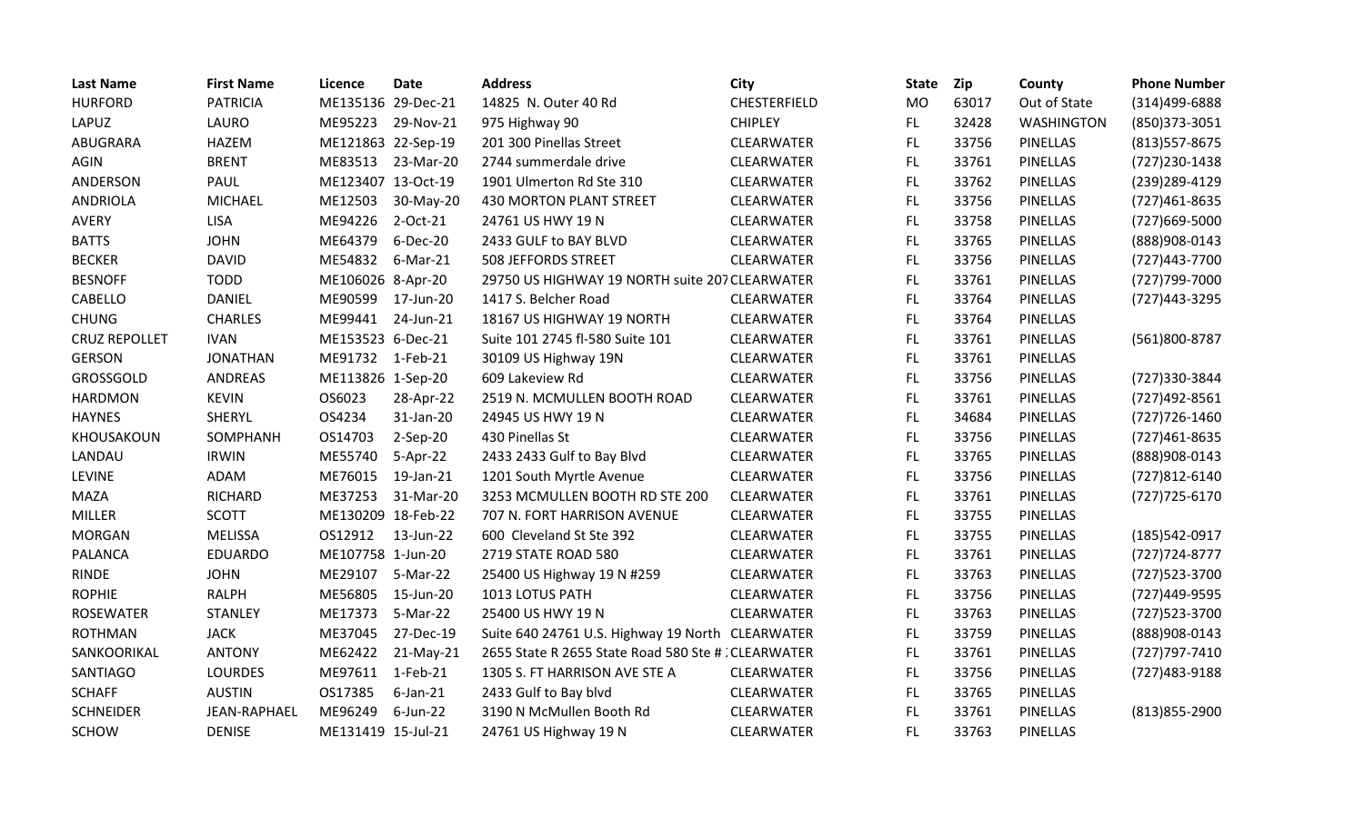| Last Name | First Name | Licence | Date | Address | City | State | Zip | County | Phone Number |
|---|---|---|---|---|---|---|---|---|---|
| HURFORD | PATRICIA | ME135136 | 29-Dec-21 | 14825 N. Outer 40 Rd | CHESTERFIELD | MO | 63017 | Out of State | (314)499-6888 |
| LAPUZ | LAURO | ME95223 | 29-Nov-21 | 975 Highway 90 | CHIPLEY | FL | 32428 | WASHINGTON | (850)373-3051 |
| ABUGRARA | HAZEM | ME121863 | 22-Sep-19 | 201 300 Pinellas Street | CLEARWATER | FL | 33756 | PINELLAS | (813)557-8675 |
| AGIN | BRENT | ME83513 | 23-Mar-20 | 2744 summerdale drive | CLEARWATER | FL | 33761 | PINELLAS | (727)230-1438 |
| ANDERSON | PAUL | ME123407 | 13-Oct-19 | 1901 Ulmerton Rd Ste 310 | CLEARWATER | FL | 33762 | PINELLAS | (239)289-4129 |
| ANDRIOLA | MICHAEL | ME12503 | 30-May-20 | 430 MORTON PLANT STREET | CLEARWATER | FL | 33756 | PINELLAS | (727)461-8635 |
| AVERY | LISA | ME94226 | 2-Oct-21 | 24761 US HWY 19 N | CLEARWATER | FL | 33758 | PINELLAS | (727)669-5000 |
| BATTS | JOHN | ME64379 | 6-Dec-20 | 2433 GULF to BAY BLVD | CLEARWATER | FL | 33765 | PINELLAS | (888)908-0143 |
| BECKER | DAVID | ME54832 | 6-Mar-21 | 508 JEFFORDS STREET | CLEARWATER | FL | 33756 | PINELLAS | (727)443-7700 |
| BESNOFF | TODD | ME106026 | 8-Apr-20 | 29750 US HIGHWAY 19 NORTH suite 207 | CLEARWATER | FL | 33761 | PINELLAS | (727)799-7000 |
| CABELLO | DANIEL | ME90599 | 17-Jun-20 | 1417 S. Belcher Road | CLEARWATER | FL | 33764 | PINELLAS | (727)443-3295 |
| CHUNG | CHARLES | ME99441 | 24-Jun-21 | 18167 US HIGHWAY 19 NORTH | CLEARWATER | FL | 33764 | PINELLAS | |
| CRUZ REPOLLET | IVAN | ME153523 | 6-Dec-21 | Suite 101 2745 fl-580 Suite 101 | CLEARWATER | FL | 33761 | PINELLAS | (561)800-8787 |
| GERSON | JONATHAN | ME91732 | 1-Feb-21 | 30109 US Highway 19N | CLEARWATER | FL | 33761 | PINELLAS | |
| GROSSGOLD | ANDREAS | ME113826 | 1-Sep-20 | 609 Lakeview Rd | CLEARWATER | FL | 33756 | PINELLAS | (727)330-3844 |
| HARDMON | KEVIN | OS6023 | 28-Apr-22 | 2519 N. MCMULLEN BOOTH ROAD | CLEARWATER | FL | 33761 | PINELLAS | (727)492-8561 |
| HAYNES | SHERYL | OS4234 | 31-Jan-20 | 24945 US HWY 19 N | CLEARWATER | FL | 34684 | PINELLAS | (727)726-1460 |
| KHOUSAKOUN | SOMPHANH | OS14703 | 2-Sep-20 | 430 Pinellas St | CLEARWATER | FL | 33756 | PINELLAS | (727)461-8635 |
| LANDAU | IRWIN | ME55740 | 5-Apr-22 | 2433 2433 Gulf to Bay Blvd | CLEARWATER | FL | 33765 | PINELLAS | (888)908-0143 |
| LEVINE | ADAM | ME76015 | 19-Jan-21 | 1201 South Myrtle Avenue | CLEARWATER | FL | 33756 | PINELLAS | (727)812-6140 |
| MAZA | RICHARD | ME37253 | 31-Mar-20 | 3253 MCMULLEN BOOTH RD STE 200 | CLEARWATER | FL | 33761 | PINELLAS | (727)725-6170 |
| MILLER | SCOTT | ME130209 | 18-Feb-22 | 707 N. FORT HARRISON AVENUE | CLEARWATER | FL | 33755 | PINELLAS | |
| MORGAN | MELISSA | OS12912 | 13-Jun-22 | 600 Cleveland St Ste 392 | CLEARWATER | FL | 33755 | PINELLAS | (185)542-0917 |
| PALANCA | EDUARDO | ME107758 | 1-Jun-20 | 2719 STATE ROAD 580 | CLEARWATER | FL | 33761 | PINELLAS | (727)724-8777 |
| RINDE | JOHN | ME29107 | 5-Mar-22 | 25400 US Highway 19 N #259 | CLEARWATER | FL | 33763 | PINELLAS | (727)523-3700 |
| ROPHIE | RALPH | ME56805 | 15-Jun-20 | 1013 LOTUS PATH | CLEARWATER | FL | 33756 | PINELLAS | (727)449-9595 |
| ROSEWATER | STANLEY | ME17373 | 5-Mar-22 | 25400 US HWY 19 N | CLEARWATER | FL | 33763 | PINELLAS | (727)523-3700 |
| ROTHMAN | JACK | ME37045 | 27-Dec-19 | Suite 640 24761 U.S. Highway 19 North | CLEARWATER | FL | 33759 | PINELLAS | (888)908-0143 |
| SANKOORIKAL | ANTONY | ME62422 | 21-May-21 | 2655 State R 2655 State Road 580 Ste # | CLEARWATER | FL | 33761 | PINELLAS | (727)797-7410 |
| SANTIAGO | LOURDES | ME97611 | 1-Feb-21 | 1305 S. FT HARRISON AVE STE A | CLEARWATER | FL | 33756 | PINELLAS | (727)483-9188 |
| SCHAFF | AUSTIN | OS17385 | 6-Jan-21 | 2433 Gulf to Bay blvd | CLEARWATER | FL | 33765 | PINELLAS | |
| SCHNEIDER | JEAN-RAPHAEL | ME96249 | 6-Jun-22 | 3190 N McMullen Booth Rd | CLEARWATER | FL | 33761 | PINELLAS | (813)855-2900 |
| SCHOW | DENISE | ME131419 | 15-Jul-21 | 24761 US Highway 19 N | CLEARWATER | FL | 33763 | PINELLAS | |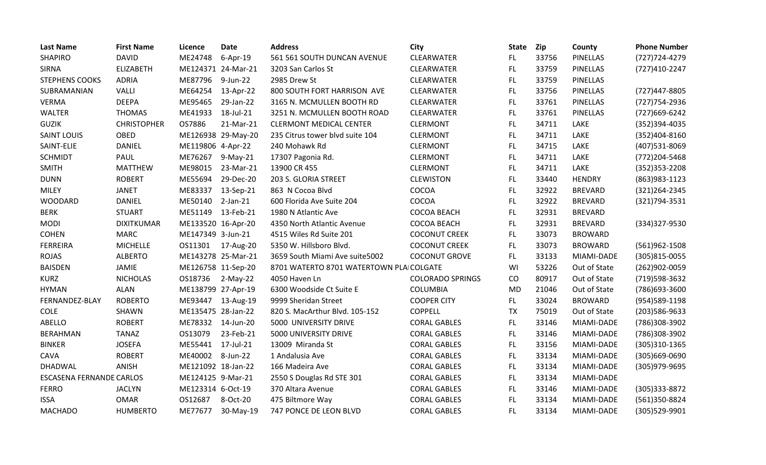| Last Name | First Name | Licence | Date | Address | City | State | Zip | County | Phone Number |
|---|---|---|---|---|---|---|---|---|---|
| SHAPIRO | DAVID | ME24748 | 6-Apr-19 | 561 561 SOUTH DUNCAN AVENUE | CLEARWATER | FL | 33756 | PINELLAS | (727)724-4279 |
| SIRNA | ELIZABETH | ME124371 | 24-Mar-21 | 3203 San Carlos St | CLEARWATER | FL | 33759 | PINELLAS | (727)410-2247 |
| STEPHENS COOKS | ADRIA | ME87796 | 9-Jun-22 | 2985 Drew St | CLEARWATER | FL | 33759 | PINELLAS | |
| SUBRAMANIAN | VALLI | ME64254 | 13-Apr-22 | 800 SOUTH FORT HARRISON AVE | CLEARWATER | FL | 33756 | PINELLAS | (727)447-8805 |
| VERMA | DEEPA | ME95465 | 29-Jan-22 | 3165 N. MCMULLEN BOOTH RD | CLEARWATER | FL | 33761 | PINELLAS | (727)754-2936 |
| WALTER | THOMAS | ME41933 | 18-Jul-21 | 3251 N. MCMULLEN BOOTH ROAD | CLEARWATER | FL | 33761 | PINELLAS | (727)669-6242 |
| GUZIK | CHRISTOPHER | OS7886 | 21-Mar-21 | CLERMONT MEDICAL CENTER | CLERMONT | FL | 34711 | LAKE | (352)394-4035 |
| SAINT LOUIS | OBED | ME126938 | 29-May-20 | 235 Citrus tower blvd suite 104 | CLERMONT | FL | 34711 | LAKE | (352)404-8160 |
| SAINT-ELIE | DANIEL | ME119806 | 4-Apr-22 | 240 Mohawk Rd | CLERMONT | FL | 34715 | LAKE | (407)531-8069 |
| SCHMIDT | PAUL | ME76267 | 9-May-21 | 17307 Pagonia Rd. | CLERMONT | FL | 34711 | LAKE | (772)204-5468 |
| SMITH | MATTHEW | ME98015 | 23-Mar-21 | 13900 CR 455 | CLERMONT | FL | 34711 | LAKE | (352)353-2208 |
| DUNN | ROBERT | ME55694 | 29-Dec-20 | 203 S. GLORIA STREET | CLEWISTON | FL | 33440 | HENDRY | (863)983-1123 |
| MILEY | JANET | ME83337 | 13-Sep-21 | 863 N Cocoa Blvd | COCOA | FL | 32922 | BREVARD | (321)264-2345 |
| WOODARD | DANIEL | ME50140 | 2-Jan-21 | 600 Florida Ave Suite 204 | COCOA | FL | 32922 | BREVARD | (321)794-3531 |
| BERK | STUART | ME51149 | 13-Feb-21 | 1980 N Atlantic Ave | COCOA BEACH | FL | 32931 | BREVARD | |
| MODI | DIXITKUMAR | ME133520 | 16-Apr-20 | 4350 North Atlantic Avenue | COCOA BEACH | FL | 32931 | BREVARD | (334)327-9530 |
| COHEN | MARC | ME147349 | 3-Jun-21 | 4515 Wiles Rd Suite 201 | COCONUT CREEK | FL | 33073 | BROWARD | |
| FERREIRA | MICHELLE | OS11301 | 17-Aug-20 | 5350 W. Hillsboro Blvd. | COCONUT CREEK | FL | 33073 | BROWARD | (561)962-1508 |
| ROJAS | ALBERTO | ME143278 | 25-Mar-21 | 3659 South Miami Ave suite5002 | COCONUT GROVE | FL | 33133 | MIAMI-DADE | (305)815-0055 |
| BAISDEN | JAMIE | ME126758 | 11-Sep-20 | 8701 WATERTO 8701 WATERTOWN PLA | COLGATE | WI | 53226 | Out of State | (262)902-0059 |
| KURZ | NICHOLAS | OS18736 | 2-May-22 | 4050 Haven Ln | COLORADO SPRINGS | CO | 80917 | Out of State | (719)598-3632 |
| HYMAN | ALAN | ME138799 | 27-Apr-19 | 6300 Woodside Ct Suite E | COLUMBIA | MD | 21046 | Out of State | (786)693-3600 |
| FERNANDEZ-BLAY | ROBERTO | ME93447 | 13-Aug-19 | 9999 Sheridan Street | COOPER CITY | FL | 33024 | BROWARD | (954)589-1198 |
| COLE | SHAWN | ME135475 | 28-Jan-22 | 820 S. MacArthur Blvd. 105-152 | COPPELL | TX | 75019 | Out of State | (203)586-9633 |
| ABELLO | ROBERT | ME78332 | 14-Jun-20 | 5000 UNIVERSITY DRIVE | CORAL GABLES | FL | 33146 | MIAMI-DADE | (786)308-3902 |
| BERAHMAN | TANAZ | OS13079 | 23-Feb-21 | 5000 UNIVERSITY DRIVE | CORAL GABLES | FL | 33146 | MIAMI-DADE | (786)308-3902 |
| BINKER | JOSEFA | ME55441 | 17-Jul-21 | 13009 Miranda St | CORAL GABLES | FL | 33156 | MIAMI-DADE | (305)310-1365 |
| CAVA | ROBERT | ME40002 | 8-Jun-22 | 1 Andalusia Ave | CORAL GABLES | FL | 33134 | MIAMI-DADE | (305)669-0690 |
| DHADWAL | ANISH | ME121092 | 18-Jan-22 | 166 Madeira Ave | CORAL GABLES | FL | 33134 | MIAMI-DADE | (305)979-9695 |
| ESCASENA FERNANDE | CARLOS | ME124125 | 9-Mar-21 | 2550 S Douglas Rd STE 301 | CORAL GABLES | FL | 33134 | MIAMI-DADE | |
| FERRO | JACLYN | ME123314 | 6-Oct-19 | 370 Altara Avenue | CORAL GABLES | FL | 33146 | MIAMI-DADE | (305)333-8872 |
| ISSA | OMAR | OS12687 | 8-Oct-20 | 475 Biltmore Way | CORAL GABLES | FL | 33134 | MIAMI-DADE | (561)350-8824 |
| MACHADO | HUMBERTO | ME77677 | 30-May-19 | 747 PONCE DE LEON BLVD | CORAL GABLES | FL | 33134 | MIAMI-DADE | (305)529-9901 |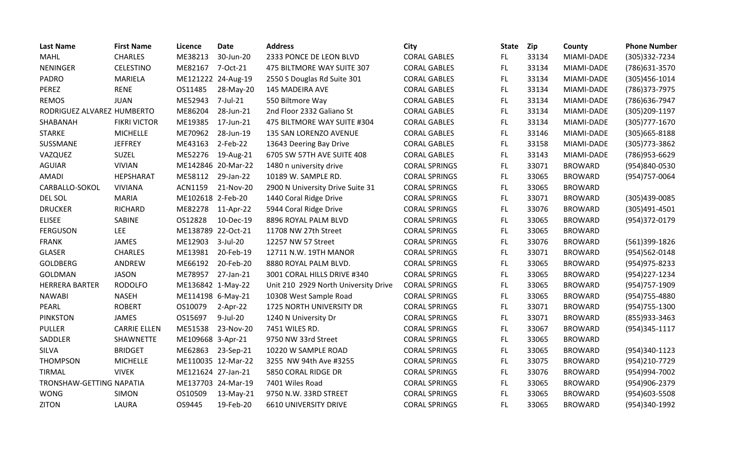| Last Name | First Name | Licence | Date | Address | City | State | Zip | County | Phone Number |
|---|---|---|---|---|---|---|---|---|---|
| MAHL | CHARLES | ME38213 | 30-Jun-20 | 2333 PONCE DE LEON BLVD | CORAL GABLES | FL | 33134 | MIAMI-DADE | (305)332-7234 |
| NENINGER | CELESTINO | ME82167 | 7-Oct-21 | 475 BILTMORE WAY SUITE 307 | CORAL GABLES | FL | 33134 | MIAMI-DADE | (786)631-3570 |
| PADRO | MARIELA | ME121222 | 24-Aug-19 | 2550 S Douglas Rd Suite 301 | CORAL GABLES | FL | 33134 | MIAMI-DADE | (305)456-1014 |
| PEREZ | RENE | OS11485 | 28-May-20 | 145 MADEIRA AVE | CORAL GABLES | FL | 33134 | MIAMI-DADE | (786)373-7975 |
| REMOS | JUAN | ME52943 | 7-Jul-21 | 550 Biltmore Way | CORAL GABLES | FL | 33134 | MIAMI-DADE | (786)636-7947 |
| RODRIGUEZ ALVAREZ | HUMBERTO | ME86204 | 28-Jun-21 | 2nd Floor 2332 Galiano St | CORAL GABLES | FL | 33134 | MIAMI-DADE | (305)209-1197 |
| SHABANAH | FIKRI VICTOR | ME19385 | 17-Jun-21 | 475 BILTMORE WAY SUITE #304 | CORAL GABLES | FL | 33134 | MIAMI-DADE | (305)777-1670 |
| STARKE | MICHELLE | ME70962 | 28-Jun-19 | 135 SAN LORENZO AVENUE | CORAL GABLES | FL | 33146 | MIAMI-DADE | (305)665-8188 |
| SUSSMANE | JEFFREY | ME43163 | 2-Feb-22 | 13643 Deering Bay Drive | CORAL GABLES | FL | 33158 | MIAMI-DADE | (305)773-3862 |
| VAZQUEZ | SUZEL | ME52276 | 19-Aug-21 | 6705 SW 57TH AVE SUITE 408 | CORAL GABLES | FL | 33143 | MIAMI-DADE | (786)953-6629 |
| AGUIAR | VIVIAN | ME142846 | 20-Mar-22 | 1480 n university drive | CORAL SPRINGS | FL | 33071 | BROWARD | (954)840-0530 |
| AMADI | HEPSHARAT | ME58112 | 29-Jan-22 | 10189 W. SAMPLE RD. | CORAL SPRINGS | FL | 33065 | BROWARD | (954)757-0064 |
| CARBALLO-SOKOL | VIVIANA | ACN1159 | 21-Nov-20 | 2900 N University Drive Suite 31 | CORAL SPRINGS | FL | 33065 | BROWARD | |
| DEL SOL | MARIA | ME102618 | 2-Feb-20 | 1440 Coral Ridge Drive | CORAL SPRINGS | FL | 33071 | BROWARD | (305)439-0085 |
| DRUCKER | RICHARD | ME82278 | 11-Apr-22 | 5944 Coral Ridge Drive | CORAL SPRINGS | FL | 33076 | BROWARD | (305)491-4501 |
| ELISEE | SABINE | OS12828 | 10-Dec-19 | 8896 ROYAL PALM BLVD | CORAL SPRINGS | FL | 33065 | BROWARD | (954)372-0179 |
| FERGUSON | LEE | ME138789 | 22-Oct-21 | 11708 NW 27th Street | CORAL SPRINGS | FL | 33065 | BROWARD | |
| FRANK | JAMES | ME12903 | 3-Jul-20 | 12257 NW 57 Street | CORAL SPRINGS | FL | 33076 | BROWARD | (561)399-1826 |
| GLASER | CHARLES | ME13981 | 20-Feb-19 | 12711 N.W. 19TH MANOR | CORAL SPRINGS | FL | 33071 | BROWARD | (954)562-0148 |
| GOLDBERG | ANDREW | ME66192 | 20-Feb-20 | 8880 ROYAL PALM BLVD. | CORAL SPRINGS | FL | 33065 | BROWARD | (954)975-8233 |
| GOLDMAN | JASON | ME78957 | 27-Jan-21 | 3001 CORAL HILLS DRIVE #340 | CORAL SPRINGS | FL | 33065 | BROWARD | (954)227-1234 |
| HERRERA BARTER | RODOLFO | ME136842 | 1-May-22 | Unit 210 2929 North University Drive | CORAL SPRINGS | FL | 33065 | BROWARD | (954)757-1909 |
| NAWABI | NASEH | ME114198 | 6-May-21 | 10308 West Sample Road | CORAL SPRINGS | FL | 33065 | BROWARD | (954)755-4880 |
| PEARL | ROBERT | OS10079 | 2-Apr-22 | 1725 NORTH UNIVERSITY DR | CORAL SPRINGS | FL | 33071 | BROWARD | (954)755-1300 |
| PINKSTON | JAMES | OS15697 | 9-Jul-20 | 1240 N University Dr | CORAL SPRINGS | FL | 33071 | BROWARD | (855)933-3463 |
| PULLER | CARRIE ELLEN | ME51538 | 23-Nov-20 | 7451 WILES RD. | CORAL SPRINGS | FL | 33067 | BROWARD | (954)345-1117 |
| SADDLER | SHAWNETTE | ME109668 | 3-Apr-21 | 9750 NW 33rd Street | CORAL SPRINGS | FL | 33065 | BROWARD | |
| SILVA | BRIDGET | ME62863 | 23-Sep-21 | 10220 W SAMPLE ROAD | CORAL SPRINGS | FL | 33065 | BROWARD | (954)340-1123 |
| THOMPSON | MICHELLE | ME110035 | 12-Mar-22 | 3255 NW 94th Ave #3255 | CORAL SPRINGS | FL | 33075 | BROWARD | (954)210-7729 |
| TIRMAL | VIVEK | ME121624 | 27-Jan-21 | 5850 CORAL RIDGE DR | CORAL SPRINGS | FL | 33076 | BROWARD | (954)994-7002 |
| TRONSHAW-GETTING | NAPATIA | ME137703 | 24-Mar-19 | 7401 Wiles Road | CORAL SPRINGS | FL | 33065 | BROWARD | (954)906-2379 |
| WONG | SIMON | OS10509 | 13-May-21 | 9750 N.W. 33RD STREET | CORAL SPRINGS | FL | 33065 | BROWARD | (954)603-5508 |
| ZITON | LAURA | OS9445 | 19-Feb-20 | 6610 UNIVERSITY DRIVE | CORAL SPRINGS | FL | 33065 | BROWARD | (954)340-1992 |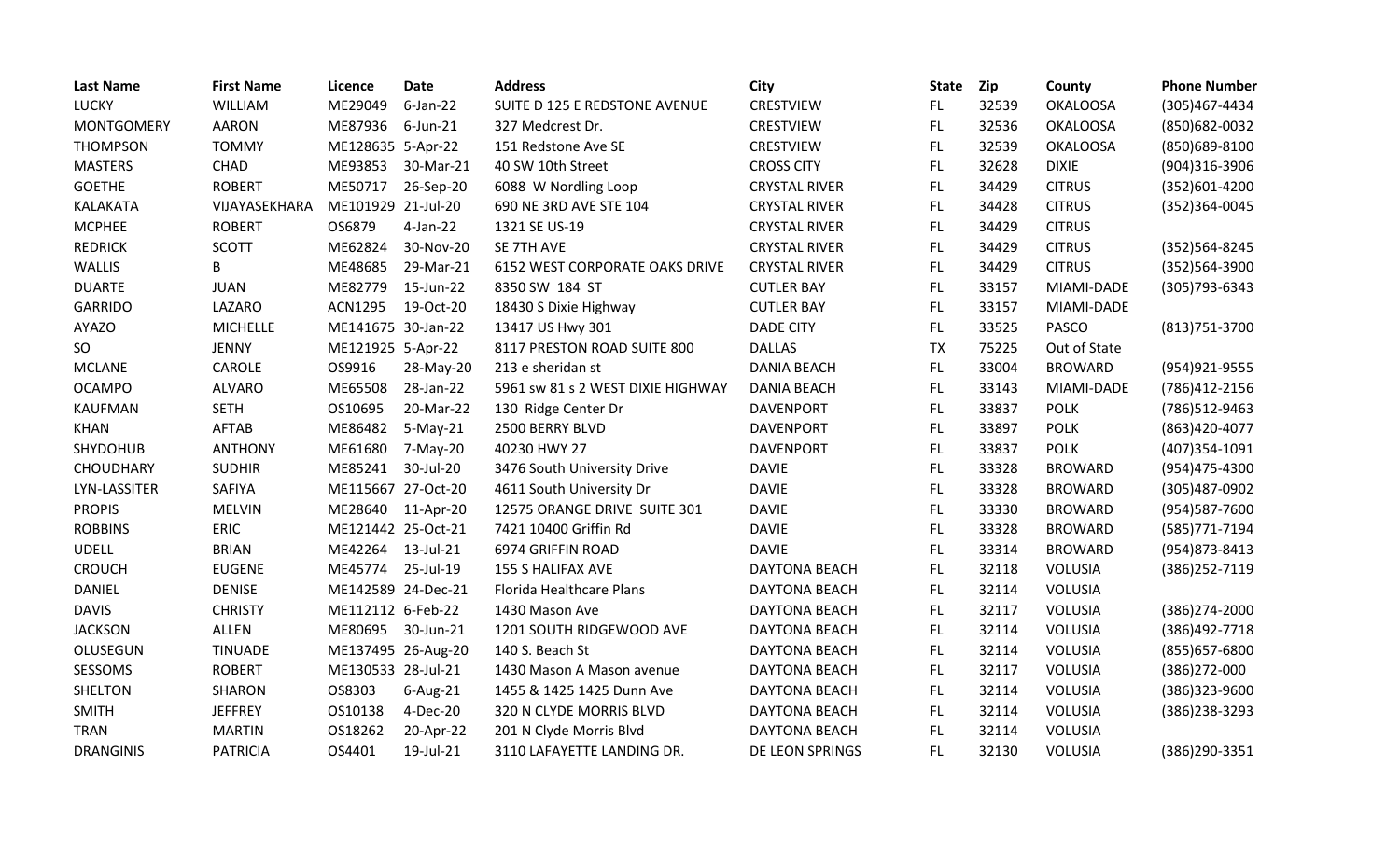| Last Name | First Name | Licence | Date | Address | City | State | Zip | County | Phone Number |
|---|---|---|---|---|---|---|---|---|---|
| LUCKY | WILLIAM | ME29049 | 6-Jan-22 | SUITE D 125 E REDSTONE AVENUE | CRESTVIEW | FL | 32539 | OKALOOSA | (305)467-4434 |
| MONTGOMERY | AARON | ME87936 | 6-Jun-21 | 327 Medcrest Dr. | CRESTVIEW | FL | 32536 | OKALOOSA | (850)682-0032 |
| THOMPSON | TOMMY | ME128635 | 5-Apr-22 | 151 Redstone Ave SE | CRESTVIEW | FL | 32539 | OKALOOSA | (850)689-8100 |
| MASTERS | CHAD | ME93853 | 30-Mar-21 | 40 SW 10th Street | CROSS CITY | FL | 32628 | DIXIE | (904)316-3906 |
| GOETHE | ROBERT | ME50717 | 26-Sep-20 | 6088 W Nordling Loop | CRYSTAL RIVER | FL | 34429 | CITRUS | (352)601-4200 |
| KALAKATA | VIJAYASEKHARA | ME101929 | 21-Jul-20 | 690 NE 3RD AVE STE 104 | CRYSTAL RIVER | FL | 34428 | CITRUS | (352)364-0045 |
| MCPHEE | ROBERT | OS6879 | 4-Jan-22 | 1321 SE US-19 | CRYSTAL RIVER | FL | 34429 | CITRUS | |
| REDRICK | SCOTT | ME62824 | 30-Nov-20 | SE 7TH AVE | CRYSTAL RIVER | FL | 34429 | CITRUS | (352)564-8245 |
| WALLIS | B | ME48685 | 29-Mar-21 | 6152 WEST CORPORATE OAKS DRIVE | CRYSTAL RIVER | FL | 34429 | CITRUS | (352)564-3900 |
| DUARTE | JUAN | ME82779 | 15-Jun-22 | 8350 SW 184 ST | CUTLER BAY | FL | 33157 | MIAMI-DADE | (305)793-6343 |
| GARRIDO | LAZARO | ACN1295 | 19-Oct-20 | 18430 S Dixie Highway | CUTLER BAY | FL | 33157 | MIAMI-DADE | |
| AYAZO | MICHELLE | ME141675 | 30-Jan-22 | 13417 US Hwy 301 | DADE CITY | FL | 33525 | PASCO | (813)751-3700 |
| SO | JENNY | ME121925 | 5-Apr-22 | 8117 PRESTON ROAD SUITE 800 | DALLAS | TX | 75225 | Out of State | |
| MCLANE | CAROLE | OS9916 | 28-May-20 | 213 e sheridan st | DANIA BEACH | FL | 33004 | BROWARD | (954)921-9555 |
| OCAMPO | ALVARO | ME65508 | 28-Jan-22 | 5961 sw 81 s 2 WEST DIXIE HIGHWAY | DANIA BEACH | FL | 33143 | MIAMI-DADE | (786)412-2156 |
| KAUFMAN | SETH | OS10695 | 20-Mar-22 | 130 Ridge Center Dr | DAVENPORT | FL | 33837 | POLK | (786)512-9463 |
| KHAN | AFTAB | ME86482 | 5-May-21 | 2500 BERRY BLVD | DAVENPORT | FL | 33897 | POLK | (863)420-4077 |
| SHYDOHUB | ANTHONY | ME61680 | 7-May-20 | 40230 HWY 27 | DAVENPORT | FL | 33837 | POLK | (407)354-1091 |
| CHOUDHARY | SUDHIR | ME85241 | 30-Jul-20 | 3476 South University Drive | DAVIE | FL | 33328 | BROWARD | (954)475-4300 |
| LYN-LASSITER | SAFIYA | ME115667 | 27-Oct-20 | 4611 South University Dr | DAVIE | FL | 33328 | BROWARD | (305)487-0902 |
| PROPIS | MELVIN | ME28640 | 11-Apr-20 | 12575 ORANGE DRIVE SUITE 301 | DAVIE | FL | 33330 | BROWARD | (954)587-7600 |
| ROBBINS | ERIC | ME121442 | 25-Oct-21 | 7421 10400 Griffin Rd | DAVIE | FL | 33328 | BROWARD | (585)771-7194 |
| UDELL | BRIAN | ME42264 | 13-Jul-21 | 6974 GRIFFIN ROAD | DAVIE | FL | 33314 | BROWARD | (954)873-8413 |
| CROUCH | EUGENE | ME45774 | 25-Jul-19 | 155 S HALIFAX AVE | DAYTONA BEACH | FL | 32118 | VOLUSIA | (386)252-7119 |
| DANIEL | DENISE | ME142589 | 24-Dec-21 | Florida Healthcare Plans | DAYTONA BEACH | FL | 32114 | VOLUSIA | |
| DAVIS | CHRISTY | ME112112 | 6-Feb-22 | 1430 Mason Ave | DAYTONA BEACH | FL | 32117 | VOLUSIA | (386)274-2000 |
| JACKSON | ALLEN | ME80695 | 30-Jun-21 | 1201 SOUTH RIDGEWOOD AVE | DAYTONA BEACH | FL | 32114 | VOLUSIA | (386)492-7718 |
| OLUSEGUN | TINUADE | ME137495 | 26-Aug-20 | 140 S. Beach St | DAYTONA BEACH | FL | 32114 | VOLUSIA | (855)657-6800 |
| SESSOMS | ROBERT | ME130533 | 28-Jul-21 | 1430 Mason A Mason avenue | DAYTONA BEACH | FL | 32117 | VOLUSIA | (386)272-000 |
| SHELTON | SHARON | OS8303 | 6-Aug-21 | 1455 & 1425 1425 Dunn Ave | DAYTONA BEACH | FL | 32114 | VOLUSIA | (386)323-9600 |
| SMITH | JEFFREY | OS10138 | 4-Dec-20 | 320 N CLYDE MORRIS BLVD | DAYTONA BEACH | FL | 32114 | VOLUSIA | (386)238-3293 |
| TRAN | MARTIN | OS18262 | 20-Apr-22 | 201 N Clyde Morris Blvd | DAYTONA BEACH | FL | 32114 | VOLUSIA | |
| DRANGINIS | PATRICIA | OS4401 | 19-Jul-21 | 3110 LAFAYETTE LANDING DR. | DE LEON SPRINGS | FL | 32130 | VOLUSIA | (386)290-3351 |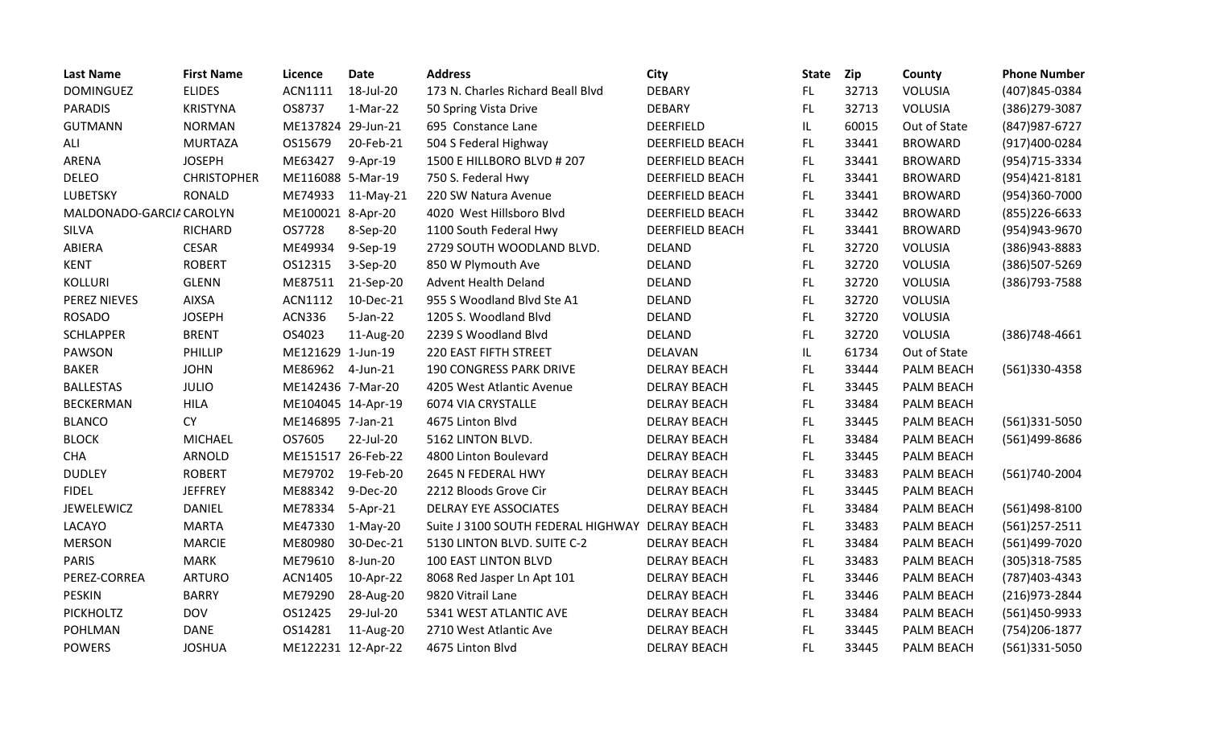| Last Name | First Name | Licence | Date | Address | City | State | Zip | County | Phone Number |
| --- | --- | --- | --- | --- | --- | --- | --- | --- | --- |
| DOMINGUEZ | ELIDES | ACN1111 | 18-Jul-20 | 173 N. Charles Richard Beall Blvd | DEBARY | FL | 32713 | VOLUSIA | (407)845-0384 |
| PARADIS | KRISTYNA | OS8737 | 1-Mar-22 | 50 Spring Vista Drive | DEBARY | FL | 32713 | VOLUSIA | (386)279-3087 |
| GUTMANN | NORMAN | ME137824 | 29-Jun-21 | 695 Constance Lane | DEERFIELD | IL | 60015 | Out of State | (847)987-6727 |
| ALI | MURTAZA | OS15679 | 20-Feb-21 | 504 S Federal Highway | DEERFIELD BEACH | FL | 33441 | BROWARD | (917)400-0284 |
| ARENA | JOSEPH | ME63427 | 9-Apr-19 | 1500 E HILLBORO BLVD # 207 | DEERFIELD BEACH | FL | 33441 | BROWARD | (954)715-3334 |
| DELEO | CHRISTOPHER | ME116088 | 5-Mar-19 | 750 S. Federal Hwy | DEERFIELD BEACH | FL | 33441 | BROWARD | (954)421-8181 |
| LUBETSKY | RONALD | ME74933 | 11-May-21 | 220 SW Natura Avenue | DEERFIELD BEACH | FL | 33441 | BROWARD | (954)360-7000 |
| MALDONADO-GARCIA | CAROLYN | ME100021 | 8-Apr-20 | 4020 West Hillsboro Blvd | DEERFIELD BEACH | FL | 33442 | BROWARD | (855)226-6633 |
| SILVA | RICHARD | OS7728 | 8-Sep-20 | 1100 South Federal Hwy | DEERFIELD BEACH | FL | 33441 | BROWARD | (954)943-9670 |
| ABIERA | CESAR | ME49934 | 9-Sep-19 | 2729 SOUTH WOODLAND BLVD. | DELAND | FL | 32720 | VOLUSIA | (386)943-8883 |
| KENT | ROBERT | OS12315 | 3-Sep-20 | 850 W Plymouth Ave | DELAND | FL | 32720 | VOLUSIA | (386)507-5269 |
| KOLLURI | GLENN | ME87511 | 21-Sep-20 | Advent Health Deland | DELAND | FL | 32720 | VOLUSIA | (386)793-7588 |
| PEREZ NIEVES | AIXSA | ACN1112 | 10-Dec-21 | 955 S Woodland Blvd Ste A1 | DELAND | FL | 32720 | VOLUSIA | |
| ROSADO | JOSEPH | ACN336 | 5-Jan-22 | 1205 S. Woodland Blvd | DELAND | FL | 32720 | VOLUSIA | |
| SCHLAPPER | BRENT | OS4023 | 11-Aug-20 | 2239 S Woodland Blvd | DELAND | FL | 32720 | VOLUSIA | (386)748-4661 |
| PAWSON | PHILLIP | ME121629 | 1-Jun-19 | 220 EAST FIFTH STREET | DELAVAN | IL | 61734 | Out of State | |
| BAKER | JOHN | ME86962 | 4-Jun-21 | 190 CONGRESS PARK DRIVE | DELRAY BEACH | FL | 33444 | PALM BEACH | (561)330-4358 |
| BALLESTAS | JULIO | ME142436 | 7-Mar-20 | 4205 West Atlantic Avenue | DELRAY BEACH | FL | 33445 | PALM BEACH | |
| BECKERMAN | HILA | ME104045 | 14-Apr-19 | 6074 VIA CRYSTALLE | DELRAY BEACH | FL | 33484 | PALM BEACH | |
| BLANCO | CY | ME146895 | 7-Jan-21 | 4675 Linton Blvd | DELRAY BEACH | FL | 33445 | PALM BEACH | (561)331-5050 |
| BLOCK | MICHAEL | OS7605 | 22-Jul-20 | 5162 LINTON BLVD. | DELRAY BEACH | FL | 33484 | PALM BEACH | (561)499-8686 |
| CHA | ARNOLD | ME151517 | 26-Feb-22 | 4800 Linton Boulevard | DELRAY BEACH | FL | 33445 | PALM BEACH | |
| DUDLEY | ROBERT | ME79702 | 19-Feb-20 | 2645 N FEDERAL HWY | DELRAY BEACH | FL | 33483 | PALM BEACH | (561)740-2004 |
| FIDEL | JEFFREY | ME88342 | 9-Dec-20 | 2212 Bloods Grove Cir | DELRAY BEACH | FL | 33445 | PALM BEACH | |
| JEWELEWICZ | DANIEL | ME78334 | 5-Apr-21 | DELRAY EYE ASSOCIATES | DELRAY BEACH | FL | 33484 | PALM BEACH | (561)498-8100 |
| LACAYO | MARTA | ME47330 | 1-May-20 | Suite J 3100 SOUTH FEDERAL HIGHWAY | DELRAY BEACH | FL | 33483 | PALM BEACH | (561)257-2511 |
| MERSON | MARCIE | ME80980 | 30-Dec-21 | 5130 LINTON BLVD. SUITE C-2 | DELRAY BEACH | FL | 33484 | PALM BEACH | (561)499-7020 |
| PARIS | MARK | ME79610 | 8-Jun-20 | 100 EAST LINTON BLVD | DELRAY BEACH | FL | 33483 | PALM BEACH | (305)318-7585 |
| PEREZ-CORREA | ARTURO | ACN1405 | 10-Apr-22 | 8068 Red Jasper Ln Apt 101 | DELRAY BEACH | FL | 33446 | PALM BEACH | (787)403-4343 |
| PESKIN | BARRY | ME79290 | 28-Aug-20 | 9820 Vitrail Lane | DELRAY BEACH | FL | 33446 | PALM BEACH | (216)973-2844 |
| PICKHOLTZ | DOV | OS12425 | 29-Jul-20 | 5341 WEST ATLANTIC AVE | DELRAY BEACH | FL | 33484 | PALM BEACH | (561)450-9933 |
| POHLMAN | DANE | OS14281 | 11-Aug-20 | 2710 West Atlantic Ave | DELRAY BEACH | FL | 33445 | PALM BEACH | (754)206-1877 |
| POWERS | JOSHUA | ME122231 | 12-Apr-22 | 4675 Linton Blvd | DELRAY BEACH | FL | 33445 | PALM BEACH | (561)331-5050 |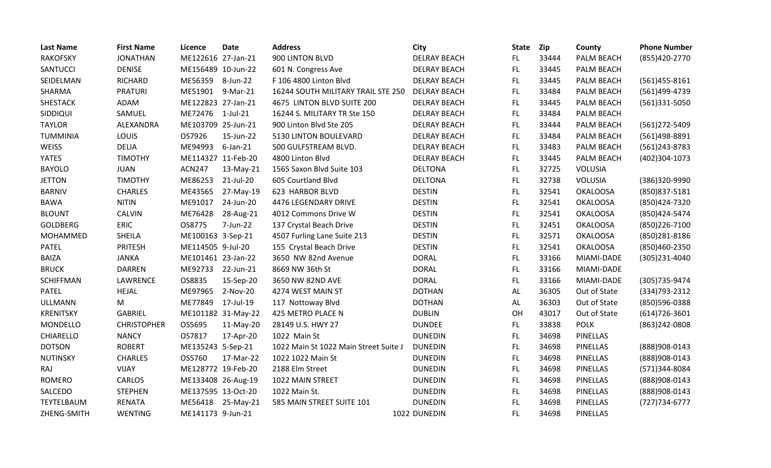| Last Name | First Name | Licence | Date | Address | City | State | Zip | County | Phone Number |
|---|---|---|---|---|---|---|---|---|---|
| RAKOFSKY | JONATHAN | ME122616 | 27-Jan-21 | 900 LINTON BLVD | DELRAY BEACH | FL | 33444 | PALM BEACH | (855)420-2770 |
| SANTUCCI | DENISE | ME156489 | 10-Jun-22 | 601 N. Congress Ave | DELRAY BEACH | FL | 33445 | PALM BEACH | |
| SEIDELMAN | RICHARD | ME56359 | 8-Jun-22 | F 106 4800 Linton Blvd | DELRAY BEACH | FL | 33445 | PALM BEACH | (561)455-8161 |
| SHARMA | PRATURI | ME51901 | 9-Mar-21 | 16244 SOUTH MILITARY TRAIL STE 250 | DELRAY BEACH | FL | 33484 | PALM BEACH | (561)499-4739 |
| SHESTACK | ADAM | ME122823 | 27-Jan-21 | 4675 LINTON BLVD SUITE 200 | DELRAY BEACH | FL | 33445 | PALM BEACH | (561)331-5050 |
| SIDDIQUI | SAMUEL | ME72476 | 1-Jul-21 | 16244 S. MILITARY TR Ste 150 | DELRAY BEACH | FL | 33484 | PALM BEACH | |
| TAYLOR | ALEXANDRA | ME103709 | 25-Jun-21 | 900 Linton Blvd Ste 205 | DELRAY BEACH | FL | 33444 | PALM BEACH | (561)272-5409 |
| TUMMINIA | LOUIS | OS7926 | 15-Jun-22 | 5130 LINTON BOULEVARD | DELRAY BEACH | FL | 33484 | PALM BEACH | (561)498-8891 |
| WEISS | DELIA | ME94993 | 6-Jan-21 | 500 GULFSTREAM BLVD. | DELRAY BEACH | FL | 33483 | PALM BEACH | (561)243-8783 |
| YATES | TIMOTHY | ME114327 | 11-Feb-20 | 4800 Linton Blvd | DELRAY BEACH | FL | 33445 | PALM BEACH | (402)304-1073 |
| BAYOLO | JUAN | ACN247 | 13-May-21 | 1565 Saxon Blvd Suite 103 | DELTONA | FL | 32725 | VOLUSIA | |
| JETTON | TIMOTHY | ME86253 | 21-Jul-20 | 605 Courtland Blvd | DELTONA | FL | 32738 | VOLUSIA | (386)320-9990 |
| BARNIV | CHARLES | ME43565 | 27-May-19 | 623 HARBOR BLVD | DESTIN | FL | 32541 | OKALOOSA | (850)837-5181 |
| BAWA | NITIN | ME91017 | 24-Jun-20 | 4476 LEGENDARY DRIVE | DESTIN | FL | 32541 | OKALOOSA | (850)424-7320 |
| BLOUNT | CALVIN | ME76428 | 28-Aug-21 | 4012 Commons Drive W | DESTIN | FL | 32541 | OKALOOSA | (850)424-5474 |
| GOLDBERG | ERIC | OS8775 | 7-Jun-22 | 137 Crystal Beach Drive | DESTIN | FL | 32451 | OKALOOSA | (850)226-7100 |
| MOHAMMED | SHEILA | ME100163 | 3-Sep-21 | 4507 Furling Lane Suite 213 | DESTIN | FL | 32571 | OKALOOSA | (850)281-8186 |
| PATEL | PRITESH | ME114505 | 9-Jul-20 | 155 Crystal Beach Drive | DESTIN | FL | 32541 | OKALOOSA | (850)460-2350 |
| BAIZA | JANKA | ME101461 | 23-Jan-22 | 3650 NW 82nd Avenue | DORAL | FL | 33166 | MIAMI-DADE | (305)231-4040 |
| BRUCK | DARREN | ME92733 | 22-Jun-21 | 8669 NW 36th St | DORAL | FL | 33166 | MIAMI-DADE | |
| SCHIFFMAN | LAWRENCE | OS8835 | 15-Sep-20 | 3650 NW 82ND AVE | DORAL | FL | 33166 | MIAMI-DADE | (305)735-9474 |
| PATEL | HEJAL | ME97965 | 2-Nov-20 | 4274 WEST MAIN ST | DOTHAN | AL | 36305 | Out of State | (334)793-2312 |
| ULLMANN | M | ME77849 | 17-Jul-19 | 117 Nottoway Blvd | DOTHAN | AL | 36303 | Out of State | (850)596-0388 |
| KRENITSKY | GABRIEL | ME101182 | 31-May-22 | 425 METRO PLACE N | DUBLIN | OH | 43017 | Out of State | (614)726-3601 |
| MONDELLO | CHRISTOPHER | OS5695 | 11-May-20 | 28149 U.S. HWY 27 | DUNDEE | FL | 33838 | POLK | (863)242-0808 |
| CHIARELLO | NANCY | OS7817 | 17-Apr-20 | 1022 Main St | DUNEDIN | FL | 34698 | PINELLAS | |
| DOTSON | ROBERT | ME135243 | 5-Sep-21 | 1022 Main St 1022 Main Street Suite J | DUNEDIN | FL | 34698 | PINELLAS | (888)908-0143 |
| NUTINSKY | CHARLES | OS5760 | 17-Mar-22 | 1022 1022 Main St | DUNEDIN | FL | 34698 | PINELLAS | (888)908-0143 |
| RAJ | VIJAY | ME128772 | 19-Feb-20 | 2188 Elm Street | DUNEDIN | FL | 34698 | PINELLAS | (571)344-8084 |
| ROMERO | CARLOS | ME133408 | 26-Aug-19 | 1022 MAIN STREET | DUNEDIN | FL | 34698 | PINELLAS | (888)908-0143 |
| SALCEDO | STEPHEN | ME137595 | 13-Oct-20 | 1022 Main St. | DUNEDIN | FL | 34698 | PINELLAS | (888)908-0143 |
| TEYTELBAUM | RENATA | ME56418 | 25-May-21 | 585 MAIN STREET SUITE 101 | DUNEDIN | FL | 34698 | PINELLAS | (727)734-6777 |
| ZHENG-SMITH | WENTING | ME141173 | 9-Jun-21 | | 1022 DUNEDIN | FL | 34698 | PINELLAS | |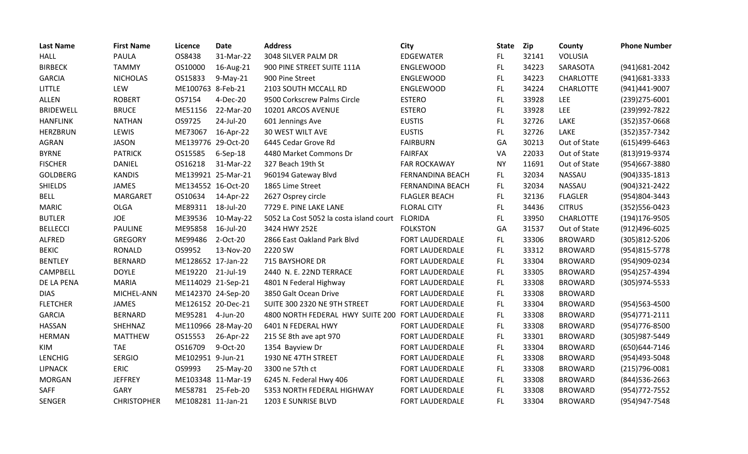| Last Name | First Name | Licence | Date | Address | City | State | Zip | County | Phone Number |
|---|---|---|---|---|---|---|---|---|---|
| HALL | PAULA | OS8438 | 31-Mar-22 | 3048 SILVER PALM DR | EDGEWATER | FL | 32141 | VOLUSIA | |
| BIRBECK | TAMMY | OS10000 | 16-Aug-21 | 900 PINE STREET SUITE 111A | ENGLEWOOD | FL | 34223 | SARASOTA | (941)681-2042 |
| GARCIA | NICHOLAS | OS15833 | 9-May-21 | 900 Pine Street | ENGLEWOOD | FL | 34223 | CHARLOTTE | (941)681-3333 |
| LITTLE | LEW | ME100763 | 8-Feb-21 | 2103 SOUTH MCCALL RD | ENGLEWOOD | FL | 34224 | CHARLOTTE | (941)441-9007 |
| ALLEN | ROBERT | OS7154 | 4-Dec-20 | 9500 Corkscrew Palms Circle | ESTERO | FL | 33928 | LEE | (239)275-6001 |
| BRIDEWELL | BRUCE | ME51156 | 22-Mar-20 | 10201 ARCOS AVENUE | ESTERO | FL | 33928 | LEE | (239)992-7822 |
| HANFLINK | NATHAN | OS9725 | 24-Jul-20 | 601 Jennings Ave | EUSTIS | FL | 32726 | LAKE | (352)357-0668 |
| HERZBRUN | LEWIS | ME73067 | 16-Apr-22 | 30 WEST WILT AVE | EUSTIS | FL | 32726 | LAKE | (352)357-7342 |
| AGRAN | JASON | ME139776 | 29-Oct-20 | 6445 Cedar Grove Rd | FAIRBURN | GA | 30213 | Out of State | (615)499-6463 |
| BYRNE | PATRICK | OS15585 | 6-Sep-18 | 4480 Market Commons Dr | FAIRFAX | VA | 22033 | Out of State | (813)919-9374 |
| FISCHER | DANIEL | OS16218 | 31-Mar-22 | 327 Beach 19th St | FAR ROCKAWAY | NY | 11691 | Out of State | (954)667-3880 |
| GOLDBERG | KANDIS | ME139921 | 25-Mar-21 | 960194 Gateway Blvd | FERNANDINA BEACH | FL | 32034 | NASSAU | (904)335-1813 |
| SHIELDS | JAMES | ME134552 | 16-Oct-20 | 1865 Lime Street | FERNANDINA BEACH | FL | 32034 | NASSAU | (904)321-2422 |
| BELL | MARGARET | OS10634 | 14-Apr-22 | 2627 Osprey circle | FLAGLER BEACH | FL | 32136 | FLAGLER | (954)804-3443 |
| MARIC | OLGA | ME89311 | 18-Jul-20 | 7729 E. PINE LAKE LANE | FLORAL CITY | FL | 34436 | CITRUS | (352)556-0423 |
| BUTLER | JOE | ME39536 | 10-May-22 | 5052 La Cost 5052 la costa island court | FLORIDA | FL | 33950 | CHARLOTTE | (194)176-9505 |
| BELLECCI | PAULINE | ME95858 | 16-Jul-20 | 3424 HWY 252E | FOLKSTON | GA | 31537 | Out of State | (912)496-6025 |
| ALFRED | GREGORY | ME99486 | 2-Oct-20 | 2866 East Oakland Park Blvd | FORT LAUDERDALE | FL | 33306 | BROWARD | (305)812-5206 |
| BEKIC | RONALD | OS9952 | 13-Nov-20 | 2220 SW | FORT LAUDERDALE | FL | 33312 | BROWARD | (954)815-5778 |
| BENTLEY | BERNARD | ME128652 | 17-Jan-22 | 715 BAYSHORE DR | FORT LAUDERDALE | FL | 33304 | BROWARD | (954)909-0234 |
| CAMPBELL | DOYLE | ME19220 | 21-Jul-19 | 2440 N. E. 22ND TERRACE | FORT LAUDERDALE | FL | 33305 | BROWARD | (954)257-4394 |
| DE LA PENA | MARIA | ME114029 | 21-Sep-21 | 4801 N Federal Highway | FORT LAUDERDALE | FL | 33308 | BROWARD | (305)974-5533 |
| DIAS | MICHEL-ANN | ME142370 | 24-Sep-20 | 3850 Galt Ocean Drive | FORT LAUDERDALE | FL | 33308 | BROWARD | |
| FLETCHER | JAMES | ME126152 | 20-Dec-21 | SUITE 300 2320 NE 9TH STREET | FORT LAUDERDALE | FL | 33304 | BROWARD | (954)563-4500 |
| GARCIA | BERNARD | ME95281 | 4-Jun-20 | 4800 NORTH FEDERAL HWY SUITE 200 | FORT LAUDERDALE | FL | 33308 | BROWARD | (954)771-2111 |
| HASSAN | SHEHNAZ | ME110966 | 28-May-20 | 6401 N FEDERAL HWY | FORT LAUDERDALE | FL | 33308 | BROWARD | (954)776-8500 |
| HERMAN | MATTHEW | OS15553 | 26-Apr-22 | 215 SE 8th ave apt 970 | FORT LAUDERDALE | FL | 33301 | BROWARD | (305)987-5449 |
| KIM | TAE | OS16709 | 9-Oct-20 | 1354 Bayview Dr | FORT LAUDERDALE | FL | 33304 | BROWARD | (650)644-7146 |
| LENCHIG | SERGIO | ME102951 | 9-Jun-21 | 1930 NE 47TH STREET | FORT LAUDERDALE | FL | 33308 | BROWARD | (954)493-5048 |
| LIPNACK | ERIC | OS9993 | 25-May-20 | 3300 ne 57th ct | FORT LAUDERDALE | FL | 33308 | BROWARD | (215)796-0081 |
| MORGAN | JEFFREY | ME103348 | 11-Mar-19 | 6245 N. Federal Hwy 406 | FORT LAUDERDALE | FL | 33308 | BROWARD | (844)536-2663 |
| SAFF | GARY | ME58781 | 25-Feb-20 | 5353 NORTH FEDERAL HIGHWAY | FORT LAUDERDALE | FL | 33308 | BROWARD | (954)772-7552 |
| SENGER | CHRISTOPHER | ME108281 | 11-Jan-21 | 1203 E SUNRISE BLVD | FORT LAUDERDALE | FL | 33304 | BROWARD | (954)947-7548 |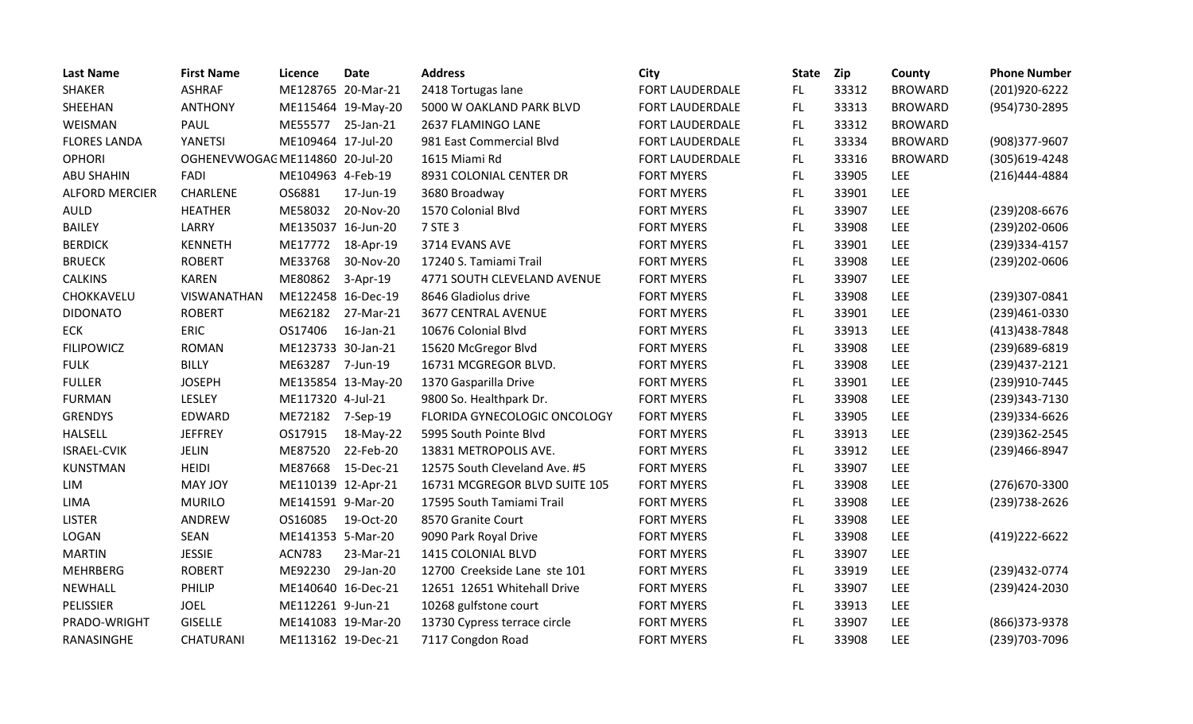| Last Name | First Name | Licence | Date | Address | City | State | Zip | County | Phone Number |
|---|---|---|---|---|---|---|---|---|---|
| SHAKER | ASHRAF | ME128765 | 20-Mar-21 | 2418 Tortugas lane | FORT LAUDERDALE | FL | 33312 | BROWARD | (201)920-6222 |
| SHEEHAN | ANTHONY | ME115464 | 19-May-20 | 5000 W OAKLAND PARK BLVD | FORT LAUDERDALE | FL | 33313 | BROWARD | (954)730-2895 |
| WEISMAN | PAUL | ME55577 | 25-Jan-21 | 2637 FLAMINGO LANE | FORT LAUDERDALE | FL | 33312 | BROWARD | |
| FLORES LANDA | YANETSI | ME109464 | 17-Jul-20 | 981 East Commercial Blvd | FORT LAUDERDALE | FL | 33334 | BROWARD | (908)377-9607 |
| OPHORI | OGHENEVWOGAC | ME114860 | 20-Jul-20 | 1615 Miami Rd | FORT LAUDERDALE | FL | 33316 | BROWARD | (305)619-4248 |
| ABU SHAHIN | FADI | ME104963 | 4-Feb-19 | 8931 COLONIAL CENTER DR | FORT MYERS | FL | 33905 | LEE | (216)444-4884 |
| ALFORD MERCIER | CHARLENE | OS6881 | 17-Jun-19 | 3680 Broadway | FORT MYERS | FL | 33901 | LEE | |
| AULD | HEATHER | ME58032 | 20-Nov-20 | 1570 Colonial Blvd | FORT MYERS | FL | 33907 | LEE | (239)208-6676 |
| BAILEY | LARRY | ME135037 | 16-Jun-20 | 7 STE 3 | FORT MYERS | FL | 33908 | LEE | (239)202-0606 |
| BERDICK | KENNETH | ME17772 | 18-Apr-19 | 3714 EVANS AVE | FORT MYERS | FL | 33901 | LEE | (239)334-4157 |
| BRUECK | ROBERT | ME33768 | 30-Nov-20 | 17240 S. Tamiami Trail | FORT MYERS | FL | 33908 | LEE | (239)202-0606 |
| CALKINS | KAREN | ME80862 | 3-Apr-19 | 4771 SOUTH CLEVELAND AVENUE | FORT MYERS | FL | 33907 | LEE | |
| CHOKKAVELU | VISWANATHAN | ME122458 | 16-Dec-19 | 8646 Gladiolus drive | FORT MYERS | FL | 33908 | LEE | (239)307-0841 |
| DIDONATO | ROBERT | ME62182 | 27-Mar-21 | 3677 CENTRAL AVENUE | FORT MYERS | FL | 33901 | LEE | (239)461-0330 |
| ECK | ERIC | OS17406 | 16-Jan-21 | 10676 Colonial Blvd | FORT MYERS | FL | 33913 | LEE | (413)438-7848 |
| FILIPOWICZ | ROMAN | ME123733 | 30-Jan-21 | 15620 McGregor Blvd | FORT MYERS | FL | 33908 | LEE | (239)689-6819 |
| FULK | BILLY | ME63287 | 7-Jun-19 | 16731 MCGREGOR BLVD. | FORT MYERS | FL | 33908 | LEE | (239)437-2121 |
| FULLER | JOSEPH | ME135854 | 13-May-20 | 1370 Gasparilla Drive | FORT MYERS | FL | 33901 | LEE | (239)910-7445 |
| FURMAN | LESLEY | ME117320 | 4-Jul-21 | 9800 So. Healthpark Dr. | FORT MYERS | FL | 33908 | LEE | (239)343-7130 |
| GRENDYS | EDWARD | ME72182 | 7-Sep-19 | FLORIDA GYNECOLOGIC ONCOLOGY | FORT MYERS | FL | 33905 | LEE | (239)334-6626 |
| HALSELL | JEFFREY | OS17915 | 18-May-22 | 5995 South Pointe Blvd | FORT MYERS | FL | 33913 | LEE | (239)362-2545 |
| ISRAEL-CVIK | JELIN | ME87520 | 22-Feb-20 | 13831 METROPOLIS AVE. | FORT MYERS | FL | 33912 | LEE | (239)466-8947 |
| KUNSTMAN | HEIDI | ME87668 | 15-Dec-21 | 12575 South Cleveland Ave. #5 | FORT MYERS | FL | 33907 | LEE | |
| LIM | MAY JOY | ME110139 | 12-Apr-21 | 16731 MCGREGOR BLVD SUITE 105 | FORT MYERS | FL | 33908 | LEE | (276)670-3300 |
| LIMA | MURILO | ME141591 | 9-Mar-20 | 17595 South Tamiami Trail | FORT MYERS | FL | 33908 | LEE | (239)738-2626 |
| LISTER | ANDREW | OS16085 | 19-Oct-20 | 8570 Granite Court | FORT MYERS | FL | 33908 | LEE | |
| LOGAN | SEAN | ME141353 | 5-Mar-20 | 9090 Park Royal Drive | FORT MYERS | FL | 33908 | LEE | (419)222-6622 |
| MARTIN | JESSIE | ACN783 | 23-Mar-21 | 1415 COLONIAL BLVD | FORT MYERS | FL | 33907 | LEE | |
| MEHRBERG | ROBERT | ME92230 | 29-Jan-20 | 12700 Creekside Lane ste 101 | FORT MYERS | FL | 33919 | LEE | (239)432-0774 |
| NEWHALL | PHILIP | ME140640 | 16-Dec-21 | 12651 12651 Whitehall Drive | FORT MYERS | FL | 33907 | LEE | (239)424-2030 |
| PELISSIER | JOEL | ME112261 | 9-Jun-21 | 10268 gulfstone court | FORT MYERS | FL | 33913 | LEE | |
| PRADO-WRIGHT | GISELLE | ME141083 | 19-Mar-20 | 13730 Cypress terrace circle | FORT MYERS | FL | 33907 | LEE | (866)373-9378 |
| RANASINGHE | CHATURANI | ME113162 | 19-Dec-21 | 7117 Congdon Road | FORT MYERS | FL | 33908 | LEE | (239)703-7096 |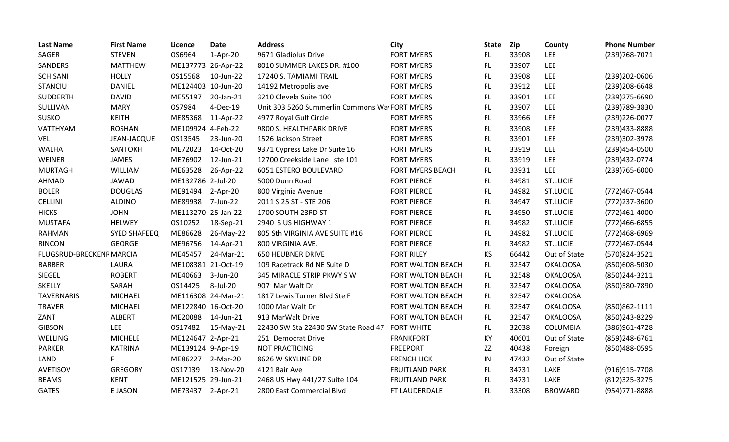| Last Name | First Name | Licence | Date | Address | City | State | Zip | County | Phone Number |
|---|---|---|---|---|---|---|---|---|---|
| SAGER | STEVEN | OS6964 | 1-Apr-20 | 9671 Gladiolus Drive | FORT MYERS | FL | 33908 | LEE | (239)768-7071 |
| SANDERS | MATTHEW | ME137773 | 26-Apr-22 | 8010 SUMMER LAKES DR. #100 | FORT MYERS | FL | 33907 | LEE | |
| SCHISANI | HOLLY | OS15568 | 10-Jun-22 | 17240 S. TAMIAMI TRAIL | FORT MYERS | FL | 33908 | LEE | (239)202-0606 |
| STANCIU | DANIEL | ME124403 | 10-Jun-20 | 14192 Metropolis ave | FORT MYERS | FL | 33912 | LEE | (239)208-6648 |
| SUDDERTH | DAVID | ME55197 | 20-Jan-21 | 3210 Clevela Suite 100 | FORT MYERS | FL | 33901 | LEE | (239)275-6690 |
| SULLIVAN | MARY | OS7984 | 4-Dec-19 | Unit 303 5260 Summerlin Commons Wa | FORT MYERS | FL | 33907 | LEE | (239)789-3830 |
| SUSKO | KEITH | ME85368 | 11-Apr-22 | 4977 Royal Gulf Circle | FORT MYERS | FL | 33966 | LEE | (239)226-0077 |
| VATTHYAM | ROSHAN | ME109924 | 4-Feb-22 | 9800 S. HEALTHPARK DRIVE | FORT MYERS | FL | 33908 | LEE | (239)433-8888 |
| VEL | JEAN-JACQUE | OS13545 | 23-Jun-20 | 1526 Jackson Street | FORT MYERS | FL | 33901 | LEE | (239)302-3978 |
| WALHA | SANTOKH | ME72023 | 14-Oct-20 | 9371 Cypress Lake Dr Suite 16 | FORT MYERS | FL | 33919 | LEE | (239)454-0500 |
| WEINER | JAMES | ME76902 | 12-Jun-21 | 12700 Creekside Lane ste 101 | FORT MYERS | FL | 33919 | LEE | (239)432-0774 |
| MURTAGH | WILLIAM | ME63528 | 26-Apr-22 | 6051 ESTERO BOULEVARD | FORT MYERS BEACH | FL | 33931 | LEE | (239)765-6000 |
| AHMAD | JAWAD | ME132786 | 2-Jul-20 | 5000 Dunn Road | FORT PIERCE | FL | 34981 | ST.LUCIE | |
| BOLER | DOUGLAS | ME91494 | 2-Apr-20 | 800 Virginia Avenue | FORT PIERCE | FL | 34982 | ST.LUCIE | (772)467-0544 |
| CELLINI | ALDINO | ME89938 | 7-Jun-22 | 2011 S 25 ST - STE 206 | FORT PIERCE | FL | 34947 | ST.LUCIE | (772)237-3600 |
| HICKS | JOHN | ME113270 | 25-Jan-22 | 1700 SOUTH 23RD ST | FORT PIERCE | FL | 34950 | ST.LUCIE | (772)461-4000 |
| MUSTAFA | HELWEY | OS10252 | 18-Sep-21 | 2940 S US HIGHWAY 1 | FORT PIERCE | FL | 34982 | ST.LUCIE | (772)466-6855 |
| RAHMAN | SYED SHAFEEQ | ME86628 | 26-May-22 | 805 Sth VIRGINIA AVE SUITE #16 | FORT PIERCE | FL | 34982 | ST.LUCIE | (772)468-6969 |
| RINCON | GEORGE | ME96756 | 14-Apr-21 | 800 VIRGINIA AVE. | FORT PIERCE | FL | 34982 | ST.LUCIE | (772)467-0544 |
| FLUGSRUD-BRECKENF | MARCIA | ME45457 | 24-Mar-21 | 650 HEUBNER DRIVE | FORT RILEY | KS | 66442 | Out of State | (570)824-3521 |
| BARBER | LAURA | ME108381 | 21-Oct-19 | 109 Racetrack Rd NE Suite D | FORT WALTON BEACH | FL | 32547 | OKALOOSA | (850)608-5030 |
| SIEGEL | ROBERT | ME40663 | 3-Jun-20 | 345 MIRACLE STRIP PKWY S W | FORT WALTON BEACH | FL | 32548 | OKALOOSA | (850)244-3211 |
| SKELLY | SARAH | OS14425 | 8-Jul-20 | 907 Mar Walt Dr | FORT WALTON BEACH | FL | 32547 | OKALOOSA | (850)580-7890 |
| TAVERNARIS | MICHAEL | ME116308 | 24-Mar-21 | 1817 Lewis Turner Blvd Ste F | FORT WALTON BEACH | FL | 32547 | OKALOOSA | |
| TRAVER | MICHAEL | ME122840 | 16-Oct-20 | 1000 Mar Walt Dr | FORT WALTON BEACH | FL | 32547 | OKALOOSA | (850)862-1111 |
| ZANT | ALBERT | ME20088 | 14-Jun-21 | 913 MarWalt Drive | FORT WALTON BEACH | FL | 32547 | OKALOOSA | (850)243-8229 |
| GIBSON | LEE | OS17482 | 15-May-21 | 22430 SW Sta 22430 SW State Road 47 | FORT WHITE | FL | 32038 | COLUMBIA | (386)961-4728 |
| WELLING | MICHELE | ME124647 | 2-Apr-21 | 251 Democrat Drive | FRANKFORT | KY | 40601 | Out of State | (859)248-6761 |
| PARKER | KATRINA | ME139124 | 9-Apr-19 | NOT PRACTICING | FREEPORT | ZZ | 40438 | Foreign | (850)488-0595 |
| LAND | F | ME86227 | 2-Mar-20 | 8626 W SKYLINE DR | FRENCH LICK | IN | 47432 | Out of State | |
| AVETISOV | GREGORY | OS17139 | 13-Nov-20 | 4121 Bair Ave | FRUITLAND PARK | FL | 34731 | LAKE | (916)915-7708 |
| BEAMS | KENT | ME121525 | 29-Jun-21 | 2468 US Hwy 441/27 Suite 104 | FRUITLAND PARK | FL | 34731 | LAKE | (812)325-3275 |
| GATES | E JASON | ME73437 | 2-Apr-21 | 2800 East Commercial Blvd | FT LAUDERDALE | FL | 33308 | BROWARD | (954)771-8888 |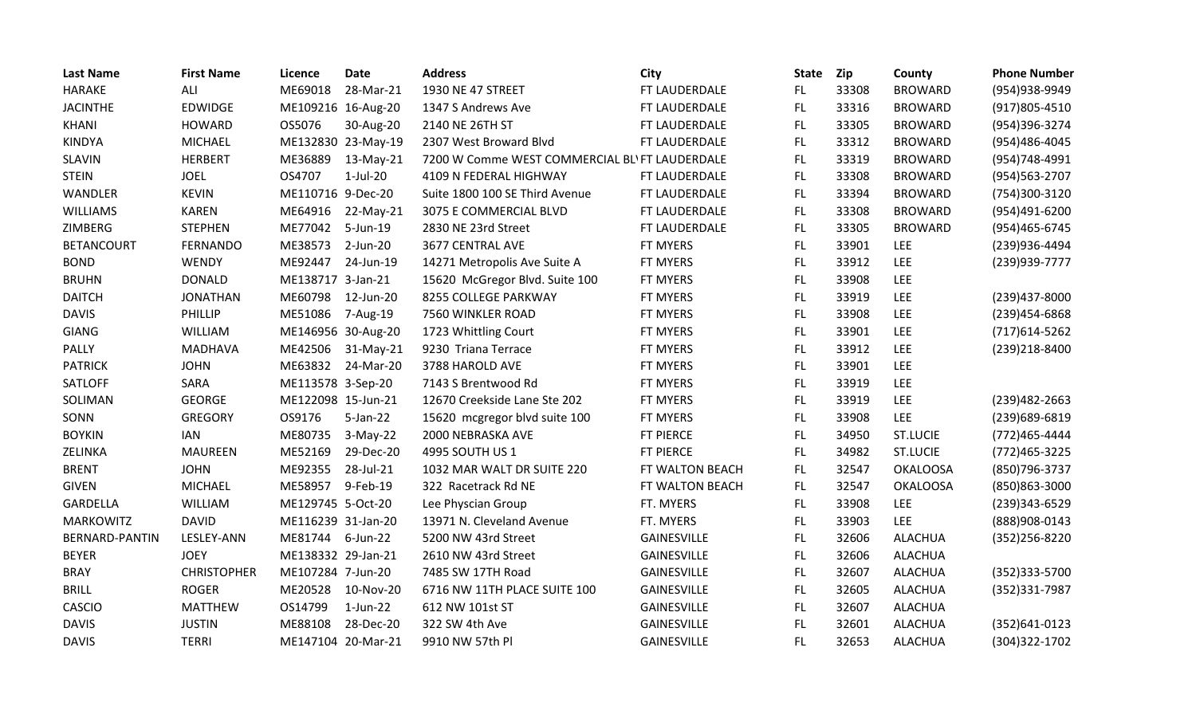| Last Name | First Name | Licence | Date | Address | City | State | Zip | County | Phone Number |
|---|---|---|---|---|---|---|---|---|---|
| HARAKE | ALI | ME69018 | 28-Mar-21 | 1930 NE 47 STREET | FT LAUDERDALE | FL | 33308 | BROWARD | (954)938-9949 |
| JACINTHE | EDWIDGE | ME109216 | 16-Aug-20 | 1347 S Andrews Ave | FT LAUDERDALE | FL | 33316 | BROWARD | (917)805-4510 |
| KHANI | HOWARD | OS5076 | 30-Aug-20 | 2140 NE 26TH ST | FT LAUDERDALE | FL | 33305 | BROWARD | (954)396-3274 |
| KINDYA | MICHAEL | ME132830 | 23-May-19 | 2307 West Broward Blvd | FT LAUDERDALE | FL | 33312 | BROWARD | (954)486-4045 |
| SLAVIN | HERBERT | ME36889 | 13-May-21 | 7200 W Comme WEST COMMERCIAL BL\ | FT LAUDERDALE | FL | 33319 | BROWARD | (954)748-4991 |
| STEIN | JOEL | OS4707 | 1-Jul-20 | 4109 N FEDERAL HIGHWAY | FT LAUDERDALE | FL | 33308 | BROWARD | (954)563-2707 |
| WANDLER | KEVIN | ME110716 | 9-Dec-20 | Suite 1800 100 SE Third Avenue | FT LAUDERDALE | FL | 33394 | BROWARD | (754)300-3120 |
| WILLIAMS | KAREN | ME64916 | 22-May-21 | 3075 E COMMERCIAL BLVD | FT LAUDERDALE | FL | 33308 | BROWARD | (954)491-6200 |
| ZIMBERG | STEPHEN | ME77042 | 5-Jun-19 | 2830 NE 23rd Street | FT LAUDERDALE | FL | 33305 | BROWARD | (954)465-6745 |
| BETANCOURT | FERNANDO | ME38573 | 2-Jun-20 | 3677 CENTRAL AVE | FT MYERS | FL | 33901 | LEE | (239)936-4494 |
| BOND | WENDY | ME92447 | 24-Jun-19 | 14271 Metropolis Ave Suite A | FT MYERS | FL | 33912 | LEE | (239)939-7777 |
| BRUHN | DONALD | ME138717 | 3-Jan-21 | 15620 McGregor Blvd. Suite 100 | FT MYERS | FL | 33908 | LEE | |
| DAITCH | JONATHAN | ME60798 | 12-Jun-20 | 8255 COLLEGE PARKWAY | FT MYERS | FL | 33919 | LEE | (239)437-8000 |
| DAVIS | PHILLIP | ME51086 | 7-Aug-19 | 7560 WINKLER ROAD | FT MYERS | FL | 33908 | LEE | (239)454-6868 |
| GIANG | WILLIAM | ME146956 | 30-Aug-20 | 1723 Whittling Court | FT MYERS | FL | 33901 | LEE | (717)614-5262 |
| PALLY | MADHAVA | ME42506 | 31-May-21 | 9230 Triana Terrace | FT MYERS | FL | 33912 | LEE | (239)218-8400 |
| PATRICK | JOHN | ME63832 | 24-Mar-20 | 3788 HAROLD AVE | FT MYERS | FL | 33901 | LEE | |
| SATLOFF | SARA | ME113578 | 3-Sep-20 | 7143 S Brentwood Rd | FT MYERS | FL | 33919 | LEE | |
| SOLIMAN | GEORGE | ME122098 | 15-Jun-21 | 12670 Creekside Lane Ste 202 | FT MYERS | FL | 33919 | LEE | (239)482-2663 |
| SONN | GREGORY | OS9176 | 5-Jan-22 | 15620 mcgregor blvd suite 100 | FT MYERS | FL | 33908 | LEE | (239)689-6819 |
| BOYKIN | IAN | ME80735 | 3-May-22 | 2000 NEBRASKA AVE | FT PIERCE | FL | 34950 | ST.LUCIE | (772)465-4444 |
| ZELINKA | MAUREEN | ME52169 | 29-Dec-20 | 4995 SOUTH US 1 | FT PIERCE | FL | 34982 | ST.LUCIE | (772)465-3225 |
| BRENT | JOHN | ME92355 | 28-Jul-21 | 1032 MAR WALT DR SUITE 220 | FT WALTON BEACH | FL | 32547 | OKALOOSA | (850)796-3737 |
| GIVEN | MICHAEL | ME58957 | 9-Feb-19 | 322 Racetrack Rd NE | FT WALTON BEACH | FL | 32547 | OKALOOSA | (850)863-3000 |
| GARDELLA | WILLIAM | ME129745 | 5-Oct-20 | Lee Physcian Group | FT. MYERS | FL | 33908 | LEE | (239)343-6529 |
| MARKOWITZ | DAVID | ME116239 | 31-Jan-20 | 13971 N. Cleveland Avenue | FT. MYERS | FL | 33903 | LEE | (888)908-0143 |
| BERNARD-PANTIN | LESLEY-ANN | ME81744 | 6-Jun-22 | 5200 NW 43rd Street | GAINESVILLE | FL | 32606 | ALACHUA | (352)256-8220 |
| BEYER | JOEY | ME138332 | 29-Jan-21 | 2610 NW 43rd Street | GAINESVILLE | FL | 32606 | ALACHUA | |
| BRAY | CHRISTOPHER | ME107284 | 7-Jun-20 | 7485 SW 17TH Road | GAINESVILLE | FL | 32607 | ALACHUA | (352)333-5700 |
| BRILL | ROGER | ME20528 | 10-Nov-20 | 6716 NW 11TH PLACE SUITE 100 | GAINESVILLE | FL | 32605 | ALACHUA | (352)331-7987 |
| CASCIO | MATTHEW | OS14799 | 1-Jun-22 | 612 NW 101st ST | GAINESVILLE | FL | 32607 | ALACHUA | |
| DAVIS | JUSTIN | ME88108 | 28-Dec-20 | 322 SW 4th Ave | GAINESVILLE | FL | 32601 | ALACHUA | (352)641-0123 |
| DAVIS | TERRI | ME147104 | 20-Mar-21 | 9910 NW 57th Pl | GAINESVILLE | FL | 32653 | ALACHUA | (304)322-1702 |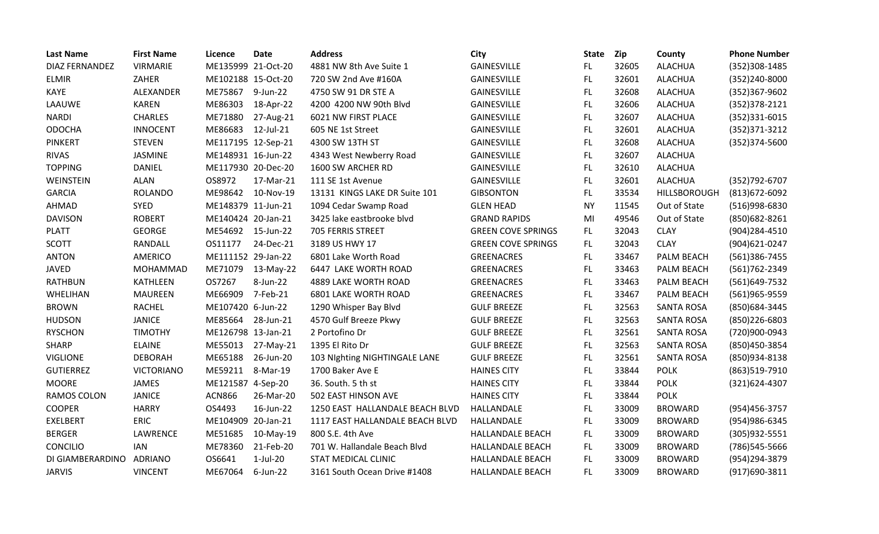| Last Name | First Name | Licence | Date | Address | City | State | Zip | County | Phone Number |
|---|---|---|---|---|---|---|---|---|---|
| DIAZ FERNANDEZ | VIRMARIE | ME135999 | 21-Oct-20 | 4881 NW 8th Ave Suite 1 | GAINESVILLE | FL | 32605 | ALACHUA | (352)308-1485 |
| ELMIR | ZAHER | ME102188 | 15-Oct-20 | 720 SW 2nd Ave #160A | GAINESVILLE | FL | 32601 | ALACHUA | (352)240-8000 |
| KAYE | ALEXANDER | ME75867 | 9-Jun-22 | 4750 SW 91 DR STE A | GAINESVILLE | FL | 32608 | ALACHUA | (352)367-9602 |
| LAAUWE | KAREN | ME86303 | 18-Apr-22 | 4200 4200 NW 90th Blvd | GAINESVILLE | FL | 32606 | ALACHUA | (352)378-2121 |
| NARDI | CHARLES | ME71880 | 27-Aug-21 | 6021 NW FIRST PLACE | GAINESVILLE | FL | 32607 | ALACHUA | (352)331-6015 |
| ODOCHA | INNOCENT | ME86683 | 12-Jul-21 | 605 NE 1st Street | GAINESVILLE | FL | 32601 | ALACHUA | (352)371-3212 |
| PINKERT | STEVEN | ME117195 | 12-Sep-21 | 4300 SW 13TH ST | GAINESVILLE | FL | 32608 | ALACHUA | (352)374-5600 |
| RIVAS | JASMINE | ME148931 | 16-Jun-22 | 4343 West Newberry Road | GAINESVILLE | FL | 32607 | ALACHUA | |
| TOPPING | DANIEL | ME117930 | 20-Dec-20 | 1600 SW ARCHER RD | GAINESVILLE | FL | 32610 | ALACHUA | |
| WEINSTEIN | ALAN | OS8972 | 17-Mar-21 | 111 SE 1st Avenue | GAINESVILLE | FL | 32601 | ALACHUA | (352)792-6707 |
| GARCIA | ROLANDO | ME98642 | 10-Nov-19 | 13131 KINGS LAKE DR Suite 101 | GIBSONTON | FL | 33534 | HILLSBOROUGH | (813)672-6092 |
| AHMAD | SYED | ME148379 | 11-Jun-21 | 1094 Cedar Swamp Road | GLEN HEAD | NY | 11545 | Out of State | (516)998-6830 |
| DAVISON | ROBERT | ME140424 | 20-Jan-21 | 3425 lake eastbrooke blvd | GRAND RAPIDS | MI | 49546 | Out of State | (850)682-8261 |
| PLATT | GEORGE | ME54692 | 15-Jun-22 | 705 FERRIS STREET | GREEN COVE SPRINGS | FL | 32043 | CLAY | (904)284-4510 |
| SCOTT | RANDALL | OS11177 | 24-Dec-21 | 3189 US HWY 17 | GREEN COVE SPRINGS | FL | 32043 | CLAY | (904)621-0247 |
| ANTON | AMERICO | ME111152 | 29-Jan-22 | 6801 Lake Worth Road | GREENACRES | FL | 33467 | PALM BEACH | (561)386-7455 |
| JAVED | MOHAMMAD | ME71079 | 13-May-22 | 6447 LAKE WORTH ROAD | GREENACRES | FL | 33463 | PALM BEACH | (561)762-2349 |
| RATHBUN | KATHLEEN | OS7267 | 8-Jun-22 | 4889 LAKE WORTH ROAD | GREENACRES | FL | 33463 | PALM BEACH | (561)649-7532 |
| WHELIHAN | MAUREEN | ME66909 | 7-Feb-21 | 6801 LAKE WORTH ROAD | GREENACRES | FL | 33467 | PALM BEACH | (561)965-9559 |
| BROWN | RACHEL | ME107420 | 6-Jun-22 | 1290 Whisper Bay Blvd | GULF BREEZE | FL | 32563 | SANTA ROSA | (850)684-3445 |
| HUDSON | JANICE | ME85664 | 28-Jun-21 | 4570 Gulf Breeze Pkwy | GULF BREEZE | FL | 32563 | SANTA ROSA | (850)226-6803 |
| RYSCHON | TIMOTHY | ME126798 | 13-Jan-21 | 2 Portofino Dr | GULF BREEZE | FL | 32561 | SANTA ROSA | (720)900-0943 |
| SHARP | ELAINE | ME55013 | 27-May-21 | 1395 El Rito Dr | GULF BREEZE | FL | 32563 | SANTA ROSA | (850)450-3854 |
| VIGLIONE | DEBORAH | ME65188 | 26-Jun-20 | 103 NIghting NIGHTINGALE LANE | GULF BREEZE | FL | 32561 | SANTA ROSA | (850)934-8138 |
| GUTIERREZ | VICTORIANO | ME59211 | 8-Mar-19 | 1700 Baker Ave E | HAINES CITY | FL | 33844 | POLK | (863)519-7910 |
| MOORE | JAMES | ME121587 | 4-Sep-20 | 36. South. 5 th st | HAINES CITY | FL | 33844 | POLK | (321)624-4307 |
| RAMOS COLON | JANICE | ACN866 | 26-Mar-20 | 502 EAST HINSON AVE | HAINES CITY | FL | 33844 | POLK | |
| COOPER | HARRY | OS4493 | 16-Jun-22 | 1250 EAST HALLANDALE BEACH BLVD | HALLANDALE | FL | 33009 | BROWARD | (954)456-3757 |
| EXELBERT | ERIC | ME104909 | 20-Jan-21 | 1117 EAST HALLANDALE BEACH BLVD | HALLANDALE | FL | 33009 | BROWARD | (954)986-6345 |
| BERGER | LAWRENCE | ME51685 | 10-May-19 | 800 S.E. 4th Ave | HALLANDALE BEACH | FL | 33009 | BROWARD | (305)932-5551 |
| CONCILIO | IAN | ME78360 | 21-Feb-20 | 701 W. Hallandale Beach Blvd | HALLANDALE BEACH | FL | 33009 | BROWARD | (786)545-5666 |
| DI GIAMBERARDINO | ADRIANO | OS6641 | 1-Jul-20 | STAT MEDICAL CLINIC | HALLANDALE BEACH | FL | 33009 | BROWARD | (954)294-3879 |
| JARVIS | VINCENT | ME67064 | 6-Jun-22 | 3161 South Ocean Drive #1408 | HALLANDALE BEACH | FL | 33009 | BROWARD | (917)690-3811 |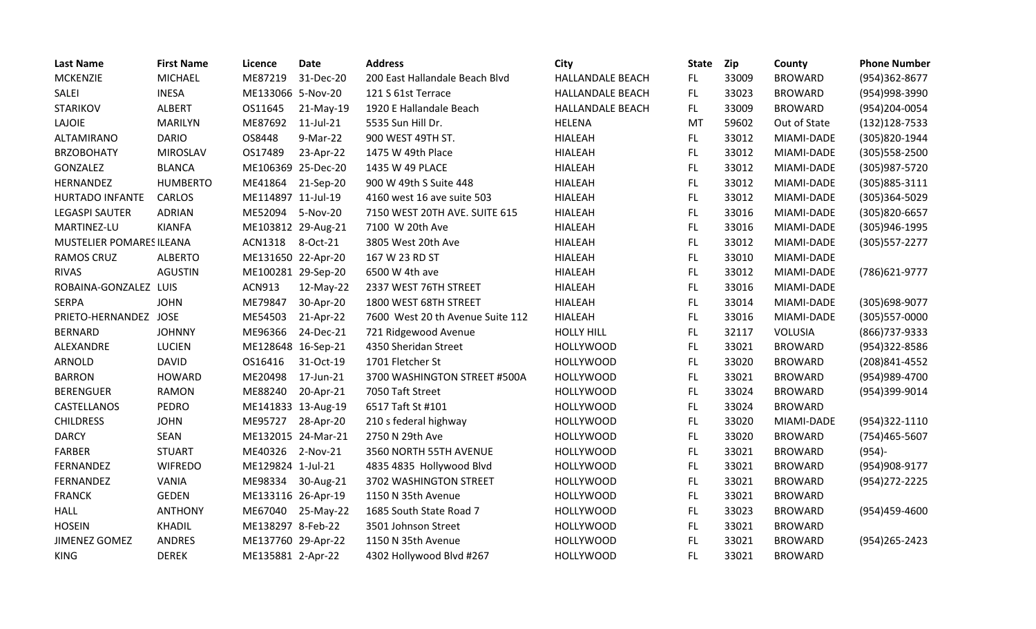| Last Name | First Name | Licence | Date | Address | City | State | Zip | County | Phone Number |
|---|---|---|---|---|---|---|---|---|---|
| MCKENZIE | MICHAEL | ME87219 | 31-Dec-20 | 200 East Hallandale Beach Blvd | HALLANDALE BEACH | FL | 33009 | BROWARD | (954)362-8677 |
| SALEI | INESA | ME133066 | 5-Nov-20 | 121 S 61st Terrace | HALLANDALE BEACH | FL | 33023 | BROWARD | (954)998-3990 |
| STARIKOV | ALBERT | OS11645 | 21-May-19 | 1920 E Hallandale Beach | HALLANDALE BEACH | FL | 33009 | BROWARD | (954)204-0054 |
| LAJOIE | MARILYN | ME87692 | 11-Jul-21 | 5535 Sun Hill Dr. | HELENA | MT | 59602 | Out of State | (132)128-7533 |
| ALTAMIRANO | DARIO | OS8448 | 9-Mar-22 | 900 WEST 49TH ST. | HIALEAH | FL | 33012 | MIAMI-DADE | (305)820-1944 |
| BRZOBOHATY | MIROSLAV | OS17489 | 23-Apr-22 | 1475 W 49th Place | HIALEAH | FL | 33012 | MIAMI-DADE | (305)558-2500 |
| GONZALEZ | BLANCA | ME106369 | 25-Dec-20 | 1435 W 49 PLACE | HIALEAH | FL | 33012 | MIAMI-DADE | (305)987-5720 |
| HERNANDEZ | HUMBERTO | ME41864 | 21-Sep-20 | 900 W 49th S Suite 448 | HIALEAH | FL | 33012 | MIAMI-DADE | (305)885-3111 |
| HURTADO INFANTE | CARLOS | ME114897 | 11-Jul-19 | 4160 west 16 ave suite 503 | HIALEAH | FL | 33012 | MIAMI-DADE | (305)364-5029 |
| LEGASPI SAUTER | ADRIAN | ME52094 | 5-Nov-20 | 7150 WEST 20TH AVE. SUITE 615 | HIALEAH | FL | 33016 | MIAMI-DADE | (305)820-6657 |
| MARTINEZ-LU | KIANFA | ME103812 | 29-Aug-21 | 7100 W 20th Ave | HIALEAH | FL | 33016 | MIAMI-DADE | (305)946-1995 |
| MUSTELIER POMARES | ILEANA | ACN1318 | 8-Oct-21 | 3805 West 20th Ave | HIALEAH | FL | 33012 | MIAMI-DADE | (305)557-2277 |
| RAMOS CRUZ | ALBERTO | ME131650 | 22-Apr-20 | 167 W 23 RD ST | HIALEAH | FL | 33010 | MIAMI-DADE | |
| RIVAS | AGUSTIN | ME100281 | 29-Sep-20 | 6500 W 4th ave | HIALEAH | FL | 33012 | MIAMI-DADE | (786)621-9777 |
| ROBAINA-GONZALEZ | LUIS | ACN913 | 12-May-22 | 2337 WEST 76TH STREET | HIALEAH | FL | 33016 | MIAMI-DADE | |
| SERPA | JOHN | ME79847 | 30-Apr-20 | 1800 WEST 68TH STREET | HIALEAH | FL | 33014 | MIAMI-DADE | (305)698-9077 |
| PRIETO-HERNANDEZ | JOSE | ME54503 | 21-Apr-22 | 7600 West 20 th Avenue Suite 112 | HIALEAH | FL | 33016 | MIAMI-DADE | (305)557-0000 |
| BERNARD | JOHNNY | ME96366 | 24-Dec-21 | 721 Ridgewood Avenue | HOLLY HILL | FL | 32117 | VOLUSIA | (866)737-9333 |
| ALEXANDRE | LUCIEN | ME128648 | 16-Sep-21 | 4350 Sheridan Street | HOLLYWOOD | FL | 33021 | BROWARD | (954)322-8586 |
| ARNOLD | DAVID | OS16416 | 31-Oct-19 | 1701 Fletcher St | HOLLYWOOD | FL | 33020 | BROWARD | (208)841-4552 |
| BARRON | HOWARD | ME20498 | 17-Jun-21 | 3700 WASHINGTON STREET #500A | HOLLYWOOD | FL | 33021 | BROWARD | (954)989-4700 |
| BERENGUER | RAMON | ME88240 | 20-Apr-21 | 7050 Taft Street | HOLLYWOOD | FL | 33024 | BROWARD | (954)399-9014 |
| CASTELLANOS | PEDRO | ME141833 | 13-Aug-19 | 6517 Taft St #101 | HOLLYWOOD | FL | 33024 | BROWARD | |
| CHILDRESS | JOHN | ME95727 | 28-Apr-20 | 210 s federal highway | HOLLYWOOD | FL | 33020 | MIAMI-DADE | (954)322-1110 |
| DARCY | SEAN | ME132015 | 24-Mar-21 | 2750 N 29th Ave | HOLLYWOOD | FL | 33020 | BROWARD | (754)465-5607 |
| FARBER | STUART | ME40326 | 2-Nov-21 | 3560 NORTH 55TH AVENUE | HOLLYWOOD | FL | 33021 | BROWARD | (954)- |
| FERNANDEZ | WIFREDO | ME129824 | 1-Jul-21 | 4835 4835 Hollywood Blvd | HOLLYWOOD | FL | 33021 | BROWARD | (954)908-9177 |
| FERNANDEZ | VANIA | ME98334 | 30-Aug-21 | 3702 WASHINGTON STREET | HOLLYWOOD | FL | 33021 | BROWARD | (954)272-2225 |
| FRANCK | GEDEN | ME133116 | 26-Apr-19 | 1150 N 35th Avenue | HOLLYWOOD | FL | 33021 | BROWARD | |
| HALL | ANTHONY | ME67040 | 25-May-22 | 1685 South State Road 7 | HOLLYWOOD | FL | 33023 | BROWARD | (954)459-4600 |
| HOSEIN | KHADIL | ME138297 | 8-Feb-22 | 3501 Johnson Street | HOLLYWOOD | FL | 33021 | BROWARD | |
| JIMENEZ GOMEZ | ANDRES | ME137760 | 29-Apr-22 | 1150 N 35th Avenue | HOLLYWOOD | FL | 33021 | BROWARD | (954)265-2423 |
| KING | DEREK | ME135881 | 2-Apr-22 | 4302 Hollywood Blvd #267 | HOLLYWOOD | FL | 33021 | BROWARD | |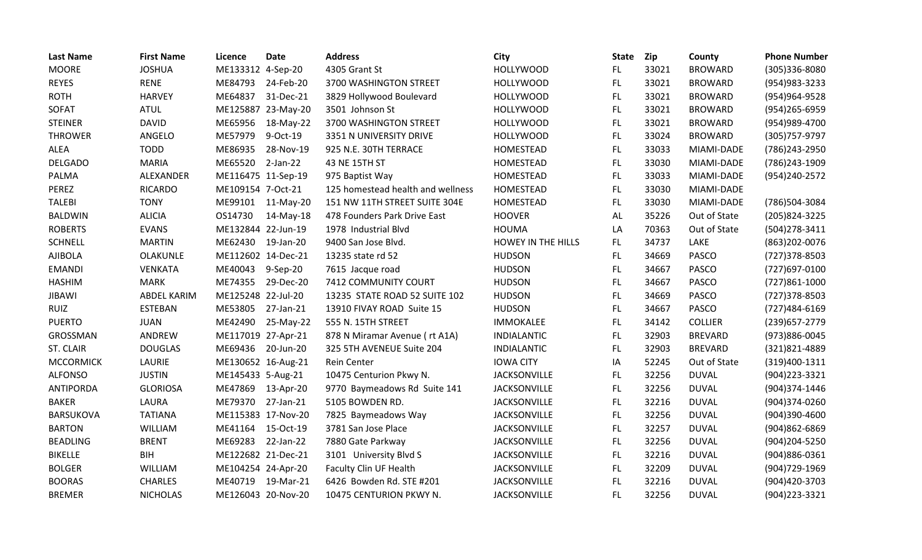| Last Name | First Name | Licence | Date | Address | City | State | Zip | County | Phone Number |
|---|---|---|---|---|---|---|---|---|---|
| MOORE | JOSHUA | ME133312 | 4-Sep-20 | 4305 Grant St | HOLLYWOOD | FL | 33021 | BROWARD | (305)336-8080 |
| REYES | RENE | ME84793 | 24-Feb-20 | 3700 WASHINGTON STREET | HOLLYWOOD | FL | 33021 | BROWARD | (954)983-3233 |
| ROTH | HARVEY | ME64837 | 31-Dec-21 | 3829 Hollywood Boulevard | HOLLYWOOD | FL | 33021 | BROWARD | (954)964-9528 |
| SOFAT | ATUL | ME125887 | 23-May-20 | 3501 Johnson St | HOLLYWOOD | FL | 33021 | BROWARD | (954)265-6959 |
| STEINER | DAVID | ME65956 | 18-May-22 | 3700 WASHINGTON STREET | HOLLYWOOD | FL | 33021 | BROWARD | (954)989-4700 |
| THROWER | ANGELO | ME57979 | 9-Oct-19 | 3351 N UNIVERSITY DRIVE | HOLLYWOOD | FL | 33024 | BROWARD | (305)757-9797 |
| ALEA | TODD | ME86935 | 28-Nov-19 | 925 N.E. 30TH TERRACE | HOMESTEAD | FL | 33033 | MIAMI-DADE | (786)243-2950 |
| DELGADO | MARIA | ME65520 | 2-Jan-22 | 43 NE 15TH ST | HOMESTEAD | FL | 33030 | MIAMI-DADE | (786)243-1909 |
| PALMA | ALEXANDER | ME116475 | 11-Sep-19 | 975 Baptist Way | HOMESTEAD | FL | 33033 | MIAMI-DADE | (954)240-2572 |
| PEREZ | RICARDO | ME109154 | 7-Oct-21 | 125 homestead health and wellness | HOMESTEAD | FL | 33030 | MIAMI-DADE | |
| TALEBI | TONY | ME99101 | 11-May-20 | 151 NW 11TH STREET SUITE 304E | HOMESTEAD | FL | 33030 | MIAMI-DADE | (786)504-3084 |
| BALDWIN | ALICIA | OS14730 | 14-May-18 | 478 Founders Park Drive East | HOOVER | AL | 35226 | Out of State | (205)824-3225 |
| ROBERTS | EVANS | ME132844 | 22-Jun-19 | 1978 Industrial Blvd | HOUMA | LA | 70363 | Out of State | (504)278-3411 |
| SCHNELL | MARTIN | ME62430 | 19-Jan-20 | 9400 San Jose Blvd. | HOWEY IN THE HILLS | FL | 34737 | LAKE | (863)202-0076 |
| AJIBOLA | OLAKUNLE | ME112602 | 14-Dec-21 | 13235 state rd 52 | HUDSON | FL | 34669 | PASCO | (727)378-8503 |
| EMANDI | VENKATA | ME40043 | 9-Sep-20 | 7615 Jacque road | HUDSON | FL | 34667 | PASCO | (727)697-0100 |
| HASHIM | MARK | ME74355 | 29-Dec-20 | 7412 COMMUNITY COURT | HUDSON | FL | 34667 | PASCO | (727)861-1000 |
| JIBAWI | ABDEL KARIM | ME125248 | 22-Jul-20 | 13235 STATE ROAD 52 SUITE 102 | HUDSON | FL | 34669 | PASCO | (727)378-8503 |
| RUIZ | ESTEBAN | ME53805 | 27-Jan-21 | 13910 FIVAY ROAD Suite 15 | HUDSON | FL | 34667 | PASCO | (727)484-6169 |
| PUERTO | JUAN | ME42490 | 25-May-22 | 555 N. 15TH STREET | IMMOKALEE | FL | 34142 | COLLIER | (239)657-2779 |
| GROSSMAN | ANDREW | ME117019 | 27-Apr-21 | 878 N Miramar Avenue ( rt A1A) | INDIALANTIC | FL | 32903 | BREVARD | (973)886-0045 |
| ST. CLAIR | DOUGLAS | ME69436 | 20-Jun-20 | 325 5TH AVENEUE Suite 204 | INDIALANTIC | FL | 32903 | BREVARD | (321)821-4889 |
| MCCORMICK | LAURIE | ME130652 | 16-Aug-21 | Rein Center | IOWA CITY | IA | 52245 | Out of State | (319)400-1311 |
| ALFONSO | JUSTIN | ME145433 | 5-Aug-21 | 10475 Centurion Pkwy N. | JACKSONVILLE | FL | 32256 | DUVAL | (904)223-3321 |
| ANTIPORDA | GLORIOSA | ME47869 | 13-Apr-20 | 9770 Baymeadows Rd Suite 141 | JACKSONVILLE | FL | 32256 | DUVAL | (904)374-1446 |
| BAKER | LAURA | ME79370 | 27-Jan-21 | 5105 BOWDEN RD. | JACKSONVILLE | FL | 32216 | DUVAL | (904)374-0260 |
| BARSUKOVA | TATIANA | ME115383 | 17-Nov-20 | 7825 Baymeadows Way | JACKSONVILLE | FL | 32256 | DUVAL | (904)390-4600 |
| BARTON | WILLIAM | ME41164 | 15-Oct-19 | 3781 San Jose Place | JACKSONVILLE | FL | 32257 | DUVAL | (904)862-6869 |
| BEADLING | BRENT | ME69283 | 22-Jan-22 | 7880 Gate Parkway | JACKSONVILLE | FL | 32256 | DUVAL | (904)204-5250 |
| BIKELLE | BIH | ME122682 | 21-Dec-21 | 3101 University Blvd S | JACKSONVILLE | FL | 32216 | DUVAL | (904)886-0361 |
| BOLGER | WILLIAM | ME104254 | 24-Apr-20 | Faculty Clin UF Health | JACKSONVILLE | FL | 32209 | DUVAL | (904)729-1969 |
| BOORAS | CHARLES | ME40719 | 19-Mar-21 | 6426 Bowden Rd. STE #201 | JACKSONVILLE | FL | 32216 | DUVAL | (904)420-3703 |
| BREMER | NICHOLAS | ME126043 | 20-Nov-20 | 10475 CENTURION PKWY N. | JACKSONVILLE | FL | 32256 | DUVAL | (904)223-3321 |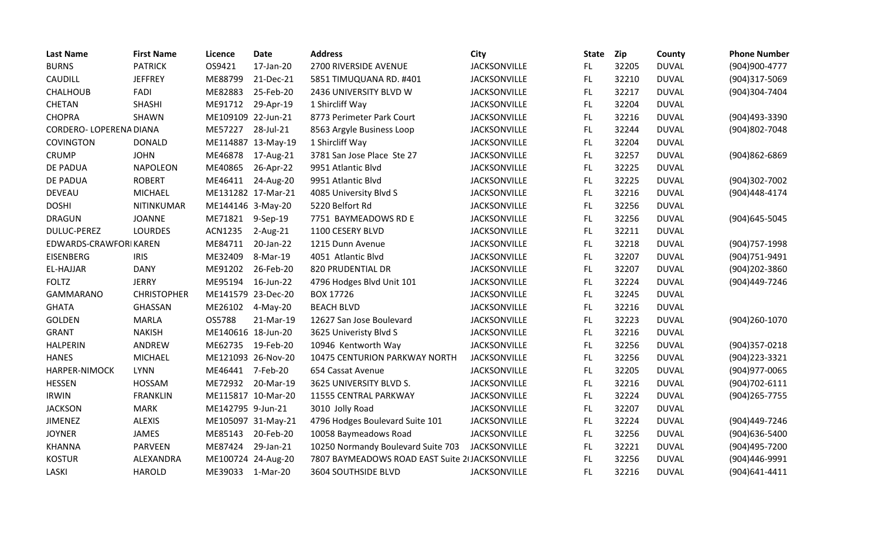| Last Name | First Name | Licence | Date | Address | City | State | Zip | County | Phone Number |
|---|---|---|---|---|---|---|---|---|---|
| BURNS | PATRICK | OS9421 | 17-Jan-20 | 2700 RIVERSIDE AVENUE | JACKSONVILLE | FL | 32205 | DUVAL | (904)900-4777 |
| CAUDILL | JEFFREY | ME88799 | 21-Dec-21 | 5851 TIMUQUANA RD. #401 | JACKSONVILLE | FL | 32210 | DUVAL | (904)317-5069 |
| CHALHOUB | FADI | ME82883 | 25-Feb-20 | 2436 UNIVERSITY BLVD W | JACKSONVILLE | FL | 32217 | DUVAL | (904)304-7404 |
| CHETAN | SHASHI | ME91712 | 29-Apr-19 | 1 Shircliff Way | JACKSONVILLE | FL | 32204 | DUVAL | |
| CHOPRA | SHAWN | ME109109 | 22-Jun-21 | 8773 Perimeter Park Court | JACKSONVILLE | FL | 32216 | DUVAL | (904)493-3390 |
| CORDERO- LOPERENA | DIANA | ME57227 | 28-Jul-21 | 8563 Argyle Business Loop | JACKSONVILLE | FL | 32244 | DUVAL | (904)802-7048 |
| COVINGTON | DONALD | ME114887 | 13-May-19 | 1 Shircliff Way | JACKSONVILLE | FL | 32204 | DUVAL | |
| CRUMP | JOHN | ME46878 | 17-Aug-21 | 3781 San Jose Place Ste 27 | JACKSONVILLE | FL | 32257 | DUVAL | (904)862-6869 |
| DE PADUA | NAPOLEON | ME40865 | 26-Apr-22 | 9951 Atlantic Blvd | JACKSONVILLE | FL | 32225 | DUVAL | |
| DE PADUA | ROBERT | ME46411 | 24-Aug-20 | 9951 Atlantic Blvd | JACKSONVILLE | FL | 32225 | DUVAL | (904)302-7002 |
| DEVEAU | MICHAEL | ME131282 | 17-Mar-21 | 4085 University Blvd S | JACKSONVILLE | FL | 32216 | DUVAL | (904)448-4174 |
| DOSHI | NITINKUMAR | ME144146 | 3-May-20 | 5220 Belfort Rd | JACKSONVILLE | FL | 32256 | DUVAL | |
| DRAGUN | JOANNE | ME71821 | 9-Sep-19 | 7751 BAYMEADOWS RD E | JACKSONVILLE | FL | 32256 | DUVAL | (904)645-5045 |
| DULUC-PEREZ | LOURDES | ACN1235 | 2-Aug-21 | 1100 CESERY BLVD | JACKSONVILLE | FL | 32211 | DUVAL | |
| EDWARDS-CRAWFORI | KAREN | ME84711 | 20-Jan-22 | 1215 Dunn Avenue | JACKSONVILLE | FL | 32218 | DUVAL | (904)757-1998 |
| EISENBERG | IRIS | ME32409 | 8-Mar-19 | 4051 Atlantic Blvd | JACKSONVILLE | FL | 32207 | DUVAL | (904)751-9491 |
| EL-HAJJAR | DANY | ME91202 | 26-Feb-20 | 820 PRUDENTIAL DR | JACKSONVILLE | FL | 32207 | DUVAL | (904)202-3860 |
| FOLTZ | JERRY | ME95194 | 16-Jun-22 | 4796 Hodges Blvd Unit 101 | JACKSONVILLE | FL | 32224 | DUVAL | (904)449-7246 |
| GAMMARANO | CHRISTOPHER | ME141579 | 23-Dec-20 | BOX 17726 | JACKSONVILLE | FL | 32245 | DUVAL | |
| GHATA | GHASSAN | ME26102 | 4-May-20 | BEACH BLVD | JACKSONVILLE | FL | 32216 | DUVAL | |
| GOLDEN | MARLA | OS5788 | 21-Mar-19 | 12627 San Jose Boulevard | JACKSONVILLE | FL | 32223 | DUVAL | (904)260-1070 |
| GRANT | NAKISH | ME140616 | 18-Jun-20 | 3625 Univeristy Blvd S | JACKSONVILLE | FL | 32216 | DUVAL | |
| HALPERIN | ANDREW | ME62735 | 19-Feb-20 | 10946 Kentworth Way | JACKSONVILLE | FL | 32256 | DUVAL | (904)357-0218 |
| HANES | MICHAEL | ME121093 | 26-Nov-20 | 10475 CENTURION PARKWAY NORTH | JACKSONVILLE | FL | 32256 | DUVAL | (904)223-3321 |
| HARPER-NIMOCK | LYNN | ME46441 | 7-Feb-20 | 654 Cassat Avenue | JACKSONVILLE | FL | 32205 | DUVAL | (904)977-0065 |
| HESSEN | HOSSAM | ME72932 | 20-Mar-19 | 3625 UNIVERSITY BLVD S. | JACKSONVILLE | FL | 32216 | DUVAL | (904)702-6111 |
| IRWIN | FRANKLIN | ME115817 | 10-Mar-20 | 11555 CENTRAL PARKWAY | JACKSONVILLE | FL | 32224 | DUVAL | (904)265-7755 |
| JACKSON | MARK | ME142795 | 9-Jun-21 | 3010 Jolly Road | JACKSONVILLE | FL | 32207 | DUVAL | |
| JIMENEZ | ALEXIS | ME105097 | 31-May-21 | 4796 Hodges Boulevard Suite 101 | JACKSONVILLE | FL | 32224 | DUVAL | (904)449-7246 |
| JOYNER | JAMES | ME85143 | 20-Feb-20 | 10058 Baymeadows Road | JACKSONVILLE | FL | 32256 | DUVAL | (904)636-5400 |
| KHANNA | PARVEEN | ME87424 | 29-Jan-21 | 10250 Normandy Boulevard Suite 703 | JACKSONVILLE | FL | 32221 | DUVAL | (904)495-7200 |
| KOSTUR | ALEXANDRA | ME100724 | 24-Aug-20 | 7807 BAYMEADOWS ROAD EAST Suite 2( | JACKSONVILLE | FL | 32256 | DUVAL | (904)446-9991 |
| LASKI | HAROLD | ME39033 | 1-Mar-20 | 3604 SOUTHSIDE BLVD | JACKSONVILLE | FL | 32216 | DUVAL | (904)641-4411 |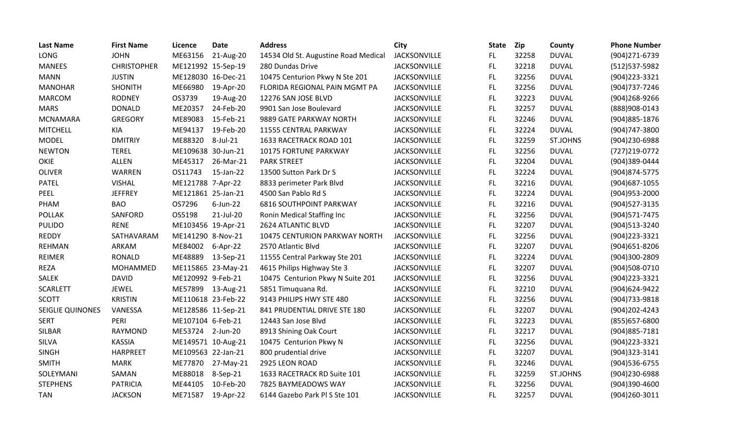| Last Name | First Name | Licence | Date | Address | City | State | Zip | County | Phone Number |
|---|---|---|---|---|---|---|---|---|---|
| LONG | JOHN | ME63156 | 21-Aug-20 | 14534 Old St. Augustine Road Medical | JACKSONVILLE | FL | 32258 | DUVAL | (904)271-6739 |
| MANEES | CHRISTOPHER | ME121992 | 15-Sep-19 | 280 Dundas Drive | JACKSONVILLE | FL | 32218 | DUVAL | (512)537-5982 |
| MANN | JUSTIN | ME128030 | 16-Dec-21 | 10475 Centurion Pkwy N Ste 201 | JACKSONVILLE | FL | 32256 | DUVAL | (904)223-3321 |
| MANOHAR | SHONITH | ME66980 | 19-Apr-20 | FLORIDA REGIONAL PAIN MGMT PA | JACKSONVILLE | FL | 32256 | DUVAL | (904)737-7246 |
| MARCOM | RODNEY | OS3739 | 19-Aug-20 | 12276 SAN JOSE BLVD | JACKSONVILLE | FL | 32223 | DUVAL | (904)268-9266 |
| MARS | DONALD | ME20357 | 24-Feb-20 | 9901 San Jose Boulevard | JACKSONVILLE | FL | 32257 | DUVAL | (888)908-0143 |
| MCNAMARA | GREGORY | ME89083 | 15-Feb-21 | 9889 GATE PARKWAY NORTH | JACKSONVILLE | FL | 32246 | DUVAL | (904)885-1876 |
| MITCHELL | KIA | ME94137 | 19-Feb-20 | 11555 CENTRAL PARKWAY | JACKSONVILLE | FL | 32224 | DUVAL | (904)747-3800 |
| MODEL | DMITRIY | ME88320 | 8-Jul-21 | 1633 RACETRACK ROAD 101 | JACKSONVILLE | FL | 32259 | ST.JOHNS | (904)230-6988 |
| NEWTON | TEREL | ME109638 | 30-Jun-21 | 10175 FORTUNE PARKWAY | JACKSONVILLE | FL | 32256 | DUVAL | (727)219-0772 |
| OKIE | ALLEN | ME45317 | 26-Mar-21 | PARK STREET | JACKSONVILLE | FL | 32204 | DUVAL | (904)389-0444 |
| OLIVER | WARREN | OS11743 | 15-Jan-22 | 13500 Sutton Park Dr S | JACKSONVILLE | FL | 32224 | DUVAL | (904)874-5775 |
| PATEL | VISHAL | ME121788 | 7-Apr-22 | 8833 perimeter Park Blvd | JACKSONVILLE | FL | 32216 | DUVAL | (904)687-1055 |
| PEEL | JEFFREY | ME121861 | 25-Jan-21 | 4500 San Pablo Rd S | JACKSONVILLE | FL | 32224 | DUVAL | (904)953-2000 |
| PHAM | BAO | OS7296 | 6-Jun-22 | 6816 SOUTHPOINT PARKWAY | JACKSONVILLE | FL | 32216 | DUVAL | (904)527-3135 |
| POLLAK | SANFORD | OS5198 | 21-Jul-20 | Ronin Medical Staffing Inc | JACKSONVILLE | FL | 32256 | DUVAL | (904)571-7475 |
| PULIDO | RENE | ME103456 | 19-Apr-21 | 2624 ATLANTIC BLVD | JACKSONVILLE | FL | 32207 | DUVAL | (904)513-3240 |
| REDDY | SATHAVARAM | ME141290 | 8-Nov-21 | 10475 CENTURION PARKWAY NORTH | JACKSONVILLE | FL | 32256 | DUVAL | (904)223-3321 |
| REHMAN | ARKAM | ME84002 | 6-Apr-22 | 2570 Atlantic Blvd | JACKSONVILLE | FL | 32207 | DUVAL | (904)651-8206 |
| REIMER | RONALD | ME48889 | 13-Sep-21 | 11555 Central Parkway Ste 201 | JACKSONVILLE | FL | 32224 | DUVAL | (904)300-2809 |
| REZA | MOHAMMED | ME115865 | 23-May-21 | 4615 Philips Highway Ste 3 | JACKSONVILLE | FL | 32207 | DUVAL | (904)508-0710 |
| SALEK | DAVID | ME120992 | 9-Feb-21 | 10475 Centurion Pkwy N Suite 201 | JACKSONVILLE | FL | 32256 | DUVAL | (904)223-3321 |
| SCARLETT | JEWEL | ME57899 | 13-Aug-21 | 5851 Timuquana Rd. | JACKSONVILLE | FL | 32210 | DUVAL | (904)624-9422 |
| SCOTT | KRISTIN | ME110618 | 23-Feb-22 | 9143 PHILIPS HWY STE 480 | JACKSONVILLE | FL | 32256 | DUVAL | (904)733-9818 |
| SEIGLIE QUINONES | VANESSA | ME128586 | 11-Sep-21 | 841 PRUDENTIAL DRIVE STE 180 | JACKSONVILLE | FL | 32207 | DUVAL | (904)202-4243 |
| SERT | PERI | ME107104 | 6-Feb-21 | 12443 San Jose Blvd | JACKSONVILLE | FL | 32223 | DUVAL | (855)657-6800 |
| SILBAR | RAYMOND | ME53724 | 2-Jun-20 | 8913 Shining Oak Court | JACKSONVILLE | FL | 32217 | DUVAL | (904)885-7181 |
| SILVA | KASSIA | ME149571 | 10-Aug-21 | 10475 Centurion Pkwy N | JACKSONVILLE | FL | 32256 | DUVAL | (904)223-3321 |
| SINGH | HARPREET | ME109563 | 22-Jan-21 | 800 prudential drive | JACKSONVILLE | FL | 32207 | DUVAL | (904)323-3141 |
| SMITH | MARK | ME77870 | 27-May-21 | 2925 LEON ROAD | JACKSONVILLE | FL | 32246 | DUVAL | (904)536-6755 |
| SOLEYMANI | SAMAN | ME88018 | 8-Sep-21 | 1633 RACETRACK RD Suite 101 | JACKSONVILLE | FL | 32259 | ST.JOHNS | (904)230-6988 |
| STEPHENS | PATRICIA | ME44105 | 10-Feb-20 | 7825 BAYMEADOWS WAY | JACKSONVILLE | FL | 32256 | DUVAL | (904)390-4600 |
| TAN | JACKSON | ME71587 | 19-Apr-22 | 6144 Gazebo Park Pl S Ste 101 | JACKSONVILLE | FL | 32257 | DUVAL | (904)260-3011 |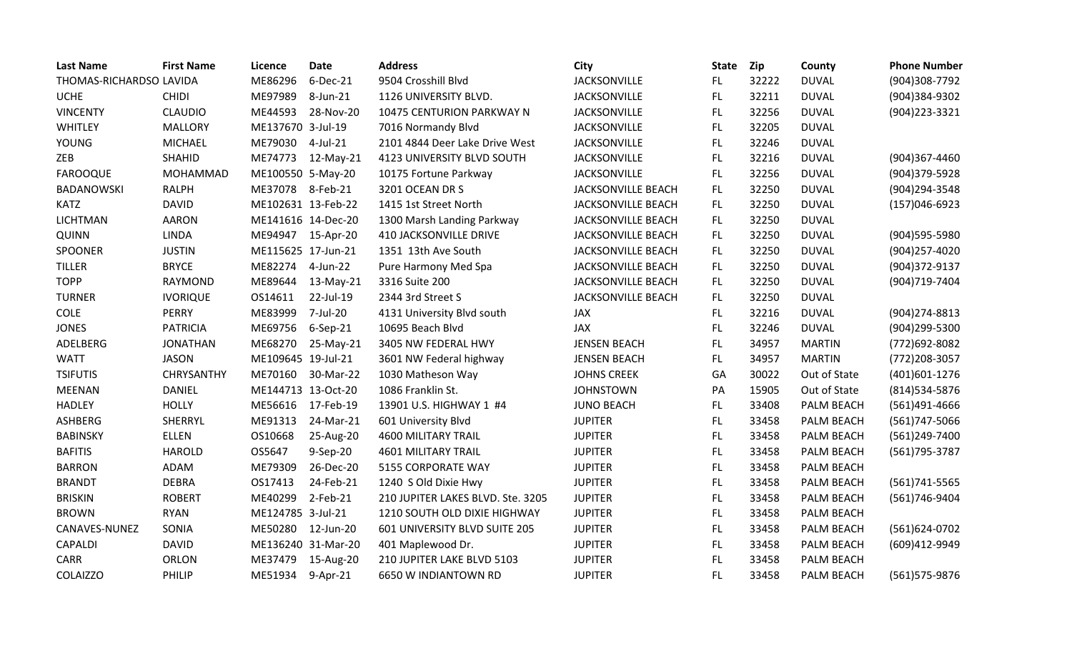| Last Name | First Name | Licence | Date | Address | City | State | Zip | County | Phone Number |
|---|---|---|---|---|---|---|---|---|---|
| THOMAS-RICHARDSO | LAVIDA | ME86296 | 6-Dec-21 | 9504 Crosshill Blvd | JACKSONVILLE | FL | 32222 | DUVAL | (904)308-7792 |
| UCHE | CHIDI | ME97989 | 8-Jun-21 | 1126 UNIVERSITY BLVD. | JACKSONVILLE | FL | 32211 | DUVAL | (904)384-9302 |
| VINCENTY | CLAUDIO | ME44593 | 28-Nov-20 | 10475 CENTURION PARKWAY N | JACKSONVILLE | FL | 32256 | DUVAL | (904)223-3321 |
| WHITLEY | MALLORY | ME137670 | 3-Jul-19 | 7016 Normandy Blvd | JACKSONVILLE | FL | 32205 | DUVAL | |
| YOUNG | MICHAEL | ME79030 | 4-Jul-21 | 2101 4844 Deer Lake Drive West | JACKSONVILLE | FL | 32246 | DUVAL | |
| ZEB | SHAHID | ME74773 | 12-May-21 | 4123 UNIVERSITY BLVD SOUTH | JACKSONVILLE | FL | 32216 | DUVAL | (904)367-4460 |
| FAROOQUE | MOHAMMAD | ME100550 | 5-May-20 | 10175 Fortune Parkway | JACKSONVILLE | FL | 32256 | DUVAL | (904)379-5928 |
| BADANOWSKI | RALPH | ME37078 | 8-Feb-21 | 3201 OCEAN DR S | JACKSONVILLE BEACH | FL | 32250 | DUVAL | (904)294-3548 |
| KATZ | DAVID | ME102631 | 13-Feb-22 | 1415 1st Street North | JACKSONVILLE BEACH | FL | 32250 | DUVAL | (157)046-6923 |
| LICHTMAN | AARON | ME141616 | 14-Dec-20 | 1300 Marsh Landing Parkway | JACKSONVILLE BEACH | FL | 32250 | DUVAL | |
| QUINN | LINDA | ME94947 | 15-Apr-20 | 410 JACKSONVILLE DRIVE | JACKSONVILLE BEACH | FL | 32250 | DUVAL | (904)595-5980 |
| SPOONER | JUSTIN | ME115625 | 17-Jun-21 | 1351 13th Ave South | JACKSONVILLE BEACH | FL | 32250 | DUVAL | (904)257-4020 |
| TILLER | BRYCE | ME82274 | 4-Jun-22 | Pure Harmony Med Spa | JACKSONVILLE BEACH | FL | 32250 | DUVAL | (904)372-9137 |
| TOPP | RAYMOND | ME89644 | 13-May-21 | 3316 Suite 200 | JACKSONVILLE BEACH | FL | 32250 | DUVAL | (904)719-7404 |
| TURNER | IVORIQUE | OS14611 | 22-Jul-19 | 2344 3rd Street S | JACKSONVILLE BEACH | FL | 32250 | DUVAL | |
| COLE | PERRY | ME83999 | 7-Jul-20 | 4131 University Blvd south | JAX | FL | 32216 | DUVAL | (904)274-8813 |
| JONES | PATRICIA | ME69756 | 6-Sep-21 | 10695 Beach Blvd | JAX | FL | 32246 | DUVAL | (904)299-5300 |
| ADELBERG | JONATHAN | ME68270 | 25-May-21 | 3405 NW FEDERAL HWY | JENSEN BEACH | FL | 34957 | MARTIN | (772)692-8082 |
| WATT | JASON | ME109645 | 19-Jul-21 | 3601 NW Federal highway | JENSEN BEACH | FL | 34957 | MARTIN | (772)208-3057 |
| TSIFUTIS | CHRYSANTHY | ME70160 | 30-Mar-22 | 1030 Matheson Way | JOHNS CREEK | GA | 30022 | Out of State | (401)601-1276 |
| MEENAN | DANIEL | ME144713 | 13-Oct-20 | 1086 Franklin St. | JOHNSTOWN | PA | 15905 | Out of State | (814)534-5876 |
| HADLEY | HOLLY | ME56616 | 17-Feb-19 | 13901 U.S. HIGHWAY 1 #4 | JUNO BEACH | FL | 33408 | PALM BEACH | (561)491-4666 |
| ASHBERG | SHERRYL | ME91313 | 24-Mar-21 | 601 University Blvd | JUPITER | FL | 33458 | PALM BEACH | (561)747-5066 |
| BABINSKY | ELLEN | OS10668 | 25-Aug-20 | 4600 MILITARY TRAIL | JUPITER | FL | 33458 | PALM BEACH | (561)249-7400 |
| BAFITIS | HAROLD | OS5647 | 9-Sep-20 | 4601 MILITARY TRAIL | JUPITER | FL | 33458 | PALM BEACH | (561)795-3787 |
| BARRON | ADAM | ME79309 | 26-Dec-20 | 5155 CORPORATE WAY | JUPITER | FL | 33458 | PALM BEACH | |
| BRANDT | DEBRA | OS17413 | 24-Feb-21 | 1240 S Old Dixie Hwy | JUPITER | FL | 33458 | PALM BEACH | (561)741-5565 |
| BRISKIN | ROBERT | ME40299 | 2-Feb-21 | 210 JUPITER LAKES BLVD. Ste. 3205 | JUPITER | FL | 33458 | PALM BEACH | (561)746-9404 |
| BROWN | RYAN | ME124785 | 3-Jul-21 | 1210 SOUTH OLD DIXIE HIGHWAY | JUPITER | FL | 33458 | PALM BEACH | |
| CANAVES-NUNEZ | SONIA | ME50280 | 12-Jun-20 | 601 UNIVERSITY BLVD SUITE 205 | JUPITER | FL | 33458 | PALM BEACH | (561)624-0702 |
| CAPALDI | DAVID | ME136240 | 31-Mar-20 | 401 Maplewood Dr. | JUPITER | FL | 33458 | PALM BEACH | (609)412-9949 |
| CARR | ORLON | ME37479 | 15-Aug-20 | 210 JUPITER LAKE BLVD 5103 | JUPITER | FL | 33458 | PALM BEACH | |
| COLAIZZO | PHILIP | ME51934 | 9-Apr-21 | 6650 W INDIANTOWN RD | JUPITER | FL | 33458 | PALM BEACH | (561)575-9876 |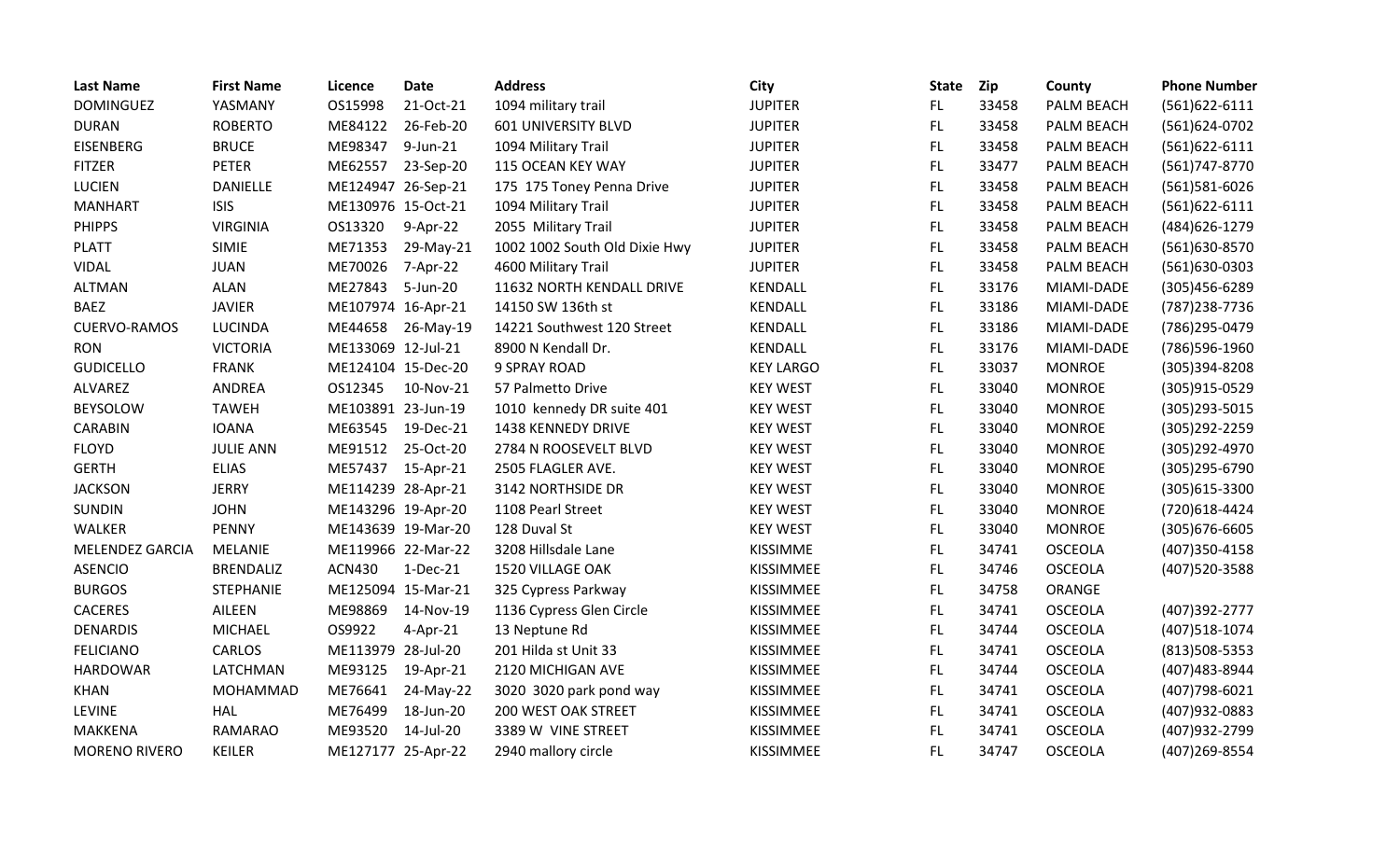| Last Name | First Name | Licence | Date | Address | City | State | Zip | County | Phone Number |
|---|---|---|---|---|---|---|---|---|---|
| DOMINGUEZ | YASMANY | OS15998 | 21-Oct-21 | 1094 military trail | JUPITER | FL | 33458 | PALM BEACH | (561)622-6111 |
| DURAN | ROBERTO | ME84122 | 26-Feb-20 | 601 UNIVERSITY BLVD | JUPITER | FL | 33458 | PALM BEACH | (561)624-0702 |
| EISENBERG | BRUCE | ME98347 | 9-Jun-21 | 1094 Military Trail | JUPITER | FL | 33458 | PALM BEACH | (561)622-6111 |
| FITZER | PETER | ME62557 | 23-Sep-20 | 115 OCEAN KEY WAY | JUPITER | FL | 33477 | PALM BEACH | (561)747-8770 |
| LUCIEN | DANIELLE | ME124947 | 26-Sep-21 | 175 175 Toney Penna Drive | JUPITER | FL | 33458 | PALM BEACH | (561)581-6026 |
| MANHART | ISIS | ME130976 | 15-Oct-21 | 1094 Military Trail | JUPITER | FL | 33458 | PALM BEACH | (561)622-6111 |
| PHIPPS | VIRGINIA | OS13320 | 9-Apr-22 | 2055 Military Trail | JUPITER | FL | 33458 | PALM BEACH | (484)626-1279 |
| PLATT | SIMIE | ME71353 | 29-May-21 | 1002 1002 South Old Dixie Hwy | JUPITER | FL | 33458 | PALM BEACH | (561)630-8570 |
| VIDAL | JUAN | ME70026 | 7-Apr-22 | 4600 Military Trail | JUPITER | FL | 33458 | PALM BEACH | (561)630-0303 |
| ALTMAN | ALAN | ME27843 | 5-Jun-20 | 11632 NORTH KENDALL DRIVE | KENDALL | FL | 33176 | MIAMI-DADE | (305)456-6289 |
| BAEZ | JAVIER | ME107974 | 16-Apr-21 | 14150 SW 136th st | KENDALL | FL | 33186 | MIAMI-DADE | (787)238-7736 |
| CUERVO-RAMOS | LUCINDA | ME44658 | 26-May-19 | 14221 Southwest 120 Street | KENDALL | FL | 33186 | MIAMI-DADE | (786)295-0479 |
| RON | VICTORIA | ME133069 | 12-Jul-21 | 8900 N Kendall Dr. | KENDALL | FL | 33176 | MIAMI-DADE | (786)596-1960 |
| GUDICELLO | FRANK | ME124104 | 15-Dec-20 | 9 SPRAY ROAD | KEY LARGO | FL | 33037 | MONROE | (305)394-8208 |
| ALVAREZ | ANDREA | OS12345 | 10-Nov-21 | 57 Palmetto Drive | KEY WEST | FL | 33040 | MONROE | (305)915-0529 |
| BEYSOLOW | TAWEH | ME103891 | 23-Jun-19 | 1010 kennedy DR suite 401 | KEY WEST | FL | 33040 | MONROE | (305)293-5015 |
| CARABIN | IOANA | ME63545 | 19-Dec-21 | 1438 KENNEDY DRIVE | KEY WEST | FL | 33040 | MONROE | (305)292-2259 |
| FLOYD | JULIE ANN | ME91512 | 25-Oct-20 | 2784 N ROOSEVELT BLVD | KEY WEST | FL | 33040 | MONROE | (305)292-4970 |
| GERTH | ELIAS | ME57437 | 15-Apr-21 | 2505 FLAGLER AVE. | KEY WEST | FL | 33040 | MONROE | (305)295-6790 |
| JACKSON | JERRY | ME114239 | 28-Apr-21 | 3142 NORTHSIDE DR | KEY WEST | FL | 33040 | MONROE | (305)615-3300 |
| SUNDIN | JOHN | ME143296 | 19-Apr-20 | 1108 Pearl Street | KEY WEST | FL | 33040 | MONROE | (720)618-4424 |
| WALKER | PENNY | ME143639 | 19-Mar-20 | 128 Duval St | KEY WEST | FL | 33040 | MONROE | (305)676-6605 |
| MELENDEZ GARCIA | MELANIE | ME119966 | 22-Mar-22 | 3208 Hillsdale Lane | KISSIMME | FL | 34741 | OSCEOLA | (407)350-4158 |
| ASENCIO | BRENDALIZ | ACN430 | 1-Dec-21 | 1520 VILLAGE OAK | KISSIMMEE | FL | 34746 | OSCEOLA | (407)520-3588 |
| BURGOS | STEPHANIE | ME125094 | 15-Mar-21 | 325 Cypress Parkway | KISSIMMEE | FL | 34758 | ORANGE | |
| CACERES | AILEEN | ME98869 | 14-Nov-19 | 1136 Cypress Glen Circle | KISSIMMEE | FL | 34741 | OSCEOLA | (407)392-2777 |
| DENARDIS | MICHAEL | OS9922 | 4-Apr-21 | 13 Neptune Rd | KISSIMMEE | FL | 34744 | OSCEOLA | (407)518-1074 |
| FELICIANO | CARLOS | ME113979 | 28-Jul-20 | 201 Hilda st Unit 33 | KISSIMMEE | FL | 34741 | OSCEOLA | (813)508-5353 |
| HARDOWAR | LATCHMAN | ME93125 | 19-Apr-21 | 2120 MICHIGAN AVE | KISSIMMEE | FL | 34744 | OSCEOLA | (407)483-8944 |
| KHAN | MOHAMMAD | ME76641 | 24-May-22 | 3020 3020 park pond way | KISSIMMEE | FL | 34741 | OSCEOLA | (407)798-6021 |
| LEVINE | HAL | ME76499 | 18-Jun-20 | 200 WEST OAK STREET | KISSIMMEE | FL | 34741 | OSCEOLA | (407)932-0883 |
| MAKKENA | RAMARAO | ME93520 | 14-Jul-20 | 3389 W VINE STREET | KISSIMMEE | FL | 34741 | OSCEOLA | (407)932-2799 |
| MORENO RIVERO | KEILER | ME127177 | 25-Apr-22 | 2940 mallory circle | KISSIMMEE | FL | 34747 | OSCEOLA | (407)269-8554 |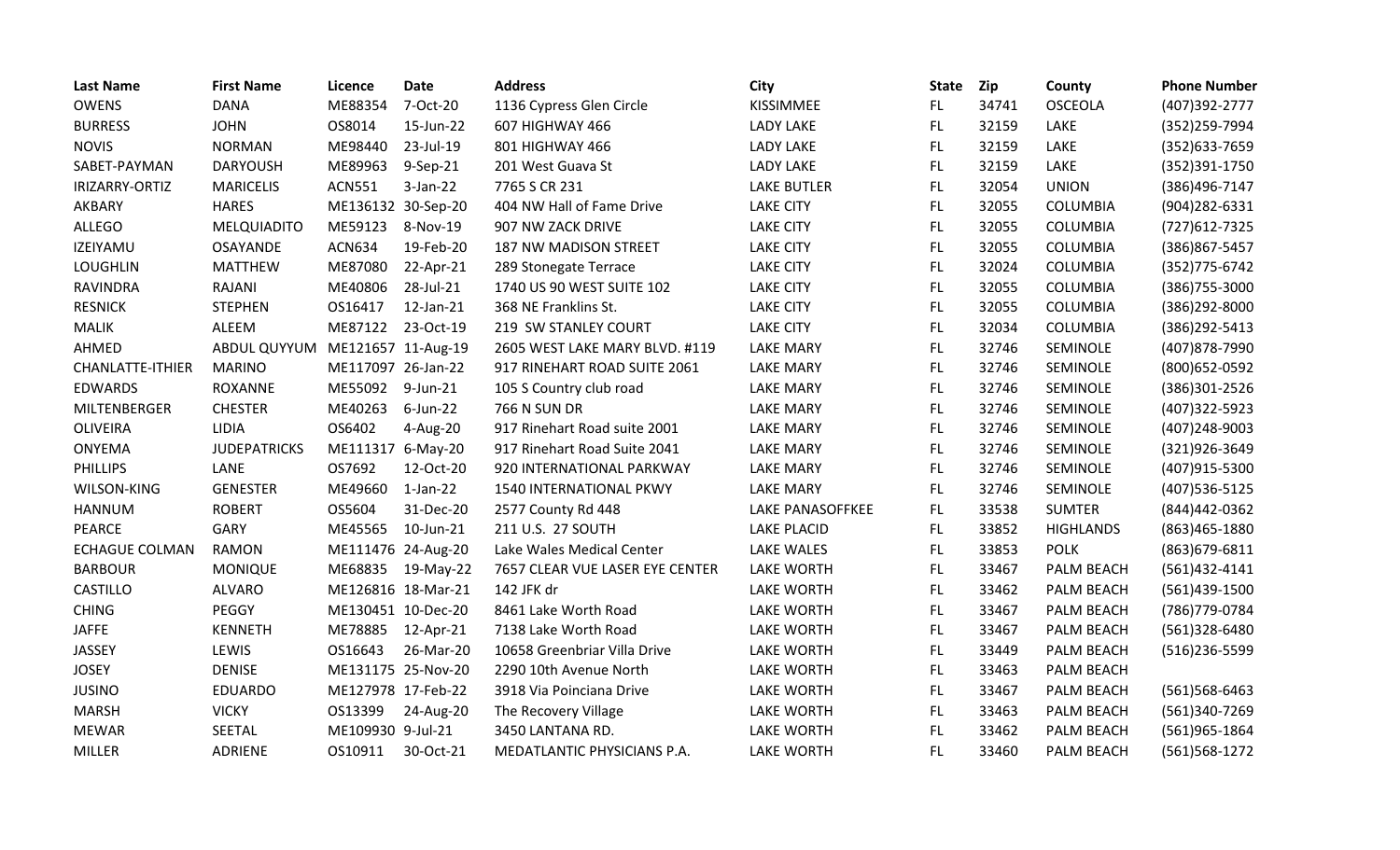| Last Name | First Name | Licence | Date | Address | City | State | Zip | County | Phone Number |
|---|---|---|---|---|---|---|---|---|---|
| OWENS | DANA | ME88354 | 7-Oct-20 | 1136 Cypress Glen Circle | KISSIMMEE | FL | 34741 | OSCEOLA | (407)392-2777 |
| BURRESS | JOHN | OS8014 | 15-Jun-22 | 607 HIGHWAY 466 | LADY LAKE | FL | 32159 | LAKE | (352)259-7994 |
| NOVIS | NORMAN | ME98440 | 23-Jul-19 | 801 HIGHWAY 466 | LADY LAKE | FL | 32159 | LAKE | (352)633-7659 |
| SABET-PAYMAN | DARYOUSH | ME89963 | 9-Sep-21 | 201 West Guava St | LADY LAKE | FL | 32159 | LAKE | (352)391-1750 |
| IRIZARRY-ORTIZ | MARICELIS | ACN551 | 3-Jan-22 | 7765 S CR 231 | LAKE BUTLER | FL | 32054 | UNION | (386)496-7147 |
| AKBARY | HARES | ME136132 | 30-Sep-20 | 404 NW Hall of Fame Drive | LAKE CITY | FL | 32055 | COLUMBIA | (904)282-6331 |
| ALLEGO | MELQUIADITO | ME59123 | 8-Nov-19 | 907 NW ZACK DRIVE | LAKE CITY | FL | 32055 | COLUMBIA | (727)612-7325 |
| IZEIYAMU | OSAYANDE | ACN634 | 19-Feb-20 | 187 NW MADISON STREET | LAKE CITY | FL | 32055 | COLUMBIA | (386)867-5457 |
| LOUGHLIN | MATTHEW | ME87080 | 22-Apr-21 | 289 Stonegate Terrace | LAKE CITY | FL | 32024 | COLUMBIA | (352)775-6742 |
| RAVINDRA | RAJANI | ME40806 | 28-Jul-21 | 1740 US 90 WEST SUITE 102 | LAKE CITY | FL | 32055 | COLUMBIA | (386)755-3000 |
| RESNICK | STEPHEN | OS16417 | 12-Jan-21 | 368 NE Franklins St. | LAKE CITY | FL | 32055 | COLUMBIA | (386)292-8000 |
| MALIK | ALEEM | ME87122 | 23-Oct-19 | 219 SW STANLEY COURT | LAKE CITY | FL | 32034 | COLUMBIA | (386)292-5413 |
| AHMED | ABDUL QUYYUM | ME121657 | 11-Aug-19 | 2605 WEST LAKE MARY BLVD. #119 | LAKE MARY | FL | 32746 | SEMINOLE | (407)878-7990 |
| CHANLATTE-ITHIER | MARINO | ME117097 | 26-Jan-22 | 917 RINEHART ROAD SUITE 2061 | LAKE MARY | FL | 32746 | SEMINOLE | (800)652-0592 |
| EDWARDS | ROXANNE | ME55092 | 9-Jun-21 | 105 S Country club road | LAKE MARY | FL | 32746 | SEMINOLE | (386)301-2526 |
| MILTENBERGER | CHESTER | ME40263 | 6-Jun-22 | 766 N SUN DR | LAKE MARY | FL | 32746 | SEMINOLE | (407)322-5923 |
| OLIVEIRA | LIDIA | OS6402 | 4-Aug-20 | 917 Rinehart Road suite 2001 | LAKE MARY | FL | 32746 | SEMINOLE | (407)248-9003 |
| ONYEMA | JUDEPATRICKS | ME111317 | 6-May-20 | 917 Rinehart Road Suite 2041 | LAKE MARY | FL | 32746 | SEMINOLE | (321)926-3649 |
| PHILLIPS | LANE | OS7692 | 12-Oct-20 | 920 INTERNATIONAL PARKWAY | LAKE MARY | FL | 32746 | SEMINOLE | (407)915-5300 |
| WILSON-KING | GENESTER | ME49660 | 1-Jan-22 | 1540 INTERNATIONAL PKWY | LAKE MARY | FL | 32746 | SEMINOLE | (407)536-5125 |
| HANNUM | ROBERT | OS5604 | 31-Dec-20 | 2577 County Rd 448 | LAKE PANASOFFKEE | FL | 33538 | SUMTER | (844)442-0362 |
| PEARCE | GARY | ME45565 | 10-Jun-21 | 211 U.S. 27 SOUTH | LAKE PLACID | FL | 33852 | HIGHLANDS | (863)465-1880 |
| ECHAGUE COLMAN | RAMON | ME111476 | 24-Aug-20 | Lake Wales Medical Center | LAKE WALES | FL | 33853 | POLK | (863)679-6811 |
| BARBOUR | MONIQUE | ME68835 | 19-May-22 | 7657 CLEAR VUE LASER EYE CENTER | LAKE WORTH | FL | 33467 | PALM BEACH | (561)432-4141 |
| CASTILLO | ALVARO | ME126816 | 18-Mar-21 | 142 JFK dr | LAKE WORTH | FL | 33462 | PALM BEACH | (561)439-1500 |
| CHING | PEGGY | ME130451 | 10-Dec-20 | 8461 Lake Worth Road | LAKE WORTH | FL | 33467 | PALM BEACH | (786)779-0784 |
| JAFFE | KENNETH | ME78885 | 12-Apr-21 | 7138 Lake Worth Road | LAKE WORTH | FL | 33467 | PALM BEACH | (561)328-6480 |
| JASSEY | LEWIS | OS16643 | 26-Mar-20 | 10658 Greenbriar Villa Drive | LAKE WORTH | FL | 33449 | PALM BEACH | (516)236-5599 |
| JOSEY | DENISE | ME131175 | 25-Nov-20 | 2290 10th Avenue North | LAKE WORTH | FL | 33463 | PALM BEACH | |
| JUSINO | EDUARDO | ME127978 | 17-Feb-22 | 3918 Via Poinciana Drive | LAKE WORTH | FL | 33467 | PALM BEACH | (561)568-6463 |
| MARSH | VICKY | OS13399 | 24-Aug-20 | The Recovery Village | LAKE WORTH | FL | 33463 | PALM BEACH | (561)340-7269 |
| MEWAR | SEETAL | ME109930 | 9-Jul-21 | 3450 LANTANA RD. | LAKE WORTH | FL | 33462 | PALM BEACH | (561)965-1864 |
| MILLER | ADRIENE | OS10911 | 30-Oct-21 | MEDATLANTIC PHYSICIANS P.A. | LAKE WORTH | FL | 33460 | PALM BEACH | (561)568-1272 |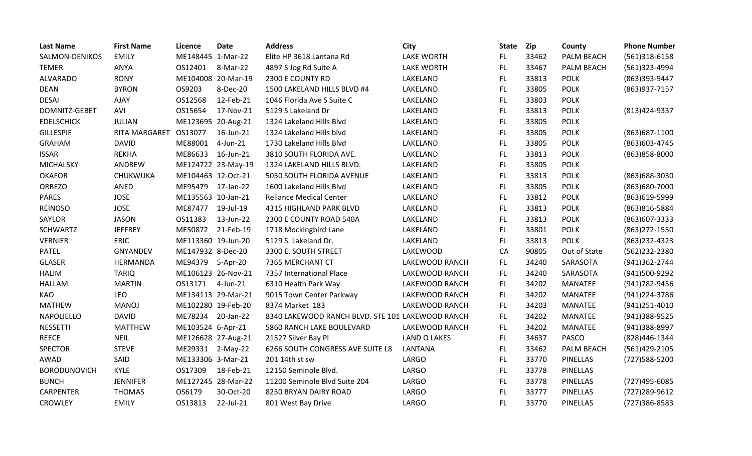| Last Name | First Name | Licence | Date | Address | City | State | Zip | County | Phone Number |
|---|---|---|---|---|---|---|---|---|---|
| SALMON-DENIKOS | EMILY | ME148445 | 1-Mar-22 | Elite HP 3618 Lantana Rd | LAKE WORTH | FL | 33462 | PALM BEACH | (561)318-6158 |
| TEMER | ANYA | OS12401 | 8-Mar-22 | 4897 S Jog Rd Suite A | LAKE WORTH | FL | 33467 | PALM BEACH | (561)323-4994 |
| ALVARADO | RONY | ME104008 | 20-Mar-19 | 2300 E COUNTY RD | LAKELAND | FL | 33813 | POLK | (863)393-9447 |
| DEAN | BYRON | OS9203 | 8-Dec-20 | 1500 LAKELAND HILLS BLVD #4 | LAKELAND | FL | 33805 | POLK | (863)937-7157 |
| DESAI | AJAY | OS12568 | 12-Feb-21 | 1046 Florida Ave S Suite C | LAKELAND | FL | 33803 | POLK | |
| DOMNITZ-GEBET | AVI | OS15654 | 17-Nov-21 | 5129 S Lakeland Dr | LAKELAND | FL | 33813 | POLK | (813)424-9337 |
| EDELSCHICK | JULIAN | ME123695 | 20-Aug-21 | 1324 Lakeland Hills Blvd | LAKELAND | FL | 33805 | POLK | |
| GILLESPIE | RITA MARGARET | OS13077 | 16-Jun-21 | 1324 Lakeland Hills blvd | LAKELAND | FL | 33805 | POLK | (863)687-1100 |
| GRAHAM | DAVID | ME88001 | 4-Jun-21 | 1730 Lakeland Hills Blvd | LAKELAND | FL | 33805 | POLK | (863)603-4745 |
| ISSAR | REKHA | ME86633 | 16-Jun-21 | 3810 SOUTH FLORIDA AVE. | LAKELAND | FL | 33813 | POLK | (863)858-8000 |
| MICHALSKY | ANDREW | ME124722 | 23-May-19 | 1324 LAKELAND HILLS BLVD. | LAKELAND | FL | 33805 | POLK | |
| OKAFOR | CHUKWUKA | ME104463 | 12-Oct-21 | 5050 SOUTH FLORIDA AVENUE | LAKELAND | FL | 33813 | POLK | (863)688-3030 |
| ORBEZO | ANED | ME95479 | 17-Jan-22 | 1600 Lakeland Hills Blvd | LAKELAND | FL | 33805 | POLK | (863)680-7000 |
| PARES | JOSE | ME135563 | 10-Jan-21 | Reliance Medical Center | LAKELAND | FL | 33812 | POLK | (863)619-5999 |
| REINOSO | JOSE | ME87477 | 19-Jul-19 | 4315 HIGHLAND PARK BLVD | LAKELAND | FL | 33813 | POLK | (863)816-5884 |
| SAYLOR | JASON | OS11383 | 13-Jun-22 | 2300 E COUNTY ROAD 540A | LAKELAND | FL | 33813 | POLK | (863)607-3333 |
| SCHWARTZ | JEFFREY | ME50872 | 21-Feb-19 | 1718 Mockingbird Lane | LAKELAND | FL | 33801 | POLK | (863)272-1550 |
| VERNIER | ERIC | ME113360 | 19-Jun-20 | 5129 S. Lakeland Dr. | LAKELAND | FL | 33813 | POLK | (863)232-4323 |
| PATEL | GNYANDEV | ME147932 | 8-Dec-20 | 3300 E. SOUTH STREET | LAKEWOOD | CA | 90805 | Out of State | (562)232-2380 |
| GLASER | HERMANDA | ME94379 | 5-Apr-20 | 7365 MERCHANT CT | LAKEWOOD RANCH | FL | 34240 | SARASOTA | (941)362-2744 |
| HALIM | TARIQ | ME106123 | 26-Nov-21 | 7357 International Place | LAKEWOOD RANCH | FL | 34240 | SARASOTA | (941)500-9292 |
| HALLAM | MARTIN | OS13171 | 4-Jun-21 | 6310 Health Park Way | LAKEWOOD RANCH | FL | 34202 | MANATEE | (941)782-9456 |
| KAO | LEO | ME134113 | 29-Mar-21 | 9015 Town Center Parkway | LAKEWOOD RANCH | FL | 34202 | MANATEE | (941)224-3786 |
| MATHEW | MANOJ | ME102280 | 19-Feb-20 | 8374 Market 183 | LAKEWOOD RANCH | FL | 34203 | MANATEE | (941)251-4010 |
| NAPOLIELLO | DAVID | ME78234 | 20-Jan-22 | 8340 LAKEWOOD RANCH BLVD. STE 101 | LAKEWOOD RANCH | FL | 34202 | MANATEE | (941)388-9525 |
| NESSETTI | MATTHEW | ME103524 | 6-Apr-21 | 5860 RANCH LAKE BOULEVARD | LAKEWOOD RANCH | FL | 34202 | MANATEE | (941)388-8997 |
| REECE | NEIL | ME126628 | 27-Aug-21 | 21527 Silver Bay Pl | LAND O LAKES | FL | 34637 | PASCO | (828)446-1344 |
| SPECTOR | STEVE | ME29331 | 2-May-22 | 6266 SOUTH CONGRESS AVE SUITE L8 | LANTANA | FL | 33462 | PALM BEACH | (561)429-2105 |
| AWAD | SAID | ME133306 | 3-Mar-21 | 201 14th st sw | LARGO | FL | 33770 | PINELLAS | (727)588-5200 |
| BORODUNOVICH | KYLE | OS17309 | 18-Feb-21 | 12150 Seminole Blvd. | LARGO | FL | 33778 | PINELLAS | |
| BUNCH | JENNIFER | ME127245 | 28-Mar-22 | 11200 Seminole Blvd Suite 204 | LARGO | FL | 33778 | PINELLAS | (727)495-6085 |
| CARPENTER | THOMAS | OS6179 | 30-Oct-20 | 8250 BRYAN DAIRY ROAD | LARGO | FL | 33777 | PINELLAS | (727)289-9612 |
| CROWLEY | EMILY | OS13813 | 22-Jul-21 | 801 West Bay Drive | LARGO | FL | 33770 | PINELLAS | (727)386-8583 |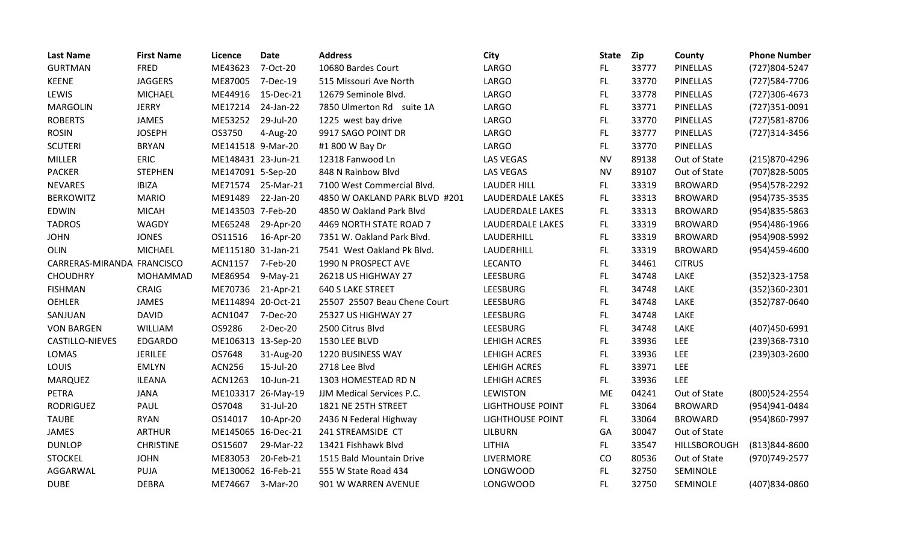| Last Name | First Name | Licence | Date | Address | City | State | Zip | County | Phone Number |
|---|---|---|---|---|---|---|---|---|---|
| GURTMAN | FRED | ME43623 | 7-Oct-20 | 10680 Bardes Court | LARGO | FL | 33777 | PINELLAS | (727)804-5247 |
| KEENE | JAGGERS | ME87005 | 7-Dec-19 | 515 Missouri Ave North | LARGO | FL | 33770 | PINELLAS | (727)584-7706 |
| LEWIS | MICHAEL | ME44916 | 15-Dec-21 | 12679 Seminole Blvd. | LARGO | FL | 33778 | PINELLAS | (727)306-4673 |
| MARGOLIN | JERRY | ME17214 | 24-Jan-22 | 7850 Ulmerton Rd suite 1A | LARGO | FL | 33771 | PINELLAS | (727)351-0091 |
| ROBERTS | JAMES | ME53252 | 29-Jul-20 | 1225 west bay drive | LARGO | FL | 33770 | PINELLAS | (727)581-8706 |
| ROSIN | JOSEPH | OS3750 | 4-Aug-20 | 9917 SAGO POINT DR | LARGO | FL | 33777 | PINELLAS | (727)314-3456 |
| SCUTERI | BRYAN | ME141518 | 9-Mar-20 | #1 800 W Bay Dr | LARGO | FL | 33770 | PINELLAS | |
| MILLER | ERIC | ME148431 | 23-Jun-21 | 12318 Fanwood Ln | LAS VEGAS | NV | 89138 | Out of State | (215)870-4296 |
| PACKER | STEPHEN | ME147091 | 5-Sep-20 | 848 N Rainbow Blvd | LAS VEGAS | NV | 89107 | Out of State | (707)828-5005 |
| NEVARES | IBIZA | ME71574 | 25-Mar-21 | 7100 West Commercial Blvd. | LAUDER HILL | FL | 33319 | BROWARD | (954)578-2292 |
| BERKOWITZ | MARIO | ME91489 | 22-Jan-20 | 4850 W OAKLAND PARK BLVD #201 | LAUDERDALE LAKES | FL | 33313 | BROWARD | (954)735-3535 |
| EDWIN | MICAH | ME143503 | 7-Feb-20 | 4850 W Oakland Park Blvd | LAUDERDALE LAKES | FL | 33313 | BROWARD | (954)835-5863 |
| TADROS | WAGDY | ME65248 | 29-Apr-20 | 4469 NORTH STATE ROAD 7 | LAUDERDALE LAKES | FL | 33319 | BROWARD | (954)486-1966 |
| JOHN | JONES | OS11516 | 16-Apr-20 | 7351 W. Oakland Park Blvd. | LAUDERHILL | FL | 33319 | BROWARD | (954)908-5992 |
| OLIN | MICHAEL | ME115180 | 31-Jan-21 | 7541 West Oakland Pk Blvd. | LAUDERHILL | FL | 33319 | BROWARD | (954)459-4600 |
| CARRERAS-MIRANDA | FRANCISCO | ACN1157 | 7-Feb-20 | 1990 N PROSPECT AVE | LECANTO | FL | 34461 | CITRUS | |
| CHOUDHRY | MOHAMMAD | ME86954 | 9-May-21 | 26218 US HIGHWAY 27 | LEESBURG | FL | 34748 | LAKE | (352)323-1758 |
| FISHMAN | CRAIG | ME70736 | 21-Apr-21 | 640 S LAKE STREET | LEESBURG | FL | 34748 | LAKE | (352)360-2301 |
| OEHLER | JAMES | ME114894 | 20-Oct-21 | 25507 25507 Beau Chene Court | LEESBURG | FL | 34748 | LAKE | (352)787-0640 |
| SANJUAN | DAVID | ACN1047 | 7-Dec-20 | 25327 US HIGHWAY 27 | LEESBURG | FL | 34748 | LAKE | |
| VON BARGEN | WILLIAM | OS9286 | 2-Dec-20 | 2500 Citrus Blvd | LEESBURG | FL | 34748 | LAKE | (407)450-6991 |
| CASTILLO-NIEVES | EDGARDO | ME106313 | 13-Sep-20 | 1530 LEE BLVD | LEHIGH ACRES | FL | 33936 | LEE | (239)368-7310 |
| LOMAS | JERILEE | OS7648 | 31-Aug-20 | 1220 BUSINESS WAY | LEHIGH ACRES | FL | 33936 | LEE | (239)303-2600 |
| LOUIS | EMLYN | ACN256 | 15-Jul-20 | 2718 Lee Blvd | LEHIGH ACRES | FL | 33971 | LEE | |
| MARQUEZ | ILEANA | ACN1263 | 10-Jun-21 | 1303 HOMESTEAD RD N | LEHIGH ACRES | FL | 33936 | LEE | |
| PETRA | JANA | ME103317 | 26-May-19 | JJM Medical Services P.C. | LEWISTON | ME | 04241 | Out of State | (800)524-2554 |
| RODRIGUEZ | PAUL | OS7048 | 31-Jul-20 | 1821 NE 25TH STREET | LIGHTHOUSE POINT | FL | 33064 | BROWARD | (954)941-0484 |
| TAUBE | RYAN | OS14017 | 10-Apr-20 | 2436 N Federal Highway | LIGHTHOUSE POINT | FL | 33064 | BROWARD | (954)860-7997 |
| JAMES | ARTHUR | ME145065 | 16-Dec-21 | 241 STREAMSIDE CT | LILBURN | GA | 30047 | Out of State | |
| DUNLOP | CHRISTINE | OS15607 | 29-Mar-22 | 13421 Fishhawk Blvd | LITHIA | FL | 33547 | HILLSBOROUGH | (813)844-8600 |
| STOCKEL | JOHN | ME83053 | 20-Feb-21 | 1515 Bald Mountain Drive | LIVERMORE | CO | 80536 | Out of State | (970)749-2577 |
| AGGARWAL | PUJA | ME130062 | 16-Feb-21 | 555 W State Road 434 | LONGWOOD | FL | 32750 | SEMINOLE | |
| DUBE | DEBRA | ME74667 | 3-Mar-20 | 901 W WARREN AVENUE | LONGWOOD | FL | 32750 | SEMINOLE | (407)834-0860 |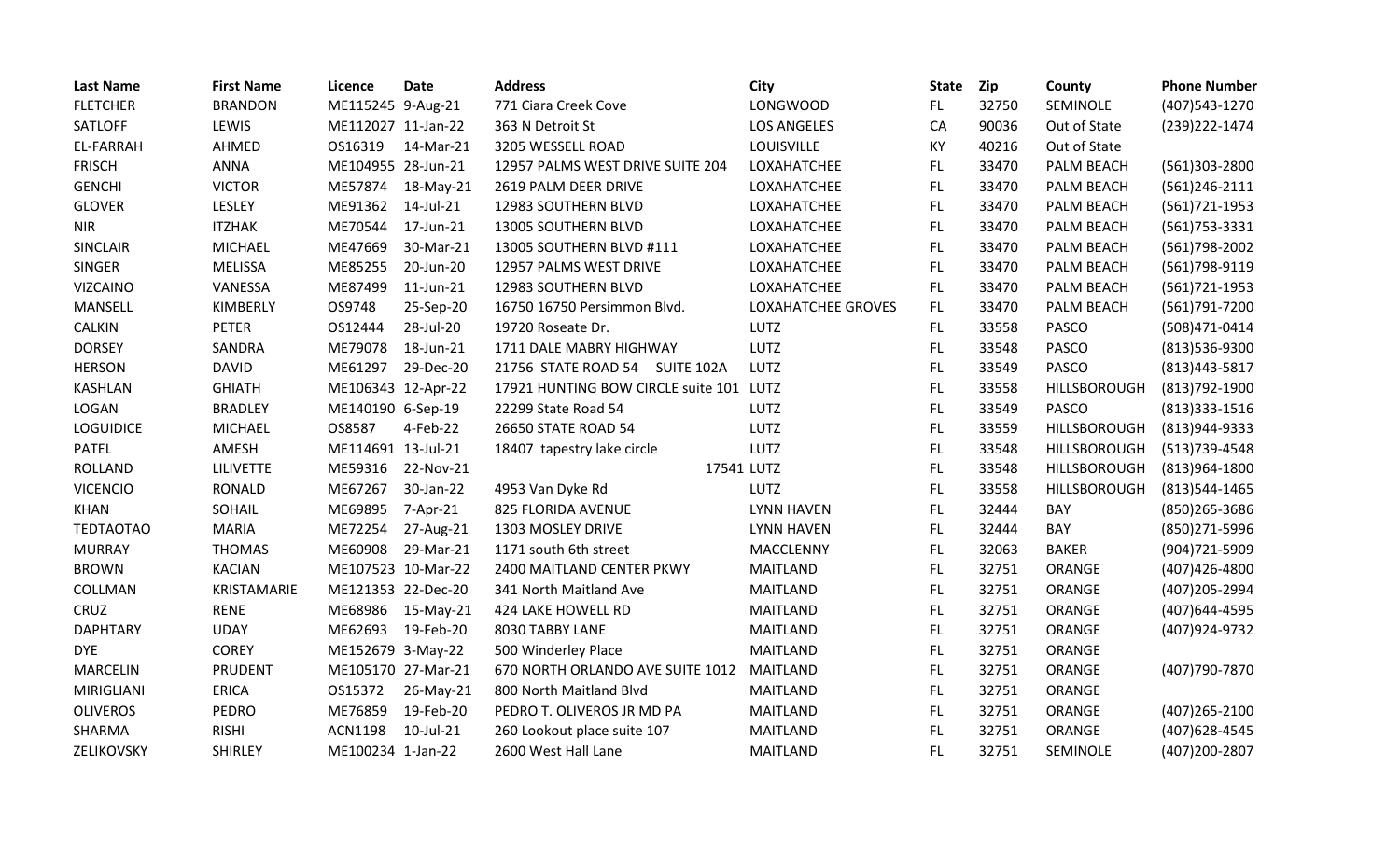| Last Name | First Name | Licence | Date | Address | City | State | Zip | County | Phone Number |
|---|---|---|---|---|---|---|---|---|---|
| FLETCHER | BRANDON | ME115245 | 9-Aug-21 | 771 Ciara Creek Cove | LONGWOOD | FL | 32750 | SEMINOLE | (407)543-1270 |
| SATLOFF | LEWIS | ME112027 | 11-Jan-22 | 363 N Detroit St | LOS ANGELES | CA | 90036 | Out of State | (239)222-1474 |
| EL-FARRAH | AHMED | OS16319 | 14-Mar-21 | 3205 WESSELL ROAD | LOUISVILLE | KY | 40216 | Out of State | |
| FRISCH | ANNA | ME104955 | 28-Jun-21 | 12957 PALMS WEST DRIVE SUITE 204 | LOXAHATCHEE | FL | 33470 | PALM BEACH | (561)303-2800 |
| GENCHI | VICTOR | ME57874 | 18-May-21 | 2619 PALM DEER DRIVE | LOXAHATCHEE | FL | 33470 | PALM BEACH | (561)246-2111 |
| GLOVER | LESLEY | ME91362 | 14-Jul-21 | 12983 SOUTHERN BLVD | LOXAHATCHEE | FL | 33470 | PALM BEACH | (561)721-1953 |
| NIR | ITZHAK | ME70544 | 17-Jun-21 | 13005 SOUTHERN BLVD | LOXAHATCHEE | FL | 33470 | PALM BEACH | (561)753-3331 |
| SINCLAIR | MICHAEL | ME47669 | 30-Mar-21 | 13005 SOUTHERN BLVD #111 | LOXAHATCHEE | FL | 33470 | PALM BEACH | (561)798-2002 |
| SINGER | MELISSA | ME85255 | 20-Jun-20 | 12957 PALMS WEST DRIVE | LOXAHATCHEE | FL | 33470 | PALM BEACH | (561)798-9119 |
| VIZCAINO | VANESSA | ME87499 | 11-Jun-21 | 12983 SOUTHERN BLVD | LOXAHATCHEE | FL | 33470 | PALM BEACH | (561)721-1953 |
| MANSELL | KIMBERLY | OS9748 | 25-Sep-20 | 16750 16750 Persimmon Blvd. | LOXAHATCHEE GROVES | FL | 33470 | PALM BEACH | (561)791-7200 |
| CALKIN | PETER | OS12444 | 28-Jul-20 | 19720 Roseate Dr. | LUTZ | FL | 33558 | PASCO | (508)471-0414 |
| DORSEY | SANDRA | ME79078 | 18-Jun-21 | 1711 DALE MABRY HIGHWAY | LUTZ | FL | 33548 | PASCO | (813)536-9300 |
| HERSON | DAVID | ME61297 | 29-Dec-20 | 21756 STATE ROAD 54 SUITE 102A | LUTZ | FL | 33549 | PASCO | (813)443-5817 |
| KASHLAN | GHIATH | ME106343 | 12-Apr-22 | 17921 HUNTING BOW CIRCLE suite 101 | LUTZ | FL | 33558 | HILLSBOROUGH | (813)792-1900 |
| LOGAN | BRADLEY | ME140190 | 6-Sep-19 | 22299 State Road 54 | LUTZ | FL | 33549 | PASCO | (813)333-1516 |
| LOGUIDICE | MICHAEL | OS8587 | 4-Feb-22 | 26650 STATE ROAD 54 | LUTZ | FL | 33559 | HILLSBOROUGH | (813)944-9333 |
| PATEL | AMESH | ME114691 | 13-Jul-21 | 18407 tapestry lake circle | LUTZ | FL | 33548 | HILLSBOROUGH | (513)739-4548 |
| ROLLAND | LILIVETTE | ME59316 | 22-Nov-21 | 17541 | LUTZ | FL | 33548 | HILLSBOROUGH | (813)964-1800 |
| VICENCIO | RONALD | ME67267 | 30-Jan-22 | 4953 Van Dyke Rd | LUTZ | FL | 33558 | HILLSBOROUGH | (813)544-1465 |
| KHAN | SOHAIL | ME69895 | 7-Apr-21 | 825 FLORIDA AVENUE | LYNN HAVEN | FL | 32444 | BAY | (850)265-3686 |
| TEDTAOTAO | MARIA | ME72254 | 27-Aug-21 | 1303 MOSLEY DRIVE | LYNN HAVEN | FL | 32444 | BAY | (850)271-5996 |
| MURRAY | THOMAS | ME60908 | 29-Mar-21 | 1171 south 6th street | MACCLENNY | FL | 32063 | BAKER | (904)721-5909 |
| BROWN | KACIAN | ME107523 | 10-Mar-22 | 2400 MAITLAND CENTER PKWY | MAITLAND | FL | 32751 | ORANGE | (407)426-4800 |
| COLLMAN | KRISTAMARIE | ME121353 | 22-Dec-20 | 341 North Maitland Ave | MAITLAND | FL | 32751 | ORANGE | (407)205-2994 |
| CRUZ | RENE | ME68986 | 15-May-21 | 424 LAKE HOWELL RD | MAITLAND | FL | 32751 | ORANGE | (407)644-4595 |
| DAPHTARY | UDAY | ME62693 | 19-Feb-20 | 8030 TABBY LANE | MAITLAND | FL | 32751 | ORANGE | (407)924-9732 |
| DYE | COREY | ME152679 | 3-May-22 | 500 Winderley Place | MAITLAND | FL | 32751 | ORANGE | |
| MARCELIN | PRUDENT | ME105170 | 27-Mar-21 | 670 NORTH ORLANDO AVE SUITE 1012 | MAITLAND | FL | 32751 | ORANGE | (407)790-7870 |
| MIRIGLIANI | ERICA | OS15372 | 26-May-21 | 800 North Maitland Blvd | MAITLAND | FL | 32751 | ORANGE | |
| OLIVEROS | PEDRO | ME76859 | 19-Feb-20 | PEDRO T. OLIVEROS JR MD PA | MAITLAND | FL | 32751 | ORANGE | (407)265-2100 |
| SHARMA | RISHI | ACN1198 | 10-Jul-21 | 260 Lookout place suite 107 | MAITLAND | FL | 32751 | ORANGE | (407)628-4545 |
| ZELIKOVSKY | SHIRLEY | ME100234 | 1-Jan-22 | 2600 West Hall Lane | MAITLAND | FL | 32751 | SEMINOLE | (407)200-2807 |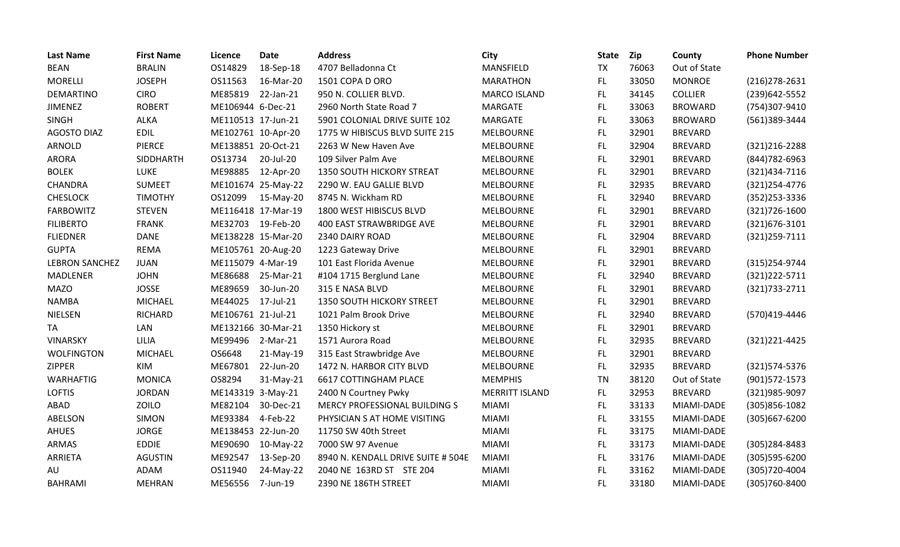| Last Name | First Name | Licence | Date | Address | City | State | Zip | County | Phone Number |
|---|---|---|---|---|---|---|---|---|---|
| BEAN | BRALIN | OS14829 | 18-Sep-18 | 4707 Belladonna Ct | MANSFIELD | TX | 76063 | Out of State | |
| MORELLI | JOSEPH | OS11563 | 16-Mar-20 | 1501 COPA D ORO | MARATHON | FL | 33050 | MONROE | (216)278-2631 |
| DEMARTINO | CIRO | ME85819 | 22-Jan-21 | 950 N. COLLIER BLVD. | MARCO ISLAND | FL | 34145 | COLLIER | (239)642-5552 |
| JIMENEZ | ROBERT | ME106944 | 6-Dec-21 | 2960 North State Road 7 | MARGATE | FL | 33063 | BROWARD | (754)307-9410 |
| SINGH | ALKA | ME110513 | 17-Jun-21 | 5901 COLONIAL DRIVE SUITE 102 | MARGATE | FL | 33063 | BROWARD | (561)389-3444 |
| AGOSTO DIAZ | EDIL | ME102761 | 10-Apr-20 | 1775 W HIBISCUS BLVD SUITE 215 | MELBOURNE | FL | 32901 | BREVARD | |
| ARNOLD | PIERCE | ME138851 | 20-Oct-21 | 2263 W New Haven Ave | MELBOURNE | FL | 32904 | BREVARD | (321)216-2288 |
| ARORA | SIDDHARTH | OS13734 | 20-Jul-20 | 109 Silver Palm Ave | MELBOURNE | FL | 32901 | BREVARD | (844)782-6963 |
| BOLEK | LUKE | ME98885 | 12-Apr-20 | 1350 SOUTH HICKORY STREAT | MELBOURNE | FL | 32901 | BREVARD | (321)434-7116 |
| CHANDRA | SUMEET | ME101674 | 25-May-22 | 2290 W. EAU GALLIE BLVD | MELBOURNE | FL | 32935 | BREVARD | (321)254-4776 |
| CHESLOCK | TIMOTHY | OS12099 | 15-May-20 | 8745 N. Wickham RD | MELBOURNE | FL | 32940 | BREVARD | (352)253-3336 |
| FARBOWITZ | STEVEN | ME116418 | 17-Mar-19 | 1800 WEST HIBISCUS BLVD | MELBOURNE | FL | 32901 | BREVARD | (321)726-1600 |
| FILIBERTO | FRANK | ME32703 | 19-Feb-20 | 400 EAST STRAWBRIDGE AVE | MELBOURNE | FL | 32901 | BREVARD | (321)676-3101 |
| FLIEDNER | DANE | ME138228 | 15-Mar-20 | 2340 DAIRY ROAD | MELBOURNE | FL | 32904 | BREVARD | (321)259-7111 |
| GUPTA | REMA | ME105761 | 20-Aug-20 | 1223 Gateway Drive | MELBOURNE | FL | 32901 | BREVARD | |
| LEBRON SANCHEZ | JUAN | ME115079 | 4-Mar-19 | 101 East Florida Avenue | MELBOURNE | FL | 32901 | BREVARD | (315)254-9744 |
| MADLENER | JOHN | ME86688 | 25-Mar-21 | #104 1715 Berglund Lane | MELBOURNE | FL | 32940 | BREVARD | (321)222-5711 |
| MAZO | JOSSE | ME89659 | 30-Jun-20 | 315 E NASA BLVD | MELBOURNE | FL | 32901 | BREVARD | (321)733-2711 |
| NAMBA | MICHAEL | ME44025 | 17-Jul-21 | 1350 SOUTH HICKORY STREET | MELBOURNE | FL | 32901 | BREVARD | |
| NIELSEN | RICHARD | ME106761 | 21-Jul-21 | 1021 Palm Brook Drive | MELBOURNE | FL | 32940 | BREVARD | (570)419-4446 |
| TA | LAN | ME132166 | 30-Mar-21 | 1350 Hickory st | MELBOURNE | FL | 32901 | BREVARD | |
| VINARSKY | LILIA | ME99496 | 2-Mar-21 | 1571 Aurora Road | MELBOURNE | FL | 32935 | BREVARD | (321)221-4425 |
| WOLFINGTON | MICHAEL | OS6648 | 21-May-19 | 315 East Strawbridge Ave | MELBOURNE | FL | 32901 | BREVARD | |
| ZIPPER | KIM | ME67801 | 22-Jun-20 | 1472 N. HARBOR CITY BLVD | MELBOURNE | FL | 32935 | BREVARD | (321)574-5376 |
| WARHAFTIG | MONICA | OS8294 | 31-May-21 | 6617 COTTINGHAM PLACE | MEMPHIS | TN | 38120 | Out of State | (901)572-1573 |
| LOFTIS | JORDAN | ME143319 | 3-May-21 | 2400 N Courtney Pwky | MERRITT ISLAND | FL | 32953 | BREVARD | (321)985-9097 |
| ABAD | ZOILO | ME82104 | 30-Dec-21 | MERCY PROFESSIONAL BUILDING S | MIAMI | FL | 33133 | MIAMI-DADE | (305)856-1082 |
| ABELSON | SIMON | ME93384 | 4-Feb-22 | PHYSICIAN S AT HOME VISITING | MIAMI | FL | 33155 | MIAMI-DADE | (305)667-6200 |
| AHUES | JORGE | ME138453 | 22-Jun-20 | 11750 SW 40th Street | MIAMI | FL | 33175 | MIAMI-DADE | |
| ARMAS | EDDIE | ME90690 | 10-May-22 | 7000 SW 97 Avenue | MIAMI | FL | 33173 | MIAMI-DADE | (305)284-8483 |
| ARRIETA | AGUSTIN | ME92547 | 13-Sep-20 | 8940 N. KENDALL DRIVE SUITE # 504E | MIAMI | FL | 33176 | MIAMI-DADE | (305)595-6200 |
| AU | ADAM | OS11940 | 24-May-22 | 2040 NE 163RD ST STE 204 | MIAMI | FL | 33162 | MIAMI-DADE | (305)720-4004 |
| BAHRAMI | MEHRAN | ME56556 | 7-Jun-19 | 2390 NE 186TH STREET | MIAMI | FL | 33180 | MIAMI-DADE | (305)760-8400 |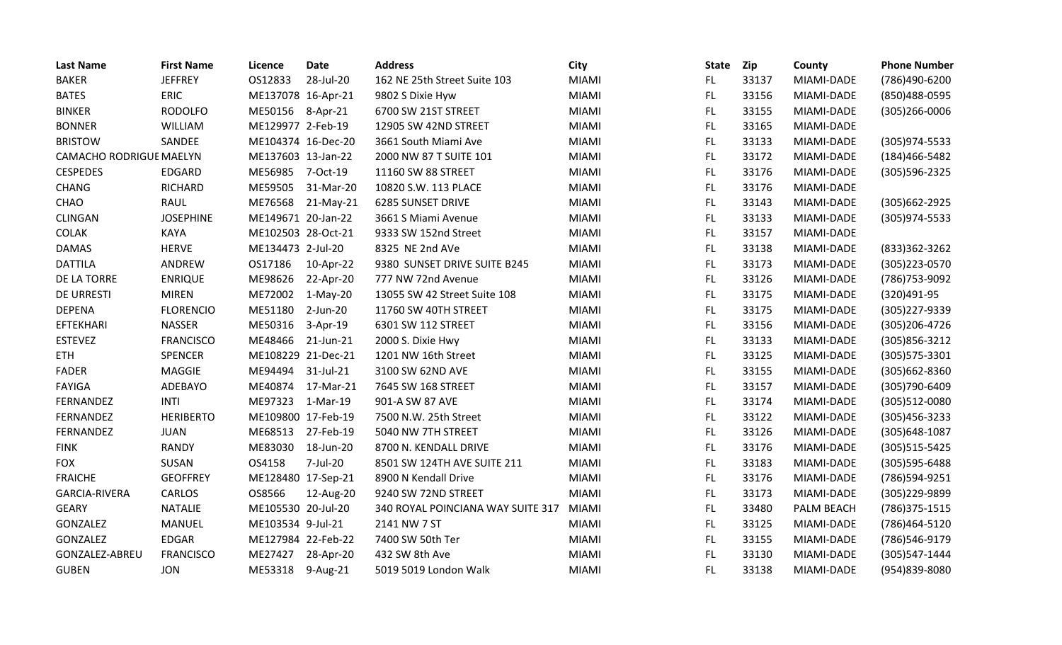| Last Name | First Name | Licence | Date | Address | City | State | Zip | County | Phone Number |
|---|---|---|---|---|---|---|---|---|---|
| BAKER | JEFFREY | OS12833 | 28-Jul-20 | 162 NE 25th Street Suite 103 | MIAMI | FL | 33137 | MIAMI-DADE | (786)490-6200 |
| BATES | ERIC | ME137078 | 16-Apr-21 | 9802 S Dixie Hyw | MIAMI | FL | 33156 | MIAMI-DADE | (850)488-0595 |
| BINKER | RODOLFO | ME50156 | 8-Apr-21 | 6700 SW 21ST STREET | MIAMI | FL | 33155 | MIAMI-DADE | (305)266-0006 |
| BONNER | WILLIAM | ME129977 | 2-Feb-19 | 12905 SW 42ND STREET | MIAMI | FL | 33165 | MIAMI-DADE | |
| BRISTOW | SANDEE | ME104374 | 16-Dec-20 | 3661 South Miami Ave | MIAMI | FL | 33133 | MIAMI-DADE | (305)974-5533 |
| CAMACHO RODRIGUE | MAELYN | ME137603 | 13-Jan-22 | 2000 NW 87 T SUITE 101 | MIAMI | FL | 33172 | MIAMI-DADE | (184)466-5482 |
| CESPEDES | EDGARD | ME56985 | 7-Oct-19 | 11160 SW 88 STREET | MIAMI | FL | 33176 | MIAMI-DADE | (305)596-2325 |
| CHANG | RICHARD | ME59505 | 31-Mar-20 | 10820 S.W. 113 PLACE | MIAMI | FL | 33176 | MIAMI-DADE | |
| CHAO | RAUL | ME76568 | 21-May-21 | 6285 SUNSET DRIVE | MIAMI | FL | 33143 | MIAMI-DADE | (305)662-2925 |
| CLINGAN | JOSEPHINE | ME149671 | 20-Jan-22 | 3661 S Miami Avenue | MIAMI | FL | 33133 | MIAMI-DADE | (305)974-5533 |
| COLAK | KAYA | ME102503 | 28-Oct-21 | 9333 SW 152nd Street | MIAMI | FL | 33157 | MIAMI-DADE | |
| DAMAS | HERVE | ME134473 | 2-Jul-20 | 8325 NE 2nd AVe | MIAMI | FL | 33138 | MIAMI-DADE | (833)362-3262 |
| DATTILA | ANDREW | OS17186 | 10-Apr-22 | 9380 SUNSET DRIVE SUITE B245 | MIAMI | FL | 33173 | MIAMI-DADE | (305)223-0570 |
| DE LA TORRE | ENRIQUE | ME98626 | 22-Apr-20 | 777 NW 72nd Avenue | MIAMI | FL | 33126 | MIAMI-DADE | (786)753-9092 |
| DE URRESTI | MIREN | ME72002 | 1-May-20 | 13055 SW 42 Street Suite 108 | MIAMI | FL | 33175 | MIAMI-DADE | (320)491-95 |
| DEPENA | FLORENCIO | ME51180 | 2-Jun-20 | 11760 SW 40TH STREET | MIAMI | FL | 33175 | MIAMI-DADE | (305)227-9339 |
| EFTEKHARI | NASSER | ME50316 | 3-Apr-19 | 6301 SW 112 STREET | MIAMI | FL | 33156 | MIAMI-DADE | (305)206-4726 |
| ESTEVEZ | FRANCISCO | ME48466 | 21-Jun-21 | 2000 S. Dixie Hwy | MIAMI | FL | 33133 | MIAMI-DADE | (305)856-3212 |
| ETH | SPENCER | ME108229 | 21-Dec-21 | 1201 NW 16th Street | MIAMI | FL | 33125 | MIAMI-DADE | (305)575-3301 |
| FADER | MAGGIE | ME94494 | 31-Jul-21 | 3100 SW 62ND AVE | MIAMI | FL | 33155 | MIAMI-DADE | (305)662-8360 |
| FAYIGA | ADEBAYO | ME40874 | 17-Mar-21 | 7645 SW 168 STREET | MIAMI | FL | 33157 | MIAMI-DADE | (305)790-6409 |
| FERNANDEZ | INTI | ME97323 | 1-Mar-19 | 901-A SW 87 AVE | MIAMI | FL | 33174 | MIAMI-DADE | (305)512-0080 |
| FERNANDEZ | HERIBERTO | ME109800 | 17-Feb-19 | 7500 N.W. 25th Street | MIAMI | FL | 33122 | MIAMI-DADE | (305)456-3233 |
| FERNANDEZ | JUAN | ME68513 | 27-Feb-19 | 5040 NW 7TH STREET | MIAMI | FL | 33126 | MIAMI-DADE | (305)648-1087 |
| FINK | RANDY | ME83030 | 18-Jun-20 | 8700 N. KENDALL DRIVE | MIAMI | FL | 33176 | MIAMI-DADE | (305)515-5425 |
| FOX | SUSAN | OS4158 | 7-Jul-20 | 8501 SW 124TH AVE SUITE 211 | MIAMI | FL | 33183 | MIAMI-DADE | (305)595-6488 |
| FRAICHE | GEOFFREY | ME128480 | 17-Sep-21 | 8900 N Kendall Drive | MIAMI | FL | 33176 | MIAMI-DADE | (786)594-9251 |
| GARCIA-RIVERA | CARLOS | OS8566 | 12-Aug-20 | 9240 SW 72ND STREET | MIAMI | FL | 33173 | MIAMI-DADE | (305)229-9899 |
| GEARY | NATALIE | ME105530 | 20-Jul-20 | 340 ROYAL POINCIANA WAY SUITE 317 | MIAMI | FL | 33480 | PALM BEACH | (786)375-1515 |
| GONZALEZ | MANUEL | ME103534 | 9-Jul-21 | 2141 NW 7 ST | MIAMI | FL | 33125 | MIAMI-DADE | (786)464-5120 |
| GONZALEZ | EDGAR | ME127984 | 22-Feb-22 | 7400 SW 50th Ter | MIAMI | FL | 33155 | MIAMI-DADE | (786)546-9179 |
| GONZALEZ-ABREU | FRANCISCO | ME27427 | 28-Apr-20 | 432 SW 8th Ave | MIAMI | FL | 33130 | MIAMI-DADE | (305)547-1444 |
| GUBEN | JON | ME53318 | 9-Aug-21 | 5019 5019 London Walk | MIAMI | FL | 33138 | MIAMI-DADE | (954)839-8080 |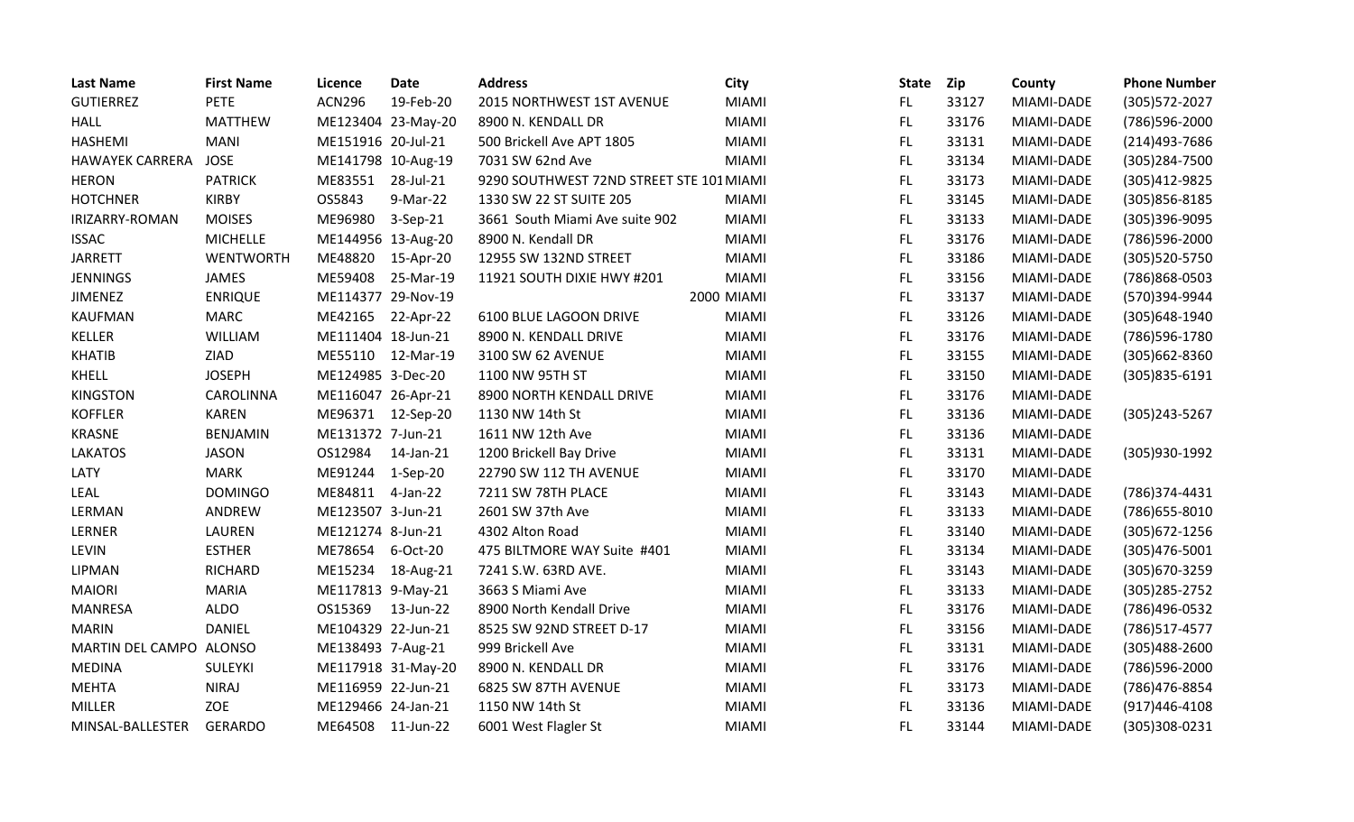| Last Name | First Name | Licence | Date | Address | City | State | Zip | County | Phone Number |
|---|---|---|---|---|---|---|---|---|---|
| GUTIERREZ | PETE | ACN296 | 19-Feb-20 | 2015 NORTHWEST 1ST AVENUE | MIAMI | FL | 33127 | MIAMI-DADE | (305)572-2027 |
| HALL | MATTHEW | ME123404 | 23-May-20 | 8900 N. KENDALL DR | MIAMI | FL | 33176 | MIAMI-DADE | (786)596-2000 |
| HASHEMI | MANI | ME151916 | 20-Jul-21 | 500 Brickell Ave APT 1805 | MIAMI | FL | 33131 | MIAMI-DADE | (214)493-7686 |
| HAWAYEK CARRERA | JOSE | ME141798 | 10-Aug-19 | 7031 SW 62nd Ave | MIAMI | FL | 33134 | MIAMI-DADE | (305)284-7500 |
| HERON | PATRICK | ME83551 | 28-Jul-21 | 9290 SOUTHWEST 72ND STREET STE 101 | MIAMI | FL | 33173 | MIAMI-DADE | (305)412-9825 |
| HOTCHNER | KIRBY | OS5843 | 9-Mar-22 | 1330 SW 22 ST SUITE 205 | MIAMI | FL | 33145 | MIAMI-DADE | (305)856-8185 |
| IRIZARRY-ROMAN | MOISES | ME96980 | 3-Sep-21 | 3661 South Miami Ave suite 902 | MIAMI | FL | 33133 | MIAMI-DADE | (305)396-9095 |
| ISSAC | MICHELLE | ME144956 | 13-Aug-20 | 8900 N. Kendall DR | MIAMI | FL | 33176 | MIAMI-DADE | (786)596-2000 |
| JARRETT | WENTWORTH | ME48820 | 15-Apr-20 | 12955 SW 132ND STREET | MIAMI | FL | 33186 | MIAMI-DADE | (305)520-5750 |
| JENNINGS | JAMES | ME59408 | 25-Mar-19 | 11921 SOUTH DIXIE HWY #201 | MIAMI | FL | 33156 | MIAMI-DADE | (786)868-0503 |
| JIMENEZ | ENRIQUE | ME114377 | 29-Nov-19 | 2000 | MIAMI | FL | 33137 | MIAMI-DADE | (570)394-9944 |
| KAUFMAN | MARC | ME42165 | 22-Apr-22 | 6100 BLUE LAGOON DRIVE | MIAMI | FL | 33126 | MIAMI-DADE | (305)648-1940 |
| KELLER | WILLIAM | ME111404 | 18-Jun-21 | 8900 N. KENDALL DRIVE | MIAMI | FL | 33176 | MIAMI-DADE | (786)596-1780 |
| KHATIB | ZIAD | ME55110 | 12-Mar-19 | 3100 SW 62 AVENUE | MIAMI | FL | 33155 | MIAMI-DADE | (305)662-8360 |
| KHELL | JOSEPH | ME124985 | 3-Dec-20 | 1100 NW 95TH ST | MIAMI | FL | 33150 | MIAMI-DADE | (305)835-6191 |
| KINGSTON | CAROLINNA | ME116047 | 26-Apr-21 | 8900 NORTH KENDALL DRIVE | MIAMI | FL | 33176 | MIAMI-DADE | |
| KOFFLER | KAREN | ME96371 | 12-Sep-20 | 1130 NW 14th St | MIAMI | FL | 33136 | MIAMI-DADE | (305)243-5267 |
| KRASNE | BENJAMIN | ME131372 | 7-Jun-21 | 1611 NW 12th Ave | MIAMI | FL | 33136 | MIAMI-DADE | |
| LAKATOS | JASON | OS12984 | 14-Jan-21 | 1200 Brickell Bay Drive | MIAMI | FL | 33131 | MIAMI-DADE | (305)930-1992 |
| LATY | MARK | ME91244 | 1-Sep-20 | 22790 SW 112 TH AVENUE | MIAMI | FL | 33170 | MIAMI-DADE | |
| LEAL | DOMINGO | ME84811 | 4-Jan-22 | 7211 SW 78TH PLACE | MIAMI | FL | 33143 | MIAMI-DADE | (786)374-4431 |
| LERMAN | ANDREW | ME123507 | 3-Jun-21 | 2601 SW 37th Ave | MIAMI | FL | 33133 | MIAMI-DADE | (786)655-8010 |
| LERNER | LAUREN | ME121274 | 8-Jun-21 | 4302 Alton Road | MIAMI | FL | 33140 | MIAMI-DADE | (305)672-1256 |
| LEVIN | ESTHER | ME78654 | 6-Oct-20 | 475 BILTMORE WAY Suite #401 | MIAMI | FL | 33134 | MIAMI-DADE | (305)476-5001 |
| LIPMAN | RICHARD | ME15234 | 18-Aug-21 | 7241 S.W. 63RD AVE. | MIAMI | FL | 33143 | MIAMI-DADE | (305)670-3259 |
| MAIORI | MARIA | ME117813 | 9-May-21 | 3663 S Miami Ave | MIAMI | FL | 33133 | MIAMI-DADE | (305)285-2752 |
| MANRESA | ALDO | OS15369 | 13-Jun-22 | 8900 North Kendall Drive | MIAMI | FL | 33176 | MIAMI-DADE | (786)496-0532 |
| MARIN | DANIEL | ME104329 | 22-Jun-21 | 8525 SW 92ND STREET D-17 | MIAMI | FL | 33156 | MIAMI-DADE | (786)517-4577 |
| MARTIN DEL CAMPO | ALONSO | ME138493 | 7-Aug-21 | 999 Brickell Ave | MIAMI | FL | 33131 | MIAMI-DADE | (305)488-2600 |
| MEDINA | SULEYKI | ME117918 | 31-May-20 | 8900 N. KENDALL DR | MIAMI | FL | 33176 | MIAMI-DADE | (786)596-2000 |
| MEHTA | NIRAJ | ME116959 | 22-Jun-21 | 6825 SW 87TH AVENUE | MIAMI | FL | 33173 | MIAMI-DADE | (786)476-8854 |
| MILLER | ZOE | ME129466 | 24-Jan-21 | 1150 NW 14th St | MIAMI | FL | 33136 | MIAMI-DADE | (917)446-4108 |
| MINSAL-BALLESTER | GERARDO | ME64508 | 11-Jun-22 | 6001 West Flagler St | MIAMI | FL | 33144 | MIAMI-DADE | (305)308-0231 |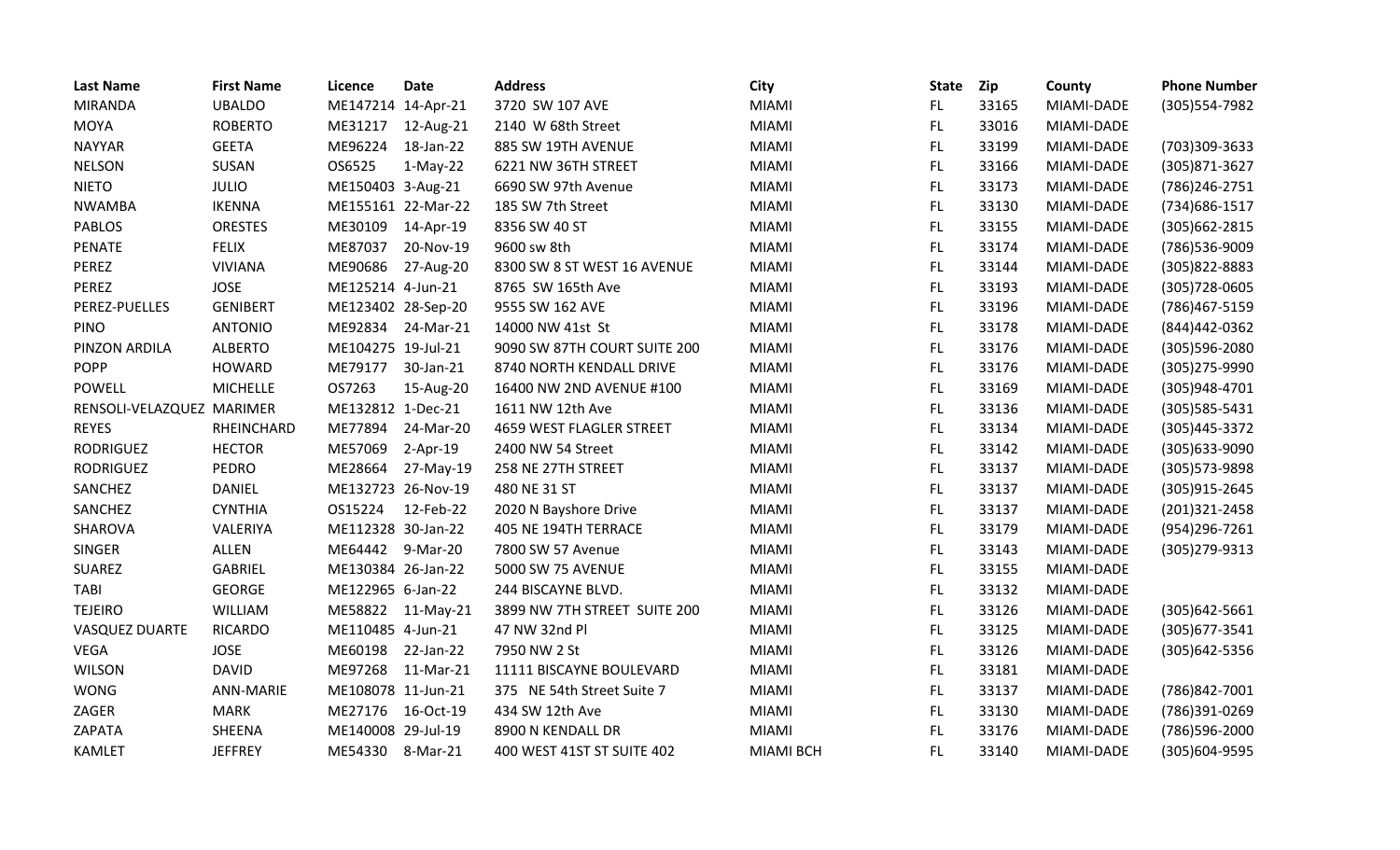| Last Name | First Name | Licence | Date | Address | City | State | Zip | County | Phone Number |
|---|---|---|---|---|---|---|---|---|---|
| MIRANDA | UBALDO | ME147214 | 14-Apr-21 | 3720 SW 107 AVE | MIAMI | FL | 33165 | MIAMI-DADE | (305)554-7982 |
| MOYA | ROBERTO | ME31217 | 12-Aug-21 | 2140 W 68th Street | MIAMI | FL | 33016 | MIAMI-DADE | |
| NAYYAR | GEETA | ME96224 | 18-Jan-22 | 885 SW 19TH AVENUE | MIAMI | FL | 33199 | MIAMI-DADE | (703)309-3633 |
| NELSON | SUSAN | OS6525 | 1-May-22 | 6221 NW 36TH STREET | MIAMI | FL | 33166 | MIAMI-DADE | (305)871-3627 |
| NIETO | JULIO | ME150403 | 3-Aug-21 | 6690 SW 97th Avenue | MIAMI | FL | 33173 | MIAMI-DADE | (786)246-2751 |
| NWAMBA | IKENNA | ME155161 | 22-Mar-22 | 185 SW 7th Street | MIAMI | FL | 33130 | MIAMI-DADE | (734)686-1517 |
| PABLOS | ORESTES | ME30109 | 14-Apr-19 | 8356 SW 40 ST | MIAMI | FL | 33155 | MIAMI-DADE | (305)662-2815 |
| PENATE | FELIX | ME87037 | 20-Nov-19 | 9600 sw 8th | MIAMI | FL | 33174 | MIAMI-DADE | (786)536-9009 |
| PEREZ | VIVIANA | ME90686 | 27-Aug-20 | 8300 SW 8 ST WEST 16 AVENUE | MIAMI | FL | 33144 | MIAMI-DADE | (305)822-8883 |
| PEREZ | JOSE | ME125214 | 4-Jun-21 | 8765 SW 165th Ave | MIAMI | FL | 33193 | MIAMI-DADE | (305)728-0605 |
| PEREZ-PUELLES | GENIBERT | ME123402 | 28-Sep-20 | 9555 SW 162 AVE | MIAMI | FL | 33196 | MIAMI-DADE | (786)467-5159 |
| PINO | ANTONIO | ME92834 | 24-Mar-21 | 14000 NW 41st St | MIAMI | FL | 33178 | MIAMI-DADE | (844)442-0362 |
| PINZON ARDILA | ALBERTO | ME104275 | 19-Jul-21 | 9090 SW 87TH COURT SUITE 200 | MIAMI | FL | 33176 | MIAMI-DADE | (305)596-2080 |
| POPP | HOWARD | ME79177 | 30-Jan-21 | 8740 NORTH KENDALL DRIVE | MIAMI | FL | 33176 | MIAMI-DADE | (305)275-9990 |
| POWELL | MICHELLE | OS7263 | 15-Aug-20 | 16400 NW 2ND AVENUE #100 | MIAMI | FL | 33169 | MIAMI-DADE | (305)948-4701 |
| RENSOLI-VELAZQUEZ | MARIMER | ME132812 | 1-Dec-21 | 1611 NW 12th Ave | MIAMI | FL | 33136 | MIAMI-DADE | (305)585-5431 |
| REYES | RHEINCHARD | ME77894 | 24-Mar-20 | 4659 WEST FLAGLER STREET | MIAMI | FL | 33134 | MIAMI-DADE | (305)445-3372 |
| RODRIGUEZ | HECTOR | ME57069 | 2-Apr-19 | 2400 NW 54 Street | MIAMI | FL | 33142 | MIAMI-DADE | (305)633-9090 |
| RODRIGUEZ | PEDRO | ME28664 | 27-May-19 | 258 NE 27TH STREET | MIAMI | FL | 33137 | MIAMI-DADE | (305)573-9898 |
| SANCHEZ | DANIEL | ME132723 | 26-Nov-19 | 480 NE 31 ST | MIAMI | FL | 33137 | MIAMI-DADE | (305)915-2645 |
| SANCHEZ | CYNTHIA | OS15224 | 12-Feb-22 | 2020 N Bayshore Drive | MIAMI | FL | 33137 | MIAMI-DADE | (201)321-2458 |
| SHAROVA | VALERIYA | ME112328 | 30-Jan-22 | 405 NE 194TH TERRACE | MIAMI | FL | 33179 | MIAMI-DADE | (954)296-7261 |
| SINGER | ALLEN | ME64442 | 9-Mar-20 | 7800 SW 57 Avenue | MIAMI | FL | 33143 | MIAMI-DADE | (305)279-9313 |
| SUAREZ | GABRIEL | ME130384 | 26-Jan-22 | 5000 SW 75 AVENUE | MIAMI | FL | 33155 | MIAMI-DADE | |
| TABI | GEORGE | ME122965 | 6-Jan-22 | 244 BISCAYNE BLVD. | MIAMI | FL | 33132 | MIAMI-DADE | |
| TEJEIRO | WILLIAM | ME58822 | 11-May-21 | 3899 NW 7TH STREET SUITE 200 | MIAMI | FL | 33126 | MIAMI-DADE | (305)642-5661 |
| VASQUEZ DUARTE | RICARDO | ME110485 | 4-Jun-21 | 47 NW 32nd Pl | MIAMI | FL | 33125 | MIAMI-DADE | (305)677-3541 |
| VEGA | JOSE | ME60198 | 22-Jan-22 | 7950 NW 2 St | MIAMI | FL | 33126 | MIAMI-DADE | (305)642-5356 |
| WILSON | DAVID | ME97268 | 11-Mar-21 | 11111 BISCAYNE BOULEVARD | MIAMI | FL | 33181 | MIAMI-DADE | |
| WONG | ANN-MARIE | ME108078 | 11-Jun-21 | 375 NE 54th Street Suite 7 | MIAMI | FL | 33137 | MIAMI-DADE | (786)842-7001 |
| ZAGER | MARK | ME27176 | 16-Oct-19 | 434 SW 12th Ave | MIAMI | FL | 33130 | MIAMI-DADE | (786)391-0269 |
| ZAPATA | SHEENA | ME140008 | 29-Jul-19 | 8900 N KENDALL DR | MIAMI | FL | 33176 | MIAMI-DADE | (786)596-2000 |
| KAMLET | JEFFREY | ME54330 | 8-Mar-21 | 400 WEST 41ST ST SUITE 402 | MIAMI BCH | FL | 33140 | MIAMI-DADE | (305)604-9595 |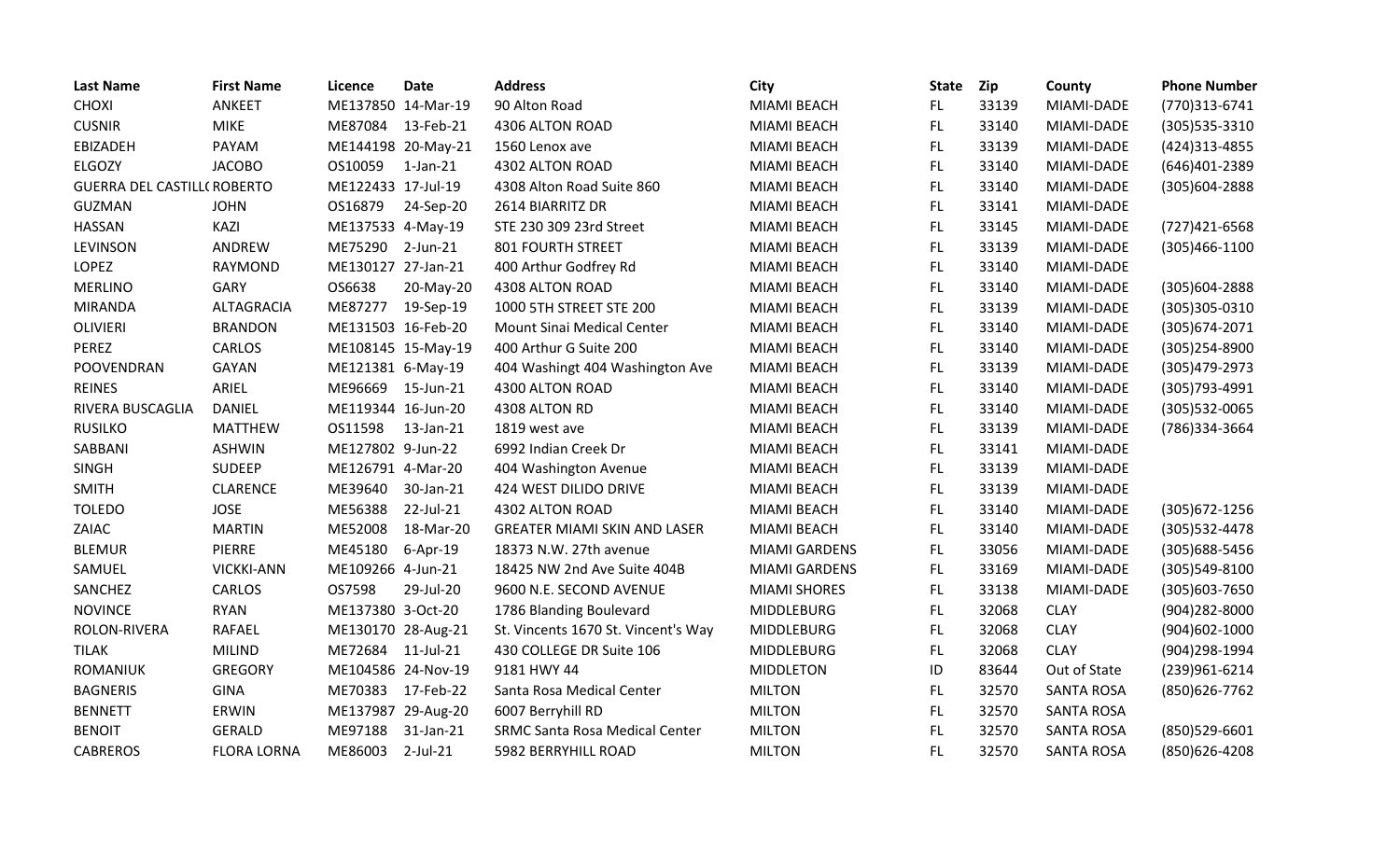| Last Name | First Name | Licence | Date | Address | City | State | Zip | County | Phone Number |
|---|---|---|---|---|---|---|---|---|---|
| CHOXI | ANKEET | ME137850 | 14-Mar-19 | 90 Alton Road | MIAMI BEACH | FL | 33139 | MIAMI-DADE | (770)313-6741 |
| CUSNIR | MIKE | ME87084 | 13-Feb-21 | 4306 ALTON ROAD | MIAMI BEACH | FL | 33140 | MIAMI-DADE | (305)535-3310 |
| EBIZADEH | PAYAM | ME144198 | 20-May-21 | 1560 Lenox ave | MIAMI BEACH | FL | 33139 | MIAMI-DADE | (424)313-4855 |
| ELGOZY | JACOBO | OS10059 | 1-Jan-21 | 4302 ALTON ROAD | MIAMI BEACH | FL | 33140 | MIAMI-DADE | (646)401-2389 |
| GUERRA DEL CASTILL( | ROBERTO | ME122433 | 17-Jul-19 | 4308 Alton Road Suite 860 | MIAMI BEACH | FL | 33140 | MIAMI-DADE | (305)604-2888 |
| GUZMAN | JOHN | OS16879 | 24-Sep-20 | 2614 BIARRITZ DR | MIAMI BEACH | FL | 33141 | MIAMI-DADE | |
| HASSAN | KAZI | ME137533 | 4-May-19 | STE 230 309 23rd Street | MIAMI BEACH | FL | 33145 | MIAMI-DADE | (727)421-6568 |
| LEVINSON | ANDREW | ME75290 | 2-Jun-21 | 801 FOURTH STREET | MIAMI BEACH | FL | 33139 | MIAMI-DADE | (305)466-1100 |
| LOPEZ | RAYMOND | ME130127 | 27-Jan-21 | 400 Arthur Godfrey Rd | MIAMI BEACH | FL | 33140 | MIAMI-DADE | |
| MERLINO | GARY | OS6638 | 20-May-20 | 4308 ALTON ROAD | MIAMI BEACH | FL | 33140 | MIAMI-DADE | (305)604-2888 |
| MIRANDA | ALTAGRACIA | ME87277 | 19-Sep-19 | 1000 5TH STREET STE 200 | MIAMI BEACH | FL | 33139 | MIAMI-DADE | (305)305-0310 |
| OLIVIERI | BRANDON | ME131503 | 16-Feb-20 | Mount Sinai Medical Center | MIAMI BEACH | FL | 33140 | MIAMI-DADE | (305)674-2071 |
| PEREZ | CARLOS | ME108145 | 15-May-19 | 400 Arthur G Suite 200 | MIAMI BEACH | FL | 33140 | MIAMI-DADE | (305)254-8900 |
| POOVENDRAN | GAYAN | ME121381 | 6-May-19 | 404 Washingt 404 Washington Ave | MIAMI BEACH | FL | 33139 | MIAMI-DADE | (305)479-2973 |
| REINES | ARIEL | ME96669 | 15-Jun-21 | 4300 ALTON ROAD | MIAMI BEACH | FL | 33140 | MIAMI-DADE | (305)793-4991 |
| RIVERA BUSCAGLIA | DANIEL | ME119344 | 16-Jun-20 | 4308 ALTON RD | MIAMI BEACH | FL | 33140 | MIAMI-DADE | (305)532-0065 |
| RUSILKO | MATTHEW | OS11598 | 13-Jan-21 | 1819 west ave | MIAMI BEACH | FL | 33139 | MIAMI-DADE | (786)334-3664 |
| SABBANI | ASHWIN | ME127802 | 9-Jun-22 | 6992 Indian Creek Dr | MIAMI BEACH | FL | 33141 | MIAMI-DADE | |
| SINGH | SUDEEP | ME126791 | 4-Mar-20 | 404 Washington Avenue | MIAMI BEACH | FL | 33139 | MIAMI-DADE | |
| SMITH | CLARENCE | ME39640 | 30-Jan-21 | 424 WEST DILIDO DRIVE | MIAMI BEACH | FL | 33139 | MIAMI-DADE | |
| TOLEDO | JOSE | ME56388 | 22-Jul-21 | 4302 ALTON ROAD | MIAMI BEACH | FL | 33140 | MIAMI-DADE | (305)672-1256 |
| ZAIAC | MARTIN | ME52008 | 18-Mar-20 | GREATER MIAMI SKIN AND LASER | MIAMI BEACH | FL | 33140 | MIAMI-DADE | (305)532-4478 |
| BLEMUR | PIERRE | ME45180 | 6-Apr-19 | 18373 N.W. 27th avenue | MIAMI GARDENS | FL | 33056 | MIAMI-DADE | (305)688-5456 |
| SAMUEL | VICKKI-ANN | ME109266 | 4-Jun-21 | 18425 NW 2nd Ave Suite 404B | MIAMI GARDENS | FL | 33169 | MIAMI-DADE | (305)549-8100 |
| SANCHEZ | CARLOS | OS7598 | 29-Jul-20 | 9600 N.E. SECOND AVENUE | MIAMI SHORES | FL | 33138 | MIAMI-DADE | (305)603-7650 |
| NOVINCE | RYAN | ME137380 | 3-Oct-20 | 1786 Blanding Boulevard | MIDDLEBURG | FL | 32068 | CLAY | (904)282-8000 |
| ROLON-RIVERA | RAFAEL | ME130170 | 28-Aug-21 | St. Vincents 1670 St. Vincent's Way | MIDDLEBURG | FL | 32068 | CLAY | (904)602-1000 |
| TILAK | MILIND | ME72684 | 11-Jul-21 | 430 COLLEGE DR Suite 106 | MIDDLEBURG | FL | 32068 | CLAY | (904)298-1994 |
| ROMANIUK | GREGORY | ME104586 | 24-Nov-19 | 9181 HWY 44 | MIDDLETON | ID | 83644 | Out of State | (239)961-6214 |
| BAGNERIS | GINA | ME70383 | 17-Feb-22 | Santa Rosa Medical Center | MILTON | FL | 32570 | SANTA ROSA | (850)626-7762 |
| BENNETT | ERWIN | ME137987 | 29-Aug-20 | 6007 Berryhill RD | MILTON | FL | 32570 | SANTA ROSA | |
| BENOIT | GERALD | ME97188 | 31-Jan-21 | SRMC Santa Rosa Medical Center | MILTON | FL | 32570 | SANTA ROSA | (850)529-6601 |
| CABREROS | FLORA LORNA | ME86003 | 2-Jul-21 | 5982 BERRYHILL ROAD | MILTON | FL | 32570 | SANTA ROSA | (850)626-4208 |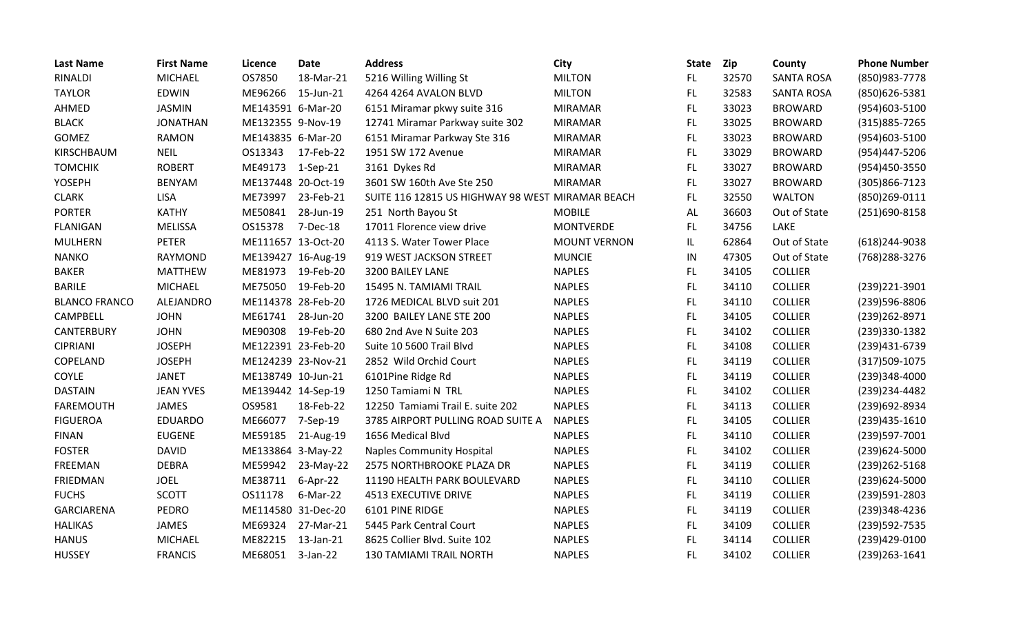| Last Name | First Name | Licence | Date | Address | City | State | Zip | County | Phone Number |
|---|---|---|---|---|---|---|---|---|---|
| RINALDI | MICHAEL | OS7850 | 18-Mar-21 | 5216 Willing Willing St | MILTON | FL | 32570 | SANTA ROSA | (850)983-7778 |
| TAYLOR | EDWIN | ME96266 | 15-Jun-21 | 4264 4264 AVALON BLVD | MILTON | FL | 32583 | SANTA ROSA | (850)626-5381 |
| AHMED | JASMIN | ME143591 | 6-Mar-20 | 6151 Miramar pkwy suite 316 | MIRAMAR | FL | 33023 | BROWARD | (954)603-5100 |
| BLACK | JONATHAN | ME132355 | 9-Nov-19 | 12741 Miramar Parkway suite 302 | MIRAMAR | FL | 33025 | BROWARD | (315)885-7265 |
| GOMEZ | RAMON | ME143835 | 6-Mar-20 | 6151 Miramar Parkway Ste 316 | MIRAMAR | FL | 33023 | BROWARD | (954)603-5100 |
| KIRSCHBAUM | NEIL | OS13343 | 17-Feb-22 | 1951 SW 172 Avenue | MIRAMAR | FL | 33029 | BROWARD | (954)447-5206 |
| TOMCHIK | ROBERT | ME49173 | 1-Sep-21 | 3161 Dykes Rd | MIRAMAR | FL | 33027 | BROWARD | (954)450-3550 |
| YOSEPH | BENYAM | ME137448 | 20-Oct-19 | 3601 SW 160th Ave Ste 250 | MIRAMAR | FL | 33027 | BROWARD | (305)866-7123 |
| CLARK | LISA | ME73997 | 23-Feb-21 | SUITE 116 12815 US HIGHWAY 98 WEST | MIRAMAR BEACH | FL | 32550 | WALTON | (850)269-0111 |
| PORTER | KATHY | ME50841 | 28-Jun-19 | 251 North Bayou St | MOBILE | AL | 36603 | Out of State | (251)690-8158 |
| FLANIGAN | MELISSA | OS15378 | 7-Dec-18 | 17011 Florence view drive | MONTVERDE | FL | 34756 | LAKE | |
| MULHERN | PETER | ME111657 | 13-Oct-20 | 4113 S. Water Tower Place | MOUNT VERNON | IL | 62864 | Out of State | (618)244-9038 |
| NANKO | RAYMOND | ME139427 | 16-Aug-19 | 919 WEST JACKSON STREET | MUNCIE | IN | 47305 | Out of State | (768)288-3276 |
| BAKER | MATTHEW | ME81973 | 19-Feb-20 | 3200 BAILEY LANE | NAPLES | FL | 34105 | COLLIER | |
| BARILE | MICHAEL | ME75050 | 19-Feb-20 | 15495 N. TAMIAMI TRAIL | NAPLES | FL | 34110 | COLLIER | (239)221-3901 |
| BLANCO FRANCO | ALEJANDRO | ME114378 | 28-Feb-20 | 1726 MEDICAL BLVD suit 201 | NAPLES | FL | 34110 | COLLIER | (239)596-8806 |
| CAMPBELL | JOHN | ME61741 | 28-Jun-20 | 3200 BAILEY LANE STE 200 | NAPLES | FL | 34105 | COLLIER | (239)262-8971 |
| CANTERBURY | JOHN | ME90308 | 19-Feb-20 | 680 2nd Ave N Suite 203 | NAPLES | FL | 34102 | COLLIER | (239)330-1382 |
| CIPRIANI | JOSEPH | ME122391 | 23-Feb-20 | Suite 10 5600 Trail Blvd | NAPLES | FL | 34108 | COLLIER | (239)431-6739 |
| COPELAND | JOSEPH | ME124239 | 23-Nov-21 | 2852 Wild Orchid Court | NAPLES | FL | 34119 | COLLIER | (317)509-1075 |
| COYLE | JANET | ME138749 | 10-Jun-21 | 6101Pine Ridge Rd | NAPLES | FL | 34119 | COLLIER | (239)348-4000 |
| DASTAIN | JEAN YVES | ME139442 | 14-Sep-19 | 1250 Tamiami N TRL | NAPLES | FL | 34102 | COLLIER | (239)234-4482 |
| FAREMOUTH | JAMES | OS9581 | 18-Feb-22 | 12250 Tamiami Trail E. suite 202 | NAPLES | FL | 34113 | COLLIER | (239)692-8934 |
| FIGUEROA | EDUARDO | ME66077 | 7-Sep-19 | 3785 AIRPORT PULLING ROAD SUITE A | NAPLES | FL | 34105 | COLLIER | (239)435-1610 |
| FINAN | EUGENE | ME59185 | 21-Aug-19 | 1656 Medical Blvd | NAPLES | FL | 34110 | COLLIER | (239)597-7001 |
| FOSTER | DAVID | ME133864 | 3-May-22 | Naples Community Hospital | NAPLES | FL | 34102 | COLLIER | (239)624-5000 |
| FREEMAN | DEBRA | ME59942 | 23-May-22 | 2575 NORTHBROOKE PLAZA DR | NAPLES | FL | 34119 | COLLIER | (239)262-5168 |
| FRIEDMAN | JOEL | ME38711 | 6-Apr-22 | 11190 HEALTH PARK BOULEVARD | NAPLES | FL | 34110 | COLLIER | (239)624-5000 |
| FUCHS | SCOTT | OS11178 | 6-Mar-22 | 4513 EXECUTIVE DRIVE | NAPLES | FL | 34119 | COLLIER | (239)591-2803 |
| GARCIARENA | PEDRO | ME114580 | 31-Dec-20 | 6101 PINE RIDGE | NAPLES | FL | 34119 | COLLIER | (239)348-4236 |
| HALIKAS | JAMES | ME69324 | 27-Mar-21 | 5445 Park Central Court | NAPLES | FL | 34109 | COLLIER | (239)592-7535 |
| HANUS | MICHAEL | ME82215 | 13-Jan-21 | 8625 Collier Blvd. Suite 102 | NAPLES | FL | 34114 | COLLIER | (239)429-0100 |
| HUSSEY | FRANCIS | ME68051 | 3-Jan-22 | 130 TAMIAMI TRAIL NORTH | NAPLES | FL | 34102 | COLLIER | (239)263-1641 |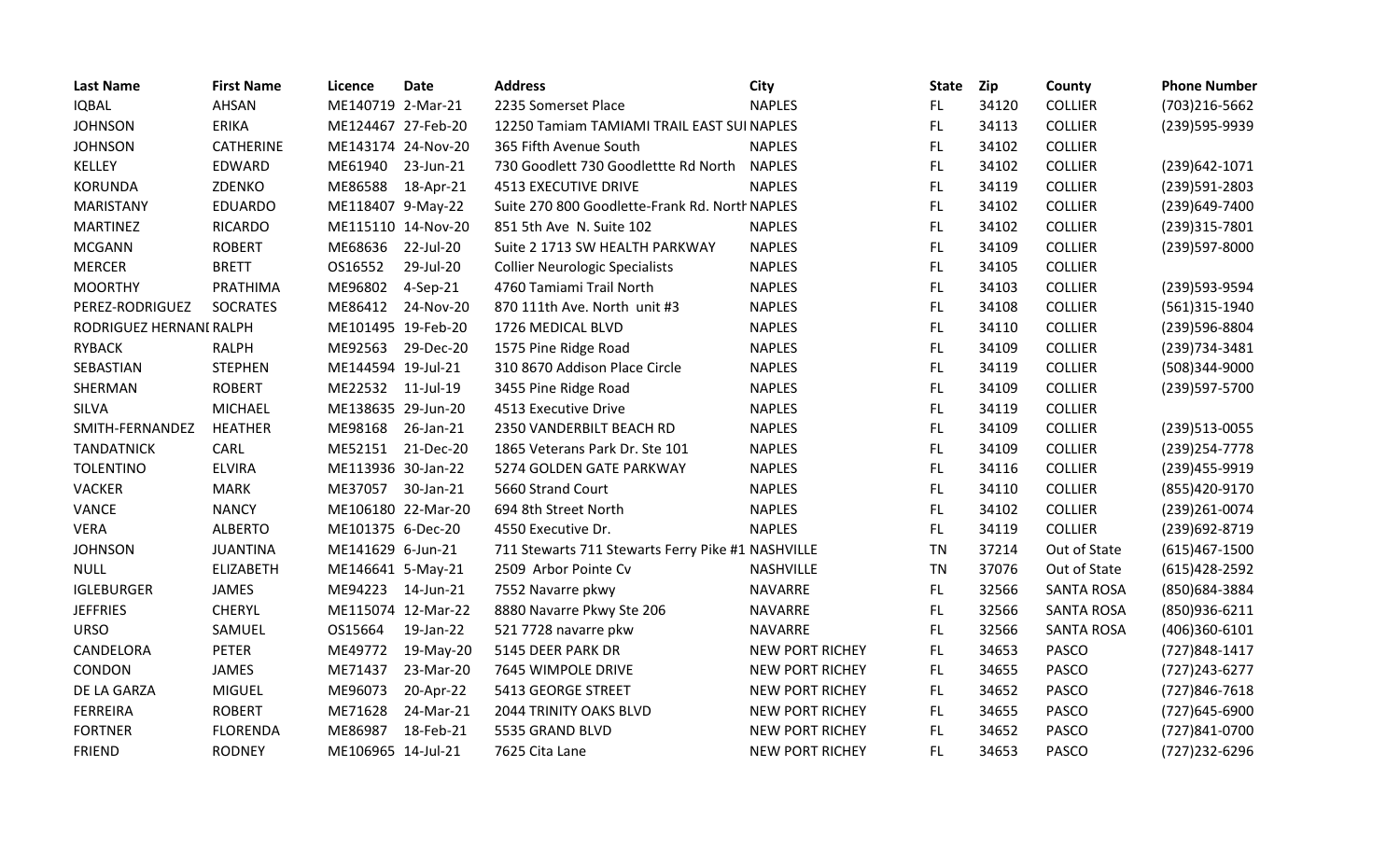| Last Name | First Name | Licence | Date | Address | City | State | Zip | County | Phone Number |
|---|---|---|---|---|---|---|---|---|---|
| IQBAL | AHSAN | ME140719 | 2-Mar-21 | 2235 Somerset Place | NAPLES | FL | 34120 | COLLIER | (703)216-5662 |
| JOHNSON | ERIKA | ME124467 | 27-Feb-20 | 12250 Tamiam TAMIAMI TRAIL EAST SUI | NAPLES | FL | 34113 | COLLIER | (239)595-9939 |
| JOHNSON | CATHERINE | ME143174 | 24-Nov-20 | 365 Fifth Avenue South | NAPLES | FL | 34102 | COLLIER | |
| KELLEY | EDWARD | ME61940 | 23-Jun-21 | 730 Goodlett 730 Goodlettte Rd North | NAPLES | FL | 34102 | COLLIER | (239)642-1071 |
| KORUNDA | ZDENKO | ME86588 | 18-Apr-21 | 4513 EXECUTIVE DRIVE | NAPLES | FL | 34119 | COLLIER | (239)591-2803 |
| MARISTANY | EDUARDO | ME118407 | 9-May-22 | Suite 270 800 Goodlette-Frank Rd. North | NAPLES | FL | 34102 | COLLIER | (239)649-7400 |
| MARTINEZ | RICARDO | ME115110 | 14-Nov-20 | 851 5th Ave N. Suite 102 | NAPLES | FL | 34102 | COLLIER | (239)315-7801 |
| MCGANN | ROBERT | ME68636 | 22-Jul-20 | Suite 2 1713 SW HEALTH PARKWAY | NAPLES | FL | 34109 | COLLIER | (239)597-8000 |
| MERCER | BRETT | OS16552 | 29-Jul-20 | Collier Neurologic Specialists | NAPLES | FL | 34105 | COLLIER | |
| MOORTHY | PRATHIMA | ME96802 | 4-Sep-21 | 4760 Tamiami Trail North | NAPLES | FL | 34103 | COLLIER | (239)593-9594 |
| PEREZ-RODRIGUEZ | SOCRATES | ME86412 | 24-Nov-20 | 870 111th Ave. North unit #3 | NAPLES | FL | 34108 | COLLIER | (561)315-1940 |
| RODRIGUEZ HERNANI | RALPH | ME101495 | 19-Feb-20 | 1726 MEDICAL BLVD | NAPLES | FL | 34110 | COLLIER | (239)596-8804 |
| RYBACK | RALPH | ME92563 | 29-Dec-20 | 1575 Pine Ridge Road | NAPLES | FL | 34109 | COLLIER | (239)734-3481 |
| SEBASTIAN | STEPHEN | ME144594 | 19-Jul-21 | 310 8670 Addison Place Circle | NAPLES | FL | 34119 | COLLIER | (508)344-9000 |
| SHERMAN | ROBERT | ME22532 | 11-Jul-19 | 3455 Pine Ridge Road | NAPLES | FL | 34109 | COLLIER | (239)597-5700 |
| SILVA | MICHAEL | ME138635 | 29-Jun-20 | 4513 Executive Drive | NAPLES | FL | 34119 | COLLIER | |
| SMITH-FERNANDEZ | HEATHER | ME98168 | 26-Jan-21 | 2350 VANDERBILT BEACH RD | NAPLES | FL | 34109 | COLLIER | (239)513-0055 |
| TANDATNICK | CARL | ME52151 | 21-Dec-20 | 1865 Veterans Park Dr. Ste 101 | NAPLES | FL | 34109 | COLLIER | (239)254-7778 |
| TOLENTINO | ELVIRA | ME113936 | 30-Jan-22 | 5274 GOLDEN GATE PARKWAY | NAPLES | FL | 34116 | COLLIER | (239)455-9919 |
| VACKER | MARK | ME37057 | 30-Jan-21 | 5660 Strand Court | NAPLES | FL | 34110 | COLLIER | (855)420-9170 |
| VANCE | NANCY | ME106180 | 22-Mar-20 | 694 8th Street North | NAPLES | FL | 34102 | COLLIER | (239)261-0074 |
| VERA | ALBERTO | ME101375 | 6-Dec-20 | 4550 Executive Dr. | NAPLES | FL | 34119 | COLLIER | (239)692-8719 |
| JOHNSON | JUANTINA | ME141629 | 6-Jun-21 | 711 Stewarts 711 Stewarts Ferry Pike #1 | NASHVILLE | TN | 37214 | Out of State | (615)467-1500 |
| NULL | ELIZABETH | ME146641 | 5-May-21 | 2509 Arbor Pointe Cv | NASHVILLE | TN | 37076 | Out of State | (615)428-2592 |
| IGLEBURGER | JAMES | ME94223 | 14-Jun-21 | 7552 Navarre pkwy | NAVARRE | FL | 32566 | SANTA ROSA | (850)684-3884 |
| JEFFRIES | CHERYL | ME115074 | 12-Mar-22 | 8880 Navarre Pkwy Ste 206 | NAVARRE | FL | 32566 | SANTA ROSA | (850)936-6211 |
| URSO | SAMUEL | OS15664 | 19-Jan-22 | 521 7728 navarre pkw | NAVARRE | FL | 32566 | SANTA ROSA | (406)360-6101 |
| CANDELORA | PETER | ME49772 | 19-May-20 | 5145 DEER PARK DR | NEW PORT RICHEY | FL | 34653 | PASCO | (727)848-1417 |
| CONDON | JAMES | ME71437 | 23-Mar-20 | 7645 WIMPOLE DRIVE | NEW PORT RICHEY | FL | 34655 | PASCO | (727)243-6277 |
| DE LA GARZA | MIGUEL | ME96073 | 20-Apr-22 | 5413 GEORGE STREET | NEW PORT RICHEY | FL | 34652 | PASCO | (727)846-7618 |
| FERREIRA | ROBERT | ME71628 | 24-Mar-21 | 2044 TRINITY OAKS BLVD | NEW PORT RICHEY | FL | 34655 | PASCO | (727)645-6900 |
| FORTNER | FLORENDA | ME86987 | 18-Feb-21 | 5535 GRAND BLVD | NEW PORT RICHEY | FL | 34652 | PASCO | (727)841-0700 |
| FRIEND | RODNEY | ME106965 | 14-Jul-21 | 7625 Cita Lane | NEW PORT RICHEY | FL | 34653 | PASCO | (727)232-6296 |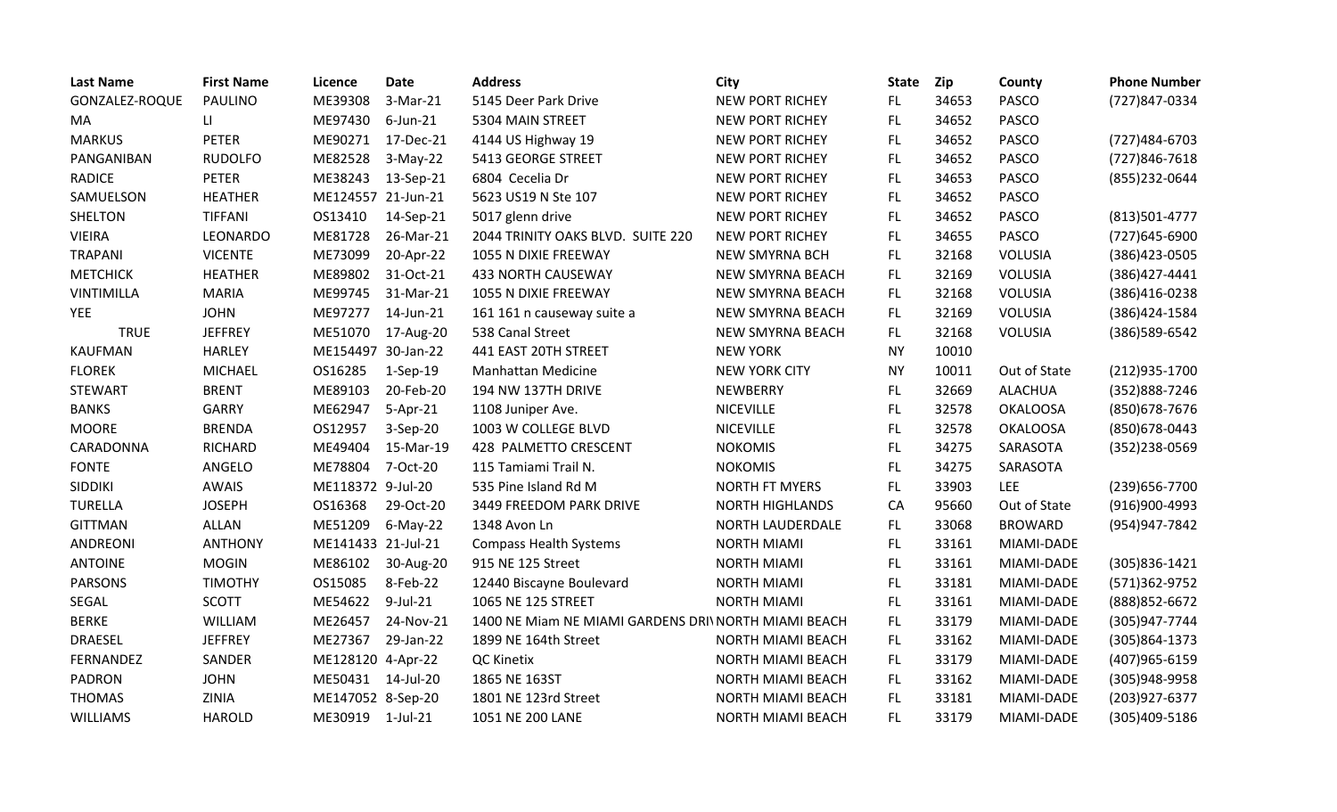| Last Name | First Name | Licence | Date | Address | City | State | Zip | County | Phone Number |
|---|---|---|---|---|---|---|---|---|---|
| GONZALEZ-ROQUE | PAULINO | ME39308 | 3-Mar-21 | 5145 Deer Park Drive | NEW PORT RICHEY | FL | 34653 | PASCO | (727)847-0334 |
| MA | LI | ME97430 | 6-Jun-21 | 5304 MAIN STREET | NEW PORT RICHEY | FL | 34652 | PASCO | |
| MARKUS | PETER | ME90271 | 17-Dec-21 | 4144 US Highway 19 | NEW PORT RICHEY | FL | 34652 | PASCO | (727)484-6703 |
| PANGANIBAN | RUDOLFO | ME82528 | 3-May-22 | 5413 GEORGE STREET | NEW PORT RICHEY | FL | 34652 | PASCO | (727)846-7618 |
| RADICE | PETER | ME38243 | 13-Sep-21 | 6804 Cecelia Dr | NEW PORT RICHEY | FL | 34653 | PASCO | (855)232-0644 |
| SAMUELSON | HEATHER | ME124557 | 21-Jun-21 | 5623 US19 N Ste 107 | NEW PORT RICHEY | FL | 34652 | PASCO | |
| SHELTON | TIFFANI | OS13410 | 14-Sep-21 | 5017 glenn drive | NEW PORT RICHEY | FL | 34652 | PASCO | (813)501-4777 |
| VIEIRA | LEONARDO | ME81728 | 26-Mar-21 | 2044 TRINITY OAKS BLVD. SUITE 220 | NEW PORT RICHEY | FL | 34655 | PASCO | (727)645-6900 |
| TRAPANI | VICENTE | ME73099 | 20-Apr-22 | 1055 N DIXIE FREEWAY | NEW SMYRNA BCH | FL | 32168 | VOLUSIA | (386)423-0505 |
| METCHICK | HEATHER | ME89802 | 31-Oct-21 | 433 NORTH CAUSEWAY | NEW SMYRNA BEACH | FL | 32169 | VOLUSIA | (386)427-4441 |
| VINTIMILLA | MARIA | ME99745 | 31-Mar-21 | 1055 N DIXIE FREEWAY | NEW SMYRNA BEACH | FL | 32168 | VOLUSIA | (386)416-0238 |
| YEE | JOHN | ME97277 | 14-Jun-21 | 161 161 n causeway suite a | NEW SMYRNA BEACH | FL | 32169 | VOLUSIA | (386)424-1584 |
| TRUE | JEFFREY | ME51070 | 17-Aug-20 | 538 Canal Street | NEW SMYRNA BEACH | FL | 32168 | VOLUSIA | (386)589-6542 |
| KAUFMAN | HARLEY | ME154497 | 30-Jan-22 | 441 EAST 20TH STREET | NEW YORK | NY | 10010 | | |
| FLOREK | MICHAEL | OS16285 | 1-Sep-19 | Manhattan Medicine | NEW YORK CITY | NY | 10011 | Out of State | (212)935-1700 |
| STEWART | BRENT | ME89103 | 20-Feb-20 | 194 NW 137TH DRIVE | NEWBERRY | FL | 32669 | ALACHUA | (352)888-7246 |
| BANKS | GARRY | ME62947 | 5-Apr-21 | 1108 Juniper Ave. | NICEVILLE | FL | 32578 | OKALOOSA | (850)678-7676 |
| MOORE | BRENDA | OS12957 | 3-Sep-20 | 1003 W COLLEGE BLVD | NICEVILLE | FL | 32578 | OKALOOSA | (850)678-0443 |
| CARADONNA | RICHARD | ME49404 | 15-Mar-19 | 428 PALMETTO CRESCENT | NOKOMIS | FL | 34275 | SARASOTA | (352)238-0569 |
| FONTE | ANGELO | ME78804 | 7-Oct-20 | 115 Tamiami Trail N. | NOKOMIS | FL | 34275 | SARASOTA | |
| SIDDIKI | AWAIS | ME118372 | 9-Jul-20 | 535 Pine Island Rd M | NORTH FT MYERS | FL | 33903 | LEE | (239)656-7700 |
| TURELLA | JOSEPH | OS16368 | 29-Oct-20 | 3449 FREEDOM PARK DRIVE | NORTH HIGHLANDS | CA | 95660 | Out of State | (916)900-4993 |
| GITTMAN | ALLAN | ME51209 | 6-May-22 | 1348 Avon Ln | NORTH LAUDERDALE | FL | 33068 | BROWARD | (954)947-7842 |
| ANDREONI | ANTHONY | ME141433 | 21-Jul-21 | Compass Health Systems | NORTH MIAMI | FL | 33161 | MIAMI-DADE | |
| ANTOINE | MOGIN | ME86102 | 30-Aug-20 | 915 NE 125 Street | NORTH MIAMI | FL | 33161 | MIAMI-DADE | (305)836-1421 |
| PARSONS | TIMOTHY | OS15085 | 8-Feb-22 | 12440 Biscayne Boulevard | NORTH MIAMI | FL | 33181 | MIAMI-DADE | (571)362-9752 |
| SEGAL | SCOTT | ME54622 | 9-Jul-21 | 1065 NE 125 STREET | NORTH MIAMI | FL | 33161 | MIAMI-DADE | (888)852-6672 |
| BERKE | WILLIAM | ME26457 | 24-Nov-21 | 1400 NE Miam NE MIAMI GARDENS DRI | NORTH MIAMI BEACH | FL | 33179 | MIAMI-DADE | (305)947-7744 |
| DRAESEL | JEFFREY | ME27367 | 29-Jan-22 | 1899 NE 164th Street | NORTH MIAMI BEACH | FL | 33162 | MIAMI-DADE | (305)864-1373 |
| FERNANDEZ | SANDER | ME128120 | 4-Apr-22 | QC Kinetix | NORTH MIAMI BEACH | FL | 33179 | MIAMI-DADE | (407)965-6159 |
| PADRON | JOHN | ME50431 | 14-Jul-20 | 1865 NE 163ST | NORTH MIAMI BEACH | FL | 33162 | MIAMI-DADE | (305)948-9958 |
| THOMAS | ZINIA | ME147052 | 8-Sep-20 | 1801 NE 123rd Street | NORTH MIAMI BEACH | FL | 33181 | MIAMI-DADE | (203)927-6377 |
| WILLIAMS | HAROLD | ME30919 | 1-Jul-21 | 1051 NE 200 LANE | NORTH MIAMI BEACH | FL | 33179 | MIAMI-DADE | (305)409-5186 |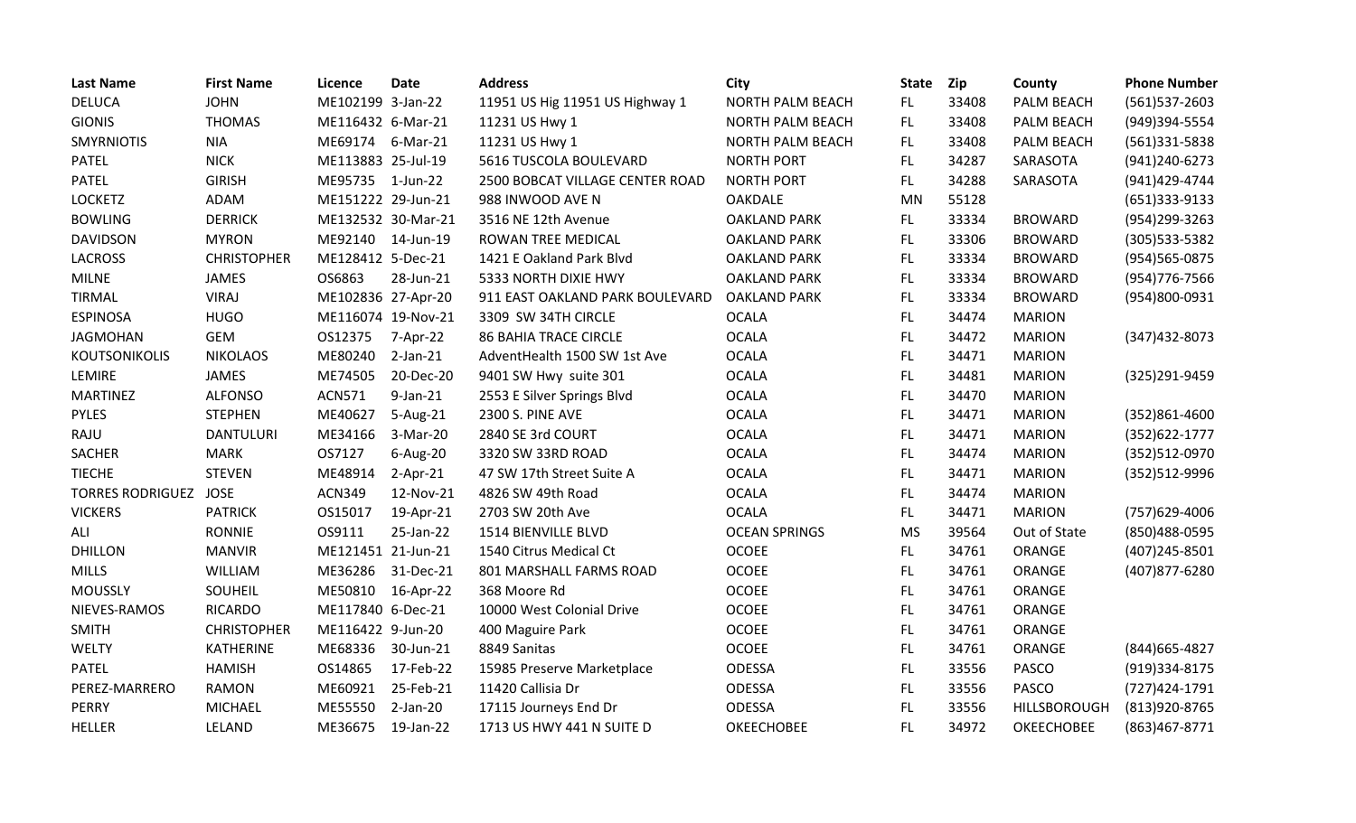| Last Name | First Name | Licence | Date | Address | City | State | Zip | County | Phone Number |
|---|---|---|---|---|---|---|---|---|---|
| DELUCA | JOHN | ME102199 | 3-Jan-22 | 11951 US Hig 11951 US Highway 1 | NORTH PALM BEACH | FL | 33408 | PALM BEACH | (561)537-2603 |
| GIONIS | THOMAS | ME116432 | 6-Mar-21 | 11231 US Hwy 1 | NORTH PALM BEACH | FL | 33408 | PALM BEACH | (949)394-5554 |
| SMYRNIOTIS | NIA | ME69174 | 6-Mar-21 | 11231 US Hwy 1 | NORTH PALM BEACH | FL | 33408 | PALM BEACH | (561)331-5838 |
| PATEL | NICK | ME113883 | 25-Jul-19 | 5616 TUSCOLA BOULEVARD | NORTH PORT | FL | 34287 | SARASOTA | (941)240-6273 |
| PATEL | GIRISH | ME95735 | 1-Jun-22 | 2500 BOBCAT VILLAGE CENTER ROAD | NORTH PORT | FL | 34288 | SARASOTA | (941)429-4744 |
| LOCKETZ | ADAM | ME151222 | 29-Jun-21 | 988 INWOOD AVE N | OAKDALE | MN | 55128 | | (651)333-9133 |
| BOWLING | DERRICK | ME132532 | 30-Mar-21 | 3516 NE 12th Avenue | OAKLAND PARK | FL | 33334 | BROWARD | (954)299-3263 |
| DAVIDSON | MYRON | ME92140 | 14-Jun-19 | ROWAN TREE MEDICAL | OAKLAND PARK | FL | 33306 | BROWARD | (305)533-5382 |
| LACROSS | CHRISTOPHER | ME128412 | 5-Dec-21 | 1421 E Oakland Park Blvd | OAKLAND PARK | FL | 33334 | BROWARD | (954)565-0875 |
| MILNE | JAMES | OS6863 | 28-Jun-21 | 5333 NORTH DIXIE HWY | OAKLAND PARK | FL | 33334 | BROWARD | (954)776-7566 |
| TIRMAL | VIRAJ | ME102836 | 27-Apr-20 | 911 EAST OAKLAND PARK BOULEVARD | OAKLAND PARK | FL | 33334 | BROWARD | (954)800-0931 |
| ESPINOSA | HUGO | ME116074 | 19-Nov-21 | 3309 SW 34TH CIRCLE | OCALA | FL | 34474 | MARION | |
| JAGMOHAN | GEM | OS12375 | 7-Apr-22 | 86 BAHIA TRACE CIRCLE | OCALA | FL | 34472 | MARION | (347)432-8073 |
| KOUTSONIKOLIS | NIKOLAOS | ME80240 | 2-Jan-21 | AdventHealth 1500 SW 1st Ave | OCALA | FL | 34471 | MARION | |
| LEMIRE | JAMES | ME74505 | 20-Dec-20 | 9401 SW Hwy suite 301 | OCALA | FL | 34481 | MARION | (325)291-9459 |
| MARTINEZ | ALFONSO | ACN571 | 9-Jan-21 | 2553 E Silver Springs Blvd | OCALA | FL | 34470 | MARION | |
| PYLES | STEPHEN | ME40627 | 5-Aug-21 | 2300 S. PINE AVE | OCALA | FL | 34471 | MARION | (352)861-4600 |
| RAJU | DANTULURI | ME34166 | 3-Mar-20 | 2840 SE 3rd COURT | OCALA | FL | 34471 | MARION | (352)622-1777 |
| SACHER | MARK | OS7127 | 6-Aug-20 | 3320 SW 33RD ROAD | OCALA | FL | 34474 | MARION | (352)512-0970 |
| TIECHE | STEVEN | ME48914 | 2-Apr-21 | 47 SW 17th Street Suite A | OCALA | FL | 34471 | MARION | (352)512-9996 |
| TORRES RODRIGUEZ | JOSE | ACN349 | 12-Nov-21 | 4826 SW 49th Road | OCALA | FL | 34474 | MARION | |
| VICKERS | PATRICK | OS15017 | 19-Apr-21 | 2703 SW 20th Ave | OCALA | FL | 34471 | MARION | (757)629-4006 |
| ALI | RONNIE | OS9111 | 25-Jan-22 | 1514 BIENVILLE BLVD | OCEAN SPRINGS | MS | 39564 | Out of State | (850)488-0595 |
| DHILLON | MANVIR | ME121451 | 21-Jun-21 | 1540 Citrus Medical Ct | OCOEE | FL | 34761 | ORANGE | (407)245-8501 |
| MILLS | WILLIAM | ME36286 | 31-Dec-21 | 801 MARSHALL FARMS ROAD | OCOEE | FL | 34761 | ORANGE | (407)877-6280 |
| MOUSSLY | SOUHEIL | ME50810 | 16-Apr-22 | 368 Moore Rd | OCOEE | FL | 34761 | ORANGE | |
| NIEVES-RAMOS | RICARDO | ME117840 | 6-Dec-21 | 10000 West Colonial Drive | OCOEE | FL | 34761 | ORANGE | |
| SMITH | CHRISTOPHER | ME116422 | 9-Jun-20 | 400 Maguire Park | OCOEE | FL | 34761 | ORANGE | |
| WELTY | KATHERINE | ME68336 | 30-Jun-21 | 8849 Sanitas | OCOEE | FL | 34761 | ORANGE | (844)665-4827 |
| PATEL | HAMISH | OS14865 | 17-Feb-22 | 15985 Preserve Marketplace | ODESSA | FL | 33556 | PASCO | (919)334-8175 |
| PEREZ-MARRERO | RAMON | ME60921 | 25-Feb-21 | 11420 Callisia Dr | ODESSA | FL | 33556 | PASCO | (727)424-1791 |
| PERRY | MICHAEL | ME55550 | 2-Jan-20 | 17115 Journeys End Dr | ODESSA | FL | 33556 | HILLSBOROUGH | (813)920-8765 |
| HELLER | LELAND | ME36675 | 19-Jan-22 | 1713 US HWY 441 N SUITE D | OKEECHOBEE | FL | 34972 | OKEECHOBEE | (863)467-8771 |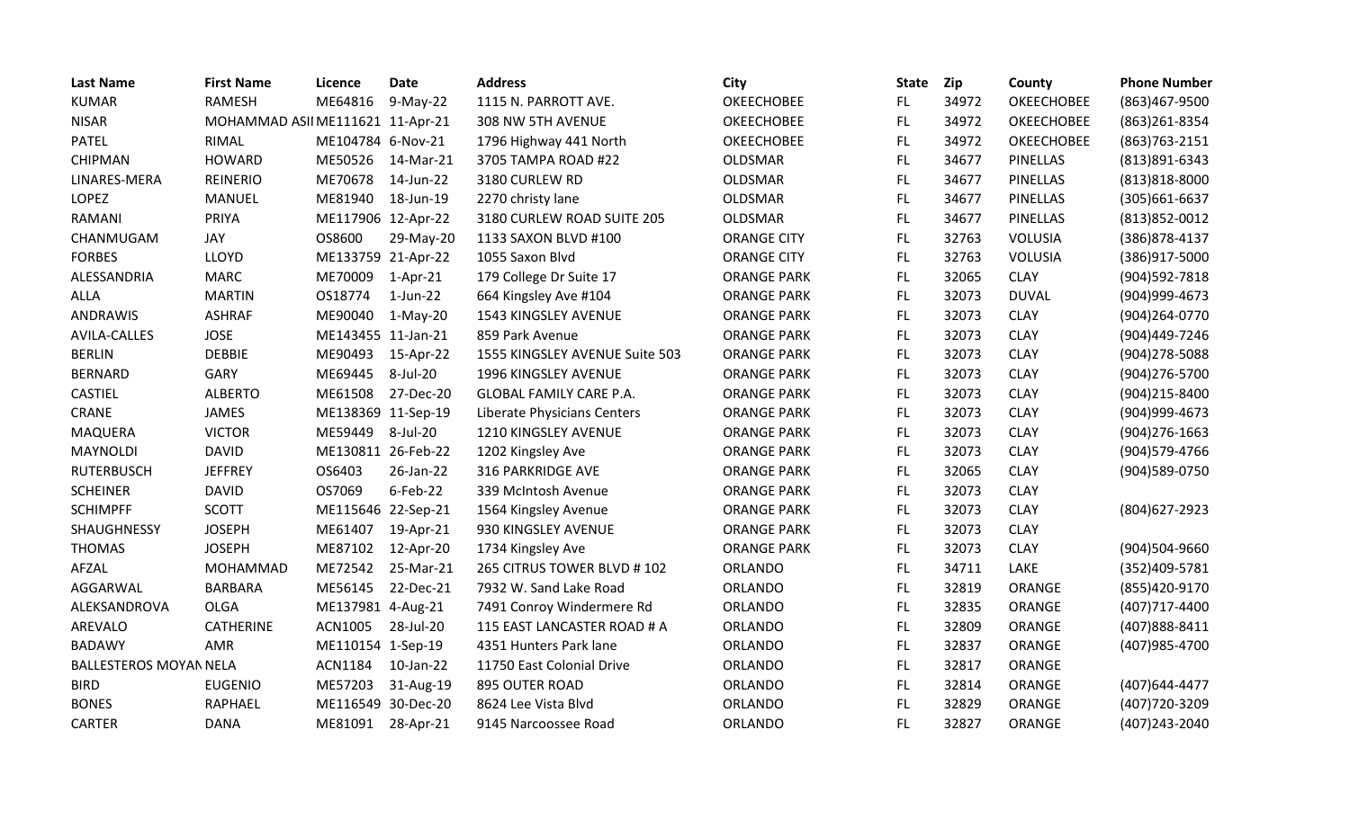| Last Name | First Name | Licence | Date | Address | City | State | Zip | County | Phone Number |
|---|---|---|---|---|---|---|---|---|---|
| KUMAR | RAMESH | ME64816 | 9-May-22 | 1115 N. PARROTT AVE. | OKEECHOBEE | FL | 34972 | OKEECHOBEE | (863)467-9500 |
| NISAR | MOHAMMAD ASII | ME111621 | 11-Apr-21 | 308 NW 5TH AVENUE | OKEECHOBEE | FL | 34972 | OKEECHOBEE | (863)261-8354 |
| PATEL | RIMAL | ME104784 | 6-Nov-21 | 1796 Highway 441 North | OKEECHOBEE | FL | 34972 | OKEECHOBEE | (863)763-2151 |
| CHIPMAN | HOWARD | ME50526 | 14-Mar-21 | 3705 TAMPA ROAD #22 | OLDSMAR | FL | 34677 | PINELLAS | (813)891-6343 |
| LINARES-MERA | REINERIO | ME70678 | 14-Jun-22 | 3180 CURLEW RD | OLDSMAR | FL | 34677 | PINELLAS | (813)818-8000 |
| LOPEZ | MANUEL | ME81940 | 18-Jun-19 | 2270 christy lane | OLDSMAR | FL | 34677 | PINELLAS | (305)661-6637 |
| RAMANI | PRIYA | ME117906 | 12-Apr-22 | 3180 CURLEW ROAD SUITE 205 | OLDSMAR | FL | 34677 | PINELLAS | (813)852-0012 |
| CHANMUGAM | JAY | OS8600 | 29-May-20 | 1133 SAXON BLVD #100 | ORANGE CITY | FL | 32763 | VOLUSIA | (386)878-4137 |
| FORBES | LLOYD | ME133759 | 21-Apr-22 | 1055 Saxon Blvd | ORANGE CITY | FL | 32763 | VOLUSIA | (386)917-5000 |
| ALESSANDRIA | MARC | ME70009 | 1-Apr-21 | 179 College Dr Suite 17 | ORANGE PARK | FL | 32065 | CLAY | (904)592-7818 |
| ALLA | MARTIN | OS18774 | 1-Jun-22 | 664 Kingsley Ave #104 | ORANGE PARK | FL | 32073 | DUVAL | (904)999-4673 |
| ANDRAWIS | ASHRAF | ME90040 | 1-May-20 | 1543 KINGSLEY AVENUE | ORANGE PARK | FL | 32073 | CLAY | (904)264-0770 |
| AVILA-CALLES | JOSE | ME143455 | 11-Jan-21 | 859 Park Avenue | ORANGE PARK | FL | 32073 | CLAY | (904)449-7246 |
| BERLIN | DEBBIE | ME90493 | 15-Apr-22 | 1555 KINGSLEY AVENUE Suite 503 | ORANGE PARK | FL | 32073 | CLAY | (904)278-5088 |
| BERNARD | GARY | ME69445 | 8-Jul-20 | 1996 KINGSLEY AVENUE | ORANGE PARK | FL | 32073 | CLAY | (904)276-5700 |
| CASTIEL | ALBERTO | ME61508 | 27-Dec-20 | GLOBAL FAMILY CARE P.A. | ORANGE PARK | FL | 32073 | CLAY | (904)215-8400 |
| CRANE | JAMES | ME138369 | 11-Sep-19 | Liberate Physicians Centers | ORANGE PARK | FL | 32073 | CLAY | (904)999-4673 |
| MAQUERA | VICTOR | ME59449 | 8-Jul-20 | 1210 KINGSLEY AVENUE | ORANGE PARK | FL | 32073 | CLAY | (904)276-1663 |
| MAYNOLDI | DAVID | ME130811 | 26-Feb-22 | 1202 Kingsley Ave | ORANGE PARK | FL | 32073 | CLAY | (904)579-4766 |
| RUTERBUSCH | JEFFREY | OS6403 | 26-Jan-22 | 316 PARKRIDGE AVE | ORANGE PARK | FL | 32065 | CLAY | (904)589-0750 |
| SCHEINER | DAVID | OS7069 | 6-Feb-22 | 339 McIntosh Avenue | ORANGE PARK | FL | 32073 | CLAY | |
| SCHIMPFF | SCOTT | ME115646 | 22-Sep-21 | 1564 Kingsley Avenue | ORANGE PARK | FL | 32073 | CLAY | (804)627-2923 |
| SHAUGHNESSY | JOSEPH | ME61407 | 19-Apr-21 | 930 KINGSLEY AVENUE | ORANGE PARK | FL | 32073 | CLAY | |
| THOMAS | JOSEPH | ME87102 | 12-Apr-20 | 1734 Kingsley Ave | ORANGE PARK | FL | 32073 | CLAY | (904)504-9660 |
| AFZAL | MOHAMMAD | ME72542 | 25-Mar-21 | 265 CITRUS TOWER BLVD # 102 | ORLANDO | FL | 34711 | LAKE | (352)409-5781 |
| AGGARWAL | BARBARA | ME56145 | 22-Dec-21 | 7932 W. Sand Lake Road | ORLANDO | FL | 32819 | ORANGE | (855)420-9170 |
| ALEKSANDROVA | OLGA | ME137981 | 4-Aug-21 | 7491 Conroy Windermere Rd | ORLANDO | FL | 32835 | ORANGE | (407)717-4400 |
| AREVALO | CATHERINE | ACN1005 | 28-Jul-20 | 115 EAST LANCASTER ROAD # A | ORLANDO | FL | 32809 | ORANGE | (407)888-8411 |
| BADAWY | AMR | ME110154 | 1-Sep-19 | 4351 Hunters Park lane | ORLANDO | FL | 32837 | ORANGE | (407)985-4700 |
| BALLESTEROS MOYAN | NELA | ACN1184 | 10-Jan-22 | 11750 East Colonial Drive | ORLANDO | FL | 32817 | ORANGE | |
| BIRD | EUGENIO | ME57203 | 31-Aug-19 | 895 OUTER ROAD | ORLANDO | FL | 32814 | ORANGE | (407)644-4477 |
| BONES | RAPHAEL | ME116549 | 30-Dec-20 | 8624 Lee Vista Blvd | ORLANDO | FL | 32829 | ORANGE | (407)720-3209 |
| CARTER | DANA | ME81091 | 28-Apr-21 | 9145 Narcoossee Road | ORLANDO | FL | 32827 | ORANGE | (407)243-2040 |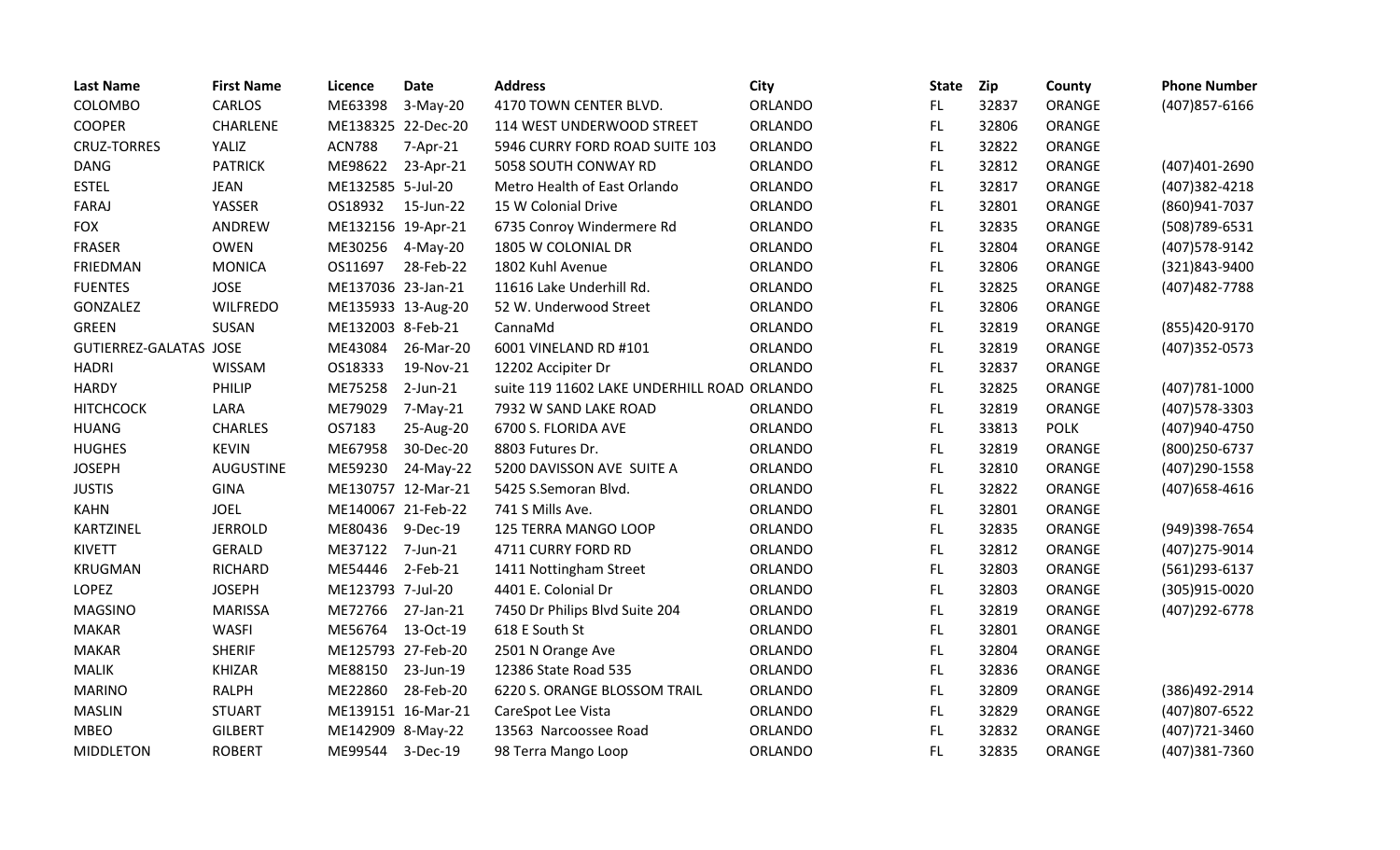| Last Name | First Name | Licence | Date | Address | City | State | Zip | County | Phone Number |
|---|---|---|---|---|---|---|---|---|---|
| COLOMBO | CARLOS | ME63398 | 3-May-20 | 4170 TOWN CENTER BLVD. | ORLANDO | FL | 32837 | ORANGE | (407)857-6166 |
| COOPER | CHARLENE | ME138325 | 22-Dec-20 | 114 WEST UNDERWOOD STREET | ORLANDO | FL | 32806 | ORANGE | |
| CRUZ-TORRES | YALIZ | ACN788 | 7-Apr-21 | 5946 CURRY FORD ROAD SUITE 103 | ORLANDO | FL | 32822 | ORANGE | |
| DANG | PATRICK | ME98622 | 23-Apr-21 | 5058 SOUTH CONWAY RD | ORLANDO | FL | 32812 | ORANGE | (407)401-2690 |
| ESTEL | JEAN | ME132585 | 5-Jul-20 | Metro Health of East Orlando | ORLANDO | FL | 32817 | ORANGE | (407)382-4218 |
| FARAJ | YASSER | OS18932 | 15-Jun-22 | 15 W Colonial Drive | ORLANDO | FL | 32801 | ORANGE | (860)941-7037 |
| FOX | ANDREW | ME132156 | 19-Apr-21 | 6735 Conroy Windermere Rd | ORLANDO | FL | 32835 | ORANGE | (508)789-6531 |
| FRASER | OWEN | ME30256 | 4-May-20 | 1805 W COLONIAL DR | ORLANDO | FL | 32804 | ORANGE | (407)578-9142 |
| FRIEDMAN | MONICA | OS11697 | 28-Feb-22 | 1802 Kuhl Avenue | ORLANDO | FL | 32806 | ORANGE | (321)843-9400 |
| FUENTES | JOSE | ME137036 | 23-Jan-21 | 11616 Lake Underhill Rd. | ORLANDO | FL | 32825 | ORANGE | (407)482-7788 |
| GONZALEZ | WILFREDO | ME135933 | 13-Aug-20 | 52 W. Underwood Street | ORLANDO | FL | 32806 | ORANGE | |
| GREEN | SUSAN | ME132003 | 8-Feb-21 | CannaMd | ORLANDO | FL | 32819 | ORANGE | (855)420-9170 |
| GUTIERREZ-GALATAS | JOSE | ME43084 | 26-Mar-20 | 6001 VINELAND RD #101 | ORLANDO | FL | 32819 | ORANGE | (407)352-0573 |
| HADRI | WISSAM | OS18333 | 19-Nov-21 | 12202 Accipiter Dr | ORLANDO | FL | 32837 | ORANGE | |
| HARDY | PHILIP | ME75258 | 2-Jun-21 | suite 119 11602 LAKE UNDERHILL ROAD | ORLANDO | FL | 32825 | ORANGE | (407)781-1000 |
| HITCHCOCK | LARA | ME79029 | 7-May-21 | 7932 W SAND LAKE ROAD | ORLANDO | FL | 32819 | ORANGE | (407)578-3303 |
| HUANG | CHARLES | OS7183 | 25-Aug-20 | 6700 S. FLORIDA AVE | ORLANDO | FL | 33813 | POLK | (407)940-4750 |
| HUGHES | KEVIN | ME67958 | 30-Dec-20 | 8803 Futures Dr. | ORLANDO | FL | 32819 | ORANGE | (800)250-6737 |
| JOSEPH | AUGUSTINE | ME59230 | 24-May-22 | 5200 DAVISSON AVE SUITE A | ORLANDO | FL | 32810 | ORANGE | (407)290-1558 |
| JUSTIS | GINA | ME130757 | 12-Mar-21 | 5425 S.Semoran Blvd. | ORLANDO | FL | 32822 | ORANGE | (407)658-4616 |
| KAHN | JOEL | ME140067 | 21-Feb-22 | 741 S Mills Ave. | ORLANDO | FL | 32801 | ORANGE | |
| KARTZINEL | JERROLD | ME80436 | 9-Dec-19 | 125 TERRA MANGO LOOP | ORLANDO | FL | 32835 | ORANGE | (949)398-7654 |
| KIVETT | GERALD | ME37122 | 7-Jun-21 | 4711 CURRY FORD RD | ORLANDO | FL | 32812 | ORANGE | (407)275-9014 |
| KRUGMAN | RICHARD | ME54446 | 2-Feb-21 | 1411 Nottingham Street | ORLANDO | FL | 32803 | ORANGE | (561)293-6137 |
| LOPEZ | JOSEPH | ME123793 | 7-Jul-20 | 4401 E. Colonial Dr | ORLANDO | FL | 32803 | ORANGE | (305)915-0020 |
| MAGSINO | MARISSA | ME72766 | 27-Jan-21 | 7450 Dr Philips Blvd Suite 204 | ORLANDO | FL | 32819 | ORANGE | (407)292-6778 |
| MAKAR | WASFI | ME56764 | 13-Oct-19 | 618 E South St | ORLANDO | FL | 32801 | ORANGE | |
| MAKAR | SHERIF | ME125793 | 27-Feb-20 | 2501 N Orange Ave | ORLANDO | FL | 32804 | ORANGE | |
| MALIK | KHIZAR | ME88150 | 23-Jun-19 | 12386 State Road 535 | ORLANDO | FL | 32836 | ORANGE | |
| MARINO | RALPH | ME22860 | 28-Feb-20 | 6220 S. ORANGE BLOSSOM TRAIL | ORLANDO | FL | 32809 | ORANGE | (386)492-2914 |
| MASLIN | STUART | ME139151 | 16-Mar-21 | CareSpot Lee Vista | ORLANDO | FL | 32829 | ORANGE | (407)807-6522 |
| MBEO | GILBERT | ME142909 | 8-May-22 | 13563 Narcoossee Road | ORLANDO | FL | 32832 | ORANGE | (407)721-3460 |
| MIDDLETON | ROBERT | ME99544 | 3-Dec-19 | 98 Terra Mango Loop | ORLANDO | FL | 32835 | ORANGE | (407)381-7360 |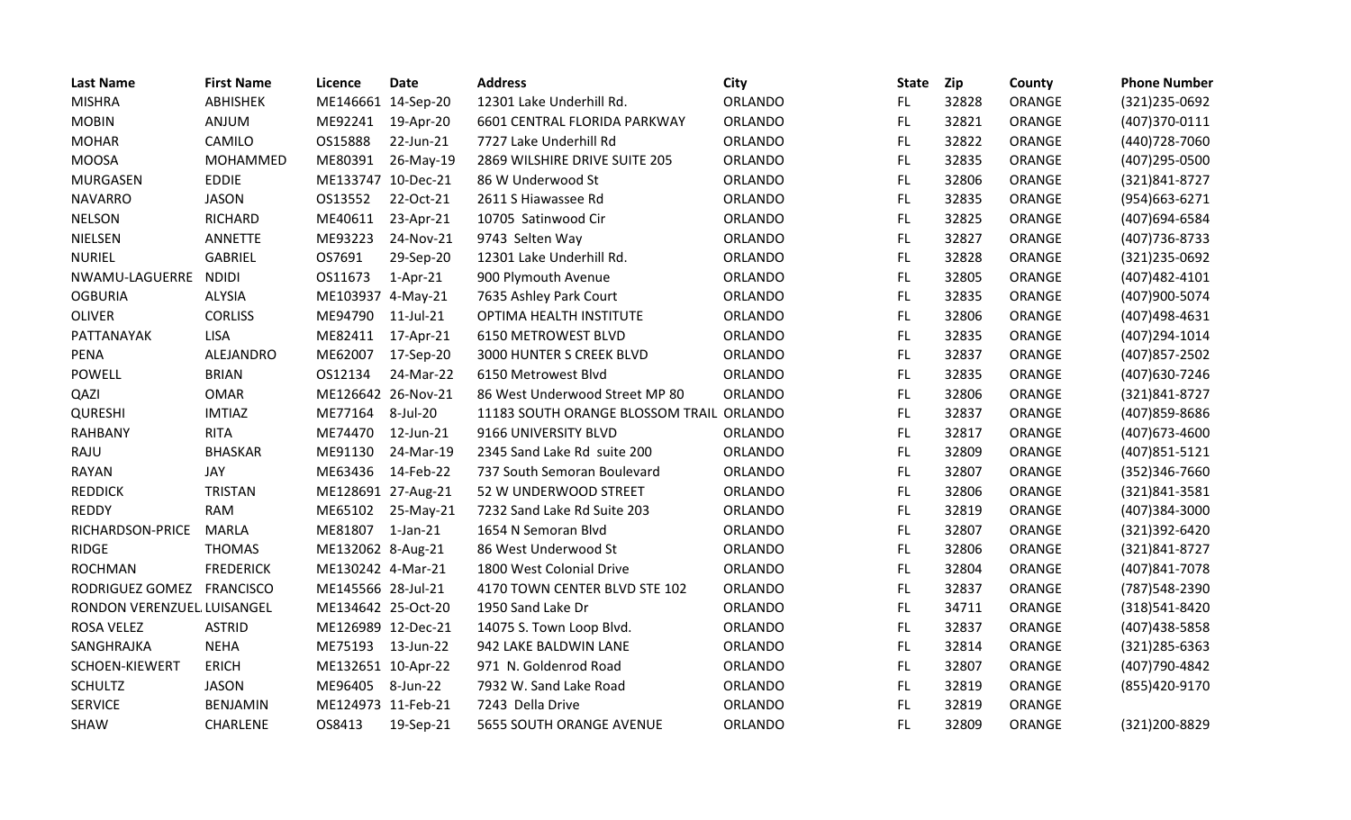| Last Name | First Name | Licence | Date | Address | City | State | Zip | County | Phone Number |
|---|---|---|---|---|---|---|---|---|---|
| MISHRA | ABHISHEK | ME146661 | 14-Sep-20 | 12301 Lake Underhill Rd. | ORLANDO | FL | 32828 | ORANGE | (321)235-0692 |
| MOBIN | ANJUM | ME92241 | 19-Apr-20 | 6601 CENTRAL FLORIDA PARKWAY | ORLANDO | FL | 32821 | ORANGE | (407)370-0111 |
| MOHAR | CAMILO | OS15888 | 22-Jun-21 | 7727 Lake Underhill Rd | ORLANDO | FL | 32822 | ORANGE | (440)728-7060 |
| MOOSA | MOHAMMED | ME80391 | 26-May-19 | 2869 WILSHIRE DRIVE SUITE 205 | ORLANDO | FL | 32835 | ORANGE | (407)295-0500 |
| MURGASEN | EDDIE | ME133747 | 10-Dec-21 | 86 W Underwood St | ORLANDO | FL | 32806 | ORANGE | (321)841-8727 |
| NAVARRO | JASON | OS13552 | 22-Oct-21 | 2611 S Hiawassee Rd | ORLANDO | FL | 32835 | ORANGE | (954)663-6271 |
| NELSON | RICHARD | ME40611 | 23-Apr-21 | 10705 Satinwood Cir | ORLANDO | FL | 32825 | ORANGE | (407)694-6584 |
| NIELSEN | ANNETTE | ME93223 | 24-Nov-21 | 9743 Selten Way | ORLANDO | FL | 32827 | ORANGE | (407)736-8733 |
| NURIEL | GABRIEL | OS7691 | 29-Sep-20 | 12301 Lake Underhill Rd. | ORLANDO | FL | 32828 | ORANGE | (321)235-0692 |
| NWAMU-LAGUERRE | NDIDI | OS11673 | 1-Apr-21 | 900 Plymouth Avenue | ORLANDO | FL | 32805 | ORANGE | (407)482-4101 |
| OGBURIA | ALYSIA | ME103937 | 4-May-21 | 7635 Ashley Park Court | ORLANDO | FL | 32835 | ORANGE | (407)900-5074 |
| OLIVER | CORLISS | ME94790 | 11-Jul-21 | OPTIMA HEALTH INSTITUTE | ORLANDO | FL | 32806 | ORANGE | (407)498-4631 |
| PATTANAYAK | LISA | ME82411 | 17-Apr-21 | 6150 METROWEST BLVD | ORLANDO | FL | 32835 | ORANGE | (407)294-1014 |
| PENA | ALEJANDRO | ME62007 | 17-Sep-20 | 3000 HUNTER S CREEK BLVD | ORLANDO | FL | 32837 | ORANGE | (407)857-2502 |
| POWELL | BRIAN | OS12134 | 24-Mar-22 | 6150 Metrowest Blvd | ORLANDO | FL | 32835 | ORANGE | (407)630-7246 |
| QAZI | OMAR | ME126642 | 26-Nov-21 | 86 West Underwood Street MP 80 | ORLANDO | FL | 32806 | ORANGE | (321)841-8727 |
| QURESHI | IMTIAZ | ME77164 | 8-Jul-20 | 11183 SOUTH ORANGE BLOSSOM TRAIL | ORLANDO | FL | 32837 | ORANGE | (407)859-8686 |
| RAHBANY | RITA | ME74470 | 12-Jun-21 | 9166 UNIVERSITY BLVD | ORLANDO | FL | 32817 | ORANGE | (407)673-4600 |
| RAJU | BHASKAR | ME91130 | 24-Mar-19 | 2345 Sand Lake Rd suite 200 | ORLANDO | FL | 32809 | ORANGE | (407)851-5121 |
| RAYAN | JAY | ME63436 | 14-Feb-22 | 737 South Semoran Boulevard | ORLANDO | FL | 32807 | ORANGE | (352)346-7660 |
| REDDICK | TRISTAN | ME128691 | 27-Aug-21 | 52 W UNDERWOOD STREET | ORLANDO | FL | 32806 | ORANGE | (321)841-3581 |
| REDDY | RAM | ME65102 | 25-May-21 | 7232 Sand Lake Rd Suite 203 | ORLANDO | FL | 32819 | ORANGE | (407)384-3000 |
| RICHARDSON-PRICE | MARLA | ME81807 | 1-Jan-21 | 1654 N Semoran Blvd | ORLANDO | FL | 32807 | ORANGE | (321)392-6420 |
| RIDGE | THOMAS | ME132062 | 8-Aug-21 | 86 West Underwood St | ORLANDO | FL | 32806 | ORANGE | (321)841-8727 |
| ROCHMAN | FREDERICK | ME130242 | 4-Mar-21 | 1800 West Colonial Drive | ORLANDO | FL | 32804 | ORANGE | (407)841-7078 |
| RODRIGUEZ GOMEZ | FRANCISCO | ME145566 | 28-Jul-21 | 4170 TOWN CENTER BLVD STE 102 | ORLANDO | FL | 32837 | ORANGE | (787)548-2390 |
| RONDON VERENZUEL | LUISANGEL | ME134642 | 25-Oct-20 | 1950 Sand Lake Dr | ORLANDO | FL | 34711 | ORANGE | (318)541-8420 |
| ROSA VELEZ | ASTRID | ME126989 | 12-Dec-21 | 14075 S. Town Loop Blvd. | ORLANDO | FL | 32837 | ORANGE | (407)438-5858 |
| SANGHRAJKA | NEHA | ME75193 | 13-Jun-22 | 942 LAKE BALDWIN LANE | ORLANDO | FL | 32814 | ORANGE | (321)285-6363 |
| SCHOEN-KIEWERT | ERICH | ME132651 | 10-Apr-22 | 971 N. Goldenrod Road | ORLANDO | FL | 32807 | ORANGE | (407)790-4842 |
| SCHULTZ | JASON | ME96405 | 8-Jun-22 | 7932 W. Sand Lake Road | ORLANDO | FL | 32819 | ORANGE | (855)420-9170 |
| SERVICE | BENJAMIN | ME124973 | 11-Feb-21 | 7243 Della Drive | ORLANDO | FL | 32819 | ORANGE | |
| SHAW | CHARLENE | OS8413 | 19-Sep-21 | 5655 SOUTH ORANGE AVENUE | ORLANDO | FL | 32809 | ORANGE | (321)200-8829 |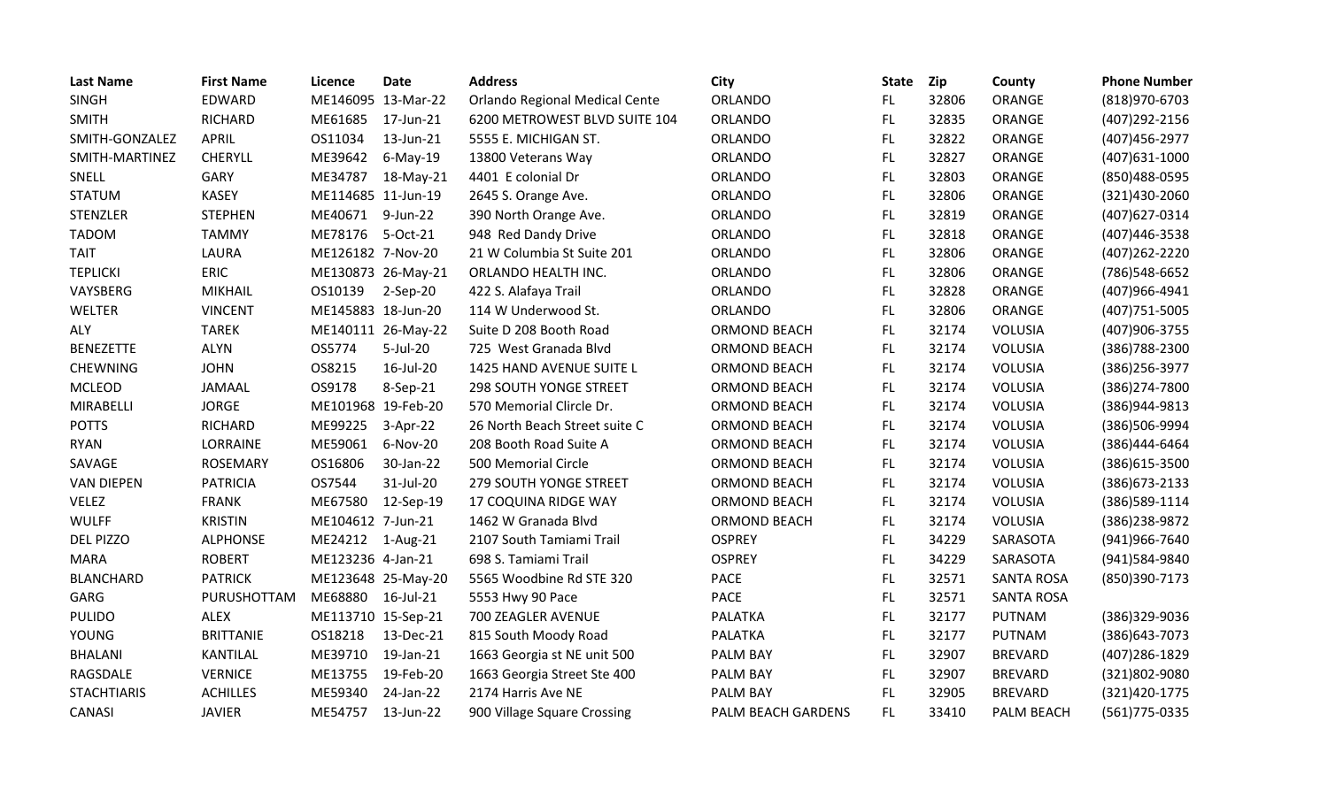| Last Name | First Name | Licence | Date | Address | City | State | Zip | County | Phone Number |
|---|---|---|---|---|---|---|---|---|---|
| SINGH | EDWARD | ME146095 | 13-Mar-22 | Orlando Regional Medical Cente | ORLANDO | FL | 32806 | ORANGE | (818)970-6703 |
| SMITH | RICHARD | ME61685 | 17-Jun-21 | 6200 METROWEST BLVD SUITE 104 | ORLANDO | FL | 32835 | ORANGE | (407)292-2156 |
| SMITH-GONZALEZ | APRIL | OS11034 | 13-Jun-21 | 5555 E. MICHIGAN ST. | ORLANDO | FL | 32822 | ORANGE | (407)456-2977 |
| SMITH-MARTINEZ | CHERYLL | ME39642 | 6-May-19 | 13800 Veterans Way | ORLANDO | FL | 32827 | ORANGE | (407)631-1000 |
| SNELL | GARY | ME34787 | 18-May-21 | 4401 E colonial Dr | ORLANDO | FL | 32803 | ORANGE | (850)488-0595 |
| STATUM | KASEY | ME114685 | 11-Jun-19 | 2645 S. Orange Ave. | ORLANDO | FL | 32806 | ORANGE | (321)430-2060 |
| STENZLER | STEPHEN | ME40671 | 9-Jun-22 | 390 North Orange Ave. | ORLANDO | FL | 32819 | ORANGE | (407)627-0314 |
| TADOM | TAMMY | ME78176 | 5-Oct-21 | 948 Red Dandy Drive | ORLANDO | FL | 32818 | ORANGE | (407)446-3538 |
| TAIT | LAURA | ME126182 | 7-Nov-20 | 21 W Columbia St Suite 201 | ORLANDO | FL | 32806 | ORANGE | (407)262-2220 |
| TEPLICKI | ERIC | ME130873 | 26-May-21 | ORLANDO HEALTH INC. | ORLANDO | FL | 32806 | ORANGE | (786)548-6652 |
| VAYSBERG | MIKHAIL | OS10139 | 2-Sep-20 | 422 S. Alafaya Trail | ORLANDO | FL | 32828 | ORANGE | (407)966-4941 |
| WELTER | VINCENT | ME145883 | 18-Jun-20 | 114 W Underwood St. | ORLANDO | FL | 32806 | ORANGE | (407)751-5005 |
| ALY | TAREK | ME140111 | 26-May-22 | Suite D 208 Booth Road | ORMOND BEACH | FL | 32174 | VOLUSIA | (407)906-3755 |
| BENEZETTE | ALYN | OS5774 | 5-Jul-20 | 725 West Granada Blvd | ORMOND BEACH | FL | 32174 | VOLUSIA | (386)788-2300 |
| CHEWNING | JOHN | OS8215 | 16-Jul-20 | 1425 HAND AVENUE SUITE L | ORMOND BEACH | FL | 32174 | VOLUSIA | (386)256-3977 |
| MCLEOD | JAMAAL | OS9178 | 8-Sep-21 | 298 SOUTH YONGE STREET | ORMOND BEACH | FL | 32174 | VOLUSIA | (386)274-7800 |
| MIRABELLI | JORGE | ME101968 | 19-Feb-20 | 570 Memorial Clircle Dr. | ORMOND BEACH | FL | 32174 | VOLUSIA | (386)944-9813 |
| POTTS | RICHARD | ME99225 | 3-Apr-22 | 26 North Beach Street suite C | ORMOND BEACH | FL | 32174 | VOLUSIA | (386)506-9994 |
| RYAN | LORRAINE | ME59061 | 6-Nov-20 | 208 Booth Road Suite A | ORMOND BEACH | FL | 32174 | VOLUSIA | (386)444-6464 |
| SAVAGE | ROSEMARY | OS16806 | 30-Jan-22 | 500 Memorial Circle | ORMOND BEACH | FL | 32174 | VOLUSIA | (386)615-3500 |
| VAN DIEPEN | PATRICIA | OS7544 | 31-Jul-20 | 279 SOUTH YONGE STREET | ORMOND BEACH | FL | 32174 | VOLUSIA | (386)673-2133 |
| VELEZ | FRANK | ME67580 | 12-Sep-19 | 17 COQUINA RIDGE WAY | ORMOND BEACH | FL | 32174 | VOLUSIA | (386)589-1114 |
| WULFF | KRISTIN | ME104612 | 7-Jun-21 | 1462 W Granada Blvd | ORMOND BEACH | FL | 32174 | VOLUSIA | (386)238-9872 |
| DEL PIZZO | ALPHONSE | ME24212 | 1-Aug-21 | 2107 South Tamiami Trail | OSPREY | FL | 34229 | SARASOTA | (941)966-7640 |
| MARA | ROBERT | ME123236 | 4-Jan-21 | 698 S. Tamiami Trail | OSPREY | FL | 34229 | SARASOTA | (941)584-9840 |
| BLANCHARD | PATRICK | ME123648 | 25-May-20 | 5565 Woodbine Rd STE 320 | PACE | FL | 32571 | SANTA ROSA | (850)390-7173 |
| GARG | PURUSHOTTAM | ME68880 | 16-Jul-21 | 5553 Hwy 90 Pace | PACE | FL | 32571 | SANTA ROSA | |
| PULIDO | ALEX | ME113710 | 15-Sep-21 | 700 ZEAGLER AVENUE | PALATKA | FL | 32177 | PUTNAM | (386)329-9036 |
| YOUNG | BRITTANIE | OS18218 | 13-Dec-21 | 815 South Moody Road | PALATKA | FL | 32177 | PUTNAM | (386)643-7073 |
| BHALANI | KANTILAL | ME39710 | 19-Jan-21 | 1663 Georgia st NE unit 500 | PALM BAY | FL | 32907 | BREVARD | (407)286-1829 |
| RAGSDALE | VERNICE | ME13755 | 19-Feb-20 | 1663 Georgia Street Ste 400 | PALM BAY | FL | 32907 | BREVARD | (321)802-9080 |
| STACHTIARIS | ACHILLES | ME59340 | 24-Jan-22 | 2174 Harris Ave NE | PALM BAY | FL | 32905 | BREVARD | (321)420-1775 |
| CANASI | JAVIER | ME54757 | 13-Jun-22 | 900 Village Square Crossing | PALM BEACH GARDENS | FL | 33410 | PALM BEACH | (561)775-0335 |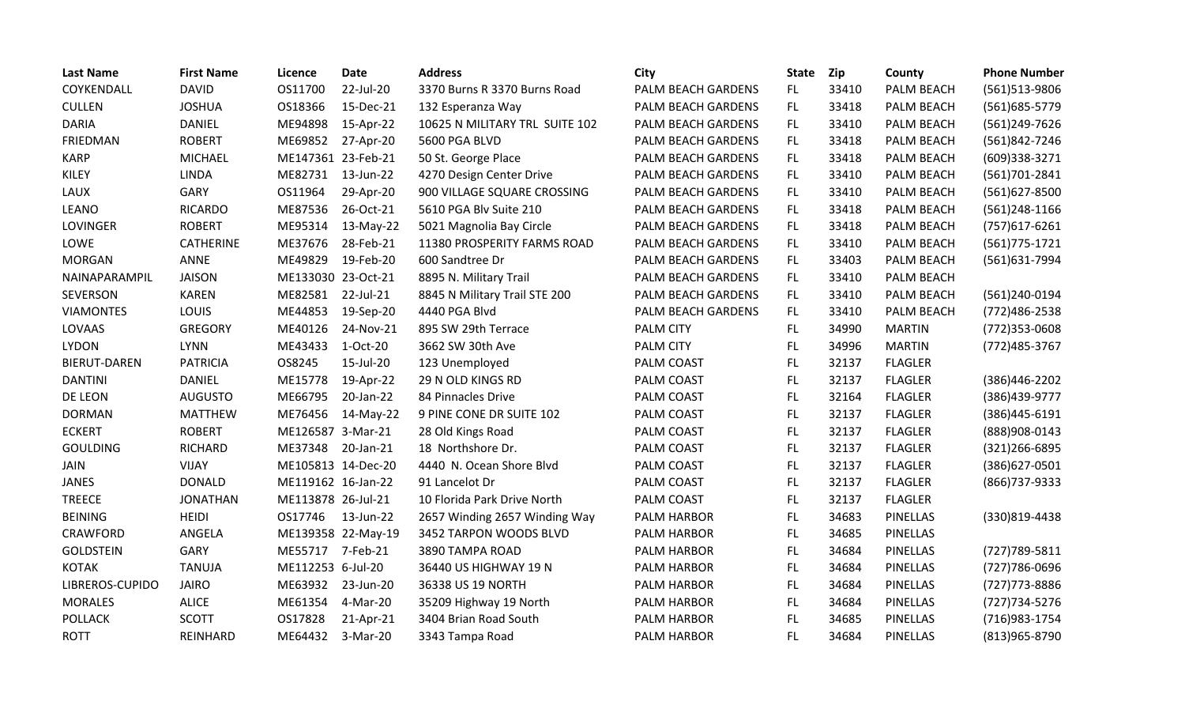| Last Name | First Name | Licence | Date | Address | City | State | Zip | County | Phone Number |
|---|---|---|---|---|---|---|---|---|---|
| COYKENDALL | DAVID | OS11700 | 22-Jul-20 | 3370 Burns R 3370 Burns Road | PALM BEACH GARDENS | FL | 33410 | PALM BEACH | (561)513-9806 |
| CULLEN | JOSHUA | OS18366 | 15-Dec-21 | 132 Esperanza Way | PALM BEACH GARDENS | FL | 33418 | PALM BEACH | (561)685-5779 |
| DARIA | DANIEL | ME94898 | 15-Apr-22 | 10625 N MILITARY TRL SUITE 102 | PALM BEACH GARDENS | FL | 33410 | PALM BEACH | (561)249-7626 |
| FRIEDMAN | ROBERT | ME69852 | 27-Apr-20 | 5600 PGA BLVD | PALM BEACH GARDENS | FL | 33418 | PALM BEACH | (561)842-7246 |
| KARP | MICHAEL | ME147361 | 23-Feb-21 | 50 St. George Place | PALM BEACH GARDENS | FL | 33418 | PALM BEACH | (609)338-3271 |
| KILEY | LINDA | ME82731 | 13-Jun-22 | 4270 Design Center Drive | PALM BEACH GARDENS | FL | 33410 | PALM BEACH | (561)701-2841 |
| LAUX | GARY | OS11964 | 29-Apr-20 | 900 VILLAGE SQUARE CROSSING | PALM BEACH GARDENS | FL | 33410 | PALM BEACH | (561)627-8500 |
| LEANO | RICARDO | ME87536 | 26-Oct-21 | 5610 PGA Blv Suite 210 | PALM BEACH GARDENS | FL | 33418 | PALM BEACH | (561)248-1166 |
| LOVINGER | ROBERT | ME95314 | 13-May-22 | 5021 Magnolia Bay Circle | PALM BEACH GARDENS | FL | 33418 | PALM BEACH | (757)617-6261 |
| LOWE | CATHERINE | ME37676 | 28-Feb-21 | 11380 PROSPERITY FARMS ROAD | PALM BEACH GARDENS | FL | 33410 | PALM BEACH | (561)775-1721 |
| MORGAN | ANNE | ME49829 | 19-Feb-20 | 600 Sandtree Dr | PALM BEACH GARDENS | FL | 33403 | PALM BEACH | (561)631-7994 |
| NAINAPARAMPIL | JAISON | ME133030 | 23-Oct-21 | 8895 N. Military Trail | PALM BEACH GARDENS | FL | 33410 | PALM BEACH | |
| SEVERSON | KAREN | ME82581 | 22-Jul-21 | 8845 N Military Trail STE 200 | PALM BEACH GARDENS | FL | 33410 | PALM BEACH | (561)240-0194 |
| VIAMONTES | LOUIS | ME44853 | 19-Sep-20 | 4440 PGA Blvd | PALM BEACH GARDENS | FL | 33410 | PALM BEACH | (772)486-2538 |
| LOVAAS | GREGORY | ME40126 | 24-Nov-21 | 895 SW 29th Terrace | PALM CITY | FL | 34990 | MARTIN | (772)353-0608 |
| LYDON | LYNN | ME43433 | 1-Oct-20 | 3662 SW 30th Ave | PALM CITY | FL | 34996 | MARTIN | (772)485-3767 |
| BIERUT-DAREN | PATRICIA | OS8245 | 15-Jul-20 | 123 Unemployed | PALM COAST | FL | 32137 | FLAGLER | |
| DANTINI | DANIEL | ME15778 | 19-Apr-22 | 29 N OLD KINGS RD | PALM COAST | FL | 32137 | FLAGLER | (386)446-2202 |
| DE LEON | AUGUSTO | ME66795 | 20-Jan-22 | 84 Pinnacles Drive | PALM COAST | FL | 32164 | FLAGLER | (386)439-9777 |
| DORMAN | MATTHEW | ME76456 | 14-May-22 | 9 PINE CONE DR SUITE 102 | PALM COAST | FL | 32137 | FLAGLER | (386)445-6191 |
| ECKERT | ROBERT | ME126587 | 3-Mar-21 | 28 Old Kings Road | PALM COAST | FL | 32137 | FLAGLER | (888)908-0143 |
| GOULDING | RICHARD | ME37348 | 20-Jan-21 | 18 Northshore Dr. | PALM COAST | FL | 32137 | FLAGLER | (321)266-6895 |
| JAIN | VIJAY | ME105813 | 14-Dec-20 | 4440 N. Ocean Shore Blvd | PALM COAST | FL | 32137 | FLAGLER | (386)627-0501 |
| JANES | DONALD | ME119162 | 16-Jan-22 | 91 Lancelot Dr | PALM COAST | FL | 32137 | FLAGLER | (866)737-9333 |
| TREECE | JONATHAN | ME113878 | 26-Jul-21 | 10 Florida Park Drive North | PALM COAST | FL | 32137 | FLAGLER | |
| BEINING | HEIDI | OS17746 | 13-Jun-22 | 2657 Winding 2657 Winding Way | PALM HARBOR | FL | 34683 | PINELLAS | (330)819-4438 |
| CRAWFORD | ANGELA | ME139358 | 22-May-19 | 3452 TARPON WOODS BLVD | PALM HARBOR | FL | 34685 | PINELLAS | |
| GOLDSTEIN | GARY | ME55717 | 7-Feb-21 | 3890 TAMPA ROAD | PALM HARBOR | FL | 34684 | PINELLAS | (727)789-5811 |
| KOTAK | TANUJA | ME112253 | 6-Jul-20 | 36440 US HIGHWAY 19 N | PALM HARBOR | FL | 34684 | PINELLAS | (727)786-0696 |
| LIBREROS-CUPIDO | JAIRO | ME63932 | 23-Jun-20 | 36338 US 19 NORTH | PALM HARBOR | FL | 34684 | PINELLAS | (727)773-8886 |
| MORALES | ALICE | ME61354 | 4-Mar-20 | 35209 Highway 19 North | PALM HARBOR | FL | 34684 | PINELLAS | (727)734-5276 |
| POLLACK | SCOTT | OS17828 | 21-Apr-21 | 3404 Brian Road South | PALM HARBOR | FL | 34685 | PINELLAS | (716)983-1754 |
| ROTT | REINHARD | ME64432 | 3-Mar-20 | 3343 Tampa Road | PALM HARBOR | FL | 34684 | PINELLAS | (813)965-8790 |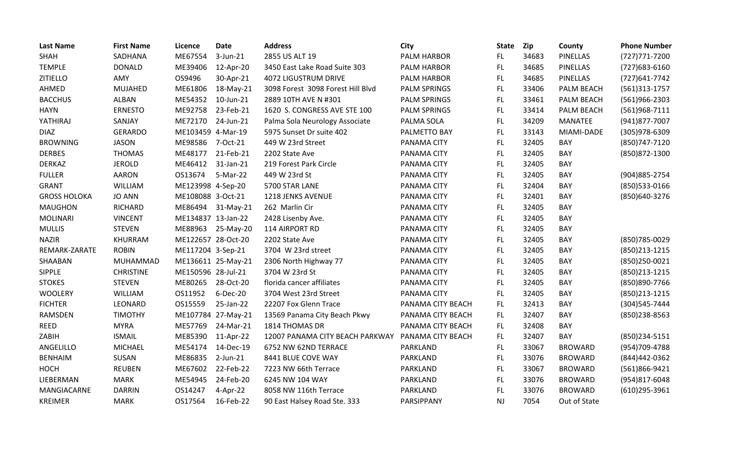| Last Name | First Name | Licence | Date | Address | City | State | Zip | County | Phone Number |
|---|---|---|---|---|---|---|---|---|---|
| SHAH | SADHANA | ME67554 | 3-Jun-21 | 2855 US ALT 19 | PALM HARBOR | FL | 34683 | PINELLAS | (727)771-7200 |
| TEMPLE | DONALD | ME39406 | 12-Apr-20 | 3450 East Lake Road Suite 303 | PALM HARBOR | FL | 34685 | PINELLAS | (727)683-6160 |
| ZITIELLO | AMY | OS9496 | 30-Apr-21 | 4072 LIGUSTRUM DRIVE | PALM HARBOR | FL | 34685 | PINELLAS | (727)641-7742 |
| AHMED | MUJAHED | ME61806 | 18-May-21 | 3098 Forest 3098 Forest Hill Blvd | PALM SPRINGS | FL | 33406 | PALM BEACH | (561)313-1757 |
| BACCHUS | ALBAN | ME54352 | 10-Jun-21 | 2889 10TH AVE N #301 | PALM SPRINGS | FL | 33461 | PALM BEACH | (561)966-2303 |
| HAYN | ERNESTO | ME92758 | 23-Feb-21 | 1620 S. CONGRESS AVE STE 100 | PALM SPRINGS | FL | 33414 | PALM BEACH | (561)968-7111 |
| YATHIRAJ | SANJAY | ME72170 | 24-Jun-21 | Palma Sola Neurology Associate | PALMA SOLA | FL | 34209 | MANATEE | (941)877-7007 |
| DIAZ | GERARDO | ME103459 | 4-Mar-19 | 5975 Sunset Dr suite 402 | PALMETTO BAY | FL | 33143 | MIAMI-DADE | (305)978-6309 |
| BROWNING | JASON | ME98586 | 7-Oct-21 | 449 W 23rd Street | PANAMA CITY | FL | 32405 | BAY | (850)747-7120 |
| DERBES | THOMAS | ME48177 | 21-Feb-21 | 2202 State Ave | PANAMA CITY | FL | 32405 | BAY | (850)872-1300 |
| DERKAZ | JEROLD | ME46412 | 31-Jan-21 | 219 Forest Park Circle | PANAMA CITY | FL | 32405 | BAY | |
| FULLER | AARON | OS13674 | 5-Mar-22 | 449 W 23rd St | PANAMA CITY | FL | 32405 | BAY | (904)885-2754 |
| GRANT | WILLIAM | ME123998 | 4-Sep-20 | 5700 STAR LANE | PANAMA CITY | FL | 32404 | BAY | (850)533-0166 |
| GROSS HOLOKA | JO ANN | ME108088 | 3-Oct-21 | 1218 JENKS AVENUE | PANAMA CITY | FL | 32401 | BAY | (850)640-3276 |
| MAUGHON | RICHARD | ME86494 | 31-May-21 | 262 Marlin Cir | PANAMA CITY | FL | 32405 | BAY | |
| MOLINARI | VINCENT | ME134837 | 13-Jan-22 | 2428 Lisenby Ave. | PANAMA CITY | FL | 32405 | BAY | |
| MULLIS | STEVEN | ME88963 | 25-May-20 | 114 AIRPORT RD | PANAMA CITY | FL | 32405 | BAY | |
| NAZIR | KHURRAM | ME122657 | 28-Oct-20 | 2202 State Ave | PANAMA CITY | FL | 32405 | BAY | (850)785-0029 |
| REMARK-ZARATE | ROBIN | ME117204 | 3-Sep-21 | 3704 W 23rd street | PANAMA CITY | FL | 32405 | BAY | (850)213-1215 |
| SHAABAN | MUHAMMAD | ME136611 | 25-May-21 | 2306 North Highway 77 | PANAMA CITY | FL | 32405 | BAY | (850)250-0021 |
| SIPPLE | CHRISTINE | ME150596 | 28-Jul-21 | 3704 W 23rd St | PANAMA CITY | FL | 32405 | BAY | (850)213-1215 |
| STOKES | STEVEN | ME80265 | 28-Oct-20 | florida cancer affiliates | PANAMA CITY | FL | 32405 | BAY | (850)890-7766 |
| WOOLERY | WILLIAM | OS11952 | 6-Dec-20 | 3704 West 23rd Street | PANAMA CITY | FL | 32405 | BAY | (850)213-1215 |
| FICHTER | LEONARD | OS15559 | 25-Jan-22 | 22207 Fox Glenn Trace | PANAMA CITY BEACH | FL | 32413 | BAY | (304)545-7444 |
| RAMSDEN | TIMOTHY | ME107784 | 27-May-21 | 13569 Panama City Beach Pkwy | PANAMA CITY BEACH | FL | 32407 | BAY | (850)238-8563 |
| REED | MYRA | ME57769 | 24-Mar-21 | 1814 THOMAS DR | PANAMA CITY BEACH | FL | 32408 | BAY | |
| ZABIH | ISMAIL | ME85390 | 11-Apr-22 | 12007 PANAMA CITY BEACH PARKWAY | PANAMA CITY BEACH | FL | 32407 | BAY | (850)234-5151 |
| ANGELILLO | MICHAEL | ME54174 | 14-Dec-19 | 6752 NW 62ND TERRACE | PARKLAND | FL | 33067 | BROWARD | (954)709-4788 |
| BENHAIM | SUSAN | ME86835 | 2-Jun-21 | 8441 BLUE COVE WAY | PARKLAND | FL | 33076 | BROWARD | (844)442-0362 |
| HOCH | REUBEN | ME67602 | 22-Feb-22 | 7223 NW 66th Terrace | PARKLAND | FL | 33067 | BROWARD | (561)866-9421 |
| LIEBERMAN | MARK | ME54945 | 24-Feb-20 | 6245 NW 104 WAY | PARKLAND | FL | 33076 | BROWARD | (954)817-6048 |
| MANGIACARNE | DARRIN | OS14247 | 4-Apr-22 | 8058 NW 116th Terrace | PARKLAND | FL | 33076 | BROWARD | (610)295-3961 |
| KREIMER | MARK | OS17564 | 16-Feb-22 | 90 East Halsey Road Ste. 333 | PARSIPPANY | NJ | 7054 | Out of State | |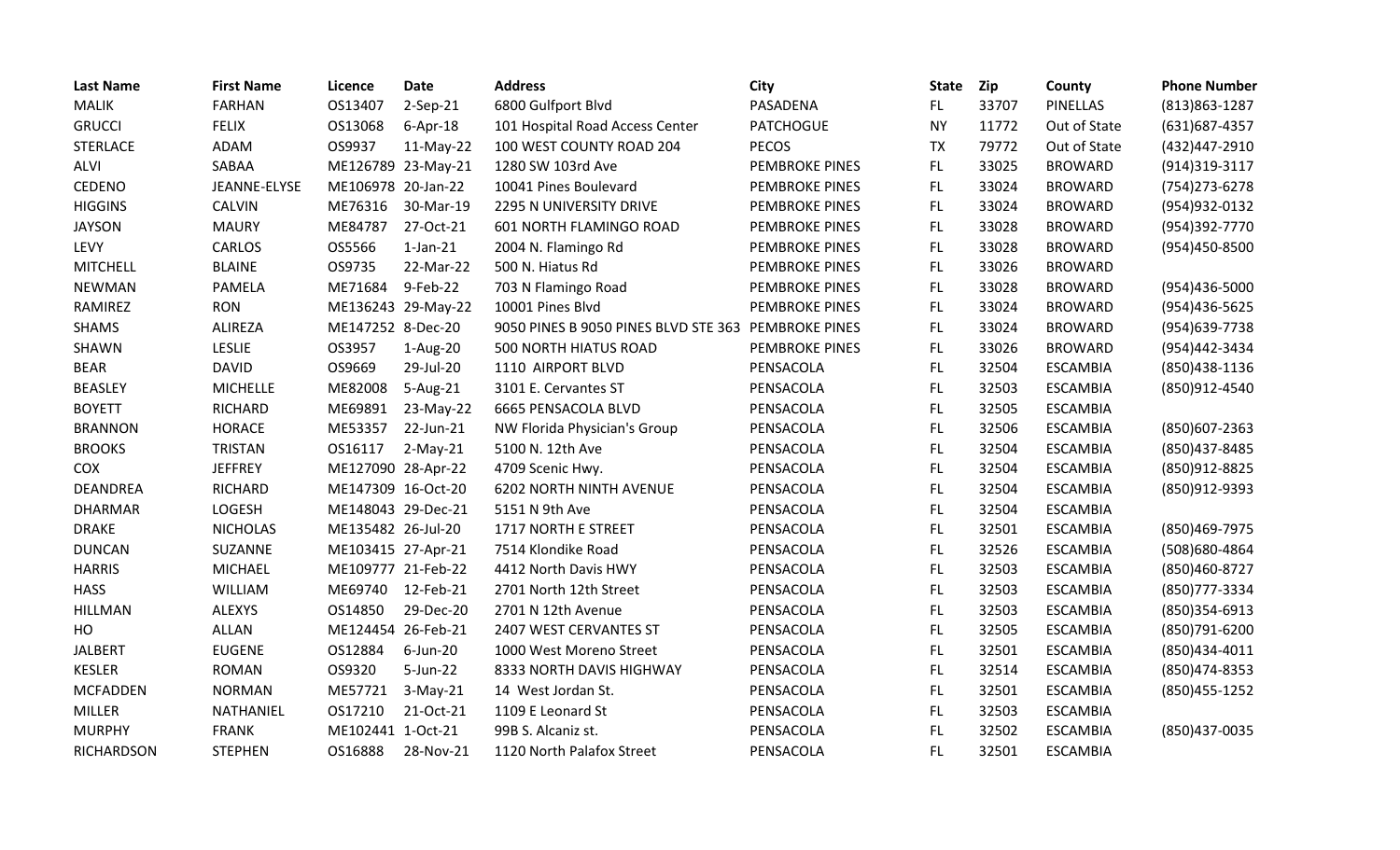| Last Name | First Name | Licence | Date | Address | City | State | Zip | County | Phone Number |
| --- | --- | --- | --- | --- | --- | --- | --- | --- | --- |
| MALIK | FARHAN | OS13407 | 2-Sep-21 | 6800 Gulfport Blvd | PASADENA | FL | 33707 | PINELLAS | (813)863-1287 |
| GRUCCI | FELIX | OS13068 | 6-Apr-18 | 101 Hospital Road Access Center | PATCHOGUE | NY | 11772 | Out of State | (631)687-4357 |
| STERLACE | ADAM | OS9937 | 11-May-22 | 100 WEST COUNTY ROAD 204 | PECOS | TX | 79772 | Out of State | (432)447-2910 |
| ALVI | SABAA | ME126789 | 23-May-21 | 1280 SW 103rd Ave | PEMBROKE PINES | FL | 33025 | BROWARD | (914)319-3117 |
| CEDENO | JEANNE-ELYSE | ME106978 | 20-Jan-22 | 10041 Pines Boulevard | PEMBROKE PINES | FL | 33024 | BROWARD | (754)273-6278 |
| HIGGINS | CALVIN | ME76316 | 30-Mar-19 | 2295 N UNIVERSITY DRIVE | PEMBROKE PINES | FL | 33024 | BROWARD | (954)932-0132 |
| JAYSON | MAURY | ME84787 | 27-Oct-21 | 601 NORTH FLAMINGO ROAD | PEMBROKE PINES | FL | 33028 | BROWARD | (954)392-7770 |
| LEVY | CARLOS | OS5566 | 1-Jan-21 | 2004 N. Flamingo Rd | PEMBROKE PINES | FL | 33028 | BROWARD | (954)450-8500 |
| MITCHELL | BLAINE | OS9735 | 22-Mar-22 | 500 N. Hiatus Rd | PEMBROKE PINES | FL | 33026 | BROWARD | |
| NEWMAN | PAMELA | ME71684 | 9-Feb-22 | 703 N Flamingo Road | PEMBROKE PINES | FL | 33028 | BROWARD | (954)436-5000 |
| RAMIREZ | RON | ME136243 | 29-May-22 | 10001 Pines Blvd | PEMBROKE PINES | FL | 33024 | BROWARD | (954)436-5625 |
| SHAMS | ALIREZA | ME147252 | 8-Dec-20 | 9050 PINES B 9050 PINES BLVD STE 363 | PEMBROKE PINES | FL | 33024 | BROWARD | (954)639-7738 |
| SHAWN | LESLIE | OS3957 | 1-Aug-20 | 500 NORTH HIATUS ROAD | PEMBROKE PINES | FL | 33026 | BROWARD | (954)442-3434 |
| BEAR | DAVID | OS9669 | 29-Jul-20 | 1110 AIRPORT BLVD | PENSACOLA | FL | 32504 | ESCAMBIA | (850)438-1136 |
| BEASLEY | MICHELLE | ME82008 | 5-Aug-21 | 3101 E. Cervantes ST | PENSACOLA | FL | 32503 | ESCAMBIA | (850)912-4540 |
| BOYETT | RICHARD | ME69891 | 23-May-22 | 6665 PENSACOLA BLVD | PENSACOLA | FL | 32505 | ESCAMBIA | |
| BRANNON | HORACE | ME53357 | 22-Jun-21 | NW Florida Physician's Group | PENSACOLA | FL | 32506 | ESCAMBIA | (850)607-2363 |
| BROOKS | TRISTAN | OS16117 | 2-May-21 | 5100 N. 12th Ave | PENSACOLA | FL | 32504 | ESCAMBIA | (850)437-8485 |
| COX | JEFFREY | ME127090 | 28-Apr-22 | 4709 Scenic Hwy. | PENSACOLA | FL | 32504 | ESCAMBIA | (850)912-8825 |
| DEANDREA | RICHARD | ME147309 | 16-Oct-20 | 6202 NORTH NINTH AVENUE | PENSACOLA | FL | 32504 | ESCAMBIA | (850)912-9393 |
| DHARMAR | LOGESH | ME148043 | 29-Dec-21 | 5151 N 9th Ave | PENSACOLA | FL | 32504 | ESCAMBIA | |
| DRAKE | NICHOLAS | ME135482 | 26-Jul-20 | 1717 NORTH E STREET | PENSACOLA | FL | 32501 | ESCAMBIA | (850)469-7975 |
| DUNCAN | SUZANNE | ME103415 | 27-Apr-21 | 7514 Klondike Road | PENSACOLA | FL | 32526 | ESCAMBIA | (508)680-4864 |
| HARRIS | MICHAEL | ME109777 | 21-Feb-22 | 4412 North Davis HWY | PENSACOLA | FL | 32503 | ESCAMBIA | (850)460-8727 |
| HASS | WILLIAM | ME69740 | 12-Feb-21 | 2701 North 12th Street | PENSACOLA | FL | 32503 | ESCAMBIA | (850)777-3334 |
| HILLMAN | ALEXYS | OS14850 | 29-Dec-20 | 2701 N 12th Avenue | PENSACOLA | FL | 32503 | ESCAMBIA | (850)354-6913 |
| HO | ALLAN | ME124454 | 26-Feb-21 | 2407 WEST CERVANTES ST | PENSACOLA | FL | 32505 | ESCAMBIA | (850)791-6200 |
| JALBERT | EUGENE | OS12884 | 6-Jun-20 | 1000 West Moreno Street | PENSACOLA | FL | 32501 | ESCAMBIA | (850)434-4011 |
| KESLER | ROMAN | OS9320 | 5-Jun-22 | 8333 NORTH DAVIS HIGHWAY | PENSACOLA | FL | 32514 | ESCAMBIA | (850)474-8353 |
| MCFADDEN | NORMAN | ME57721 | 3-May-21 | 14 West Jordan St. | PENSACOLA | FL | 32501 | ESCAMBIA | (850)455-1252 |
| MILLER | NATHANIEL | OS17210 | 21-Oct-21 | 1109 E Leonard St | PENSACOLA | FL | 32503 | ESCAMBIA | |
| MURPHY | FRANK | ME102441 | 1-Oct-21 | 99B S. Alcaniz st. | PENSACOLA | FL | 32502 | ESCAMBIA | (850)437-0035 |
| RICHARDSON | STEPHEN | OS16888 | 28-Nov-21 | 1120 North Palafox Street | PENSACOLA | FL | 32501 | ESCAMBIA | |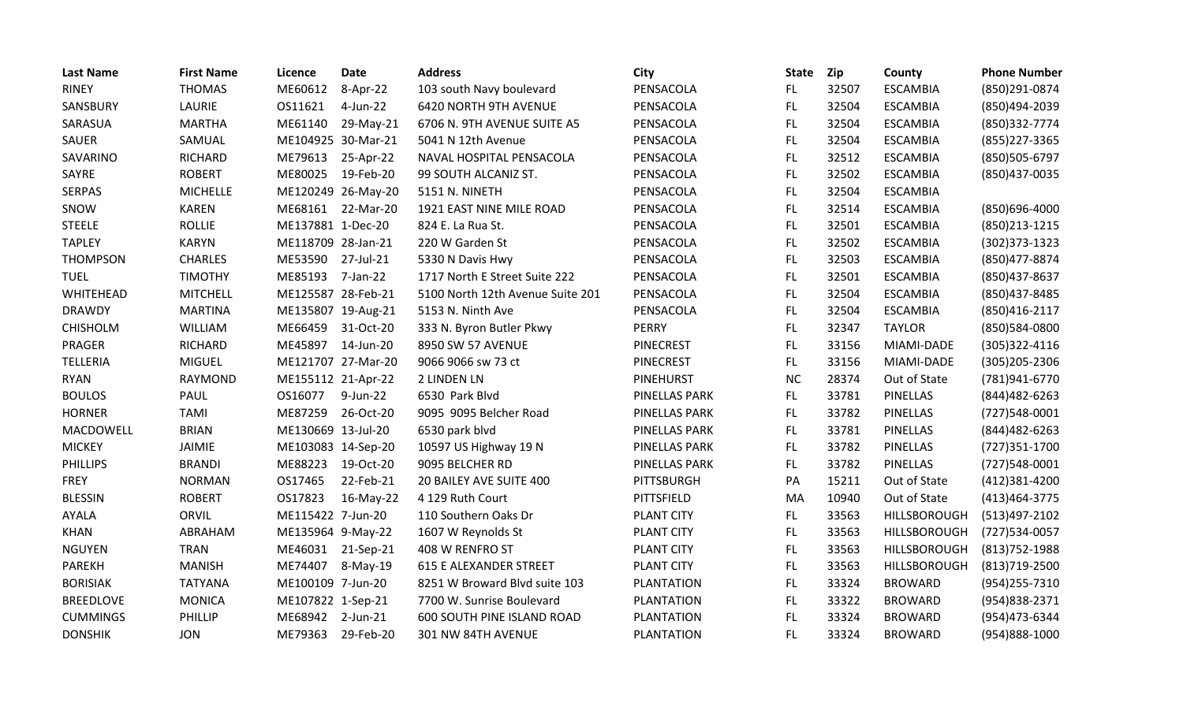| Last Name | First Name | Licence | Date | Address | City | State | Zip | County | Phone Number |
|---|---|---|---|---|---|---|---|---|---|
| RINEY | THOMAS | ME60612 | 8-Apr-22 | 103 south Navy boulevard | PENSACOLA | FL | 32507 | ESCAMBIA | (850)291-0874 |
| SANSBURY | LAURIE | OS11621 | 4-Jun-22 | 6420 NORTH 9TH AVENUE | PENSACOLA | FL | 32504 | ESCAMBIA | (850)494-2039 |
| SARASUA | MARTHA | ME61140 | 29-May-21 | 6706 N. 9TH AVENUE SUITE A5 | PENSACOLA | FL | 32504 | ESCAMBIA | (850)332-7774 |
| SAUER | SAMUAL | ME104925 | 30-Mar-21 | 5041 N 12th Avenue | PENSACOLA | FL | 32504 | ESCAMBIA | (855)227-3365 |
| SAVARINO | RICHARD | ME79613 | 25-Apr-22 | NAVAL HOSPITAL PENSACOLA | PENSACOLA | FL | 32512 | ESCAMBIA | (850)505-6797 |
| SAYRE | ROBERT | ME80025 | 19-Feb-20 | 99 SOUTH ALCANIZ ST. | PENSACOLA | FL | 32502 | ESCAMBIA | (850)437-0035 |
| SERPAS | MICHELLE | ME120249 | 26-May-20 | 5151 N. NINETH | PENSACOLA | FL | 32504 | ESCAMBIA | |
| SNOW | KAREN | ME68161 | 22-Mar-20 | 1921 EAST NINE MILE ROAD | PENSACOLA | FL | 32514 | ESCAMBIA | (850)696-4000 |
| STEELE | ROLLIE | ME137881 | 1-Dec-20 | 824 E. La Rua St. | PENSACOLA | FL | 32501 | ESCAMBIA | (850)213-1215 |
| TAPLEY | KARYN | ME118709 | 28-Jan-21 | 220 W Garden St | PENSACOLA | FL | 32502 | ESCAMBIA | (302)373-1323 |
| THOMPSON | CHARLES | ME53590 | 27-Jul-21 | 5330 N Davis Hwy | PENSACOLA | FL | 32503 | ESCAMBIA | (850)477-8874 |
| TUEL | TIMOTHY | ME85193 | 7-Jan-22 | 1717 North E Street Suite 222 | PENSACOLA | FL | 32501 | ESCAMBIA | (850)437-8637 |
| WHITEHEAD | MITCHELL | ME125587 | 28-Feb-21 | 5100 North 12th Avenue Suite 201 | PENSACOLA | FL | 32504 | ESCAMBIA | (850)437-8485 |
| DRAWDY | MARTINA | ME135807 | 19-Aug-21 | 5153 N. Ninth Ave | PENSACOLA | FL | 32504 | ESCAMBIA | (850)416-2117 |
| CHISHOLM | WILLIAM | ME66459 | 31-Oct-20 | 333 N. Byron Butler Pkwy | PERRY | FL | 32347 | TAYLOR | (850)584-0800 |
| PRAGER | RICHARD | ME45897 | 14-Jun-20 | 8950 SW 57 AVENUE | PINECREST | FL | 33156 | MIAMI-DADE | (305)322-4116 |
| TELLERIA | MIGUEL | ME121707 | 27-Mar-20 | 9066 9066 sw 73 ct | PINECREST | FL | 33156 | MIAMI-DADE | (305)205-2306 |
| RYAN | RAYMOND | ME155112 | 21-Apr-22 | 2 LINDEN LN | PINEHURST | NC | 28374 | Out of State | (781)941-6770 |
| BOULOS | PAUL | OS16077 | 9-Jun-22 | 6530 Park Blvd | PINELLAS PARK | FL | 33781 | PINELLAS | (844)482-6263 |
| HORNER | TAMI | ME87259 | 26-Oct-20 | 9095 9095 Belcher Road | PINELLAS PARK | FL | 33782 | PINELLAS | (727)548-0001 |
| MACDOWELL | BRIAN | ME130669 | 13-Jul-20 | 6530 park blvd | PINELLAS PARK | FL | 33781 | PINELLAS | (844)482-6263 |
| MICKEY | JAIMIE | ME103083 | 14-Sep-20 | 10597 US Highway 19 N | PINELLAS PARK | FL | 33782 | PINELLAS | (727)351-1700 |
| PHILLIPS | BRANDI | ME88223 | 19-Oct-20 | 9095 BELCHER RD | PINELLAS PARK | FL | 33782 | PINELLAS | (727)548-0001 |
| FREY | NORMAN | OS17465 | 22-Feb-21 | 20 BAILEY AVE SUITE 400 | PITTSBURGH | PA | 15211 | Out of State | (412)381-4200 |
| BLESSIN | ROBERT | OS17823 | 16-May-22 | 4 129 Ruth Court | PITTSFIELD | MA | 10940 | Out of State | (413)464-3775 |
| AYALA | ORVIL | ME115422 | 7-Jun-20 | 110 Southern Oaks Dr | PLANT CITY | FL | 33563 | HILLSBOROUGH | (513)497-2102 |
| KHAN | ABRAHAM | ME135964 | 9-May-22 | 1607 W Reynolds St | PLANT CITY | FL | 33563 | HILLSBOROUGH | (727)534-0057 |
| NGUYEN | TRAN | ME46031 | 21-Sep-21 | 408 W RENFRO ST | PLANT CITY | FL | 33563 | HILLSBOROUGH | (813)752-1988 |
| PAREKH | MANISH | ME74407 | 8-May-19 | 615 E ALEXANDER STREET | PLANT CITY | FL | 33563 | HILLSBOROUGH | (813)719-2500 |
| BORISIAK | TATYANA | ME100109 | 7-Jun-20 | 8251 W Broward Blvd suite 103 | PLANTATION | FL | 33324 | BROWARD | (954)255-7310 |
| BREEDLOVE | MONICA | ME107822 | 1-Sep-21 | 7700 W. Sunrise Boulevard | PLANTATION | FL | 33322 | BROWARD | (954)838-2371 |
| CUMMINGS | PHILLIP | ME68942 | 2-Jun-21 | 600 SOUTH PINE ISLAND ROAD | PLANTATION | FL | 33324 | BROWARD | (954)473-6344 |
| DONSHIK | JON | ME79363 | 29-Feb-20 | 301 NW 84TH AVENUE | PLANTATION | FL | 33324 | BROWARD | (954)888-1000 |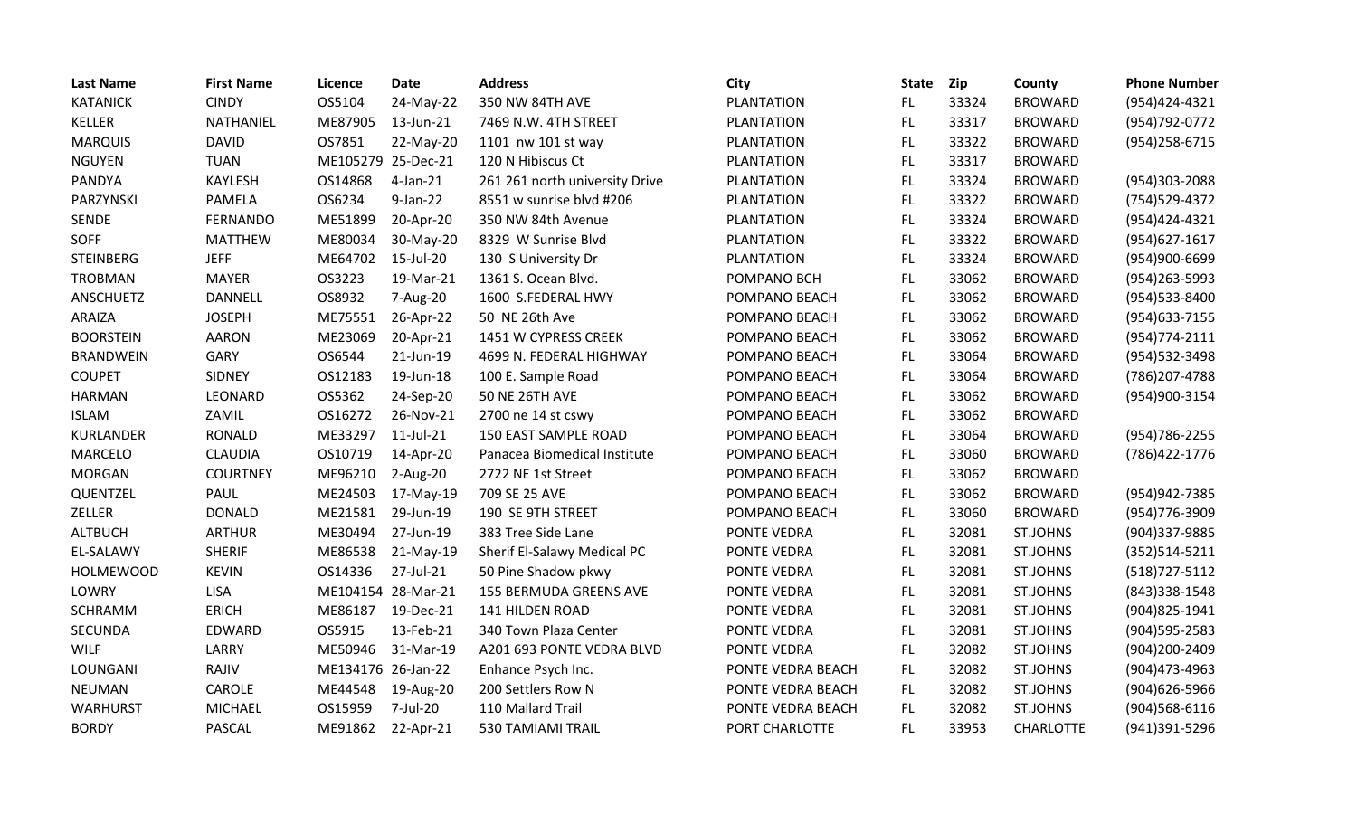| Last Name | First Name | Licence | Date | Address | City | State | Zip | County | Phone Number |
|---|---|---|---|---|---|---|---|---|---|
| KATANICK | CINDY | OS5104 | 24-May-22 | 350 NW 84TH AVE | PLANTATION | FL | 33324 | BROWARD | (954)424-4321 |
| KELLER | NATHANIEL | ME87905 | 13-Jun-21 | 7469 N.W. 4TH STREET | PLANTATION | FL | 33317 | BROWARD | (954)792-0772 |
| MARQUIS | DAVID | OS7851 | 22-May-20 | 1101 nw 101 st way | PLANTATION | FL | 33322 | BROWARD | (954)258-6715 |
| NGUYEN | TUAN | ME105279 | 25-Dec-21 | 120 N Hibiscus Ct | PLANTATION | FL | 33317 | BROWARD | |
| PANDYA | KAYLESH | OS14868 | 4-Jan-21 | 261 261 north university Drive | PLANTATION | FL | 33324 | BROWARD | (954)303-2088 |
| PARZYNSKI | PAMELA | OS6234 | 9-Jan-22 | 8551 w sunrise blvd #206 | PLANTATION | FL | 33322 | BROWARD | (754)529-4372 |
| SENDE | FERNANDO | ME51899 | 20-Apr-20 | 350 NW 84th Avenue | PLANTATION | FL | 33324 | BROWARD | (954)424-4321 |
| SOFF | MATTHEW | ME80034 | 30-May-20 | 8329 W Sunrise Blvd | PLANTATION | FL | 33322 | BROWARD | (954)627-1617 |
| STEINBERG | JEFF | ME64702 | 15-Jul-20 | 130 S University Dr | PLANTATION | FL | 33324 | BROWARD | (954)900-6699 |
| TROBMAN | MAYER | OS3223 | 19-Mar-21 | 1361 S. Ocean Blvd. | POMPANO BCH | FL | 33062 | BROWARD | (954)263-5993 |
| ANSCHUETZ | DANNELL | OS8932 | 7-Aug-20 | 1600 S.FEDERAL HWY | POMPANO BEACH | FL | 33062 | BROWARD | (954)533-8400 |
| ARAIZA | JOSEPH | ME75551 | 26-Apr-22 | 50 NE 26th Ave | POMPANO BEACH | FL | 33062 | BROWARD | (954)633-7155 |
| BOORSTEIN | AARON | ME23069 | 20-Apr-21 | 1451 W CYPRESS CREEK | POMPANO BEACH | FL | 33062 | BROWARD | (954)774-2111 |
| BRANDWEIN | GARY | OS6544 | 21-Jun-19 | 4699 N. FEDERAL HIGHWAY | POMPANO BEACH | FL | 33064 | BROWARD | (954)532-3498 |
| COUPET | SIDNEY | OS12183 | 19-Jun-18 | 100 E. Sample Road | POMPANO BEACH | FL | 33064 | BROWARD | (786)207-4788 |
| HARMAN | LEONARD | OS5362 | 24-Sep-20 | 50 NE 26TH AVE | POMPANO BEACH | FL | 33062 | BROWARD | (954)900-3154 |
| ISLAM | ZAMIL | OS16272 | 26-Nov-21 | 2700 ne 14 st cswy | POMPANO BEACH | FL | 33062 | BROWARD | |
| KURLANDER | RONALD | ME33297 | 11-Jul-21 | 150 EAST SAMPLE ROAD | POMPANO BEACH | FL | 33064 | BROWARD | (954)786-2255 |
| MARCELO | CLAUDIA | OS10719 | 14-Apr-20 | Panacea Biomedical Institute | POMPANO BEACH | FL | 33060 | BROWARD | (786)422-1776 |
| MORGAN | COURTNEY | ME96210 | 2-Aug-20 | 2722 NE 1st Street | POMPANO BEACH | FL | 33062 | BROWARD | |
| QUENTZEL | PAUL | ME24503 | 17-May-19 | 709 SE 25 AVE | POMPANO BEACH | FL | 33062 | BROWARD | (954)942-7385 |
| ZELLER | DONALD | ME21581 | 29-Jun-19 | 190 SE 9TH STREET | POMPANO BEACH | FL | 33060 | BROWARD | (954)776-3909 |
| ALTBUCH | ARTHUR | ME30494 | 27-Jun-19 | 383 Tree Side Lane | PONTE VEDRA | FL | 32081 | ST.JOHNS | (904)337-9885 |
| EL-SALAWY | SHERIF | ME86538 | 21-May-19 | Sherif El-Salawy Medical PC | PONTE VEDRA | FL | 32081 | ST.JOHNS | (352)514-5211 |
| HOLMEWOOD | KEVIN | OS14336 | 27-Jul-21 | 50 Pine Shadow pkwy | PONTE VEDRA | FL | 32081 | ST.JOHNS | (518)727-5112 |
| LOWRY | LISA | ME104154 | 28-Mar-21 | 155 BERMUDA GREENS AVE | PONTE VEDRA | FL | 32081 | ST.JOHNS | (843)338-1548 |
| SCHRAMM | ERICH | ME86187 | 19-Dec-21 | 141 HILDEN ROAD | PONTE VEDRA | FL | 32081 | ST.JOHNS | (904)825-1941 |
| SECUNDA | EDWARD | OS5915 | 13-Feb-21 | 340 Town Plaza Center | PONTE VEDRA | FL | 32081 | ST.JOHNS | (904)595-2583 |
| WILF | LARRY | ME50946 | 31-Mar-19 | A201 693 PONTE VEDRA BLVD | PONTE VEDRA | FL | 32082 | ST.JOHNS | (904)200-2409 |
| LOUNGANI | RAJIV | ME134176 | 26-Jan-22 | Enhance Psych Inc. | PONTE VEDRA BEACH | FL | 32082 | ST.JOHNS | (904)473-4963 |
| NEUMAN | CAROLE | ME44548 | 19-Aug-20 | 200 Settlers Row N | PONTE VEDRA BEACH | FL | 32082 | ST.JOHNS | (904)626-5966 |
| WARHURST | MICHAEL | OS15959 | 7-Jul-20 | 110 Mallard Trail | PONTE VEDRA BEACH | FL | 32082 | ST.JOHNS | (904)568-6116 |
| BORDY | PASCAL | ME91862 | 22-Apr-21 | 530 TAMIAMI TRAIL | PORT CHARLOTTE | FL | 33953 | CHARLOTTE | (941)391-5296 |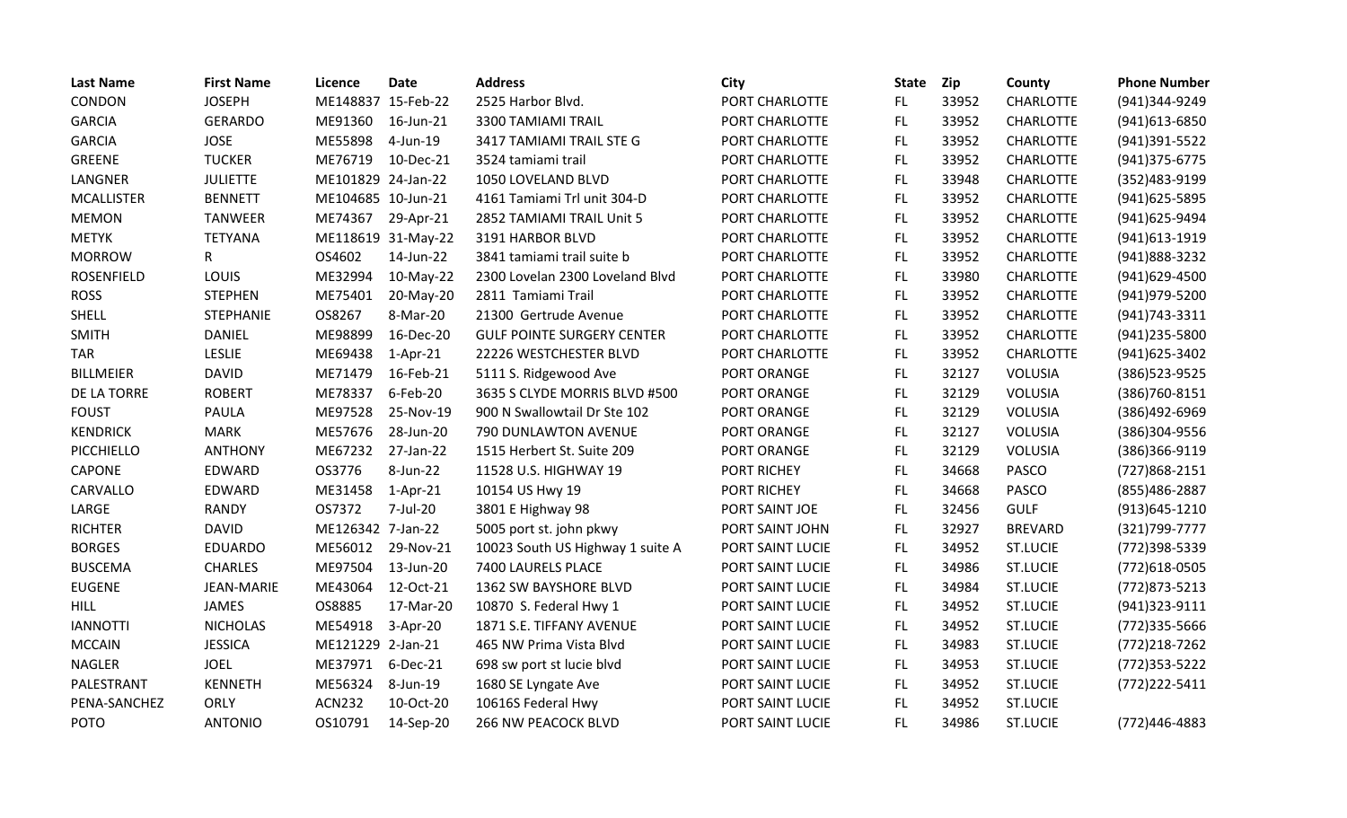| Last Name | First Name | Licence | Date | Address | City | State | Zip | County | Phone Number |
|---|---|---|---|---|---|---|---|---|---|
| CONDON | JOSEPH | ME148837 | 15-Feb-22 | 2525 Harbor Blvd. | PORT CHARLOTTE | FL | 33952 | CHARLOTTE | (941)344-9249 |
| GARCIA | GERARDO | ME91360 | 16-Jun-21 | 3300 TAMIAMI TRAIL | PORT CHARLOTTE | FL | 33952 | CHARLOTTE | (941)613-6850 |
| GARCIA | JOSE | ME55898 | 4-Jun-19 | 3417 TAMIAMI TRAIL STE G | PORT CHARLOTTE | FL | 33952 | CHARLOTTE | (941)391-5522 |
| GREENE | TUCKER | ME76719 | 10-Dec-21 | 3524 tamiami trail | PORT CHARLOTTE | FL | 33952 | CHARLOTTE | (941)375-6775 |
| LANGNER | JULIETTE | ME101829 | 24-Jan-22 | 1050 LOVELAND BLVD | PORT CHARLOTTE | FL | 33948 | CHARLOTTE | (352)483-9199 |
| MCALLISTER | BENNETT | ME104685 | 10-Jun-21 | 4161 Tamiami Trl unit 304-D | PORT CHARLOTTE | FL | 33952 | CHARLOTTE | (941)625-5895 |
| MEMON | TANWEER | ME74367 | 29-Apr-21 | 2852 TAMIAMI TRAIL Unit 5 | PORT CHARLOTTE | FL | 33952 | CHARLOTTE | (941)625-9494 |
| METYK | TETYANA | ME118619 | 31-May-22 | 3191 HARBOR BLVD | PORT CHARLOTTE | FL | 33952 | CHARLOTTE | (941)613-1919 |
| MORROW | R | OS4602 | 14-Jun-22 | 3841 tamiami trail suite b | PORT CHARLOTTE | FL | 33952 | CHARLOTTE | (941)888-3232 |
| ROSENFIELD | LOUIS | ME32994 | 10-May-22 | 2300 Lovelan 2300 Loveland Blvd | PORT CHARLOTTE | FL | 33980 | CHARLOTTE | (941)629-4500 |
| ROSS | STEPHEN | ME75401 | 20-May-20 | 2811 Tamiami Trail | PORT CHARLOTTE | FL | 33952 | CHARLOTTE | (941)979-5200 |
| SHELL | STEPHANIE | OS8267 | 8-Mar-20 | 21300 Gertrude Avenue | PORT CHARLOTTE | FL | 33952 | CHARLOTTE | (941)743-3311 |
| SMITH | DANIEL | ME98899 | 16-Dec-20 | GULF POINTE SURGERY CENTER | PORT CHARLOTTE | FL | 33952 | CHARLOTTE | (941)235-5800 |
| TAR | LESLIE | ME69438 | 1-Apr-21 | 22226 WESTCHESTER BLVD | PORT CHARLOTTE | FL | 33952 | CHARLOTTE | (941)625-3402 |
| BILLMEIER | DAVID | ME71479 | 16-Feb-21 | 5111 S. Ridgewood Ave | PORT ORANGE | FL | 32127 | VOLUSIA | (386)523-9525 |
| DE LA TORRE | ROBERT | ME78337 | 6-Feb-20 | 3635 S CLYDE MORRIS BLVD #500 | PORT ORANGE | FL | 32129 | VOLUSIA | (386)760-8151 |
| FOUST | PAULA | ME97528 | 25-Nov-19 | 900 N Swallowtail Dr Ste 102 | PORT ORANGE | FL | 32129 | VOLUSIA | (386)492-6969 |
| KENDRICK | MARK | ME57676 | 28-Jun-20 | 790 DUNLAWTON AVENUE | PORT ORANGE | FL | 32127 | VOLUSIA | (386)304-9556 |
| PICCHIELLO | ANTHONY | ME67232 | 27-Jan-22 | 1515 Herbert St. Suite 209 | PORT ORANGE | FL | 32129 | VOLUSIA | (386)366-9119 |
| CAPONE | EDWARD | OS3776 | 8-Jun-22 | 11528 U.S. HIGHWAY 19 | PORT RICHEY | FL | 34668 | PASCO | (727)868-2151 |
| CARVALLO | EDWARD | ME31458 | 1-Apr-21 | 10154 US Hwy 19 | PORT RICHEY | FL | 34668 | PASCO | (855)486-2887 |
| LARGE | RANDY | OS7372 | 7-Jul-20 | 3801 E Highway 98 | PORT SAINT JOE | FL | 32456 | GULF | (913)645-1210 |
| RICHTER | DAVID | ME126342 | 7-Jan-22 | 5005 port st. john pkwy | PORT SAINT JOHN | FL | 32927 | BREVARD | (321)799-7777 |
| BORGES | EDUARDO | ME56012 | 29-Nov-21 | 10023 South US Highway 1 suite A | PORT SAINT LUCIE | FL | 34952 | ST.LUCIE | (772)398-5339 |
| BUSCEMA | CHARLES | ME97504 | 13-Jun-20 | 7400 LAURELS PLACE | PORT SAINT LUCIE | FL | 34986 | ST.LUCIE | (772)618-0505 |
| EUGENE | JEAN-MARIE | ME43064 | 12-Oct-21 | 1362 SW BAYSHORE BLVD | PORT SAINT LUCIE | FL | 34984 | ST.LUCIE | (772)873-5213 |
| HILL | JAMES | OS8885 | 17-Mar-20 | 10870 S. Federal Hwy 1 | PORT SAINT LUCIE | FL | 34952 | ST.LUCIE | (941)323-9111 |
| IANNOTTI | NICHOLAS | ME54918 | 3-Apr-20 | 1871 S.E. TIFFANY AVENUE | PORT SAINT LUCIE | FL | 34952 | ST.LUCIE | (772)335-5666 |
| MCCAIN | JESSICA | ME121229 | 2-Jan-21 | 465 NW Prima Vista Blvd | PORT SAINT LUCIE | FL | 34983 | ST.LUCIE | (772)218-7262 |
| NAGLER | JOEL | ME37971 | 6-Dec-21 | 698 sw port st lucie blvd | PORT SAINT LUCIE | FL | 34953 | ST.LUCIE | (772)353-5222 |
| PALESTRANT | KENNETH | ME56324 | 8-Jun-19 | 1680 SE Lyngate Ave | PORT SAINT LUCIE | FL | 34952 | ST.LUCIE | (772)222-5411 |
| PENA-SANCHEZ | ORLY | ACN232 | 10-Oct-20 | 10616S Federal Hwy | PORT SAINT LUCIE | FL | 34952 | ST.LUCIE | |
| POTO | ANTONIO | OS10791 | 14-Sep-20 | 266 NW PEACOCK BLVD | PORT SAINT LUCIE | FL | 34986 | ST.LUCIE | (772)446-4883 |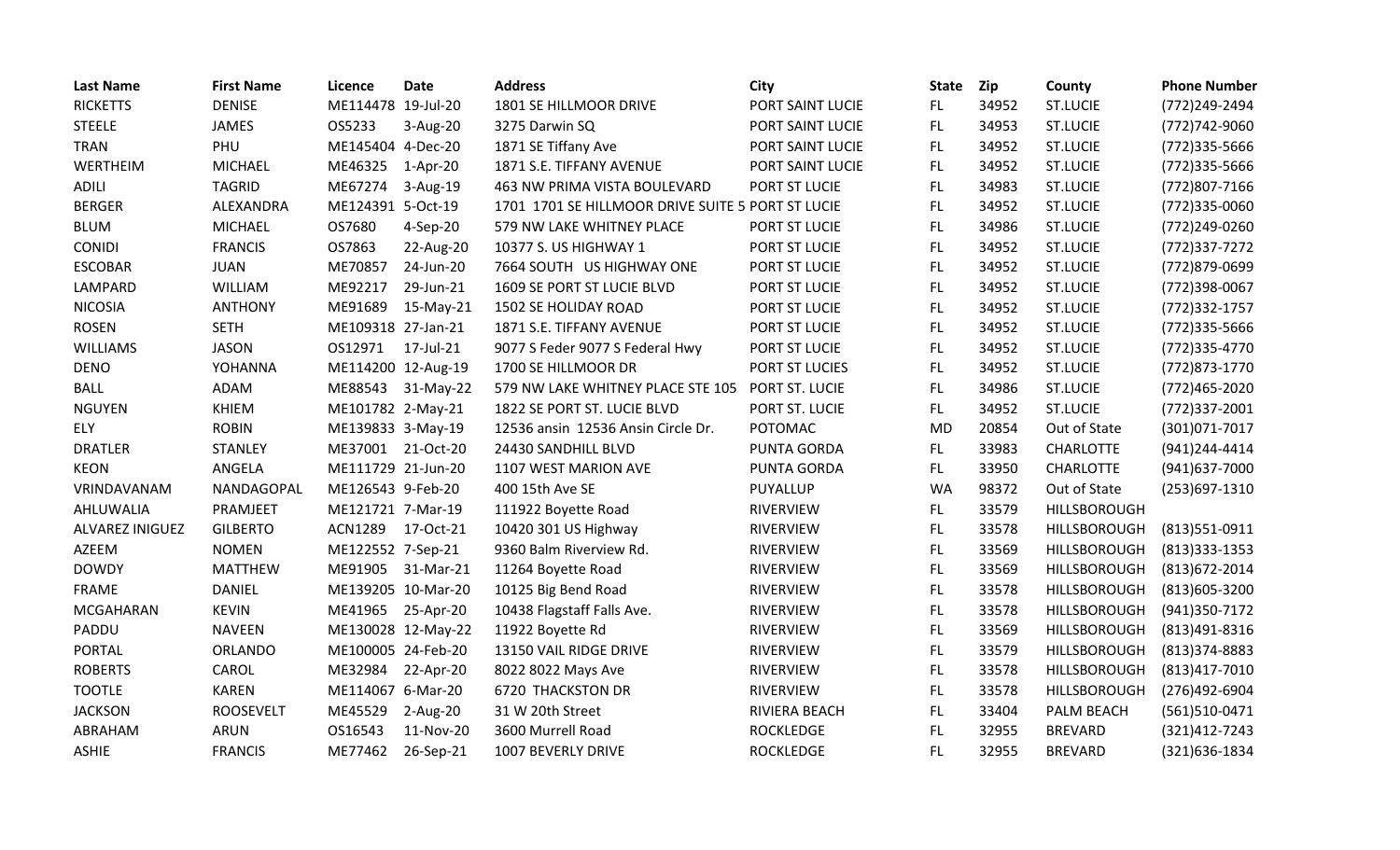| Last Name | First Name | Licence | Date | Address | City | State | Zip | County | Phone Number |
|---|---|---|---|---|---|---|---|---|---|
| RICKETTS | DENISE | ME114478 | 19-Jul-20 | 1801 SE HILLMOOR DRIVE | PORT SAINT LUCIE | FL | 34952 | ST.LUCIE | (772)249-2494 |
| STEELE | JAMES | OS5233 | 3-Aug-20 | 3275 Darwin SQ | PORT SAINT LUCIE | FL | 34953 | ST.LUCIE | (772)742-9060 |
| TRAN | PHU | ME145404 | 4-Dec-20 | 1871 SE Tiffany Ave | PORT SAINT LUCIE | FL | 34952 | ST.LUCIE | (772)335-5666 |
| WERTHEIM | MICHAEL | ME46325 | 1-Apr-20 | 1871 S.E. TIFFANY AVENUE | PORT SAINT LUCIE | FL | 34952 | ST.LUCIE | (772)335-5666 |
| ADILI | TAGRID | ME67274 | 3-Aug-19 | 463 NW PRIMA VISTA BOULEVARD | PORT ST LUCIE | FL | 34983 | ST.LUCIE | (772)807-7166 |
| BERGER | ALEXANDRA | ME124391 | 5-Oct-19 | 1701 1701 SE HILLMOOR DRIVE SUITE 5 | PORT ST LUCIE | FL | 34952 | ST.LUCIE | (772)335-0060 |
| BLUM | MICHAEL | OS7680 | 4-Sep-20 | 579 NW LAKE WHITNEY PLACE | PORT ST LUCIE | FL | 34986 | ST.LUCIE | (772)249-0260 |
| CONIDI | FRANCIS | OS7863 | 22-Aug-20 | 10377 S. US HIGHWAY 1 | PORT ST LUCIE | FL | 34952 | ST.LUCIE | (772)337-7272 |
| ESCOBAR | JUAN | ME70857 | 24-Jun-20 | 7664 SOUTH US HIGHWAY ONE | PORT ST LUCIE | FL | 34952 | ST.LUCIE | (772)879-0699 |
| LAMPARD | WILLIAM | ME92217 | 29-Jun-21 | 1609 SE PORT ST LUCIE BLVD | PORT ST LUCIE | FL | 34952 | ST.LUCIE | (772)398-0067 |
| NICOSIA | ANTHONY | ME91689 | 15-May-21 | 1502 SE HOLIDAY ROAD | PORT ST LUCIE | FL | 34952 | ST.LUCIE | (772)332-1757 |
| ROSEN | SETH | ME109318 | 27-Jan-21 | 1871 S.E. TIFFANY AVENUE | PORT ST LUCIE | FL | 34952 | ST.LUCIE | (772)335-5666 |
| WILLIAMS | JASON | OS12971 | 17-Jul-21 | 9077 S Feder 9077 S Federal Hwy | PORT ST LUCIE | FL | 34952 | ST.LUCIE | (772)335-4770 |
| DENO | YOHANNA | ME114200 | 12-Aug-19 | 1700 SE HILLMOOR DR | PORT ST LUCIES | FL | 34952 | ST.LUCIE | (772)873-1770 |
| BALL | ADAM | ME88543 | 31-May-22 | 579 NW LAKE WHITNEY PLACE STE 105 | PORT ST. LUCIE | FL | 34986 | ST.LUCIE | (772)465-2020 |
| NGUYEN | KHIEM | ME101782 | 2-May-21 | 1822 SE PORT ST. LUCIE BLVD | PORT ST. LUCIE | FL | 34952 | ST.LUCIE | (772)337-2001 |
| ELY | ROBIN | ME139833 | 3-May-19 | 12536 ansin 12536 Ansin Circle Dr. | POTOMAC | MD | 20854 | Out of State | (301)071-7017 |
| DRATLER | STANLEY | ME37001 | 21-Oct-20 | 24430 SANDHILL BLVD | PUNTA GORDA | FL | 33983 | CHARLOTTE | (941)244-4414 |
| KEON | ANGELA | ME111729 | 21-Jun-20 | 1107 WEST MARION AVE | PUNTA GORDA | FL | 33950 | CHARLOTTE | (941)637-7000 |
| VRINDAVANAM | NANDAGOPAL | ME126543 | 9-Feb-20 | 400 15th Ave SE | PUYALLUP | WA | 98372 | Out of State | (253)697-1310 |
| AHLUWALIA | PRAMJEET | ME121721 | 7-Mar-19 | 111922 Boyette Road | RIVERVIEW | FL | 33579 | HILLSBOROUGH | |
| ALVAREZ INIGUEZ | GILBERTO | ACN1289 | 17-Oct-21 | 10420 301 US Highway | RIVERVIEW | FL | 33578 | HILLSBOROUGH | (813)551-0911 |
| AZEEM | NOMEN | ME122552 | 7-Sep-21 | 9360 Balm Riverview Rd. | RIVERVIEW | FL | 33569 | HILLSBOROUGH | (813)333-1353 |
| DOWDY | MATTHEW | ME91905 | 31-Mar-21 | 11264 Boyette Road | RIVERVIEW | FL | 33569 | HILLSBOROUGH | (813)672-2014 |
| FRAME | DANIEL | ME139205 | 10-Mar-20 | 10125 Big Bend Road | RIVERVIEW | FL | 33578 | HILLSBOROUGH | (813)605-3200 |
| MCGAHARAN | KEVIN | ME41965 | 25-Apr-20 | 10438 Flagstaff Falls Ave. | RIVERVIEW | FL | 33578 | HILLSBOROUGH | (941)350-7172 |
| PADDU | NAVEEN | ME130028 | 12-May-22 | 11922 Boyette Rd | RIVERVIEW | FL | 33569 | HILLSBOROUGH | (813)491-8316 |
| PORTAL | ORLANDO | ME100005 | 24-Feb-20 | 13150 VAIL RIDGE DRIVE | RIVERVIEW | FL | 33579 | HILLSBOROUGH | (813)374-8883 |
| ROBERTS | CAROL | ME32984 | 22-Apr-20 | 8022 8022 Mays Ave | RIVERVIEW | FL | 33578 | HILLSBOROUGH | (813)417-7010 |
| TOOTLE | KAREN | ME114067 | 6-Mar-20 | 6720 THACKSTON DR | RIVERVIEW | FL | 33578 | HILLSBOROUGH | (276)492-6904 |
| JACKSON | ROOSEVELT | ME45529 | 2-Aug-20 | 31 W 20th Street | RIVIERA BEACH | FL | 33404 | PALM BEACH | (561)510-0471 |
| ABRAHAM | ARUN | OS16543 | 11-Nov-20 | 3600 Murrell Road | ROCKLEDGE | FL | 32955 | BREVARD | (321)412-7243 |
| ASHIE | FRANCIS | ME77462 | 26-Sep-21 | 1007 BEVERLY DRIVE | ROCKLEDGE | FL | 32955 | BREVARD | (321)636-1834 |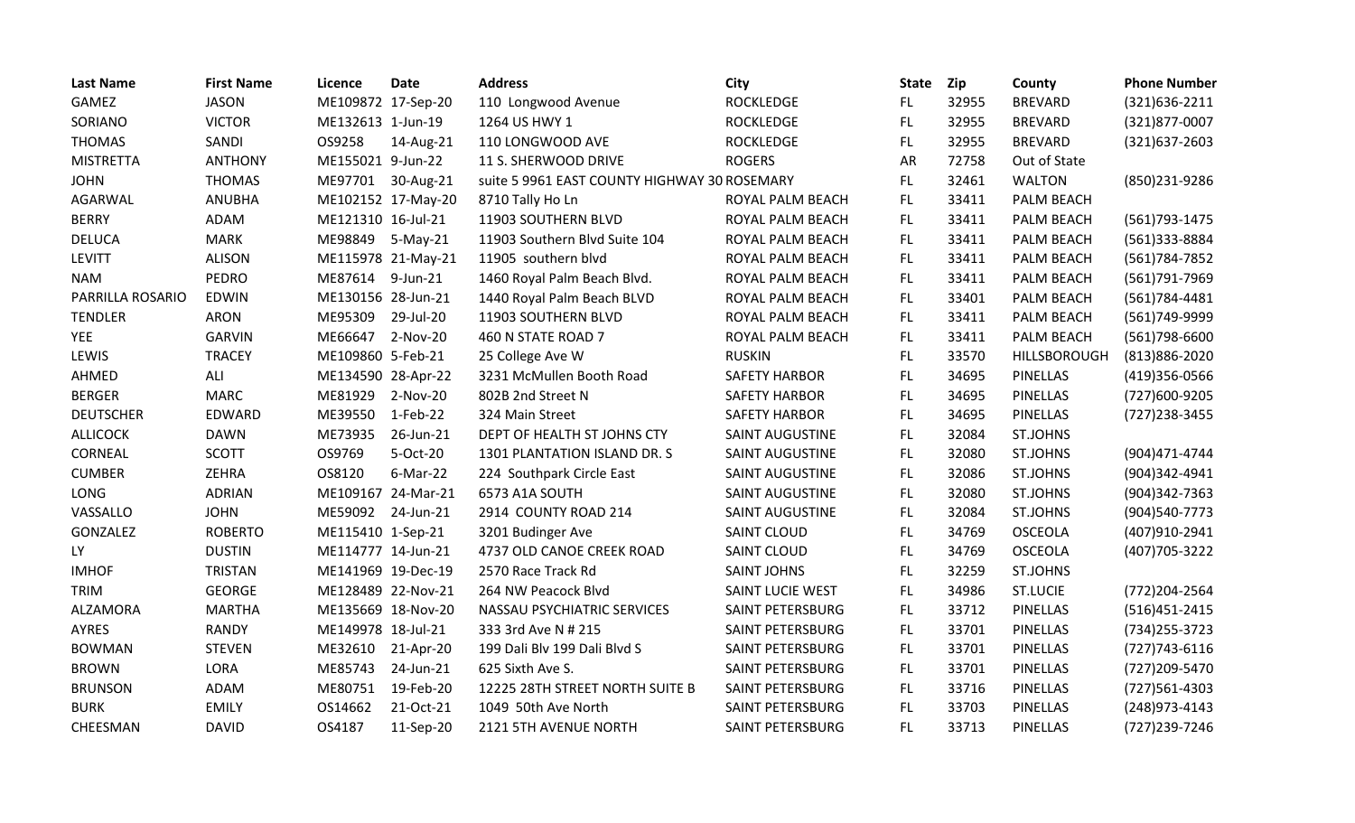| Last Name | First Name | Licence | Date | Address | City | State | Zip | County | Phone Number |
|---|---|---|---|---|---|---|---|---|---|
| GAMEZ | JASON | ME109872 | 17-Sep-20 | 110 Longwood Avenue | ROCKLEDGE | FL | 32955 | BREVARD | (321)636-2211 |
| SORIANO | VICTOR | ME132613 | 1-Jun-19 | 1264 US HWY 1 | ROCKLEDGE | FL | 32955 | BREVARD | (321)877-0007 |
| THOMAS | SANDI | OS9258 | 14-Aug-21 | 110 LONGWOOD AVE | ROCKLEDGE | FL | 32955 | BREVARD | (321)637-2603 |
| MISTRETTA | ANTHONY | ME155021 | 9-Jun-22 | 11 S. SHERWOOD DRIVE | ROGERS | AR | 72758 | Out of State | |
| JOHN | THOMAS | ME97701 | 30-Aug-21 | suite 5 9961 EAST COUNTY HIGHWAY 30 | ROSEMARY | FL | 32461 | WALTON | (850)231-9286 |
| AGARWAL | ANUBHA | ME102152 | 17-May-20 | 8710 Tally Ho Ln | ROYAL PALM BEACH | FL | 33411 | PALM BEACH | |
| BERRY | ADAM | ME121310 | 16-Jul-21 | 11903 SOUTHERN BLVD | ROYAL PALM BEACH | FL | 33411 | PALM BEACH | (561)793-1475 |
| DELUCA | MARK | ME98849 | 5-May-21 | 11903 Southern Blvd Suite 104 | ROYAL PALM BEACH | FL | 33411 | PALM BEACH | (561)333-8884 |
| LEVITT | ALISON | ME115978 | 21-May-21 | 11905 southern blvd | ROYAL PALM BEACH | FL | 33411 | PALM BEACH | (561)784-7852 |
| NAM | PEDRO | ME87614 | 9-Jun-21 | 1460 Royal Palm Beach Blvd. | ROYAL PALM BEACH | FL | 33411 | PALM BEACH | (561)791-7969 |
| PARRILLA ROSARIO | EDWIN | ME130156 | 28-Jun-21 | 1440 Royal Palm Beach BLVD | ROYAL PALM BEACH | FL | 33401 | PALM BEACH | (561)784-4481 |
| TENDLER | ARON | ME95309 | 29-Jul-20 | 11903 SOUTHERN BLVD | ROYAL PALM BEACH | FL | 33411 | PALM BEACH | (561)749-9999 |
| YEE | GARVIN | ME66647 | 2-Nov-20 | 460 N STATE ROAD 7 | ROYAL PALM BEACH | FL | 33411 | PALM BEACH | (561)798-6600 |
| LEWIS | TRACEY | ME109860 | 5-Feb-21 | 25 College Ave W | RUSKIN | FL | 33570 | HILLSBOROUGH | (813)886-2020 |
| AHMED | ALI | ME134590 | 28-Apr-22 | 3231 McMullen Booth Road | SAFETY HARBOR | FL | 34695 | PINELLAS | (419)356-0566 |
| BERGER | MARC | ME81929 | 2-Nov-20 | 802B 2nd Street N | SAFETY HARBOR | FL | 34695 | PINELLAS | (727)600-9205 |
| DEUTSCHER | EDWARD | ME39550 | 1-Feb-22 | 324 Main Street | SAFETY HARBOR | FL | 34695 | PINELLAS | (727)238-3455 |
| ALLICOCK | DAWN | ME73935 | 26-Jun-21 | DEPT OF HEALTH ST JOHNS CTY | SAINT AUGUSTINE | FL | 32084 | ST.JOHNS | |
| CORNEAL | SCOTT | OS9769 | 5-Oct-20 | 1301 PLANTATION ISLAND DR. S | SAINT AUGUSTINE | FL | 32080 | ST.JOHNS | (904)471-4744 |
| CUMBER | ZEHRA | OS8120 | 6-Mar-22 | 224 Southpark Circle East | SAINT AUGUSTINE | FL | 32086 | ST.JOHNS | (904)342-4941 |
| LONG | ADRIAN | ME109167 | 24-Mar-21 | 6573 A1A SOUTH | SAINT AUGUSTINE | FL | 32080 | ST.JOHNS | (904)342-7363 |
| VASSALLO | JOHN | ME59092 | 24-Jun-21 | 2914 COUNTY ROAD 214 | SAINT AUGUSTINE | FL | 32084 | ST.JOHNS | (904)540-7773 |
| GONZALEZ | ROBERTO | ME115410 | 1-Sep-21 | 3201 Budinger Ave | SAINT CLOUD | FL | 34769 | OSCEOLA | (407)910-2941 |
| LY | DUSTIN | ME114777 | 14-Jun-21 | 4737 OLD CANOE CREEK ROAD | SAINT CLOUD | FL | 34769 | OSCEOLA | (407)705-3222 |
| IMHOF | TRISTAN | ME141969 | 19-Dec-19 | 2570 Race Track Rd | SAINT JOHNS | FL | 32259 | ST.JOHNS | |
| TRIM | GEORGE | ME128489 | 22-Nov-21 | 264 NW Peacock Blvd | SAINT LUCIE WEST | FL | 34986 | ST.LUCIE | (772)204-2564 |
| ALZAMORA | MARTHA | ME135669 | 18-Nov-20 | NASSAU PSYCHIATRIC SERVICES | SAINT PETERSBURG | FL | 33712 | PINELLAS | (516)451-2415 |
| AYRES | RANDY | ME149978 | 18-Jul-21 | 333 3rd Ave N # 215 | SAINT PETERSBURG | FL | 33701 | PINELLAS | (734)255-3723 |
| BOWMAN | STEVEN | ME32610 | 21-Apr-20 | 199 Dali Blv 199 Dali Blvd S | SAINT PETERSBURG | FL | 33701 | PINELLAS | (727)743-6116 |
| BROWN | LORA | ME85743 | 24-Jun-21 | 625 Sixth Ave S. | SAINT PETERSBURG | FL | 33701 | PINELLAS | (727)209-5470 |
| BRUNSON | ADAM | ME80751 | 19-Feb-20 | 12225 28TH STREET NORTH SUITE B | SAINT PETERSBURG | FL | 33716 | PINELLAS | (727)561-4303 |
| BURK | EMILY | OS14662 | 21-Oct-21 | 1049 50th Ave North | SAINT PETERSBURG | FL | 33703 | PINELLAS | (248)973-4143 |
| CHEESMAN | DAVID | OS4187 | 11-Sep-20 | 2121 5TH AVENUE NORTH | SAINT PETERSBURG | FL | 33713 | PINELLAS | (727)239-7246 |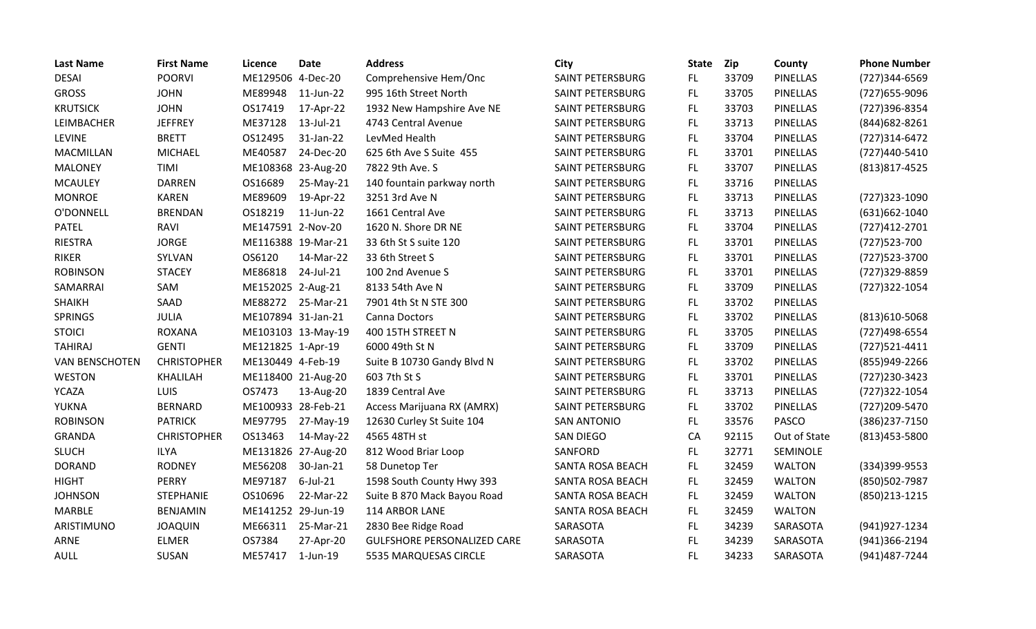| Last Name | First Name | Licence | Date | Address | City | State | Zip | County | Phone Number |
|---|---|---|---|---|---|---|---|---|---|
| DESAI | POORVI | ME129506 | 4-Dec-20 | Comprehensive Hem/Onc | SAINT PETERSBURG | FL | 33709 | PINELLAS | (727)344-6569 |
| GROSS | JOHN | ME89948 | 11-Jun-22 | 995 16th Street North | SAINT PETERSBURG | FL | 33705 | PINELLAS | (727)655-9096 |
| KRUTSICK | JOHN | OS17419 | 17-Apr-22 | 1932 New Hampshire Ave NE | SAINT PETERSBURG | FL | 33703 | PINELLAS | (727)396-8354 |
| LEIMBACHER | JEFFREY | ME37128 | 13-Jul-21 | 4743 Central Avenue | SAINT PETERSBURG | FL | 33713 | PINELLAS | (844)682-8261 |
| LEVINE | BRETT | OS12495 | 31-Jan-22 | LevMed Health | SAINT PETERSBURG | FL | 33704 | PINELLAS | (727)314-6472 |
| MACMILLAN | MICHAEL | ME40587 | 24-Dec-20 | 625 6th Ave S Suite 455 | SAINT PETERSBURG | FL | 33701 | PINELLAS | (727)440-5410 |
| MALONEY | TIMI | ME108368 | 23-Aug-20 | 7822 9th Ave. S | SAINT PETERSBURG | FL | 33707 | PINELLAS | (813)817-4525 |
| MCAULEY | DARREN | OS16689 | 25-May-21 | 140 fountain parkway north | SAINT PETERSBURG | FL | 33716 | PINELLAS | |
| MONROE | KAREN | ME89609 | 19-Apr-22 | 3251 3rd Ave N | SAINT PETERSBURG | FL | 33713 | PINELLAS | (727)323-1090 |
| O'DONNELL | BRENDAN | OS18219 | 11-Jun-22 | 1661 Central Ave | SAINT PETERSBURG | FL | 33713 | PINELLAS | (631)662-1040 |
| PATEL | RAVI | ME147591 | 2-Nov-20 | 1620 N. Shore DR NE | SAINT PETERSBURG | FL | 33704 | PINELLAS | (727)412-2701 |
| RIESTRA | JORGE | ME116388 | 19-Mar-21 | 33 6th St S suite 120 | SAINT PETERSBURG | FL | 33701 | PINELLAS | (727)523-700 |
| RIKER | SYLVAN | OS6120 | 14-Mar-22 | 33 6th Street S | SAINT PETERSBURG | FL | 33701 | PINELLAS | (727)523-3700 |
| ROBINSON | STACEY | ME86818 | 24-Jul-21 | 100 2nd Avenue S | SAINT PETERSBURG | FL | 33701 | PINELLAS | (727)329-8859 |
| SAMARRAI | SAM | ME152025 | 2-Aug-21 | 8133 54th Ave N | SAINT PETERSBURG | FL | 33709 | PINELLAS | (727)322-1054 |
| SHAIKH | SAAD | ME88272 | 25-Mar-21 | 7901 4th St N STE 300 | SAINT PETERSBURG | FL | 33702 | PINELLAS | |
| SPRINGS | JULIA | ME107894 | 31-Jan-21 | Canna Doctors | SAINT PETERSBURG | FL | 33702 | PINELLAS | (813)610-5068 |
| STOICI | ROXANA | ME103103 | 13-May-19 | 400 15TH STREET N | SAINT PETERSBURG | FL | 33705 | PINELLAS | (727)498-6554 |
| TAHIRAJ | GENTI | ME121825 | 1-Apr-19 | 6000 49th St N | SAINT PETERSBURG | FL | 33709 | PINELLAS | (727)521-4411 |
| VAN BENSCHOTEN | CHRISTOPHER | ME130449 | 4-Feb-19 | Suite B 10730 Gandy Blvd N | SAINT PETERSBURG | FL | 33702 | PINELLAS | (855)949-2266 |
| WESTON | KHALILAH | ME118400 | 21-Aug-20 | 603 7th St S | SAINT PETERSBURG | FL | 33701 | PINELLAS | (727)230-3423 |
| YCAZA | LUIS | OS7473 | 13-Aug-20 | 1839 Central Ave | SAINT PETERSBURG | FL | 33713 | PINELLAS | (727)322-1054 |
| YUKNA | BERNARD | ME100933 | 28-Feb-21 | Access Marijuana RX (AMRX) | SAINT PETERSBURG | FL | 33702 | PINELLAS | (727)209-5470 |
| ROBINSON | PATRICK | ME97795 | 27-May-19 | 12630 Curley St Suite 104 | SAN ANTONIO | FL | 33576 | PASCO | (386)237-7150 |
| GRANDA | CHRISTOPHER | OS13463 | 14-May-22 | 4565 48TH st | SAN DIEGO | CA | 92115 | Out of State | (813)453-5800 |
| SLUCH | ILYA | ME131826 | 27-Aug-20 | 812 Wood Briar Loop | SANFORD | FL | 32771 | SEMINOLE | |
| DORAND | RODNEY | ME56208 | 30-Jan-21 | 58 Dunetop Ter | SANTA ROSA BEACH | FL | 32459 | WALTON | (334)399-9553 |
| HIGHT | PERRY | ME97187 | 6-Jul-21 | 1598 South County Hwy 393 | SANTA ROSA BEACH | FL | 32459 | WALTON | (850)502-7987 |
| JOHNSON | STEPHANIE | OS10696 | 22-Mar-22 | Suite B 870 Mack Bayou Road | SANTA ROSA BEACH | FL | 32459 | WALTON | (850)213-1215 |
| MARBLE | BENJAMIN | ME141252 | 29-Jun-19 | 114 ARBOR LANE | SANTA ROSA BEACH | FL | 32459 | WALTON | |
| ARISTIMUNO | JOAQUIN | ME66311 | 25-Mar-21 | 2830 Bee Ridge Road | SARASOTA | FL | 34239 | SARASOTA | (941)927-1234 |
| ARNE | ELMER | OS7384 | 27-Apr-20 | GULFSHORE PERSONALIZED CARE | SARASOTA | FL | 34239 | SARASOTA | (941)366-2194 |
| AULL | SUSAN | ME57417 | 1-Jun-19 | 5535 MARQUESAS CIRCLE | SARASOTA | FL | 34233 | SARASOTA | (941)487-7244 |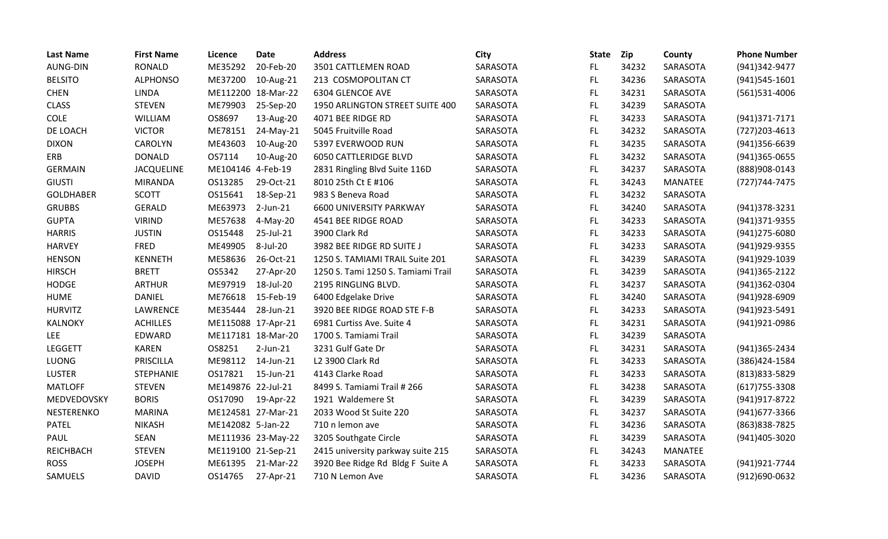| Last Name | First Name | Licence | Date | Address | City | State | Zip | County | Phone Number |
|---|---|---|---|---|---|---|---|---|---|
| AUNG-DIN | RONALD | ME35292 | 20-Feb-20 | 3501 CATTLEMEN ROAD | SARASOTA | FL | 34232 | SARASOTA | (941)342-9477 |
| BELSITO | ALPHONSO | ME37200 | 10-Aug-21 | 213 COSMOPOLITAN CT | SARASOTA | FL | 34236 | SARASOTA | (941)545-1601 |
| CHEN | LINDA | ME112200 | 18-Mar-22 | 6304 GLENCOE AVE | SARASOTA | FL | 34231 | SARASOTA | (561)531-4006 |
| CLASS | STEVEN | ME79903 | 25-Sep-20 | 1950 ARLINGTON STREET SUITE 400 | SARASOTA | FL | 34239 | SARASOTA | |
| COLE | WILLIAM | OS8697 | 13-Aug-20 | 4071 BEE RIDGE RD | SARASOTA | FL | 34233 | SARASOTA | (941)371-7171 |
| DE LOACH | VICTOR | ME78151 | 24-May-21 | 5045 Fruitville Road | SARASOTA | FL | 34232 | SARASOTA | (727)203-4613 |
| DIXON | CAROLYN | ME43603 | 10-Aug-20 | 5397 EVERWOOD RUN | SARASOTA | FL | 34235 | SARASOTA | (941)356-6639 |
| ERB | DONALD | OS7114 | 10-Aug-20 | 6050 CATTLERIDGE BLVD | SARASOTA | FL | 34232 | SARASOTA | (941)365-0655 |
| GERMAIN | JACQUELINE | ME104146 | 4-Feb-19 | 2831 Ringling Blvd Suite 116D | SARASOTA | FL | 34237 | SARASOTA | (888)908-0143 |
| GIUSTI | MIRANDA | OS13285 | 29-Oct-21 | 8010 25th Ct E #106 | SARASOTA | FL | 34243 | MANATEE | (727)744-7475 |
| GOLDHABER | SCOTT | OS15641 | 18-Sep-21 | 983 S Beneva Road | SARASOTA | FL | 34232 | SARASOTA | |
| GRUBBS | GERALD | ME63973 | 2-Jun-21 | 6600 UNIVERSITY PARKWAY | SARASOTA | FL | 34240 | SARASOTA | (941)378-3231 |
| GUPTA | VIRIND | ME57638 | 4-May-20 | 4541 BEE RIDGE ROAD | SARASOTA | FL | 34233 | SARASOTA | (941)371-9355 |
| HARRIS | JUSTIN | OS15448 | 25-Jul-21 | 3900 Clark Rd | SARASOTA | FL | 34233 | SARASOTA | (941)275-6080 |
| HARVEY | FRED | ME49905 | 8-Jul-20 | 3982 BEE RIDGE RD SUITE J | SARASOTA | FL | 34233 | SARASOTA | (941)929-9355 |
| HENSON | KENNETH | ME58636 | 26-Oct-21 | 1250 S. TAMIAMI TRAIL Suite 201 | SARASOTA | FL | 34239 | SARASOTA | (941)929-1039 |
| HIRSCH | BRETT | OS5342 | 27-Apr-20 | 1250 S. Tami 1250 S. Tamiami Trail | SARASOTA | FL | 34239 | SARASOTA | (941)365-2122 |
| HODGE | ARTHUR | ME97919 | 18-Jul-20 | 2195 RINGLING BLVD. | SARASOTA | FL | 34237 | SARASOTA | (941)362-0304 |
| HUME | DANIEL | ME76618 | 15-Feb-19 | 6400 Edgelake Drive | SARASOTA | FL | 34240 | SARASOTA | (941)928-6909 |
| HURVITZ | LAWRENCE | ME35444 | 28-Jun-21 | 3920 BEE RIDGE ROAD STE F-B | SARASOTA | FL | 34233 | SARASOTA | (941)923-5491 |
| KALNOKY | ACHILLES | ME115088 | 17-Apr-21 | 6981 Curtiss Ave. Suite 4 | SARASOTA | FL | 34231 | SARASOTA | (941)921-0986 |
| LEE | EDWARD | ME117181 | 18-Mar-20 | 1700 S. Tamiami Trail | SARASOTA | FL | 34239 | SARASOTA | |
| LEGGETT | KAREN | OS8251 | 2-Jun-21 | 3231 Gulf Gate Dr | SARASOTA | FL | 34231 | SARASOTA | (941)365-2434 |
| LUONG | PRISCILLA | ME98112 | 14-Jun-21 | L2 3900 Clark Rd | SARASOTA | FL | 34233 | SARASOTA | (386)424-1584 |
| LUSTER | STEPHANIE | OS17821 | 15-Jun-21 | 4143 Clarke Road | SARASOTA | FL | 34233 | SARASOTA | (813)833-5829 |
| MATLOFF | STEVEN | ME149876 | 22-Jul-21 | 8499 S. Tamiami Trail # 266 | SARASOTA | FL | 34238 | SARASOTA | (617)755-3308 |
| MEDVEDOVSKY | BORIS | OS17090 | 19-Apr-22 | 1921 Waldemere St | SARASOTA | FL | 34239 | SARASOTA | (941)917-8722 |
| NESTERENKO | MARINA | ME124581 | 27-Mar-21 | 2033 Wood St Suite 220 | SARASOTA | FL | 34237 | SARASOTA | (941)677-3366 |
| PATEL | NIKASH | ME142082 | 5-Jan-22 | 710 n lemon ave | SARASOTA | FL | 34236 | SARASOTA | (863)838-7825 |
| PAUL | SEAN | ME111936 | 23-May-22 | 3205 Southgate Circle | SARASOTA | FL | 34239 | SARASOTA | (941)405-3020 |
| REICHBACH | STEVEN | ME119100 | 21-Sep-21 | 2415 university parkway suite 215 | SARASOTA | FL | 34243 | MANATEE | |
| ROSS | JOSEPH | ME61395 | 21-Mar-22 | 3920 Bee Ridge Rd Bldg F Suite A | SARASOTA | FL | 34233 | SARASOTA | (941)921-7744 |
| SAMUELS | DAVID | OS14765 | 27-Apr-21 | 710 N Lemon Ave | SARASOTA | FL | 34236 | SARASOTA | (912)690-0632 |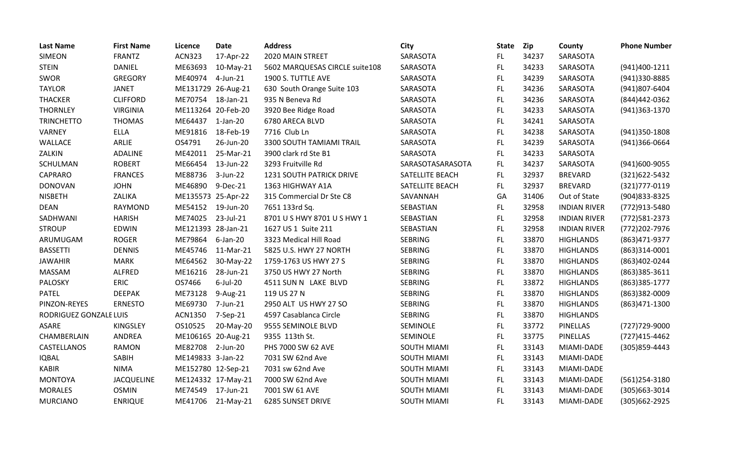| Last Name | First Name | Licence | Date | Address | City | State | Zip | County | Phone Number |
|---|---|---|---|---|---|---|---|---|---|
| SIMEON | FRANTZ | ACN323 | 17-Apr-22 | 2020 MAIN STREET | SARASOTA | FL | 34237 | SARASOTA | |
| STEIN | DANIEL | ME63693 | 10-May-21 | 5602 MARQUESAS CIRCLE suite108 | SARASOTA | FL | 34233 | SARASOTA | (941)400-1211 |
| SWOR | GREGORY | ME40974 | 4-Jun-21 | 1900 S. TUTTLE AVE | SARASOTA | FL | 34239 | SARASOTA | (941)330-8885 |
| TAYLOR | JANET | ME131729 | 26-Aug-21 | 630 South Orange Suite 103 | SARASOTA | FL | 34236 | SARASOTA | (941)807-6404 |
| THACKER | CLIFFORD | ME70754 | 18-Jan-21 | 935 N Beneva Rd | SARASOTA | FL | 34236 | SARASOTA | (844)442-0362 |
| THORNLEY | VIRGINIA | ME113264 | 20-Feb-20 | 3920 Bee Ridge Road | SARASOTA | FL | 34233 | SARASOTA | (941)363-1370 |
| TRINCHETTO | THOMAS | ME64437 | 1-Jan-20 | 6780 ARECA BLVD | SARASOTA | FL | 34241 | SARASOTA | |
| VARNEY | ELLA | ME91816 | 18-Feb-19 | 7716 Club Ln | SARASOTA | FL | 34238 | SARASOTA | (941)350-1808 |
| WALLACE | ARLIE | OS4791 | 26-Jun-20 | 3300 SOUTH TAMIAMI TRAIL | SARASOTA | FL | 34239 | SARASOTA | (941)366-0664 |
| ZALKIN | ADALINE | ME42011 | 25-Mar-21 | 3900 clark rd Ste B1 | SARASOTA | FL | 34233 | SARASOTA | |
| SCHULMAN | ROBERT | ME66454 | 13-Jun-22 | 3293 Fruitville Rd | SARASOTASARASOTA | FL | 34237 | SARASOTA | (941)600-9055 |
| CAPRARO | FRANCES | ME88736 | 3-Jun-22 | 1231 SOUTH PATRICK DRIVE | SATELLITE BEACH | FL | 32937 | BREVARD | (321)622-5432 |
| DONOVAN | JOHN | ME46890 | 9-Dec-21 | 1363 HIGHWAY A1A | SATELLITE BEACH | FL | 32937 | BREVARD | (321)777-0119 |
| NISBETH | ZALIKA | ME135573 | 25-Apr-22 | 315 Commercial Dr Ste C8 | SAVANNAH | GA | 31406 | Out of State | (904)833-8325 |
| DEAN | RAYMOND | ME54152 | 19-Jun-20 | 7651 133rd Sq. | SEBASTIAN | FL | 32958 | INDIAN RIVER | (772)913-5480 |
| SADHWANI | HARISH | ME74025 | 23-Jul-21 | 8701 U S HWY 8701 U S HWY 1 | SEBASTIAN | FL | 32958 | INDIAN RIVER | (772)581-2373 |
| STROUP | EDWIN | ME121393 | 28-Jan-21 | 1627 US 1 Suite 211 | SEBASTIAN | FL | 32958 | INDIAN RIVER | (772)202-7976 |
| ARUMUGAM | ROGER | ME79864 | 6-Jan-20 | 3323 Medical Hill Road | SEBRING | FL | 33870 | HIGHLANDS | (863)471-9377 |
| BASSETTI | DENNIS | ME45746 | 11-Mar-21 | 5825 U.S. HWY 27 NORTH | SEBRING | FL | 33870 | HIGHLANDS | (863)314-0001 |
| JAWAHIR | MARK | ME64562 | 30-May-22 | 1759-1763 US HWY 27 S | SEBRING | FL | 33870 | HIGHLANDS | (863)402-0244 |
| MASSAM | ALFRED | ME16216 | 28-Jun-21 | 3750 US HWY 27 North | SEBRING | FL | 33870 | HIGHLANDS | (863)385-3611 |
| PALOSKY | ERIC | OS7466 | 6-Jul-20 | 4511 SUN N LAKE BLVD | SEBRING | FL | 33872 | HIGHLANDS | (863)385-1777 |
| PATEL | DEEPAK | ME73128 | 9-Aug-21 | 119 US 27 N | SEBRING | FL | 33870 | HIGHLANDS | (863)382-0009 |
| PINZON-REYES | ERNESTO | ME69730 | 7-Jun-21 | 2950 ALT US HWY 27 SO | SEBRING | FL | 33870 | HIGHLANDS | (863)471-1300 |
| RODRIGUEZ GONZALE | LUIS | ACN1350 | 7-Sep-21 | 4597 Casablanca Circle | SEBRING | FL | 33870 | HIGHLANDS | |
| ASARE | KINGSLEY | OS10525 | 20-May-20 | 9555 SEMINOLE BLVD | SEMINOLE | FL | 33772 | PINELLAS | (727)729-9000 |
| CHAMBERLAIN | ANDREA | ME106165 | 20-Aug-21 | 9355 113th St. | SEMINOLE | FL | 33775 | PINELLAS | (727)415-4462 |
| CASTELLANOS | RAMON | ME82708 | 2-Jun-20 | PHS 7000 SW 62 AVE | SOUTH MIAMI | FL | 33143 | MIAMI-DADE | (305)859-4443 |
| IQBAL | SABIH | ME149833 | 3-Jan-22 | 7031 SW 62nd Ave | SOUTH MIAMI | FL | 33143 | MIAMI-DADE | |
| KABIR | NIMA | ME152780 | 12-Sep-21 | 7031 sw 62nd Ave | SOUTH MIAMI | FL | 33143 | MIAMI-DADE | |
| MONTOYA | JACQUELINE | ME124332 | 17-May-21 | 7000 SW 62nd Ave | SOUTH MIAMI | FL | 33143 | MIAMI-DADE | (561)254-3180 |
| MORALES | OSMIN | ME74549 | 17-Jun-21 | 7001 SW 61 AVE | SOUTH MIAMI | FL | 33143 | MIAMI-DADE | (305)663-3014 |
| MURCIANO | ENRIQUE | ME41706 | 21-May-21 | 6285 SUNSET DRIVE | SOUTH MIAMI | FL | 33143 | MIAMI-DADE | (305)662-2925 |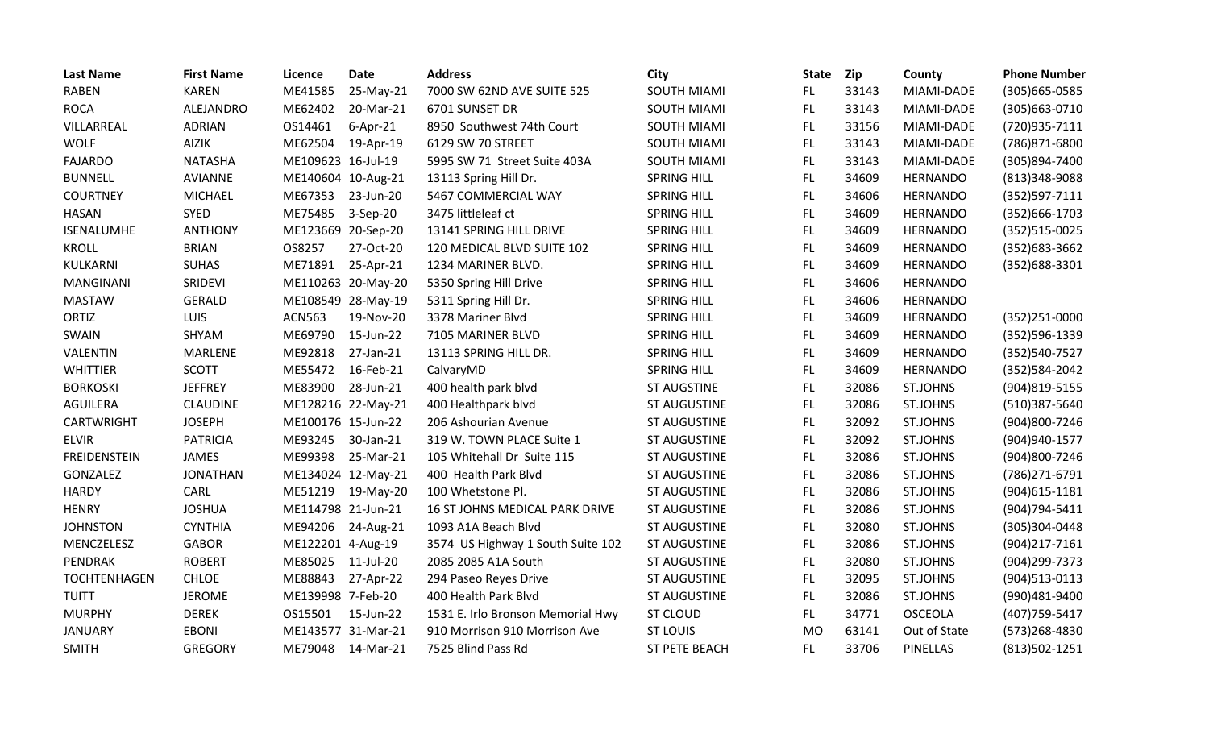| Last Name | First Name | Licence | Date | Address | City | State | Zip | County | Phone Number |
|---|---|---|---|---|---|---|---|---|---|
| RABEN | KAREN | ME41585 | 25-May-21 | 7000 SW 62ND AVE SUITE 525 | SOUTH MIAMI | FL | 33143 | MIAMI-DADE | (305)665-0585 |
| ROCA | ALEJANDRO | ME62402 | 20-Mar-21 | 6701 SUNSET DR | SOUTH MIAMI | FL | 33143 | MIAMI-DADE | (305)663-0710 |
| VILLARREAL | ADRIAN | OS14461 | 6-Apr-21 | 8950 Southwest 74th Court | SOUTH MIAMI | FL | 33156 | MIAMI-DADE | (720)935-7111 |
| WOLF | AIZIK | ME62504 | 19-Apr-19 | 6129 SW 70 STREET | SOUTH MIAMI | FL | 33143 | MIAMI-DADE | (786)871-6800 |
| FAJARDO | NATASHA | ME109623 | 16-Jul-19 | 5995 SW 71 Street Suite 403A | SOUTH MIAMI | FL | 33143 | MIAMI-DADE | (305)894-7400 |
| BUNNELL | AVIANNE | ME140604 | 10-Aug-21 | 13113 Spring Hill Dr. | SPRING HILL | FL | 34609 | HERNANDO | (813)348-9088 |
| COURTNEY | MICHAEL | ME67353 | 23-Jun-20 | 5467 COMMERCIAL WAY | SPRING HILL | FL | 34606 | HERNANDO | (352)597-7111 |
| HASAN | SYED | ME75485 | 3-Sep-20 | 3475 littleleaf ct | SPRING HILL | FL | 34609 | HERNANDO | (352)666-1703 |
| ISENALUMHE | ANTHONY | ME123669 | 20-Sep-20 | 13141 SPRING HILL DRIVE | SPRING HILL | FL | 34609 | HERNANDO | (352)515-0025 |
| KROLL | BRIAN | OS8257 | 27-Oct-20 | 120 MEDICAL BLVD SUITE 102 | SPRING HILL | FL | 34609 | HERNANDO | (352)683-3662 |
| KULKARNI | SUHAS | ME71891 | 25-Apr-21 | 1234 MARINER BLVD. | SPRING HILL | FL | 34609 | HERNANDO | (352)688-3301 |
| MANGINANI | SRIDEVI | ME110263 | 20-May-20 | 5350 Spring Hill Drive | SPRING HILL | FL | 34606 | HERNANDO | |
| MASTAW | GERALD | ME108549 | 28-May-19 | 5311 Spring Hill Dr. | SPRING HILL | FL | 34606 | HERNANDO | |
| ORTIZ | LUIS | ACN563 | 19-Nov-20 | 3378 Mariner Blvd | SPRING HILL | FL | 34609 | HERNANDO | (352)251-0000 |
| SWAIN | SHYAM | ME69790 | 15-Jun-22 | 7105 MARINER BLVD | SPRING HILL | FL | 34609 | HERNANDO | (352)596-1339 |
| VALENTIN | MARLENE | ME92818 | 27-Jan-21 | 13113 SPRING HILL DR. | SPRING HILL | FL | 34609 | HERNANDO | (352)540-7527 |
| WHITTIER | SCOTT | ME55472 | 16-Feb-21 | CalvaryMD | SPRING HILL | FL | 34609 | HERNANDO | (352)584-2042 |
| BORKOSKI | JEFFREY | ME83900 | 28-Jun-21 | 400 health park blvd | ST AUGSTINE | FL | 32086 | ST.JOHNS | (904)819-5155 |
| AGUILERA | CLAUDINE | ME128216 | 22-May-21 | 400 Healthpark blvd | ST AUGUSTINE | FL | 32086 | ST.JOHNS | (510)387-5640 |
| CARTWRIGHT | JOSEPH | ME100176 | 15-Jun-22 | 206 Ashourian Avenue | ST AUGUSTINE | FL | 32092 | ST.JOHNS | (904)800-7246 |
| ELVIR | PATRICIA | ME93245 | 30-Jan-21 | 319 W. TOWN PLACE Suite 1 | ST AUGUSTINE | FL | 32092 | ST.JOHNS | (904)940-1577 |
| FREIDENSTEIN | JAMES | ME99398 | 25-Mar-21 | 105 Whitehall Dr Suite 115 | ST AUGUSTINE | FL | 32086 | ST.JOHNS | (904)800-7246 |
| GONZALEZ | JONATHAN | ME134024 | 12-May-21 | 400 Health Park Blvd | ST AUGUSTINE | FL | 32086 | ST.JOHNS | (786)271-6791 |
| HARDY | CARL | ME51219 | 19-May-20 | 100 Whetstone Pl. | ST AUGUSTINE | FL | 32086 | ST.JOHNS | (904)615-1181 |
| HENRY | JOSHUA | ME114798 | 21-Jun-21 | 16 ST JOHNS MEDICAL PARK DRIVE | ST AUGUSTINE | FL | 32086 | ST.JOHNS | (904)794-5411 |
| JOHNSTON | CYNTHIA | ME94206 | 24-Aug-21 | 1093 A1A Beach Blvd | ST AUGUSTINE | FL | 32080 | ST.JOHNS | (305)304-0448 |
| MENCZELESZ | GABOR | ME122201 | 4-Aug-19 | 3574 US Highway 1 South Suite 102 | ST AUGUSTINE | FL | 32086 | ST.JOHNS | (904)217-7161 |
| PENDRAK | ROBERT | ME85025 | 11-Jul-20 | 2085 2085 A1A South | ST AUGUSTINE | FL | 32080 | ST.JOHNS | (904)299-7373 |
| TOCHTENHAGEN | CHLOE | ME88843 | 27-Apr-22 | 294 Paseo Reyes Drive | ST AUGUSTINE | FL | 32095 | ST.JOHNS | (904)513-0113 |
| TUITT | JEROME | ME139998 | 7-Feb-20 | 400 Health Park Blvd | ST AUGUSTINE | FL | 32086 | ST.JOHNS | (990)481-9400 |
| MURPHY | DEREK | OS15501 | 15-Jun-22 | 1531 E. Irlo Bronson Memorial Hwy | ST CLOUD | FL | 34771 | OSCEOLA | (407)759-5417 |
| JANUARY | EBONI | ME143577 | 31-Mar-21 | 910 Morrison 910 Morrison Ave | ST LOUIS | MO | 63141 | Out of State | (573)268-4830 |
| SMITH | GREGORY | ME79048 | 14-Mar-21 | 7525 Blind Pass Rd | ST PETE BEACH | FL | 33706 | PINELLAS | (813)502-1251 |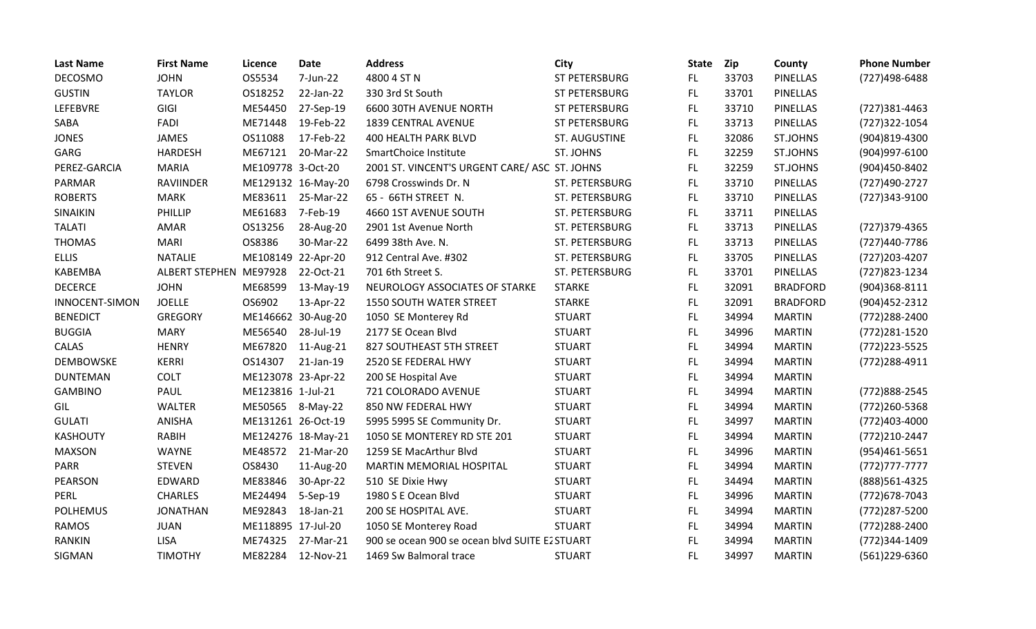| Last Name | First Name | Licence | Date | Address | City | State | Zip | County | Phone Number |
|---|---|---|---|---|---|---|---|---|---|
| DECOSMO | JOHN | OS5534 | 7-Jun-22 | 4800 4 ST N | ST PETERSBURG | FL | 33703 | PINELLAS | (727)498-6488 |
| GUSTIN | TAYLOR | OS18252 | 22-Jan-22 | 330 3rd St South | ST PETERSBURG | FL | 33701 | PINELLAS | |
| LEFEBVRE | GIGI | ME54450 | 27-Sep-19 | 6600 30TH AVENUE NORTH | ST PETERSBURG | FL | 33710 | PINELLAS | (727)381-4463 |
| SABA | FADI | ME71448 | 19-Feb-22 | 1839 CENTRAL AVENUE | ST PETERSBURG | FL | 33713 | PINELLAS | (727)322-1054 |
| JONES | JAMES | OS11088 | 17-Feb-22 | 400 HEALTH PARK BLVD | ST. AUGUSTINE | FL | 32086 | ST.JOHNS | (904)819-4300 |
| GARG | HARDESH | ME67121 | 20-Mar-22 | SmartChoice Institute | ST. JOHNS | FL | 32259 | ST.JOHNS | (904)997-6100 |
| PEREZ-GARCIA | MARIA | ME109778 | 3-Oct-20 | 2001 ST. VINCENT'S URGENT CARE/ ASC | ST. JOHNS | FL | 32259 | ST.JOHNS | (904)450-8402 |
| PARMAR | RAVIINDER | ME129132 | 16-May-20 | 6798 Crosswinds Dr. N | ST. PETERSBURG | FL | 33710 | PINELLAS | (727)490-2727 |
| ROBERTS | MARK | ME83611 | 25-Mar-22 | 65 - 66TH STREET N. | ST. PETERSBURG | FL | 33710 | PINELLAS | (727)343-9100 |
| SINAIKIN | PHILLIP | ME61683 | 7-Feb-19 | 4660 1ST AVENUE SOUTH | ST. PETERSBURG | FL | 33711 | PINELLAS | |
| TALATI | AMAR | OS13256 | 28-Aug-20 | 2901 1st Avenue North | ST. PETERSBURG | FL | 33713 | PINELLAS | (727)379-4365 |
| THOMAS | MARI | OS8386 | 30-Mar-22 | 6499 38th Ave. N. | ST. PETERSBURG | FL | 33713 | PINELLAS | (727)440-7786 |
| ELLIS | NATALIE | ME108149 | 22-Apr-20 | 912 Central Ave. #302 | ST. PETERSBURG | FL | 33705 | PINELLAS | (727)203-4207 |
| KABEMBA | ALBERT STEPHEN | ME97928 | 22-Oct-21 | 701 6th Street S. | ST. PETERSBURG | FL | 33701 | PINELLAS | (727)823-1234 |
| DECERCE | JOHN | ME68599 | 13-May-19 | NEUROLOGY ASSOCIATES OF STARKE | STARKE | FL | 32091 | BRADFORD | (904)368-8111 |
| INNOCENT-SIMON | JOELLE | OS6902 | 13-Apr-22 | 1550 SOUTH WATER STREET | STARKE | FL | 32091 | BRADFORD | (904)452-2312 |
| BENEDICT | GREGORY | ME146662 | 30-Aug-20 | 1050 SE Monterey Rd | STUART | FL | 34994 | MARTIN | (772)288-2400 |
| BUGGIA | MARY | ME56540 | 28-Jul-19 | 2177 SE Ocean Blvd | STUART | FL | 34996 | MARTIN | (772)281-1520 |
| CALAS | HENRY | ME67820 | 11-Aug-21 | 827 SOUTHEAST 5TH STREET | STUART | FL | 34994 | MARTIN | (772)223-5525 |
| DEMBOWSKE | KERRI | OS14307 | 21-Jan-19 | 2520 SE FEDERAL HWY | STUART | FL | 34994 | MARTIN | (772)288-4911 |
| DUNTEMAN | COLT | ME123078 | 23-Apr-22 | 200 SE Hospital Ave | STUART | FL | 34994 | MARTIN | |
| GAMBINO | PAUL | ME123816 | 1-Jul-21 | 721 COLORADO AVENUE | STUART | FL | 34994 | MARTIN | (772)888-2545 |
| GIL | WALTER | ME50565 | 8-May-22 | 850 NW FEDERAL HWY | STUART | FL | 34994 | MARTIN | (772)260-5368 |
| GULATI | ANISHA | ME131261 | 26-Oct-19 | 5995 5995 SE Community Dr. | STUART | FL | 34997 | MARTIN | (772)403-4000 |
| KASHOUTY | RABIH | ME124276 | 18-May-21 | 1050 SE MONTEREY RD STE 201 | STUART | FL | 34994 | MARTIN | (772)210-2447 |
| MAXSON | WAYNE | ME48572 | 21-Mar-20 | 1259 SE MacArthur Blvd | STUART | FL | 34996 | MARTIN | (954)461-5651 |
| PARR | STEVEN | OS8430 | 11-Aug-20 | MARTIN MEMORIAL HOSPITAL | STUART | FL | 34994 | MARTIN | (772)777-7777 |
| PEARSON | EDWARD | ME83846 | 30-Apr-22 | 510 SE Dixie Hwy | STUART | FL | 34494 | MARTIN | (888)561-4325 |
| PERL | CHARLES | ME24494 | 5-Sep-19 | 1980 S E Ocean Blvd | STUART | FL | 34996 | MARTIN | (772)678-7043 |
| POLHEMUS | JONATHAN | ME92843 | 18-Jan-21 | 200 SE HOSPITAL AVE. | STUART | FL | 34994 | MARTIN | (772)287-5200 |
| RAMOS | JUAN | ME118895 | 17-Jul-20 | 1050 SE Monterey Road | STUART | FL | 34994 | MARTIN | (772)288-2400 |
| RANKIN | LISA | ME74325 | 27-Mar-21 | 900 se ocean 900 se ocean blvd SUITE E2 | STUART | FL | 34994 | MARTIN | (772)344-1409 |
| SIGMAN | TIMOTHY | ME82284 | 12-Nov-21 | 1469 Sw Balmoral trace | STUART | FL | 34997 | MARTIN | (561)229-6360 |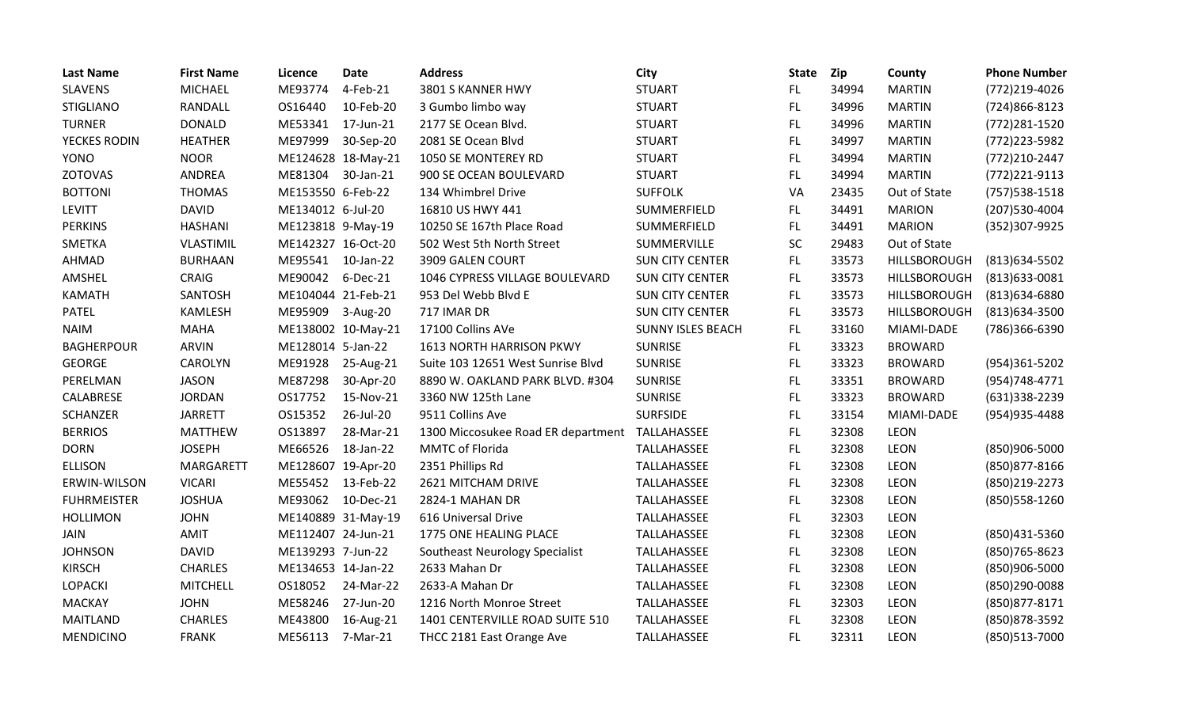| Last Name | First Name | Licence | Date | Address | City | State | Zip | County | Phone Number |
|---|---|---|---|---|---|---|---|---|---|
| SLAVENS | MICHAEL | ME93774 | 4-Feb-21 | 3801 S KANNER HWY | STUART | FL | 34994 | MARTIN | (772)219-4026 |
| STIGLIANO | RANDALL | OS16440 | 10-Feb-20 | 3 Gumbo limbo way | STUART | FL | 34996 | MARTIN | (724)866-8123 |
| TURNER | DONALD | ME53341 | 17-Jun-21 | 2177 SE Ocean Blvd. | STUART | FL | 34996 | MARTIN | (772)281-1520 |
| YECKES RODIN | HEATHER | ME97999 | 30-Sep-20 | 2081 SE Ocean Blvd | STUART | FL | 34997 | MARTIN | (772)223-5982 |
| YONO | NOOR | ME124628 | 18-May-21 | 1050 SE MONTEREY RD | STUART | FL | 34994 | MARTIN | (772)210-2447 |
| ZOTOVAS | ANDREA | ME81304 | 30-Jan-21 | 900 SE OCEAN BOULEVARD | STUART | FL | 34994 | MARTIN | (772)221-9113 |
| BOTTONI | THOMAS | ME153550 | 6-Feb-22 | 134 Whimbrel Drive | SUFFOLK | VA | 23435 | Out of State | (757)538-1518 |
| LEVITT | DAVID | ME134012 | 6-Jul-20 | 16810 US HWY 441 | SUMMERFIELD | FL | 34491 | MARION | (207)530-4004 |
| PERKINS | HASHANI | ME123818 | 9-May-19 | 10250 SE 167th Place Road | SUMMERFIELD | FL | 34491 | MARION | (352)307-9925 |
| SMETKA | VLASTIMIL | ME142327 | 16-Oct-20 | 502 West 5th North Street | SUMMERVILLE | SC | 29483 | Out of State | |
| AHMAD | BURHAAN | ME95541 | 10-Jan-22 | 3909 GALEN COURT | SUN CITY CENTER | FL | 33573 | HILLSBOROUGH | (813)634-5502 |
| AMSHEL | CRAIG | ME90042 | 6-Dec-21 | 1046 CYPRESS VILLAGE BOULEVARD | SUN CITY CENTER | FL | 33573 | HILLSBOROUGH | (813)633-0081 |
| KAMATH | SANTOSH | ME104044 | 21-Feb-21 | 953 Del Webb Blvd E | SUN CITY CENTER | FL | 33573 | HILLSBOROUGH | (813)634-6880 |
| PATEL | KAMLESH | ME95909 | 3-Aug-20 | 717 IMAR DR | SUN CITY CENTER | FL | 33573 | HILLSBOROUGH | (813)634-3500 |
| NAIM | MAHA | ME138002 | 10-May-21 | 17100 Collins AVe | SUNNY ISLES BEACH | FL | 33160 | MIAMI-DADE | (786)366-6390 |
| BAGHERPOUR | ARVIN | ME128014 | 5-Jan-22 | 1613 NORTH HARRISON PKWY | SUNRISE | FL | 33323 | BROWARD | |
| GEORGE | CAROLYN | ME91928 | 25-Aug-21 | Suite 103 12651 West Sunrise Blvd | SUNRISE | FL | 33323 | BROWARD | (954)361-5202 |
| PERELMAN | JASON | ME87298 | 30-Apr-20 | 8890 W. OAKLAND PARK BLVD. #304 | SUNRISE | FL | 33351 | BROWARD | (954)748-4771 |
| CALABRESE | JORDAN | OS17752 | 15-Nov-21 | 3360 NW 125th Lane | SUNRISE | FL | 33323 | BROWARD | (631)338-2239 |
| SCHANZER | JARRETT | OS15352 | 26-Jul-20 | 9511 Collins Ave | SURFSIDE | FL | 33154 | MIAMI-DADE | (954)935-4488 |
| BERRIOS | MATTHEW | OS13897 | 28-Mar-21 | 1300 Miccosukee Road ER department | TALLAHASSEE | FL | 32308 | LEON | |
| DORN | JOSEPH | ME66526 | 18-Jan-22 | MMTC of Florida | TALLAHASSEE | FL | 32308 | LEON | (850)906-5000 |
| ELLISON | MARGARETT | ME128607 | 19-Apr-20 | 2351 Phillips Rd | TALLAHASSEE | FL | 32308 | LEON | (850)877-8166 |
| ERWIN-WILSON | VICARI | ME55452 | 13-Feb-22 | 2621 MITCHAM DRIVE | TALLAHASSEE | FL | 32308 | LEON | (850)219-2273 |
| FUHRMEISTER | JOSHUA | ME93062 | 10-Dec-21 | 2824-1 MAHAN DR | TALLAHASSEE | FL | 32308 | LEON | (850)558-1260 |
| HOLLIMON | JOHN | ME140889 | 31-May-19 | 616 Universal Drive | TALLAHASSEE | FL | 32303 | LEON | |
| JAIN | AMIT | ME112407 | 24-Jun-21 | 1775 ONE HEALING PLACE | TALLAHASSEE | FL | 32308 | LEON | (850)431-5360 |
| JOHNSON | DAVID | ME139293 | 7-Jun-22 | Southeast Neurology Specialist | TALLAHASSEE | FL | 32308 | LEON | (850)765-8623 |
| KIRSCH | CHARLES | ME134653 | 14-Jan-22 | 2633 Mahan Dr | TALLAHASSEE | FL | 32308 | LEON | (850)906-5000 |
| LOPACKI | MITCHELL | OS18052 | 24-Mar-22 | 2633-A Mahan Dr | TALLAHASSEE | FL | 32308 | LEON | (850)290-0088 |
| MACKAY | JOHN | ME58246 | 27-Jun-20 | 1216 North Monroe Street | TALLAHASSEE | FL | 32303 | LEON | (850)877-8171 |
| MAITLAND | CHARLES | ME43800 | 16-Aug-21 | 1401 CENTERVILLE ROAD SUITE 510 | TALLAHASSEE | FL | 32308 | LEON | (850)878-3592 |
| MENDICINO | FRANK | ME56113 | 7-Mar-21 | THCC 2181 East Orange Ave | TALLAHASSEE | FL | 32311 | LEON | (850)513-7000 |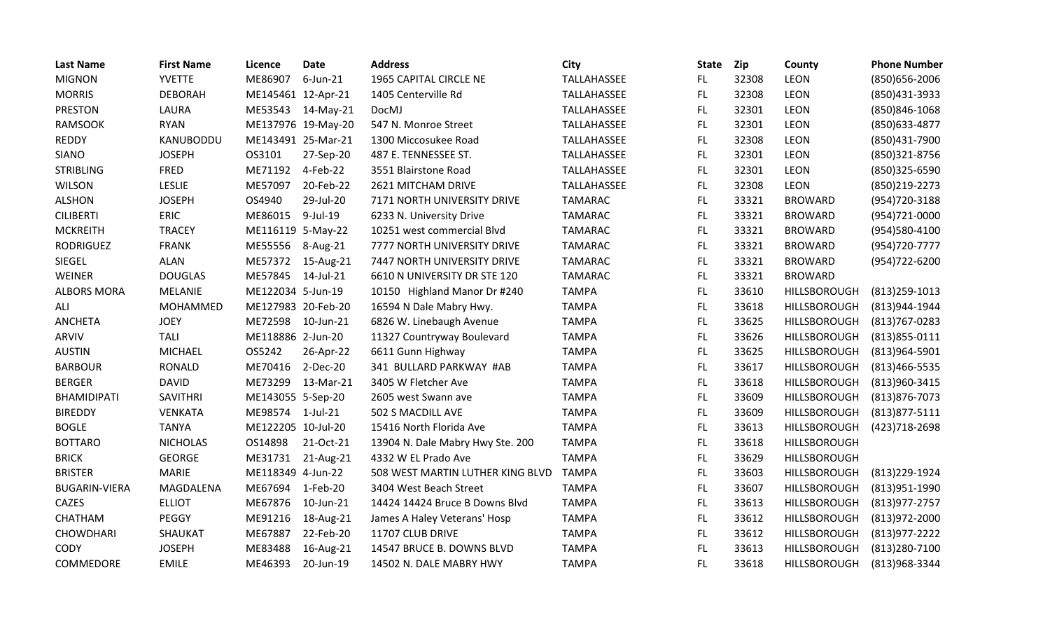| Last Name | First Name | Licence | Date | Address | City | State | Zip | County | Phone Number |
|---|---|---|---|---|---|---|---|---|---|
| MIGNON | YVETTE | ME86907 | 6-Jun-21 | 1965 CAPITAL CIRCLE NE | TALLAHASSEE | FL | 32308 | LEON | (850)656-2006 |
| MORRIS | DEBORAH | ME145461 | 12-Apr-21 | 1405 Centerville Rd | TALLAHASSEE | FL | 32308 | LEON | (850)431-3933 |
| PRESTON | LAURA | ME53543 | 14-May-21 | DocMJ | TALLAHASSEE | FL | 32301 | LEON | (850)846-1068 |
| RAMSOOK | RYAN | ME137976 | 19-May-20 | 547 N. Monroe Street | TALLAHASSEE | FL | 32301 | LEON | (850)633-4877 |
| REDDY | KANUBODDU | ME143491 | 25-Mar-21 | 1300 Miccosukee Road | TALLAHASSEE | FL | 32308 | LEON | (850)431-7900 |
| SIANO | JOSEPH | OS3101 | 27-Sep-20 | 487 E. TENNESSEE ST. | TALLAHASSEE | FL | 32301 | LEON | (850)321-8756 |
| STRIBLING | FRED | ME71192 | 4-Feb-22 | 3551 Blairstone Road | TALLAHASSEE | FL | 32301 | LEON | (850)325-6590 |
| WILSON | LESLIE | ME57097 | 20-Feb-22 | 2621 MITCHAM DRIVE | TALLAHASSEE | FL | 32308 | LEON | (850)219-2273 |
| ALSHON | JOSEPH | OS4940 | 29-Jul-20 | 7171 NORTH UNIVERSITY DRIVE | TAMARAC | FL | 33321 | BROWARD | (954)720-3188 |
| CILIBERTI | ERIC | ME86015 | 9-Jul-19 | 6233 N. University Drive | TAMARAC | FL | 33321 | BROWARD | (954)721-0000 |
| MCKREITH | TRACEY | ME116119 | 5-May-22 | 10251 west commercial Blvd | TAMARAC | FL | 33321 | BROWARD | (954)580-4100 |
| RODRIGUEZ | FRANK | ME55556 | 8-Aug-21 | 7777 NORTH UNIVERSITY DRIVE | TAMARAC | FL | 33321 | BROWARD | (954)720-7777 |
| SIEGEL | ALAN | ME57372 | 15-Aug-21 | 7447 NORTH UNIVERSITY DRIVE | TAMARAC | FL | 33321 | BROWARD | (954)722-6200 |
| WEINER | DOUGLAS | ME57845 | 14-Jul-21 | 6610 N UNIVERSITY DR STE 120 | TAMARAC | FL | 33321 | BROWARD | |
| ALBORS MORA | MELANIE | ME122034 | 5-Jun-19 | 10150 Highland Manor Dr #240 | TAMPA | FL | 33610 | HILLSBOROUGH | (813)259-1013 |
| ALI | MOHAMMED | ME127983 | 20-Feb-20 | 16594 N Dale Mabry Hwy. | TAMPA | FL | 33618 | HILLSBOROUGH | (813)944-1944 |
| ANCHETA | JOEY | ME72598 | 10-Jun-21 | 6826 W. Linebaugh Avenue | TAMPA | FL | 33625 | HILLSBOROUGH | (813)767-0283 |
| ARVIV | TALI | ME118886 | 2-Jun-20 | 11327 Countryway Boulevard | TAMPA | FL | 33626 | HILLSBOROUGH | (813)855-0111 |
| AUSTIN | MICHAEL | OS5242 | 26-Apr-22 | 6611 Gunn Highway | TAMPA | FL | 33625 | HILLSBOROUGH | (813)964-5901 |
| BARBOUR | RONALD | ME70416 | 2-Dec-20 | 341 BULLARD PARKWAY #AB | TAMPA | FL | 33617 | HILLSBOROUGH | (813)466-5535 |
| BERGER | DAVID | ME73299 | 13-Mar-21 | 3405 W Fletcher Ave | TAMPA | FL | 33618 | HILLSBOROUGH | (813)960-3415 |
| BHAMIDIPATI | SAVITHRI | ME143055 | 5-Sep-20 | 2605 west Swann ave | TAMPA | FL | 33609 | HILLSBOROUGH | (813)876-7073 |
| BIREDDY | VENKATA | ME98574 | 1-Jul-21 | 502 S MACDILL AVE | TAMPA | FL | 33609 | HILLSBOROUGH | (813)877-5111 |
| BOGLE | TANYA | ME122205 | 10-Jul-20 | 15416 North Florida Ave | TAMPA | FL | 33613 | HILLSBOROUGH | (423)718-2698 |
| BOTTARO | NICHOLAS | OS14898 | 21-Oct-21 | 13904 N. Dale Mabry Hwy Ste. 200 | TAMPA | FL | 33618 | HILLSBOROUGH | |
| BRICK | GEORGE | ME31731 | 21-Aug-21 | 4332 W EL Prado Ave | TAMPA | FL | 33629 | HILLSBOROUGH | |
| BRISTER | MARIE | ME118349 | 4-Jun-22 | 508 WEST MARTIN LUTHER KING BLVD | TAMPA | FL | 33603 | HILLSBOROUGH | (813)229-1924 |
| BUGARIN-VIERA | MAGDALENA | ME67694 | 1-Feb-20 | 3404 West Beach Street | TAMPA | FL | 33607 | HILLSBOROUGH | (813)951-1990 |
| CAZES | ELLIOT | ME67876 | 10-Jun-21 | 14424 14424 Bruce B Downs Blvd | TAMPA | FL | 33613 | HILLSBOROUGH | (813)977-2757 |
| CHATHAM | PEGGY | ME91216 | 18-Aug-21 | James A Haley Veterans' Hosp | TAMPA | FL | 33612 | HILLSBOROUGH | (813)972-2000 |
| CHOWDHARI | SHAUKAT | ME67887 | 22-Feb-20 | 11707 CLUB DRIVE | TAMPA | FL | 33612 | HILLSBOROUGH | (813)977-2222 |
| CODY | JOSEPH | ME83488 | 16-Aug-21 | 14547 BRUCE B. DOWNS BLVD | TAMPA | FL | 33613 | HILLSBOROUGH | (813)280-7100 |
| COMMEDORE | EMILE | ME46393 | 20-Jun-19 | 14502 N. DALE MABRY HWY | TAMPA | FL | 33618 | HILLSBOROUGH | (813)968-3344 |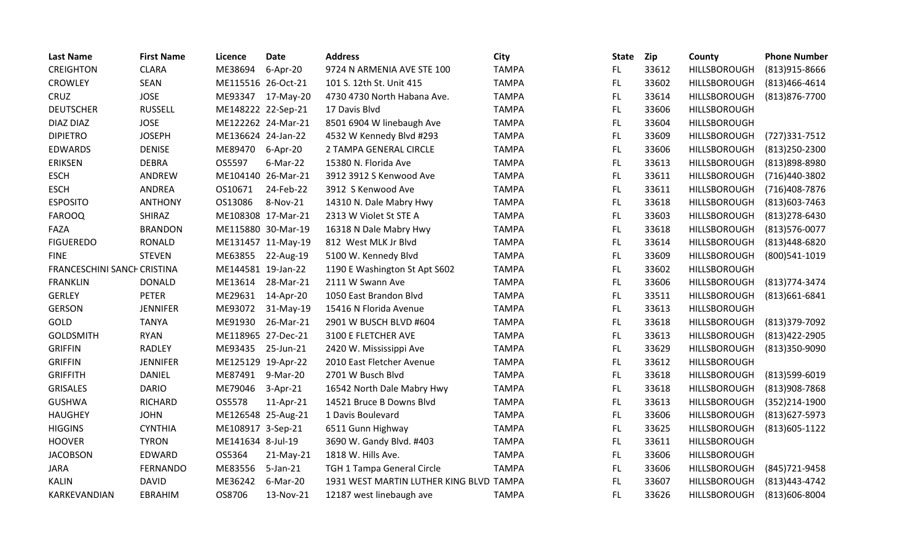| Last Name | First Name | Licence | Date | Address | City | State | Zip | County | Phone Number |
|---|---|---|---|---|---|---|---|---|---|
| CREIGHTON | CLARA | ME38694 | 6-Apr-20 | 9724 N ARMENIA AVE STE 100 | TAMPA | FL | 33612 | HILLSBOROUGH | (813)915-8666 |
| CROWLEY | SEAN | ME115516 | 26-Oct-21 | 101 S. 12th St. Unit 415 | TAMPA | FL | 33602 | HILLSBOROUGH | (813)466-4614 |
| CRUZ | JOSE | ME93347 | 17-May-20 | 4730 4730 North Habana Ave. | TAMPA | FL | 33614 | HILLSBOROUGH | (813)876-7700 |
| DEUTSCHER | RUSSELL | ME148222 | 22-Sep-21 | 17 Davis Blvd | TAMPA | FL | 33606 | HILLSBOROUGH | |
| DIAZ DIAZ | JOSE | ME122262 | 24-Mar-21 | 8501 6904 W linebaugh Ave | TAMPA | FL | 33604 | HILLSBOROUGH | |
| DIPIETRO | JOSEPH | ME136624 | 24-Jan-22 | 4532 W Kennedy Blvd #293 | TAMPA | FL | 33609 | HILLSBOROUGH | (727)331-7512 |
| EDWARDS | DENISE | ME89470 | 6-Apr-20 | 2 TAMPA GENERAL CIRCLE | TAMPA | FL | 33606 | HILLSBOROUGH | (813)250-2300 |
| ERIKSEN | DEBRA | OS5597 | 6-Mar-22 | 15380 N. Florida Ave | TAMPA | FL | 33613 | HILLSBOROUGH | (813)898-8980 |
| ESCH | ANDREW | ME104140 | 26-Mar-21 | 3912 3912 S Kenwood Ave | TAMPA | FL | 33611 | HILLSBOROUGH | (716)440-3802 |
| ESCH | ANDREA | OS10671 | 24-Feb-22 | 3912 S Kenwood Ave | TAMPA | FL | 33611 | HILLSBOROUGH | (716)408-7876 |
| ESPOSITO | ANTHONY | OS13086 | 8-Nov-21 | 14310 N. Dale Mabry Hwy | TAMPA | FL | 33618 | HILLSBOROUGH | (813)603-7463 |
| FAROOQ | SHIRAZ | ME108308 | 17-Mar-21 | 2313 W Violet St STE A | TAMPA | FL | 33603 | HILLSBOROUGH | (813)278-6430 |
| FAZA | BRANDON | ME115880 | 30-Mar-19 | 16318 N Dale Mabry Hwy | TAMPA | FL | 33618 | HILLSBOROUGH | (813)576-0077 |
| FIGUEREDO | RONALD | ME131457 | 11-May-19 | 812 West MLK Jr Blvd | TAMPA | FL | 33614 | HILLSBOROUGH | (813)448-6820 |
| FINE | STEVEN | ME63855 | 22-Aug-19 | 5100 W. Kennedy Blvd | TAMPA | FL | 33609 | HILLSBOROUGH | (800)541-1019 |
| FRANCESCHINI SANCH | CRISTINA | ME144581 | 19-Jan-22 | 1190 E Washington St Apt S602 | TAMPA | FL | 33602 | HILLSBOROUGH | |
| FRANKLIN | DONALD | ME13614 | 28-Mar-21 | 2111 W Swann Ave | TAMPA | FL | 33606 | HILLSBOROUGH | (813)774-3474 |
| GERLEY | PETER | ME29631 | 14-Apr-20 | 1050 East Brandon Blvd | TAMPA | FL | 33511 | HILLSBOROUGH | (813)661-6841 |
| GERSON | JENNIFER | ME93072 | 31-May-19 | 15416 N Florida Avenue | TAMPA | FL | 33613 | HILLSBOROUGH | |
| GOLD | TANYA | ME91930 | 26-Mar-21 | 2901 W BUSCH BLVD #604 | TAMPA | FL | 33618 | HILLSBOROUGH | (813)379-7092 |
| GOLDSMITH | RYAN | ME118965 | 27-Dec-21 | 3100 E FLETCHER AVE | TAMPA | FL | 33613 | HILLSBOROUGH | (813)422-2905 |
| GRIFFIN | RADLEY | ME93435 | 25-Jun-21 | 2420 W. Mississippi Ave | TAMPA | FL | 33629 | HILLSBOROUGH | (813)350-9090 |
| GRIFFIN | JENNIFER | ME125129 | 19-Apr-22 | 2010 East Fletcher Avenue | TAMPA | FL | 33612 | HILLSBOROUGH | |
| GRIFFITH | DANIEL | ME87491 | 9-Mar-20 | 2701 W Busch Blvd | TAMPA | FL | 33618 | HILLSBOROUGH | (813)599-6019 |
| GRISALES | DARIO | ME79046 | 3-Apr-21 | 16542 North Dale Mabry Hwy | TAMPA | FL | 33618 | HILLSBOROUGH | (813)908-7868 |
| GUSHWA | RICHARD | OS5578 | 11-Apr-21 | 14521 Bruce B Downs Blvd | TAMPA | FL | 33613 | HILLSBOROUGH | (352)214-1900 |
| HAUGHEY | JOHN | ME126548 | 25-Aug-21 | 1 Davis Boulevard | TAMPA | FL | 33606 | HILLSBOROUGH | (813)627-5973 |
| HIGGINS | CYNTHIA | ME108917 | 3-Sep-21 | 6511 Gunn Highway | TAMPA | FL | 33625 | HILLSBOROUGH | (813)605-1122 |
| HOOVER | TYRON | ME141634 | 8-Jul-19 | 3690 W. Gandy Blvd. #403 | TAMPA | FL | 33611 | HILLSBOROUGH | |
| JACOBSON | EDWARD | OS5364 | 21-May-21 | 1818 W. Hills Ave. | TAMPA | FL | 33606 | HILLSBOROUGH | |
| JARA | FERNANDO | ME83556 | 5-Jan-21 | TGH 1 Tampa General Circle | TAMPA | FL | 33606 | HILLSBOROUGH | (845)721-9458 |
| KALIN | DAVID | ME36242 | 6-Mar-20 | 1931 WEST MARTIN LUTHER KING BLVD | TAMPA | FL | 33607 | HILLSBOROUGH | (813)443-4742 |
| KARKEVANDIAN | EBRAHIM | OS8706 | 13-Nov-21 | 12187 west linebaugh ave | TAMPA | FL | 33626 | HILLSBOROUGH | (813)606-8004 |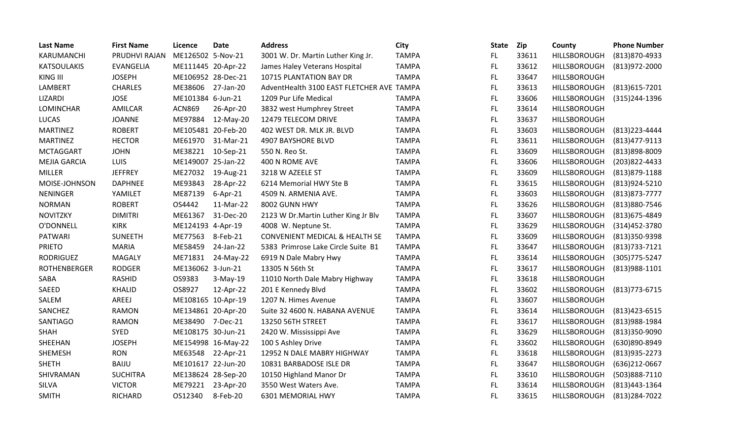| Last Name | First Name | Licence | Date | Address | City | State | Zip | County | Phone Number |
|---|---|---|---|---|---|---|---|---|---|
| KARUMANCHI | PRUDHVI RAJAN | ME126502 | 5-Nov-21 | 3001 W. Dr. Martin Luther King Jr. | TAMPA | FL | 33611 | HILLSBOROUGH | (813)870-4933 |
| KATSOULAKIS | EVANGELIA | ME111445 | 20-Apr-22 | James Haley Veterans Hospital | TAMPA | FL | 33612 | HILLSBOROUGH | (813)972-2000 |
| KING III | JOSEPH | ME106952 | 28-Dec-21 | 10715 PLANTATION BAY DR | TAMPA | FL | 33647 | HILLSBOROUGH | |
| LAMBERT | CHARLES | ME38606 | 27-Jan-20 | AdventHealth 3100 EAST FLETCHER AVE | TAMPA | FL | 33613 | HILLSBOROUGH | (813)615-7201 |
| LIZARDI | JOSE | ME101384 | 6-Jun-21 | 1209 Pur Life Medical | TAMPA | FL | 33606 | HILLSBOROUGH | (315)244-1396 |
| LOMINCHAR | AMILCAR | ACN869 | 26-Apr-20 | 3832 west Humphrey Street | TAMPA | FL | 33614 | HILLSBOROUGH | |
| LUCAS | JOANNE | ME97884 | 12-May-20 | 12479 TELECOM DRIVE | TAMPA | FL | 33637 | HILLSBOROUGH | |
| MARTINEZ | ROBERT | ME105481 | 20-Feb-20 | 402 WEST DR. MLK JR. BLVD | TAMPA | FL | 33603 | HILLSBOROUGH | (813)223-4444 |
| MARTINEZ | HECTOR | ME61970 | 31-Mar-21 | 4907 BAYSHORE BLVD | TAMPA | FL | 33611 | HILLSBOROUGH | (813)477-9113 |
| MCTAGGART | JOHN | ME38221 | 10-Sep-21 | 550 N. Reo St. | TAMPA | FL | 33609 | HILLSBOROUGH | (813)898-8009 |
| MEJIA GARCIA | LUIS | ME149007 | 25-Jan-22 | 400 N ROME AVE | TAMPA | FL | 33606 | HILLSBOROUGH | (203)822-4433 |
| MILLER | JEFFREY | ME27032 | 19-Aug-21 | 3218 W AZEELE ST | TAMPA | FL | 33609 | HILLSBOROUGH | (813)879-1188 |
| MOISE-JOHNSON | DAPHNEE | ME93843 | 28-Apr-22 | 6214 Memorial HWY Ste B | TAMPA | FL | 33615 | HILLSBOROUGH | (813)924-5210 |
| NENINGER | YAMILET | ME87139 | 6-Apr-21 | 4509 N. ARMENIA AVE. | TAMPA | FL | 33603 | HILLSBOROUGH | (813)873-7777 |
| NORMAN | ROBERT | OS4442 | 11-Mar-22 | 8002 GUNN HWY | TAMPA | FL | 33626 | HILLSBOROUGH | (813)880-7546 |
| NOVITZKY | DIMITRI | ME61367 | 31-Dec-20 | 2123 W Dr.Martin Luther King Jr Blv | TAMPA | FL | 33607 | HILLSBOROUGH | (813)675-4849 |
| O'DONNELL | KIRK | ME124193 | 4-Apr-19 | 4008 W. Neptune St. | TAMPA | FL | 33629 | HILLSBOROUGH | (314)452-3780 |
| PATWARI | SUNEETH | ME77563 | 8-Feb-21 | CONVENIENT MEDICAL & HEALTH SE | TAMPA | FL | 33609 | HILLSBOROUGH | (813)350-9398 |
| PRIETO | MARIA | ME58459 | 24-Jan-22 | 5383 Primrose Lake Circle Suite B1 | TAMPA | FL | 33647 | HILLSBOROUGH | (813)733-7121 |
| RODRIGUEZ | MAGALY | ME71831 | 24-May-22 | 6919 N Dale Mabry Hwy | TAMPA | FL | 33614 | HILLSBOROUGH | (305)775-5247 |
| ROTHENBERGER | RODGER | ME136062 | 3-Jun-21 | 13305 N 56th St | TAMPA | FL | 33617 | HILLSBOROUGH | (813)988-1101 |
| SABA | RASHID | OS9383 | 3-May-19 | 11010 North Dale Mabry Highway | TAMPA | FL | 33618 | HILLSBOROUGH | |
| SAEED | KHALID | OS8927 | 12-Apr-22 | 201 E Kennedy Blvd | TAMPA | FL | 33602 | HILLSBOROUGH | (813)773-6715 |
| SALEM | AREEJ | ME108165 | 10-Apr-19 | 1207 N. Himes Avenue | TAMPA | FL | 33607 | HILLSBOROUGH | |
| SANCHEZ | RAMON | ME134861 | 20-Apr-20 | Suite 32 4600 N. HABANA AVENUE | TAMPA | FL | 33614 | HILLSBOROUGH | (813)423-6515 |
| SANTIAGO | RAMON | ME38490 | 7-Dec-21 | 13250 56TH STREET | TAMPA | FL | 33617 | HILLSBOROUGH | (813)988-1984 |
| SHAH | SYED | ME108175 | 30-Jun-21 | 2420 W. Mississippi Ave | TAMPA | FL | 33629 | HILLSBOROUGH | (813)350-9090 |
| SHEEHAN | JOSEPH | ME154998 | 16-May-22 | 100 S Ashley Drive | TAMPA | FL | 33602 | HILLSBOROUGH | (630)890-8949 |
| SHEMESH | RON | ME63548 | 22-Apr-21 | 12952 N DALE MABRY HIGHWAY | TAMPA | FL | 33618 | HILLSBOROUGH | (813)935-2273 |
| SHETH | BAIJU | ME101617 | 22-Jun-20 | 10831 BARBADOSE ISLE DR | TAMPA | FL | 33647 | HILLSBOROUGH | (636)212-0667 |
| SHIVRAMAN | SUCHITRA | ME138624 | 28-Sep-20 | 10150 Highland Manor Dr | TAMPA | FL | 33610 | HILLSBOROUGH | (503)888-7110 |
| SILVA | VICTOR | ME79221 | 23-Apr-20 | 3550 West Waters Ave. | TAMPA | FL | 33614 | HILLSBOROUGH | (813)443-1364 |
| SMITH | RICHARD | OS12340 | 8-Feb-20 | 6301 MEMORIAL HWY | TAMPA | FL | 33615 | HILLSBOROUGH | (813)284-7022 |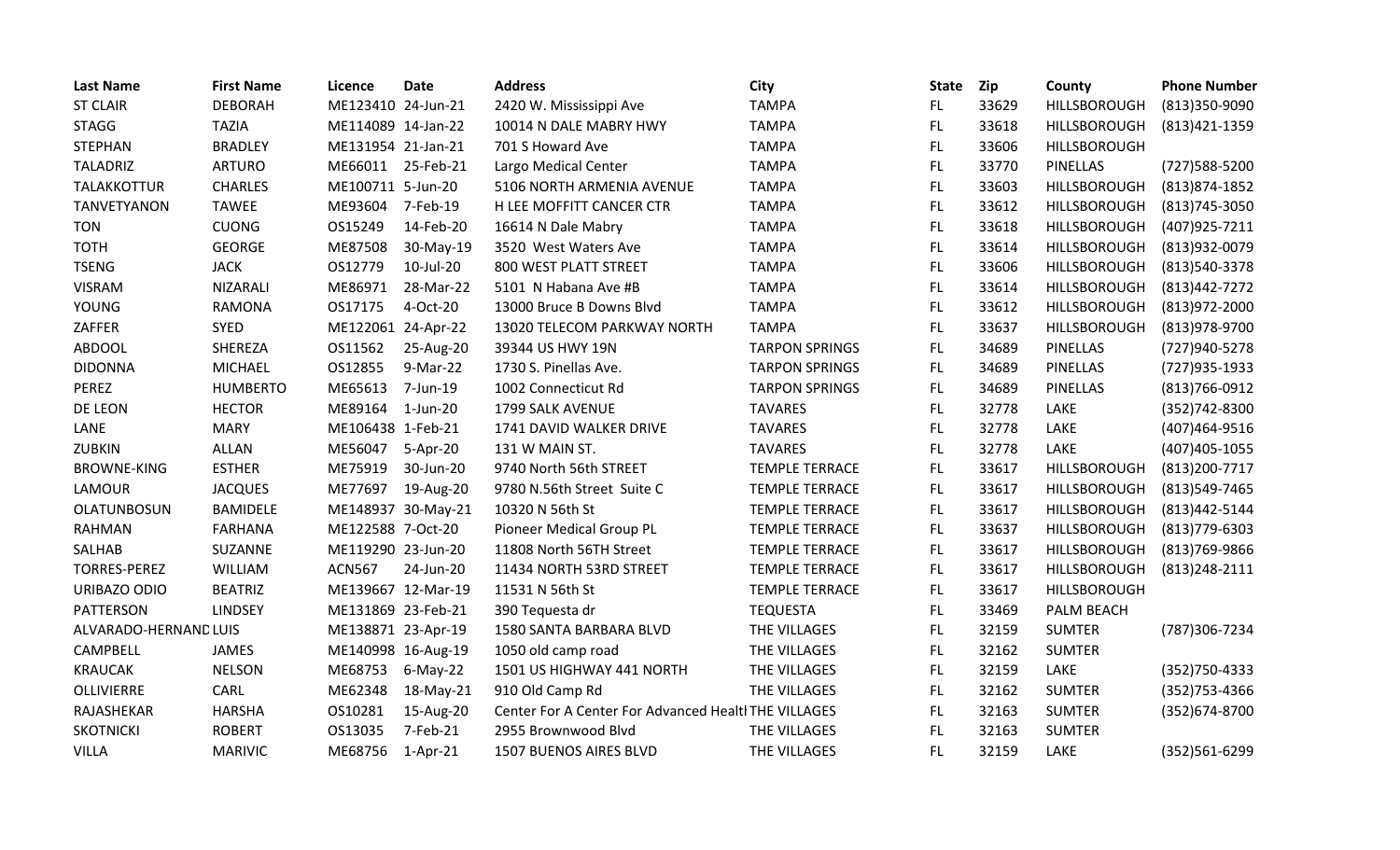| Last Name | First Name | Licence | Date | Address | City | State | Zip | County | Phone Number |
|---|---|---|---|---|---|---|---|---|---|
| ST CLAIR | DEBORAH | ME123410 | 24-Jun-21 | 2420 W. Mississippi Ave | TAMPA | FL | 33629 | HILLSBOROUGH | (813)350-9090 |
| STAGG | TAZIA | ME114089 | 14-Jan-22 | 10014 N DALE MABRY HWY | TAMPA | FL | 33618 | HILLSBOROUGH | (813)421-1359 |
| STEPHAN | BRADLEY | ME131954 | 21-Jan-21 | 701 S Howard Ave | TAMPA | FL | 33606 | HILLSBOROUGH | |
| TALADRIZ | ARTURO | ME66011 | 25-Feb-21 | Largo Medical Center | TAMPA | FL | 33770 | PINELLAS | (727)588-5200 |
| TALAKKOTTUR | CHARLES | ME100711 | 5-Jun-20 | 5106 NORTH ARMENIA AVENUE | TAMPA | FL | 33603 | HILLSBOROUGH | (813)874-1852 |
| TANVETYANON | TAWEE | ME93604 | 7-Feb-19 | H LEE MOFFITT CANCER CTR | TAMPA | FL | 33612 | HILLSBOROUGH | (813)745-3050 |
| TON | CUONG | OS15249 | 14-Feb-20 | 16614 N Dale Mabry | TAMPA | FL | 33618 | HILLSBOROUGH | (407)925-7211 |
| TOTH | GEORGE | ME87508 | 30-May-19 | 3520 West Waters Ave | TAMPA | FL | 33614 | HILLSBOROUGH | (813)932-0079 |
| TSENG | JACK | OS12779 | 10-Jul-20 | 800 WEST PLATT STREET | TAMPA | FL | 33606 | HILLSBOROUGH | (813)540-3378 |
| VISRAM | NIZARALI | ME86971 | 28-Mar-22 | 5101 N Habana Ave #B | TAMPA | FL | 33614 | HILLSBOROUGH | (813)442-7272 |
| YOUNG | RAMONA | OS17175 | 4-Oct-20 | 13000 Bruce B Downs Blvd | TAMPA | FL | 33612 | HILLSBOROUGH | (813)972-2000 |
| ZAFFER | SYED | ME122061 | 24-Apr-22 | 13020 TELECOM PARKWAY NORTH | TAMPA | FL | 33637 | HILLSBOROUGH | (813)978-9700 |
| ABDOOL | SHEREZA | OS11562 | 25-Aug-20 | 39344 US HWY 19N | TARPON SPRINGS | FL | 34689 | PINELLAS | (727)940-5278 |
| DIDONNA | MICHAEL | OS12855 | 9-Mar-22 | 1730 S. Pinellas Ave. | TARPON SPRINGS | FL | 34689 | PINELLAS | (727)935-1933 |
| PEREZ | HUMBERTO | ME65613 | 7-Jun-19 | 1002 Connecticut Rd | TARPON SPRINGS | FL | 34689 | PINELLAS | (813)766-0912 |
| DE LEON | HECTOR | ME89164 | 1-Jun-20 | 1799 SALK AVENUE | TAVARES | FL | 32778 | LAKE | (352)742-8300 |
| LANE | MARY | ME106438 | 1-Feb-21 | 1741 DAVID WALKER DRIVE | TAVARES | FL | 32778 | LAKE | (407)464-9516 |
| ZUBKIN | ALLAN | ME56047 | 5-Apr-20 | 131 W MAIN ST. | TAVARES | FL | 32778 | LAKE | (407)405-1055 |
| BROWNE-KING | ESTHER | ME75919 | 30-Jun-20 | 9740 North 56th STREET | TEMPLE TERRACE | FL | 33617 | HILLSBOROUGH | (813)200-7717 |
| LAMOUR | JACQUES | ME77697 | 19-Aug-20 | 9780 N.56th Street Suite C | TEMPLE TERRACE | FL | 33617 | HILLSBOROUGH | (813)549-7465 |
| OLATUNBOSUN | BAMIDELE | ME148937 | 30-May-21 | 10320 N 56th St | TEMPLE TERRACE | FL | 33617 | HILLSBOROUGH | (813)442-5144 |
| RAHMAN | FARHANA | ME122588 | 7-Oct-20 | Pioneer Medical Group PL | TEMPLE TERRACE | FL | 33637 | HILLSBOROUGH | (813)779-6303 |
| SALHAB | SUZANNE | ME119290 | 23-Jun-20 | 11808 North 56TH Street | TEMPLE TERRACE | FL | 33617 | HILLSBOROUGH | (813)769-9866 |
| TORRES-PEREZ | WILLIAM | ACN567 | 24-Jun-20 | 11434 NORTH 53RD STREET | TEMPLE TERRACE | FL | 33617 | HILLSBOROUGH | (813)248-2111 |
| URIBAZO ODIO | BEATRIZ | ME139667 | 12-Mar-19 | 11531 N 56th St | TEMPLE TERRACE | FL | 33617 | HILLSBOROUGH | |
| PATTERSON | LINDSEY | ME131869 | 23-Feb-21 | 390 Tequesta dr | TEQUESTA | FL | 33469 | PALM BEACH | |
| ALVARADO-HERNAND | LUIS | ME138871 | 23-Apr-19 | 1580 SANTA BARBARA BLVD | THE VILLAGES | FL | 32159 | SUMTER | (787)306-7234 |
| CAMPBELL | JAMES | ME140998 | 16-Aug-19 | 1050 old camp road | THE VILLAGES | FL | 32162 | SUMTER | |
| KRAUCAK | NELSON | ME68753 | 6-May-22 | 1501 US HIGHWAY 441 NORTH | THE VILLAGES | FL | 32159 | LAKE | (352)750-4333 |
| OLLIVIERRE | CARL | ME62348 | 18-May-21 | 910 Old Camp Rd | THE VILLAGES | FL | 32162 | SUMTER | (352)753-4366 |
| RAJASHEKAR | HARSHA | OS10281 | 15-Aug-20 | Center For A Center For Advanced Healt | THE VILLAGES | FL | 32163 | SUMTER | (352)674-8700 |
| SKOTNICKI | ROBERT | OS13035 | 7-Feb-21 | 2955 Brownwood Blvd | THE VILLAGES | FL | 32163 | SUMTER | |
| VILLA | MARIVIC | ME68756 | 1-Apr-21 | 1507 BUENOS AIRES BLVD | THE VILLAGES | FL | 32159 | LAKE | (352)561-6299 |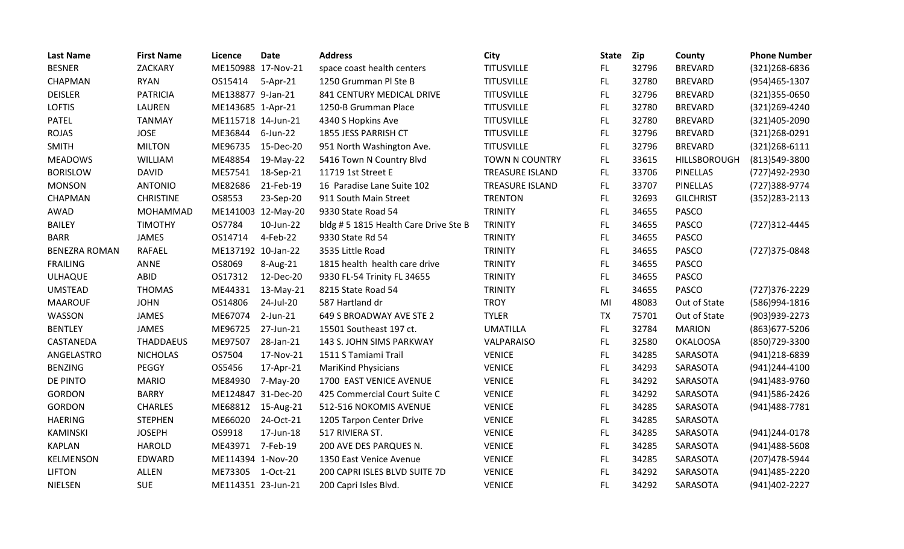| Last Name | First Name | Licence | Date | Address | City | State | Zip | County | Phone Number |
|---|---|---|---|---|---|---|---|---|---|
| BESNER | ZACKARY | ME150988 | 17-Nov-21 | space coast health centers | TITUSVILLE | FL | 32796 | BREVARD | (321)268-6836 |
| CHAPMAN | RYAN | OS15414 | 5-Apr-21 | 1250 Grumman Pl Ste B | TITUSVILLE | FL | 32780 | BREVARD | (954)465-1307 |
| DEISLER | PATRICIA | ME138877 | 9-Jan-21 | 841 CENTURY MEDICAL DRIVE | TITUSVILLE | FL | 32796 | BREVARD | (321)355-0650 |
| LOFTIS | LAUREN | ME143685 | 1-Apr-21 | 1250-B Grumman Place | TITUSVILLE | FL | 32780 | BREVARD | (321)269-4240 |
| PATEL | TANMAY | ME115718 | 14-Jun-21 | 4340 S Hopkins Ave | TITUSVILLE | FL | 32780 | BREVARD | (321)405-2090 |
| ROJAS | JOSE | ME36844 | 6-Jun-22 | 1855 JESS PARRISH CT | TITUSVILLE | FL | 32796 | BREVARD | (321)268-0291 |
| SMITH | MILTON | ME96735 | 15-Dec-20 | 951 North Washington Ave. | TITUSVILLE | FL | 32796 | BREVARD | (321)268-6111 |
| MEADOWS | WILLIAM | ME48854 | 19-May-22 | 5416 Town N Country Blvd | TOWN N COUNTRY | FL | 33615 | HILLSBOROUGH | (813)549-3800 |
| BORISLOW | DAVID | ME57541 | 18-Sep-21 | 11719 1st Street E | TREASURE ISLAND | FL | 33706 | PINELLAS | (727)492-2930 |
| MONSON | ANTONIO | ME82686 | 21-Feb-19 | 16 Paradise Lane Suite 102 | TREASURE ISLAND | FL | 33707 | PINELLAS | (727)388-9774 |
| CHAPMAN | CHRISTINE | OS8553 | 23-Sep-20 | 911 South Main Street | TRENTON | FL | 32693 | GILCHRIST | (352)283-2113 |
| AWAD | MOHAMMAD | ME141003 | 12-May-20 | 9330 State Road 54 | TRINITY | FL | 34655 | PASCO | |
| BAILEY | TIMOTHY | OS7784 | 10-Jun-22 | bldg # 5 1815 Health Care Drive Ste B | TRINITY | FL | 34655 | PASCO | (727)312-4445 |
| BARR | JAMES | OS14714 | 4-Feb-22 | 9330 State Rd 54 | TRINITY | FL | 34655 | PASCO | |
| BENEZRA ROMAN | RAFAEL | ME137192 | 10-Jan-22 | 3535 Little Road | TRINITY | FL | 34655 | PASCO | (727)375-0848 |
| FRAILING | ANNE | OS8069 | 8-Aug-21 | 1815 health health care drive | TRINITY | FL | 34655 | PASCO | |
| ULHAQUE | ABID | OS17312 | 12-Dec-20 | 9330 FL-54 Trinity FL 34655 | TRINITY | FL | 34655 | PASCO | |
| UMSTEAD | THOMAS | ME44331 | 13-May-21 | 8215 State Road 54 | TRINITY | FL | 34655 | PASCO | (727)376-2229 |
| MAAROUF | JOHN | OS14806 | 24-Jul-20 | 587 Hartland dr | TROY | MI | 48083 | Out of State | (586)994-1816 |
| WASSON | JAMES | ME67074 | 2-Jun-21 | 649 S BROADWAY AVE STE 2 | TYLER | TX | 75701 | Out of State | (903)939-2273 |
| BENTLEY | JAMES | ME96725 | 27-Jun-21 | 15501 Southeast 197 ct. | UMATILLA | FL | 32784 | MARION | (863)677-5206 |
| CASTANEDA | THADDAEUS | ME97507 | 28-Jan-21 | 143 S. JOHN SIMS PARKWAY | VALPARAISO | FL | 32580 | OKALOOSA | (850)729-3300 |
| ANGELASTRO | NICHOLAS | OS7504 | 17-Nov-21 | 1511 S Tamiami Trail | VENICE | FL | 34285 | SARASOTA | (941)218-6839 |
| BENZING | PEGGY | OS5456 | 17-Apr-21 | MariKind Physicians | VENICE | FL | 34293 | SARASOTA | (941)244-4100 |
| DE PINTO | MARIO | ME84930 | 7-May-20 | 1700 EAST VENICE AVENUE | VENICE | FL | 34292 | SARASOTA | (941)483-9760 |
| GORDON | BARRY | ME124847 | 31-Dec-20 | 425 Commercial Court Suite C | VENICE | FL | 34292 | SARASOTA | (941)586-2426 |
| GORDON | CHARLES | ME68812 | 15-Aug-21 | 512-516 NOKOMIS AVENUE | VENICE | FL | 34285 | SARASOTA | (941)488-7781 |
| HAERING | STEPHEN | ME66020 | 24-Oct-21 | 1205 Tarpon Center Drive | VENICE | FL | 34285 | SARASOTA | |
| KAMINSKI | JOSEPH | OS9918 | 17-Jun-18 | 517 RIVIERA ST. | VENICE | FL | 34285 | SARASOTA | (941)244-0178 |
| KAPLAN | HAROLD | ME43971 | 7-Feb-19 | 200 AVE DES PARQUES N. | VENICE | FL | 34285 | SARASOTA | (941)488-5608 |
| KELMENSON | EDWARD | ME114394 | 1-Nov-20 | 1350 East Venice Avenue | VENICE | FL | 34285 | SARASOTA | (207)478-5944 |
| LIFTON | ALLEN | ME73305 | 1-Oct-21 | 200 CAPRI ISLES BLVD SUITE 7D | VENICE | FL | 34292 | SARASOTA | (941)485-2220 |
| NIELSEN | SUE | ME114351 | 23-Jun-21 | 200 Capri Isles Blvd. | VENICE | FL | 34292 | SARASOTA | (941)402-2227 |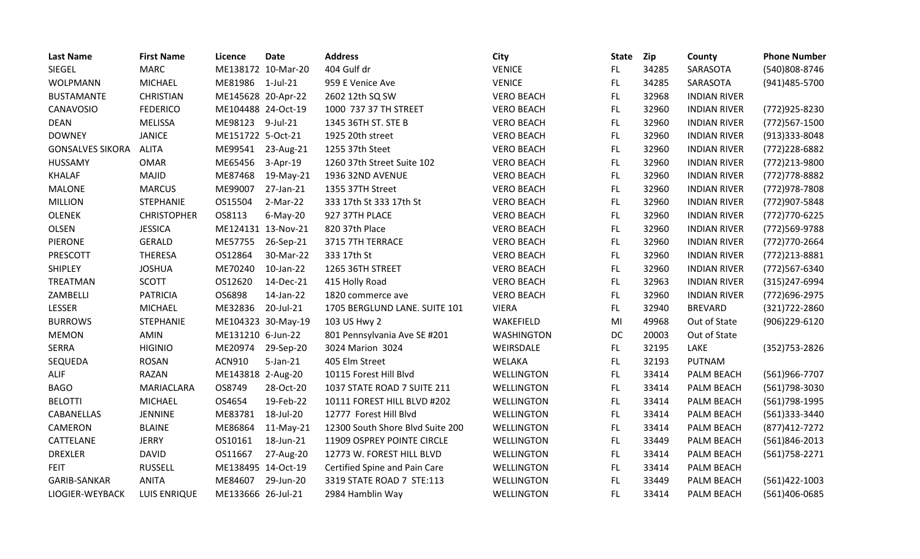| Last Name | First Name | Licence | Date | Address | City | State | Zip | County | Phone Number |
|---|---|---|---|---|---|---|---|---|---|
| SIEGEL | MARC | ME138172 | 10-Mar-20 | 404 Gulf dr | VENICE | FL | 34285 | SARASOTA | (540)808-8746 |
| WOLPMANN | MICHAEL | ME81986 | 1-Jul-21 | 959 E Venice Ave | VENICE | FL | 34285 | SARASOTA | (941)485-5700 |
| BUSTAMANTE | CHRISTIAN | ME145628 | 20-Apr-22 | 2602 12th SQ SW | VERO BEACH | FL | 32968 | INDIAN RIVER | |
| CANAVOSIO | FEDERICO | ME104488 | 24-Oct-19 | 1000 737 37 TH STREET | VERO BEACH | FL | 32960 | INDIAN RIVER | (772)925-8230 |
| DEAN | MELISSA | ME98123 | 9-Jul-21 | 1345 36TH ST. STE B | VERO BEACH | FL | 32960 | INDIAN RIVER | (772)567-1500 |
| DOWNEY | JANICE | ME151722 | 5-Oct-21 | 1925 20th street | VERO BEACH | FL | 32960 | INDIAN RIVER | (913)333-8048 |
| GONSALVES SIKORA | ALITA | ME99541 | 23-Aug-21 | 1255 37th Steet | VERO BEACH | FL | 32960 | INDIAN RIVER | (772)228-6882 |
| HUSSAMY | OMAR | ME65456 | 3-Apr-19 | 1260 37th Street Suite 102 | VERO BEACH | FL | 32960 | INDIAN RIVER | (772)213-9800 |
| KHALAF | MAJID | ME87468 | 19-May-21 | 1936 32ND AVENUE | VERO BEACH | FL | 32960 | INDIAN RIVER | (772)778-8882 |
| MALONE | MARCUS | ME99007 | 27-Jan-21 | 1355 37TH Street | VERO BEACH | FL | 32960 | INDIAN RIVER | (772)978-7808 |
| MILLION | STEPHANIE | OS15504 | 2-Mar-22 | 333 17th St 333 17th St | VERO BEACH | FL | 32960 | INDIAN RIVER | (772)907-5848 |
| OLENEK | CHRISTOPHER | OS8113 | 6-May-20 | 927 37TH PLACE | VERO BEACH | FL | 32960 | INDIAN RIVER | (772)770-6225 |
| OLSEN | JESSICA | ME124131 | 13-Nov-21 | 820 37th Place | VERO BEACH | FL | 32960 | INDIAN RIVER | (772)569-9788 |
| PIERONE | GERALD | ME57755 | 26-Sep-21 | 3715 7TH TERRACE | VERO BEACH | FL | 32960 | INDIAN RIVER | (772)770-2664 |
| PRESCOTT | THERESA | OS12864 | 30-Mar-22 | 333 17th St | VERO BEACH | FL | 32960 | INDIAN RIVER | (772)213-8881 |
| SHIPLEY | JOSHUA | ME70240 | 10-Jan-22 | 1265 36TH STREET | VERO BEACH | FL | 32960 | INDIAN RIVER | (772)567-6340 |
| TREATMAN | SCOTT | OS12620 | 14-Dec-21 | 415 Holly Road | VERO BEACH | FL | 32963 | INDIAN RIVER | (315)247-6994 |
| ZAMBELLI | PATRICIA | OS6898 | 14-Jan-22 | 1820 commerce ave | VERO BEACH | FL | 32960 | INDIAN RIVER | (772)696-2975 |
| LESSER | MICHAEL | ME32836 | 20-Jul-21 | 1705 BERGLUND LANE. SUITE 101 | VIERA | FL | 32940 | BREVARD | (321)722-2860 |
| BURROWS | STEPHANIE | ME104323 | 30-May-19 | 103 US Hwy 2 | WAKEFIELD | MI | 49968 | Out of State | (906)229-6120 |
| MEMON | AMIN | ME131210 | 6-Jun-22 | 801 Pennsylvania Ave SE #201 | WASHINGTON | DC | 20003 | Out of State | |
| SERRA | HIGINIO | ME20974 | 29-Sep-20 | 3024 Marion 3024 | WEIRSDALE | FL | 32195 | LAKE | (352)753-2826 |
| SEQUEDA | ROSAN | ACN910 | 5-Jan-21 | 405 Elm Street | WELAKA | FL | 32193 | PUTNAM | |
| ALIF | RAZAN | ME143818 | 2-Aug-20 | 10115 Forest Hill Blvd | WELLINGTON | FL | 33414 | PALM BEACH | (561)966-7707 |
| BAGO | MARIACLARA | OS8749 | 28-Oct-20 | 1037 STATE ROAD 7 SUITE 211 | WELLINGTON | FL | 33414 | PALM BEACH | (561)798-3030 |
| BELOTTI | MICHAEL | OS4654 | 19-Feb-22 | 10111 FOREST HILL BLVD #202 | WELLINGTON | FL | 33414 | PALM BEACH | (561)798-1995 |
| CABANELLAS | JENNINE | ME83781 | 18-Jul-20 | 12777 Forest Hill Blvd | WELLINGTON | FL | 33414 | PALM BEACH | (561)333-3440 |
| CAMERON | BLAINE | ME86864 | 11-May-21 | 12300 South Shore Blvd Suite 200 | WELLINGTON | FL | 33414 | PALM BEACH | (877)412-7272 |
| CATTELANE | JERRY | OS10161 | 18-Jun-21 | 11909 OSPREY POINTE CIRCLE | WELLINGTON | FL | 33449 | PALM BEACH | (561)846-2013 |
| DREXLER | DAVID | OS11667 | 27-Aug-20 | 12773 W. FOREST HILL BLVD | WELLINGTON | FL | 33414 | PALM BEACH | (561)758-2271 |
| FEIT | RUSSELL | ME138495 | 14-Oct-19 | Certified Spine and Pain Care | WELLINGTON | FL | 33414 | PALM BEACH | |
| GARIB-SANKAR | ANITA | ME84607 | 29-Jun-20 | 3319 STATE ROAD 7 STE:113 | WELLINGTON | FL | 33449 | PALM BEACH | (561)422-1003 |
| LIOGIER-WEYBACK | LUIS ENRIQUE | ME133666 | 26-Jul-21 | 2984 Hamblin Way | WELLINGTON | FL | 33414 | PALM BEACH | (561)406-0685 |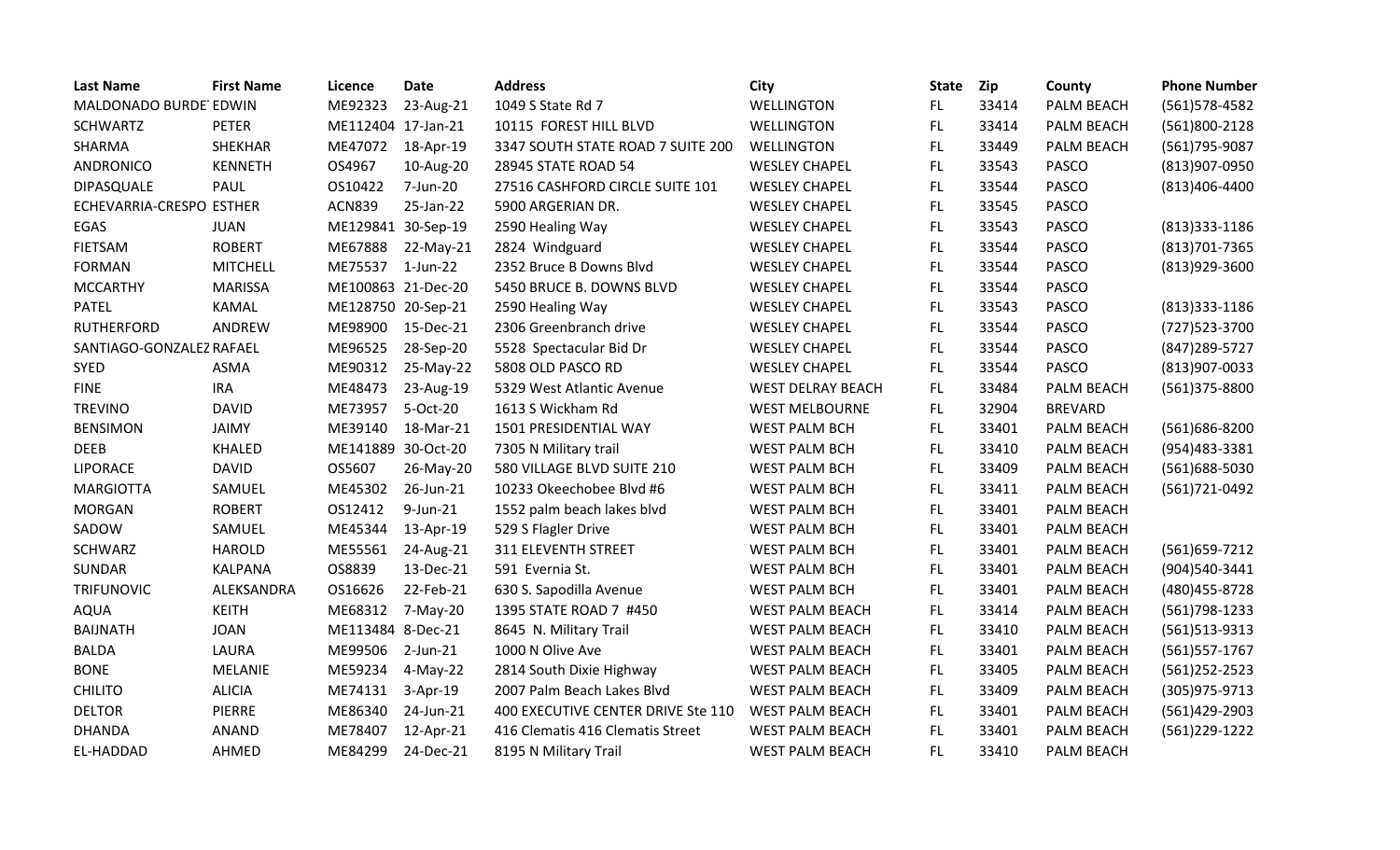| Last Name | First Name | Licence | Date | Address | City | State | Zip | County | Phone Number |
|---|---|---|---|---|---|---|---|---|---|
| MALDONADO BURDE | EDWIN | ME92323 | 23-Aug-21 | 1049 S State Rd 7 | WELLINGTON | FL | 33414 | PALM BEACH | (561)578-4582 |
| SCHWARTZ | PETER | ME112404 | 17-Jan-21 | 10115 FOREST HILL BLVD | WELLINGTON | FL | 33414 | PALM BEACH | (561)800-2128 |
| SHARMA | SHEKHAR | ME47072 | 18-Apr-19 | 3347 SOUTH STATE ROAD 7 SUITE 200 | WELLINGTON | FL | 33449 | PALM BEACH | (561)795-9087 |
| ANDRONICO | KENNETH | OS4967 | 10-Aug-20 | 28945 STATE ROAD 54 | WESLEY CHAPEL | FL | 33543 | PASCO | (813)907-0950 |
| DIPASQUALE | PAUL | OS10422 | 7-Jun-20 | 27516 CASHFORD CIRCLE SUITE 101 | WESLEY CHAPEL | FL | 33544 | PASCO | (813)406-4400 |
| ECHEVARRIA-CRESPO | ESTHER | ACN839 | 25-Jan-22 | 5900 ARGERIAN DR. | WESLEY CHAPEL | FL | 33545 | PASCO | |
| EGAS | JUAN | ME129841 | 30-Sep-19 | 2590 Healing Way | WESLEY CHAPEL | FL | 33543 | PASCO | (813)333-1186 |
| FIETSAM | ROBERT | ME67888 | 22-May-21 | 2824 Windguard | WESLEY CHAPEL | FL | 33544 | PASCO | (813)701-7365 |
| FORMAN | MITCHELL | ME75537 | 1-Jun-22 | 2352 Bruce B Downs Blvd | WESLEY CHAPEL | FL | 33544 | PASCO | (813)929-3600 |
| MCCARTHY | MARISSA | ME100863 | 21-Dec-20 | 5450 BRUCE B. DOWNS BLVD | WESLEY CHAPEL | FL | 33544 | PASCO | |
| PATEL | KAMAL | ME128750 | 20-Sep-21 | 2590 Healing Way | WESLEY CHAPEL | FL | 33543 | PASCO | (813)333-1186 |
| RUTHERFORD | ANDREW | ME98900 | 15-Dec-21 | 2306 Greenbranch drive | WESLEY CHAPEL | FL | 33544 | PASCO | (727)523-3700 |
| SANTIAGO-GONZALEZ | RAFAEL | ME96525 | 28-Sep-20 | 5528 Spectacular Bid Dr | WESLEY CHAPEL | FL | 33544 | PASCO | (847)289-5727 |
| SYED | ASMA | ME90312 | 25-May-22 | 5808 OLD PASCO RD | WESLEY CHAPEL | FL | 33544 | PASCO | (813)907-0033 |
| FINE | IRA | ME48473 | 23-Aug-19 | 5329 West Atlantic Avenue | WEST DELRAY BEACH | FL | 33484 | PALM BEACH | (561)375-8800 |
| TREVINO | DAVID | ME73957 | 5-Oct-20 | 1613 S Wickham Rd | WEST MELBOURNE | FL | 32904 | BREVARD | |
| BENSIMON | JAIMY | ME39140 | 18-Mar-21 | 1501 PRESIDENTIAL WAY | WEST PALM BCH | FL | 33401 | PALM BEACH | (561)686-8200 |
| DEEB | KHALED | ME141889 | 30-Oct-20 | 7305 N Military trail | WEST PALM BCH | FL | 33410 | PALM BEACH | (954)483-3381 |
| LIPORACE | DAVID | OS5607 | 26-May-20 | 580 VILLAGE BLVD SUITE 210 | WEST PALM BCH | FL | 33409 | PALM BEACH | (561)688-5030 |
| MARGIOTTA | SAMUEL | ME45302 | 26-Jun-21 | 10233 Okeechobee Blvd #6 | WEST PALM BCH | FL | 33411 | PALM BEACH | (561)721-0492 |
| MORGAN | ROBERT | OS12412 | 9-Jun-21 | 1552 palm beach lakes blvd | WEST PALM BCH | FL | 33401 | PALM BEACH | |
| SADOW | SAMUEL | ME45344 | 13-Apr-19 | 529 S Flagler Drive | WEST PALM BCH | FL | 33401 | PALM BEACH | |
| SCHWARZ | HAROLD | ME55561 | 24-Aug-21 | 311 ELEVENTH STREET | WEST PALM BCH | FL | 33401 | PALM BEACH | (561)659-7212 |
| SUNDAR | KALPANA | OS8839 | 13-Dec-21 | 591 Evernia St. | WEST PALM BCH | FL | 33401 | PALM BEACH | (904)540-3441 |
| TRIFUNOVIC | ALEKSANDRA | OS16626 | 22-Feb-21 | 630 S. Sapodilla Avenue | WEST PALM BCH | FL | 33401 | PALM BEACH | (480)455-8728 |
| AQUA | KEITH | ME68312 | 7-May-20 | 1395 STATE ROAD 7 #450 | WEST PALM BEACH | FL | 33414 | PALM BEACH | (561)798-1233 |
| BAIJNATH | JOAN | ME113484 | 8-Dec-21 | 8645 N. Military Trail | WEST PALM BEACH | FL | 33410 | PALM BEACH | (561)513-9313 |
| BALDA | LAURA | ME99506 | 2-Jun-21 | 1000 N Olive Ave | WEST PALM BEACH | FL | 33401 | PALM BEACH | (561)557-1767 |
| BONE | MELANIE | ME59234 | 4-May-22 | 2814 South Dixie Highway | WEST PALM BEACH | FL | 33405 | PALM BEACH | (561)252-2523 |
| CHILITO | ALICIA | ME74131 | 3-Apr-19 | 2007 Palm Beach Lakes Blvd | WEST PALM BEACH | FL | 33409 | PALM BEACH | (305)975-9713 |
| DELTOR | PIERRE | ME86340 | 24-Jun-21 | 400 EXECUTIVE CENTER DRIVE Ste 110 | WEST PALM BEACH | FL | 33401 | PALM BEACH | (561)429-2903 |
| DHANDA | ANAND | ME78407 | 12-Apr-21 | 416 Clematis 416 Clematis Street | WEST PALM BEACH | FL | 33401 | PALM BEACH | (561)229-1222 |
| EL-HADDAD | AHMED | ME84299 | 24-Dec-21 | 8195 N Military Trail | WEST PALM BEACH | FL | 33410 | PALM BEACH | |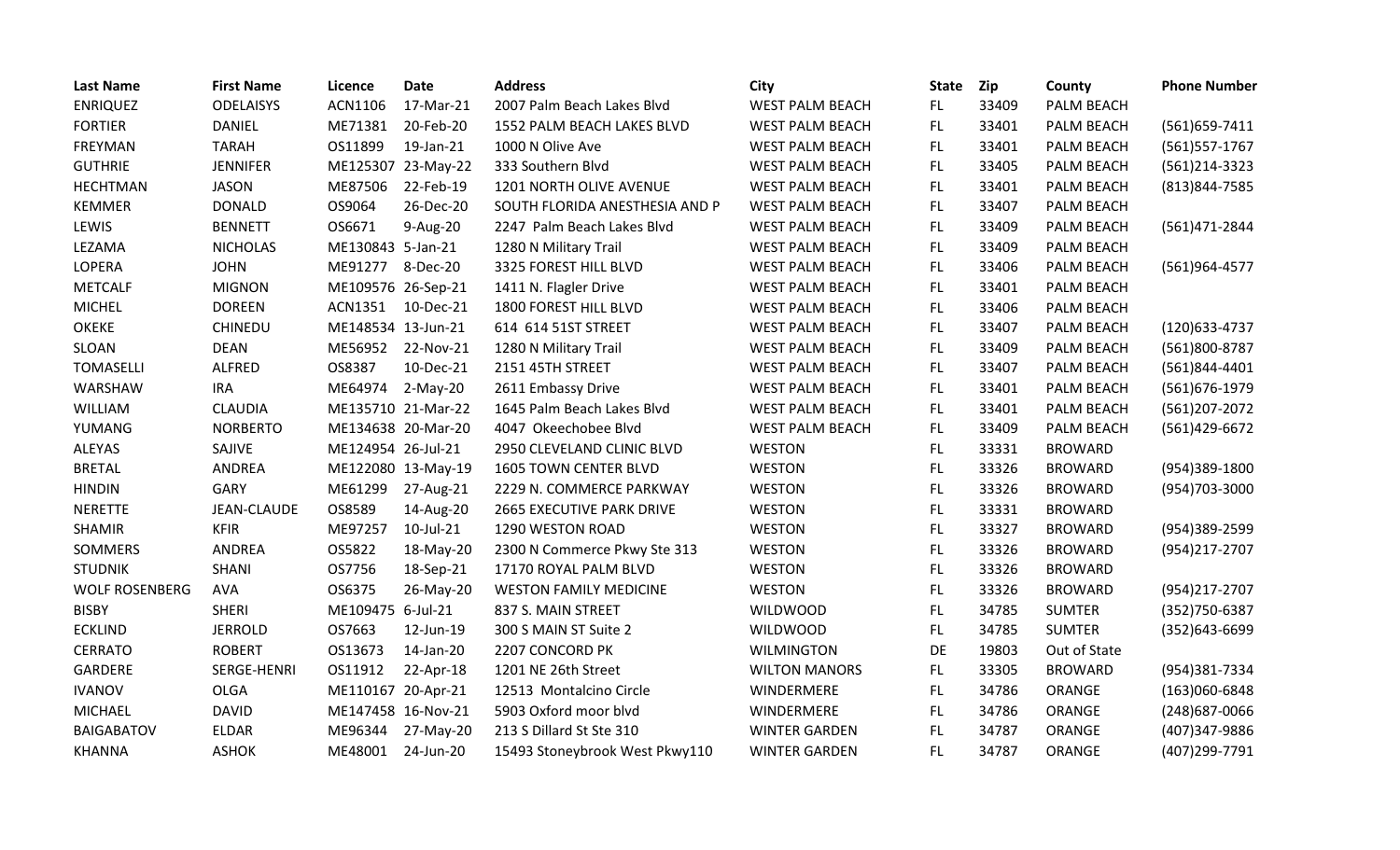| Last Name | First Name | Licence | Date | Address | City | State | Zip | County | Phone Number |
|---|---|---|---|---|---|---|---|---|---|
| ENRIQUEZ | ODELAISYS | ACN1106 | 17-Mar-21 | 2007 Palm Beach Lakes Blvd | WEST PALM BEACH | FL | 33409 | PALM BEACH | |
| FORTIER | DANIEL | ME71381 | 20-Feb-20 | 1552 PALM BEACH LAKES BLVD | WEST PALM BEACH | FL | 33401 | PALM BEACH | (561)659-7411 |
| FREYMAN | TARAH | OS11899 | 19-Jan-21 | 1000 N Olive Ave | WEST PALM BEACH | FL | 33401 | PALM BEACH | (561)557-1767 |
| GUTHRIE | JENNIFER | ME125307 | 23-May-22 | 333 Southern Blvd | WEST PALM BEACH | FL | 33405 | PALM BEACH | (561)214-3323 |
| HECHTMAN | JASON | ME87506 | 22-Feb-19 | 1201 NORTH OLIVE AVENUE | WEST PALM BEACH | FL | 33401 | PALM BEACH | (813)844-7585 |
| KEMMER | DONALD | OS9064 | 26-Dec-20 | SOUTH FLORIDA ANESTHESIA AND P | WEST PALM BEACH | FL | 33407 | PALM BEACH | |
| LEWIS | BENNETT | OS6671 | 9-Aug-20 | 2247 Palm Beach Lakes Blvd | WEST PALM BEACH | FL | 33409 | PALM BEACH | (561)471-2844 |
| LEZAMA | NICHOLAS | ME130843 | 5-Jan-21 | 1280 N Military Trail | WEST PALM BEACH | FL | 33409 | PALM BEACH | |
| LOPERA | JOHN | ME91277 | 8-Dec-20 | 3325 FOREST HILL BLVD | WEST PALM BEACH | FL | 33406 | PALM BEACH | (561)964-4577 |
| METCALF | MIGNON | ME109576 | 26-Sep-21 | 1411 N. Flagler Drive | WEST PALM BEACH | FL | 33401 | PALM BEACH | |
| MICHEL | DOREEN | ACN1351 | 10-Dec-21 | 1800 FOREST HILL BLVD | WEST PALM BEACH | FL | 33406 | PALM BEACH | |
| OKEKE | CHINEDU | ME148534 | 13-Jun-21 | 614 614 51ST STREET | WEST PALM BEACH | FL | 33407 | PALM BEACH | (120)633-4737 |
| SLOAN | DEAN | ME56952 | 22-Nov-21 | 1280 N Military Trail | WEST PALM BEACH | FL | 33409 | PALM BEACH | (561)800-8787 |
| TOMASELLI | ALFRED | OS8387 | 10-Dec-21 | 2151 45TH STREET | WEST PALM BEACH | FL | 33407 | PALM BEACH | (561)844-4401 |
| WARSHAW | IRA | ME64974 | 2-May-20 | 2611 Embassy Drive | WEST PALM BEACH | FL | 33401 | PALM BEACH | (561)676-1979 |
| WILLIAM | CLAUDIA | ME135710 | 21-Mar-22 | 1645 Palm Beach Lakes Blvd | WEST PALM BEACH | FL | 33401 | PALM BEACH | (561)207-2072 |
| YUMANG | NORBERTO | ME134638 | 20-Mar-20 | 4047 Okeechobee Blvd | WEST PALM BEACH | FL | 33409 | PALM BEACH | (561)429-6672 |
| ALEYAS | SAJIVE | ME124954 | 26-Jul-21 | 2950 CLEVELAND CLINIC BLVD | WESTON | FL | 33331 | BROWARD | |
| BRETAL | ANDREA | ME122080 | 13-May-19 | 1605 TOWN CENTER BLVD | WESTON | FL | 33326 | BROWARD | (954)389-1800 |
| HINDIN | GARY | ME61299 | 27-Aug-21 | 2229 N. COMMERCE PARKWAY | WESTON | FL | 33326 | BROWARD | (954)703-3000 |
| NERETTE | JEAN-CLAUDE | OS8589 | 14-Aug-20 | 2665 EXECUTIVE PARK DRIVE | WESTON | FL | 33331 | BROWARD | |
| SHAMIR | KFIR | ME97257 | 10-Jul-21 | 1290 WESTON ROAD | WESTON | FL | 33327 | BROWARD | (954)389-2599 |
| SOMMERS | ANDREA | OS5822 | 18-May-20 | 2300 N Commerce Pkwy Ste 313 | WESTON | FL | 33326 | BROWARD | (954)217-2707 |
| STUDNIK | SHANI | OS7756 | 18-Sep-21 | 17170 ROYAL PALM BLVD | WESTON | FL | 33326 | BROWARD | |
| WOLF ROSENBERG | AVA | OS6375 | 26-May-20 | WESTON FAMILY MEDICINE | WESTON | FL | 33326 | BROWARD | (954)217-2707 |
| BISBY | SHERI | ME109475 | 6-Jul-21 | 837 S. MAIN STREET | WILDWOOD | FL | 34785 | SUMTER | (352)750-6387 |
| ECKLIND | JERROLD | OS7663 | 12-Jun-19 | 300 S MAIN ST Suite 2 | WILDWOOD | FL | 34785 | SUMTER | (352)643-6699 |
| CERRATO | ROBERT | OS13673 | 14-Jan-20 | 2207 CONCORD PK | WILMINGTON | DE | 19803 | Out of State | |
| GARDERE | SERGE-HENRI | OS11912 | 22-Apr-18 | 1201 NE 26th Street | WILTON MANORS | FL | 33305 | BROWARD | (954)381-7334 |
| IVANOV | OLGA | ME110167 | 20-Apr-21 | 12513 Montalcino Circle | WINDERMERE | FL | 34786 | ORANGE | (163)060-6848 |
| MICHAEL | DAVID | ME147458 | 16-Nov-21 | 5903 Oxford moor blvd | WINDERMERE | FL | 34786 | ORANGE | (248)687-0066 |
| BAIGABATOV | ELDAR | ME96344 | 27-May-20 | 213 S Dillard St Ste 310 | WINTER GARDEN | FL | 34787 | ORANGE | (407)347-9886 |
| KHANNA | ASHOK | ME48001 | 24-Jun-20 | 15493 Stoneybrook West Pkwy110 | WINTER GARDEN | FL | 34787 | ORANGE | (407)299-7791 |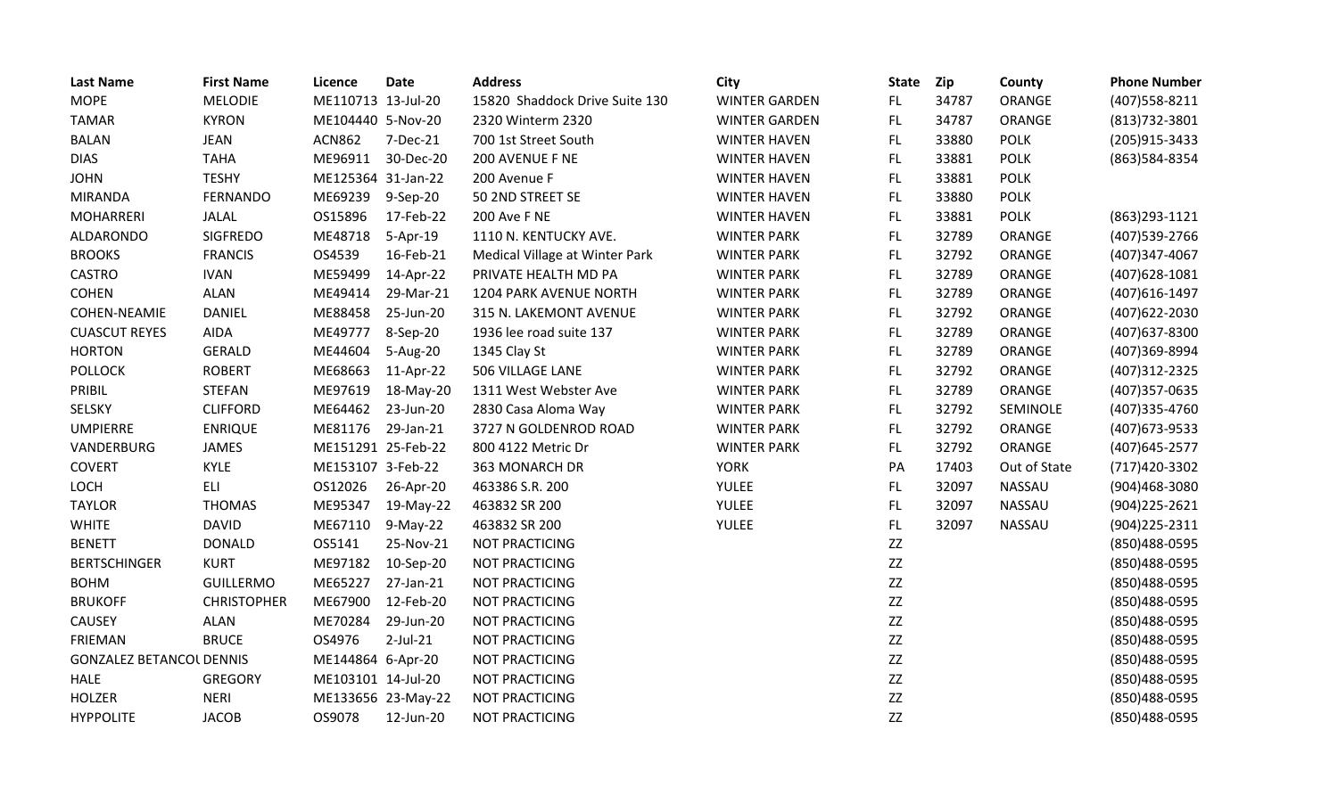| Last Name | First Name | Licence | Date | Address | City | State | Zip | County | Phone Number |
|---|---|---|---|---|---|---|---|---|---|
| MOPE | MELODIE | ME110713 | 13-Jul-20 | 15820 Shaddock Drive Suite 130 | WINTER GARDEN | FL | 34787 | ORANGE | (407)558-8211 |
| TAMAR | KYRON | ME104440 | 5-Nov-20 | 2320 Winterm 2320 | WINTER GARDEN | FL | 34787 | ORANGE | (813)732-3801 |
| BALAN | JEAN | ACN862 | 7-Dec-21 | 700 1st Street South | WINTER HAVEN | FL | 33880 | POLK | (205)915-3433 |
| DIAS | TAHA | ME96911 | 30-Dec-20 | 200 AVENUE F NE | WINTER HAVEN | FL | 33881 | POLK | (863)584-8354 |
| JOHN | TESHY | ME125364 | 31-Jan-22 | 200 Avenue F | WINTER HAVEN | FL | 33881 | POLK | |
| MIRANDA | FERNANDO | ME69239 | 9-Sep-20 | 50 2ND STREET SE | WINTER HAVEN | FL | 33880 | POLK | |
| MOHARRERI | JALAL | OS15896 | 17-Feb-22 | 200 Ave F NE | WINTER HAVEN | FL | 33881 | POLK | (863)293-1121 |
| ALDARONDO | SIGFREDO | ME48718 | 5-Apr-19 | 1110 N. KENTUCKY AVE. | WINTER PARK | FL | 32789 | ORANGE | (407)539-2766 |
| BROOKS | FRANCIS | OS4539 | 16-Feb-21 | Medical Village at Winter Park | WINTER PARK | FL | 32792 | ORANGE | (407)347-4067 |
| CASTRO | IVAN | ME59499 | 14-Apr-22 | PRIVATE HEALTH MD PA | WINTER PARK | FL | 32789 | ORANGE | (407)628-1081 |
| COHEN | ALAN | ME49414 | 29-Mar-21 | 1204 PARK AVENUE NORTH | WINTER PARK | FL | 32789 | ORANGE | (407)616-1497 |
| COHEN-NEAMIE | DANIEL | ME88458 | 25-Jun-20 | 315 N. LAKEMONT AVENUE | WINTER PARK | FL | 32792 | ORANGE | (407)622-2030 |
| CUASCUT REYES | AIDA | ME49777 | 8-Sep-20 | 1936 lee road suite 137 | WINTER PARK | FL | 32789 | ORANGE | (407)637-8300 |
| HORTON | GERALD | ME44604 | 5-Aug-20 | 1345 Clay St | WINTER PARK | FL | 32789 | ORANGE | (407)369-8994 |
| POLLOCK | ROBERT | ME68663 | 11-Apr-22 | 506 VILLAGE LANE | WINTER PARK | FL | 32792 | ORANGE | (407)312-2325 |
| PRIBIL | STEFAN | ME97619 | 18-May-20 | 1311 West Webster Ave | WINTER PARK | FL | 32789 | ORANGE | (407)357-0635 |
| SELSKY | CLIFFORD | ME64462 | 23-Jun-20 | 2830 Casa Aloma Way | WINTER PARK | FL | 32792 | SEMINOLE | (407)335-4760 |
| UMPIERRE | ENRIQUE | ME81176 | 29-Jan-21 | 3727 N GOLDENROD ROAD | WINTER PARK | FL | 32792 | ORANGE | (407)673-9533 |
| VANDERBURG | JAMES | ME151291 | 25-Feb-22 | 800 4122 Metric Dr | WINTER PARK | FL | 32792 | ORANGE | (407)645-2577 |
| COVERT | KYLE | ME153107 | 3-Feb-22 | 363 MONARCH DR | YORK | PA | 17403 | Out of State | (717)420-3302 |
| LOCH | ELI | OS12026 | 26-Apr-20 | 463386 S.R. 200 | YULEE | FL | 32097 | NASSAU | (904)468-3080 |
| TAYLOR | THOMAS | ME95347 | 19-May-22 | 463832 SR 200 | YULEE | FL | 32097 | NASSAU | (904)225-2621 |
| WHITE | DAVID | ME67110 | 9-May-22 | 463832 SR 200 | YULEE | FL | 32097 | NASSAU | (904)225-2311 |
| BENETT | DONALD | OS5141 | 25-Nov-21 | NOT PRACTICING | | ZZ | | | (850)488-0595 |
| BERTSCHINGER | KURT | ME97182 | 10-Sep-20 | NOT PRACTICING | | ZZ | | | (850)488-0595 |
| BOHM | GUILLERMO | ME65227 | 27-Jan-21 | NOT PRACTICING | | ZZ | | | (850)488-0595 |
| BRUKOFF | CHRISTOPHER | ME67900 | 12-Feb-20 | NOT PRACTICING | | ZZ | | | (850)488-0595 |
| CAUSEY | ALAN | ME70284 | 29-Jun-20 | NOT PRACTICING | | ZZ | | | (850)488-0595 |
| FRIEMAN | BRUCE | OS4976 | 2-Jul-21 | NOT PRACTICING | | ZZ | | | (850)488-0595 |
| GONZALEZ BETANCOU | DENNIS | ME144864 | 6-Apr-20 | NOT PRACTICING | | ZZ | | | (850)488-0595 |
| HALE | GREGORY | ME103101 | 14-Jul-20 | NOT PRACTICING | | ZZ | | | (850)488-0595 |
| HOLZER | NERI | ME133656 | 23-May-22 | NOT PRACTICING | | ZZ | | | (850)488-0595 |
| HYPPOLITE | JACOB | OS9078 | 12-Jun-20 | NOT PRACTICING | | ZZ | | | (850)488-0595 |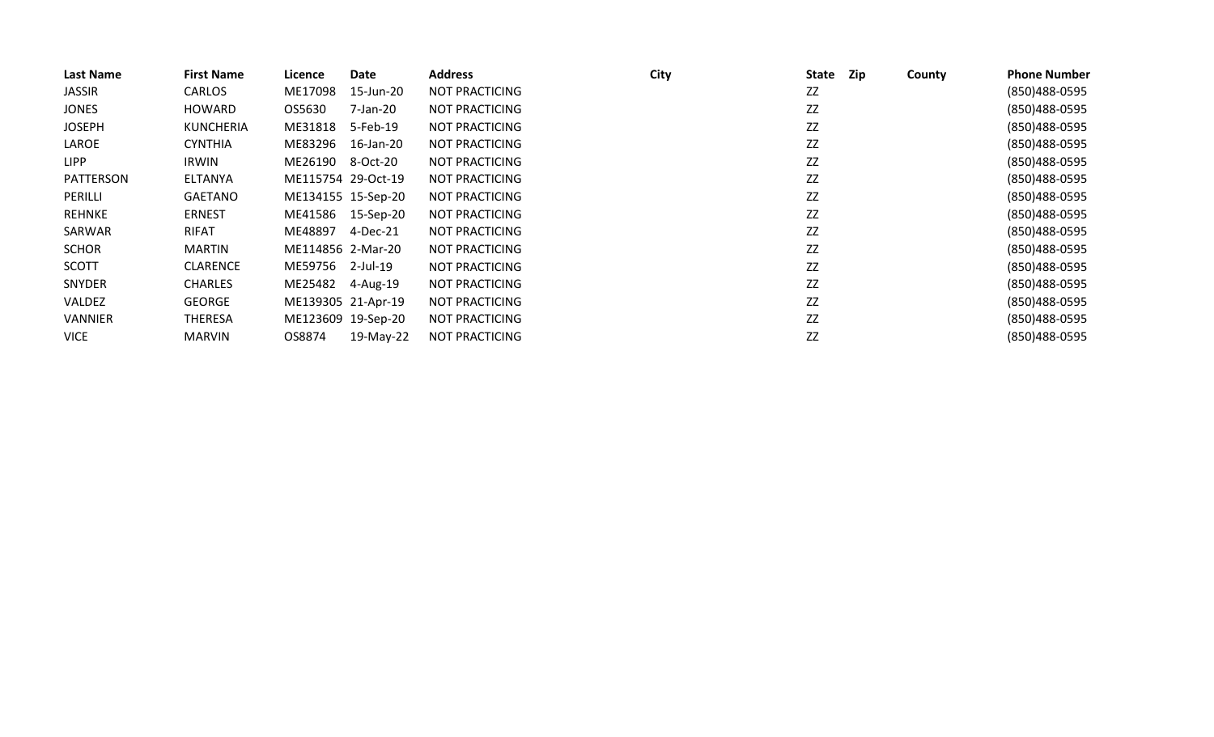| Last Name | First Name | Licence | Date | Address | City | State | Zip | County | Phone Number |
|---|---|---|---|---|---|---|---|---|---|
| JASSIR | CARLOS | ME17098 | 15-Jun-20 | NOT PRACTICING | | ZZ | | | (850)488-0595 |
| JONES | HOWARD | OS5630 | 7-Jan-20 | NOT PRACTICING | | ZZ | | | (850)488-0595 |
| JOSEPH | KUNCHERIA | ME31818 | 5-Feb-19 | NOT PRACTICING | | ZZ | | | (850)488-0595 |
| LAROE | CYNTHIA | ME83296 | 16-Jan-20 | NOT PRACTICING | | ZZ | | | (850)488-0595 |
| LIPP | IRWIN | ME26190 | 8-Oct-20 | NOT PRACTICING | | ZZ | | | (850)488-0595 |
| PATTERSON | ELTANYA | ME115754 | 29-Oct-19 | NOT PRACTICING | | ZZ | | | (850)488-0595 |
| PERILLI | GAETANO | ME134155 | 15-Sep-20 | NOT PRACTICING | | ZZ | | | (850)488-0595 |
| REHNKE | ERNEST | ME41586 | 15-Sep-20 | NOT PRACTICING | | ZZ | | | (850)488-0595 |
| SARWAR | RIFAT | ME48897 | 4-Dec-21 | NOT PRACTICING | | ZZ | | | (850)488-0595 |
| SCHOR | MARTIN | ME114856 | 2-Mar-20 | NOT PRACTICING | | ZZ | | | (850)488-0595 |
| SCOTT | CLARENCE | ME59756 | 2-Jul-19 | NOT PRACTICING | | ZZ | | | (850)488-0595 |
| SNYDER | CHARLES | ME25482 | 4-Aug-19 | NOT PRACTICING | | ZZ | | | (850)488-0595 |
| VALDEZ | GEORGE | ME139305 | 21-Apr-19 | NOT PRACTICING | | ZZ | | | (850)488-0595 |
| VANNIER | THERESA | ME123609 | 19-Sep-20 | NOT PRACTICING | | ZZ | | | (850)488-0595 |
| VICE | MARVIN | OS8874 | 19-May-22 | NOT PRACTICING | | ZZ | | | (850)488-0595 |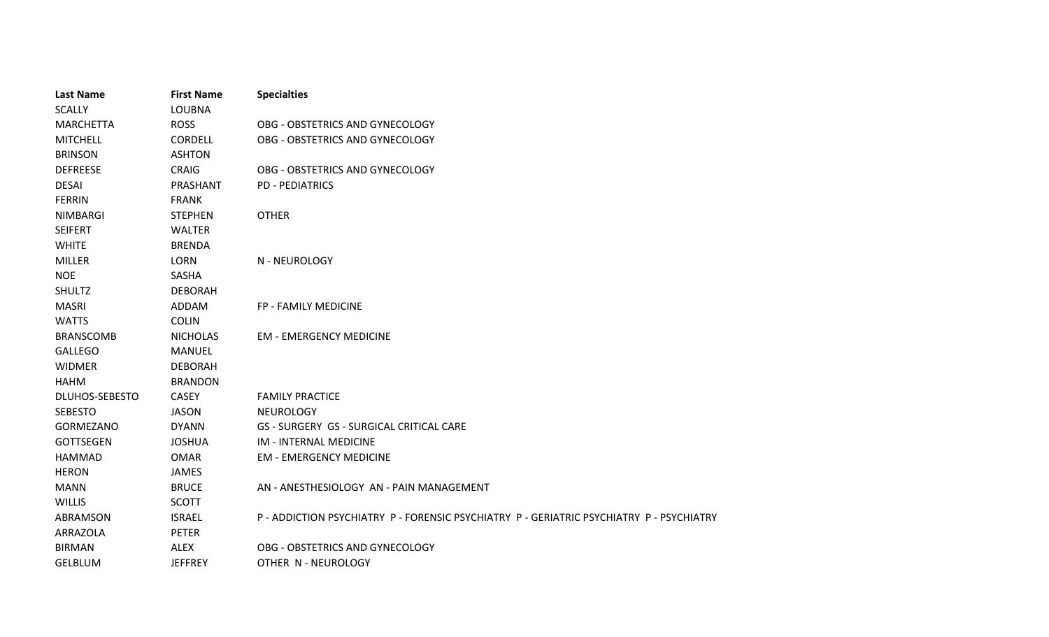| Last Name | First Name | Specialties |
| --- | --- | --- |
| SCALLY | LOUBNA | |
| MARCHETTA | ROSS | OBG - OBSTETRICS AND GYNECOLOGY |
| MITCHELL | CORDELL | OBG - OBSTETRICS AND GYNECOLOGY |
| BRINSON | ASHTON | |
| DEFREESE | CRAIG | OBG - OBSTETRICS AND GYNECOLOGY |
| DESAI | PRASHANT | PD - PEDIATRICS |
| FERRIN | FRANK | |
| NIMBARGI | STEPHEN | OTHER |
| SEIFERT | WALTER | |
| WHITE | BRENDA | |
| MILLER | LORN | N - NEUROLOGY |
| NOE | SASHA | |
| SHULTZ | DEBORAH | |
| MASRI | ADDAM | FP - FAMILY MEDICINE |
| WATTS | COLIN | |
| BRANSCOMB | NICHOLAS | EM - EMERGENCY MEDICINE |
| GALLEGO | MANUEL | |
| WIDMER | DEBORAH | |
| HAHM | BRANDON | |
| DLUHOS-SEBESTO | CASEY | FAMILY PRACTICE |
| SEBESTO | JASON | NEUROLOGY |
| GORMEZANO | DYANN | GS - SURGERY GS - SURGICAL CRITICAL CARE |
| GOTTSEGEN | JOSHUA | IM - INTERNAL MEDICINE |
| HAMMAD | OMAR | EM - EMERGENCY MEDICINE |
| HERON | JAMES | |
| MANN | BRUCE | AN - ANESTHESIOLOGY AN - PAIN MANAGEMENT |
| WILLIS | SCOTT | |
| ABRAMSON | ISRAEL | P - ADDICTION PSYCHIATRY P - FORENSIC PSYCHIATRY P - GERIATRIC PSYCHIATRY P - PSYCHIATRY |
| ARRAZOLA | PETER | |
| BIRMAN | ALEX | OBG - OBSTETRICS AND GYNECOLOGY |
| GELBLUM | JEFFREY | OTHER N - NEUROLOGY |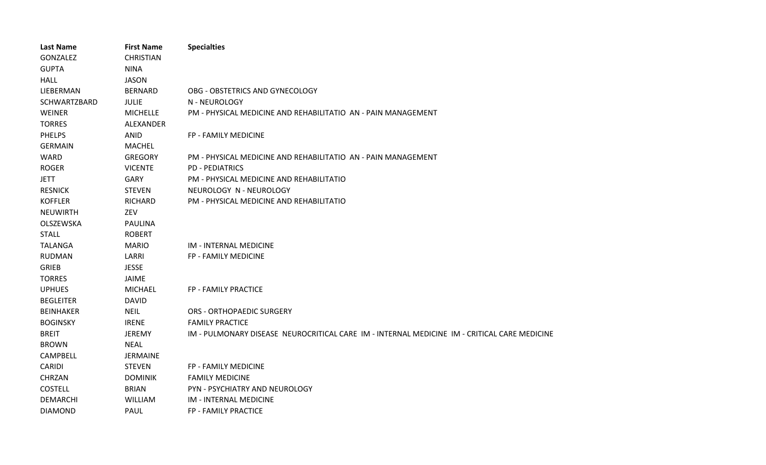| Last Name | First Name | Specialties |
| --- | --- | --- |
| GONZALEZ | CHRISTIAN | |
| GUPTA | NINA | |
| HALL | JASON | |
| LIEBERMAN | BERNARD | OBG - OBSTETRICS AND GYNECOLOGY |
| SCHWARTZBARD | JULIE | N - NEUROLOGY |
| WEINER | MICHELLE | PM - PHYSICAL MEDICINE AND REHABILITATIO AN - PAIN MANAGEMENT |
| TORRES | ALEXANDER | |
| PHELPS | ANID | FP - FAMILY MEDICINE |
| GERMAIN | MACHEL | |
| WARD | GREGORY | PM - PHYSICAL MEDICINE AND REHABILITATIO AN - PAIN MANAGEMENT |
| ROGER | VICENTE | PD - PEDIATRICS |
| JETT | GARY | PM - PHYSICAL MEDICINE AND REHABILITATIO |
| RESNICK | STEVEN | NEUROLOGY N - NEUROLOGY |
| KOFFLER | RICHARD | PM - PHYSICAL MEDICINE AND REHABILITATIO |
| NEUWIRTH | ZEV | |
| OLSZEWSKA | PAULINA | |
| STALL | ROBERT | |
| TALANGA | MARIO | IM - INTERNAL MEDICINE |
| RUDMAN | LARRI | FP - FAMILY MEDICINE |
| GRIEB | JESSE | |
| TORRES | JAIME | |
| UPHUES | MICHAEL | FP - FAMILY PRACTICE |
| BEGLEITER | DAVID | |
| BEINHAKER | NEIL | ORS - ORTHOPAEDIC SURGERY |
| BOGINSKY | IRENE | FAMILY PRACTICE |
| BREIT | JEREMY | IM - PULMONARY DISEASE NEUROCRITICAL CARE IM - INTERNAL MEDICINE IM - CRITICAL CARE MEDICINE |
| BROWN | NEAL | |
| CAMPBELL | JERMAINE | |
| CARIDI | STEVEN | FP - FAMILY MEDICINE |
| CHRZAN | DOMINIK | FAMILY MEDICINE |
| COSTELL | BRIAN | PYN - PSYCHIATRY AND NEUROLOGY |
| DEMARCHI | WILLIAM | IM - INTERNAL MEDICINE |
| DIAMOND | PAUL | FP - FAMILY PRACTICE |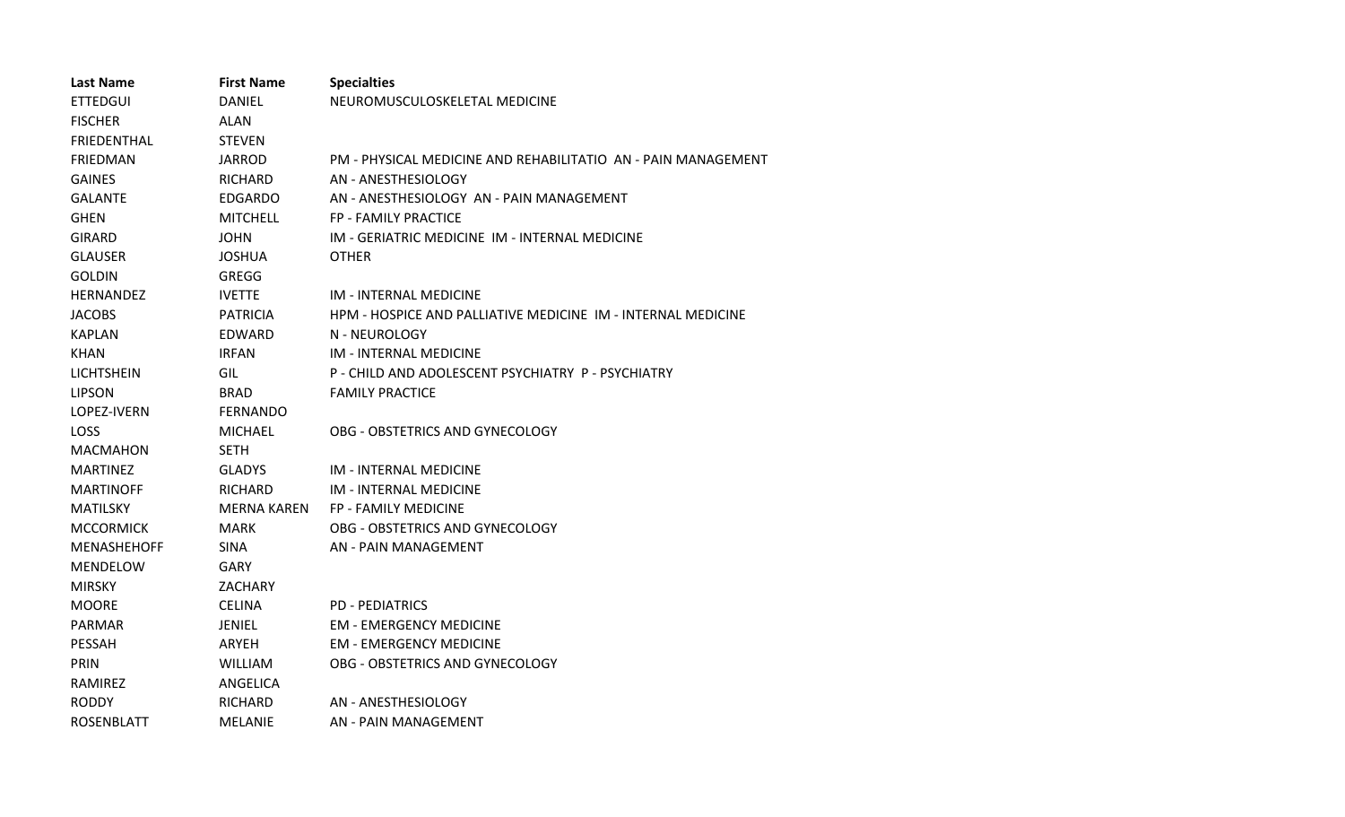| Last Name | First Name | Specialties |
| --- | --- | --- |
| ETTEDGUI | DANIEL | NEUROMUSCULOSKELETAL MEDICINE |
| FISCHER | ALAN | |
| FRIEDENTHAL | STEVEN | |
| FRIEDMAN | JARROD | PM - PHYSICAL MEDICINE AND REHABILITATIO  AN - PAIN MANAGEMENT |
| GAINES | RICHARD | AN - ANESTHESIOLOGY |
| GALANTE | EDGARDO | AN - ANESTHESIOLOGY  AN - PAIN MANAGEMENT |
| GHEN | MITCHELL | FP - FAMILY PRACTICE |
| GIRARD | JOHN | IM - GERIATRIC MEDICINE  IM - INTERNAL MEDICINE |
| GLAUSER | JOSHUA | OTHER |
| GOLDIN | GREGG | |
| HERNANDEZ | IVETTE | IM - INTERNAL MEDICINE |
| JACOBS | PATRICIA | HPM - HOSPICE AND PALLIATIVE MEDICINE  IM - INTERNAL MEDICINE |
| KAPLAN | EDWARD | N - NEUROLOGY |
| KHAN | IRFAN | IM - INTERNAL MEDICINE |
| LICHTSHEIN | GIL | P - CHILD AND ADOLESCENT PSYCHIATRY  P - PSYCHIATRY |
| LIPSON | BRAD | FAMILY PRACTICE |
| LOPEZ-IVERN | FERNANDO | |
| LOSS | MICHAEL | OBG - OBSTETRICS AND GYNECOLOGY |
| MACMAHON | SETH | |
| MARTINEZ | GLADYS | IM - INTERNAL MEDICINE |
| MARTINOFF | RICHARD | IM - INTERNAL MEDICINE |
| MATILSKY | MERNA KAREN | FP - FAMILY MEDICINE |
| MCCORMICK | MARK | OBG - OBSTETRICS AND GYNECOLOGY |
| MENASHEHOFF | SINA | AN - PAIN MANAGEMENT |
| MENDELOW | GARY | |
| MIRSKY | ZACHARY | |
| MOORE | CELINA | PD - PEDIATRICS |
| PARMAR | JENIEL | EM - EMERGENCY MEDICINE |
| PESSAH | ARYEH | EM - EMERGENCY MEDICINE |
| PRIN | WILLIAM | OBG - OBSTETRICS AND GYNECOLOGY |
| RAMIREZ | ANGELICA | |
| RODDY | RICHARD | AN - ANESTHESIOLOGY |
| ROSENBLATT | MELANIE | AN - PAIN MANAGEMENT |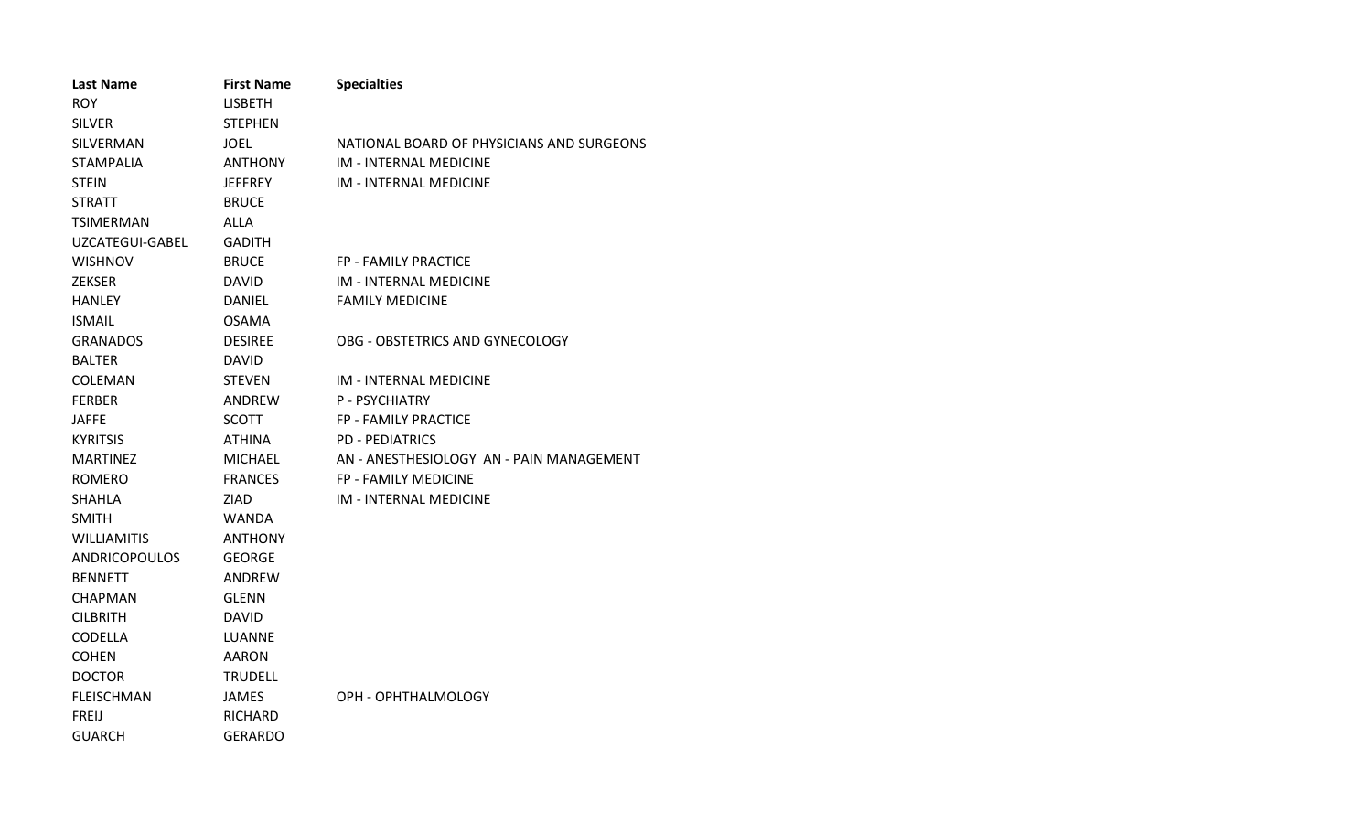| Last Name | First Name | Specialties |
| --- | --- | --- |
| ROY | LISBETH | |
| SILVER | STEPHEN | |
| SILVERMAN | JOEL | NATIONAL BOARD OF PHYSICIANS AND SURGEONS |
| STAMPALIA | ANTHONY | IM - INTERNAL MEDICINE |
| STEIN | JEFFREY | IM - INTERNAL MEDICINE |
| STRATT | BRUCE | |
| TSIMERMAN | ALLA | |
| UZCATEGUI-GABEL | GADITH | |
| WISHNOV | BRUCE | FP - FAMILY PRACTICE |
| ZEKSER | DAVID | IM - INTERNAL MEDICINE |
| HANLEY | DANIEL | FAMILY MEDICINE |
| ISMAIL | OSAMA | |
| GRANADOS | DESIREE | OBG - OBSTETRICS AND GYNECOLOGY |
| BALTER | DAVID | |
| COLEMAN | STEVEN | IM - INTERNAL MEDICINE |
| FERBER | ANDREW | P - PSYCHIATRY |
| JAFFE | SCOTT | FP - FAMILY PRACTICE |
| KYRITSIS | ATHINA | PD - PEDIATRICS |
| MARTINEZ | MICHAEL | AN - ANESTHESIOLOGY AN - PAIN MANAGEMENT |
| ROMERO | FRANCES | FP - FAMILY MEDICINE |
| SHAHLA | ZIAD | IM - INTERNAL MEDICINE |
| SMITH | WANDA | |
| WILLIAMITIS | ANTHONY | |
| ANDRICOPOULOS | GEORGE | |
| BENNETT | ANDREW | |
| CHAPMAN | GLENN | |
| CILBRITH | DAVID | |
| CODELLA | LUANNE | |
| COHEN | AARON | |
| DOCTOR | TRUDELL | |
| FLEISCHMAN | JAMES | OPH - OPHTHALMOLOGY |
| FREIJ | RICHARD | |
| GUARCH | GERARDO | |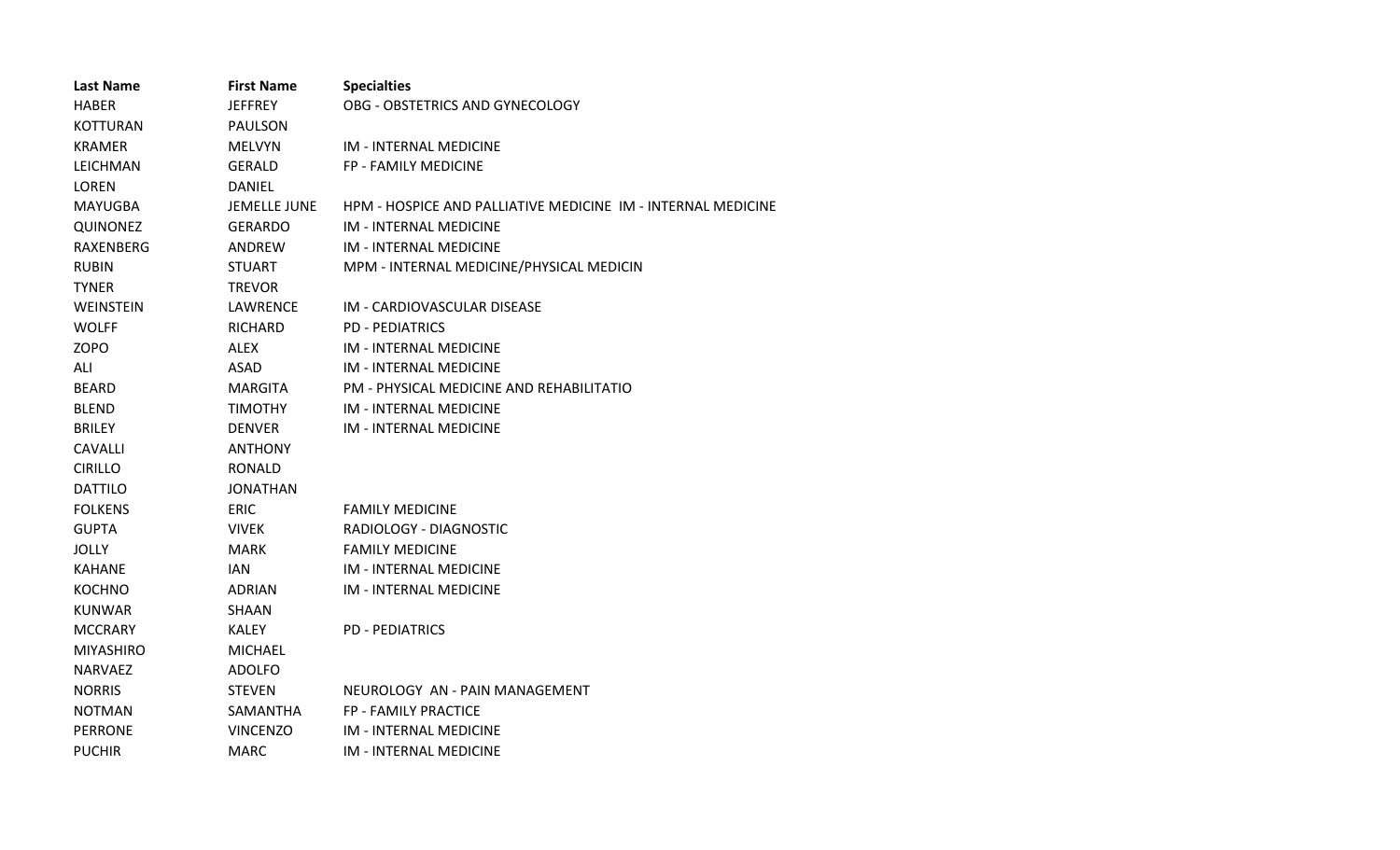| Last Name | First Name | Specialties |
|---|---|---|
| HABER | JEFFREY | OBG - OBSTETRICS AND GYNECOLOGY |
| KOTTURAN | PAULSON | |
| KRAMER | MELVYN | IM - INTERNAL MEDICINE |
| LEICHMAN | GERALD | FP - FAMILY MEDICINE |
| LOREN | DANIEL | |
| MAYUGBA | JEMELLE JUNE | HPM - HOSPICE AND PALLIATIVE MEDICINE IM - INTERNAL MEDICINE |
| QUINONEZ | GERARDO | IM - INTERNAL MEDICINE |
| RAXENBERG | ANDREW | IM - INTERNAL MEDICINE |
| RUBIN | STUART | MPM - INTERNAL MEDICINE/PHYSICAL MEDICIN |
| TYNER | TREVOR | |
| WEINSTEIN | LAWRENCE | IM - CARDIOVASCULAR DISEASE |
| WOLFF | RICHARD | PD - PEDIATRICS |
| ZOPO | ALEX | IM - INTERNAL MEDICINE |
| ALI | ASAD | IM - INTERNAL MEDICINE |
| BEARD | MARGITA | PM - PHYSICAL MEDICINE AND REHABILITATIO |
| BLEND | TIMOTHY | IM - INTERNAL MEDICINE |
| BRILEY | DENVER | IM - INTERNAL MEDICINE |
| CAVALLI | ANTHONY | |
| CIRILLO | RONALD | |
| DATTILO | JONATHAN | |
| FOLKENS | ERIC | FAMILY MEDICINE |
| GUPTA | VIVEK | RADIOLOGY - DIAGNOSTIC |
| JOLLY | MARK | FAMILY MEDICINE |
| KAHANE | IAN | IM - INTERNAL MEDICINE |
| KOCHNO | ADRIAN | IM - INTERNAL MEDICINE |
| KUNWAR | SHAAN | |
| MCCRARY | KALEY | PD - PEDIATRICS |
| MIYASHIRO | MICHAEL | |
| NARVAEZ | ADOLFO | |
| NORRIS | STEVEN | NEUROLOGY AN - PAIN MANAGEMENT |
| NOTMAN | SAMANTHA | FP - FAMILY PRACTICE |
| PERRONE | VINCENZO | IM - INTERNAL MEDICINE |
| PUCHIR | MARC | IM - INTERNAL MEDICINE |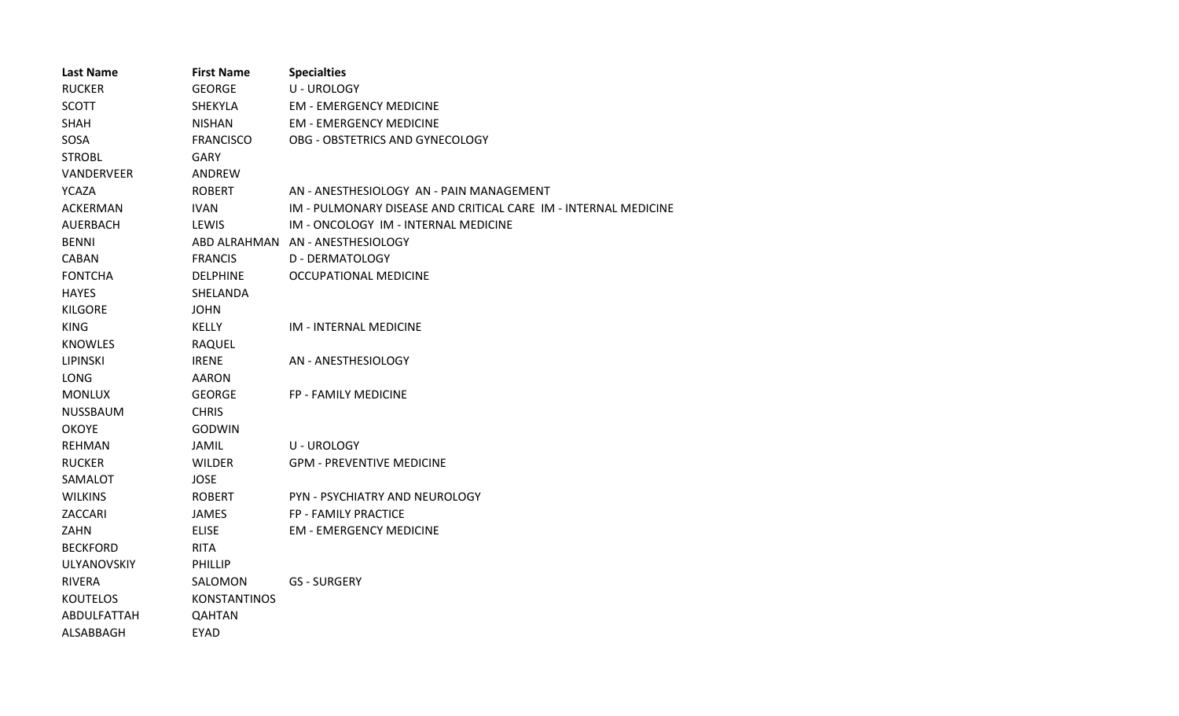| Last Name | First Name | Specialties |
|---|---|---|
| RUCKER | GEORGE | U - UROLOGY |
| SCOTT | SHEKYLA | EM - EMERGENCY MEDICINE |
| SHAH | NISHAN | EM - EMERGENCY MEDICINE |
| SOSA | FRANCISCO | OBG - OBSTETRICS AND GYNECOLOGY |
| STROBL | GARY | |
| VANDERVEER | ANDREW | |
| YCAZA | ROBERT | AN - ANESTHESIOLOGY AN - PAIN MANAGEMENT |
| ACKERMAN | IVAN | IM - PULMONARY DISEASE AND CRITICAL CARE IM - INTERNAL MEDICINE |
| AUERBACH | LEWIS | IM - ONCOLOGY IM - INTERNAL MEDICINE |
| BENNI | ABD ALRAHMAN | AN - ANESTHESIOLOGY |
| CABAN | FRANCIS | D - DERMATOLOGY |
| FONTCHA | DELPHINE | OCCUPATIONAL MEDICINE |
| HAYES | SHELANDA | |
| KILGORE | JOHN | |
| KING | KELLY | IM - INTERNAL MEDICINE |
| KNOWLES | RAQUEL | |
| LIPINSKI | IRENE | AN - ANESTHESIOLOGY |
| LONG | AARON | |
| MONLUX | GEORGE | FP - FAMILY MEDICINE |
| NUSSBAUM | CHRIS | |
| OKOYE | GODWIN | |
| REHMAN | JAMIL | U - UROLOGY |
| RUCKER | WILDER | GPM - PREVENTIVE MEDICINE |
| SAMALOT | JOSE | |
| WILKINS | ROBERT | PYN - PSYCHIATRY AND NEUROLOGY |
| ZACCARI | JAMES | FP - FAMILY PRACTICE |
| ZAHN | ELISE | EM - EMERGENCY MEDICINE |
| BECKFORD | RITA | |
| ULYANOVSKIY | PHILLIP | |
| RIVERA | SALOMON | GS - SURGERY |
| KOUTELOS | KONSTANTINOS | |
| ABDULFATTAH | QAHTAN | |
| ALSABBAGH | EYAD | |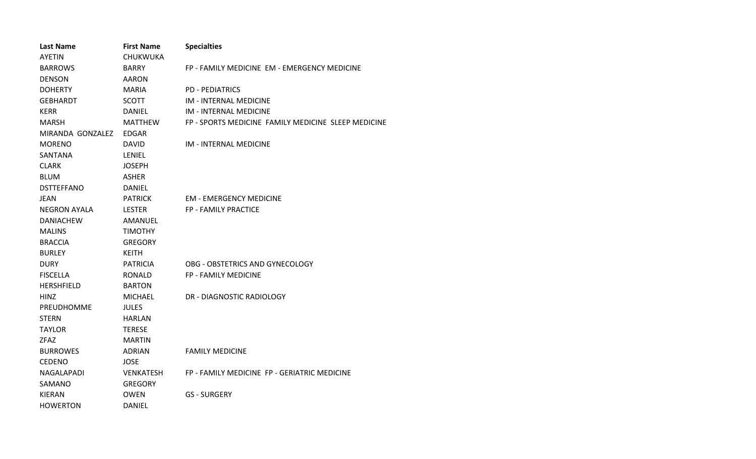| Last Name | First Name | Specialties |
| --- | --- | --- |
| AYETIN | CHUKWUKA | |
| BARROWS | BARRY | FP - FAMILY MEDICINE EM - EMERGENCY MEDICINE |
| DENSON | AARON | |
| DOHERTY | MARIA | PD - PEDIATRICS |
| GEBHARDT | SCOTT | IM - INTERNAL MEDICINE |
| KERR | DANIEL | IM - INTERNAL MEDICINE |
| MARSH | MATTHEW | FP - SPORTS MEDICINE FAMILY MEDICINE SLEEP MEDICINE |
| MIRANDA GONZALEZ | EDGAR | |
| MORENO | DAVID | IM - INTERNAL MEDICINE |
| SANTANA | LENIEL | |
| CLARK | JOSEPH | |
| BLUM | ASHER | |
| DSTTEFFANO | DANIEL | |
| JEAN | PATRICK | EM - EMERGENCY MEDICINE |
| NEGRON AYALA | LESTER | FP - FAMILY PRACTICE |
| DANIACHEW | AMANUEL | |
| MALINS | TIMOTHY | |
| BRACCIA | GREGORY | |
| BURLEY | KEITH | |
| DURY | PATRICIA | OBG - OBSTETRICS AND GYNECOLOGY |
| FISCELLA | RONALD | FP - FAMILY MEDICINE |
| HERSHFIELD | BARTON | |
| HINZ | MICHAEL | DR - DIAGNOSTIC RADIOLOGY |
| PREUDHOMME | JULES | |
| STERN | HARLAN | |
| TAYLOR | TERESE | |
| ZFAZ | MARTIN | |
| BURROWES | ADRIAN | FAMILY MEDICINE |
| CEDENO | JOSE | |
| NAGALAPADI | VENKATESH | FP - FAMILY MEDICINE FP - GERIATRIC MEDICINE |
| SAMANO | GREGORY | |
| KIERAN | OWEN | GS - SURGERY |
| HOWERTON | DANIEL | |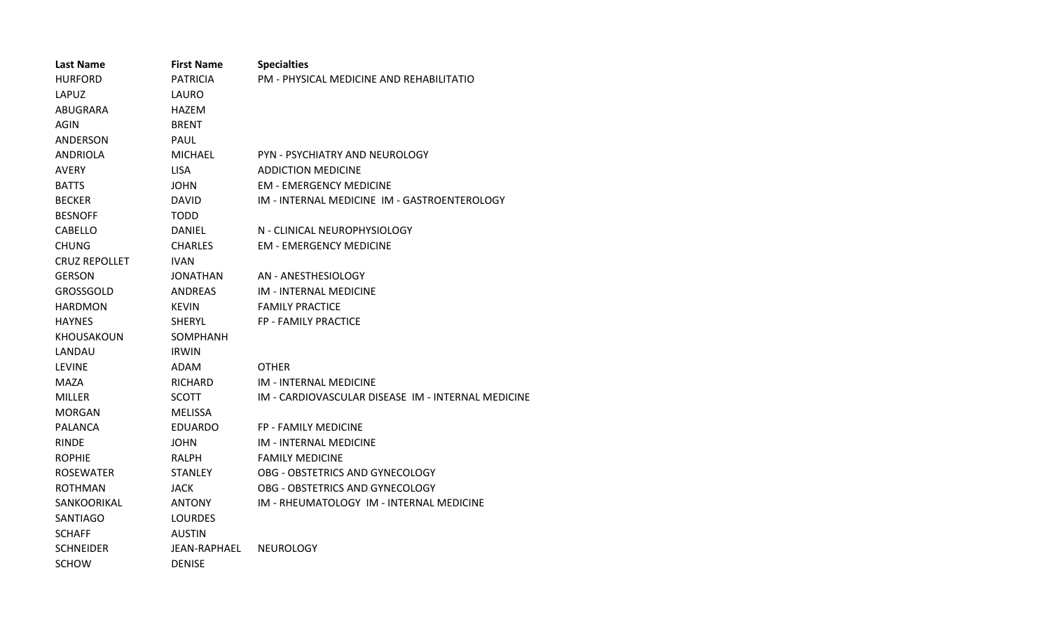| Last Name | First Name | Specialties |
|---|---|---|
| HURFORD | PATRICIA | PM - PHYSICAL MEDICINE AND REHABILITATIO |
| LAPUZ | LAURO | |
| ABUGRARA | HAZEM | |
| AGIN | BRENT | |
| ANDERSON | PAUL | |
| ANDRIOLA | MICHAEL | PYN - PSYCHIATRY AND NEUROLOGY |
| AVERY | LISA | ADDICTION MEDICINE |
| BATTS | JOHN | EM - EMERGENCY MEDICINE |
| BECKER | DAVID | IM - INTERNAL MEDICINE  IM - GASTROENTEROLOGY |
| BESNOFF | TODD | |
| CABELLO | DANIEL | N - CLINICAL NEUROPHYSIOLOGY |
| CHUNG | CHARLES | EM - EMERGENCY MEDICINE |
| CRUZ REPOLLET | IVAN | |
| GERSON | JONATHAN | AN - ANESTHESIOLOGY |
| GROSSGOLD | ANDREAS | IM - INTERNAL MEDICINE |
| HARDMON | KEVIN | FAMILY PRACTICE |
| HAYNES | SHERYL | FP - FAMILY PRACTICE |
| KHOUSAKOUN | SOMPHANH | |
| LANDAU | IRWIN | |
| LEVINE | ADAM | OTHER |
| MAZA | RICHARD | IM - INTERNAL MEDICINE |
| MILLER | SCOTT | IM - CARDIOVASCULAR DISEASE  IM - INTERNAL MEDICINE |
| MORGAN | MELISSA | |
| PALANCA | EDUARDO | FP - FAMILY MEDICINE |
| RINDE | JOHN | IM - INTERNAL MEDICINE |
| ROPHIE | RALPH | FAMILY MEDICINE |
| ROSEWATER | STANLEY | OBG - OBSTETRICS AND GYNECOLOGY |
| ROTHMAN | JACK | OBG - OBSTETRICS AND GYNECOLOGY |
| SANKOORIKAL | ANTONY | IM - RHEUMATOLOGY  IM - INTERNAL MEDICINE |
| SANTIAGO | LOURDES | |
| SCHAFF | AUSTIN | |
| SCHNEIDER | JEAN-RAPHAEL | NEUROLOGY |
| SCHOW | DENISE | |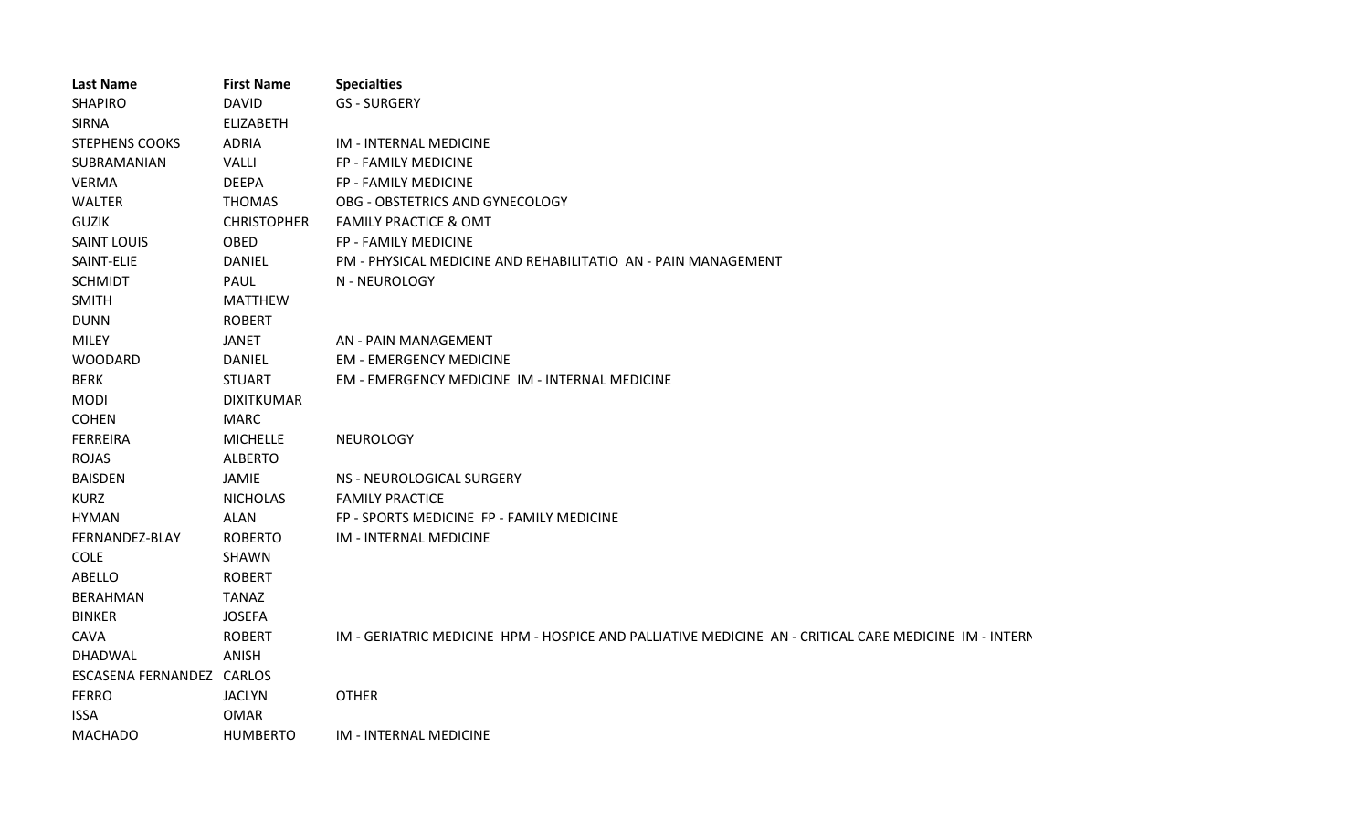| Last Name | First Name | Specialties |
| --- | --- | --- |
| SHAPIRO | DAVID | GS - SURGERY |
| SIRNA | ELIZABETH | |
| STEPHENS COOKS | ADRIA | IM - INTERNAL MEDICINE |
| SUBRAMANIAN | VALLI | FP - FAMILY MEDICINE |
| VERMA | DEEPA | FP - FAMILY MEDICINE |
| WALTER | THOMAS | OBG - OBSTETRICS AND GYNECOLOGY |
| GUZIK | CHRISTOPHER | FAMILY PRACTICE & OMT |
| SAINT LOUIS | OBED | FP - FAMILY MEDICINE |
| SAINT-ELIE | DANIEL | PM - PHYSICAL MEDICINE AND REHABILITATIO AN - PAIN MANAGEMENT |
| SCHMIDT | PAUL | N - NEUROLOGY |
| SMITH | MATTHEW | |
| DUNN | ROBERT | |
| MILEY | JANET | AN - PAIN MANAGEMENT |
| WOODARD | DANIEL | EM - EMERGENCY MEDICINE |
| BERK | STUART | EM - EMERGENCY MEDICINE IM - INTERNAL MEDICINE |
| MODI | DIXITKUMAR | |
| COHEN | MARC | |
| FERREIRA | MICHELLE | NEUROLOGY |
| ROJAS | ALBERTO | |
| BAISDEN | JAMIE | NS - NEUROLOGICAL SURGERY |
| KURZ | NICHOLAS | FAMILY PRACTICE |
| HYMAN | ALAN | FP - SPORTS MEDICINE FP - FAMILY MEDICINE |
| FERNANDEZ-BLAY | ROBERTO | IM - INTERNAL MEDICINE |
| COLE | SHAWN | |
| ABELLO | ROBERT | |
| BERAHMAN | TANAZ | |
| BINKER | JOSEFA | |
| CAVA | ROBERT | IM - GERIATRIC MEDICINE HPM - HOSPICE AND PALLIATIVE MEDICINE AN - CRITICAL CARE MEDICINE IM - INTERN |
| DHADWAL | ANISH | |
| ESCASENA FERNANDEZ | CARLOS | |
| FERRO | JACLYN | OTHER |
| ISSA | OMAR | |
| MACHADO | HUMBERTO | IM - INTERNAL MEDICINE |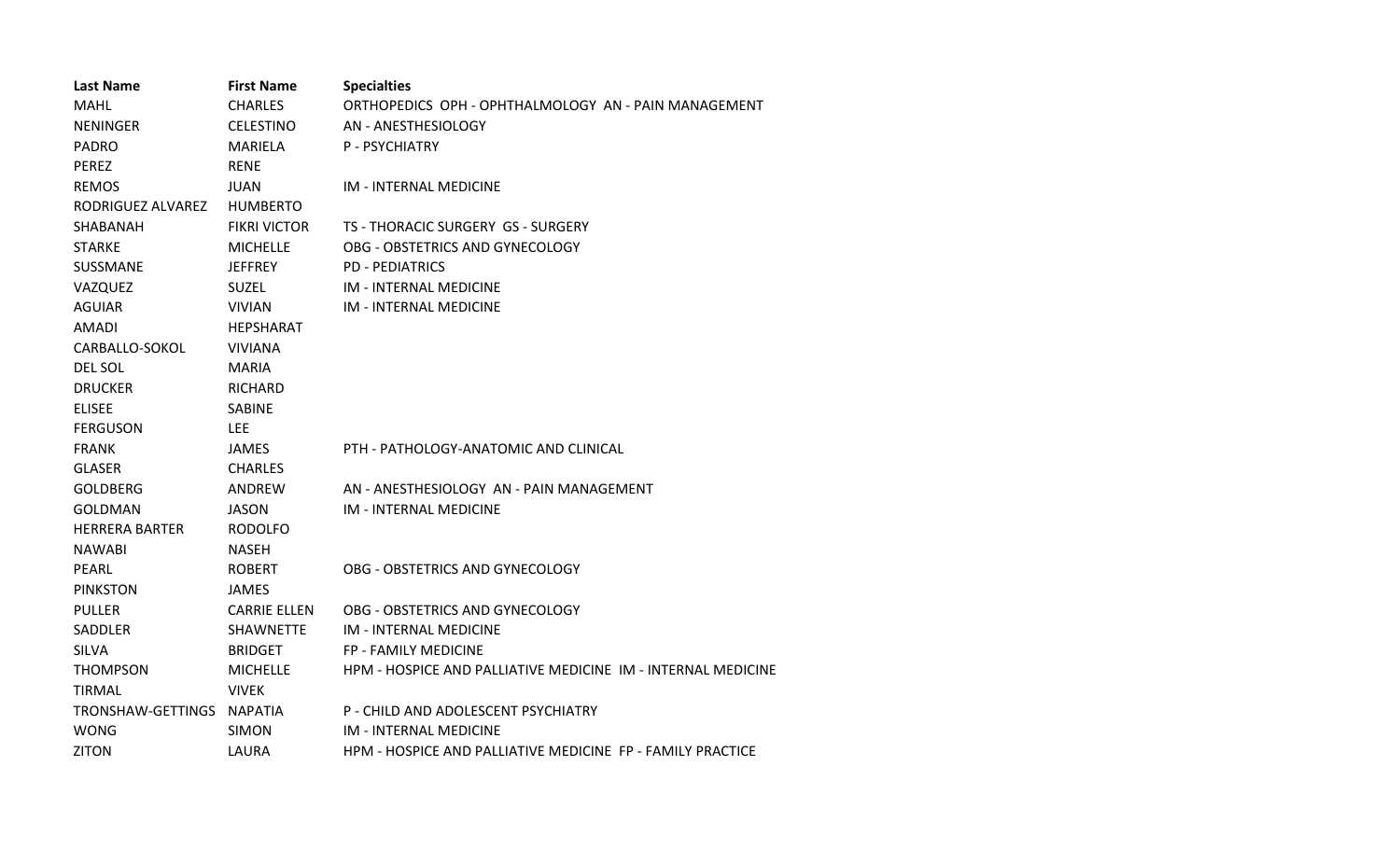| Last Name | First Name | Specialties |
|---|---|---|
| MAHL | CHARLES | ORTHOPEDICS OPH - OPHTHALMOLOGY AN - PAIN MANAGEMENT |
| NENINGER | CELESTINO | AN - ANESTHESIOLOGY |
| PADRO | MARIELA | P - PSYCHIATRY |
| PEREZ | RENE | |
| REMOS | JUAN | IM - INTERNAL MEDICINE |
| RODRIGUEZ ALVAREZ | HUMBERTO | |
| SHABANAH | FIKRI VICTOR | TS - THORACIC SURGERY GS - SURGERY |
| STARKE | MICHELLE | OBG - OBSTETRICS AND GYNECOLOGY |
| SUSSMANE | JEFFREY | PD - PEDIATRICS |
| VAZQUEZ | SUZEL | IM - INTERNAL MEDICINE |
| AGUIAR | VIVIAN | IM - INTERNAL MEDICINE |
| AMADI | HEPSHARAT | |
| CARBALLO-SOKOL | VIVIANA | |
| DEL SOL | MARIA | |
| DRUCKER | RICHARD | |
| ELISEE | SABINE | |
| FERGUSON | LEE | |
| FRANK | JAMES | PTH - PATHOLOGY-ANATOMIC AND CLINICAL |
| GLASER | CHARLES | |
| GOLDBERG | ANDREW | AN - ANESTHESIOLOGY AN - PAIN MANAGEMENT |
| GOLDMAN | JASON | IM - INTERNAL MEDICINE |
| HERRERA BARTER | RODOLFO | |
| NAWABI | NASEH | |
| PEARL | ROBERT | OBG - OBSTETRICS AND GYNECOLOGY |
| PINKSTON | JAMES | |
| PULLER | CARRIE ELLEN | OBG - OBSTETRICS AND GYNECOLOGY |
| SADDLER | SHAWNETTE | IM - INTERNAL MEDICINE |
| SILVA | BRIDGET | FP - FAMILY MEDICINE |
| THOMPSON | MICHELLE | HPM - HOSPICE AND PALLIATIVE MEDICINE IM - INTERNAL MEDICINE |
| TIRMAL | VIVEK | |
| TRONSHAW-GETTINGS | NAPATIA | P - CHILD AND ADOLESCENT PSYCHIATRY |
| WONG | SIMON | IM - INTERNAL MEDICINE |
| ZITON | LAURA | HPM - HOSPICE AND PALLIATIVE MEDICINE FP - FAMILY PRACTICE |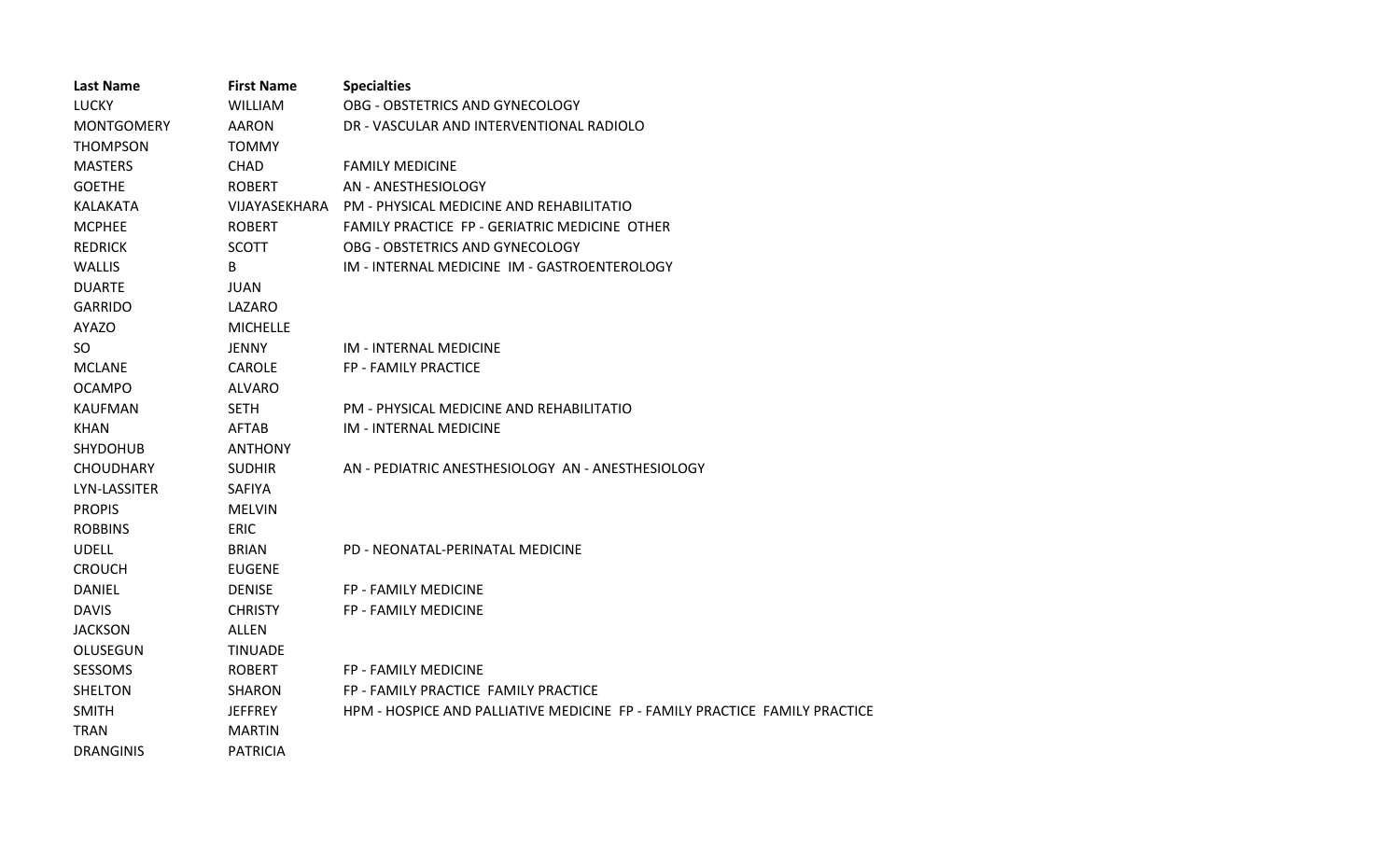| Last Name | First Name | Specialties |
|---|---|---|
| LUCKY | WILLIAM | OBG - OBSTETRICS AND GYNECOLOGY |
| MONTGOMERY | AARON | DR - VASCULAR AND INTERVENTIONAL RADIOLO |
| THOMPSON | TOMMY | |
| MASTERS | CHAD | FAMILY MEDICINE |
| GOETHE | ROBERT | AN - ANESTHESIOLOGY |
| KALAKATA | VIJAYASEKHARA | PM - PHYSICAL MEDICINE AND REHABILITATIO |
| MCPHEE | ROBERT | FAMILY PRACTICE FP - GERIATRIC MEDICINE OTHER |
| REDRICK | SCOTT | OBG - OBSTETRICS AND GYNECOLOGY |
| WALLIS | B | IM - INTERNAL MEDICINE IM - GASTROENTEROLOGY |
| DUARTE | JUAN | |
| GARRIDO | LAZARO | |
| AYAZO | MICHELLE | |
| SO | JENNY | IM - INTERNAL MEDICINE |
| MCLANE | CAROLE | FP - FAMILY PRACTICE |
| OCAMPO | ALVARO | |
| KAUFMAN | SETH | PM - PHYSICAL MEDICINE AND REHABILITATIO |
| KHAN | AFTAB | IM - INTERNAL MEDICINE |
| SHYDOHUB | ANTHONY | |
| CHOUDHARY | SUDHIR | AN - PEDIATRIC ANESTHESIOLOGY AN - ANESTHESIOLOGY |
| LYN-LASSITER | SAFIYA | |
| PROPIS | MELVIN | |
| ROBBINS | ERIC | |
| UDELL | BRIAN | PD - NEONATAL-PERINATAL MEDICINE |
| CROUCH | EUGENE | |
| DANIEL | DENISE | FP - FAMILY MEDICINE |
| DAVIS | CHRISTY | FP - FAMILY MEDICINE |
| JACKSON | ALLEN | |
| OLUSEGUN | TINUADE | |
| SESSOMS | ROBERT | FP - FAMILY MEDICINE |
| SHELTON | SHARON | FP - FAMILY PRACTICE FAMILY PRACTICE |
| SMITH | JEFFREY | HPM - HOSPICE AND PALLIATIVE MEDICINE FP - FAMILY PRACTICE FAMILY PRACTICE |
| TRAN | MARTIN | |
| DRANGINIS | PATRICIA | |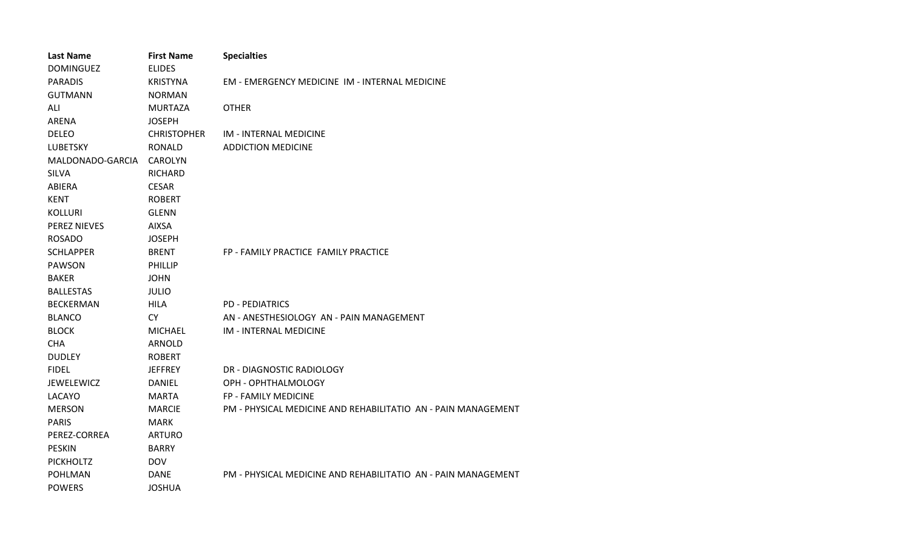| Last Name | First Name | Specialties |
|---|---|---|
| DOMINGUEZ | ELIDES | |
| PARADIS | KRISTYNA | EM - EMERGENCY MEDICINE IM - INTERNAL MEDICINE |
| GUTMANN | NORMAN | |
| ALI | MURTAZA | OTHER |
| ARENA | JOSEPH | |
| DELEO | CHRISTOPHER | IM - INTERNAL MEDICINE |
| LUBETSKY | RONALD | ADDICTION MEDICINE |
| MALDONADO-GARCIA | CAROLYN | |
| SILVA | RICHARD | |
| ABIERA | CESAR | |
| KENT | ROBERT | |
| KOLLURI | GLENN | |
| PEREZ NIEVES | AIXSA | |
| ROSADO | JOSEPH | |
| SCHLAPPER | BRENT | FP - FAMILY PRACTICE FAMILY PRACTICE |
| PAWSON | PHILLIP | |
| BAKER | JOHN | |
| BALLESTAS | JULIO | |
| BECKERMAN | HILA | PD - PEDIATRICS |
| BLANCO | CY | AN - ANESTHESIOLOGY AN - PAIN MANAGEMENT |
| BLOCK | MICHAEL | IM - INTERNAL MEDICINE |
| CHA | ARNOLD | |
| DUDLEY | ROBERT | |
| FIDEL | JEFFREY | DR - DIAGNOSTIC RADIOLOGY |
| JEWELEWICZ | DANIEL | OPH - OPHTHALMOLOGY |
| LACAYO | MARTA | FP - FAMILY MEDICINE |
| MERSON | MARCIE | PM - PHYSICAL MEDICINE AND REHABILITATIO AN - PAIN MANAGEMENT |
| PARIS | MARK | |
| PEREZ-CORREA | ARTURO | |
| PESKIN | BARRY | |
| PICKHOLTZ | DOV | |
| POHLMAN | DANE | PM - PHYSICAL MEDICINE AND REHABILITATIO AN - PAIN MANAGEMENT |
| POWERS | JOSHUA | |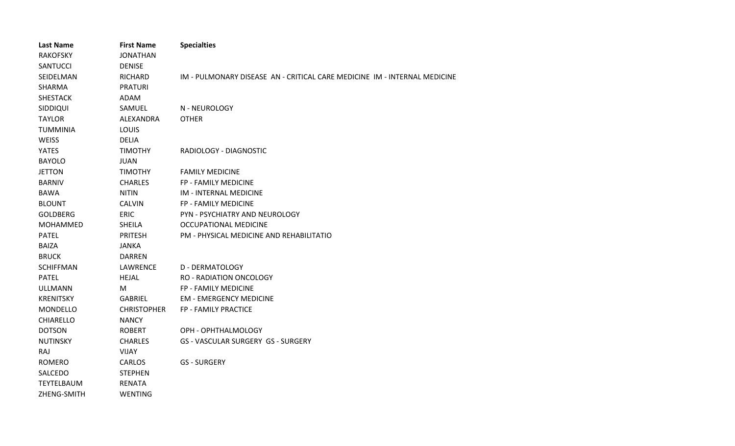| Last Name | First Name | Specialties |
| --- | --- | --- |
| RAKOFSKY | JONATHAN | |
| SANTUCCI | DENISE | |
| SEIDELMAN | RICHARD | IM - PULMONARY DISEASE AN - CRITICAL CARE MEDICINE IM - INTERNAL MEDICINE |
| SHARMA | PRATURI | |
| SHESTACK | ADAM | |
| SIDDIQUI | SAMUEL | N - NEUROLOGY |
| TAYLOR | ALEXANDRA | OTHER |
| TUMMINIA | LOUIS | |
| WEISS | DELIA | |
| YATES | TIMOTHY | RADIOLOGY - DIAGNOSTIC |
| BAYOLO | JUAN | |
| JETTON | TIMOTHY | FAMILY MEDICINE |
| BARNIV | CHARLES | FP - FAMILY MEDICINE |
| BAWA | NITIN | IM - INTERNAL MEDICINE |
| BLOUNT | CALVIN | FP - FAMILY MEDICINE |
| GOLDBERG | ERIC | PYN - PSYCHIATRY AND NEUROLOGY |
| MOHAMMED | SHEILA | OCCUPATIONAL MEDICINE |
| PATEL | PRITESH | PM - PHYSICAL MEDICINE AND REHABILITATIO |
| BAIZA | JANKA | |
| BRUCK | DARREN | |
| SCHIFFMAN | LAWRENCE | D - DERMATOLOGY |
| PATEL | HEJAL | RO - RADIATION ONCOLOGY |
| ULLMANN | M | FP - FAMILY MEDICINE |
| KRENITSKY | GABRIEL | EM - EMERGENCY MEDICINE |
| MONDELLO | CHRISTOPHER | FP - FAMILY PRACTICE |
| CHIARELLO | NANCY | |
| DOTSON | ROBERT | OPH - OPHTHALMOLOGY |
| NUTINSKY | CHARLES | GS - VASCULAR SURGERY GS - SURGERY |
| RAJ | VIJAY | |
| ROMERO | CARLOS | GS - SURGERY |
| SALCEDO | STEPHEN | |
| TEYTELBAUM | RENATA | |
| ZHENG-SMITH | WENTING | |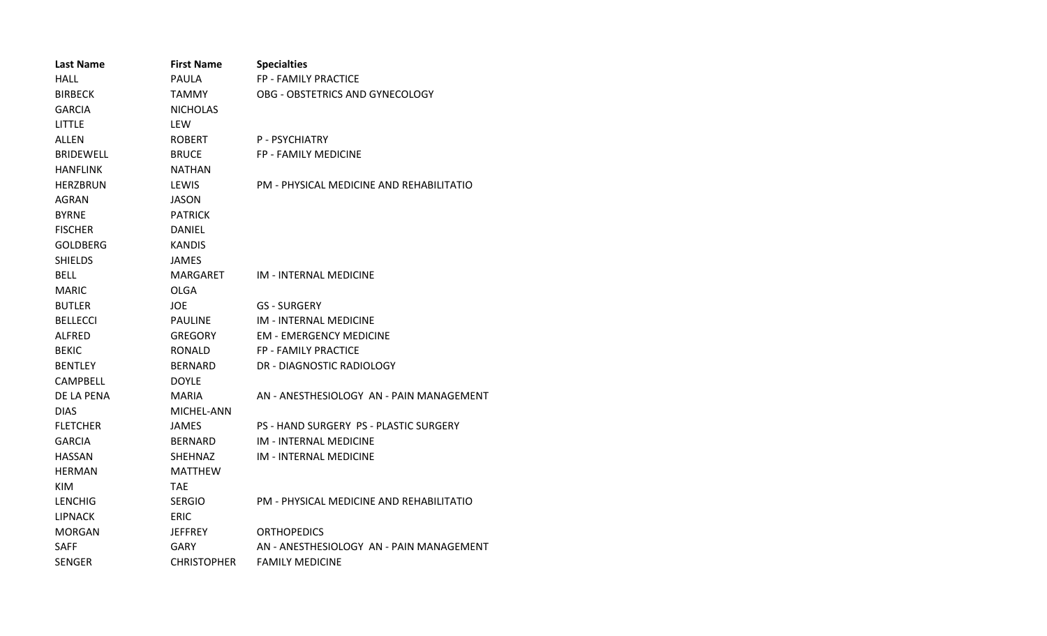| Last Name | First Name | Specialties |
| --- | --- | --- |
| HALL | PAULA | FP - FAMILY PRACTICE |
| BIRBECK | TAMMY | OBG - OBSTETRICS AND GYNECOLOGY |
| GARCIA | NICHOLAS | |
| LITTLE | LEW | |
| ALLEN | ROBERT | P - PSYCHIATRY |
| BRIDEWELL | BRUCE | FP - FAMILY MEDICINE |
| HANFLINK | NATHAN | |
| HERZBRUN | LEWIS | PM - PHYSICAL MEDICINE AND REHABILITATIO |
| AGRAN | JASON | |
| BYRNE | PATRICK | |
| FISCHER | DANIEL | |
| GOLDBERG | KANDIS | |
| SHIELDS | JAMES | |
| BELL | MARGARET | IM - INTERNAL MEDICINE |
| MARIC | OLGA | |
| BUTLER | JOE | GS - SURGERY |
| BELLECCI | PAULINE | IM - INTERNAL MEDICINE |
| ALFRED | GREGORY | EM - EMERGENCY MEDICINE |
| BEKIC | RONALD | FP - FAMILY PRACTICE |
| BENTLEY | BERNARD | DR - DIAGNOSTIC RADIOLOGY |
| CAMPBELL | DOYLE | |
| DE LA PENA | MARIA | AN - ANESTHESIOLOGY AN - PAIN MANAGEMENT |
| DIAS | MICHEL-ANN | |
| FLETCHER | JAMES | PS - HAND SURGERY PS - PLASTIC SURGERY |
| GARCIA | BERNARD | IM - INTERNAL MEDICINE |
| HASSAN | SHEHNAZ | IM - INTERNAL MEDICINE |
| HERMAN | MATTHEW | |
| KIM | TAE | |
| LENCHIG | SERGIO | PM - PHYSICAL MEDICINE AND REHABILITATIO |
| LIPNACK | ERIC | |
| MORGAN | JEFFREY | ORTHOPEDICS |
| SAFF | GARY | AN - ANESTHESIOLOGY AN - PAIN MANAGEMENT |
| SENGER | CHRISTOPHER | FAMILY MEDICINE |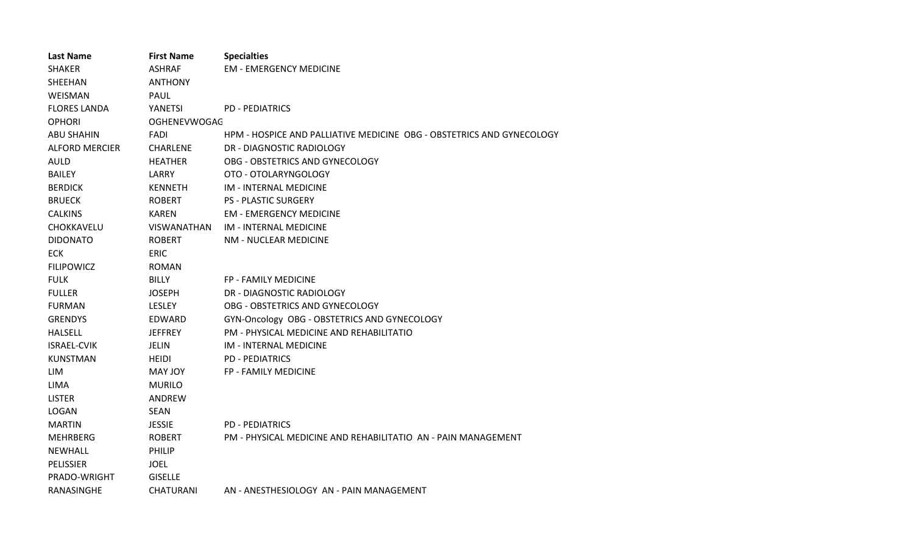| Last Name | First Name | Specialties |
| --- | --- | --- |
| SHAKER | ASHRAF | EM - EMERGENCY MEDICINE |
| SHEEHAN | ANTHONY | |
| WEISMAN | PAUL | |
| FLORES LANDA | YANETSI | PD - PEDIATRICS |
| OPHORI | OGHENEVWOGAG | |
| ABU SHAHIN | FADI | HPM - HOSPICE AND PALLIATIVE MEDICINE OBG - OBSTETRICS AND GYNECOLOGY |
| ALFORD MERCIER | CHARLENE | DR - DIAGNOSTIC RADIOLOGY |
| AULD | HEATHER | OBG - OBSTETRICS AND GYNECOLOGY |
| BAILEY | LARRY | OTO - OTOLARYNGOLOGY |
| BERDICK | KENNETH | IM - INTERNAL MEDICINE |
| BRUECK | ROBERT | PS - PLASTIC SURGERY |
| CALKINS | KAREN | EM - EMERGENCY MEDICINE |
| CHOKKAVELU | VISWANATHAN | IM - INTERNAL MEDICINE |
| DIDONATO | ROBERT | NM - NUCLEAR MEDICINE |
| ECK | ERIC | |
| FILIPOWICZ | ROMAN | |
| FULK | BILLY | FP - FAMILY MEDICINE |
| FULLER | JOSEPH | DR - DIAGNOSTIC RADIOLOGY |
| FURMAN | LESLEY | OBG - OBSTETRICS AND GYNECOLOGY |
| GRENDYS | EDWARD | GYN-Oncology OBG - OBSTETRICS AND GYNECOLOGY |
| HALSELL | JEFFREY | PM - PHYSICAL MEDICINE AND REHABILITATIO |
| ISRAEL-CVIK | JELIN | IM - INTERNAL MEDICINE |
| KUNSTMAN | HEIDI | PD - PEDIATRICS |
| LIM | MAY JOY | FP - FAMILY MEDICINE |
| LIMA | MURILO | |
| LISTER | ANDREW | |
| LOGAN | SEAN | |
| MARTIN | JESSIE | PD - PEDIATRICS |
| MEHRBERG | ROBERT | PM - PHYSICAL MEDICINE AND REHABILITATIO AN - PAIN MANAGEMENT |
| NEWHALL | PHILIP | |
| PELISSIER | JOEL | |
| PRADO-WRIGHT | GISELLE | |
| RANASINGHE | CHATURANI | AN - ANESTHESIOLOGY AN - PAIN MANAGEMENT |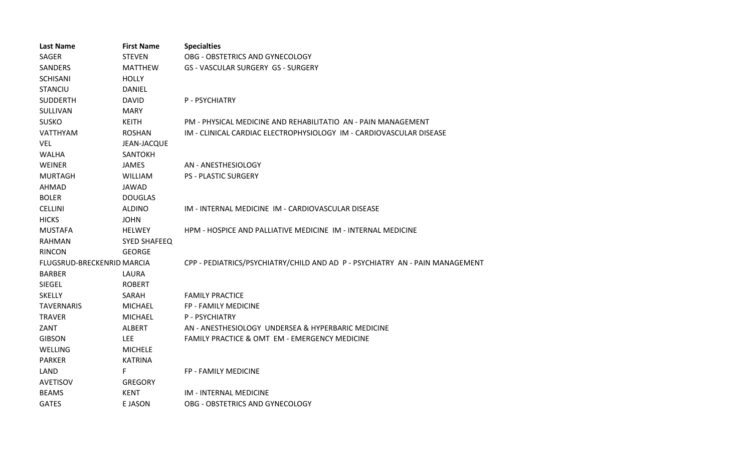| Last Name | First Name | Specialties |
|---|---|---|
| SAGER | STEVEN | OBG - OBSTETRICS AND GYNECOLOGY |
| SANDERS | MATTHEW | GS - VASCULAR SURGERY GS - SURGERY |
| SCHISANI | HOLLY | |
| STANCIU | DANIEL | |
| SUDDERTH | DAVID | P - PSYCHIATRY |
| SULLIVAN | MARY | |
| SUSKO | KEITH | PM - PHYSICAL MEDICINE AND REHABILITATIO AN - PAIN MANAGEMENT |
| VATTHYAM | ROSHAN | IM - CLINICAL CARDIAC ELECTROPHYSIOLOGY IM - CARDIOVASCULAR DISEASE |
| VEL | JEAN-JACQUE | |
| WALHA | SANTOKH | |
| WEINER | JAMES | AN - ANESTHESIOLOGY |
| MURTAGH | WILLIAM | PS - PLASTIC SURGERY |
| AHMAD | JAWAD | |
| BOLER | DOUGLAS | |
| CELLINI | ALDINO | IM - INTERNAL MEDICINE IM - CARDIOVASCULAR DISEASE |
| HICKS | JOHN | |
| MUSTAFA | HELWEY | HPM - HOSPICE AND PALLIATIVE MEDICINE IM - INTERNAL MEDICINE |
| RAHMAN | SYED SHAFEEQ | |
| RINCON | GEORGE | |
| FLUGSRUD-BRECKENRID | MARCIA | CPP - PEDIATRICS/PSYCHIATRY/CHILD AND AD P - PSYCHIATRY AN - PAIN MANAGEMENT |
| BARBER | LAURA | |
| SIEGEL | ROBERT | |
| SKELLY | SARAH | FAMILY PRACTICE |
| TAVERNARIS | MICHAEL | FP - FAMILY MEDICINE |
| TRAVER | MICHAEL | P - PSYCHIATRY |
| ZANT | ALBERT | AN - ANESTHESIOLOGY UNDERSEA & HYPERBARIC MEDICINE |
| GIBSON | LEE | FAMILY PRACTICE & OMT EM - EMERGENCY MEDICINE |
| WELLING | MICHELE | |
| PARKER | KATRINA | |
| LAND | F | FP - FAMILY MEDICINE |
| AVETISOV | GREGORY | |
| BEAMS | KENT | IM - INTERNAL MEDICINE |
| GATES | E JASON | OBG - OBSTETRICS AND GYNECOLOGY |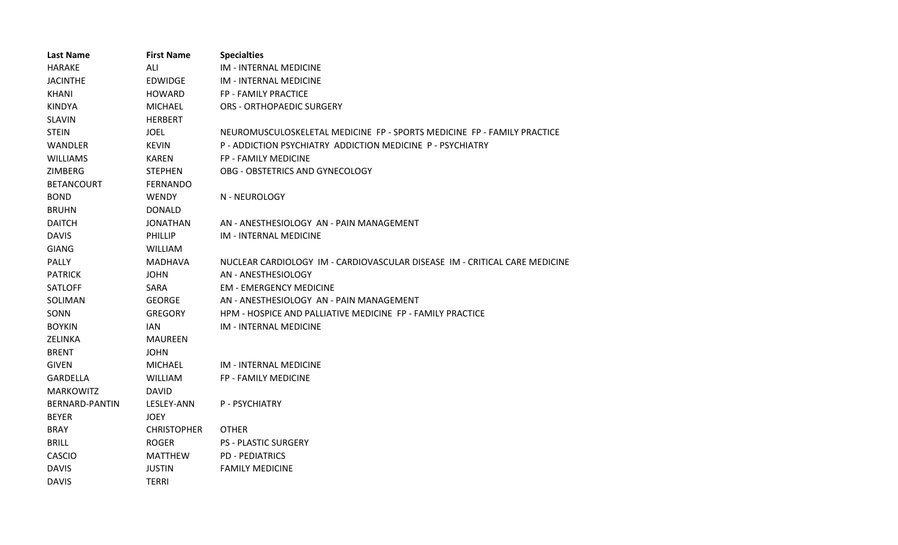| Last Name | First Name | Specialties |
| --- | --- | --- |
| HARAKE | ALI | IM - INTERNAL MEDICINE |
| JACINTHE | EDWIDGE | IM - INTERNAL MEDICINE |
| KHANI | HOWARD | FP - FAMILY PRACTICE |
| KINDYA | MICHAEL | ORS - ORTHOPAEDIC SURGERY |
| SLAVIN | HERBERT | |
| STEIN | JOEL | NEUROMUSCULOSKELETAL MEDICINE FP - SPORTS MEDICINE FP - FAMILY PRACTICE |
| WANDLER | KEVIN | P - ADDICTION PSYCHIATRY ADDICTION MEDICINE P - PSYCHIATRY |
| WILLIAMS | KAREN | FP - FAMILY MEDICINE |
| ZIMBERG | STEPHEN | OBG - OBSTETRICS AND GYNECOLOGY |
| BETANCOURT | FERNANDO | |
| BOND | WENDY | N - NEUROLOGY |
| BRUHN | DONALD | |
| DAITCH | JONATHAN | AN - ANESTHESIOLOGY AN - PAIN MANAGEMENT |
| DAVIS | PHILLIP | IM - INTERNAL MEDICINE |
| GIANG | WILLIAM | |
| PALLY | MADHAVA | NUCLEAR CARDIOLOGY IM - CARDIOVASCULAR DISEASE IM - CRITICAL CARE MEDICINE |
| PATRICK | JOHN | AN - ANESTHESIOLOGY |
| SATLOFF | SARA | EM - EMERGENCY MEDICINE |
| SOLIMAN | GEORGE | AN - ANESTHESIOLOGY AN - PAIN MANAGEMENT |
| SONN | GREGORY | HPM - HOSPICE AND PALLIATIVE MEDICINE FP - FAMILY PRACTICE |
| BOYKIN | IAN | IM - INTERNAL MEDICINE |
| ZELINKA | MAUREEN | |
| BRENT | JOHN | |
| GIVEN | MICHAEL | IM - INTERNAL MEDICINE |
| GARDELLA | WILLIAM | FP - FAMILY MEDICINE |
| MARKOWITZ | DAVID | |
| BERNARD-PANTIN | LESLEY-ANN | P - PSYCHIATRY |
| BEYER | JOEY | |
| BRAY | CHRISTOPHER | OTHER |
| BRILL | ROGER | PS - PLASTIC SURGERY |
| CASCIO | MATTHEW | PD - PEDIATRICS |
| DAVIS | JUSTIN | FAMILY MEDICINE |
| DAVIS | TERRI | |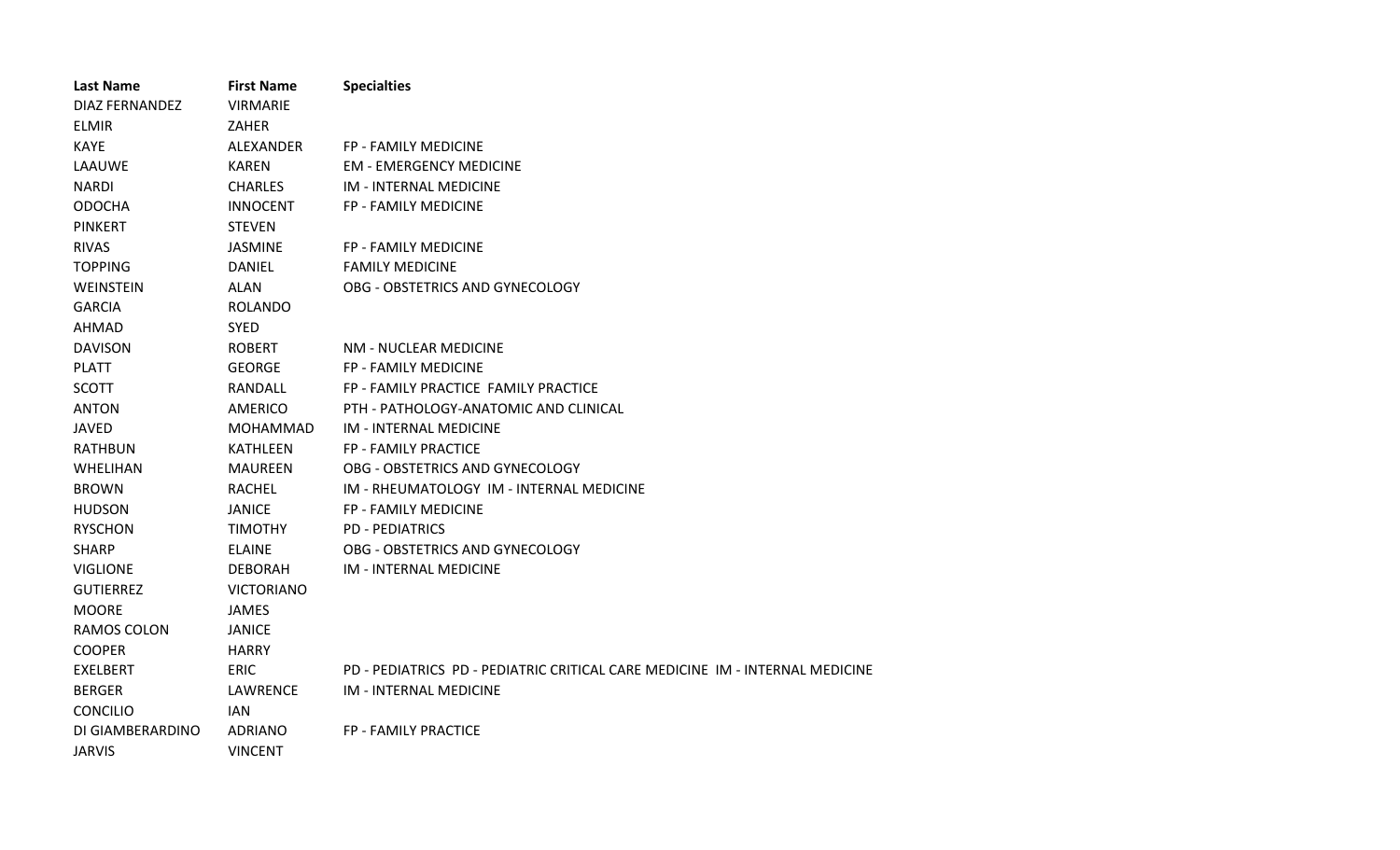| Last Name | First Name | Specialties |
|---|---|---|
| DIAZ FERNANDEZ | VIRMARIE | |
| ELMIR | ZAHER | |
| KAYE | ALEXANDER | FP - FAMILY MEDICINE |
| LAAUWE | KAREN | EM - EMERGENCY MEDICINE |
| NARDI | CHARLES | IM - INTERNAL MEDICINE |
| ODOCHA | INNOCENT | FP - FAMILY MEDICINE |
| PINKERT | STEVEN | |
| RIVAS | JASMINE | FP - FAMILY MEDICINE |
| TOPPING | DANIEL | FAMILY MEDICINE |
| WEINSTEIN | ALAN | OBG - OBSTETRICS AND GYNECOLOGY |
| GARCIA | ROLANDO | |
| AHMAD | SYED | |
| DAVISON | ROBERT | NM - NUCLEAR MEDICINE |
| PLATT | GEORGE | FP - FAMILY MEDICINE |
| SCOTT | RANDALL | FP - FAMILY PRACTICE FAMILY PRACTICE |
| ANTON | AMERICO | PTH - PATHOLOGY-ANATOMIC AND CLINICAL |
| JAVED | MOHAMMAD | IM - INTERNAL MEDICINE |
| RATHBUN | KATHLEEN | FP - FAMILY PRACTICE |
| WHELIHAN | MAUREEN | OBG - OBSTETRICS AND GYNECOLOGY |
| BROWN | RACHEL | IM - RHEUMATOLOGY IM - INTERNAL MEDICINE |
| HUDSON | JANICE | FP - FAMILY MEDICINE |
| RYSCHON | TIMOTHY | PD - PEDIATRICS |
| SHARP | ELAINE | OBG - OBSTETRICS AND GYNECOLOGY |
| VIGLIONE | DEBORAH | IM - INTERNAL MEDICINE |
| GUTIERREZ | VICTORIANO | |
| MOORE | JAMES | |
| RAMOS COLON | JANICE | |
| COOPER | HARRY | |
| EXELBERT | ERIC | PD - PEDIATRICS PD - PEDIATRIC CRITICAL CARE MEDICINE IM - INTERNAL MEDICINE |
| BERGER | LAWRENCE | IM - INTERNAL MEDICINE |
| CONCILIO | IAN | |
| DI GIAMBERARDINO | ADRIANO | FP - FAMILY PRACTICE |
| JARVIS | VINCENT | |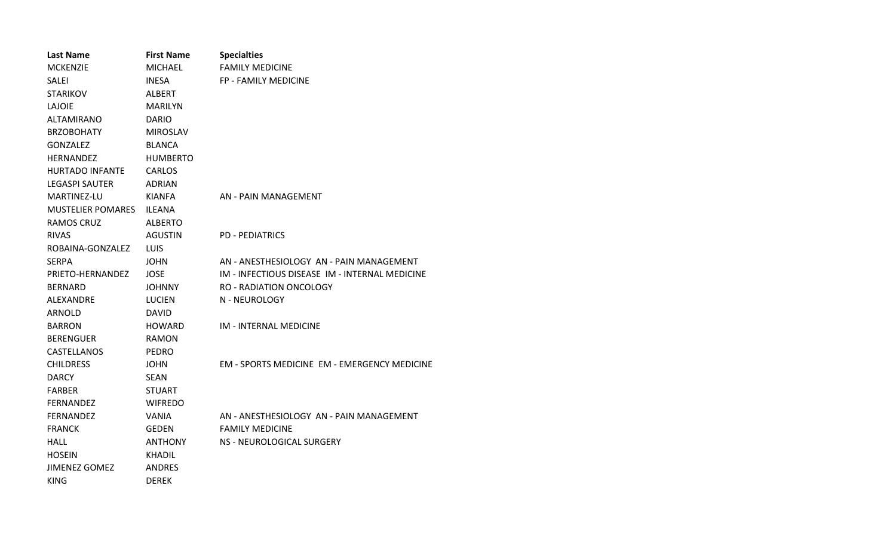| Last Name | First Name | Specialties |
| --- | --- | --- |
| MCKENZIE | MICHAEL | FAMILY MEDICINE |
| SALEI | INESA | FP - FAMILY MEDICINE |
| STARIKOV | ALBERT | |
| LAJOIE | MARILYN | |
| ALTAMIRANO | DARIO | |
| BRZOBOHATY | MIROSLAV | |
| GONZALEZ | BLANCA | |
| HERNANDEZ | HUMBERTO | |
| HURTADO INFANTE | CARLOS | |
| LEGASPI SAUTER | ADRIAN | |
| MARTINEZ-LU | KIANFA | AN - PAIN MANAGEMENT |
| MUSTELIER POMARES | ILEANA | |
| RAMOS CRUZ | ALBERTO | |
| RIVAS | AGUSTIN | PD - PEDIATRICS |
| ROBAINA-GONZALEZ | LUIS | |
| SERPA | JOHN | AN - ANESTHESIOLOGY  AN - PAIN MANAGEMENT |
| PRIETO-HERNANDEZ | JOSE | IM - INFECTIOUS DISEASE  IM - INTERNAL MEDICINE |
| BERNARD | JOHNNY | RO - RADIATION ONCOLOGY |
| ALEXANDRE | LUCIEN | N - NEUROLOGY |
| ARNOLD | DAVID | |
| BARRON | HOWARD | IM - INTERNAL MEDICINE |
| BERENGUER | RAMON | |
| CASTELLANOS | PEDRO | |
| CHILDRESS | JOHN | EM - SPORTS MEDICINE  EM - EMERGENCY MEDICINE |
| DARCY | SEAN | |
| FARBER | STUART | |
| FERNANDEZ | WIFREDO | |
| FERNANDEZ | VANIA | AN - ANESTHESIOLOGY  AN - PAIN MANAGEMENT |
| FRANCK | GEDEN | FAMILY MEDICINE |
| HALL | ANTHONY | NS - NEUROLOGICAL SURGERY |
| HOSEIN | KHADIL | |
| JIMENEZ GOMEZ | ANDRES | |
| KING | DEREK | |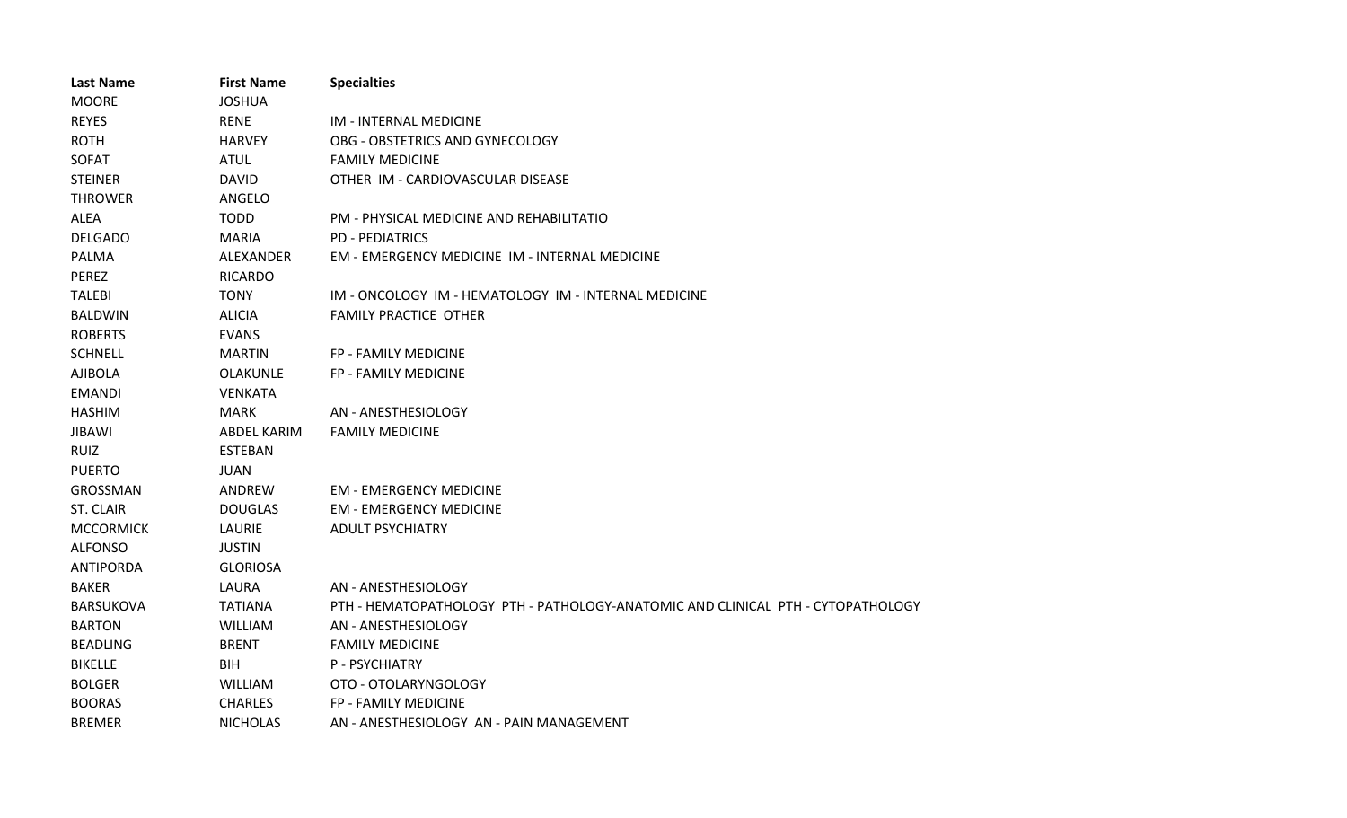| Last Name | First Name | Specialties |
| --- | --- | --- |
| MOORE | JOSHUA | |
| REYES | RENE | IM - INTERNAL MEDICINE |
| ROTH | HARVEY | OBG - OBSTETRICS AND GYNECOLOGY |
| SOFAT | ATUL | FAMILY MEDICINE |
| STEINER | DAVID | OTHER IM - CARDIOVASCULAR DISEASE |
| THROWER | ANGELO | |
| ALEA | TODD | PM - PHYSICAL MEDICINE AND REHABILITATIO |
| DELGADO | MARIA | PD - PEDIATRICS |
| PALMA | ALEXANDER | EM - EMERGENCY MEDICINE IM - INTERNAL MEDICINE |
| PEREZ | RICARDO | |
| TALEBI | TONY | IM - ONCOLOGY IM - HEMATOLOGY IM - INTERNAL MEDICINE |
| BALDWIN | ALICIA | FAMILY PRACTICE OTHER |
| ROBERTS | EVANS | |
| SCHNELL | MARTIN | FP - FAMILY MEDICINE |
| AJIBOLA | OLAKUNLE | FP - FAMILY MEDICINE |
| EMANDI | VENKATA | |
| HASHIM | MARK | AN - ANESTHESIOLOGY |
| JIBAWI | ABDEL KARIM | FAMILY MEDICINE |
| RUIZ | ESTEBAN | |
| PUERTO | JUAN | |
| GROSSMAN | ANDREW | EM - EMERGENCY MEDICINE |
| ST. CLAIR | DOUGLAS | EM - EMERGENCY MEDICINE |
| MCCORMICK | LAURIE | ADULT PSYCHIATRY |
| ALFONSO | JUSTIN | |
| ANTIPORDA | GLORIOSA | |
| BAKER | LAURA | AN - ANESTHESIOLOGY |
| BARSUKOVA | TATIANA | PTH - HEMATOPATHOLOGY PTH - PATHOLOGY-ANATOMIC AND CLINICAL PTH - CYTOPATHOLOGY |
| BARTON | WILLIAM | AN - ANESTHESIOLOGY |
| BEADLING | BRENT | FAMILY MEDICINE |
| BIKELLE | BIH | P - PSYCHIATRY |
| BOLGER | WILLIAM | OTO - OTOLARYNGOLOGY |
| BOORAS | CHARLES | FP - FAMILY MEDICINE |
| BREMER | NICHOLAS | AN - ANESTHESIOLOGY AN - PAIN MANAGEMENT |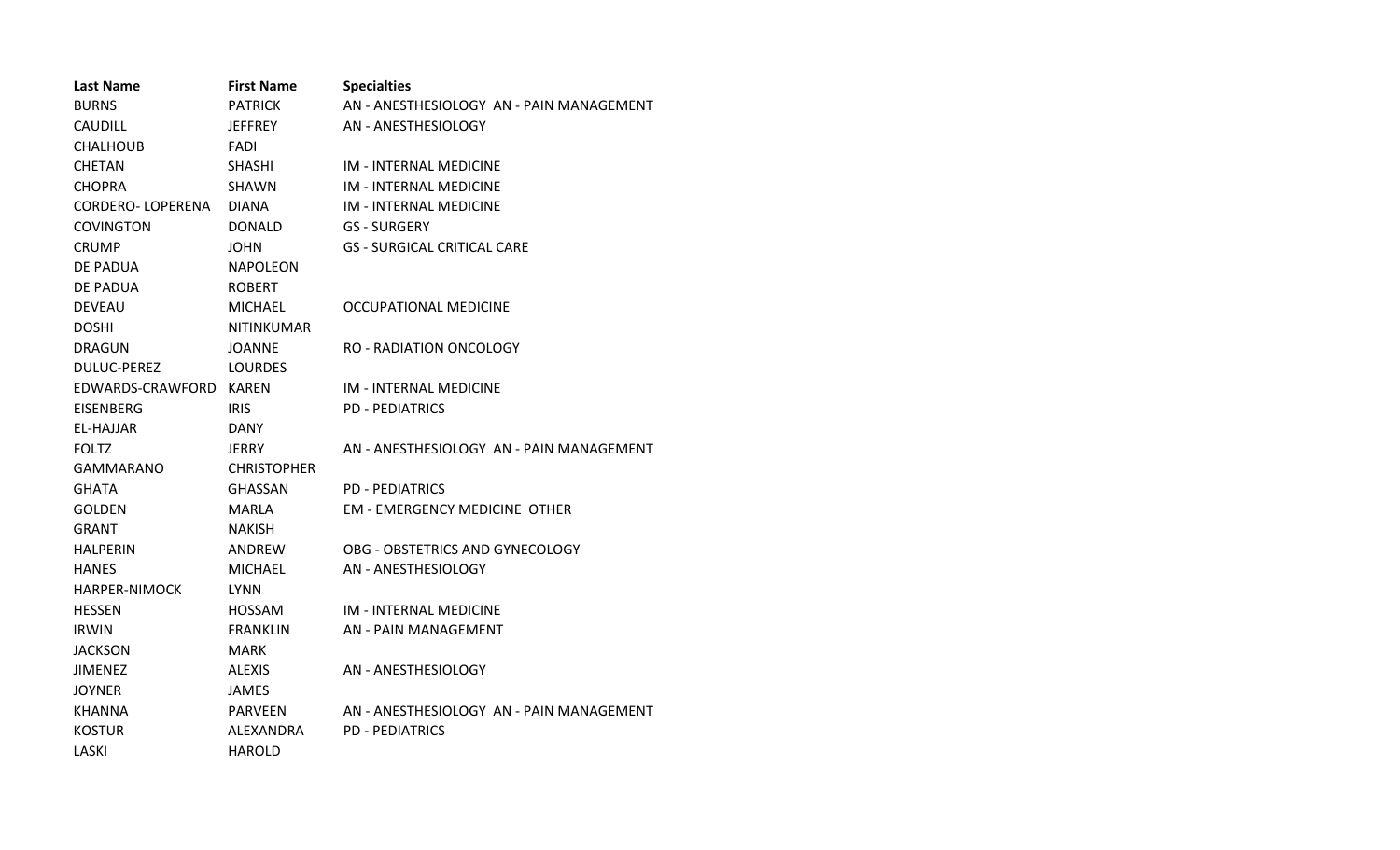| Last Name | First Name | Specialties |
| --- | --- | --- |
| BURNS | PATRICK | AN - ANESTHESIOLOGY  AN - PAIN MANAGEMENT |
| CAUDILL | JEFFREY | AN - ANESTHESIOLOGY |
| CHALHOUB | FADI | |
| CHETAN | SHASHI | IM - INTERNAL MEDICINE |
| CHOPRA | SHAWN | IM - INTERNAL MEDICINE |
| CORDERO- LOPERENA | DIANA | IM - INTERNAL MEDICINE |
| COVINGTON | DONALD | GS - SURGERY |
| CRUMP | JOHN | GS - SURGICAL CRITICAL CARE |
| DE PADUA | NAPOLEON | |
| DE PADUA | ROBERT | |
| DEVEAU | MICHAEL | OCCUPATIONAL MEDICINE |
| DOSHI | NITINKUMAR | |
| DRAGUN | JOANNE | RO - RADIATION ONCOLOGY |
| DULUC-PEREZ | LOURDES | |
| EDWARDS-CRAWFORD | KAREN | IM - INTERNAL MEDICINE |
| EISENBERG | IRIS | PD - PEDIATRICS |
| EL-HAJJAR | DANY | |
| FOLTZ | JERRY | AN - ANESTHESIOLOGY  AN - PAIN MANAGEMENT |
| GAMMARANO | CHRISTOPHER | |
| GHATA | GHASSAN | PD - PEDIATRICS |
| GOLDEN | MARLA | EM - EMERGENCY MEDICINE  OTHER |
| GRANT | NAKISH | |
| HALPERIN | ANDREW | OBG - OBSTETRICS AND GYNECOLOGY |
| HANES | MICHAEL | AN - ANESTHESIOLOGY |
| HARPER-NIMOCK | LYNN | |
| HESSEN | HOSSAM | IM - INTERNAL MEDICINE |
| IRWIN | FRANKLIN | AN - PAIN MANAGEMENT |
| JACKSON | MARK | |
| JIMENEZ | ALEXIS | AN - ANESTHESIOLOGY |
| JOYNER | JAMES | |
| KHANNA | PARVEEN | AN - ANESTHESIOLOGY  AN - PAIN MANAGEMENT |
| KOSTUR | ALEXANDRA | PD - PEDIATRICS |
| LASKI | HAROLD | |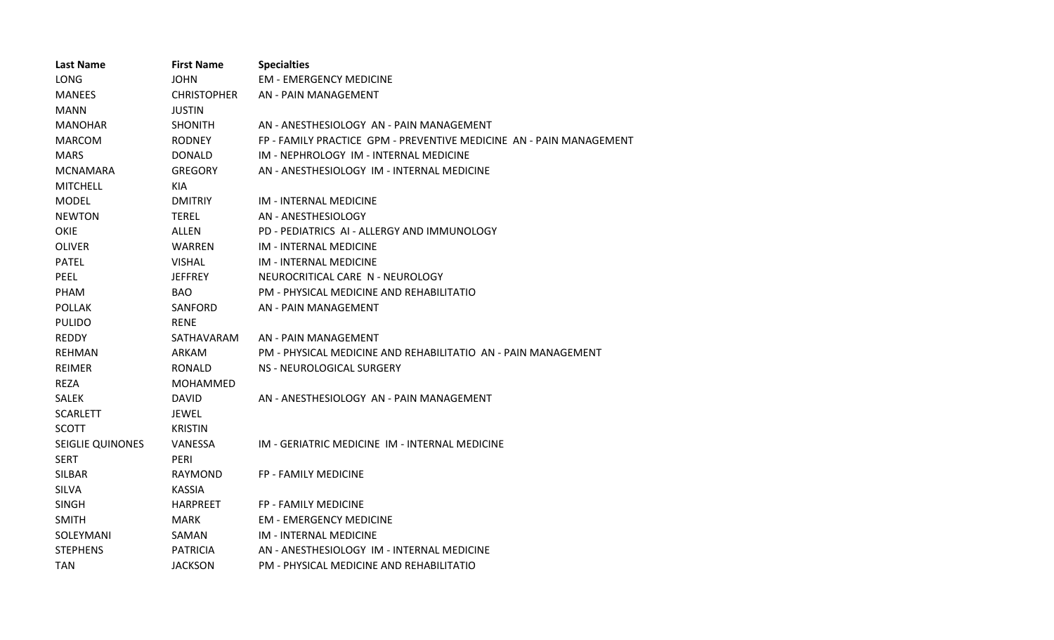| Last Name | First Name | Specialties |
|---|---|---|
| LONG | JOHN | EM - EMERGENCY MEDICINE |
| MANEES | CHRISTOPHER | AN - PAIN MANAGEMENT |
| MANN | JUSTIN | |
| MANOHAR | SHONITH | AN - ANESTHESIOLOGY AN - PAIN MANAGEMENT |
| MARCOM | RODNEY | FP - FAMILY PRACTICE GPM - PREVENTIVE MEDICINE AN - PAIN MANAGEMENT |
| MARS | DONALD | IM - NEPHROLOGY IM - INTERNAL MEDICINE |
| MCNAMARA | GREGORY | AN - ANESTHESIOLOGY IM - INTERNAL MEDICINE |
| MITCHELL | KIA | |
| MODEL | DMITRIY | IM - INTERNAL MEDICINE |
| NEWTON | TEREL | AN - ANESTHESIOLOGY |
| OKIE | ALLEN | PD - PEDIATRICS AI - ALLERGY AND IMMUNOLOGY |
| OLIVER | WARREN | IM - INTERNAL MEDICINE |
| PATEL | VISHAL | IM - INTERNAL MEDICINE |
| PEEL | JEFFREY | NEUROCRITICAL CARE N - NEUROLOGY |
| PHAM | BAO | PM - PHYSICAL MEDICINE AND REHABILITATIO |
| POLLAK | SANFORD | AN - PAIN MANAGEMENT |
| PULIDO | RENE | |
| REDDY | SATHAVARAM | AN - PAIN MANAGEMENT |
| REHMAN | ARKAM | PM - PHYSICAL MEDICINE AND REHABILITATIO AN - PAIN MANAGEMENT |
| REIMER | RONALD | NS - NEUROLOGICAL SURGERY |
| REZA | MOHAMMED | |
| SALEK | DAVID | AN - ANESTHESIOLOGY AN - PAIN MANAGEMENT |
| SCARLETT | JEWEL | |
| SCOTT | KRISTIN | |
| SEIGLIE QUINONES | VANESSA | IM - GERIATRIC MEDICINE IM - INTERNAL MEDICINE |
| SERT | PERI | |
| SILBAR | RAYMOND | FP - FAMILY MEDICINE |
| SILVA | KASSIA | |
| SINGH | HARPREET | FP - FAMILY MEDICINE |
| SMITH | MARK | EM - EMERGENCY MEDICINE |
| SOLEYMANI | SAMAN | IM - INTERNAL MEDICINE |
| STEPHENS | PATRICIA | AN - ANESTHESIOLOGY IM - INTERNAL MEDICINE |
| TAN | JACKSON | PM - PHYSICAL MEDICINE AND REHABILITATIO |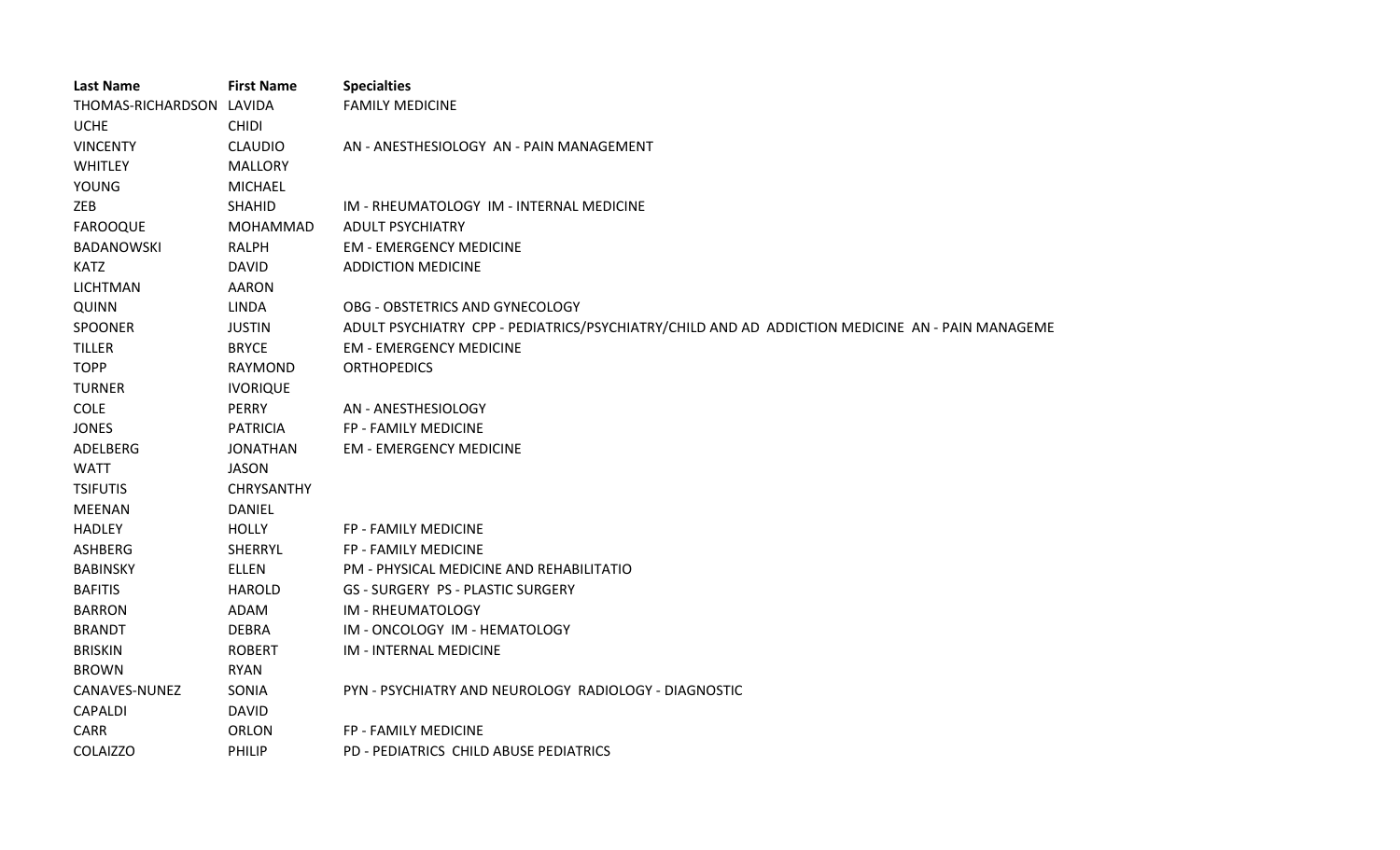| Last Name | First Name | Specialties |
|---|---|---|
| THOMAS-RICHARDSON | LAVIDA | FAMILY MEDICINE |
| UCHE | CHIDI | |
| VINCENTY | CLAUDIO | AN - ANESTHESIOLOGY AN - PAIN MANAGEMENT |
| WHITLEY | MALLORY | |
| YOUNG | MICHAEL | |
| ZEB | SHAHID | IM - RHEUMATOLOGY IM - INTERNAL MEDICINE |
| FAROOQUE | MOHAMMAD | ADULT PSYCHIATRY |
| BADANOWSKI | RALPH | EM - EMERGENCY MEDICINE |
| KATZ | DAVID | ADDICTION MEDICINE |
| LICHTMAN | AARON | |
| QUINN | LINDA | OBG - OBSTETRICS AND GYNECOLOGY |
| SPOONER | JUSTIN | ADULT PSYCHIATRY CPP - PEDIATRICS/PSYCHIATRY/CHILD AND AD ADDICTION MEDICINE AN - PAIN MANAGEME |
| TILLER | BRYCE | EM - EMERGENCY MEDICINE |
| TOPP | RAYMOND | ORTHOPEDICS |
| TURNER | IVORIQUE | |
| COLE | PERRY | AN - ANESTHESIOLOGY |
| JONES | PATRICIA | FP - FAMILY MEDICINE |
| ADELBERG | JONATHAN | EM - EMERGENCY MEDICINE |
| WATT | JASON | |
| TSIFUTIS | CHRYSANTHY | |
| MEENAN | DANIEL | |
| HADLEY | HOLLY | FP - FAMILY MEDICINE |
| ASHBERG | SHERRYL | FP - FAMILY MEDICINE |
| BABINSKY | ELLEN | PM - PHYSICAL MEDICINE AND REHABILITATIO |
| BAFITIS | HAROLD | GS - SURGERY PS - PLASTIC SURGERY |
| BARRON | ADAM | IM - RHEUMATOLOGY |
| BRANDT | DEBRA | IM - ONCOLOGY IM - HEMATOLOGY |
| BRISKIN | ROBERT | IM - INTERNAL MEDICINE |
| BROWN | RYAN | |
| CANAVES-NUNEZ | SONIA | PYN - PSYCHIATRY AND NEUROLOGY RADIOLOGY - DIAGNOSTIC |
| CAPALDI | DAVID | |
| CARR | ORLON | FP - FAMILY MEDICINE |
| COLAIZZO | PHILIP | PD - PEDIATRICS CHILD ABUSE PEDIATRICS |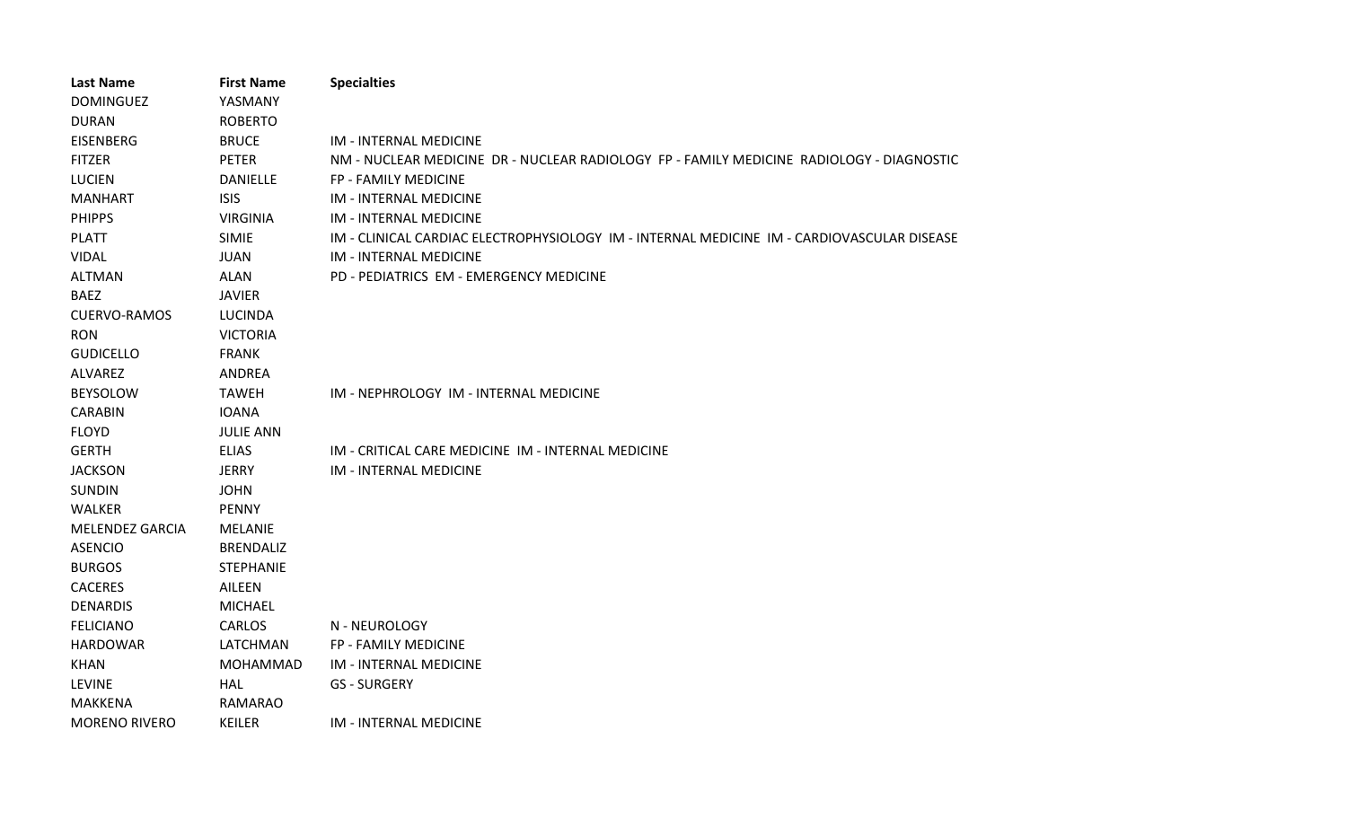| Last Name | First Name | Specialties |
| --- | --- | --- |
| DOMINGUEZ | YASMANY | |
| DURAN | ROBERTO | |
| EISENBERG | BRUCE | IM - INTERNAL MEDICINE |
| FITZER | PETER | NM - NUCLEAR MEDICINE DR - NUCLEAR RADIOLOGY FP - FAMILY MEDICINE RADIOLOGY - DIAGNOSTIC |
| LUCIEN | DANIELLE | FP - FAMILY MEDICINE |
| MANHART | ISIS | IM - INTERNAL MEDICINE |
| PHIPPS | VIRGINIA | IM - INTERNAL MEDICINE |
| PLATT | SIMIE | IM - CLINICAL CARDIAC ELECTROPHYSIOLOGY IM - INTERNAL MEDICINE IM - CARDIOVASCULAR DISEASE |
| VIDAL | JUAN | IM - INTERNAL MEDICINE |
| ALTMAN | ALAN | PD - PEDIATRICS EM - EMERGENCY MEDICINE |
| BAEZ | JAVIER | |
| CUERVO-RAMOS | LUCINDA | |
| RON | VICTORIA | |
| GUDICELLO | FRANK | |
| ALVAREZ | ANDREA | |
| BEYSOLOW | TAWEH | IM - NEPHROLOGY IM - INTERNAL MEDICINE |
| CARABIN | IOANA | |
| FLOYD | JULIE ANN | |
| GERTH | ELIAS | IM - CRITICAL CARE MEDICINE IM - INTERNAL MEDICINE |
| JACKSON | JERRY | IM - INTERNAL MEDICINE |
| SUNDIN | JOHN | |
| WALKER | PENNY | |
| MELENDEZ GARCIA | MELANIE | |
| ASENCIO | BRENDALIZ | |
| BURGOS | STEPHANIE | |
| CACERES | AILEEN | |
| DENARDIS | MICHAEL | |
| FELICIANO | CARLOS | N - NEUROLOGY |
| HARDOWAR | LATCHMAN | FP - FAMILY MEDICINE |
| KHAN | MOHAMMAD | IM - INTERNAL MEDICINE |
| LEVINE | HAL | GS - SURGERY |
| MAKKENA | RAMARAO | |
| MORENO RIVERO | KEILER | IM - INTERNAL MEDICINE |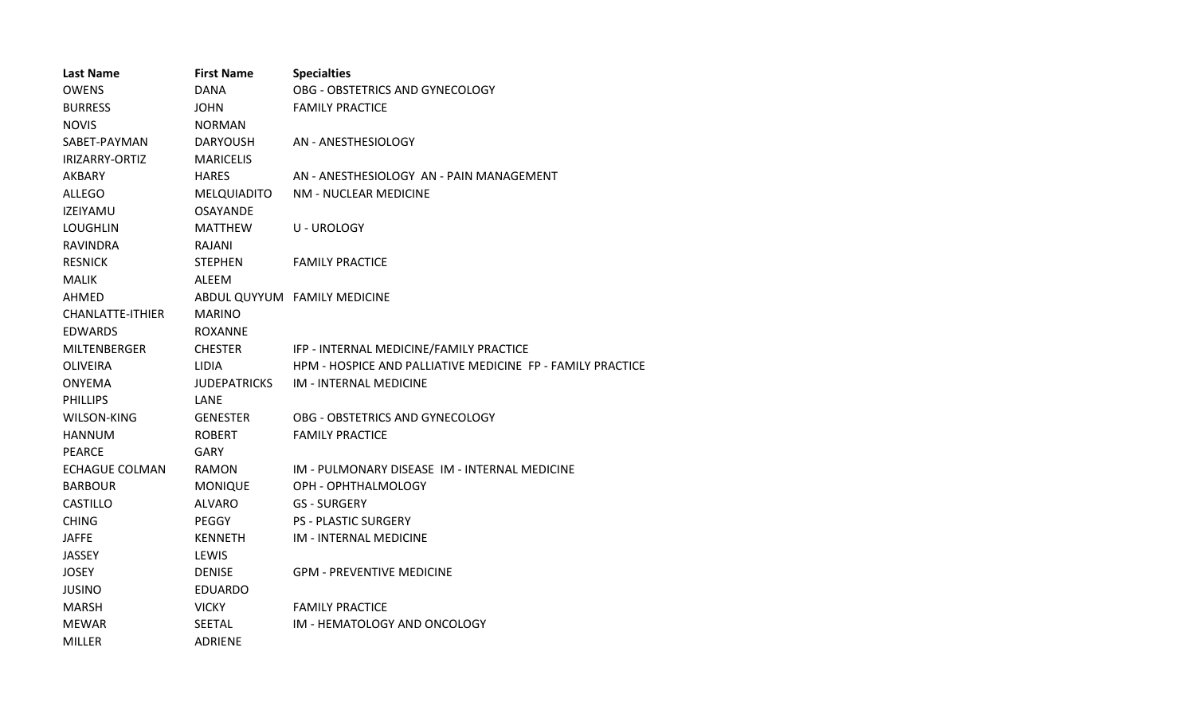| Last Name | First Name | Specialties |
|---|---|---|
| OWENS | DANA | OBG - OBSTETRICS AND GYNECOLOGY |
| BURRESS | JOHN | FAMILY PRACTICE |
| NOVIS | NORMAN | |
| SABET-PAYMAN | DARYOUSH | AN - ANESTHESIOLOGY |
| IRIZARRY-ORTIZ | MARICELIS | |
| AKBARY | HARES | AN - ANESTHESIOLOGY  AN - PAIN MANAGEMENT |
| ALLEGO | MELQUIADITO | NM - NUCLEAR MEDICINE |
| IZEIYAMU | OSAYANDE | |
| LOUGHLIN | MATTHEW | U - UROLOGY |
| RAVINDRA | RAJANI | |
| RESNICK | STEPHEN | FAMILY PRACTICE |
| MALIK | ALEEM | |
| AHMED | ABDUL QUYYUM | FAMILY MEDICINE |
| CHANLATTE-ITHIER | MARINO | |
| EDWARDS | ROXANNE | |
| MILTENBERGER | CHESTER | IFP - INTERNAL MEDICINE/FAMILY PRACTICE |
| OLIVEIRA | LIDIA | HPM - HOSPICE AND PALLIATIVE MEDICINE  FP - FAMILY PRACTICE |
| ONYEMA | JUDEPATRICKS | IM - INTERNAL MEDICINE |
| PHILLIPS | LANE | |
| WILSON-KING | GENESTER | OBG - OBSTETRICS AND GYNECOLOGY |
| HANNUM | ROBERT | FAMILY PRACTICE |
| PEARCE | GARY | |
| ECHAGUE COLMAN | RAMON | IM - PULMONARY DISEASE  IM - INTERNAL MEDICINE |
| BARBOUR | MONIQUE | OPH - OPHTHALMOLOGY |
| CASTILLO | ALVARO | GS - SURGERY |
| CHING | PEGGY | PS - PLASTIC SURGERY |
| JAFFE | KENNETH | IM - INTERNAL MEDICINE |
| JASSEY | LEWIS | |
| JOSEY | DENISE | GPM - PREVENTIVE MEDICINE |
| JUSINO | EDUARDO | |
| MARSH | VICKY | FAMILY PRACTICE |
| MEWAR | SEETAL | IM - HEMATOLOGY AND ONCOLOGY |
| MILLER | ADRIENE | |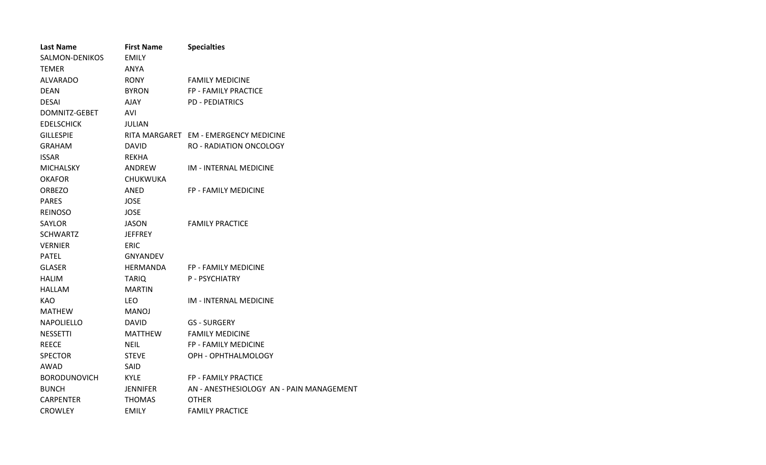| Last Name | First Name | Specialties |
|---|---|---|
| SALMON-DENIKOS | EMILY | |
| TEMER | ANYA | |
| ALVARADO | RONY | FAMILY MEDICINE |
| DEAN | BYRON | FP - FAMILY PRACTICE |
| DESAI | AJAY | PD - PEDIATRICS |
| DOMNITZ-GEBET | AVI | |
| EDELSCHICK | JULIAN | |
| GILLESPIE | RITA MARGARET | EM - EMERGENCY MEDICINE |
| GRAHAM | DAVID | RO - RADIATION ONCOLOGY |
| ISSAR | REKHA | |
| MICHALSKY | ANDREW | IM - INTERNAL MEDICINE |
| OKAFOR | CHUKWUKA | |
| ORBEZO | ANED | FP - FAMILY MEDICINE |
| PARES | JOSE | |
| REINOSO | JOSE | |
| SAYLOR | JASON | FAMILY PRACTICE |
| SCHWARTZ | JEFFREY | |
| VERNIER | ERIC | |
| PATEL | GNYANDEV | |
| GLASER | HERMANDA | FP - FAMILY MEDICINE |
| HALIM | TARIQ | P - PSYCHIATRY |
| HALLAM | MARTIN | |
| KAO | LEO | IM - INTERNAL MEDICINE |
| MATHEW | MANOJ | |
| NAPOLIELLO | DAVID | GS - SURGERY |
| NESSETTI | MATTHEW | FAMILY MEDICINE |
| REECE | NEIL | FP - FAMILY MEDICINE |
| SPECTOR | STEVE | OPH - OPHTHALMOLOGY |
| AWAD | SAID | |
| BORODUNOVICH | KYLE | FP - FAMILY PRACTICE |
| BUNCH | JENNIFER | AN - ANESTHESIOLOGY AN - PAIN MANAGEMENT |
| CARPENTER | THOMAS | OTHER |
| CROWLEY | EMILY | FAMILY PRACTICE |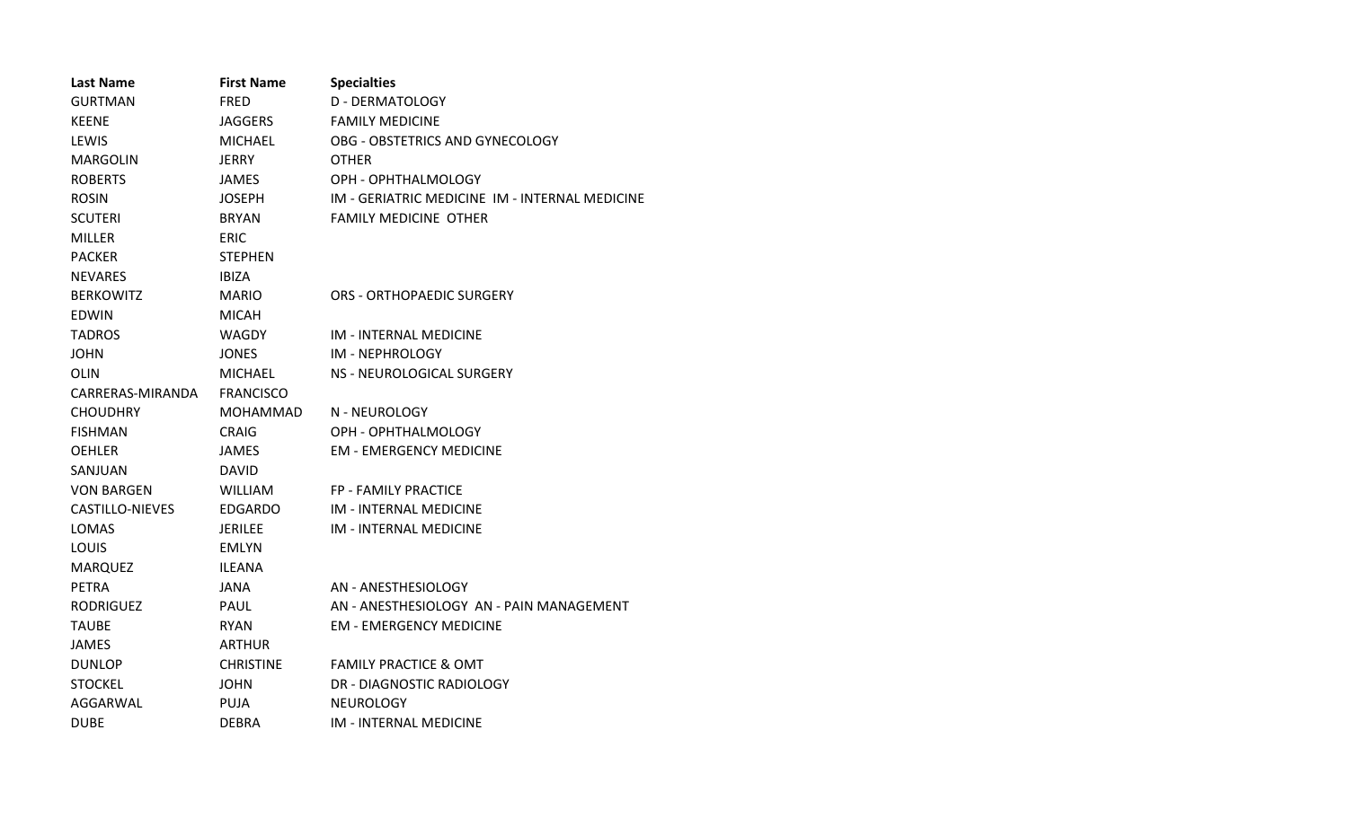| Last Name | First Name | Specialties |
|---|---|---|
| GURTMAN | FRED | D - DERMATOLOGY |
| KEENE | JAGGERS | FAMILY MEDICINE |
| LEWIS | MICHAEL | OBG - OBSTETRICS AND GYNECOLOGY |
| MARGOLIN | JERRY | OTHER |
| ROBERTS | JAMES | OPH - OPHTHALMOLOGY |
| ROSIN | JOSEPH | IM - GERIATRIC MEDICINE IM - INTERNAL MEDICINE |
| SCUTERI | BRYAN | FAMILY MEDICINE OTHER |
| MILLER | ERIC | |
| PACKER | STEPHEN | |
| NEVARES | IBIZA | |
| BERKOWITZ | MARIO | ORS - ORTHOPAEDIC SURGERY |
| EDWIN | MICAH | |
| TADROS | WAGDY | IM - INTERNAL MEDICINE |
| JOHN | JONES | IM - NEPHROLOGY |
| OLIN | MICHAEL | NS - NEUROLOGICAL SURGERY |
| CARRERAS-MIRANDA | FRANCISCO | |
| CHOUDHRY | MOHAMMAD | N - NEUROLOGY |
| FISHMAN | CRAIG | OPH - OPHTHALMOLOGY |
| OEHLER | JAMES | EM - EMERGENCY MEDICINE |
| SANJUAN | DAVID | |
| VON BARGEN | WILLIAM | FP - FAMILY PRACTICE |
| CASTILLO-NIEVES | EDGARDO | IM - INTERNAL MEDICINE |
| LOMAS | JERILEE | IM - INTERNAL MEDICINE |
| LOUIS | EMLYN | |
| MARQUEZ | ILEANA | |
| PETRA | JANA | AN - ANESTHESIOLOGY |
| RODRIGUEZ | PAUL | AN - ANESTHESIOLOGY AN - PAIN MANAGEMENT |
| TAUBE | RYAN | EM - EMERGENCY MEDICINE |
| JAMES | ARTHUR | |
| DUNLOP | CHRISTINE | FAMILY PRACTICE & OMT |
| STOCKEL | JOHN | DR - DIAGNOSTIC RADIOLOGY |
| AGGARWAL | PUJA | NEUROLOGY |
| DUBE | DEBRA | IM - INTERNAL MEDICINE |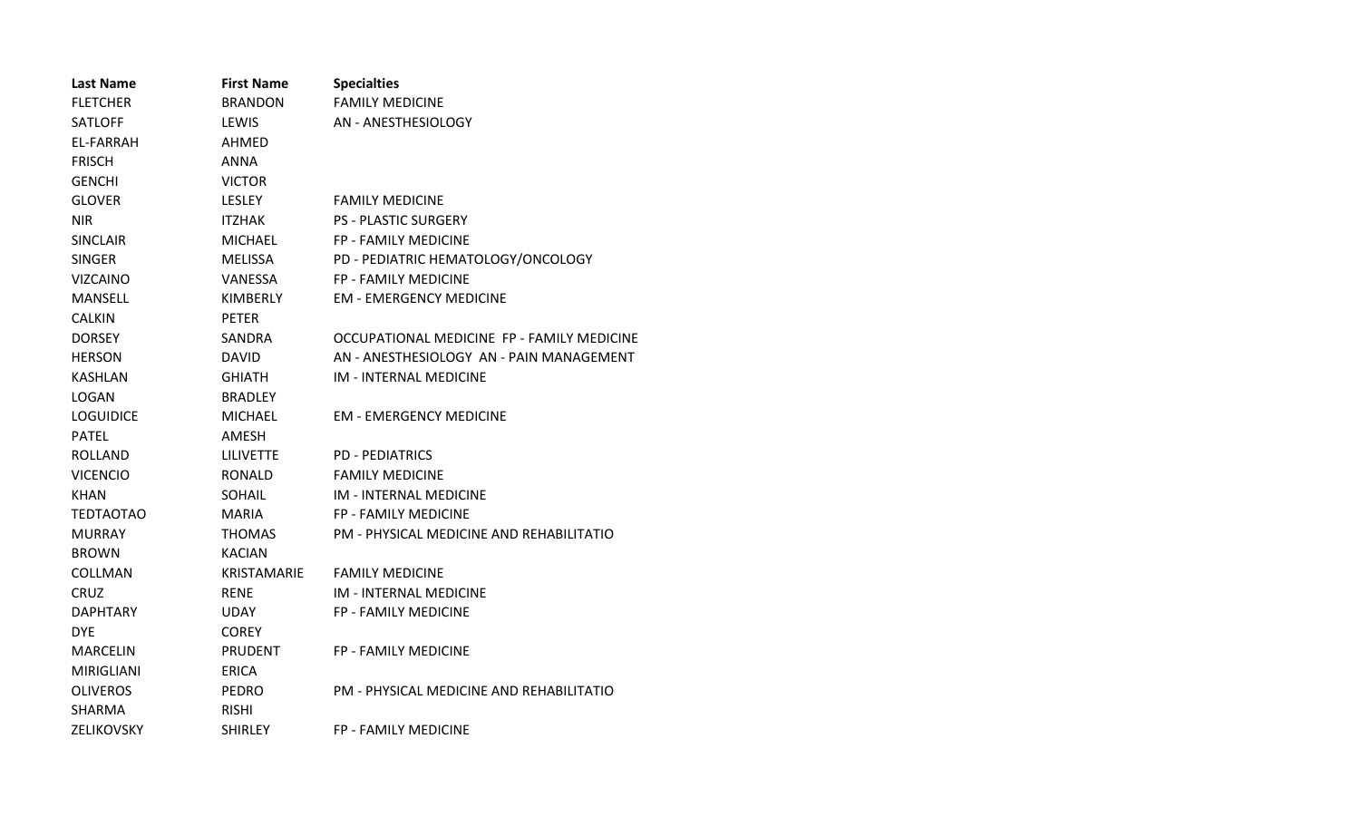| Last Name | First Name | Specialties |
|---|---|---|
| FLETCHER | BRANDON | FAMILY MEDICINE |
| SATLOFF | LEWIS | AN - ANESTHESIOLOGY |
| EL-FARRAH | AHMED | |
| FRISCH | ANNA | |
| GENCHI | VICTOR | |
| GLOVER | LESLEY | FAMILY MEDICINE |
| NIR | ITZHAK | PS - PLASTIC SURGERY |
| SINCLAIR | MICHAEL | FP - FAMILY MEDICINE |
| SINGER | MELISSA | PD - PEDIATRIC HEMATOLOGY/ONCOLOGY |
| VIZCAINO | VANESSA | FP - FAMILY MEDICINE |
| MANSELL | KIMBERLY | EM - EMERGENCY MEDICINE |
| CALKIN | PETER | |
| DORSEY | SANDRA | OCCUPATIONAL MEDICINE FP - FAMILY MEDICINE |
| HERSON | DAVID | AN - ANESTHESIOLOGY AN - PAIN MANAGEMENT |
| KASHLAN | GHIATH | IM - INTERNAL MEDICINE |
| LOGAN | BRADLEY | |
| LOGUIDICE | MICHAEL | EM - EMERGENCY MEDICINE |
| PATEL | AMESH | |
| ROLLAND | LILIVETTE | PD - PEDIATRICS |
| VICENCIO | RONALD | FAMILY MEDICINE |
| KHAN | SOHAIL | IM - INTERNAL MEDICINE |
| TEDTAOTAO | MARIA | FP - FAMILY MEDICINE |
| MURRAY | THOMAS | PM - PHYSICAL MEDICINE AND REHABILITATIO |
| BROWN | KACIAN | |
| COLLMAN | KRISTAMARIE | FAMILY MEDICINE |
| CRUZ | RENE | IM - INTERNAL MEDICINE |
| DAPHTARY | UDAY | FP - FAMILY MEDICINE |
| DYE | COREY | |
| MARCELIN | PRUDENT | FP - FAMILY MEDICINE |
| MIRIGLIANI | ERICA | |
| OLIVEROS | PEDRO | PM - PHYSICAL MEDICINE AND REHABILITATIO |
| SHARMA | RISHI | |
| ZELIKOVSKY | SHIRLEY | FP - FAMILY MEDICINE |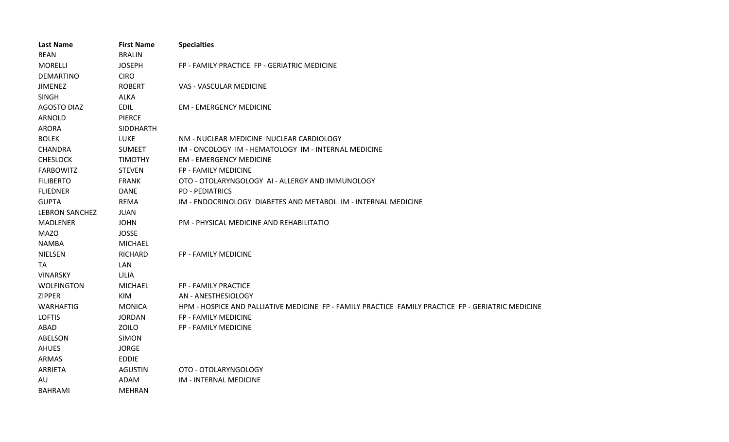| Last Name | First Name | Specialties |
| --- | --- | --- |
| BEAN | BRALIN | |
| MORELLI | JOSEPH | FP - FAMILY PRACTICE  FP - GERIATRIC MEDICINE |
| DEMARTINO | CIRO | |
| JIMENEZ | ROBERT | VAS - VASCULAR MEDICINE |
| SINGH | ALKA | |
| AGOSTO DIAZ | EDIL | EM - EMERGENCY MEDICINE |
| ARNOLD | PIERCE | |
| ARORA | SIDDHARTH | |
| BOLEK | LUKE | NM - NUCLEAR MEDICINE  NUCLEAR CARDIOLOGY |
| CHANDRA | SUMEET | IM - ONCOLOGY  IM - HEMATOLOGY  IM - INTERNAL MEDICINE |
| CHESLOCK | TIMOTHY | EM - EMERGENCY MEDICINE |
| FARBOWITZ | STEVEN | FP - FAMILY MEDICINE |
| FILIBERTO | FRANK | OTO - OTOLARYNGOLOGY  AI - ALLERGY AND IMMUNOLOGY |
| FLIEDNER | DANE | PD - PEDIATRICS |
| GUPTA | REMA | IM - ENDOCRINOLOGY  DIABETES AND METABOL  IM - INTERNAL MEDICINE |
| LEBRON SANCHEZ | JUAN | |
| MADLENER | JOHN | PM - PHYSICAL MEDICINE AND REHABILITATIO |
| MAZO | JOSSE | |
| NAMBA | MICHAEL | |
| NIELSEN | RICHARD | FP - FAMILY MEDICINE |
| TA | LAN | |
| VINARSKY | LILIA | |
| WOLFINGTON | MICHAEL | FP - FAMILY PRACTICE |
| ZIPPER | KIM | AN - ANESTHESIOLOGY |
| WARHAFTIG | MONICA | HPM - HOSPICE AND PALLIATIVE MEDICINE  FP - FAMILY PRACTICE  FAMILY PRACTICE  FP - GERIATRIC MEDICINE |
| LOFTIS | JORDAN | FP - FAMILY MEDICINE |
| ABAD | ZOILO | FP - FAMILY MEDICINE |
| ABELSON | SIMON | |
| AHUES | JORGE | |
| ARMAS | EDDIE | |
| ARRIETA | AGUSTIN | OTO - OTOLARYNGOLOGY |
| AU | ADAM | IM - INTERNAL MEDICINE |
| BAHRAMI | MEHRAN | |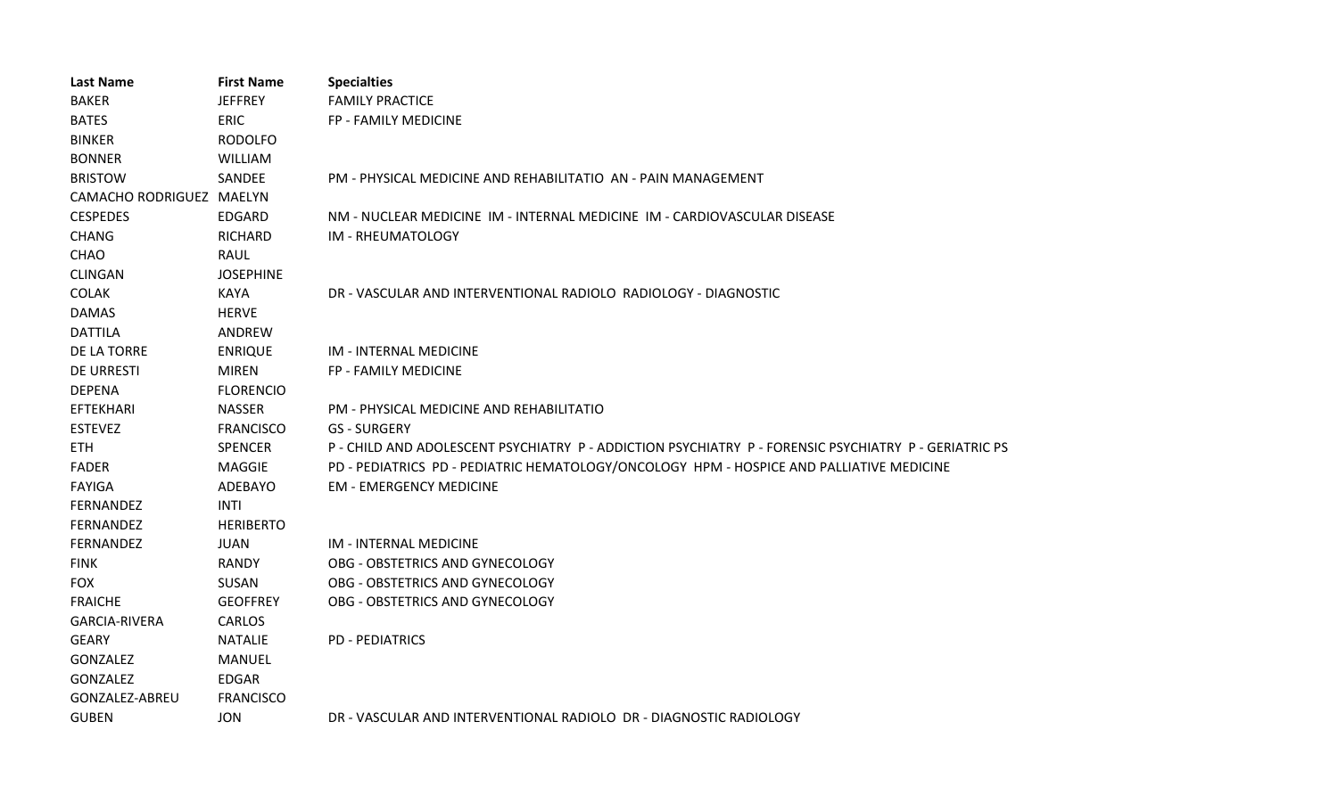| Last Name | First Name | Specialties |
| --- | --- | --- |
| BAKER | JEFFREY | FAMILY PRACTICE |
| BATES | ERIC | FP - FAMILY MEDICINE |
| BINKER | RODOLFO | |
| BONNER | WILLIAM | |
| BRISTOW | SANDEE | PM - PHYSICAL MEDICINE AND REHABILITATIO  AN - PAIN MANAGEMENT |
| CAMACHO RODRIGUEZ | MAELYN | |
| CESPEDES | EDGARD | NM - NUCLEAR MEDICINE  IM - INTERNAL MEDICINE  IM - CARDIOVASCULAR DISEASE |
| CHANG | RICHARD | IM - RHEUMATOLOGY |
| CHAO | RAUL | |
| CLINGAN | JOSEPHINE | |
| COLAK | KAYA | DR - VASCULAR AND INTERVENTIONAL RADIOLO  RADIOLOGY - DIAGNOSTIC |
| DAMAS | HERVE | |
| DATTILA | ANDREW | |
| DE LA TORRE | ENRIQUE | IM - INTERNAL MEDICINE |
| DE URRESTI | MIREN | FP - FAMILY MEDICINE |
| DEPENA | FLORENCIO | |
| EFTEKHARI | NASSER | PM - PHYSICAL MEDICINE AND REHABILITATIO |
| ESTEVEZ | FRANCISCO | GS - SURGERY |
| ETH | SPENCER | P - CHILD AND ADOLESCENT PSYCHIATRY  P - ADDICTION PSYCHIATRY  P - FORENSIC PSYCHIATRY  P - GERIATRIC PS |
| FADER | MAGGIE | PD - PEDIATRICS  PD - PEDIATRIC HEMATOLOGY/ONCOLOGY  HPM - HOSPICE AND PALLIATIVE MEDICINE |
| FAYIGA | ADEBAYO | EM - EMERGENCY MEDICINE |
| FERNANDEZ | INTI | |
| FERNANDEZ | HERIBERTO | |
| FERNANDEZ | JUAN | IM - INTERNAL MEDICINE |
| FINK | RANDY | OBG - OBSTETRICS AND GYNECOLOGY |
| FOX | SUSAN | OBG - OBSTETRICS AND GYNECOLOGY |
| FRAICHE | GEOFFREY | OBG - OBSTETRICS AND GYNECOLOGY |
| GARCIA-RIVERA | CARLOS | |
| GEARY | NATALIE | PD - PEDIATRICS |
| GONZALEZ | MANUEL | |
| GONZALEZ | EDGAR | |
| GONZALEZ-ABREU | FRANCISCO | |
| GUBEN | JON | DR - VASCULAR AND INTERVENTIONAL RADIOLO  DR - DIAGNOSTIC RADIOLOGY |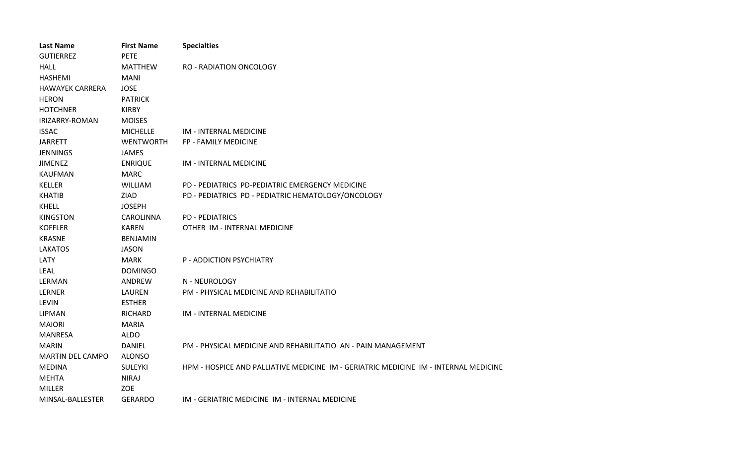| Last Name | First Name | Specialties |
|---|---|---|
| GUTIERREZ | PETE | |
| HALL | MATTHEW | RO - RADIATION ONCOLOGY |
| HASHEMI | MANI | |
| HAWAYEK CARRERA | JOSE | |
| HERON | PATRICK | |
| HOTCHNER | KIRBY | |
| IRIZARRY-ROMAN | MOISES | |
| ISSAC | MICHELLE | IM - INTERNAL MEDICINE |
| JARRETT | WENTWORTH | FP - FAMILY MEDICINE |
| JENNINGS | JAMES | |
| JIMENEZ | ENRIQUE | IM - INTERNAL MEDICINE |
| KAUFMAN | MARC | |
| KELLER | WILLIAM | PD - PEDIATRICS PD-PEDIATRIC EMERGENCY MEDICINE |
| KHATIB | ZIAD | PD - PEDIATRICS PD - PEDIATRIC HEMATOLOGY/ONCOLOGY |
| KHELL | JOSEPH | |
| KINGSTON | CAROLINNA | PD - PEDIATRICS |
| KOFFLER | KAREN | OTHER IM - INTERNAL MEDICINE |
| KRASNE | BENJAMIN | |
| LAKATOS | JASON | |
| LATY | MARK | P - ADDICTION PSYCHIATRY |
| LEAL | DOMINGO | |
| LERMAN | ANDREW | N - NEUROLOGY |
| LERNER | LAUREN | PM - PHYSICAL MEDICINE AND REHABILITATIO |
| LEVIN | ESTHER | |
| LIPMAN | RICHARD | IM - INTERNAL MEDICINE |
| MAIORI | MARIA | |
| MANRESA | ALDO | |
| MARIN | DANIEL | PM - PHYSICAL MEDICINE AND REHABILITATIO AN - PAIN MANAGEMENT |
| MARTIN DEL CAMPO | ALONSO | |
| MEDINA | SULEYKI | HPM - HOSPICE AND PALLIATIVE MEDICINE IM - GERIATRIC MEDICINE IM - INTERNAL MEDICINE |
| MEHTA | NIRAJ | |
| MILLER | ZOE | |
| MINSAL-BALLESTER | GERARDO | IM - GERIATRIC MEDICINE IM - INTERNAL MEDICINE |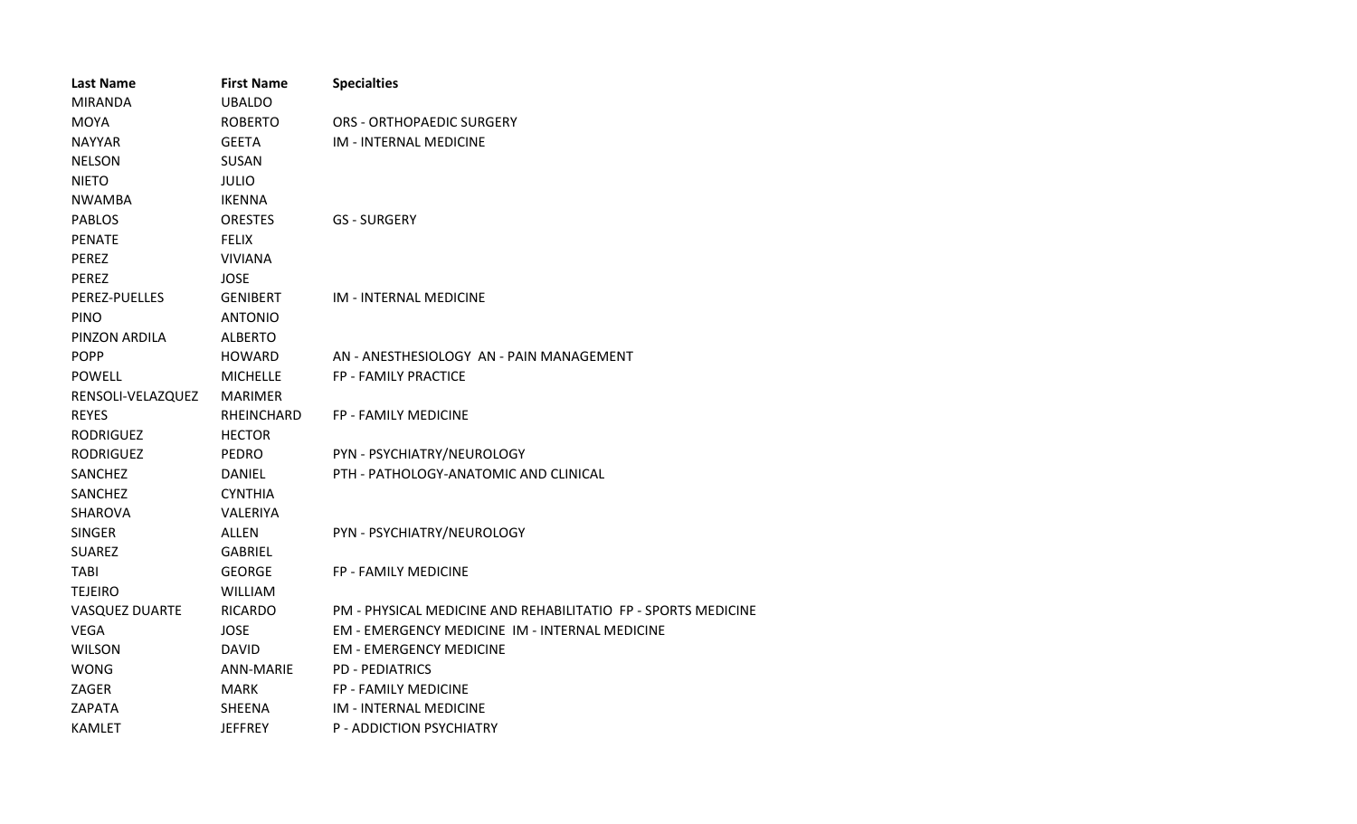| Last Name | First Name | Specialties |
| --- | --- | --- |
| MIRANDA | UBALDO | |
| MOYA | ROBERTO | ORS - ORTHOPAEDIC SURGERY |
| NAYYAR | GEETA | IM - INTERNAL MEDICINE |
| NELSON | SUSAN | |
| NIETO | JULIO | |
| NWAMBA | IKENNA | |
| PABLOS | ORESTES | GS - SURGERY |
| PENATE | FELIX | |
| PEREZ | VIVIANA | |
| PEREZ | JOSE | |
| PEREZ-PUELLES | GENIBERT | IM - INTERNAL MEDICINE |
| PINO | ANTONIO | |
| PINZON ARDILA | ALBERTO | |
| POPP | HOWARD | AN - ANESTHESIOLOGY AN - PAIN MANAGEMENT |
| POWELL | MICHELLE | FP - FAMILY PRACTICE |
| RENSOLI-VELAZQUEZ | MARIMER | |
| REYES | RHEINCHARD | FP - FAMILY MEDICINE |
| RODRIGUEZ | HECTOR | |
| RODRIGUEZ | PEDRO | PYN - PSYCHIATRY/NEUROLOGY |
| SANCHEZ | DANIEL | PTH - PATHOLOGY-ANATOMIC AND CLINICAL |
| SANCHEZ | CYNTHIA | |
| SHAROVA | VALERIYA | |
| SINGER | ALLEN | PYN - PSYCHIATRY/NEUROLOGY |
| SUAREZ | GABRIEL | |
| TABI | GEORGE | FP - FAMILY MEDICINE |
| TEJEIRO | WILLIAM | |
| VASQUEZ DUARTE | RICARDO | PM - PHYSICAL MEDICINE AND REHABILITATIO FP - SPORTS MEDICINE |
| VEGA | JOSE | EM - EMERGENCY MEDICINE IM - INTERNAL MEDICINE |
| WILSON | DAVID | EM - EMERGENCY MEDICINE |
| WONG | ANN-MARIE | PD - PEDIATRICS |
| ZAGER | MARK | FP - FAMILY MEDICINE |
| ZAPATA | SHEENA | IM - INTERNAL MEDICINE |
| KAMLET | JEFFREY | P - ADDICTION PSYCHIATRY |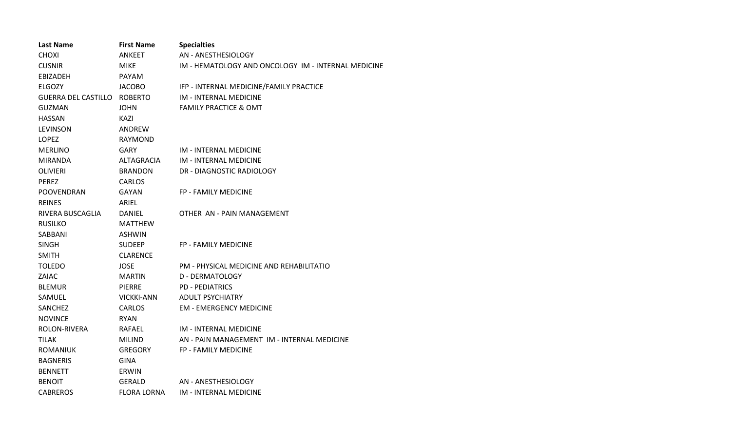| Last Name | First Name | Specialties |
| --- | --- | --- |
| CHOXI | ANKEET | AN - ANESTHESIOLOGY |
| CUSNIR | MIKE | IM - HEMATOLOGY AND ONCOLOGY IM - INTERNAL MEDICINE |
| EBIZADEH | PAYAM | |
| ELGOZY | JACOBO | IFP - INTERNAL MEDICINE/FAMILY PRACTICE |
| GUERRA DEL CASTILLO | ROBERTO | IM - INTERNAL MEDICINE |
| GUZMAN | JOHN | FAMILY PRACTICE & OMT |
| HASSAN | KAZI | |
| LEVINSON | ANDREW | |
| LOPEZ | RAYMOND | |
| MERLINO | GARY | IM - INTERNAL MEDICINE |
| MIRANDA | ALTAGRACIA | IM - INTERNAL MEDICINE |
| OLIVIERI | BRANDON | DR - DIAGNOSTIC RADIOLOGY |
| PEREZ | CARLOS | |
| POOVENDRAN | GAYAN | FP - FAMILY MEDICINE |
| REINES | ARIEL | |
| RIVERA BUSCAGLIA | DANIEL | OTHER AN - PAIN MANAGEMENT |
| RUSILKO | MATTHEW | |
| SABBANI | ASHWIN | |
| SINGH | SUDEEP | FP - FAMILY MEDICINE |
| SMITH | CLARENCE | |
| TOLEDO | JOSE | PM - PHYSICAL MEDICINE AND REHABILITATIO |
| ZAIAC | MARTIN | D - DERMATOLOGY |
| BLEMUR | PIERRE | PD - PEDIATRICS |
| SAMUEL | VICKKI-ANN | ADULT PSYCHIATRY |
| SANCHEZ | CARLOS | EM - EMERGENCY MEDICINE |
| NOVINCE | RYAN | |
| ROLON-RIVERA | RAFAEL | IM - INTERNAL MEDICINE |
| TILAK | MILIND | AN - PAIN MANAGEMENT IM - INTERNAL MEDICINE |
| ROMANIUK | GREGORY | FP - FAMILY MEDICINE |
| BAGNERIS | GINA | |
| BENNETT | ERWIN | |
| BENOIT | GERALD | AN - ANESTHESIOLOGY |
| CABREROS | FLORA LORNA | IM - INTERNAL MEDICINE |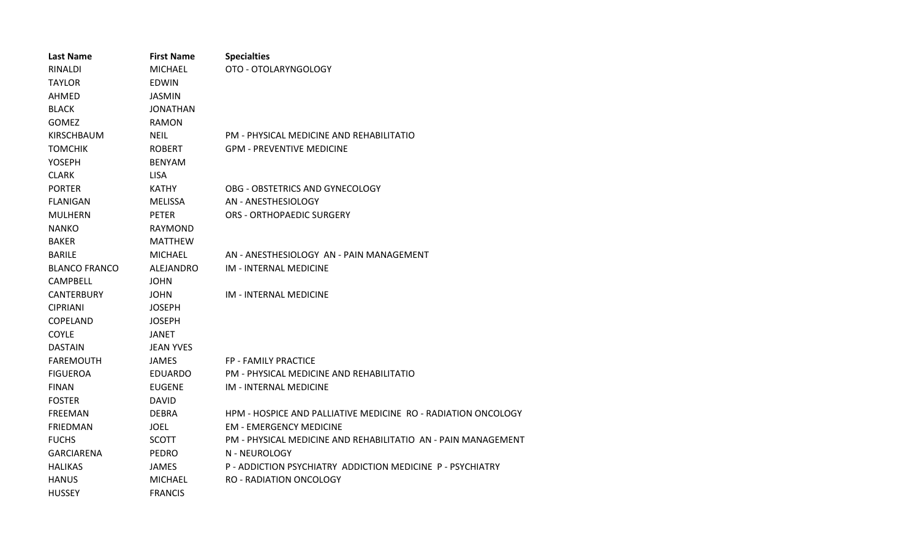| Last Name | First Name | Specialties |
|---|---|---|
| RINALDI | MICHAEL | OTO - OTOLARYNGOLOGY |
| TAYLOR | EDWIN | |
| AHMED | JASMIN | |
| BLACK | JONATHAN | |
| GOMEZ | RAMON | |
| KIRSCHBAUM | NEIL | PM - PHYSICAL MEDICINE AND REHABILITATIO |
| TOMCHIK | ROBERT | GPM - PREVENTIVE MEDICINE |
| YOSEPH | BENYAM | |
| CLARK | LISA | |
| PORTER | KATHY | OBG - OBSTETRICS AND GYNECOLOGY |
| FLANIGAN | MELISSA | AN - ANESTHESIOLOGY |
| MULHERN | PETER | ORS - ORTHOPAEDIC SURGERY |
| NANKO | RAYMOND | |
| BAKER | MATTHEW | |
| BARILE | MICHAEL | AN - ANESTHESIOLOGY  AN - PAIN MANAGEMENT |
| BLANCO FRANCO | ALEJANDRO | IM - INTERNAL MEDICINE |
| CAMPBELL | JOHN | |
| CANTERBURY | JOHN | IM - INTERNAL MEDICINE |
| CIPRIANI | JOSEPH | |
| COPELAND | JOSEPH | |
| COYLE | JANET | |
| DASTAIN | JEAN YVES | |
| FAREMOUTH | JAMES | FP - FAMILY PRACTICE |
| FIGUEROA | EDUARDO | PM - PHYSICAL MEDICINE AND REHABILITATIO |
| FINAN | EUGENE | IM - INTERNAL MEDICINE |
| FOSTER | DAVID | |
| FREEMAN | DEBRA | HPM - HOSPICE AND PALLIATIVE MEDICINE  RO - RADIATION ONCOLOGY |
| FRIEDMAN | JOEL | EM - EMERGENCY MEDICINE |
| FUCHS | SCOTT | PM - PHYSICAL MEDICINE AND REHABILITATIO  AN - PAIN MANAGEMENT |
| GARCIARENA | PEDRO | N - NEUROLOGY |
| HALIKAS | JAMES | P - ADDICTION PSYCHIATRY  ADDICTION MEDICINE  P - PSYCHIATRY |
| HANUS | MICHAEL | RO - RADIATION ONCOLOGY |
| HUSSEY | FRANCIS | |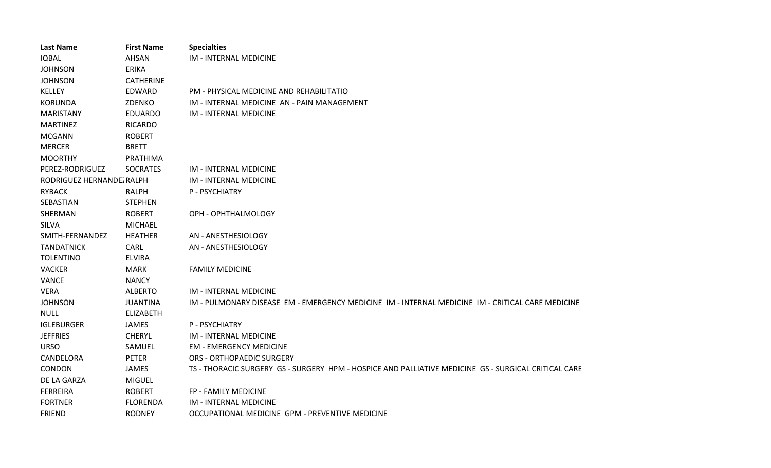| Last Name | First Name | Specialties |
| --- | --- | --- |
| IQBAL | AHSAN | IM - INTERNAL MEDICINE |
| JOHNSON | ERIKA | |
| JOHNSON | CATHERINE | |
| KELLEY | EDWARD | PM - PHYSICAL MEDICINE AND REHABILITATIO |
| KORUNDA | ZDENKO | IM - INTERNAL MEDICINE  AN - PAIN MANAGEMENT |
| MARISTANY | EDUARDO | IM - INTERNAL MEDICINE |
| MARTINEZ | RICARDO | |
| MCGANN | ROBERT | |
| MERCER | BRETT | |
| MOORTHY | PRATHIMA | |
| PEREZ-RODRIGUEZ | SOCRATES | IM - INTERNAL MEDICINE |
| RODRIGUEZ HERNANDEZ | RALPH | IM - INTERNAL MEDICINE |
| RYBACK | RALPH | P - PSYCHIATRY |
| SEBASTIAN | STEPHEN | |
| SHERMAN | ROBERT | OPH - OPHTHALMOLOGY |
| SILVA | MICHAEL | |
| SMITH-FERNANDEZ | HEATHER | AN - ANESTHESIOLOGY |
| TANDATNICK | CARL | AN - ANESTHESIOLOGY |
| TOLENTINO | ELVIRA | |
| VACKER | MARK | FAMILY MEDICINE |
| VANCE | NANCY | |
| VERA | ALBERTO | IM - INTERNAL MEDICINE |
| JOHNSON | JUANTINA | IM - PULMONARY DISEASE  EM - EMERGENCY MEDICINE  IM - INTERNAL MEDICINE  IM - CRITICAL CARE MEDICINE |
| NULL | ELIZABETH | |
| IGLEBURGER | JAMES | P - PSYCHIATRY |
| JEFFRIES | CHERYL | IM - INTERNAL MEDICINE |
| URSO | SAMUEL | EM - EMERGENCY MEDICINE |
| CANDELORA | PETER | ORS - ORTHOPAEDIC SURGERY |
| CONDON | JAMES | TS - THORACIC SURGERY  GS - SURGERY  HPM - HOSPICE AND PALLIATIVE MEDICINE  GS - SURGICAL CRITICAL CARE |
| DE LA GARZA | MIGUEL | |
| FERREIRA | ROBERT | FP - FAMILY MEDICINE |
| FORTNER | FLORENDA | IM - INTERNAL MEDICINE |
| FRIEND | RODNEY | OCCUPATIONAL MEDICINE  GPM - PREVENTIVE MEDICINE |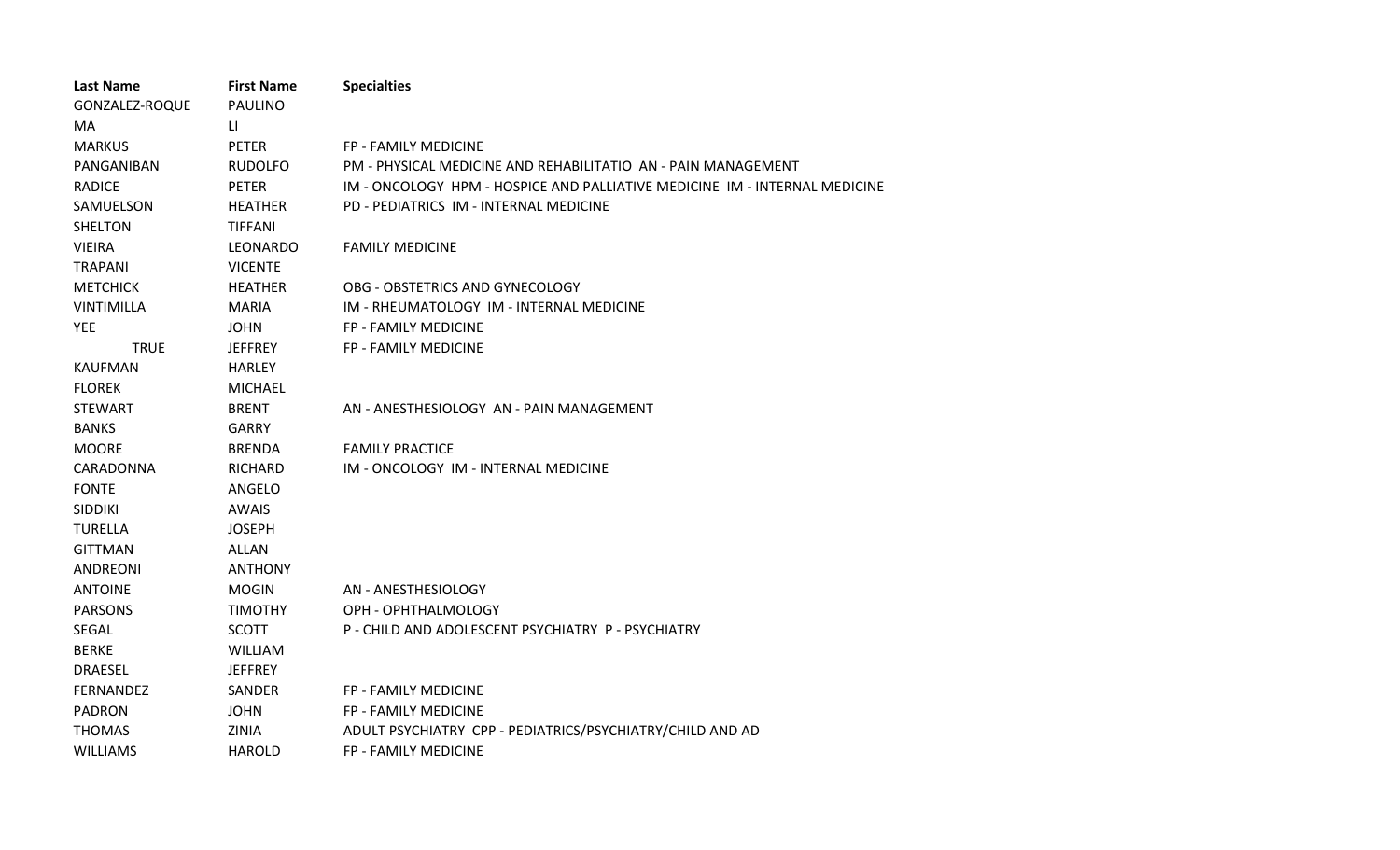| Last Name | First Name | Specialties |
| --- | --- | --- |
| GONZALEZ-ROQUE | PAULINO | |
| MA | LI | |
| MARKUS | PETER | FP - FAMILY MEDICINE |
| PANGANIBAN | RUDOLFO | PM - PHYSICAL MEDICINE AND REHABILITATIO AN - PAIN MANAGEMENT |
| RADICE | PETER | IM - ONCOLOGY HPM - HOSPICE AND PALLIATIVE MEDICINE IM - INTERNAL MEDICINE |
| SAMUELSON | HEATHER | PD - PEDIATRICS IM - INTERNAL MEDICINE |
| SHELTON | TIFFANI | |
| VIEIRA | LEONARDO | FAMILY MEDICINE |
| TRAPANI | VICENTE | |
| METCHICK | HEATHER | OBG - OBSTETRICS AND GYNECOLOGY |
| VINTIMILLA | MARIA | IM - RHEUMATOLOGY IM - INTERNAL MEDICINE |
| YEE | JOHN | FP - FAMILY MEDICINE |
| TRUE | JEFFREY | FP - FAMILY MEDICINE |
| KAUFMAN | HARLEY | |
| FLOREK | MICHAEL | |
| STEWART | BRENT | AN - ANESTHESIOLOGY AN - PAIN MANAGEMENT |
| BANKS | GARRY | |
| MOORE | BRENDA | FAMILY PRACTICE |
| CARADONNA | RICHARD | IM - ONCOLOGY IM - INTERNAL MEDICINE |
| FONTE | ANGELO | |
| SIDDIKI | AWAIS | |
| TURELLA | JOSEPH | |
| GITTMAN | ALLAN | |
| ANDREONI | ANTHONY | |
| ANTOINE | MOGIN | AN - ANESTHESIOLOGY |
| PARSONS | TIMOTHY | OPH - OPHTHALMOLOGY |
| SEGAL | SCOTT | P - CHILD AND ADOLESCENT PSYCHIATRY P - PSYCHIATRY |
| BERKE | WILLIAM | |
| DRAESEL | JEFFREY | |
| FERNANDEZ | SANDER | FP - FAMILY MEDICINE |
| PADRON | JOHN | FP - FAMILY MEDICINE |
| THOMAS | ZINIA | ADULT PSYCHIATRY CPP - PEDIATRICS/PSYCHIATRY/CHILD AND AD |
| WILLIAMS | HAROLD | FP - FAMILY MEDICINE |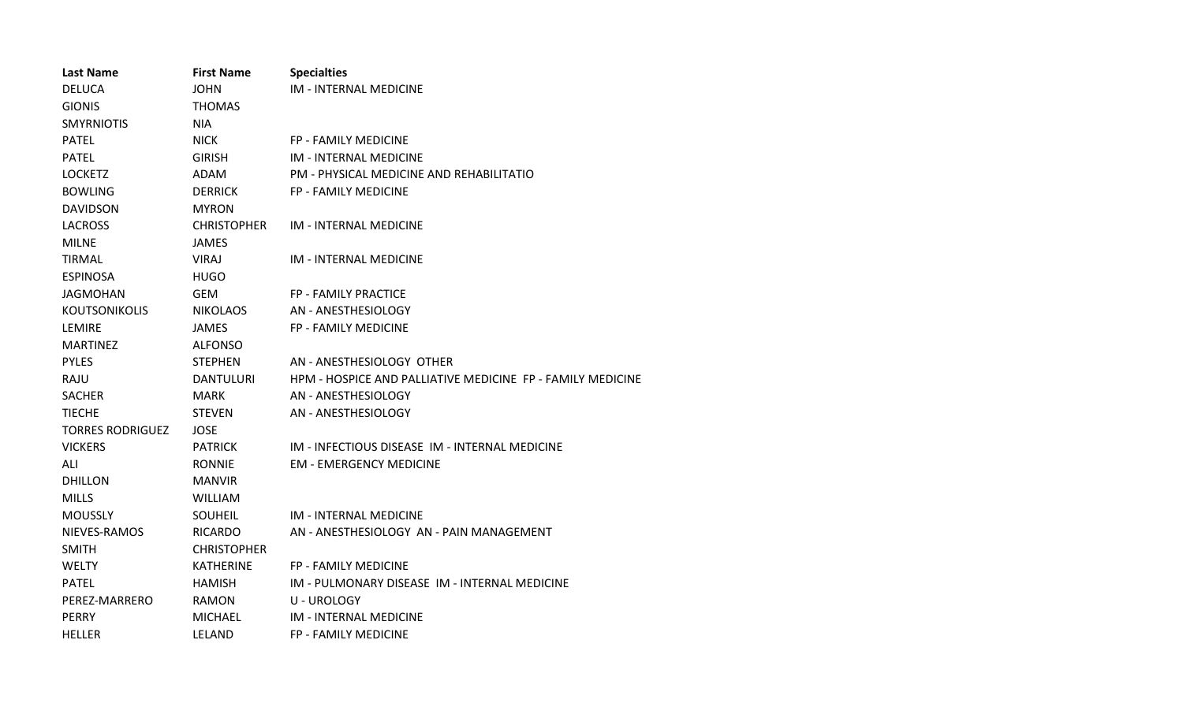| Last Name | First Name | Specialties |
| --- | --- | --- |
| DELUCA | JOHN | IM - INTERNAL MEDICINE |
| GIONIS | THOMAS | |
| SMYRNIOTIS | NIA | |
| PATEL | NICK | FP - FAMILY MEDICINE |
| PATEL | GIRISH | IM - INTERNAL MEDICINE |
| LOCKETZ | ADAM | PM - PHYSICAL MEDICINE AND REHABILITATIO |
| BOWLING | DERRICK | FP - FAMILY MEDICINE |
| DAVIDSON | MYRON | |
| LACROSS | CHRISTOPHER | IM - INTERNAL MEDICINE |
| MILNE | JAMES | |
| TIRMAL | VIRAJ | IM - INTERNAL MEDICINE |
| ESPINOSA | HUGO | |
| JAGMOHAN | GEM | FP - FAMILY PRACTICE |
| KOUTSONIKOLIS | NIKOLAOS | AN - ANESTHESIOLOGY |
| LEMIRE | JAMES | FP - FAMILY MEDICINE |
| MARTINEZ | ALFONSO | |
| PYLES | STEPHEN | AN - ANESTHESIOLOGY OTHER |
| RAJU | DANTULURI | HPM - HOSPICE AND PALLIATIVE MEDICINE FP - FAMILY MEDICINE |
| SACHER | MARK | AN - ANESTHESIOLOGY |
| TIECHE | STEVEN | AN - ANESTHESIOLOGY |
| TORRES RODRIGUEZ | JOSE | |
| VICKERS | PATRICK | IM - INFECTIOUS DISEASE IM - INTERNAL MEDICINE |
| ALI | RONNIE | EM - EMERGENCY MEDICINE |
| DHILLON | MANVIR | |
| MILLS | WILLIAM | |
| MOUSSLY | SOUHEIL | IM - INTERNAL MEDICINE |
| NIEVES-RAMOS | RICARDO | AN - ANESTHESIOLOGY AN - PAIN MANAGEMENT |
| SMITH | CHRISTOPHER | |
| WELTY | KATHERINE | FP - FAMILY MEDICINE |
| PATEL | HAMISH | IM - PULMONARY DISEASE IM - INTERNAL MEDICINE |
| PEREZ-MARRERO | RAMON | U - UROLOGY |
| PERRY | MICHAEL | IM - INTERNAL MEDICINE |
| HELLER | LELAND | FP - FAMILY MEDICINE |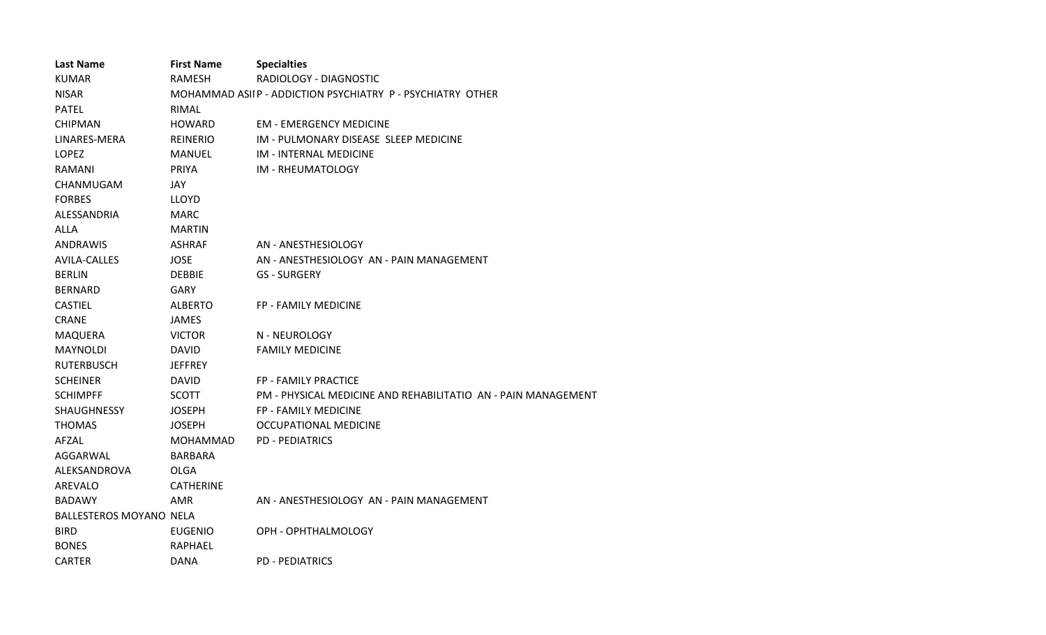| Last Name | First Name | Specialties |
| --- | --- | --- |
| KUMAR | RAMESH | RADIOLOGY - DIAGNOSTIC |
| NISAR | MOHAMMAD ASII | P - ADDICTION PSYCHIATRY P - PSYCHIATRY OTHER |
| PATEL | RIMAL | |
| CHIPMAN | HOWARD | EM - EMERGENCY MEDICINE |
| LINARES-MERA | REINERIO | IM - PULMONARY DISEASE SLEEP MEDICINE |
| LOPEZ | MANUEL | IM - INTERNAL MEDICINE |
| RAMANI | PRIYA | IM - RHEUMATOLOGY |
| CHANMUGAM | JAY | |
| FORBES | LLOYD | |
| ALESSANDRIA | MARC | |
| ALLA | MARTIN | |
| ANDRAWIS | ASHRAF | AN - ANESTHESIOLOGY |
| AVILA-CALLES | JOSE | AN - ANESTHESIOLOGY AN - PAIN MANAGEMENT |
| BERLIN | DEBBIE | GS - SURGERY |
| BERNARD | GARY | |
| CASTIEL | ALBERTO | FP - FAMILY MEDICINE |
| CRANE | JAMES | |
| MAQUERA | VICTOR | N - NEUROLOGY |
| MAYNOLDI | DAVID | FAMILY MEDICINE |
| RUTERBUSCH | JEFFREY | |
| SCHEINER | DAVID | FP - FAMILY PRACTICE |
| SCHIMPFF | SCOTT | PM - PHYSICAL MEDICINE AND REHABILITATIO AN - PAIN MANAGEMENT |
| SHAUGHNESSY | JOSEPH | FP - FAMILY MEDICINE |
| THOMAS | JOSEPH | OCCUPATIONAL MEDICINE |
| AFZAL | MOHAMMAD | PD - PEDIATRICS |
| AGGARWAL | BARBARA | |
| ALEKSANDROVA | OLGA | |
| AREVALO | CATHERINE | |
| BADAWY | AMR | AN - ANESTHESIOLOGY AN - PAIN MANAGEMENT |
| BALLESTEROS MOYANO | NELA | |
| BIRD | EUGENIO | OPH - OPHTHALMOLOGY |
| BONES | RAPHAEL | |
| CARTER | DANA | PD - PEDIATRICS |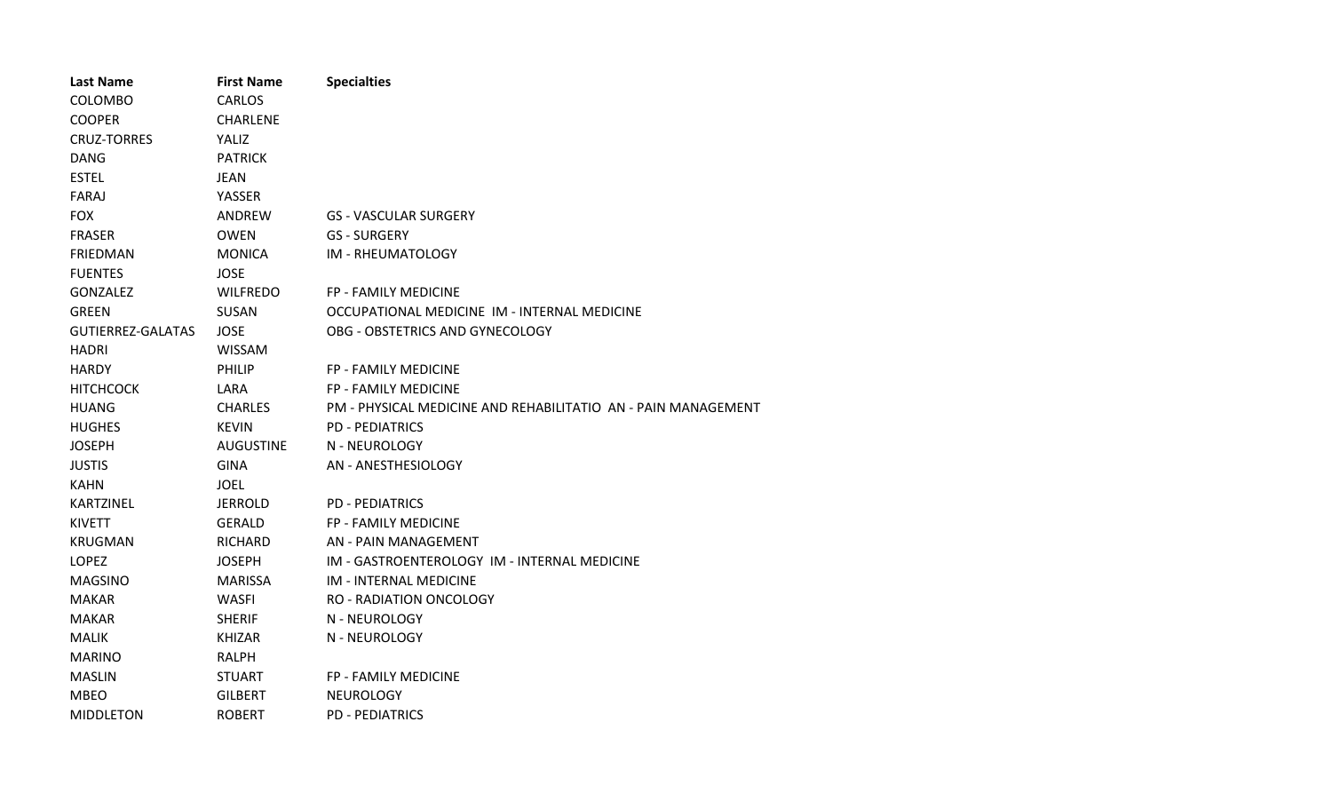| Last Name | First Name | Specialties |
| --- | --- | --- |
| COLOMBO | CARLOS | |
| COOPER | CHARLENE | |
| CRUZ-TORRES | YALIZ | |
| DANG | PATRICK | |
| ESTEL | JEAN | |
| FARAJ | YASSER | |
| FOX | ANDREW | GS - VASCULAR SURGERY |
| FRASER | OWEN | GS - SURGERY |
| FRIEDMAN | MONICA | IM - RHEUMATOLOGY |
| FUENTES | JOSE | |
| GONZALEZ | WILFREDO | FP - FAMILY MEDICINE |
| GREEN | SUSAN | OCCUPATIONAL MEDICINE IM - INTERNAL MEDICINE |
| GUTIERREZ-GALATAS | JOSE | OBG - OBSTETRICS AND GYNECOLOGY |
| HADRI | WISSAM | |
| HARDY | PHILIP | FP - FAMILY MEDICINE |
| HITCHCOCK | LARA | FP - FAMILY MEDICINE |
| HUANG | CHARLES | PM - PHYSICAL MEDICINE AND REHABILITATIO AN - PAIN MANAGEMENT |
| HUGHES | KEVIN | PD - PEDIATRICS |
| JOSEPH | AUGUSTINE | N - NEUROLOGY |
| JUSTIS | GINA | AN - ANESTHESIOLOGY |
| KAHN | JOEL | |
| KARTZINEL | JERROLD | PD - PEDIATRICS |
| KIVETT | GERALD | FP - FAMILY MEDICINE |
| KRUGMAN | RICHARD | AN - PAIN MANAGEMENT |
| LOPEZ | JOSEPH | IM - GASTROENTEROLOGY IM - INTERNAL MEDICINE |
| MAGSINO | MARISSA | IM - INTERNAL MEDICINE |
| MAKAR | WASFI | RO - RADIATION ONCOLOGY |
| MAKAR | SHERIF | N - NEUROLOGY |
| MALIK | KHIZAR | N - NEUROLOGY |
| MARINO | RALPH | |
| MASLIN | STUART | FP - FAMILY MEDICINE |
| MBEO | GILBERT | NEUROLOGY |
| MIDDLETON | ROBERT | PD - PEDIATRICS |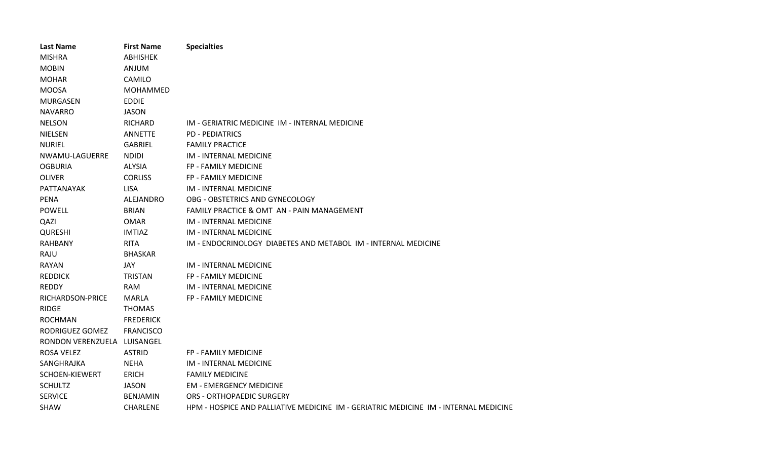| Last Name | First Name | Specialties |
|---|---|---|
| MISHRA | ABHISHEK | |
| MOBIN | ANJUM | |
| MOHAR | CAMILO | |
| MOOSA | MOHAMMED | |
| MURGASEN | EDDIE | |
| NAVARRO | JASON | |
| NELSON | RICHARD | IM - GERIATRIC MEDICINE  IM - INTERNAL MEDICINE |
| NIELSEN | ANNETTE | PD - PEDIATRICS |
| NURIEL | GABRIEL | FAMILY PRACTICE |
| NWAMU-LAGUERRE | NDIDI | IM - INTERNAL MEDICINE |
| OGBURIA | ALYSIA | FP - FAMILY MEDICINE |
| OLIVER | CORLISS | FP - FAMILY MEDICINE |
| PATTANAYAK | LISA | IM - INTERNAL MEDICINE |
| PENA | ALEJANDRO | OBG - OBSTETRICS AND GYNECOLOGY |
| POWELL | BRIAN | FAMILY PRACTICE & OMT  AN - PAIN MANAGEMENT |
| QAZI | OMAR | IM - INTERNAL MEDICINE |
| QURESHI | IMTIAZ | IM - INTERNAL MEDICINE |
| RAHBANY | RITA | IM - ENDOCRINOLOGY  DIABETES AND METABOL  IM - INTERNAL MEDICINE |
| RAJU | BHASKAR | |
| RAYAN | JAY | IM - INTERNAL MEDICINE |
| REDDICK | TRISTAN | FP - FAMILY MEDICINE |
| REDDY | RAM | IM - INTERNAL MEDICINE |
| RICHARDSON-PRICE | MARLA | FP - FAMILY MEDICINE |
| RIDGE | THOMAS | |
| ROCHMAN | FREDERICK | |
| RODRIGUEZ GOMEZ | FRANCISCO | |
| RONDON VERENZUELA | LUISANGEL | |
| ROSA VELEZ | ASTRID | FP - FAMILY MEDICINE |
| SANGHRAJKA | NEHA | IM - INTERNAL MEDICINE |
| SCHOEN-KIEWERT | ERICH | FAMILY MEDICINE |
| SCHULTZ | JASON | EM - EMERGENCY MEDICINE |
| SERVICE | BENJAMIN | ORS - ORTHOPAEDIC SURGERY |
| SHAW | CHARLENE | HPM - HOSPICE AND PALLIATIVE MEDICINE  IM - GERIATRIC MEDICINE  IM - INTERNAL MEDICINE |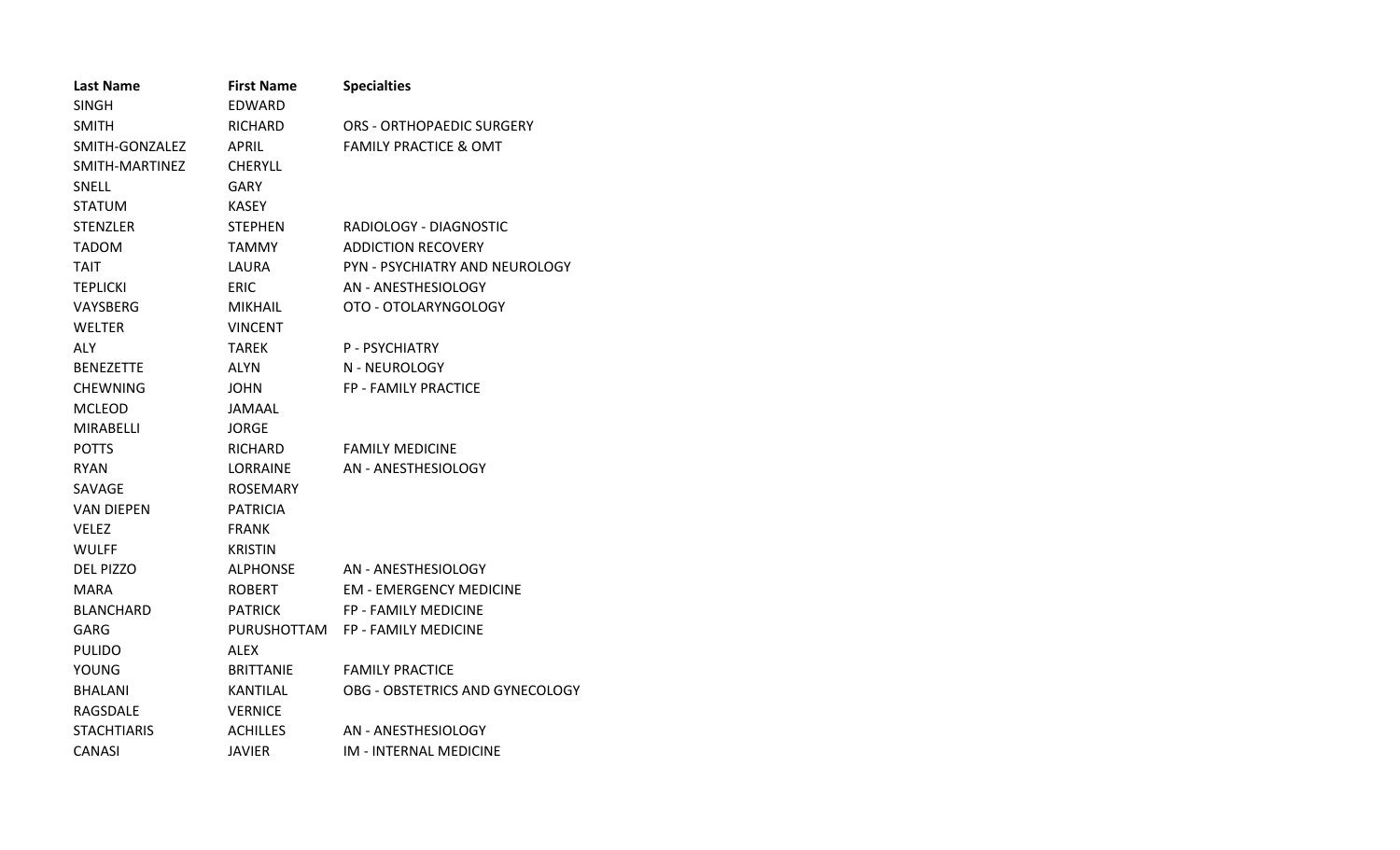| Last Name | First Name | Specialties |
| --- | --- | --- |
| SINGH | EDWARD | |
| SMITH | RICHARD | ORS - ORTHOPAEDIC SURGERY |
| SMITH-GONZALEZ | APRIL | FAMILY PRACTICE & OMT |
| SMITH-MARTINEZ | CHERYLL | |
| SNELL | GARY | |
| STATUM | KASEY | |
| STENZLER | STEPHEN | RADIOLOGY - DIAGNOSTIC |
| TADOM | TAMMY | ADDICTION RECOVERY |
| TAIT | LAURA | PYN - PSYCHIATRY AND NEUROLOGY |
| TEPLICKI | ERIC | AN - ANESTHESIOLOGY |
| VAYSBERG | MIKHAIL | OTO - OTOLARYNGOLOGY |
| WELTER | VINCENT | |
| ALY | TAREK | P - PSYCHIATRY |
| BENEZETTE | ALYN | N - NEUROLOGY |
| CHEWNING | JOHN | FP - FAMILY PRACTICE |
| MCLEOD | JAMAAL | |
| MIRABELLI | JORGE | |
| POTTS | RICHARD | FAMILY MEDICINE |
| RYAN | LORRAINE | AN - ANESTHESIOLOGY |
| SAVAGE | ROSEMARY | |
| VAN DIEPEN | PATRICIA | |
| VELEZ | FRANK | |
| WULFF | KRISTIN | |
| DEL PIZZO | ALPHONSE | AN - ANESTHESIOLOGY |
| MARA | ROBERT | EM - EMERGENCY MEDICINE |
| BLANCHARD | PATRICK | FP - FAMILY MEDICINE |
| GARG | PURUSHOTTAM | FP - FAMILY MEDICINE |
| PULIDO | ALEX | |
| YOUNG | BRITTANIE | FAMILY PRACTICE |
| BHALANI | KANTILAL | OBG - OBSTETRICS AND GYNECOLOGY |
| RAGSDALE | VERNICE | |
| STACHTIARIS | ACHILLES | AN - ANESTHESIOLOGY |
| CANASI | JAVIER | IM - INTERNAL MEDICINE |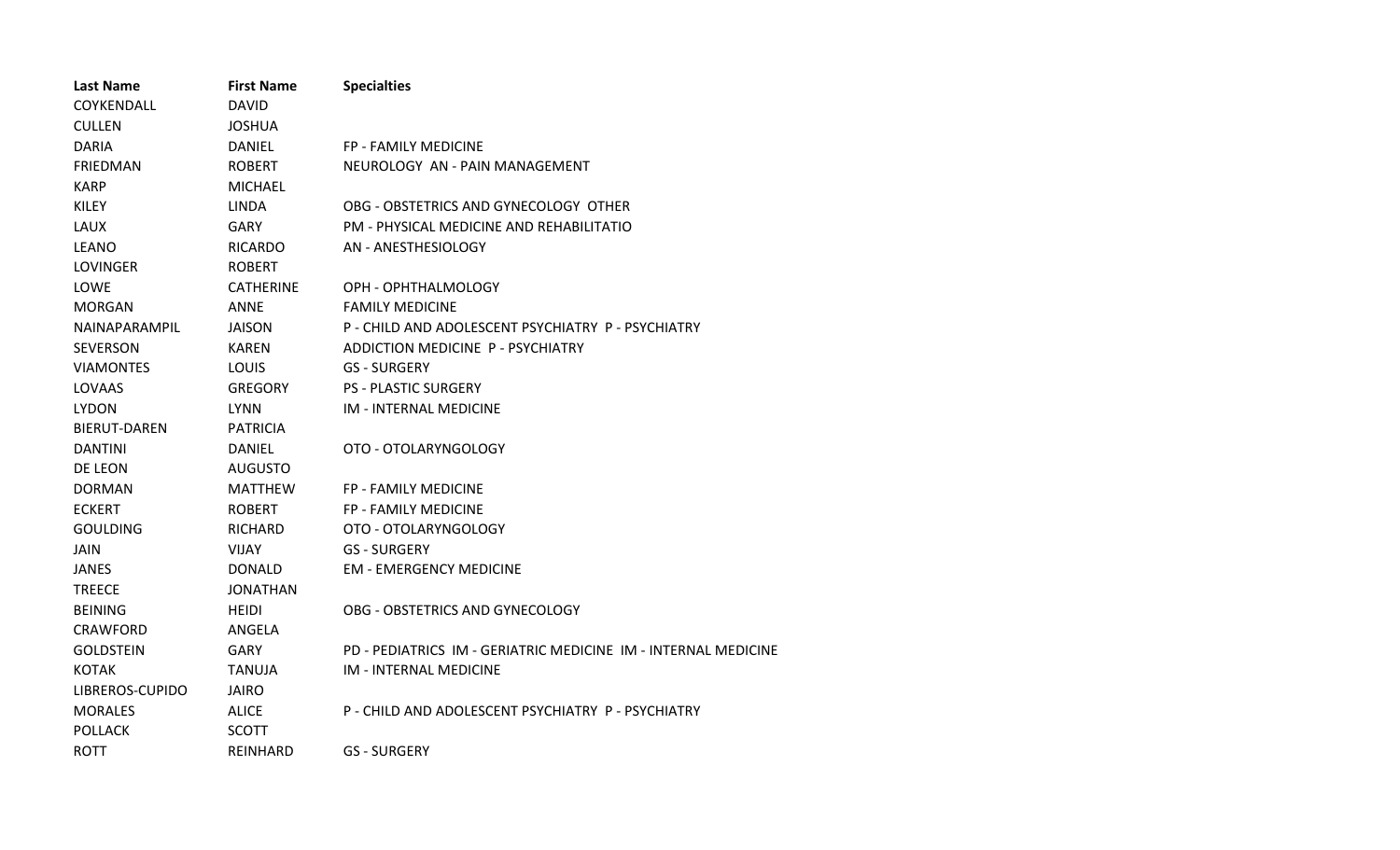| Last Name | First Name | Specialties |
|---|---|---|
| COYKENDALL | DAVID | |
| CULLEN | JOSHUA | |
| DARIA | DANIEL | FP - FAMILY MEDICINE |
| FRIEDMAN | ROBERT | NEUROLOGY AN - PAIN MANAGEMENT |
| KARP | MICHAEL | |
| KILEY | LINDA | OBG - OBSTETRICS AND GYNECOLOGY OTHER |
| LAUX | GARY | PM - PHYSICAL MEDICINE AND REHABILITATIO |
| LEANO | RICARDO | AN - ANESTHESIOLOGY |
| LOVINGER | ROBERT | |
| LOWE | CATHERINE | OPH - OPHTHALMOLOGY |
| MORGAN | ANNE | FAMILY MEDICINE |
| NAINAPARAMPIL | JAISON | P - CHILD AND ADOLESCENT PSYCHIATRY P - PSYCHIATRY |
| SEVERSON | KAREN | ADDICTION MEDICINE P - PSYCHIATRY |
| VIAMONTES | LOUIS | GS - SURGERY |
| LOVAAS | GREGORY | PS - PLASTIC SURGERY |
| LYDON | LYNN | IM - INTERNAL MEDICINE |
| BIERUT-DAREN | PATRICIA | |
| DANTINI | DANIEL | OTO - OTOLARYNGOLOGY |
| DE LEON | AUGUSTO | |
| DORMAN | MATTHEW | FP - FAMILY MEDICINE |
| ECKERT | ROBERT | FP - FAMILY MEDICINE |
| GOULDING | RICHARD | OTO - OTOLARYNGOLOGY |
| JAIN | VIJAY | GS - SURGERY |
| JANES | DONALD | EM - EMERGENCY MEDICINE |
| TREECE | JONATHAN | |
| BEINING | HEIDI | OBG - OBSTETRICS AND GYNECOLOGY |
| CRAWFORD | ANGELA | |
| GOLDSTEIN | GARY | PD - PEDIATRICS IM - GERIATRIC MEDICINE IM - INTERNAL MEDICINE |
| KOTAK | TANUJA | IM - INTERNAL MEDICINE |
| LIBREROS-CUPIDO | JAIRO | |
| MORALES | ALICE | P - CHILD AND ADOLESCENT PSYCHIATRY P - PSYCHIATRY |
| POLLACK | SCOTT | |
| ROTT | REINHARD | GS - SURGERY |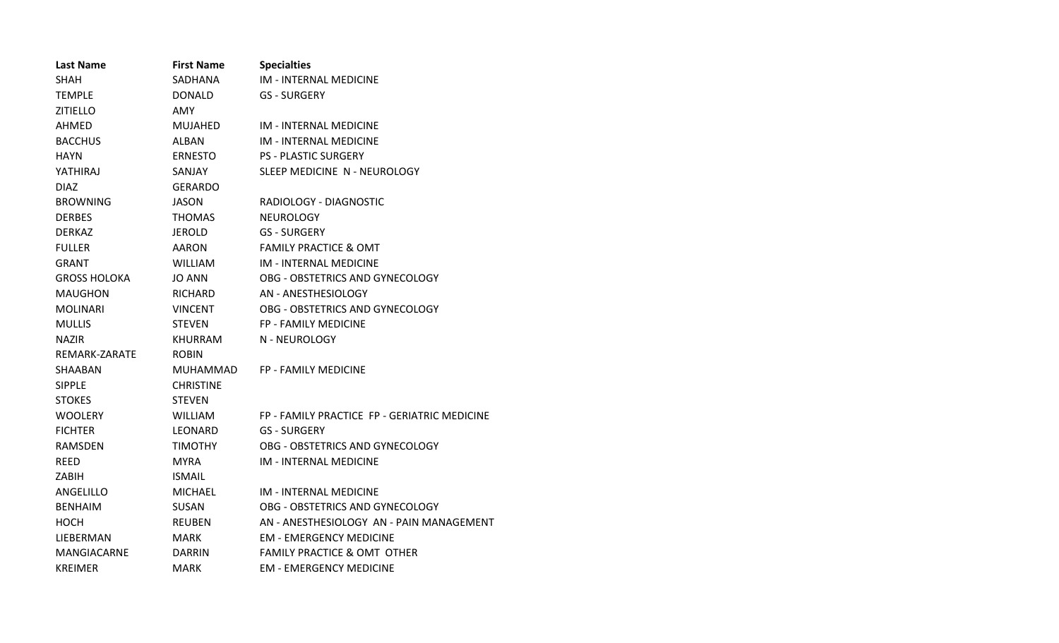| Last Name | First Name | Specialties |
| --- | --- | --- |
| SHAH | SADHANA | IM - INTERNAL MEDICINE |
| TEMPLE | DONALD | GS - SURGERY |
| ZITIELLO | AMY | |
| AHMED | MUJAHED | IM - INTERNAL MEDICINE |
| BACCHUS | ALBAN | IM - INTERNAL MEDICINE |
| HAYN | ERNESTO | PS - PLASTIC SURGERY |
| YATHIRAJ | SANJAY | SLEEP MEDICINE N - NEUROLOGY |
| DIAZ | GERARDO | |
| BROWNING | JASON | RADIOLOGY - DIAGNOSTIC |
| DERBES | THOMAS | NEUROLOGY |
| DERKAZ | JEROLD | GS - SURGERY |
| FULLER | AARON | FAMILY PRACTICE & OMT |
| GRANT | WILLIAM | IM - INTERNAL MEDICINE |
| GROSS HOLOKA | JO ANN | OBG - OBSTETRICS AND GYNECOLOGY |
| MAUGHON | RICHARD | AN - ANESTHESIOLOGY |
| MOLINARI | VINCENT | OBG - OBSTETRICS AND GYNECOLOGY |
| MULLIS | STEVEN | FP - FAMILY MEDICINE |
| NAZIR | KHURRAM | N - NEUROLOGY |
| REMARK-ZARATE | ROBIN | |
| SHAABAN | MUHAMMAD | FP - FAMILY MEDICINE |
| SIPPLE | CHRISTINE | |
| STOKES | STEVEN | |
| WOOLERY | WILLIAM | FP - FAMILY PRACTICE FP - GERIATRIC MEDICINE |
| FICHTER | LEONARD | GS - SURGERY |
| RAMSDEN | TIMOTHY | OBG - OBSTETRICS AND GYNECOLOGY |
| REED | MYRA | IM - INTERNAL MEDICINE |
| ZABIH | ISMAIL | |
| ANGELILLO | MICHAEL | IM - INTERNAL MEDICINE |
| BENHAIM | SUSAN | OBG - OBSTETRICS AND GYNECOLOGY |
| HOCH | REUBEN | AN - ANESTHESIOLOGY AN - PAIN MANAGEMENT |
| LIEBERMAN | MARK | EM - EMERGENCY MEDICINE |
| MANGIACARNE | DARRIN | FAMILY PRACTICE & OMT OTHER |
| KREIMER | MARK | EM - EMERGENCY MEDICINE |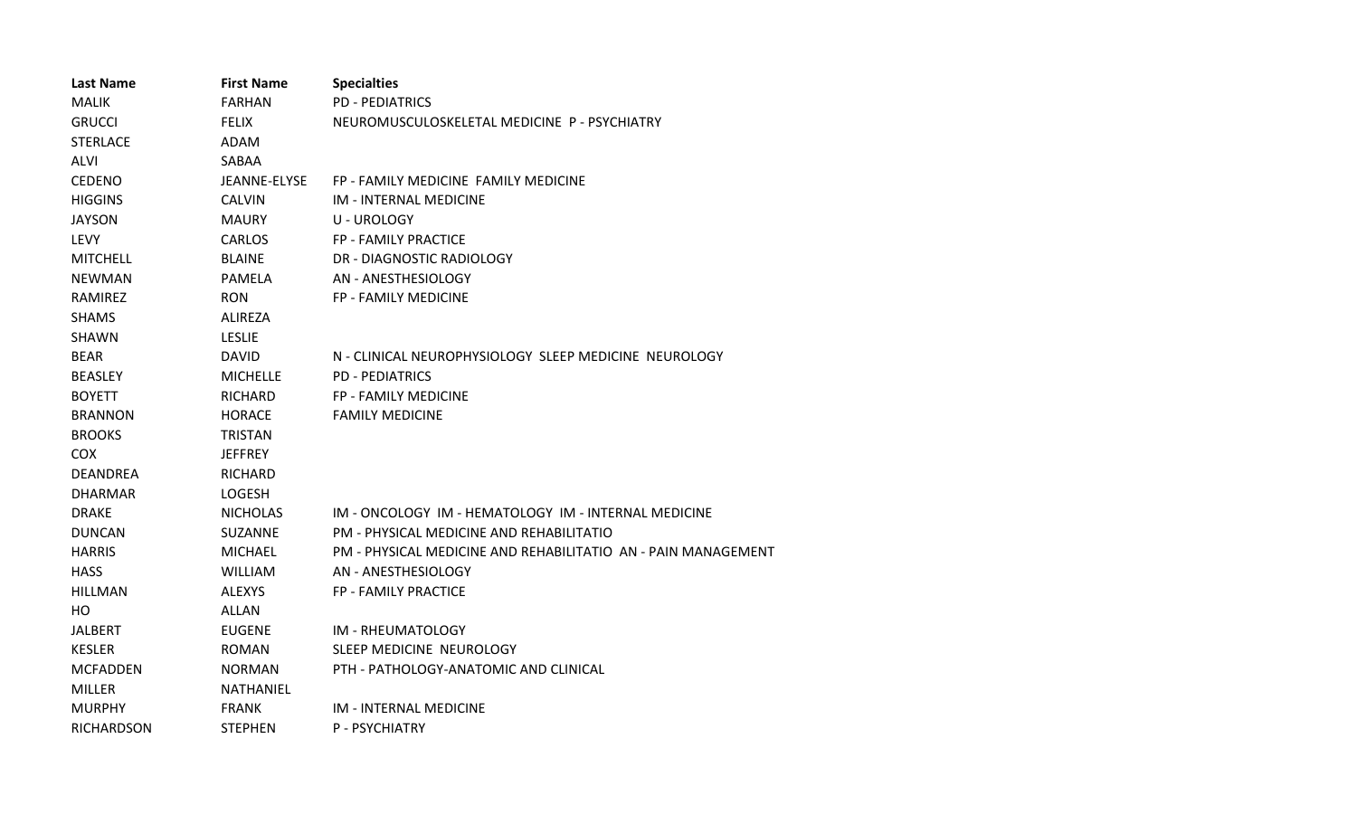| Last Name | First Name | Specialties |
|---|---|---|
| MALIK | FARHAN | PD - PEDIATRICS |
| GRUCCI | FELIX | NEUROMUSCULOSKELETAL MEDICINE P - PSYCHIATRY |
| STERLACE | ADAM | |
| ALVI | SABAA | |
| CEDENO | JEANNE-ELYSE | FP - FAMILY MEDICINE FAMILY MEDICINE |
| HIGGINS | CALVIN | IM - INTERNAL MEDICINE |
| JAYSON | MAURY | U - UROLOGY |
| LEVY | CARLOS | FP - FAMILY PRACTICE |
| MITCHELL | BLAINE | DR - DIAGNOSTIC RADIOLOGY |
| NEWMAN | PAMELA | AN - ANESTHESIOLOGY |
| RAMIREZ | RON | FP - FAMILY MEDICINE |
| SHAMS | ALIREZA | |
| SHAWN | LESLIE | |
| BEAR | DAVID | N - CLINICAL NEUROPHYSIOLOGY SLEEP MEDICINE NEUROLOGY |
| BEASLEY | MICHELLE | PD - PEDIATRICS |
| BOYETT | RICHARD | FP - FAMILY MEDICINE |
| BRANNON | HORACE | FAMILY MEDICINE |
| BROOKS | TRISTAN | |
| COX | JEFFREY | |
| DEANDREA | RICHARD | |
| DHARMAR | LOGESH | |
| DRAKE | NICHOLAS | IM - ONCOLOGY IM - HEMATOLOGY IM - INTERNAL MEDICINE |
| DUNCAN | SUZANNE | PM - PHYSICAL MEDICINE AND REHABILITATIO |
| HARRIS | MICHAEL | PM - PHYSICAL MEDICINE AND REHABILITATIO AN - PAIN MANAGEMENT |
| HASS | WILLIAM | AN - ANESTHESIOLOGY |
| HILLMAN | ALEXYS | FP - FAMILY PRACTICE |
| HO | ALLAN | |
| JALBERT | EUGENE | IM - RHEUMATOLOGY |
| KESLER | ROMAN | SLEEP MEDICINE NEUROLOGY |
| MCFADDEN | NORMAN | PTH - PATHOLOGY-ANATOMIC AND CLINICAL |
| MILLER | NATHANIEL | |
| MURPHY | FRANK | IM - INTERNAL MEDICINE |
| RICHARDSON | STEPHEN | P - PSYCHIATRY |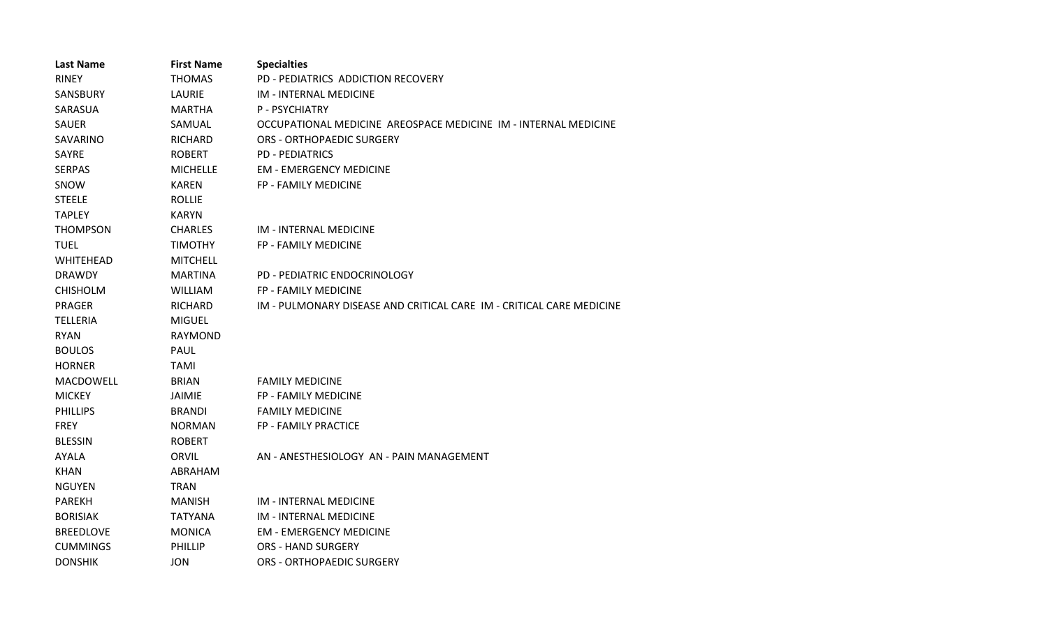| Last Name | First Name | Specialties |
|---|---|---|
| RINEY | THOMAS | PD - PEDIATRICS  ADDICTION RECOVERY |
| SANSBURY | LAURIE | IM - INTERNAL MEDICINE |
| SARASUA | MARTHA | P - PSYCHIATRY |
| SAUER | SAMUAL | OCCUPATIONAL MEDICINE  AREOSPACE MEDICINE  IM - INTERNAL MEDICINE |
| SAVARINO | RICHARD | ORS - ORTHOPAEDIC SURGERY |
| SAYRE | ROBERT | PD - PEDIATRICS |
| SERPAS | MICHELLE | EM - EMERGENCY MEDICINE |
| SNOW | KAREN | FP - FAMILY MEDICINE |
| STEELE | ROLLIE | |
| TAPLEY | KARYN | |
| THOMPSON | CHARLES | IM - INTERNAL MEDICINE |
| TUEL | TIMOTHY | FP - FAMILY MEDICINE |
| WHITEHEAD | MITCHELL | |
| DRAWDY | MARTINA | PD - PEDIATRIC ENDOCRINOLOGY |
| CHISHOLM | WILLIAM | FP - FAMILY MEDICINE |
| PRAGER | RICHARD | IM - PULMONARY DISEASE AND CRITICAL CARE  IM - CRITICAL CARE MEDICINE |
| TELLERIA | MIGUEL | |
| RYAN | RAYMOND | |
| BOULOS | PAUL | |
| HORNER | TAMI | |
| MACDOWELL | BRIAN | FAMILY MEDICINE |
| MICKEY | JAIMIE | FP - FAMILY MEDICINE |
| PHILLIPS | BRANDI | FAMILY MEDICINE |
| FREY | NORMAN | FP - FAMILY PRACTICE |
| BLESSIN | ROBERT | |
| AYALA | ORVIL | AN - ANESTHESIOLOGY  AN - PAIN MANAGEMENT |
| KHAN | ABRAHAM | |
| NGUYEN | TRAN | |
| PAREKH | MANISH | IM - INTERNAL MEDICINE |
| BORISIAK | TATYANA | IM - INTERNAL MEDICINE |
| BREEDLOVE | MONICA | EM - EMERGENCY MEDICINE |
| CUMMINGS | PHILLIP | ORS - HAND SURGERY |
| DONSHIK | JON | ORS - ORTHOPAEDIC SURGERY |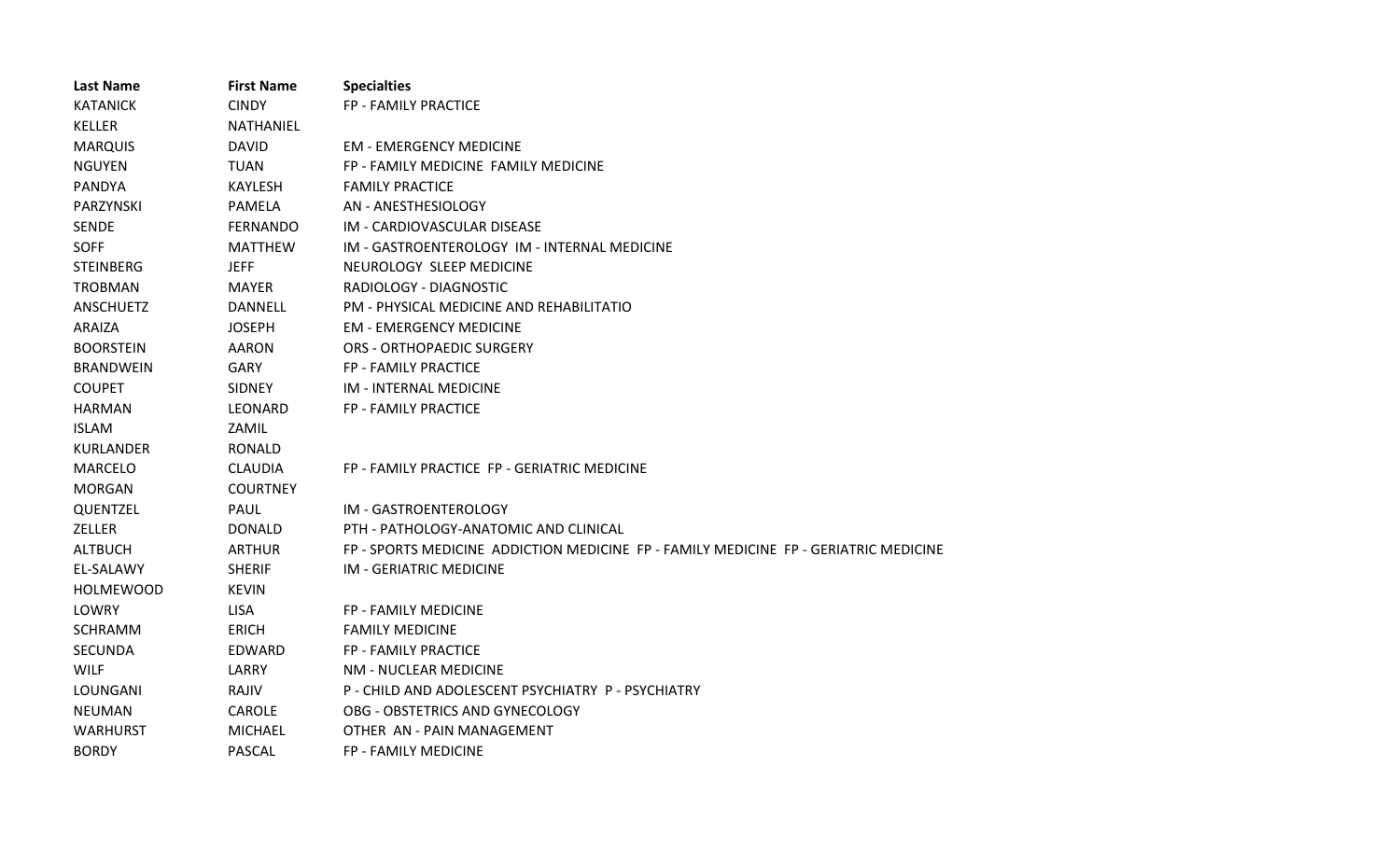| Last Name | First Name | Specialties |
|---|---|---|
| KATANICK | CINDY | FP - FAMILY PRACTICE |
| KELLER | NATHANIEL | |
| MARQUIS | DAVID | EM - EMERGENCY MEDICINE |
| NGUYEN | TUAN | FP - FAMILY MEDICINE  FAMILY MEDICINE |
| PANDYA | KAYLESH | FAMILY PRACTICE |
| PARZYNSKI | PAMELA | AN - ANESTHESIOLOGY |
| SENDE | FERNANDO | IM - CARDIOVASCULAR DISEASE |
| SOFF | MATTHEW | IM - GASTROENTEROLOGY  IM - INTERNAL MEDICINE |
| STEINBERG | JEFF | NEUROLOGY  SLEEP MEDICINE |
| TROBMAN | MAYER | RADIOLOGY - DIAGNOSTIC |
| ANSCHUETZ | DANNELL | PM - PHYSICAL MEDICINE AND REHABILITATIO |
| ARAIZA | JOSEPH | EM - EMERGENCY MEDICINE |
| BOORSTEIN | AARON | ORS - ORTHOPAEDIC SURGERY |
| BRANDWEIN | GARY | FP - FAMILY PRACTICE |
| COUPET | SIDNEY | IM - INTERNAL MEDICINE |
| HARMAN | LEONARD | FP - FAMILY PRACTICE |
| ISLAM | ZAMIL | |
| KURLANDER | RONALD | |
| MARCELO | CLAUDIA | FP - FAMILY PRACTICE  FP - GERIATRIC MEDICINE |
| MORGAN | COURTNEY | |
| QUENTZEL | PAUL | IM - GASTROENTEROLOGY |
| ZELLER | DONALD | PTH - PATHOLOGY-ANATOMIC AND CLINICAL |
| ALTBUCH | ARTHUR | FP - SPORTS MEDICINE  ADDICTION MEDICINE  FP - FAMILY MEDICINE  FP - GERIATRIC MEDICINE |
| EL-SALAWY | SHERIF | IM - GERIATRIC MEDICINE |
| HOLMEWOOD | KEVIN | |
| LOWRY | LISA | FP - FAMILY MEDICINE |
| SCHRAMM | ERICH | FAMILY MEDICINE |
| SECUNDA | EDWARD | FP - FAMILY PRACTICE |
| WILF | LARRY | NM - NUCLEAR MEDICINE |
| LOUNGANI | RAJIV | P - CHILD AND ADOLESCENT PSYCHIATRY  P - PSYCHIATRY |
| NEUMAN | CAROLE | OBG - OBSTETRICS AND GYNECOLOGY |
| WARHURST | MICHAEL | OTHER  AN - PAIN MANAGEMENT |
| BORDY | PASCAL | FP - FAMILY MEDICINE |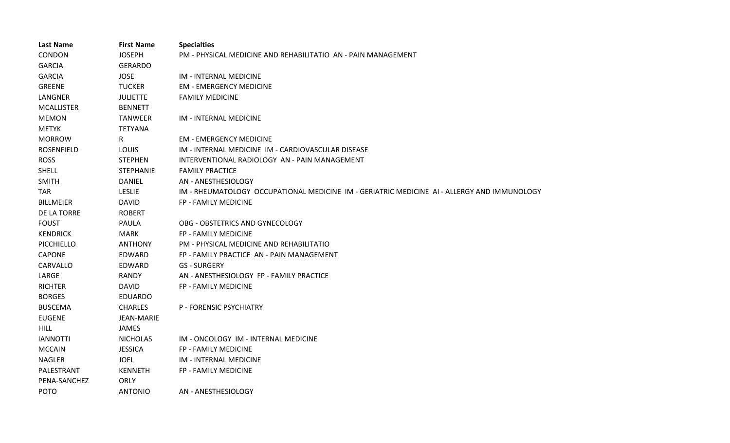| Last Name | First Name | Specialties |
| --- | --- | --- |
| CONDON | JOSEPH | PM - PHYSICAL MEDICINE AND REHABILITATIO  AN - PAIN MANAGEMENT |
| GARCIA | GERARDO | |
| GARCIA | JOSE | IM - INTERNAL MEDICINE |
| GREENE | TUCKER | EM - EMERGENCY MEDICINE |
| LANGNER | JULIETTE | FAMILY MEDICINE |
| MCALLISTER | BENNETT | |
| MEMON | TANWEER | IM - INTERNAL MEDICINE |
| METYK | TETYANA | |
| MORROW | R | EM - EMERGENCY MEDICINE |
| ROSENFIELD | LOUIS | IM - INTERNAL MEDICINE  IM - CARDIOVASCULAR DISEASE |
| ROSS | STEPHEN | INTERVENTIONAL RADIOLOGY  AN - PAIN MANAGEMENT |
| SHELL | STEPHANIE | FAMILY PRACTICE |
| SMITH | DANIEL | AN - ANESTHESIOLOGY |
| TAR | LESLIE | IM - RHEUMATOLOGY  OCCUPATIONAL MEDICINE  IM - GERIATRIC MEDICINE  AI - ALLERGY AND IMMUNOLOGY |
| BILLMEIER | DAVID | FP - FAMILY MEDICINE |
| DE LA TORRE | ROBERT | |
| FOUST | PAULA | OBG - OBSTETRICS AND GYNECOLOGY |
| KENDRICK | MARK | FP - FAMILY MEDICINE |
| PICCHIELLO | ANTHONY | PM - PHYSICAL MEDICINE AND REHABILITATIO |
| CAPONE | EDWARD | FP - FAMILY PRACTICE  AN - PAIN MANAGEMENT |
| CARVALLO | EDWARD | GS - SURGERY |
| LARGE | RANDY | AN - ANESTHESIOLOGY  FP - FAMILY PRACTICE |
| RICHTER | DAVID | FP - FAMILY MEDICINE |
| BORGES | EDUARDO | |
| BUSCEMA | CHARLES | P - FORENSIC PSYCHIATRY |
| EUGENE | JEAN-MARIE | |
| HILL | JAMES | |
| IANNOTTI | NICHOLAS | IM - ONCOLOGY  IM - INTERNAL MEDICINE |
| MCCAIN | JESSICA | FP - FAMILY MEDICINE |
| NAGLER | JOEL | IM - INTERNAL MEDICINE |
| PALESTRANT | KENNETH | FP - FAMILY MEDICINE |
| PENA-SANCHEZ | ORLY | |
| POTO | ANTONIO | AN - ANESTHESIOLOGY |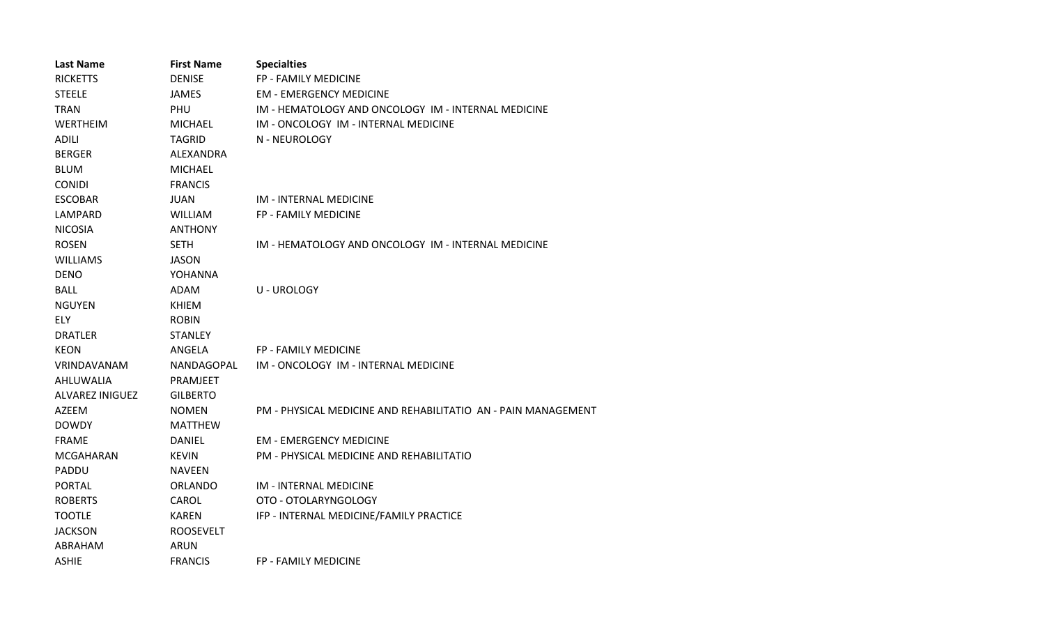| Last Name | First Name | Specialties |
| --- | --- | --- |
| RICKETTS | DENISE | FP - FAMILY MEDICINE |
| STEELE | JAMES | EM - EMERGENCY MEDICINE |
| TRAN | PHU | IM - HEMATOLOGY AND ONCOLOGY IM - INTERNAL MEDICINE |
| WERTHEIM | MICHAEL | IM - ONCOLOGY IM - INTERNAL MEDICINE |
| ADILI | TAGRID | N - NEUROLOGY |
| BERGER | ALEXANDRA | |
| BLUM | MICHAEL | |
| CONIDI | FRANCIS | |
| ESCOBAR | JUAN | IM - INTERNAL MEDICINE |
| LAMPARD | WILLIAM | FP - FAMILY MEDICINE |
| NICOSIA | ANTHONY | |
| ROSEN | SETH | IM - HEMATOLOGY AND ONCOLOGY IM - INTERNAL MEDICINE |
| WILLIAMS | JASON | |
| DENO | YOHANNA | |
| BALL | ADAM | U - UROLOGY |
| NGUYEN | KHIEM | |
| ELY | ROBIN | |
| DRATLER | STANLEY | |
| KEON | ANGELA | FP - FAMILY MEDICINE |
| VRINDAVANAM | NANDAGOPAL | IM - ONCOLOGY IM - INTERNAL MEDICINE |
| AHLUWALIA | PRAMJEET | |
| ALVAREZ INIGUEZ | GILBERTO | |
| AZEEM | NOMEN | PM - PHYSICAL MEDICINE AND REHABILITATIO AN - PAIN MANAGEMENT |
| DOWDY | MATTHEW | |
| FRAME | DANIEL | EM - EMERGENCY MEDICINE |
| MCGAHARAN | KEVIN | PM - PHYSICAL MEDICINE AND REHABILITATIO |
| PADDU | NAVEEN | |
| PORTAL | ORLANDO | IM - INTERNAL MEDICINE |
| ROBERTS | CAROL | OTO - OTOLARYNGOLOGY |
| TOOTLE | KAREN | IFP - INTERNAL MEDICINE/FAMILY PRACTICE |
| JACKSON | ROOSEVELT | |
| ABRAHAM | ARUN | |
| ASHIE | FRANCIS | FP - FAMILY MEDICINE |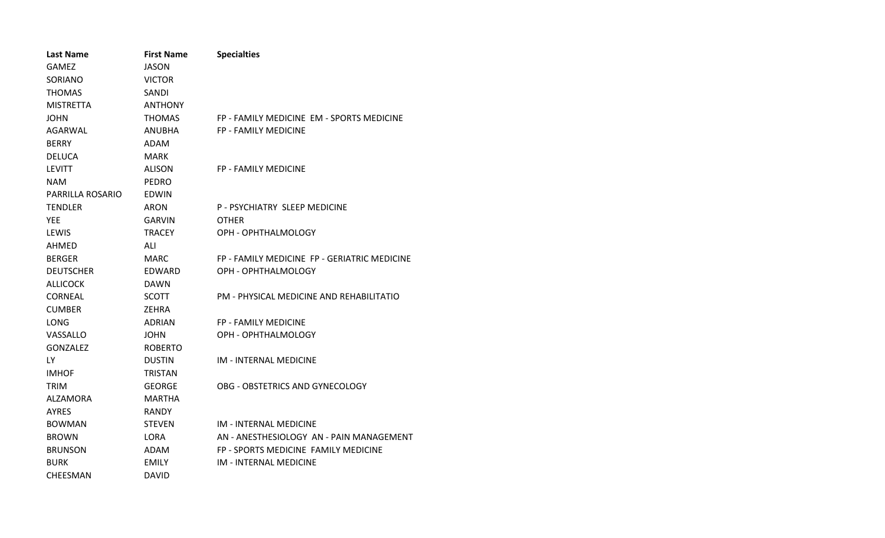| Last Name | First Name | Specialties |
| --- | --- | --- |
| GAMEZ | JASON | |
| SORIANO | VICTOR | |
| THOMAS | SANDI | |
| MISTRETTA | ANTHONY | |
| JOHN | THOMAS | FP - FAMILY MEDICINE  EM - SPORTS MEDICINE |
| AGARWAL | ANUBHA | FP - FAMILY MEDICINE |
| BERRY | ADAM | |
| DELUCA | MARK | |
| LEVITT | ALISON | FP - FAMILY MEDICINE |
| NAM | PEDRO | |
| PARRILLA ROSARIO | EDWIN | |
| TENDLER | ARON | P - PSYCHIATRY  SLEEP MEDICINE |
| YEE | GARVIN | OTHER |
| LEWIS | TRACEY | OPH - OPHTHALMOLOGY |
| AHMED | ALI | |
| BERGER | MARC | FP - FAMILY MEDICINE  FP - GERIATRIC MEDICINE |
| DEUTSCHER | EDWARD | OPH - OPHTHALMOLOGY |
| ALLICOCK | DAWN | |
| CORNEAL | SCOTT | PM - PHYSICAL MEDICINE AND REHABILITATIO |
| CUMBER | ZEHRA | |
| LONG | ADRIAN | FP - FAMILY MEDICINE |
| VASSALLO | JOHN | OPH - OPHTHALMOLOGY |
| GONZALEZ | ROBERTO | |
| LY | DUSTIN | IM - INTERNAL MEDICINE |
| IMHOF | TRISTAN | |
| TRIM | GEORGE | OBG - OBSTETRICS AND GYNECOLOGY |
| ALZAMORA | MARTHA | |
| AYRES | RANDY | |
| BOWMAN | STEVEN | IM - INTERNAL MEDICINE |
| BROWN | LORA | AN - ANESTHESIOLOGY  AN - PAIN MANAGEMENT |
| BRUNSON | ADAM | FP - SPORTS MEDICINE  FAMILY MEDICINE |
| BURK | EMILY | IM - INTERNAL MEDICINE |
| CHEESMAN | DAVID | |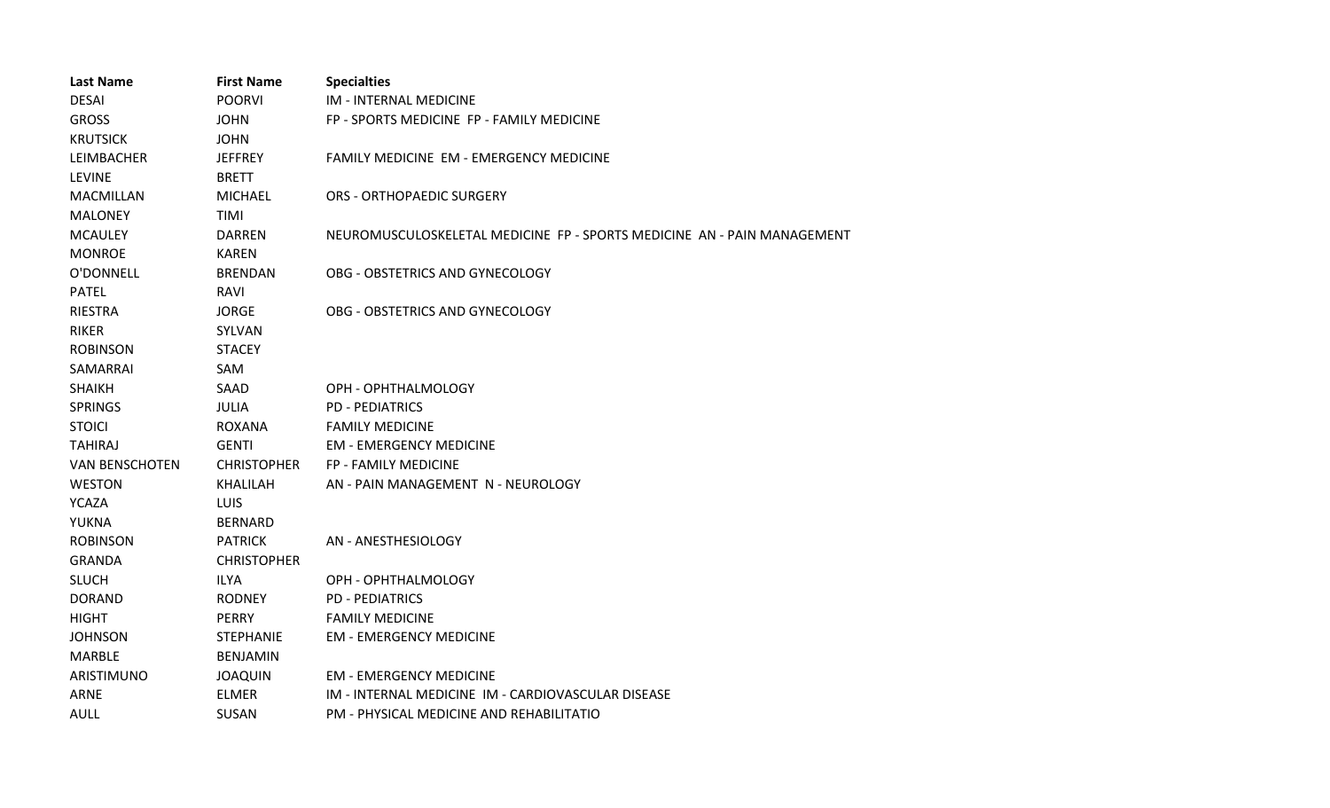| Last Name | First Name | Specialties |
| --- | --- | --- |
| DESAI | POORVI | IM - INTERNAL MEDICINE |
| GROSS | JOHN | FP - SPORTS MEDICINE  FP - FAMILY MEDICINE |
| KRUTSICK | JOHN | |
| LEIMBACHER | JEFFREY | FAMILY MEDICINE  EM - EMERGENCY MEDICINE |
| LEVINE | BRETT | |
| MACMILLAN | MICHAEL | ORS - ORTHOPAEDIC SURGERY |
| MALONEY | TIMI | |
| MCAULEY | DARREN | NEUROMUSCULOSKELETAL MEDICINE  FP - SPORTS MEDICINE  AN - PAIN MANAGEMENT |
| MONROE | KAREN | |
| O'DONNELL | BRENDAN | OBG - OBSTETRICS AND GYNECOLOGY |
| PATEL | RAVI | |
| RIESTRA | JORGE | OBG - OBSTETRICS AND GYNECOLOGY |
| RIKER | SYLVAN | |
| ROBINSON | STACEY | |
| SAMARRAI | SAM | |
| SHAIKH | SAAD | OPH - OPHTHALMOLOGY |
| SPRINGS | JULIA | PD - PEDIATRICS |
| STOICI | ROXANA | FAMILY MEDICINE |
| TAHIRAJ | GENTI | EM - EMERGENCY MEDICINE |
| VAN BENSCHOTEN | CHRISTOPHER | FP - FAMILY MEDICINE |
| WESTON | KHALILAH | AN - PAIN MANAGEMENT  N - NEUROLOGY |
| YCAZA | LUIS | |
| YUKNA | BERNARD | |
| ROBINSON | PATRICK | AN - ANESTHESIOLOGY |
| GRANDA | CHRISTOPHER | |
| SLUCH | ILYA | OPH - OPHTHALMOLOGY |
| DORAND | RODNEY | PD - PEDIATRICS |
| HIGHT | PERRY | FAMILY MEDICINE |
| JOHNSON | STEPHANIE | EM - EMERGENCY MEDICINE |
| MARBLE | BENJAMIN | |
| ARISTIMUNO | JOAQUIN | EM - EMERGENCY MEDICINE |
| ARNE | ELMER | IM - INTERNAL MEDICINE  IM - CARDIOVASCULAR DISEASE |
| AULL | SUSAN | PM - PHYSICAL MEDICINE AND REHABILITATIO |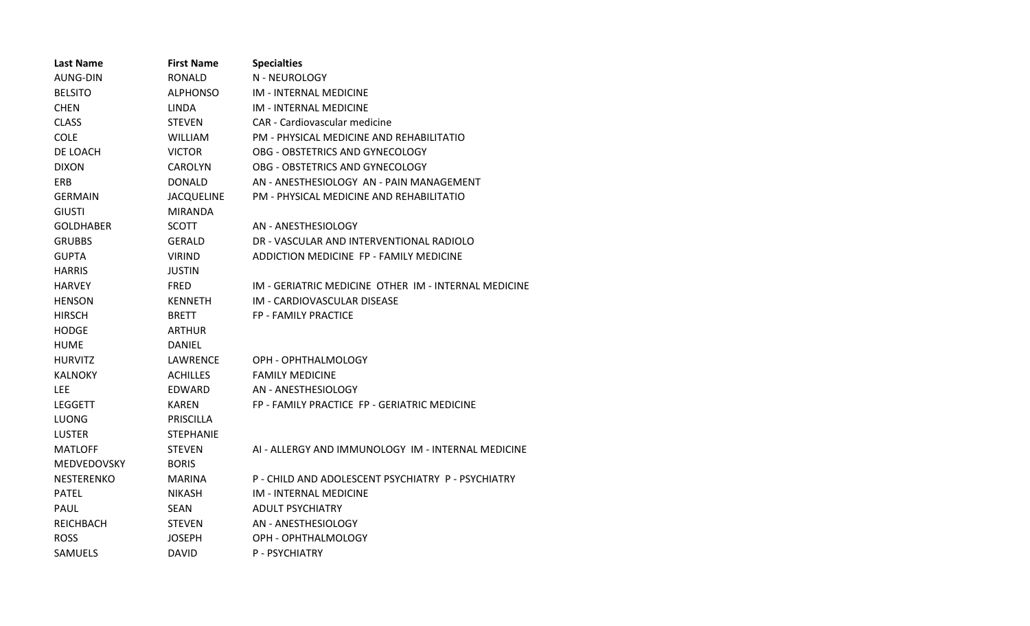| Last Name | First Name | Specialties |
| --- | --- | --- |
| AUNG-DIN | RONALD | N - NEUROLOGY |
| BELSITO | ALPHONSO | IM - INTERNAL MEDICINE |
| CHEN | LINDA | IM - INTERNAL MEDICINE |
| CLASS | STEVEN | CAR - Cardiovascular medicine |
| COLE | WILLIAM | PM - PHYSICAL MEDICINE AND REHABILITATIO |
| DE LOACH | VICTOR | OBG - OBSTETRICS AND GYNECOLOGY |
| DIXON | CAROLYN | OBG - OBSTETRICS AND GYNECOLOGY |
| ERB | DONALD | AN - ANESTHESIOLOGY AN - PAIN MANAGEMENT |
| GERMAIN | JACQUELINE | PM - PHYSICAL MEDICINE AND REHABILITATIO |
| GIUSTI | MIRANDA | |
| GOLDHABER | SCOTT | AN - ANESTHESIOLOGY |
| GRUBBS | GERALD | DR - VASCULAR AND INTERVENTIONAL RADIOLO |
| GUPTA | VIRIND | ADDICTION MEDICINE FP - FAMILY MEDICINE |
| HARRIS | JUSTIN | |
| HARVEY | FRED | IM - GERIATRIC MEDICINE OTHER IM - INTERNAL MEDICINE |
| HENSON | KENNETH | IM - CARDIOVASCULAR DISEASE |
| HIRSCH | BRETT | FP - FAMILY PRACTICE |
| HODGE | ARTHUR | |
| HUME | DANIEL | |
| HURVITZ | LAWRENCE | OPH - OPHTHALMOLOGY |
| KALNOKY | ACHILLES | FAMILY MEDICINE |
| LEE | EDWARD | AN - ANESTHESIOLOGY |
| LEGGETT | KAREN | FP - FAMILY PRACTICE FP - GERIATRIC MEDICINE |
| LUONG | PRISCILLA | |
| LUSTER | STEPHANIE | |
| MATLOFF | STEVEN | AI - ALLERGY AND IMMUNOLOGY IM - INTERNAL MEDICINE |
| MEDVEDOVSKY | BORIS | |
| NESTERENKO | MARINA | P - CHILD AND ADOLESCENT PSYCHIATRY P - PSYCHIATRY |
| PATEL | NIKASH | IM - INTERNAL MEDICINE |
| PAUL | SEAN | ADULT PSYCHIATRY |
| REICHBACH | STEVEN | AN - ANESTHESIOLOGY |
| ROSS | JOSEPH | OPH - OPHTHALMOLOGY |
| SAMUELS | DAVID | P - PSYCHIATRY |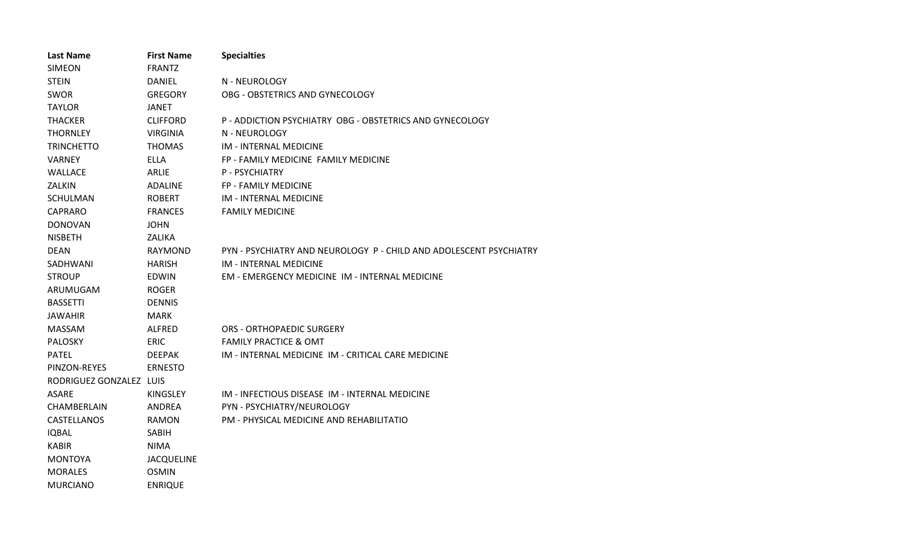| Last Name | First Name | Specialties |
|---|---|---|
| SIMEON | FRANTZ | |
| STEIN | DANIEL | N - NEUROLOGY |
| SWOR | GREGORY | OBG - OBSTETRICS AND GYNECOLOGY |
| TAYLOR | JANET | |
| THACKER | CLIFFORD | P - ADDICTION PSYCHIATRY  OBG - OBSTETRICS AND GYNECOLOGY |
| THORNLEY | VIRGINIA | N - NEUROLOGY |
| TRINCHETTO | THOMAS | IM - INTERNAL MEDICINE |
| VARNEY | ELLA | FP - FAMILY MEDICINE  FAMILY MEDICINE |
| WALLACE | ARLIE | P - PSYCHIATRY |
| ZALKIN | ADALINE | FP - FAMILY MEDICINE |
| SCHULMAN | ROBERT | IM - INTERNAL MEDICINE |
| CAPRARO | FRANCES | FAMILY MEDICINE |
| DONOVAN | JOHN | |
| NISBETH | ZALIKA | |
| DEAN | RAYMOND | PYN - PSYCHIATRY AND NEUROLOGY  P - CHILD AND ADOLESCENT PSYCHIATRY |
| SADHWANI | HARISH | IM - INTERNAL MEDICINE |
| STROUP | EDWIN | EM - EMERGENCY MEDICINE  IM - INTERNAL MEDICINE |
| ARUMUGAM | ROGER | |
| BASSETTI | DENNIS | |
| JAWAHIR | MARK | |
| MASSAM | ALFRED | ORS - ORTHOPAEDIC SURGERY |
| PALOSKY | ERIC | FAMILY PRACTICE & OMT |
| PATEL | DEEPAK | IM - INTERNAL MEDICINE  IM - CRITICAL CARE MEDICINE |
| PINZON-REYES | ERNESTO | |
| RODRIGUEZ GONZALEZ | LUIS | |
| ASARE | KINGSLEY | IM - INFECTIOUS DISEASE  IM - INTERNAL MEDICINE |
| CHAMBERLAIN | ANDREA | PYN - PSYCHIATRY/NEUROLOGY |
| CASTELLANOS | RAMON | PM - PHYSICAL MEDICINE AND REHABILITATIO |
| IQBAL | SABIH | |
| KABIR | NIMA | |
| MONTOYA | JACQUELINE | |
| MORALES | OSMIN | |
| MURCIANO | ENRIQUE | |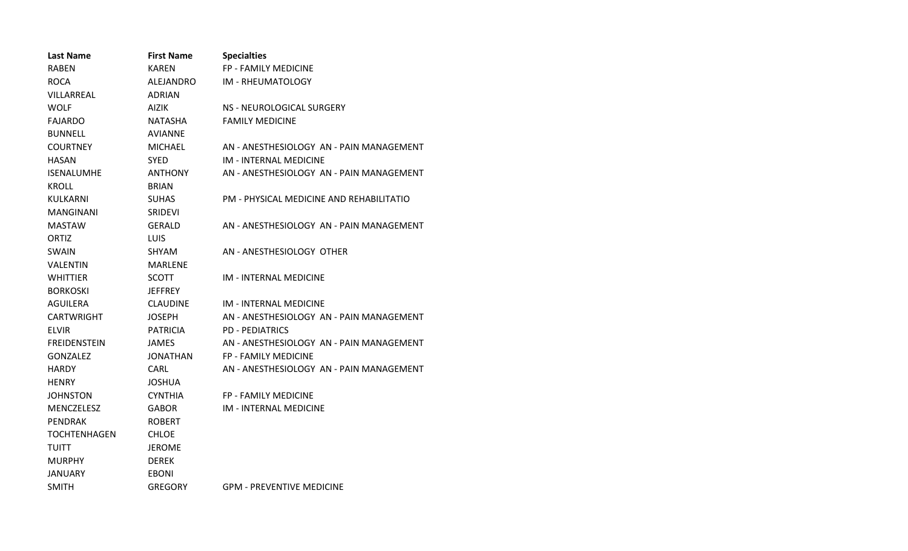| Last Name | First Name | Specialties |
| --- | --- | --- |
| RABEN | KAREN | FP - FAMILY MEDICINE |
| ROCA | ALEJANDRO | IM - RHEUMATOLOGY |
| VILLARREAL | ADRIAN | |
| WOLF | AIZIK | NS - NEUROLOGICAL SURGERY |
| FAJARDO | NATASHA | FAMILY MEDICINE |
| BUNNELL | AVIANNE | |
| COURTNEY | MICHAEL | AN - ANESTHESIOLOGY AN - PAIN MANAGEMENT |
| HASAN | SYED | IM - INTERNAL MEDICINE |
| ISENALUMHE | ANTHONY | AN - ANESTHESIOLOGY AN - PAIN MANAGEMENT |
| KROLL | BRIAN | |
| KULKARNI | SUHAS | PM - PHYSICAL MEDICINE AND REHABILITATIO |
| MANGINANI | SRIDEVI | |
| MASTAW | GERALD | AN - ANESTHESIOLOGY AN - PAIN MANAGEMENT |
| ORTIZ | LUIS | |
| SWAIN | SHYAM | AN - ANESTHESIOLOGY OTHER |
| VALENTIN | MARLENE | |
| WHITTIER | SCOTT | IM - INTERNAL MEDICINE |
| BORKOSKI | JEFFREY | |
| AGUILERA | CLAUDINE | IM - INTERNAL MEDICINE |
| CARTWRIGHT | JOSEPH | AN - ANESTHESIOLOGY AN - PAIN MANAGEMENT |
| ELVIR | PATRICIA | PD - PEDIATRICS |
| FREIDENSTEIN | JAMES | AN - ANESTHESIOLOGY AN - PAIN MANAGEMENT |
| GONZALEZ | JONATHAN | FP - FAMILY MEDICINE |
| HARDY | CARL | AN - ANESTHESIOLOGY AN - PAIN MANAGEMENT |
| HENRY | JOSHUA | |
| JOHNSTON | CYNTHIA | FP - FAMILY MEDICINE |
| MENCZELESZ | GABOR | IM - INTERNAL MEDICINE |
| PENDRAK | ROBERT | |
| TOCHTENHAGEN | CHLOE | |
| TUITT | JEROME | |
| MURPHY | DEREK | |
| JANUARY | EBONI | |
| SMITH | GREGORY | GPM - PREVENTIVE MEDICINE |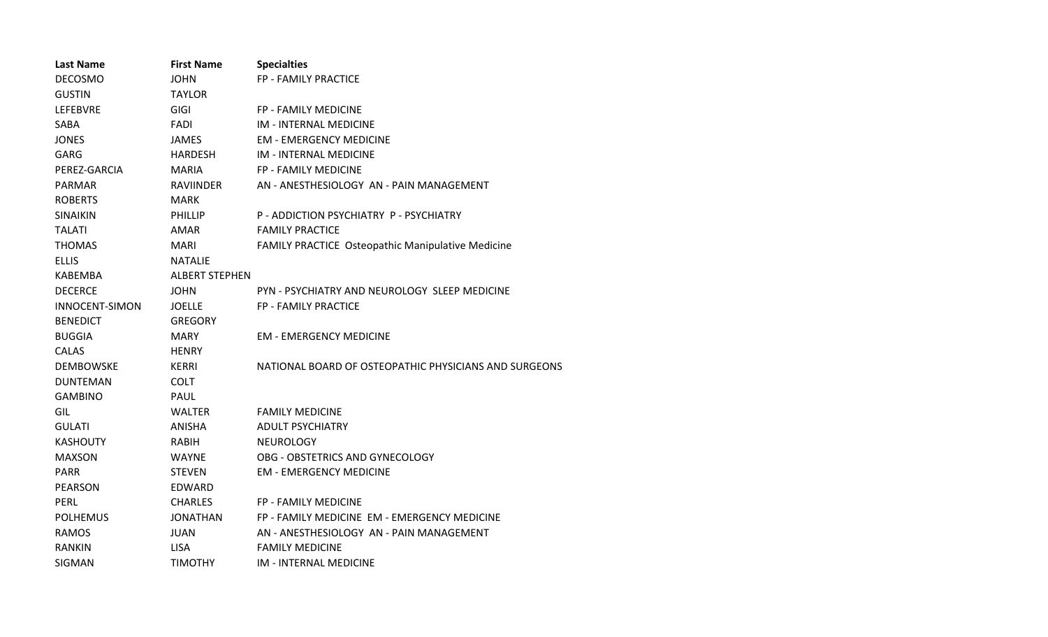| Last Name | First Name | Specialties |
|---|---|---|
| DECOSMO | JOHN | FP - FAMILY PRACTICE |
| GUSTIN | TAYLOR | |
| LEFEBVRE | GIGI | FP - FAMILY MEDICINE |
| SABA | FADI | IM - INTERNAL MEDICINE |
| JONES | JAMES | EM - EMERGENCY MEDICINE |
| GARG | HARDESH | IM - INTERNAL MEDICINE |
| PEREZ-GARCIA | MARIA | FP - FAMILY MEDICINE |
| PARMAR | RAVIINDER | AN - ANESTHESIOLOGY  AN - PAIN MANAGEMENT |
| ROBERTS | MARK | |
| SINAIKIN | PHILLIP | P - ADDICTION PSYCHIATRY  P - PSYCHIATRY |
| TALATI | AMAR | FAMILY PRACTICE |
| THOMAS | MARI | FAMILY PRACTICE  Osteopathic Manipulative Medicine |
| ELLIS | NATALIE | |
| KABEMBA | ALBERT STEPHEN | |
| DECERCE | JOHN | PYN - PSYCHIATRY AND NEUROLOGY  SLEEP MEDICINE |
| INNOCENT-SIMON | JOELLE | FP - FAMILY PRACTICE |
| BENEDICT | GREGORY | |
| BUGGIA | MARY | EM - EMERGENCY MEDICINE |
| CALAS | HENRY | |
| DEMBOWSKE | KERRI | NATIONAL BOARD OF OSTEOPATHIC PHYSICIANS AND SURGEONS |
| DUNTEMAN | COLT | |
| GAMBINO | PAUL | |
| GIL | WALTER | FAMILY MEDICINE |
| GULATI | ANISHA | ADULT PSYCHIATRY |
| KASHOUTY | RABIH | NEUROLOGY |
| MAXSON | WAYNE | OBG - OBSTETRICS AND GYNECOLOGY |
| PARR | STEVEN | EM - EMERGENCY MEDICINE |
| PEARSON | EDWARD | |
| PERL | CHARLES | FP - FAMILY MEDICINE |
| POLHEMUS | JONATHAN | FP - FAMILY MEDICINE  EM - EMERGENCY MEDICINE |
| RAMOS | JUAN | AN - ANESTHESIOLOGY  AN - PAIN MANAGEMENT |
| RANKIN | LISA | FAMILY MEDICINE |
| SIGMAN | TIMOTHY | IM - INTERNAL MEDICINE |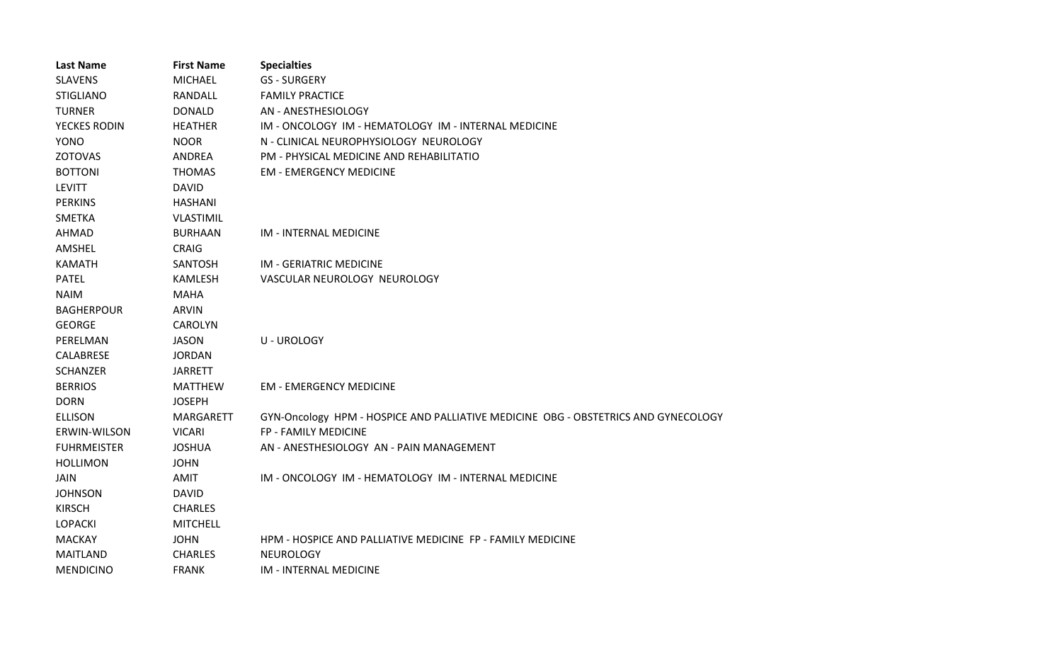| Last Name | First Name | Specialties |
| --- | --- | --- |
| SLAVENS | MICHAEL | GS - SURGERY |
| STIGLIANO | RANDALL | FAMILY PRACTICE |
| TURNER | DONALD | AN - ANESTHESIOLOGY |
| YECKES RODIN | HEATHER | IM - ONCOLOGY  IM - HEMATOLOGY  IM - INTERNAL MEDICINE |
| YONO | NOOR | N - CLINICAL NEUROPHYSIOLOGY  NEUROLOGY |
| ZOTOVAS | ANDREA | PM - PHYSICAL MEDICINE AND REHABILITATIO |
| BOTTONI | THOMAS | EM - EMERGENCY MEDICINE |
| LEVITT | DAVID | |
| PERKINS | HASHANI | |
| SMETKA | VLASTIMIL | |
| AHMAD | BURHAAN | IM - INTERNAL MEDICINE |
| AMSHEL | CRAIG | |
| KAMATH | SANTOSH | IM - GERIATRIC MEDICINE |
| PATEL | KAMLESH | VASCULAR NEUROLOGY  NEUROLOGY |
| NAIM | MAHA | |
| BAGHERPOUR | ARVIN | |
| GEORGE | CAROLYN | |
| PERELMAN | JASON | U - UROLOGY |
| CALABRESE | JORDAN | |
| SCHANZER | JARRETT | |
| BERRIOS | MATTHEW | EM - EMERGENCY MEDICINE |
| DORN | JOSEPH | |
| ELLISON | MARGARETT | GYN-Oncology  HPM - HOSPICE AND PALLIATIVE MEDICINE  OBG - OBSTETRICS AND GYNECOLOGY |
| ERWIN-WILSON | VICARI | FP - FAMILY MEDICINE |
| FUHRMEISTER | JOSHUA | AN - ANESTHESIOLOGY  AN - PAIN MANAGEMENT |
| HOLLIMON | JOHN | |
| JAIN | AMIT | IM - ONCOLOGY  IM - HEMATOLOGY  IM - INTERNAL MEDICINE |
| JOHNSON | DAVID | |
| KIRSCH | CHARLES | |
| LOPACKI | MITCHELL | |
| MACKAY | JOHN | HPM - HOSPICE AND PALLIATIVE MEDICINE  FP - FAMILY MEDICINE |
| MAITLAND | CHARLES | NEUROLOGY |
| MENDICINO | FRANK | IM - INTERNAL MEDICINE |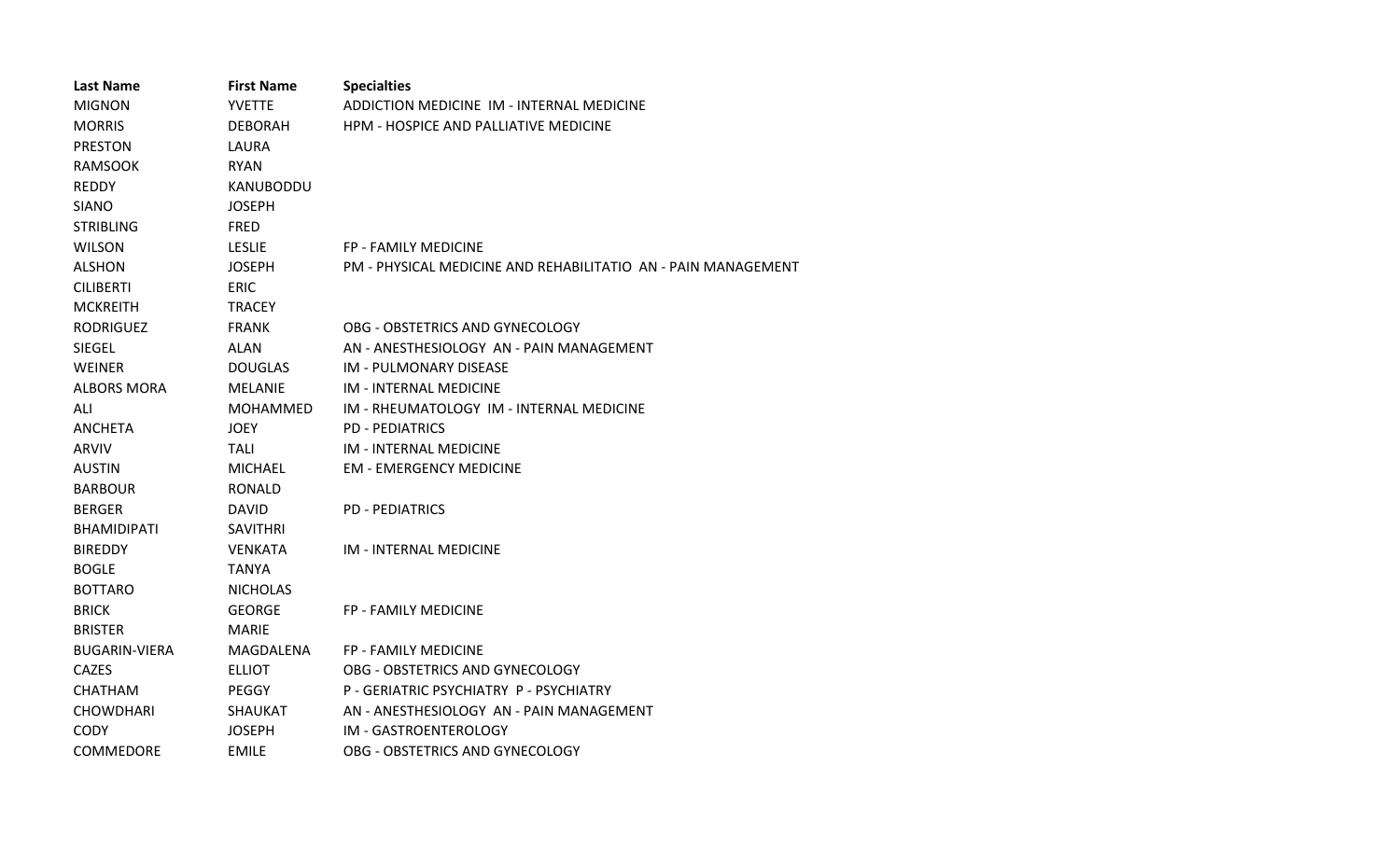| Last Name | First Name | Specialties |
| --- | --- | --- |
| MIGNON | YVETTE | ADDICTION MEDICINE IM - INTERNAL MEDICINE |
| MORRIS | DEBORAH | HPM - HOSPICE AND PALLIATIVE MEDICINE |
| PRESTON | LAURA | |
| RAMSOOK | RYAN | |
| REDDY | KANUBODDU | |
| SIANO | JOSEPH | |
| STRIBLING | FRED | |
| WILSON | LESLIE | FP - FAMILY MEDICINE |
| ALSHON | JOSEPH | PM - PHYSICAL MEDICINE AND REHABILITATIO AN - PAIN MANAGEMENT |
| CILIBERTI | ERIC | |
| MCKREITH | TRACEY | |
| RODRIGUEZ | FRANK | OBG - OBSTETRICS AND GYNECOLOGY |
| SIEGEL | ALAN | AN - ANESTHESIOLOGY AN - PAIN MANAGEMENT |
| WEINER | DOUGLAS | IM - PULMONARY DISEASE |
| ALBORS MORA | MELANIE | IM - INTERNAL MEDICINE |
| ALI | MOHAMMED | IM - RHEUMATOLOGY IM - INTERNAL MEDICINE |
| ANCHETA | JOEY | PD - PEDIATRICS |
| ARVIV | TALI | IM - INTERNAL MEDICINE |
| AUSTIN | MICHAEL | EM - EMERGENCY MEDICINE |
| BARBOUR | RONALD | |
| BERGER | DAVID | PD - PEDIATRICS |
| BHAMIDIPATI | SAVITHRI | |
| BIREDDY | VENKATA | IM - INTERNAL MEDICINE |
| BOGLE | TANYA | |
| BOTTARO | NICHOLAS | |
| BRICK | GEORGE | FP - FAMILY MEDICINE |
| BRISTER | MARIE | |
| BUGARIN-VIERA | MAGDALENA | FP - FAMILY MEDICINE |
| CAZES | ELLIOT | OBG - OBSTETRICS AND GYNECOLOGY |
| CHATHAM | PEGGY | P - GERIATRIC PSYCHIATRY P - PSYCHIATRY |
| CHOWDHARI | SHAUKAT | AN - ANESTHESIOLOGY AN - PAIN MANAGEMENT |
| CODY | JOSEPH | IM - GASTROENTEROLOGY |
| COMMEDORE | EMILE | OBG - OBSTETRICS AND GYNECOLOGY |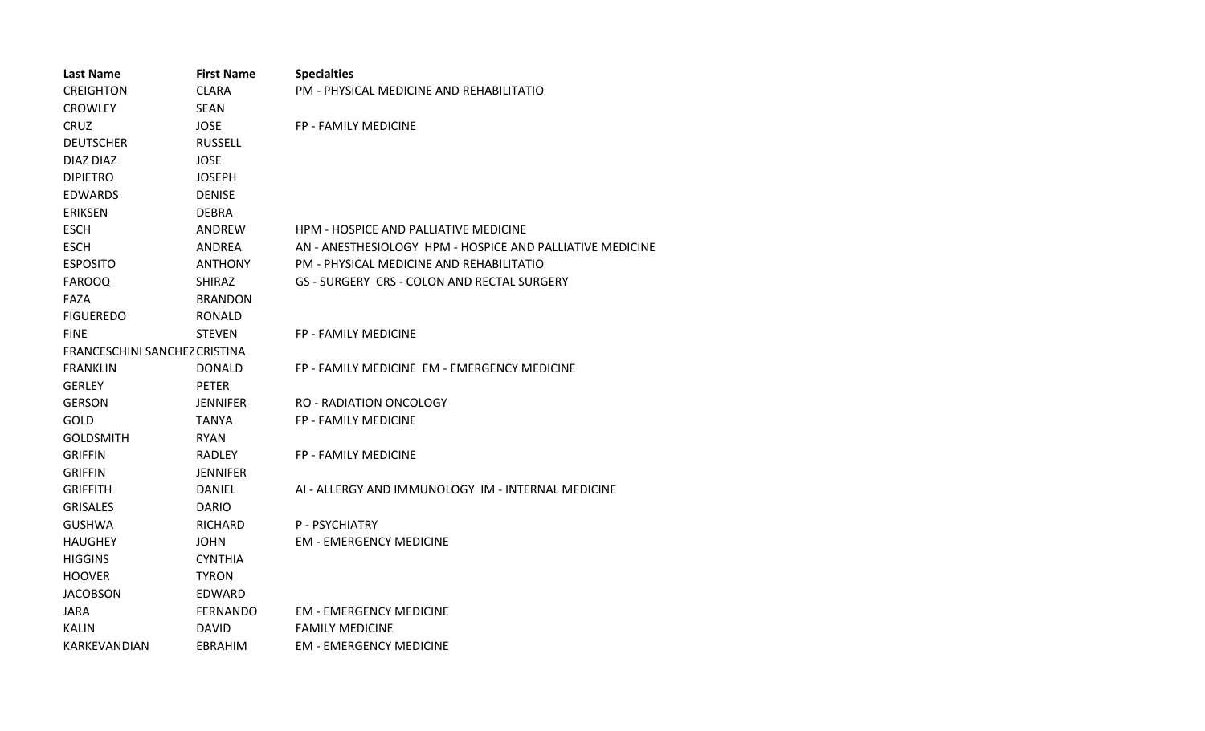| Last Name | First Name | Specialties |
| --- | --- | --- |
| CREIGHTON | CLARA | PM - PHYSICAL MEDICINE AND REHABILITATIO |
| CROWLEY | SEAN | |
| CRUZ | JOSE | FP - FAMILY MEDICINE |
| DEUTSCHER | RUSSELL | |
| DIAZ DIAZ | JOSE | |
| DIPIETRO | JOSEPH | |
| EDWARDS | DENISE | |
| ERIKSEN | DEBRA | |
| ESCH | ANDREW | HPM - HOSPICE AND PALLIATIVE MEDICINE |
| ESCH | ANDREA | AN - ANESTHESIOLOGY HPM - HOSPICE AND PALLIATIVE MEDICINE |
| ESPOSITO | ANTHONY | PM - PHYSICAL MEDICINE AND REHABILITATIO |
| FAROOQ | SHIRAZ | GS - SURGERY CRS - COLON AND RECTAL SURGERY |
| FAZA | BRANDON | |
| FIGUEREDO | RONALD | |
| FINE | STEVEN | FP - FAMILY MEDICINE |
| FRANCESCHINI SANCHEZ | CRISTINA | |
| FRANKLIN | DONALD | FP - FAMILY MEDICINE EM - EMERGENCY MEDICINE |
| GERLEY | PETER | |
| GERSON | JENNIFER | RO - RADIATION ONCOLOGY |
| GOLD | TANYA | FP - FAMILY MEDICINE |
| GOLDSMITH | RYAN | |
| GRIFFIN | RADLEY | FP - FAMILY MEDICINE |
| GRIFFIN | JENNIFER | |
| GRIFFITH | DANIEL | AI - ALLERGY AND IMMUNOLOGY IM - INTERNAL MEDICINE |
| GRISALES | DARIO | |
| GUSHWA | RICHARD | P - PSYCHIATRY |
| HAUGHEY | JOHN | EM - EMERGENCY MEDICINE |
| HIGGINS | CYNTHIA | |
| HOOVER | TYRON | |
| JACOBSON | EDWARD | |
| JARA | FERNANDO | EM - EMERGENCY MEDICINE |
| KALIN | DAVID | FAMILY MEDICINE |
| KARKEVANDIAN | EBRAHIM | EM - EMERGENCY MEDICINE |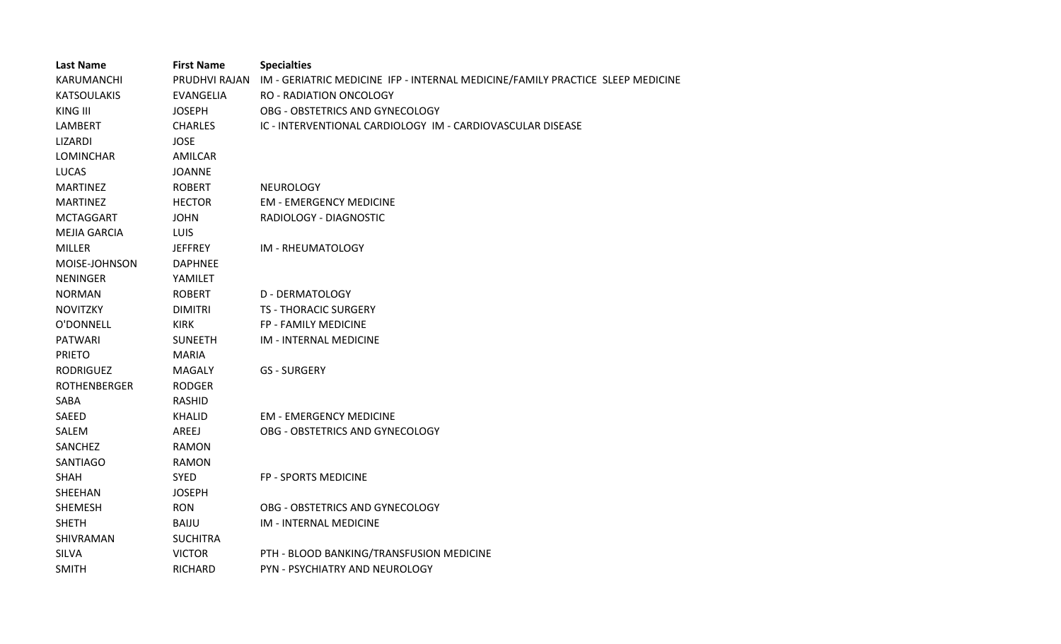| Last Name | First Name | Specialties |
| --- | --- | --- |
| KARUMANCHI | PRUDHVI RAJAN | IM - GERIATRIC MEDICINE IFP - INTERNAL MEDICINE/FAMILY PRACTICE SLEEP MEDICINE |
| KATSOULAKIS | EVANGELIA | RO - RADIATION ONCOLOGY |
| KING III | JOSEPH | OBG - OBSTETRICS AND GYNECOLOGY |
| LAMBERT | CHARLES | IC - INTERVENTIONAL CARDIOLOGY IM - CARDIOVASCULAR DISEASE |
| LIZARDI | JOSE | |
| LOMINCHAR | AMILCAR | |
| LUCAS | JOANNE | |
| MARTINEZ | ROBERT | NEUROLOGY |
| MARTINEZ | HECTOR | EM - EMERGENCY MEDICINE |
| MCTAGGART | JOHN | RADIOLOGY - DIAGNOSTIC |
| MEJIA GARCIA | LUIS | |
| MILLER | JEFFREY | IM - RHEUMATOLOGY |
| MOISE-JOHNSON | DAPHNEE | |
| NENINGER | YAMILET | |
| NORMAN | ROBERT | D - DERMATOLOGY |
| NOVITZKY | DIMITRI | TS - THORACIC SURGERY |
| O'DONNELL | KIRK | FP - FAMILY MEDICINE |
| PATWARI | SUNEETH | IM - INTERNAL MEDICINE |
| PRIETO | MARIA | |
| RODRIGUEZ | MAGALY | GS - SURGERY |
| ROTHENBERGER | RODGER | |
| SABA | RASHID | |
| SAEED | KHALID | EM - EMERGENCY MEDICINE |
| SALEM | AREEJ | OBG - OBSTETRICS AND GYNECOLOGY |
| SANCHEZ | RAMON | |
| SANTIAGO | RAMON | |
| SHAH | SYED | FP - SPORTS MEDICINE |
| SHEEHAN | JOSEPH | |
| SHEMESH | RON | OBG - OBSTETRICS AND GYNECOLOGY |
| SHETH | BAIJU | IM - INTERNAL MEDICINE |
| SHIVRAMAN | SUCHITRA | |
| SILVA | VICTOR | PTH - BLOOD BANKING/TRANSFUSION MEDICINE |
| SMITH | RICHARD | PYN - PSYCHIATRY AND NEUROLOGY |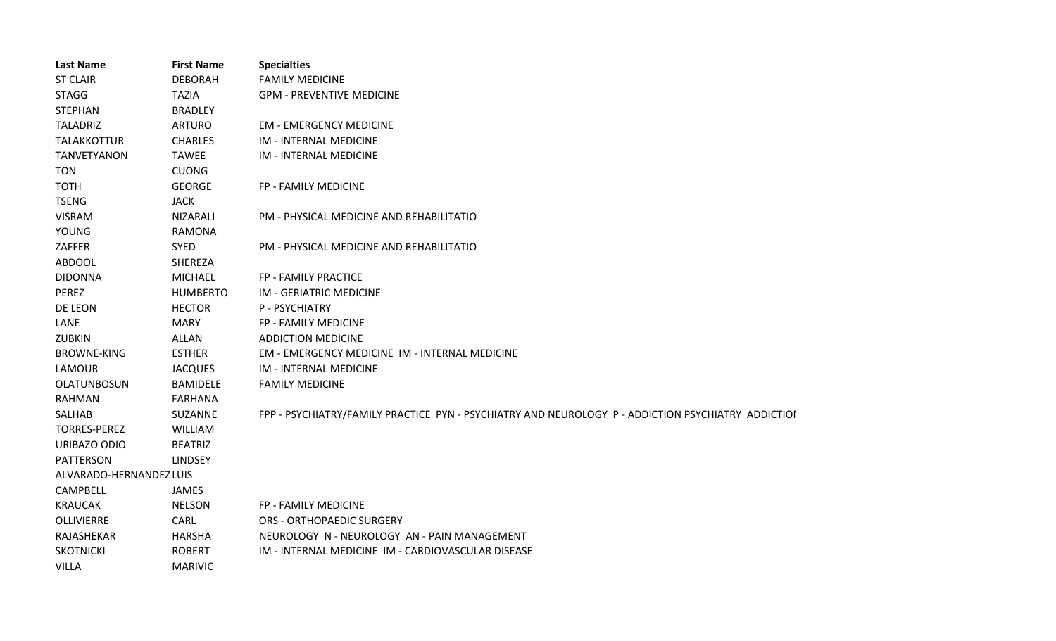| Last Name | First Name | Specialties |
| --- | --- | --- |
| ST CLAIR | DEBORAH | FAMILY MEDICINE |
| STAGG | TAZIA | GPM - PREVENTIVE MEDICINE |
| STEPHAN | BRADLEY | |
| TALADRIZ | ARTURO | EM - EMERGENCY MEDICINE |
| TALAKKOTTUR | CHARLES | IM - INTERNAL MEDICINE |
| TANVETYANON | TAWEE | IM - INTERNAL MEDICINE |
| TON | CUONG | |
| TOTH | GEORGE | FP - FAMILY MEDICINE |
| TSENG | JACK | |
| VISRAM | NIZARALI | PM - PHYSICAL MEDICINE AND REHABILITATIO |
| YOUNG | RAMONA | |
| ZAFFER | SYED | PM - PHYSICAL MEDICINE AND REHABILITATIO |
| ABDOOL | SHEREZA | |
| DIDONNA | MICHAEL | FP - FAMILY PRACTICE |
| PEREZ | HUMBERTO | IM - GERIATRIC MEDICINE |
| DE LEON | HECTOR | P - PSYCHIATRY |
| LANE | MARY | FP - FAMILY MEDICINE |
| ZUBKIN | ALLAN | ADDICTION MEDICINE |
| BROWNE-KING | ESTHER | EM - EMERGENCY MEDICINE IM - INTERNAL MEDICINE |
| LAMOUR | JACQUES | IM - INTERNAL MEDICINE |
| OLATUNBOSUN | BAMIDELE | FAMILY MEDICINE |
| RAHMAN | FARHANA | |
| SALHAB | SUZANNE | FPP - PSYCHIATRY/FAMILY PRACTICE PYN - PSYCHIATRY AND NEUROLOGY P - ADDICTION PSYCHIATRY ADDICTIOI |
| TORRES-PEREZ | WILLIAM | |
| URIBAZO ODIO | BEATRIZ | |
| PATTERSON | LINDSEY | |
| ALVARADO-HERNANDEZ | LUIS | |
| CAMPBELL | JAMES | |
| KRAUCAK | NELSON | FP - FAMILY MEDICINE |
| OLLIVIERRE | CARL | ORS - ORTHOPAEDIC SURGERY |
| RAJASHEKAR | HARSHA | NEUROLOGY N - NEUROLOGY AN - PAIN MANAGEMENT |
| SKOTNICKI | ROBERT | IM - INTERNAL MEDICINE IM - CARDIOVASCULAR DISEASE |
| VILLA | MARIVIC | |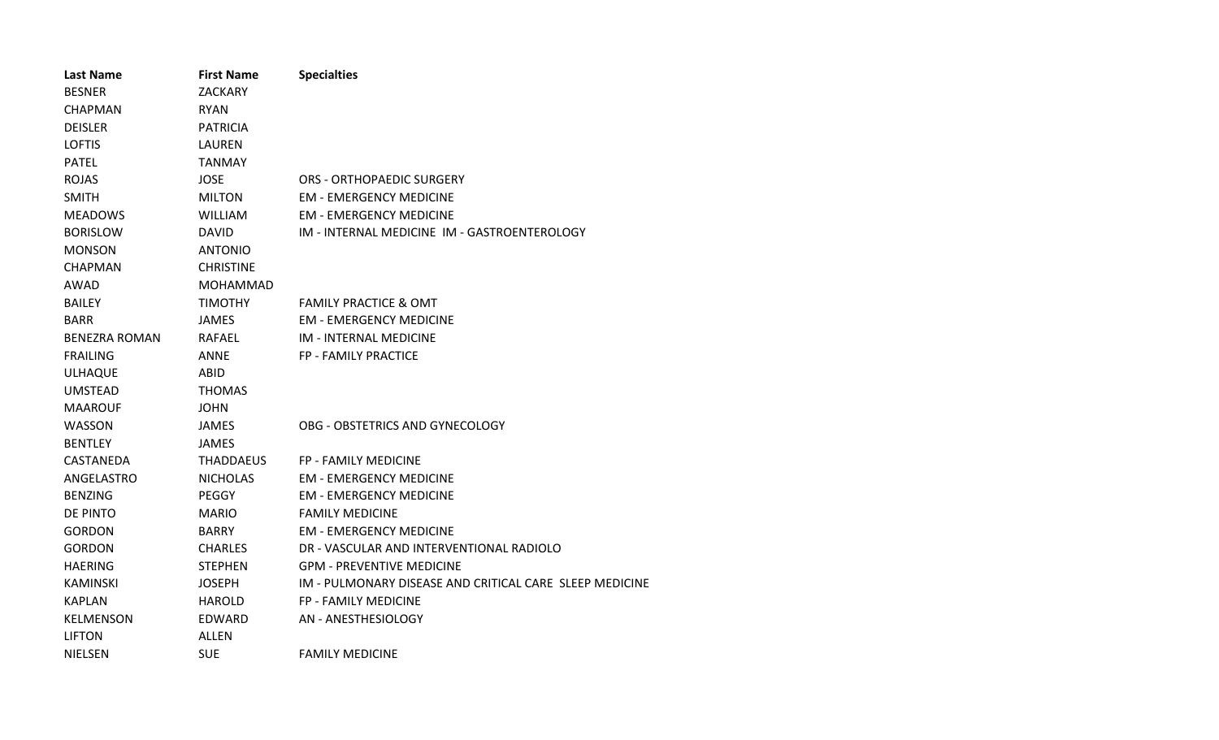| Last Name | First Name | Specialties |
| --- | --- | --- |
| BESNER | ZACKARY | |
| CHAPMAN | RYAN | |
| DEISLER | PATRICIA | |
| LOFTIS | LAUREN | |
| PATEL | TANMAY | |
| ROJAS | JOSE | ORS - ORTHOPAEDIC SURGERY |
| SMITH | MILTON | EM - EMERGENCY MEDICINE |
| MEADOWS | WILLIAM | EM - EMERGENCY MEDICINE |
| BORISLOW | DAVID | IM - INTERNAL MEDICINE  IM - GASTROENTEROLOGY |
| MONSON | ANTONIO | |
| CHAPMAN | CHRISTINE | |
| AWAD | MOHAMMAD | |
| BAILEY | TIMOTHY | FAMILY PRACTICE & OMT |
| BARR | JAMES | EM - EMERGENCY MEDICINE |
| BENEZRA ROMAN | RAFAEL | IM - INTERNAL MEDICINE |
| FRAILING | ANNE | FP - FAMILY PRACTICE |
| ULHAQUE | ABID | |
| UMSTEAD | THOMAS | |
| MAAROUF | JOHN | |
| WASSON | JAMES | OBG - OBSTETRICS AND GYNECOLOGY |
| BENTLEY | JAMES | |
| CASTANEDA | THADDAEUS | FP - FAMILY MEDICINE |
| ANGELASTRO | NICHOLAS | EM - EMERGENCY MEDICINE |
| BENZING | PEGGY | EM - EMERGENCY MEDICINE |
| DE PINTO | MARIO | FAMILY MEDICINE |
| GORDON | BARRY | EM - EMERGENCY MEDICINE |
| GORDON | CHARLES | DR - VASCULAR AND INTERVENTIONAL RADIOLO |
| HAERING | STEPHEN | GPM - PREVENTIVE MEDICINE |
| KAMINSKI | JOSEPH | IM - PULMONARY DISEASE AND CRITICAL CARE  SLEEP MEDICINE |
| KAPLAN | HAROLD | FP - FAMILY MEDICINE |
| KELMENSON | EDWARD | AN - ANESTHESIOLOGY |
| LIFTON | ALLEN | |
| NIELSEN | SUE | FAMILY MEDICINE |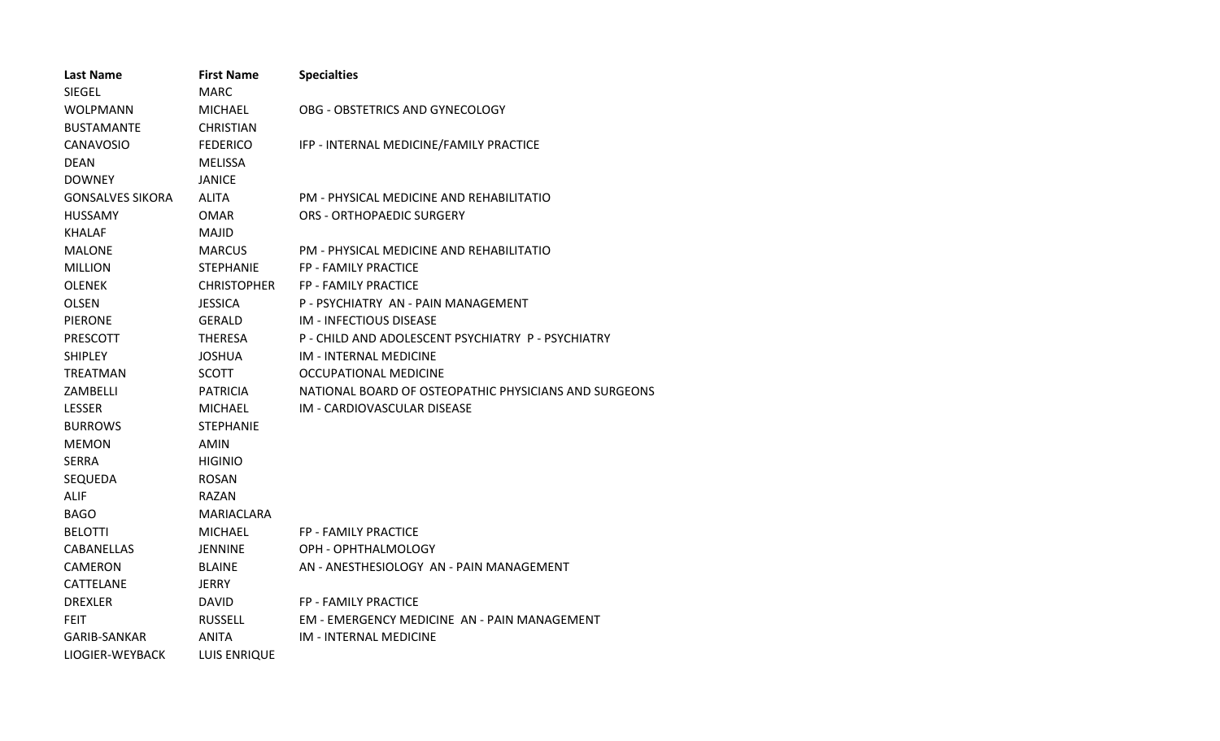| Last Name | First Name | Specialties |
|---|---|---|
| SIEGEL | MARC | |
| WOLPMANN | MICHAEL | OBG - OBSTETRICS AND GYNECOLOGY |
| BUSTAMANTE | CHRISTIAN | |
| CANAVOSIO | FEDERICO | IFP - INTERNAL MEDICINE/FAMILY PRACTICE |
| DEAN | MELISSA | |
| DOWNEY | JANICE | |
| GONSALVES SIKORA | ALITA | PM - PHYSICAL MEDICINE AND REHABILITATIO |
| HUSSAMY | OMAR | ORS - ORTHOPAEDIC SURGERY |
| KHALAF | MAJID | |
| MALONE | MARCUS | PM - PHYSICAL MEDICINE AND REHABILITATIO |
| MILLION | STEPHANIE | FP - FAMILY PRACTICE |
| OLENEK | CHRISTOPHER | FP - FAMILY PRACTICE |
| OLSEN | JESSICA | P - PSYCHIATRY AN - PAIN MANAGEMENT |
| PIERONE | GERALD | IM - INFECTIOUS DISEASE |
| PRESCOTT | THERESA | P - CHILD AND ADOLESCENT PSYCHIATRY P - PSYCHIATRY |
| SHIPLEY | JOSHUA | IM - INTERNAL MEDICINE |
| TREATMAN | SCOTT | OCCUPATIONAL MEDICINE |
| ZAMBELLI | PATRICIA | NATIONAL BOARD OF OSTEOPATHIC PHYSICIANS AND SURGEONS |
| LESSER | MICHAEL | IM - CARDIOVASCULAR DISEASE |
| BURROWS | STEPHANIE | |
| MEMON | AMIN | |
| SERRA | HIGINIO | |
| SEQUEDA | ROSAN | |
| ALIF | RAZAN | |
| BAGO | MARIACLARA | |
| BELOTTI | MICHAEL | FP - FAMILY PRACTICE |
| CABANELLAS | JENNINE | OPH - OPHTHALMOLOGY |
| CAMERON | BLAINE | AN - ANESTHESIOLOGY AN - PAIN MANAGEMENT |
| CATTELANE | JERRY | |
| DREXLER | DAVID | FP - FAMILY PRACTICE |
| FEIT | RUSSELL | EM - EMERGENCY MEDICINE AN - PAIN MANAGEMENT |
| GARIB-SANKAR | ANITA | IM - INTERNAL MEDICINE |
| LIOGIER-WEYBACK | LUIS ENRIQUE | |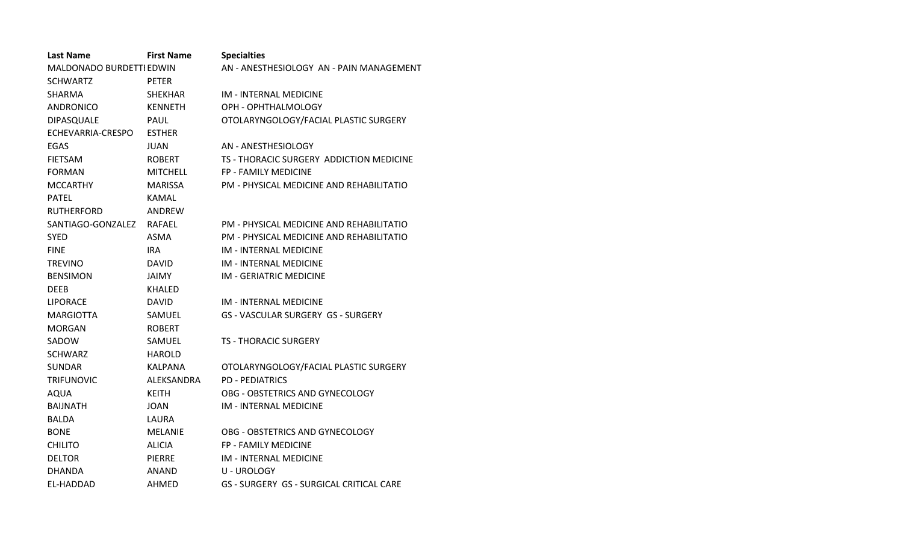| Last Name | First Name | Specialties |
| --- | --- | --- |
| MALDONADO BURDETTI | EDWIN | AN - ANESTHESIOLOGY AN - PAIN MANAGEMENT |
| SCHWARTZ | PETER | |
| SHARMA | SHEKHAR | IM - INTERNAL MEDICINE |
| ANDRONICO | KENNETH | OPH - OPHTHALMOLOGY |
| DIPASQUALE | PAUL | OTOLARYNGOLOGY/FACIAL PLASTIC SURGERY |
| ECHEVARRIA-CRESPO | ESTHER | |
| EGAS | JUAN | AN - ANESTHESIOLOGY |
| FIETSAM | ROBERT | TS - THORACIC SURGERY ADDICTION MEDICINE |
| FORMAN | MITCHELL | FP - FAMILY MEDICINE |
| MCCARTHY | MARISSA | PM - PHYSICAL MEDICINE AND REHABILITATIO |
| PATEL | KAMAL | |
| RUTHERFORD | ANDREW | |
| SANTIAGO-GONZALEZ | RAFAEL | PM - PHYSICAL MEDICINE AND REHABILITATIO |
| SYED | ASMA | PM - PHYSICAL MEDICINE AND REHABILITATIO |
| FINE | IRA | IM - INTERNAL MEDICINE |
| TREVINO | DAVID | IM - INTERNAL MEDICINE |
| BENSIMON | JAIMY | IM - GERIATRIC MEDICINE |
| DEEB | KHALED | |
| LIPORACE | DAVID | IM - INTERNAL MEDICINE |
| MARGIOTTA | SAMUEL | GS - VASCULAR SURGERY GS - SURGERY |
| MORGAN | ROBERT | |
| SADOW | SAMUEL | TS - THORACIC SURGERY |
| SCHWARZ | HAROLD | |
| SUNDAR | KALPANA | OTOLARYNGOLOGY/FACIAL PLASTIC SURGERY |
| TRIFUNOVIC | ALEKSANDRA | PD - PEDIATRICS |
| AQUA | KEITH | OBG - OBSTETRICS AND GYNECOLOGY |
| BAIJNATH | JOAN | IM - INTERNAL MEDICINE |
| BALDA | LAURA | |
| BONE | MELANIE | OBG - OBSTETRICS AND GYNECOLOGY |
| CHILITO | ALICIA | FP - FAMILY MEDICINE |
| DELTOR | PIERRE | IM - INTERNAL MEDICINE |
| DHANDA | ANAND | U - UROLOGY |
| EL-HADDAD | AHMED | GS - SURGERY GS - SURGICAL CRITICAL CARE |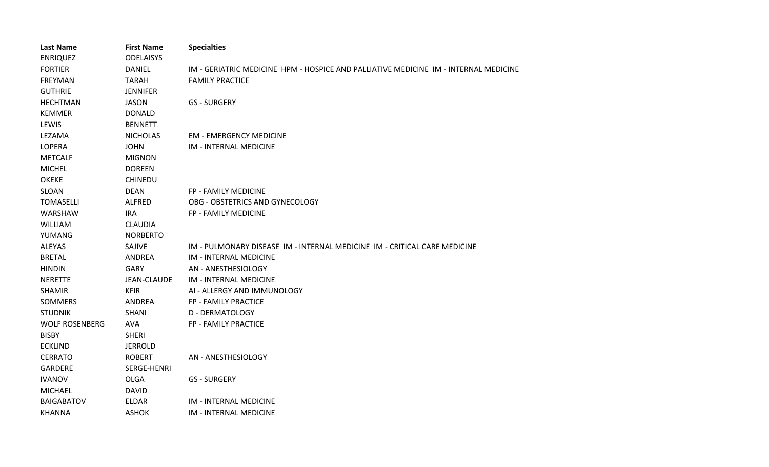| Last Name | First Name | Specialties |
| --- | --- | --- |
| ENRIQUEZ | ODELAISYS | |
| FORTIER | DANIEL | IM - GERIATRIC MEDICINE HPM - HOSPICE AND PALLIATIVE MEDICINE IM - INTERNAL MEDICINE |
| FREYMAN | TARAH | FAMILY PRACTICE |
| GUTHRIE | JENNIFER | |
| HECHTMAN | JASON | GS - SURGERY |
| KEMMER | DONALD | |
| LEWIS | BENNETT | |
| LEZAMA | NICHOLAS | EM - EMERGENCY MEDICINE |
| LOPERA | JOHN | IM - INTERNAL MEDICINE |
| METCALF | MIGNON | |
| MICHEL | DOREEN | |
| OKEKE | CHINEDU | |
| SLOAN | DEAN | FP - FAMILY MEDICINE |
| TOMASELLI | ALFRED | OBG - OBSTETRICS AND GYNECOLOGY |
| WARSHAW | IRA | FP - FAMILY MEDICINE |
| WILLIAM | CLAUDIA | |
| YUMANG | NORBERTO | |
| ALEYAS | SAJIVE | IM - PULMONARY DISEASE IM - INTERNAL MEDICINE IM - CRITICAL CARE MEDICINE |
| BRETAL | ANDREA | IM - INTERNAL MEDICINE |
| HINDIN | GARY | AN - ANESTHESIOLOGY |
| NERETTE | JEAN-CLAUDE | IM - INTERNAL MEDICINE |
| SHAMIR | KFIR | AI - ALLERGY AND IMMUNOLOGY |
| SOMMERS | ANDREA | FP - FAMILY PRACTICE |
| STUDNIK | SHANI | D - DERMATOLOGY |
| WOLF ROSENBERG | AVA | FP - FAMILY PRACTICE |
| BISBY | SHERI | |
| ECKLIND | JERROLD | |
| CERRATO | ROBERT | AN - ANESTHESIOLOGY |
| GARDERE | SERGE-HENRI | |
| IVANOV | OLGA | GS - SURGERY |
| MICHAEL | DAVID | |
| BAIGABATOV | ELDAR | IM - INTERNAL MEDICINE |
| KHANNA | ASHOK | IM - INTERNAL MEDICINE |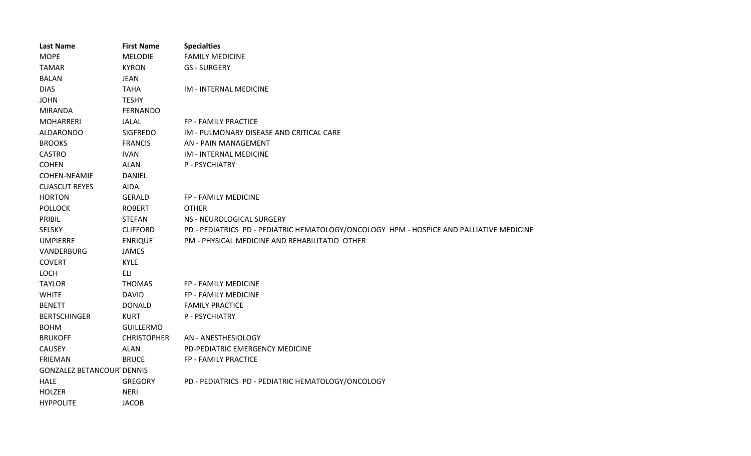| Last Name | First Name | Specialties |
|---|---|---|
| MOPE | MELODIE | FAMILY MEDICINE |
| TAMAR | KYRON | GS - SURGERY |
| BALAN | JEAN | |
| DIAS | TAHA | IM - INTERNAL MEDICINE |
| JOHN | TESHY | |
| MIRANDA | FERNANDO | |
| MOHARRERI | JALAL | FP - FAMILY PRACTICE |
| ALDARONDO | SIGFREDO | IM - PULMONARY DISEASE AND CRITICAL CARE |
| BROOKS | FRANCIS | AN - PAIN MANAGEMENT |
| CASTRO | IVAN | IM - INTERNAL MEDICINE |
| COHEN | ALAN | P - PSYCHIATRY |
| COHEN-NEAMIE | DANIEL | |
| CUASCUT REYES | AIDA | |
| HORTON | GERALD | FP - FAMILY MEDICINE |
| POLLOCK | ROBERT | OTHER |
| PRIBIL | STEFAN | NS - NEUROLOGICAL SURGERY |
| SELSKY | CLIFFORD | PD - PEDIATRICS PD - PEDIATRIC HEMATOLOGY/ONCOLOGY HPM - HOSPICE AND PALLIATIVE MEDICINE |
| UMPIERRE | ENRIQUE | PM - PHYSICAL MEDICINE AND REHABILITATIO OTHER |
| VANDERBURG | JAMES | |
| COVERT | KYLE | |
| LOCH | ELI | |
| TAYLOR | THOMAS | FP - FAMILY MEDICINE |
| WHITE | DAVID | FP - FAMILY MEDICINE |
| BENETT | DONALD | FAMILY PRACTICE |
| BERTSCHINGER | KURT | P - PSYCHIATRY |
| BOHM | GUILLERMO | |
| BRUKOFF | CHRISTOPHER | AN - ANESTHESIOLOGY |
| CAUSEY | ALAN | PD-PEDIATRIC EMERGENCY MEDICINE |
| FRIEMAN | BRUCE | FP - FAMILY PRACTICE |
| GONZALEZ BETANCOURT | DENNIS | |
| HALE | GREGORY | PD - PEDIATRICS PD - PEDIATRIC HEMATOLOGY/ONCOLOGY |
| HOLZER | NERI | |
| HYPPOLITE | JACOB | |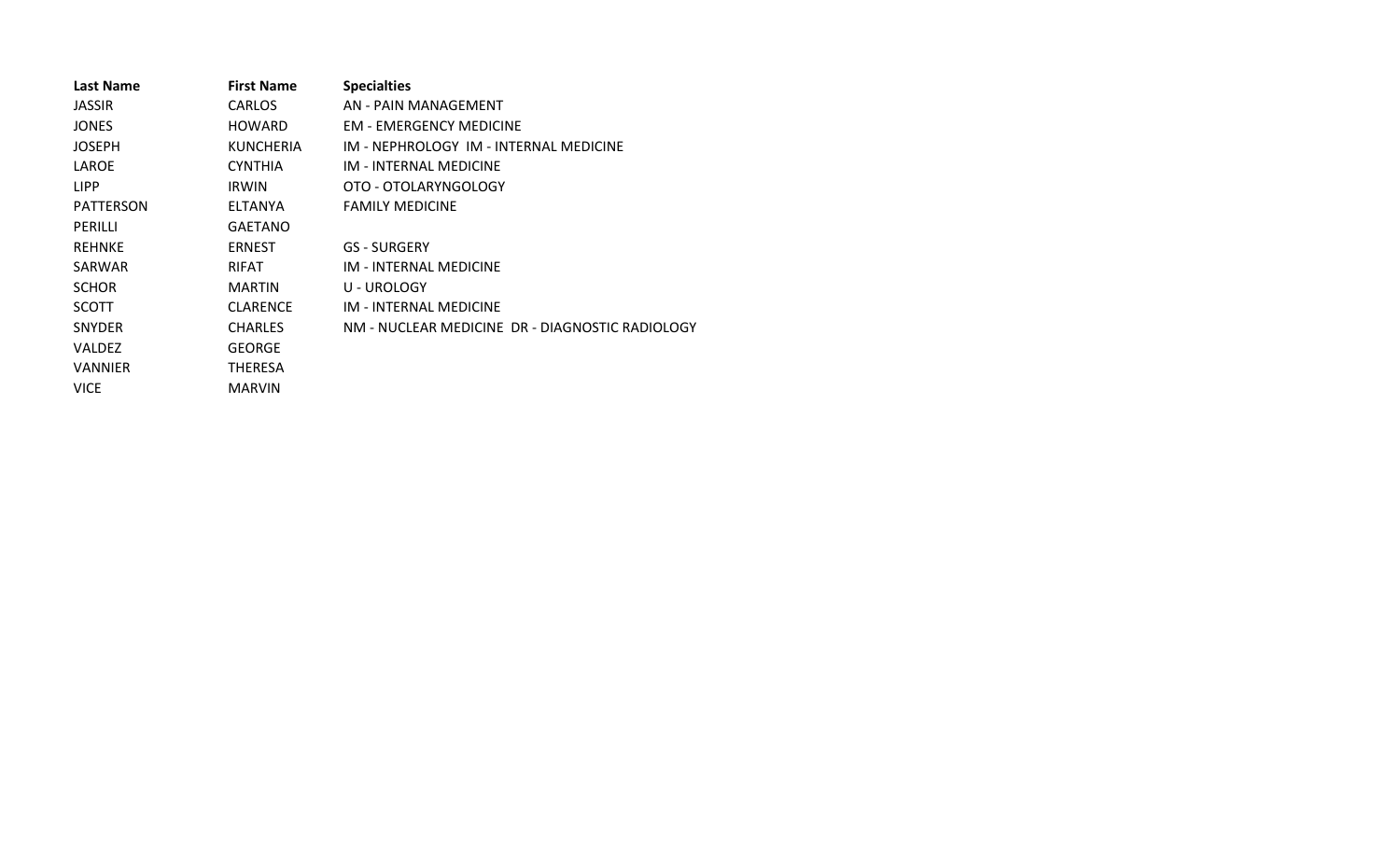| Last Name | First Name | Specialties |
|---|---|---|
| JASSIR | CARLOS | AN - PAIN MANAGEMENT |
| JONES | HOWARD | EM - EMERGENCY MEDICINE |
| JOSEPH | KUNCHERIA | IM - NEPHROLOGY IM - INTERNAL MEDICINE |
| LAROE | CYNTHIA | IM - INTERNAL MEDICINE |
| LIPP | IRWIN | OTO - OTOLARYNGOLOGY |
| PATTERSON | ELTANYA | FAMILY MEDICINE |
| PERILLI | GAETANO | |
| REHNKE | ERNEST | GS - SURGERY |
| SARWAR | RIFAT | IM - INTERNAL MEDICINE |
| SCHOR | MARTIN | U - UROLOGY |
| SCOTT | CLARENCE | IM - INTERNAL MEDICINE |
| SNYDER | CHARLES | NM - NUCLEAR MEDICINE DR - DIAGNOSTIC RADIOLOGY |
| VALDEZ | GEORGE | |
| VANNIER | THERESA | |
| VICE | MARVIN | |